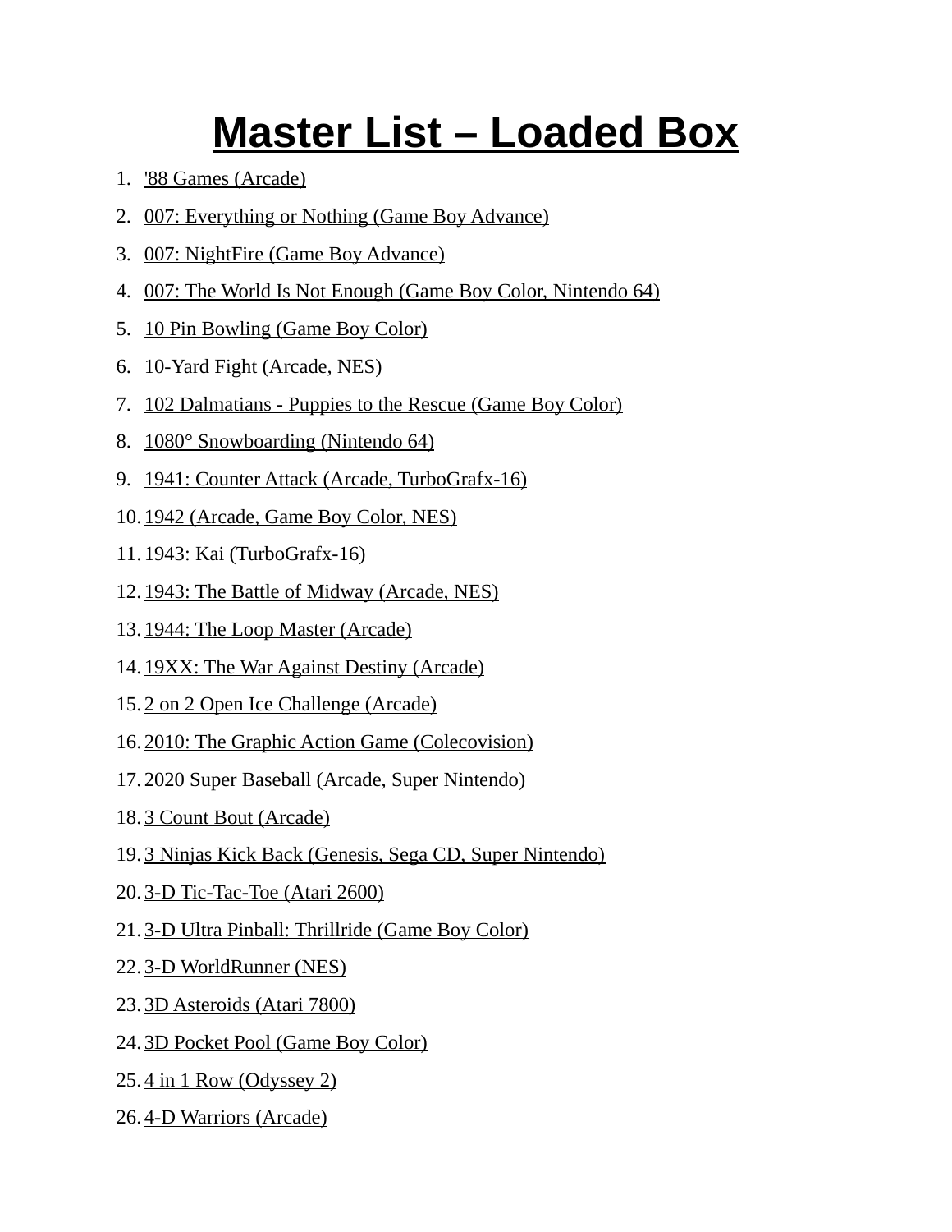# Master List – Loaded Box

1. '88 Games (Arcade)
2. 007: Everything or Nothing (Game Boy Advance)
3. 007: NightFire (Game Boy Advance)
4. 007: The World Is Not Enough (Game Boy Color, Nintendo 64)
5. 10 Pin Bowling (Game Boy Color)
6. 10-Yard Fight (Arcade, NES)
7. 102 Dalmatians - Puppies to the Rescue (Game Boy Color)
8. 1080° Snowboarding (Nintendo 64)
9. 1941: Counter Attack (Arcade, TurboGrafx-16)
10. 1942 (Arcade, Game Boy Color, NES)
11. 1943: Kai (TurboGrafx-16)
12. 1943: The Battle of Midway (Arcade, NES)
13. 1944: The Loop Master (Arcade)
14. 19XX: The War Against Destiny (Arcade)
15. 2 on 2 Open Ice Challenge (Arcade)
16. 2010: The Graphic Action Game (Colecovision)
17. 2020 Super Baseball (Arcade, Super Nintendo)
18. 3 Count Bout (Arcade)
19. 3 Ninjas Kick Back (Genesis, Sega CD, Super Nintendo)
20. 3-D Tic-Tac-Toe (Atari 2600)
21. 3-D Ultra Pinball: Thrillride (Game Boy Color)
22. 3-D WorldRunner (NES)
23. 3D Asteroids (Atari 7800)
24. 3D Pocket Pool (Game Boy Color)
25. 4 in 1 Row (Odyssey 2)
26. 4-D Warriors (Arcade)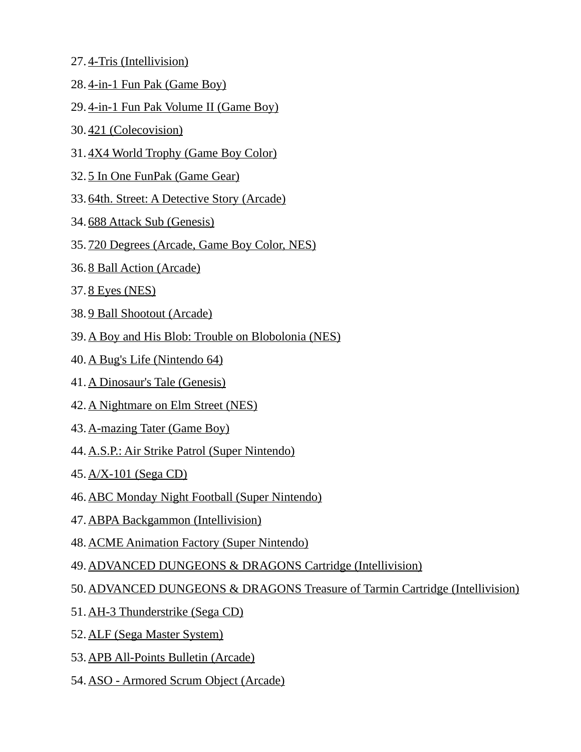27. 4-Tris (Intellivision)
28. 4-in-1 Fun Pak (Game Boy)
29. 4-in-1 Fun Pak Volume II (Game Boy)
30. 421 (Colecovision)
31. 4X4 World Trophy (Game Boy Color)
32. 5 In One FunPak (Game Gear)
33. 64th. Street: A Detective Story (Arcade)
34. 688 Attack Sub (Genesis)
35. 720 Degrees (Arcade, Game Boy Color, NES)
36. 8 Ball Action (Arcade)
37. 8 Eyes (NES)
38. 9 Ball Shootout (Arcade)
39. A Boy and His Blob: Trouble on Blobolonia (NES)
40. A Bug's Life (Nintendo 64)
41. A Dinosaur's Tale (Genesis)
42. A Nightmare on Elm Street (NES)
43. A-mazing Tater (Game Boy)
44. A.S.P.: Air Strike Patrol (Super Nintendo)
45. A/X-101 (Sega CD)
46. ABC Monday Night Football (Super Nintendo)
47. ABPA Backgammon (Intellivision)
48. ACME Animation Factory (Super Nintendo)
49. ADVANCED DUNGEONS & DRAGONS Cartridge (Intellivision)
50. ADVANCED DUNGEONS & DRAGONS Treasure of Tarmin Cartridge (Intellivision)
51. AH-3 Thunderstrike (Sega CD)
52. ALF (Sega Master System)
53. APB All-Points Bulletin (Arcade)
54. ASO - Armored Scrum Object (Arcade)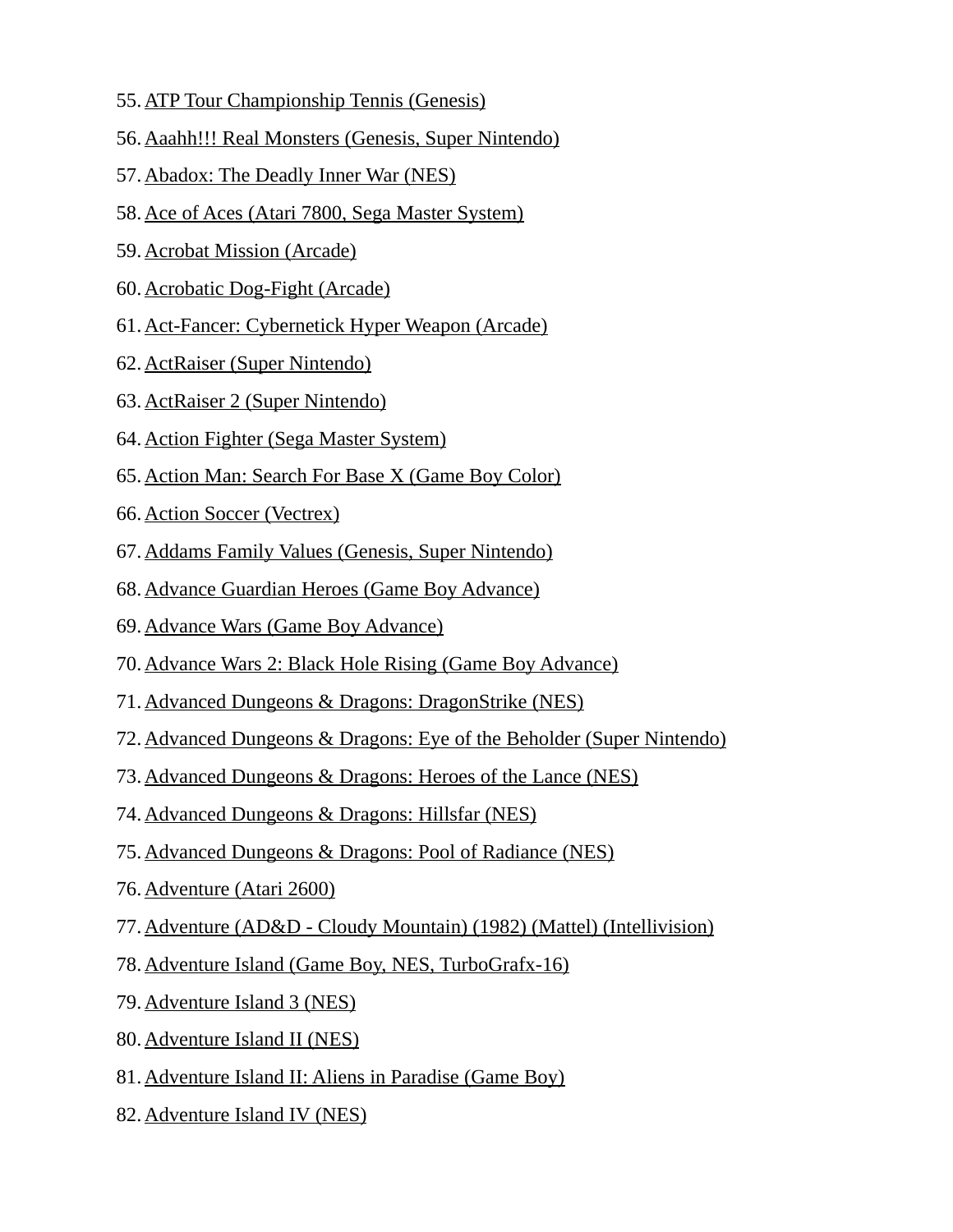55. ATP Tour Championship Tennis (Genesis)
56. Aaahh!!! Real Monsters (Genesis, Super Nintendo)
57. Abadox: The Deadly Inner War (NES)
58. Ace of Aces (Atari 7800, Sega Master System)
59. Acrobat Mission (Arcade)
60. Acrobatic Dog-Fight (Arcade)
61. Act-Fancer: Cybernetick Hyper Weapon (Arcade)
62. ActRaiser (Super Nintendo)
63. ActRaiser 2 (Super Nintendo)
64. Action Fighter (Sega Master System)
65. Action Man: Search For Base X (Game Boy Color)
66. Action Soccer (Vectrex)
67. Addams Family Values (Genesis, Super Nintendo)
68. Advance Guardian Heroes (Game Boy Advance)
69. Advance Wars (Game Boy Advance)
70. Advance Wars 2: Black Hole Rising (Game Boy Advance)
71. Advanced Dungeons & Dragons: DragonStrike (NES)
72. Advanced Dungeons & Dragons: Eye of the Beholder (Super Nintendo)
73. Advanced Dungeons & Dragons: Heroes of the Lance (NES)
74. Advanced Dungeons & Dragons: Hillsfar (NES)
75. Advanced Dungeons & Dragons: Pool of Radiance (NES)
76. Adventure (Atari 2600)
77. Adventure (AD&D - Cloudy Mountain) (1982) (Mattel) (Intellivision)
78. Adventure Island (Game Boy, NES, TurboGrafx-16)
79. Adventure Island 3 (NES)
80. Adventure Island II (NES)
81. Adventure Island II: Aliens in Paradise (Game Boy)
82. Adventure Island IV (NES)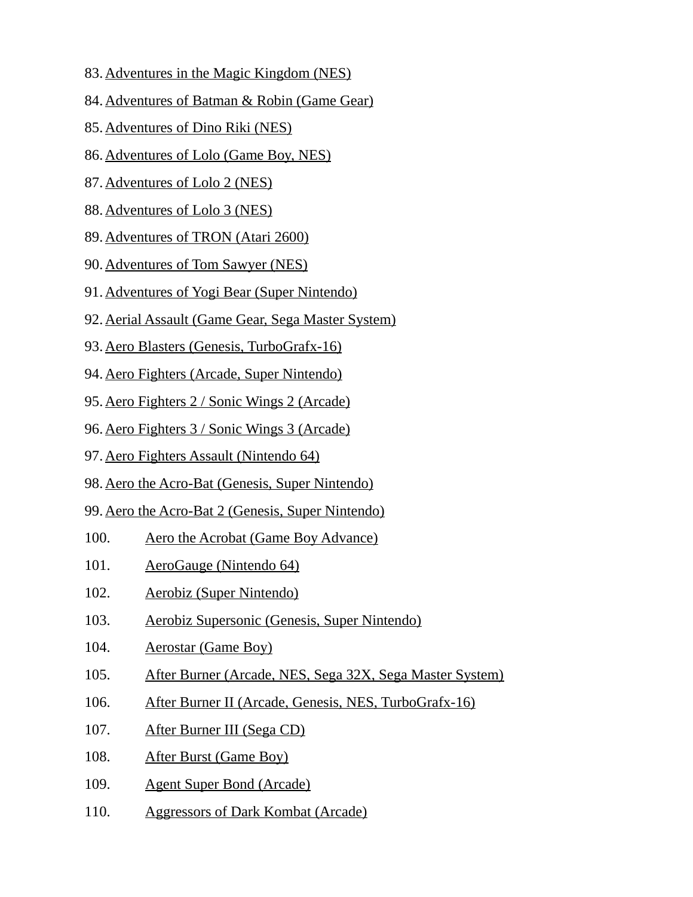83. Adventures in the Magic Kingdom (NES)
84. Adventures of Batman & Robin (Game Gear)
85. Adventures of Dino Riki (NES)
86. Adventures of Lolo (Game Boy, NES)
87. Adventures of Lolo 2 (NES)
88. Adventures of Lolo 3 (NES)
89. Adventures of TRON (Atari 2600)
90. Adventures of Tom Sawyer (NES)
91. Adventures of Yogi Bear (Super Nintendo)
92. Aerial Assault (Game Gear, Sega Master System)
93. Aero Blasters (Genesis, TurboGrafx-16)
94. Aero Fighters (Arcade, Super Nintendo)
95. Aero Fighters 2 / Sonic Wings 2 (Arcade)
96. Aero Fighters 3 / Sonic Wings 3 (Arcade)
97. Aero Fighters Assault (Nintendo 64)
98. Aero the Acro-Bat (Genesis, Super Nintendo)
99. Aero the Acro-Bat 2 (Genesis, Super Nintendo)
100. Aero the Acrobat (Game Boy Advance)
101. AeroGauge (Nintendo 64)
102. Aerobiz (Super Nintendo)
103. Aerobiz Supersonic (Genesis, Super Nintendo)
104. Aerostar (Game Boy)
105. After Burner (Arcade, NES, Sega 32X, Sega Master System)
106. After Burner II (Arcade, Genesis, NES, TurboGrafx-16)
107. After Burner III (Sega CD)
108. After Burst (Game Boy)
109. Agent Super Bond (Arcade)
110. Aggressors of Dark Kombat (Arcade)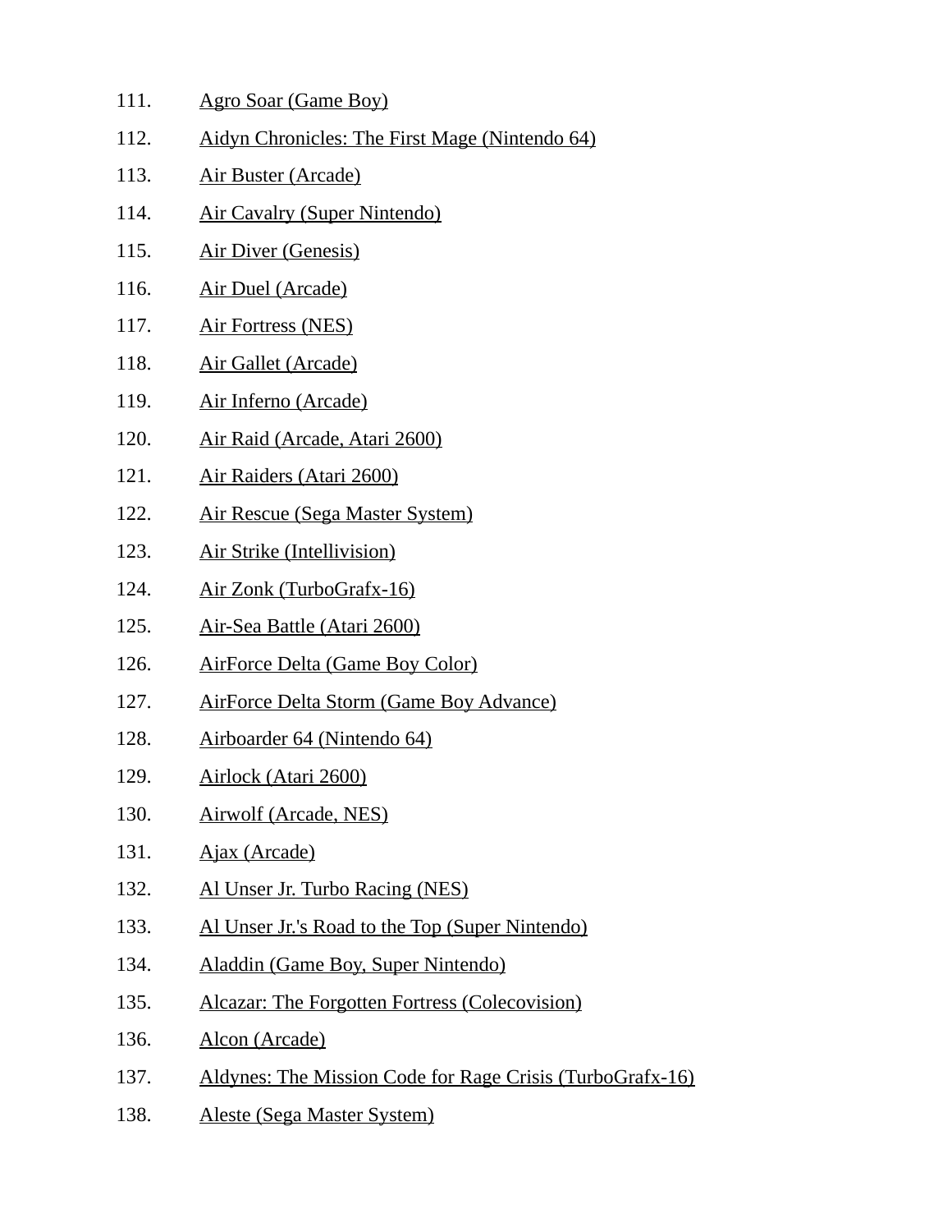111. Agro Soar (Game Boy)
112. Aidyn Chronicles: The First Mage (Nintendo 64)
113. Air Buster (Arcade)
114. Air Cavalry (Super Nintendo)
115. Air Diver (Genesis)
116. Air Duel (Arcade)
117. Air Fortress (NES)
118. Air Gallet (Arcade)
119. Air Inferno (Arcade)
120. Air Raid (Arcade, Atari 2600)
121. Air Raiders (Atari 2600)
122. Air Rescue (Sega Master System)
123. Air Strike (Intellivision)
124. Air Zonk (TurboGrafx-16)
125. Air-Sea Battle (Atari 2600)
126. AirForce Delta (Game Boy Color)
127. AirForce Delta Storm (Game Boy Advance)
128. Airboarder 64 (Nintendo 64)
129. Airlock (Atari 2600)
130. Airwolf (Arcade, NES)
131. Ajax (Arcade)
132. Al Unser Jr. Turbo Racing (NES)
133. Al Unser Jr.'s Road to the Top (Super Nintendo)
134. Aladdin (Game Boy, Super Nintendo)
135. Alcazar: The Forgotten Fortress (Colecovision)
136. Alcon (Arcade)
137. Aldynes: The Mission Code for Rage Crisis (TurboGrafx-16)
138. Aleste (Sega Master System)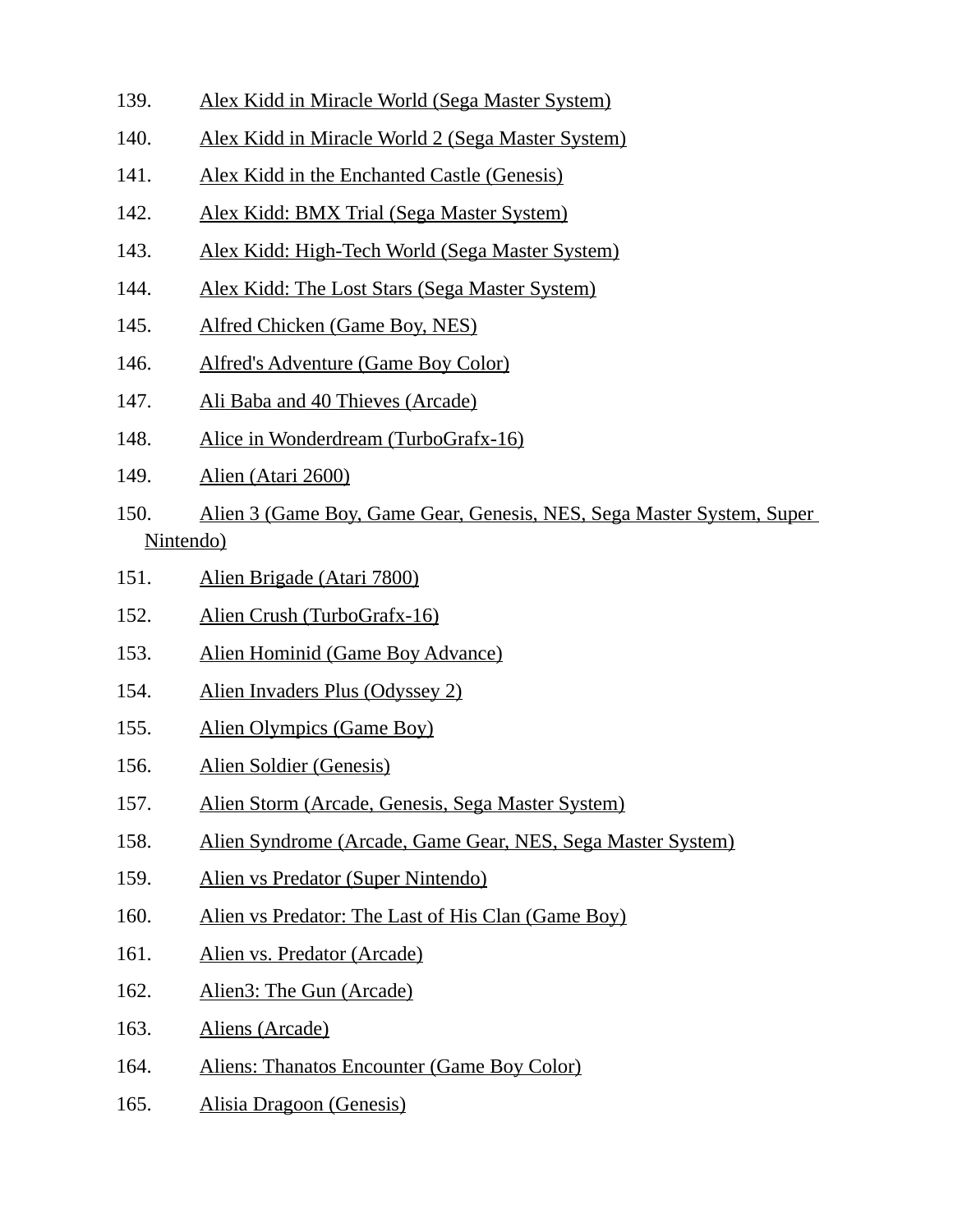139. Alex Kidd in Miracle World (Sega Master System)
140. Alex Kidd in Miracle World 2 (Sega Master System)
141. Alex Kidd in the Enchanted Castle (Genesis)
142. Alex Kidd: BMX Trial (Sega Master System)
143. Alex Kidd: High-Tech World (Sega Master System)
144. Alex Kidd: The Lost Stars (Sega Master System)
145. Alfred Chicken (Game Boy, NES)
146. Alfred's Adventure (Game Boy Color)
147. Ali Baba and 40 Thieves (Arcade)
148. Alice in Wonderdream (TurboGrafx-16)
149. Alien (Atari 2600)
150. Alien 3 (Game Boy, Game Gear, Genesis, NES, Sega Master System, Super Nintendo)
151. Alien Brigade (Atari 7800)
152. Alien Crush (TurboGrafx-16)
153. Alien Hominid (Game Boy Advance)
154. Alien Invaders Plus (Odyssey 2)
155. Alien Olympics (Game Boy)
156. Alien Soldier (Genesis)
157. Alien Storm (Arcade, Genesis, Sega Master System)
158. Alien Syndrome (Arcade, Game Gear, NES, Sega Master System)
159. Alien vs Predator (Super Nintendo)
160. Alien vs Predator: The Last of His Clan (Game Boy)
161. Alien vs. Predator (Arcade)
162. Alien3: The Gun (Arcade)
163. Aliens (Arcade)
164. Aliens: Thanatos Encounter (Game Boy Color)
165. Alisia Dragoon (Genesis)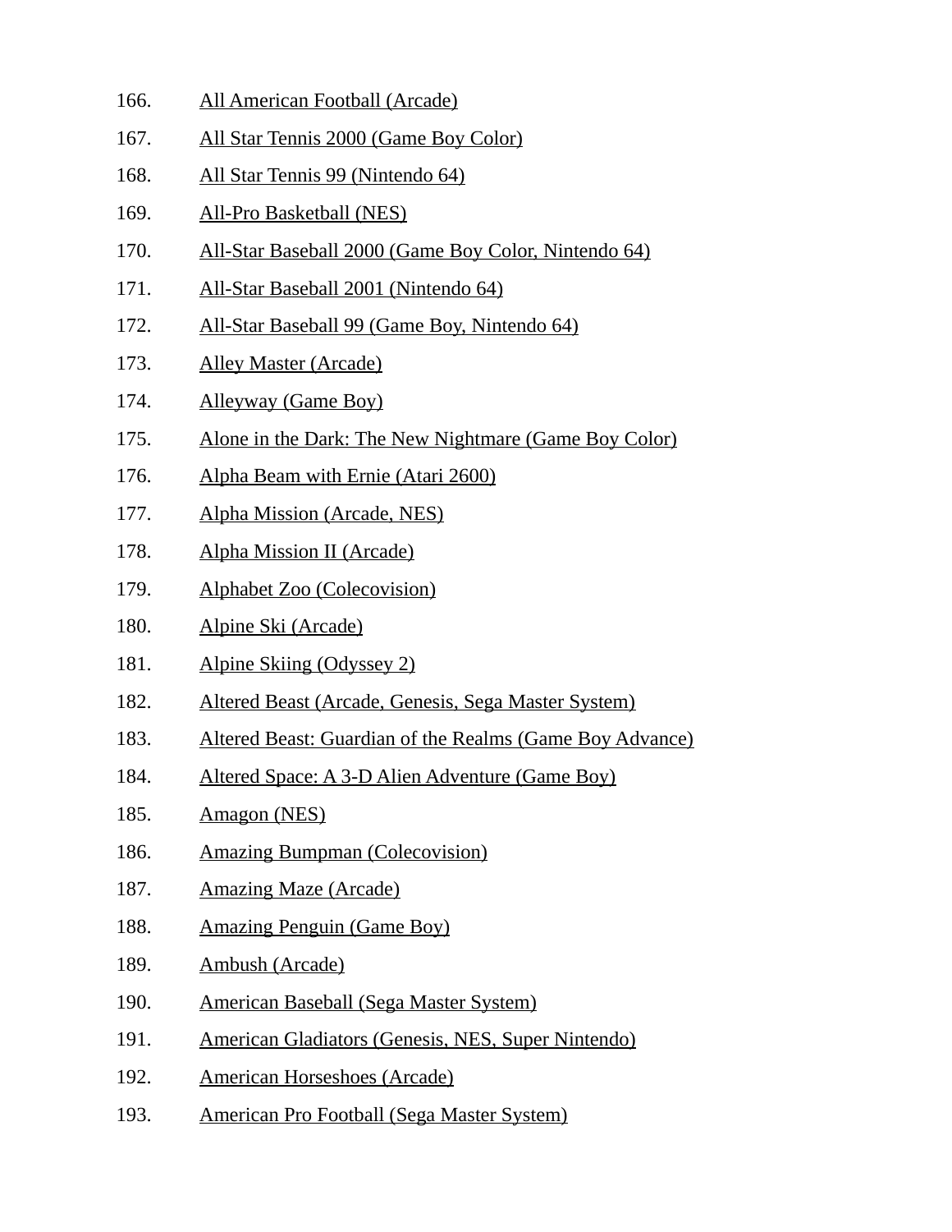166. All American Football (Arcade)
167. All Star Tennis 2000 (Game Boy Color)
168. All Star Tennis 99 (Nintendo 64)
169. All-Pro Basketball (NES)
170. All-Star Baseball 2000 (Game Boy Color, Nintendo 64)
171. All-Star Baseball 2001 (Nintendo 64)
172. All-Star Baseball 99 (Game Boy, Nintendo 64)
173. Alley Master (Arcade)
174. Alleyway (Game Boy)
175. Alone in the Dark: The New Nightmare (Game Boy Color)
176. Alpha Beam with Ernie (Atari 2600)
177. Alpha Mission (Arcade, NES)
178. Alpha Mission II (Arcade)
179. Alphabet Zoo (Colecovision)
180. Alpine Ski (Arcade)
181. Alpine Skiing (Odyssey 2)
182. Altered Beast (Arcade, Genesis, Sega Master System)
183. Altered Beast: Guardian of the Realms (Game Boy Advance)
184. Altered Space: A 3-D Alien Adventure (Game Boy)
185. Amagon (NES)
186. Amazing Bumpman (Colecovision)
187. Amazing Maze (Arcade)
188. Amazing Penguin (Game Boy)
189. Ambush (Arcade)
190. American Baseball (Sega Master System)
191. American Gladiators (Genesis, NES, Super Nintendo)
192. American Horseshoes (Arcade)
193. American Pro Football (Sega Master System)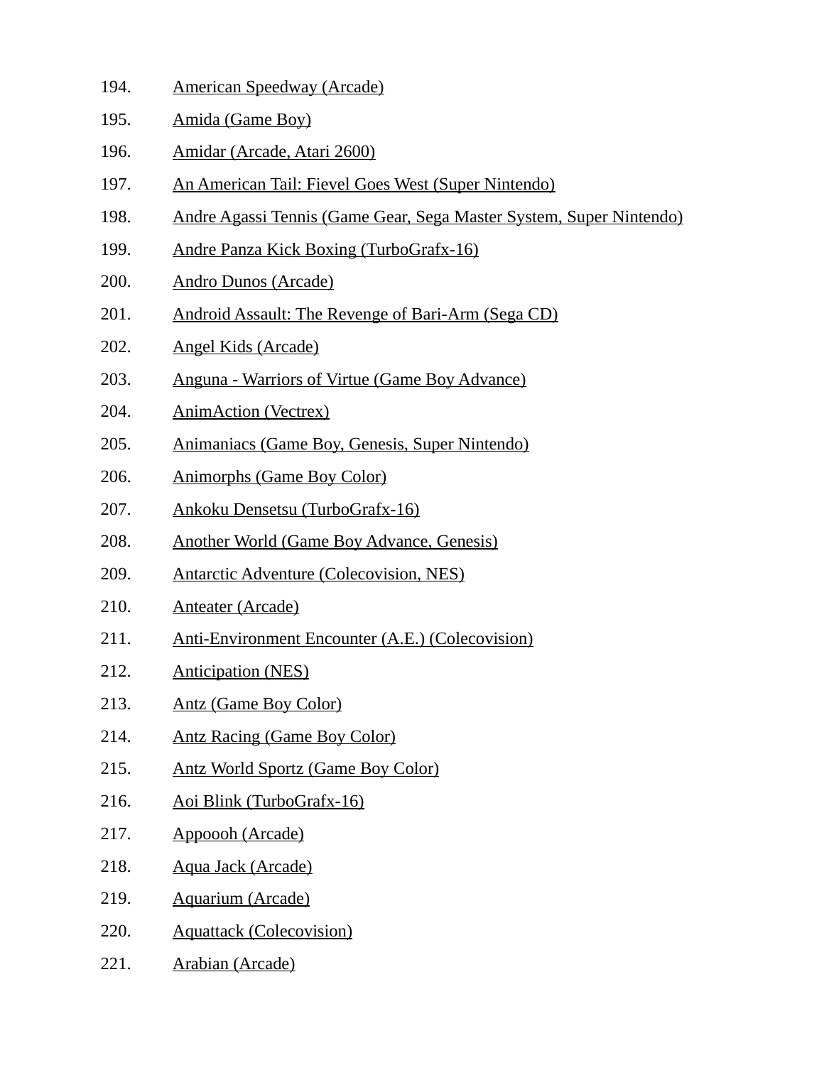194. American Speedway (Arcade)
195. Amida (Game Boy)
196. Amidar (Arcade, Atari 2600)
197. An American Tail: Fievel Goes West (Super Nintendo)
198. Andre Agassi Tennis (Game Gear, Sega Master System, Super Nintendo)
199. Andre Panza Kick Boxing (TurboGrafx-16)
200. Andro Dunos (Arcade)
201. Android Assault: The Revenge of Bari-Arm (Sega CD)
202. Angel Kids (Arcade)
203. Anguna - Warriors of Virtue (Game Boy Advance)
204. AnimAction (Vectrex)
205. Animaniacs (Game Boy, Genesis, Super Nintendo)
206. Animorphs (Game Boy Color)
207. Ankoku Densetsu (TurboGrafx-16)
208. Another World (Game Boy Advance, Genesis)
209. Antarctic Adventure (Colecovision, NES)
210. Anteater (Arcade)
211. Anti-Environment Encounter (A.E.) (Colecovision)
212. Anticipation (NES)
213. Antz (Game Boy Color)
214. Antz Racing (Game Boy Color)
215. Antz World Sportz (Game Boy Color)
216. Aoi Blink (TurboGrafx-16)
217. Appoooh (Arcade)
218. Aqua Jack (Arcade)
219. Aquarium (Arcade)
220. Aquattack (Colecovision)
221. Arabian (Arcade)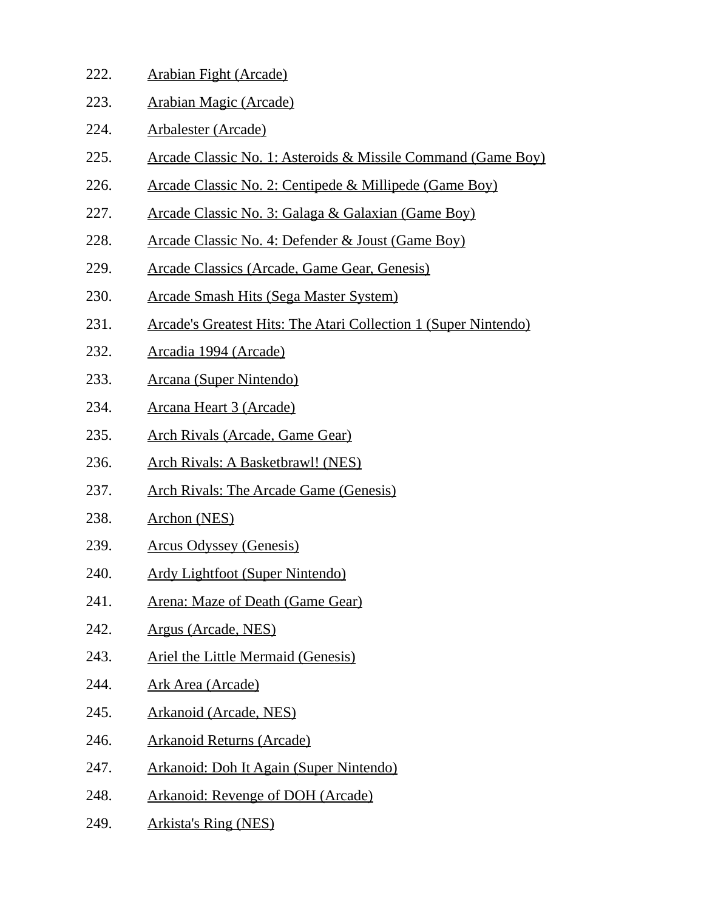222. Arabian Fight (Arcade)
223. Arabian Magic (Arcade)
224. Arbalester (Arcade)
225. Arcade Classic No. 1: Asteroids & Missile Command (Game Boy)
226. Arcade Classic No. 2: Centipede & Millipede (Game Boy)
227. Arcade Classic No. 3: Galaga & Galaxian (Game Boy)
228. Arcade Classic No. 4: Defender & Joust (Game Boy)
229. Arcade Classics (Arcade, Game Gear, Genesis)
230. Arcade Smash Hits (Sega Master System)
231. Arcade's Greatest Hits: The Atari Collection 1 (Super Nintendo)
232. Arcadia 1994 (Arcade)
233. Arcana (Super Nintendo)
234. Arcana Heart 3 (Arcade)
235. Arch Rivals (Arcade, Game Gear)
236. Arch Rivals: A Basketbrawl! (NES)
237. Arch Rivals: The Arcade Game (Genesis)
238. Archon (NES)
239. Arcus Odyssey (Genesis)
240. Ardy Lightfoot (Super Nintendo)
241. Arena: Maze of Death (Game Gear)
242. Argus (Arcade, NES)
243. Ariel the Little Mermaid (Genesis)
244. Ark Area (Arcade)
245. Arkanoid (Arcade, NES)
246. Arkanoid Returns (Arcade)
247. Arkanoid: Doh It Again (Super Nintendo)
248. Arkanoid: Revenge of DOH (Arcade)
249. Arkista's Ring (NES)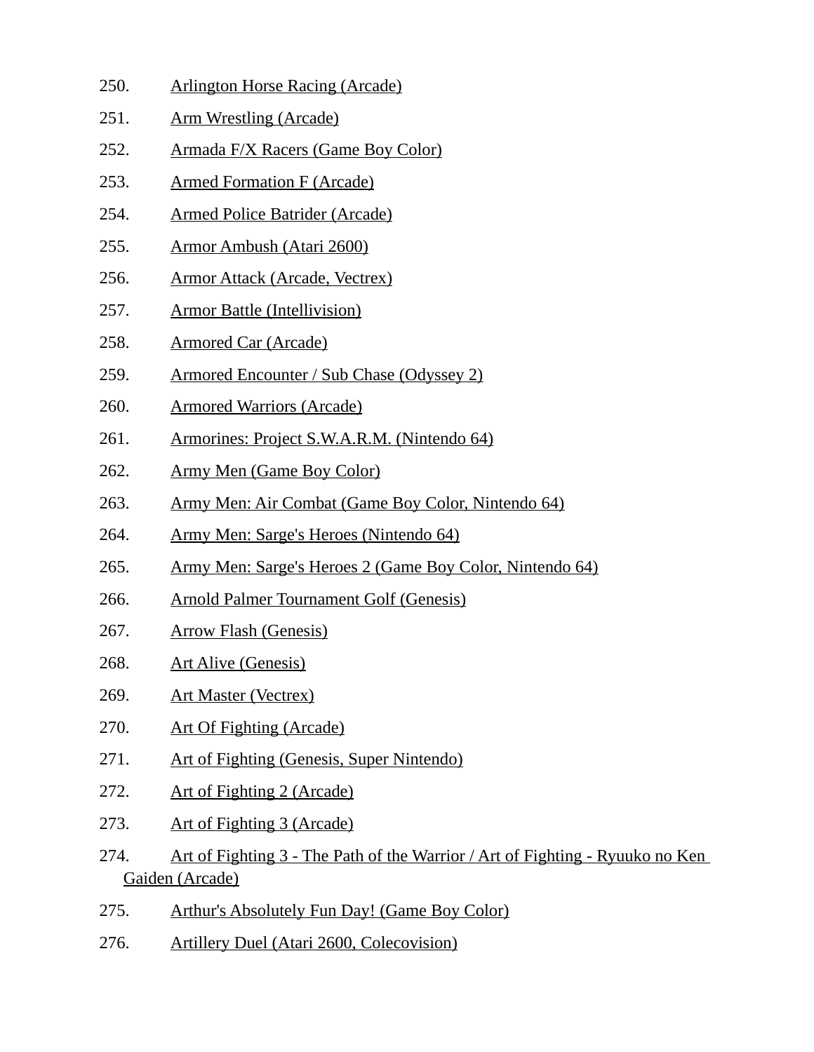250. Arlington Horse Racing (Arcade)
251. Arm Wrestling (Arcade)
252. Armada F/X Racers (Game Boy Color)
253. Armed Formation F (Arcade)
254. Armed Police Batrider (Arcade)
255. Armor Ambush (Atari 2600)
256. Armor Attack (Arcade, Vectrex)
257. Armor Battle (Intellivision)
258. Armored Car (Arcade)
259. Armored Encounter / Sub Chase (Odyssey 2)
260. Armored Warriors (Arcade)
261. Armorines: Project S.W.A.R.M. (Nintendo 64)
262. Army Men (Game Boy Color)
263. Army Men: Air Combat (Game Boy Color, Nintendo 64)
264. Army Men: Sarge's Heroes (Nintendo 64)
265. Army Men: Sarge's Heroes 2 (Game Boy Color, Nintendo 64)
266. Arnold Palmer Tournament Golf (Genesis)
267. Arrow Flash (Genesis)
268. Art Alive (Genesis)
269. Art Master (Vectrex)
270. Art Of Fighting (Arcade)
271. Art of Fighting (Genesis, Super Nintendo)
272. Art of Fighting 2 (Arcade)
273. Art of Fighting 3 (Arcade)
274. Art of Fighting 3 - The Path of the Warrior / Art of Fighting - Ryuuko no Ken Gaiden (Arcade)
275. Arthur's Absolutely Fun Day! (Game Boy Color)
276. Artillery Duel (Atari 2600, Colecovision)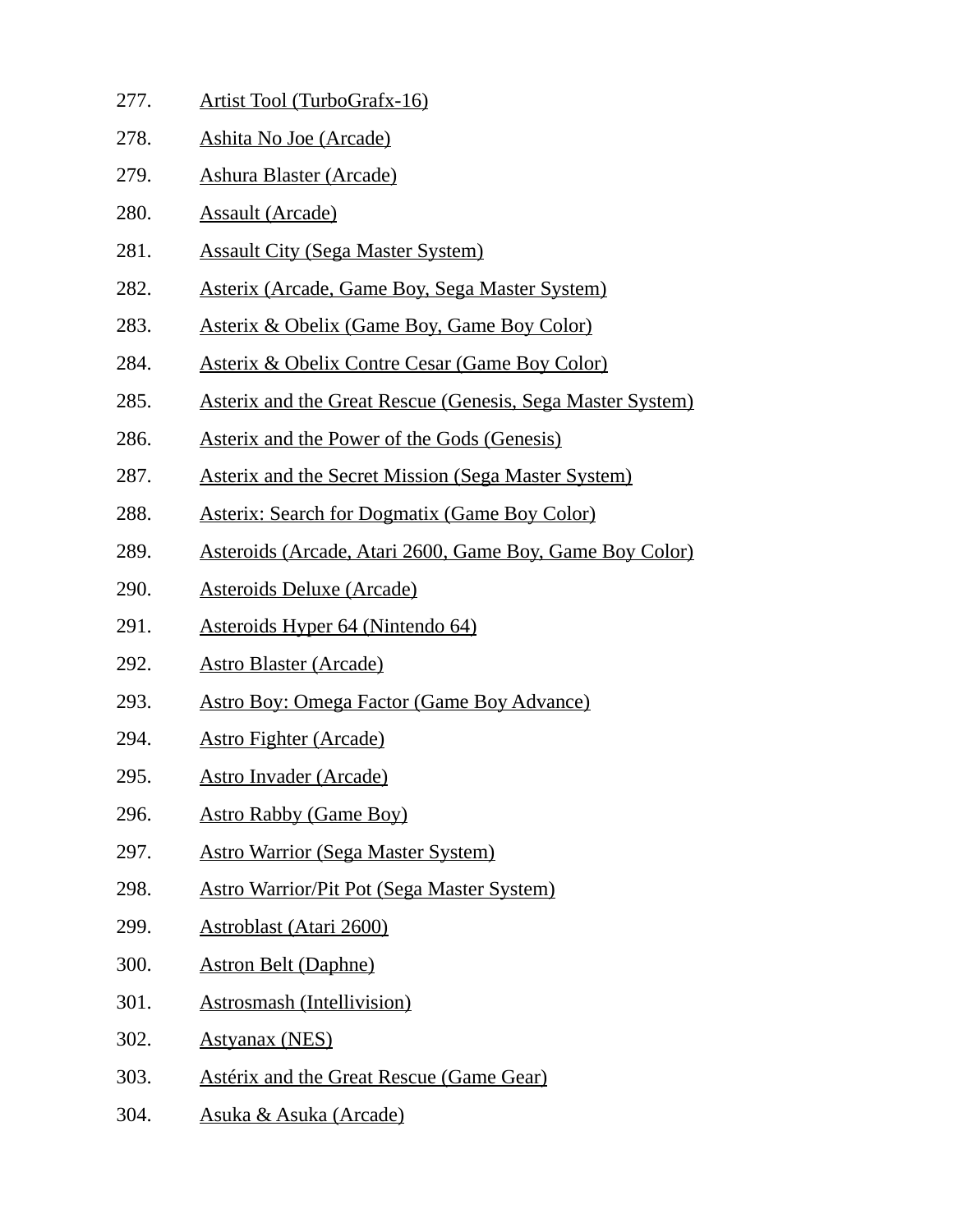277. Artist Tool (TurboGrafx-16)
278. Ashita No Joe (Arcade)
279. Ashura Blaster (Arcade)
280. Assault (Arcade)
281. Assault City (Sega Master System)
282. Asterix (Arcade, Game Boy, Sega Master System)
283. Asterix & Obelix (Game Boy, Game Boy Color)
284. Asterix & Obelix Contre Cesar (Game Boy Color)
285. Asterix and the Great Rescue (Genesis, Sega Master System)
286. Asterix and the Power of the Gods (Genesis)
287. Asterix and the Secret Mission (Sega Master System)
288. Asterix: Search for Dogmatix (Game Boy Color)
289. Asteroids (Arcade, Atari 2600, Game Boy, Game Boy Color)
290. Asteroids Deluxe (Arcade)
291. Asteroids Hyper 64 (Nintendo 64)
292. Astro Blaster (Arcade)
293. Astro Boy: Omega Factor (Game Boy Advance)
294. Astro Fighter (Arcade)
295. Astro Invader (Arcade)
296. Astro Rabby (Game Boy)
297. Astro Warrior (Sega Master System)
298. Astro Warrior/Pit Pot (Sega Master System)
299. Astroblast (Atari 2600)
300. Astron Belt (Daphne)
301. Astrosmash (Intellivision)
302. Astyanax (NES)
303. Astérix and the Great Rescue (Game Gear)
304. Asuka & Asuka (Arcade)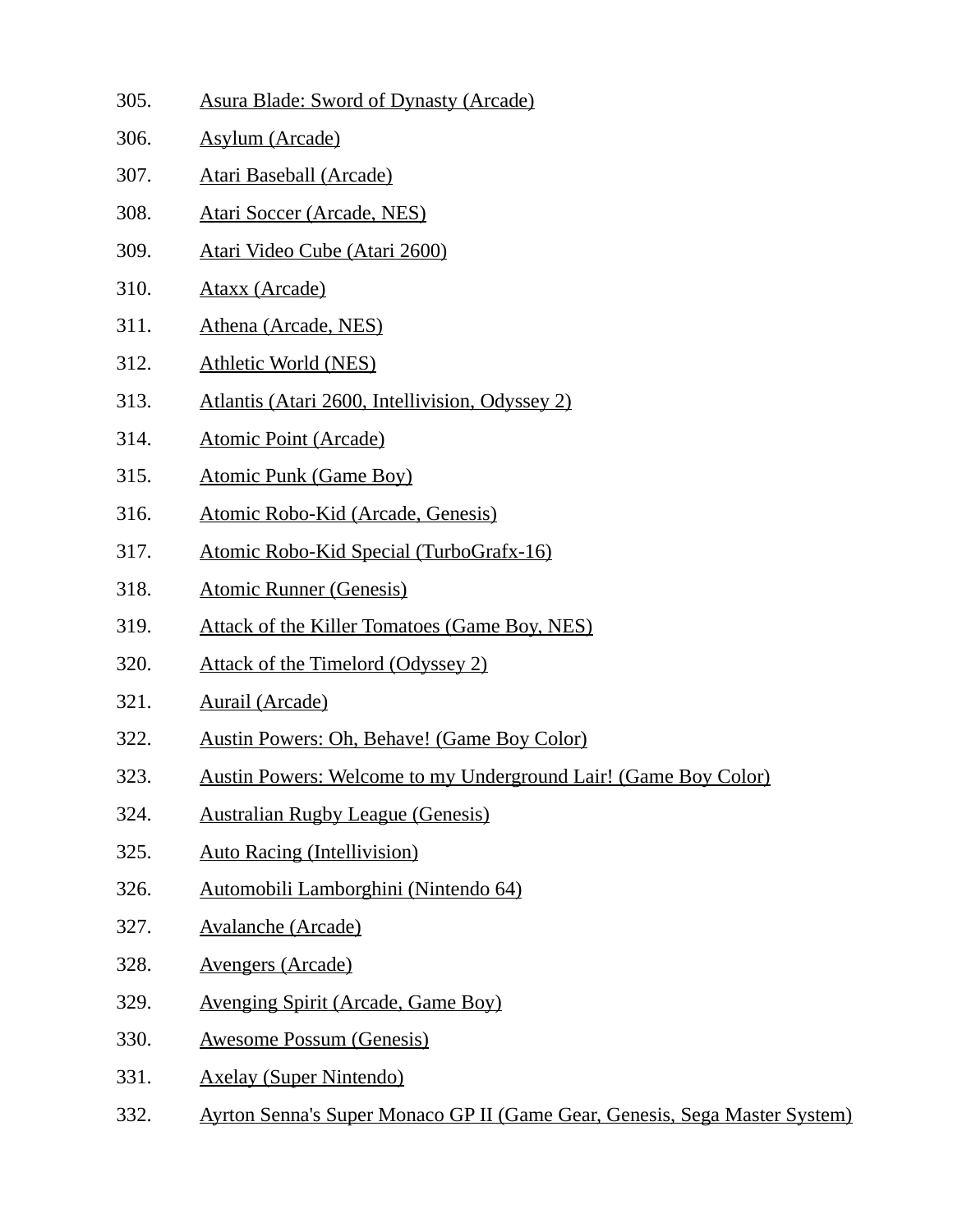305. Asura Blade: Sword of Dynasty (Arcade)
306. Asylum (Arcade)
307. Atari Baseball (Arcade)
308. Atari Soccer (Arcade, NES)
309. Atari Video Cube (Atari 2600)
310. Ataxx (Arcade)
311. Athena (Arcade, NES)
312. Athletic World (NES)
313. Atlantis (Atari 2600, Intellivision, Odyssey 2)
314. Atomic Point (Arcade)
315. Atomic Punk (Game Boy)
316. Atomic Robo-Kid (Arcade, Genesis)
317. Atomic Robo-Kid Special (TurboGrafx-16)
318. Atomic Runner (Genesis)
319. Attack of the Killer Tomatoes (Game Boy, NES)
320. Attack of the Timelord (Odyssey 2)
321. Aurail (Arcade)
322. Austin Powers: Oh, Behave! (Game Boy Color)
323. Austin Powers: Welcome to my Underground Lair! (Game Boy Color)
324. Australian Rugby League (Genesis)
325. Auto Racing (Intellivision)
326. Automobili Lamborghini (Nintendo 64)
327. Avalanche (Arcade)
328. Avengers (Arcade)
329. Avenging Spirit (Arcade, Game Boy)
330. Awesome Possum (Genesis)
331. Axelay (Super Nintendo)
332. Ayrton Senna's Super Monaco GP II (Game Gear, Genesis, Sega Master System)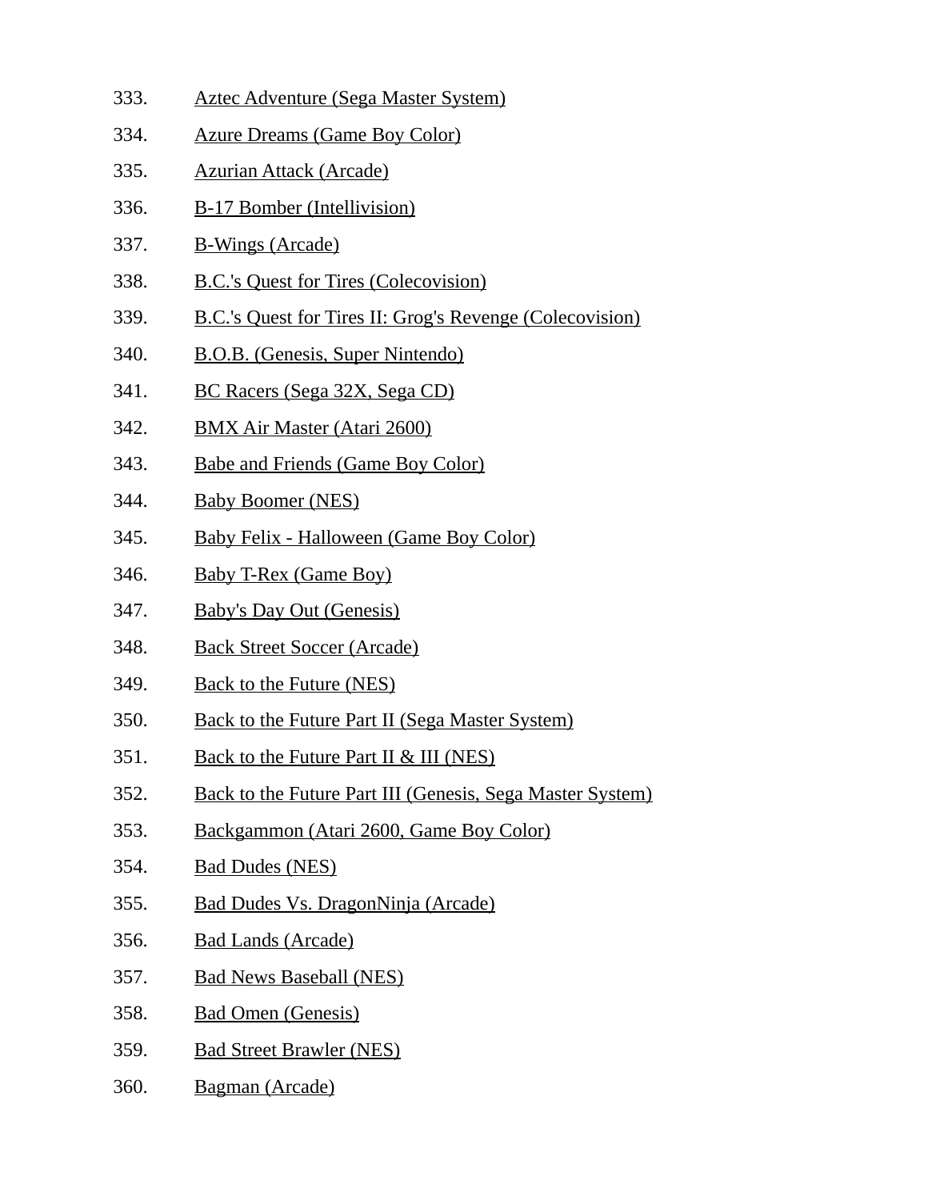333. Aztec Adventure (Sega Master System)
334. Azure Dreams (Game Boy Color)
335. Azurian Attack (Arcade)
336. B-17 Bomber (Intellivision)
337. B-Wings (Arcade)
338. B.C.'s Quest for Tires (Colecovision)
339. B.C.'s Quest for Tires II: Grog's Revenge (Colecovision)
340. B.O.B. (Genesis, Super Nintendo)
341. BC Racers (Sega 32X, Sega CD)
342. BMX Air Master (Atari 2600)
343. Babe and Friends (Game Boy Color)
344. Baby Boomer (NES)
345. Baby Felix - Halloween (Game Boy Color)
346. Baby T-Rex (Game Boy)
347. Baby's Day Out (Genesis)
348. Back Street Soccer (Arcade)
349. Back to the Future (NES)
350. Back to the Future Part II (Sega Master System)
351. Back to the Future Part II & III (NES)
352. Back to the Future Part III (Genesis, Sega Master System)
353. Backgammon (Atari 2600, Game Boy Color)
354. Bad Dudes (NES)
355. Bad Dudes Vs. DragonNinja (Arcade)
356. Bad Lands (Arcade)
357. Bad News Baseball (NES)
358. Bad Omen (Genesis)
359. Bad Street Brawler (NES)
360. Bagman (Arcade)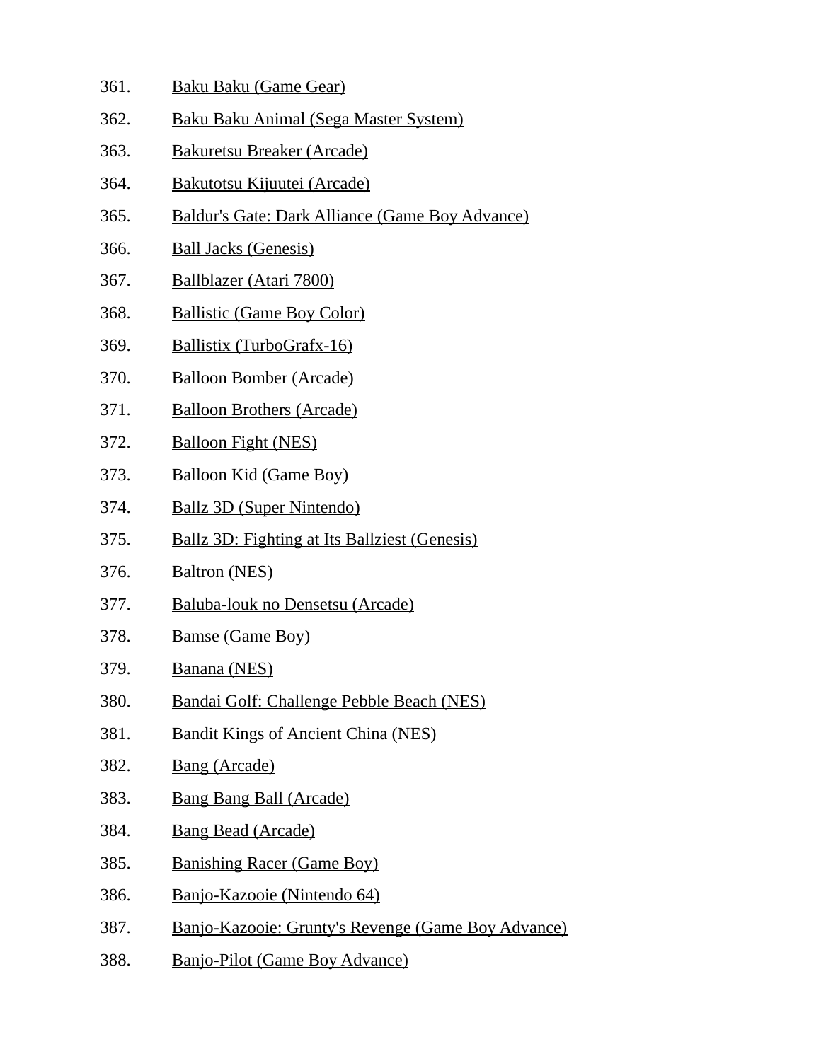361. Baku Baku (Game Gear)
362. Baku Baku Animal (Sega Master System)
363. Bakuretsu Breaker (Arcade)
364. Bakutotsu Kijuutei (Arcade)
365. Baldur's Gate: Dark Alliance (Game Boy Advance)
366. Ball Jacks (Genesis)
367. Ballblazer (Atari 7800)
368. Ballistic (Game Boy Color)
369. Ballistix (TurboGrafx-16)
370. Balloon Bomber (Arcade)
371. Balloon Brothers (Arcade)
372. Balloon Fight (NES)
373. Balloon Kid (Game Boy)
374. Ballz 3D (Super Nintendo)
375. Ballz 3D: Fighting at Its Ballziest (Genesis)
376. Baltron (NES)
377. Baluba-louk no Densetsu (Arcade)
378. Bamse (Game Boy)
379. Banana (NES)
380. Bandai Golf: Challenge Pebble Beach (NES)
381. Bandit Kings of Ancient China (NES)
382. Bang (Arcade)
383. Bang Bang Ball (Arcade)
384. Bang Bead (Arcade)
385. Banishing Racer (Game Boy)
386. Banjo-Kazooie (Nintendo 64)
387. Banjo-Kazooie: Grunty's Revenge (Game Boy Advance)
388. Banjo-Pilot (Game Boy Advance)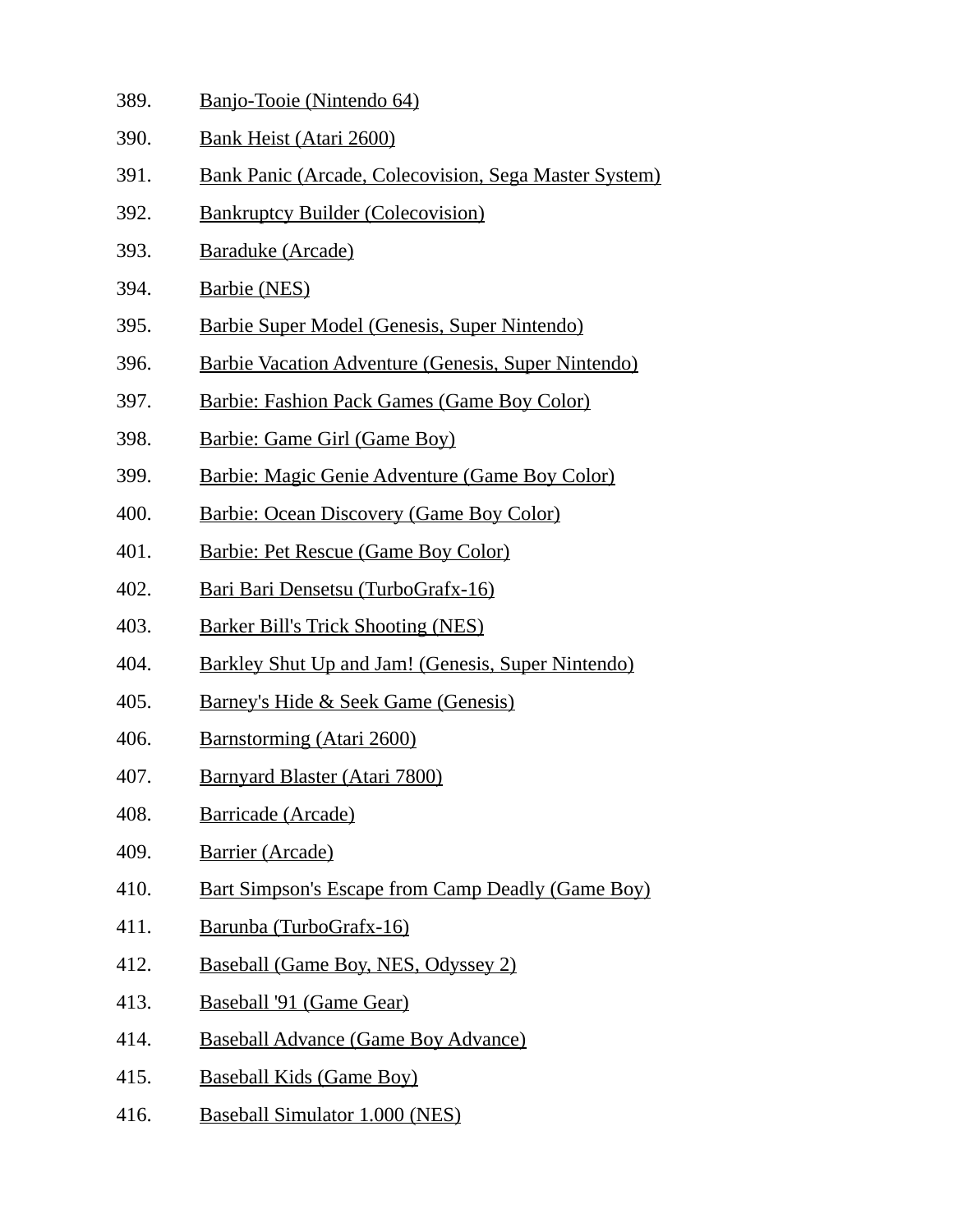389. Banjo-Tooie (Nintendo 64)
390. Bank Heist (Atari 2600)
391. Bank Panic (Arcade, Colecovision, Sega Master System)
392. Bankruptcy Builder (Colecovision)
393. Baraduke (Arcade)
394. Barbie (NES)
395. Barbie Super Model (Genesis, Super Nintendo)
396. Barbie Vacation Adventure (Genesis, Super Nintendo)
397. Barbie: Fashion Pack Games (Game Boy Color)
398. Barbie: Game Girl (Game Boy)
399. Barbie: Magic Genie Adventure (Game Boy Color)
400. Barbie: Ocean Discovery (Game Boy Color)
401. Barbie: Pet Rescue (Game Boy Color)
402. Bari Bari Densetsu (TurboGrafx-16)
403. Barker Bill's Trick Shooting (NES)
404. Barkley Shut Up and Jam! (Genesis, Super Nintendo)
405. Barney's Hide & Seek Game (Genesis)
406. Barnstorming (Atari 2600)
407. Barnyard Blaster (Atari 7800)
408. Barricade (Arcade)
409. Barrier (Arcade)
410. Bart Simpson's Escape from Camp Deadly (Game Boy)
411. Barunba (TurboGrafx-16)
412. Baseball (Game Boy, NES, Odyssey 2)
413. Baseball '91 (Game Gear)
414. Baseball Advance (Game Boy Advance)
415. Baseball Kids (Game Boy)
416. Baseball Simulator 1.000 (NES)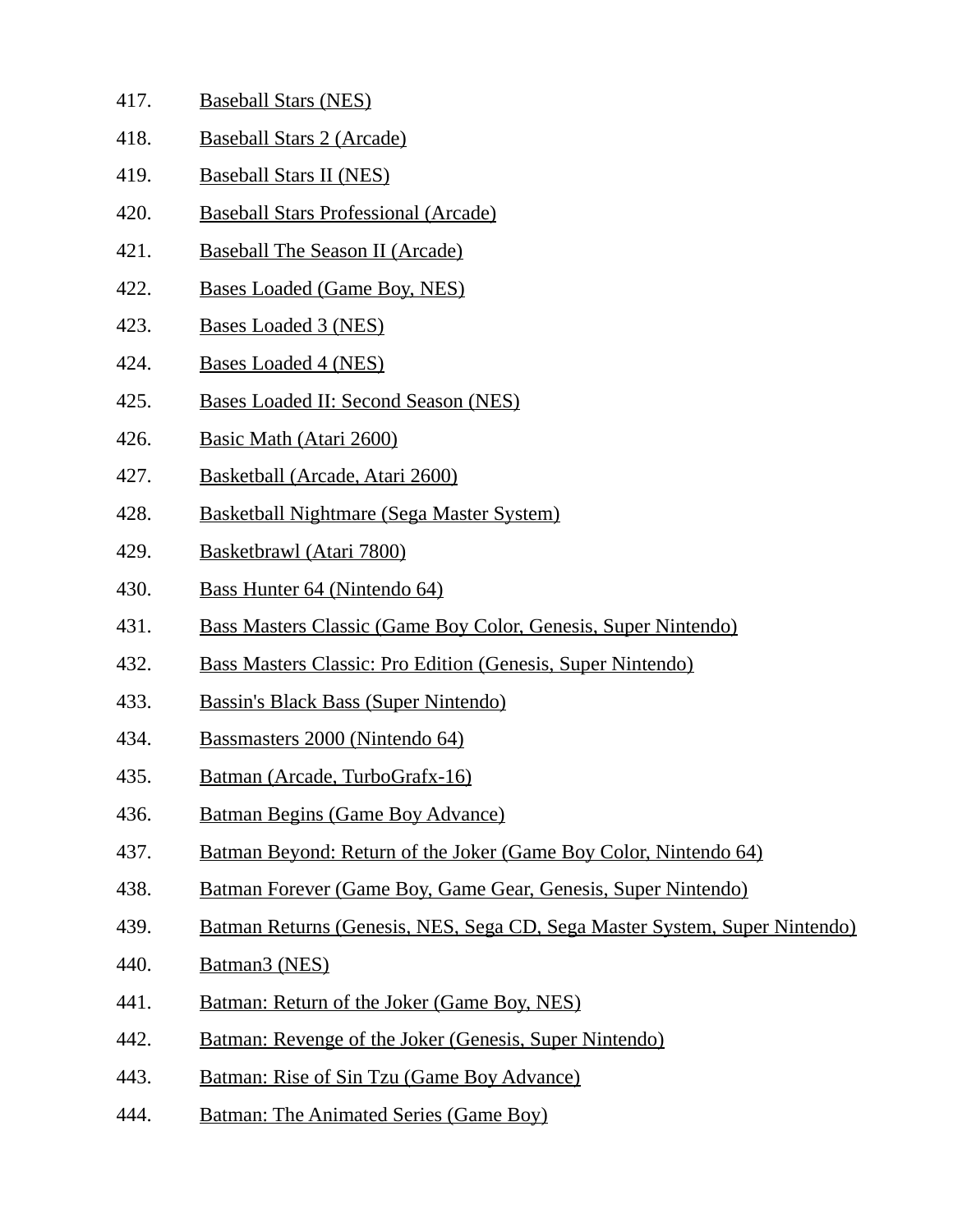417. Baseball Stars (NES)
418. Baseball Stars 2 (Arcade)
419. Baseball Stars II (NES)
420. Baseball Stars Professional (Arcade)
421. Baseball The Season II (Arcade)
422. Bases Loaded (Game Boy, NES)
423. Bases Loaded 3 (NES)
424. Bases Loaded 4 (NES)
425. Bases Loaded II: Second Season (NES)
426. Basic Math (Atari 2600)
427. Basketball (Arcade, Atari 2600)
428. Basketball Nightmare (Sega Master System)
429. Basketbrawl (Atari 7800)
430. Bass Hunter 64 (Nintendo 64)
431. Bass Masters Classic (Game Boy Color, Genesis, Super Nintendo)
432. Bass Masters Classic: Pro Edition (Genesis, Super Nintendo)
433. Bassin's Black Bass (Super Nintendo)
434. Bassmasters 2000 (Nintendo 64)
435. Batman (Arcade, TurboGrafx-16)
436. Batman Begins (Game Boy Advance)
437. Batman Beyond: Return of the Joker (Game Boy Color, Nintendo 64)
438. Batman Forever (Game Boy, Game Gear, Genesis, Super Nintendo)
439. Batman Returns (Genesis, NES, Sega CD, Sega Master System, Super Nintendo)
440. Batman3 (NES)
441. Batman: Return of the Joker (Game Boy, NES)
442. Batman: Revenge of the Joker (Genesis, Super Nintendo)
443. Batman: Rise of Sin Tzu (Game Boy Advance)
444. Batman: The Animated Series (Game Boy)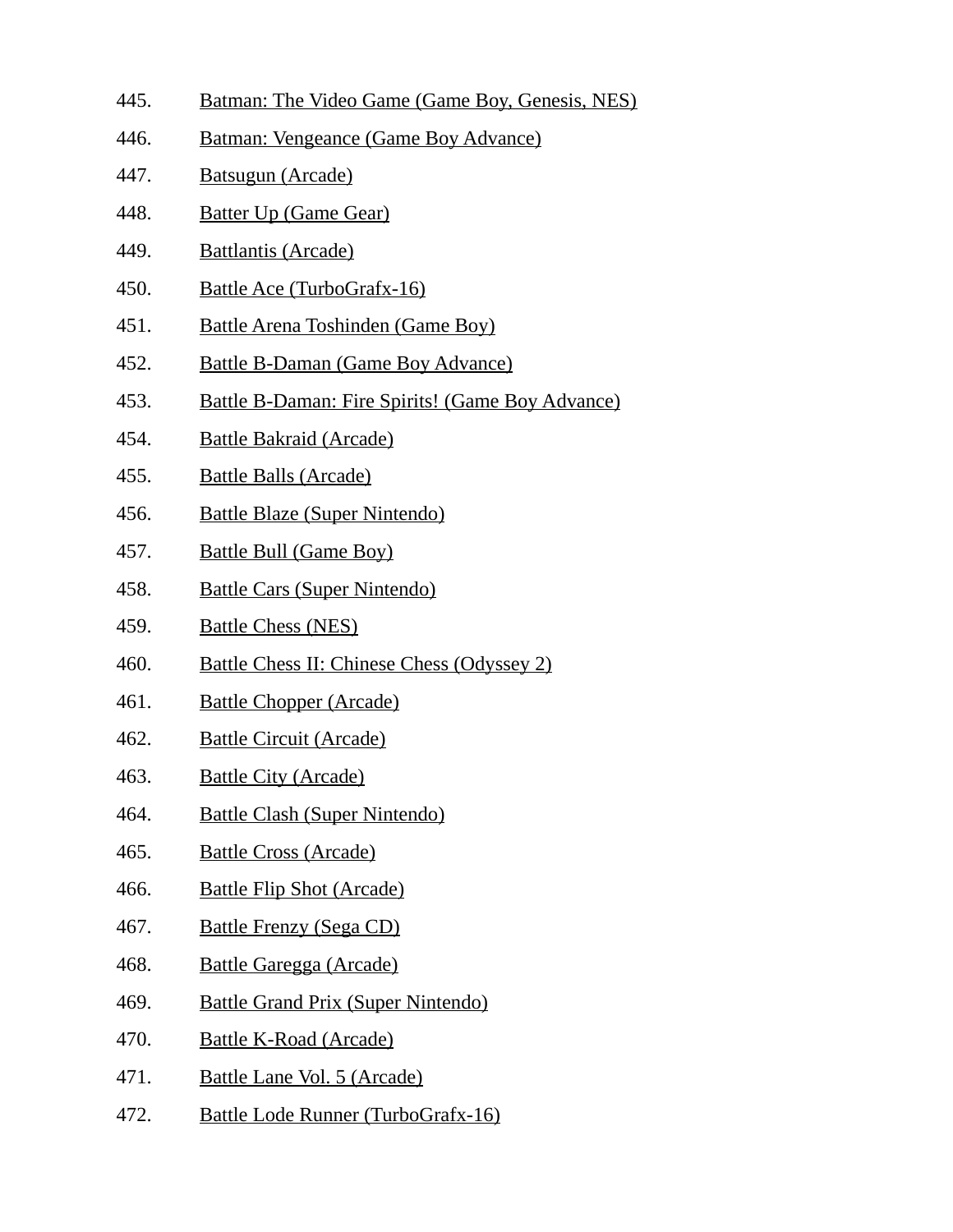445. Batman: The Video Game (Game Boy, Genesis, NES)
446. Batman: Vengeance (Game Boy Advance)
447. Batsugun (Arcade)
448. Batter Up (Game Gear)
449. Battlantis (Arcade)
450. Battle Ace (TurboGrafx-16)
451. Battle Arena Toshinden (Game Boy)
452. Battle B-Daman (Game Boy Advance)
453. Battle B-Daman: Fire Spirits! (Game Boy Advance)
454. Battle Bakraid (Arcade)
455. Battle Balls (Arcade)
456. Battle Blaze (Super Nintendo)
457. Battle Bull (Game Boy)
458. Battle Cars (Super Nintendo)
459. Battle Chess (NES)
460. Battle Chess II: Chinese Chess (Odyssey 2)
461. Battle Chopper (Arcade)
462. Battle Circuit (Arcade)
463. Battle City (Arcade)
464. Battle Clash (Super Nintendo)
465. Battle Cross (Arcade)
466. Battle Flip Shot (Arcade)
467. Battle Frenzy (Sega CD)
468. Battle Garegga (Arcade)
469. Battle Grand Prix (Super Nintendo)
470. Battle K-Road (Arcade)
471. Battle Lane Vol. 5 (Arcade)
472. Battle Lode Runner (TurboGrafx-16)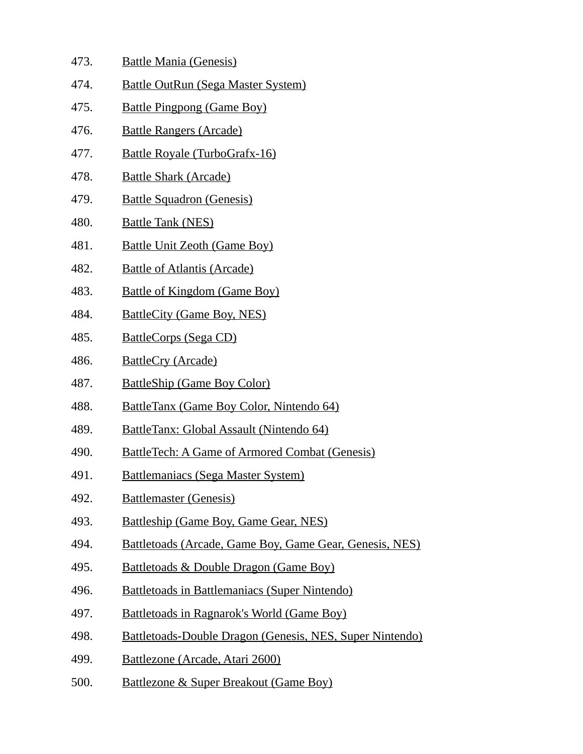473. Battle Mania (Genesis)
474. Battle OutRun (Sega Master System)
475. Battle Pingpong (Game Boy)
476. Battle Rangers (Arcade)
477. Battle Royale (TurboGrafx-16)
478. Battle Shark (Arcade)
479. Battle Squadron (Genesis)
480. Battle Tank (NES)
481. Battle Unit Zeoth (Game Boy)
482. Battle of Atlantis (Arcade)
483. Battle of Kingdom (Game Boy)
484. BattleCity (Game Boy, NES)
485. BattleCorps (Sega CD)
486. BattleCry (Arcade)
487. BattleShip (Game Boy Color)
488. BattleTanx (Game Boy Color, Nintendo 64)
489. BattleTanx: Global Assault (Nintendo 64)
490. BattleTech: A Game of Armored Combat (Genesis)
491. Battlemaniacs (Sega Master System)
492. Battlemaster (Genesis)
493. Battleship (Game Boy, Game Gear, NES)
494. Battletoads (Arcade, Game Boy, Game Gear, Genesis, NES)
495. Battletoads & Double Dragon (Game Boy)
496. Battletoads in Battlemaniacs (Super Nintendo)
497. Battletoads in Ragnarok's World (Game Boy)
498. Battletoads-Double Dragon (Genesis, NES, Super Nintendo)
499. Battlezone (Arcade, Atari 2600)
500. Battlezone & Super Breakout (Game Boy)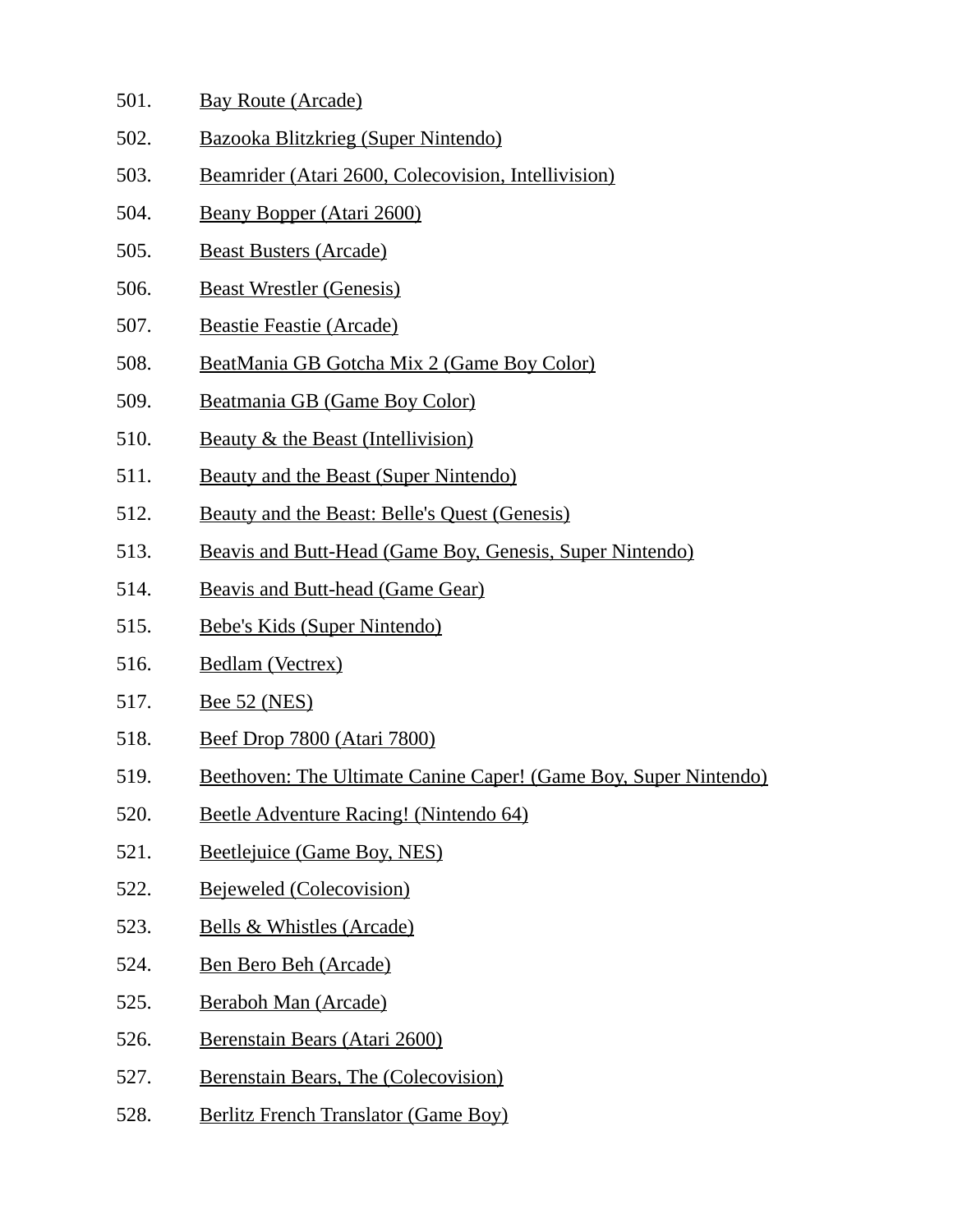501. Bay Route (Arcade)
502. Bazooka Blitzkrieg (Super Nintendo)
503. Beamrider (Atari 2600, Colecovision, Intellivision)
504. Beany Bopper (Atari 2600)
505. Beast Busters (Arcade)
506. Beast Wrestler (Genesis)
507. Beastie Feastie (Arcade)
508. BeatMania GB Gotcha Mix 2 (Game Boy Color)
509. Beatmania GB (Game Boy Color)
510. Beauty & the Beast (Intellivision)
511. Beauty and the Beast (Super Nintendo)
512. Beauty and the Beast: Belle's Quest (Genesis)
513. Beavis and Butt-Head (Game Boy, Genesis, Super Nintendo)
514. Beavis and Butt-head (Game Gear)
515. Bebe's Kids (Super Nintendo)
516. Bedlam (Vectrex)
517. Bee 52 (NES)
518. Beef Drop 7800 (Atari 7800)
519. Beethoven: The Ultimate Canine Caper! (Game Boy, Super Nintendo)
520. Beetle Adventure Racing! (Nintendo 64)
521. Beetlejuice (Game Boy, NES)
522. Bejeweled (Colecovision)
523. Bells & Whistles (Arcade)
524. Ben Bero Beh (Arcade)
525. Beraboh Man (Arcade)
526. Berenstain Bears (Atari 2600)
527. Berenstain Bears, The (Colecovision)
528. Berlitz French Translator (Game Boy)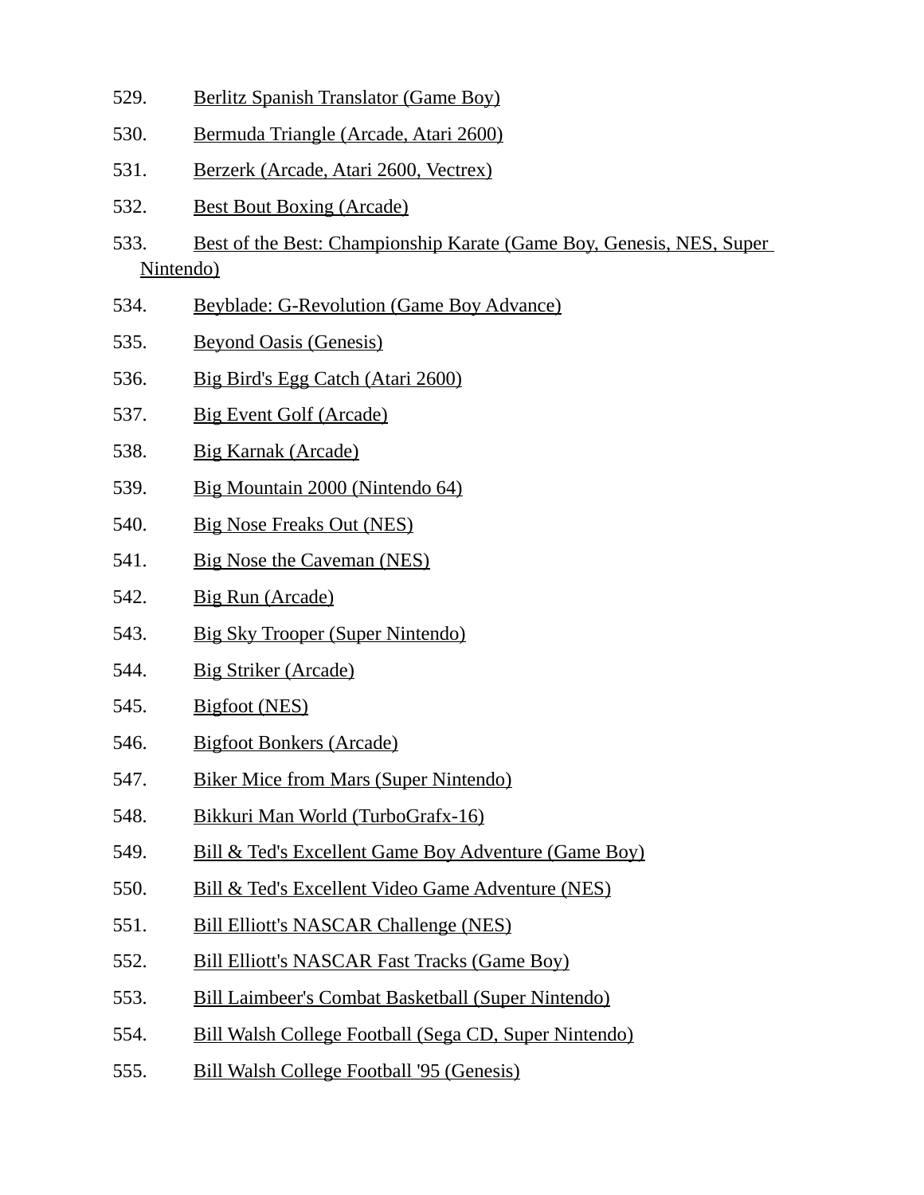529. Berlitz Spanish Translator (Game Boy)
530. Bermuda Triangle (Arcade, Atari 2600)
531. Berzerk (Arcade, Atari 2600, Vectrex)
532. Best Bout Boxing (Arcade)
533. Best of the Best: Championship Karate (Game Boy, Genesis, NES, Super Nintendo)
534. Beyblade: G-Revolution (Game Boy Advance)
535. Beyond Oasis (Genesis)
536. Big Bird's Egg Catch (Atari 2600)
537. Big Event Golf (Arcade)
538. Big Karnak (Arcade)
539. Big Mountain 2000 (Nintendo 64)
540. Big Nose Freaks Out (NES)
541. Big Nose the Caveman (NES)
542. Big Run (Arcade)
543. Big Sky Trooper (Super Nintendo)
544. Big Striker (Arcade)
545. Bigfoot (NES)
546. Bigfoot Bonkers (Arcade)
547. Biker Mice from Mars (Super Nintendo)
548. Bikkuri Man World (TurboGrafx-16)
549. Bill & Ted's Excellent Game Boy Adventure (Game Boy)
550. Bill & Ted's Excellent Video Game Adventure (NES)
551. Bill Elliott's NASCAR Challenge (NES)
552. Bill Elliott's NASCAR Fast Tracks (Game Boy)
553. Bill Laimbeer's Combat Basketball (Super Nintendo)
554. Bill Walsh College Football (Sega CD, Super Nintendo)
555. Bill Walsh College Football '95 (Genesis)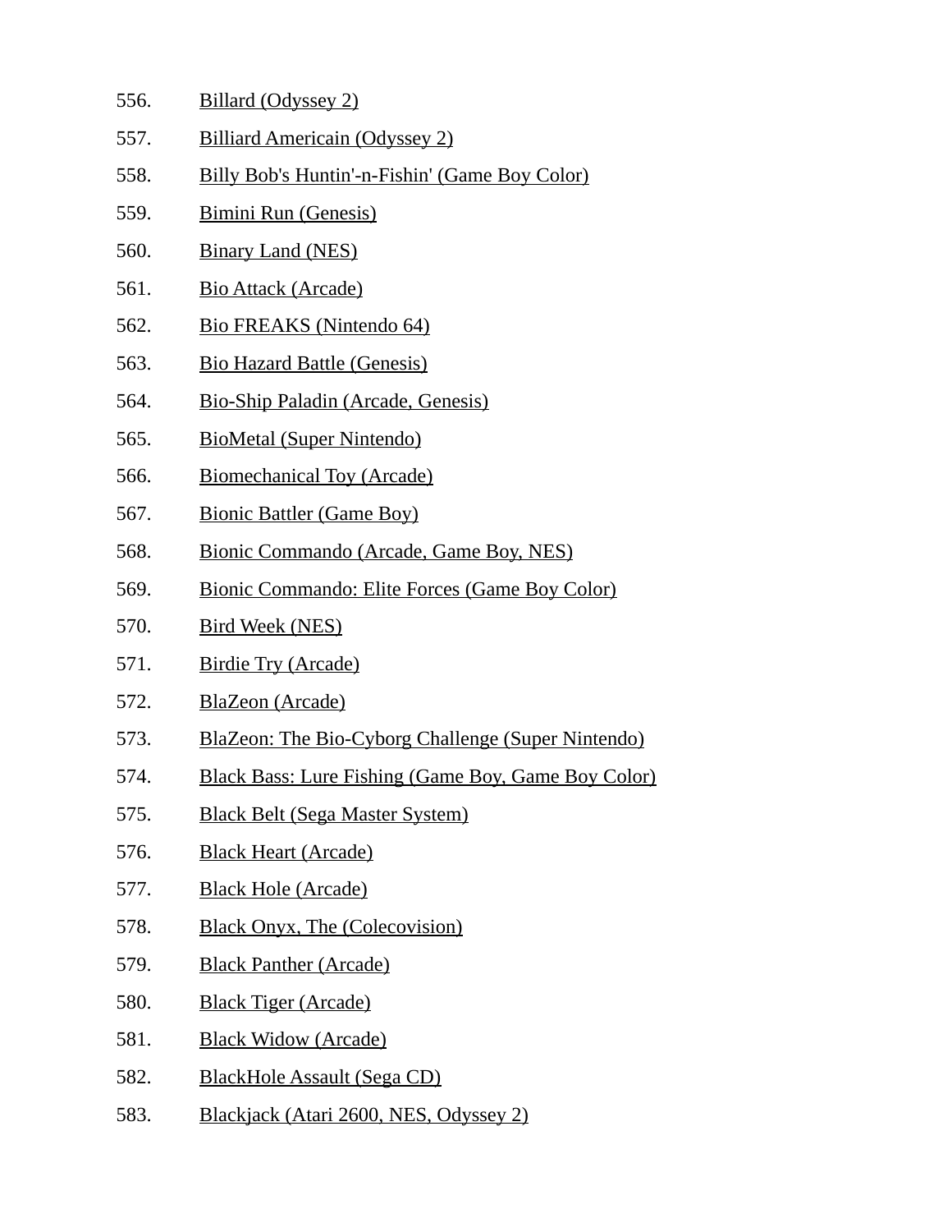556. Billard (Odyssey 2)
557. Billiard Americain (Odyssey 2)
558. Billy Bob's Huntin'-n-Fishin' (Game Boy Color)
559. Bimini Run (Genesis)
560. Binary Land (NES)
561. Bio Attack (Arcade)
562. Bio FREAKS (Nintendo 64)
563. Bio Hazard Battle (Genesis)
564. Bio-Ship Paladin (Arcade, Genesis)
565. BioMetal (Super Nintendo)
566. Biomechanical Toy (Arcade)
567. Bionic Battler (Game Boy)
568. Bionic Commando (Arcade, Game Boy, NES)
569. Bionic Commando: Elite Forces (Game Boy Color)
570. Bird Week (NES)
571. Birdie Try (Arcade)
572. BlaZeon (Arcade)
573. BlaZeon: The Bio-Cyborg Challenge (Super Nintendo)
574. Black Bass: Lure Fishing (Game Boy, Game Boy Color)
575. Black Belt (Sega Master System)
576. Black Heart (Arcade)
577. Black Hole (Arcade)
578. Black Onyx, The (Colecovision)
579. Black Panther (Arcade)
580. Black Tiger (Arcade)
581. Black Widow (Arcade)
582. BlackHole Assault (Sega CD)
583. Blackjack (Atari 2600, NES, Odyssey 2)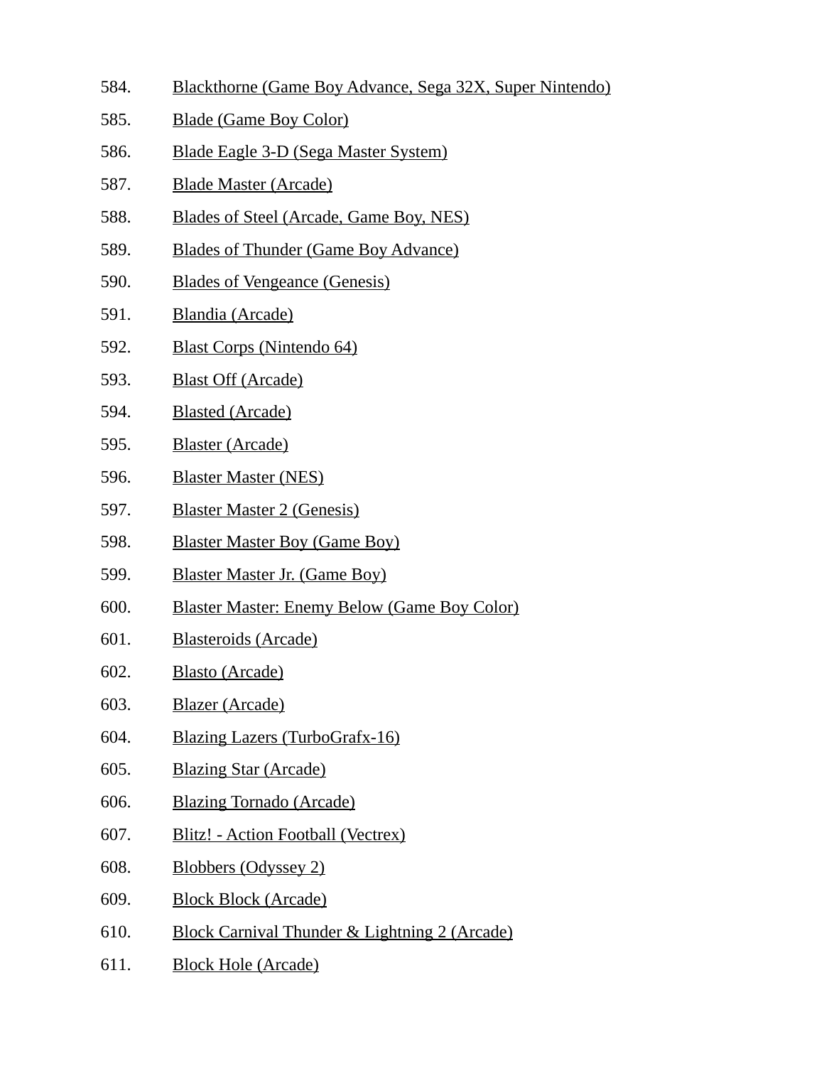584. Blackthorne (Game Boy Advance, Sega 32X, Super Nintendo)
585. Blade (Game Boy Color)
586. Blade Eagle 3-D (Sega Master System)
587. Blade Master (Arcade)
588. Blades of Steel (Arcade, Game Boy, NES)
589. Blades of Thunder (Game Boy Advance)
590. Blades of Vengeance (Genesis)
591. Blandia (Arcade)
592. Blast Corps (Nintendo 64)
593. Blast Off (Arcade)
594. Blasted (Arcade)
595. Blaster (Arcade)
596. Blaster Master (NES)
597. Blaster Master 2 (Genesis)
598. Blaster Master Boy (Game Boy)
599. Blaster Master Jr. (Game Boy)
600. Blaster Master: Enemy Below (Game Boy Color)
601. Blasteroids (Arcade)
602. Blasto (Arcade)
603. Blazer (Arcade)
604. Blazing Lazers (TurboGrafx-16)
605. Blazing Star (Arcade)
606. Blazing Tornado (Arcade)
607. Blitz! - Action Football (Vectrex)
608. Blobbers (Odyssey 2)
609. Block Block (Arcade)
610. Block Carnival Thunder & Lightning 2 (Arcade)
611. Block Hole (Arcade)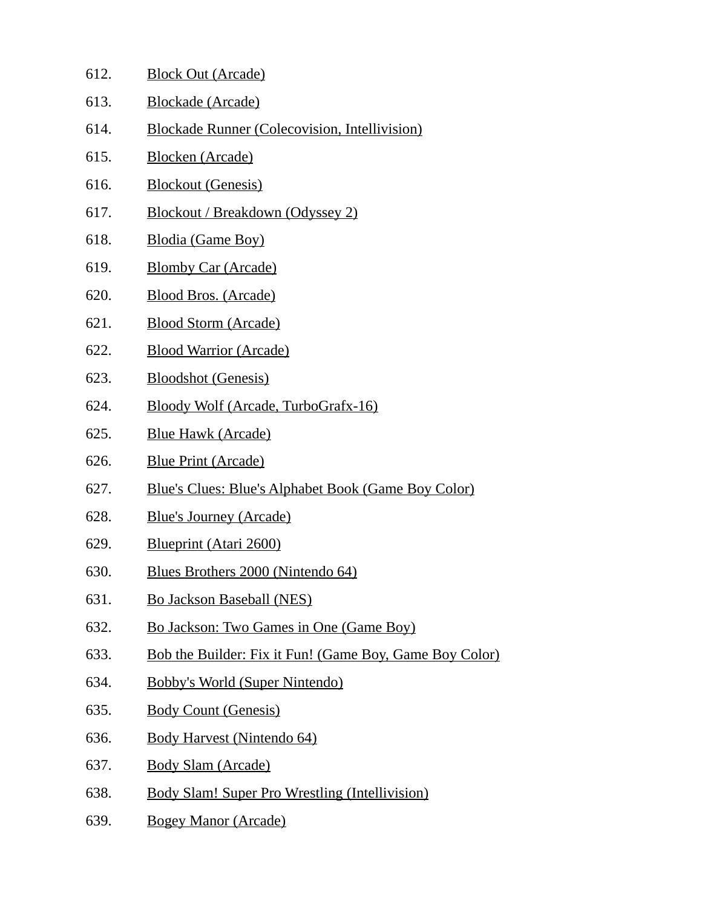612. Block Out (Arcade)
613. Blockade (Arcade)
614. Blockade Runner (Colecovision, Intellivision)
615. Blocken (Arcade)
616. Blockout (Genesis)
617. Blockout / Breakdown (Odyssey 2)
618. Blodia (Game Boy)
619. Blomby Car (Arcade)
620. Blood Bros. (Arcade)
621. Blood Storm (Arcade)
622. Blood Warrior (Arcade)
623. Bloodshot (Genesis)
624. Bloody Wolf (Arcade, TurboGrafx-16)
625. Blue Hawk (Arcade)
626. Blue Print (Arcade)
627. Blue's Clues: Blue's Alphabet Book (Game Boy Color)
628. Blue's Journey (Arcade)
629. Blueprint (Atari 2600)
630. Blues Brothers 2000 (Nintendo 64)
631. Bo Jackson Baseball (NES)
632. Bo Jackson: Two Games in One (Game Boy)
633. Bob the Builder: Fix it Fun! (Game Boy, Game Boy Color)
634. Bobby's World (Super Nintendo)
635. Body Count (Genesis)
636. Body Harvest (Nintendo 64)
637. Body Slam (Arcade)
638. Body Slam! Super Pro Wrestling (Intellivision)
639. Bogey Manor (Arcade)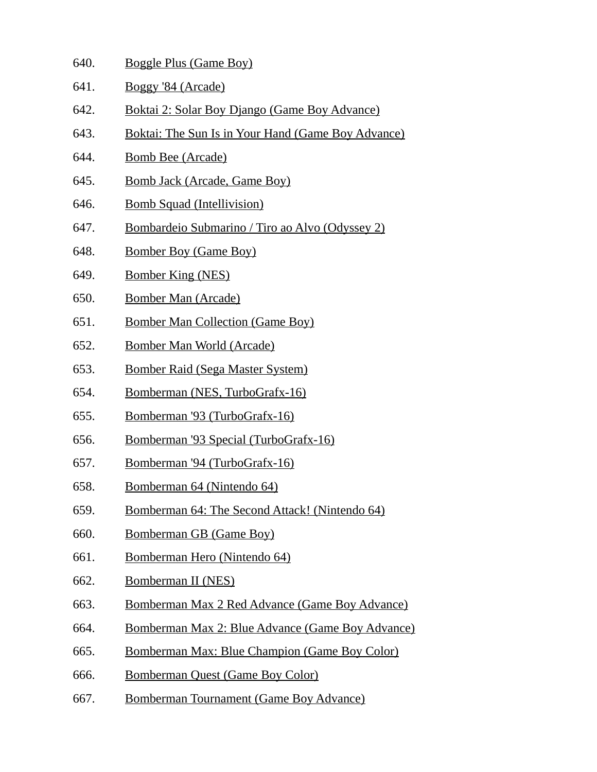640. Boggle Plus (Game Boy)
641. Boggy '84 (Arcade)
642. Boktai 2: Solar Boy Django (Game Boy Advance)
643. Boktai: The Sun Is in Your Hand (Game Boy Advance)
644. Bomb Bee (Arcade)
645. Bomb Jack (Arcade, Game Boy)
646. Bomb Squad (Intellivision)
647. Bombardeio Submarino / Tiro ao Alvo (Odyssey 2)
648. Bomber Boy (Game Boy)
649. Bomber King (NES)
650. Bomber Man (Arcade)
651. Bomber Man Collection (Game Boy)
652. Bomber Man World (Arcade)
653. Bomber Raid (Sega Master System)
654. Bomberman (NES, TurboGrafx-16)
655. Bomberman '93 (TurboGrafx-16)
656. Bomberman '93 Special (TurboGrafx-16)
657. Bomberman '94 (TurboGrafx-16)
658. Bomberman 64 (Nintendo 64)
659. Bomberman 64: The Second Attack! (Nintendo 64)
660. Bomberman GB (Game Boy)
661. Bomberman Hero (Nintendo 64)
662. Bomberman II (NES)
663. Bomberman Max 2 Red Advance (Game Boy Advance)
664. Bomberman Max 2: Blue Advance (Game Boy Advance)
665. Bomberman Max: Blue Champion (Game Boy Color)
666. Bomberman Quest (Game Boy Color)
667. Bomberman Tournament (Game Boy Advance)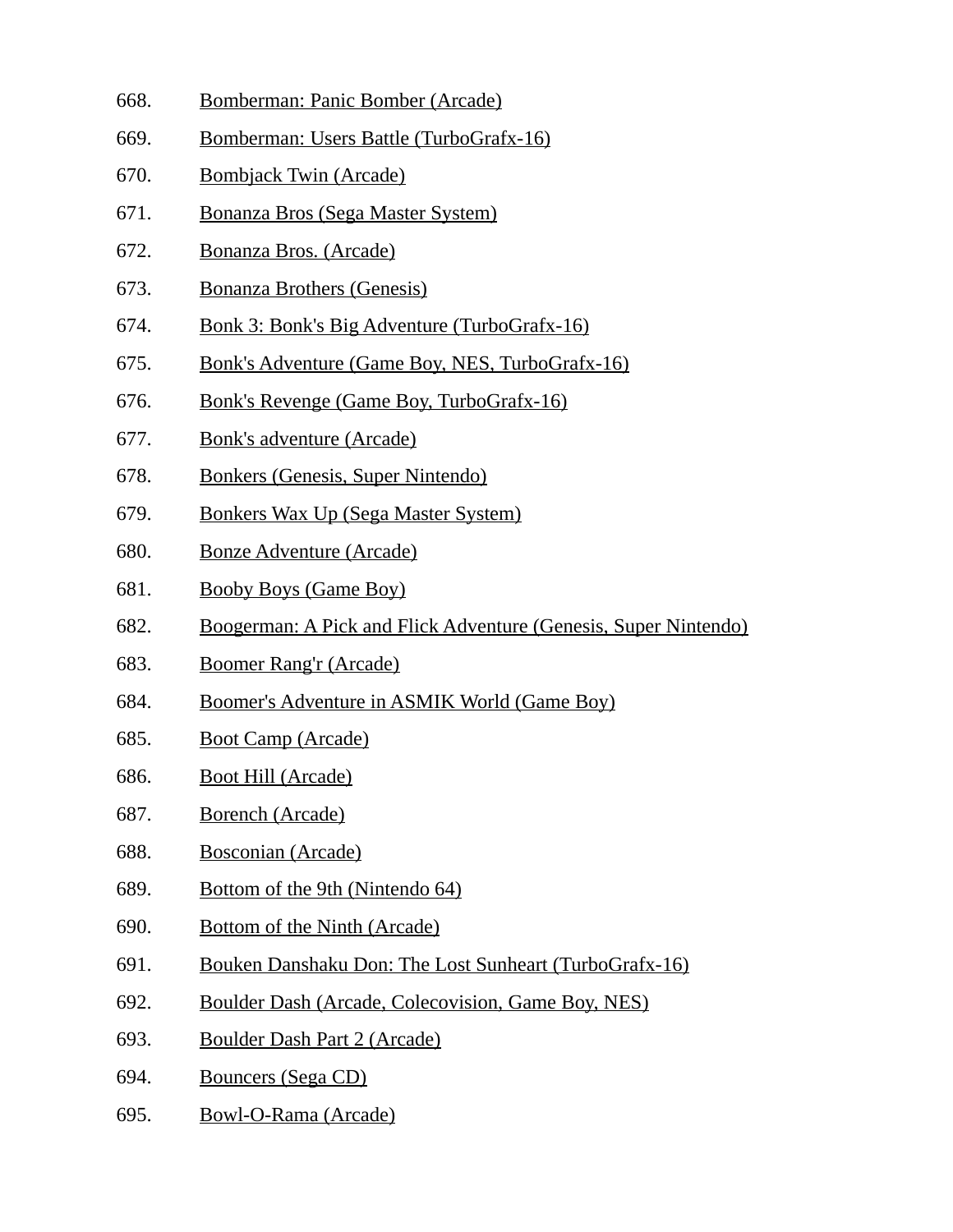668. Bomberman: Panic Bomber (Arcade)
669. Bomberman: Users Battle (TurboGrafx-16)
670. Bombjack Twin (Arcade)
671. Bonanza Bros (Sega Master System)
672. Bonanza Bros. (Arcade)
673. Bonanza Brothers (Genesis)
674. Bonk 3: Bonk's Big Adventure (TurboGrafx-16)
675. Bonk's Adventure (Game Boy, NES, TurboGrafx-16)
676. Bonk's Revenge (Game Boy, TurboGrafx-16)
677. Bonk's adventure (Arcade)
678. Bonkers (Genesis, Super Nintendo)
679. Bonkers Wax Up (Sega Master System)
680. Bonze Adventure (Arcade)
681. Booby Boys (Game Boy)
682. Boogerman: A Pick and Flick Adventure (Genesis, Super Nintendo)
683. Boomer Rang'r (Arcade)
684. Boomer's Adventure in ASMIK World (Game Boy)
685. Boot Camp (Arcade)
686. Boot Hill (Arcade)
687. Borench (Arcade)
688. Bosconian (Arcade)
689. Bottom of the 9th (Nintendo 64)
690. Bottom of the Ninth (Arcade)
691. Bouken Danshaku Don: The Lost Sunheart (TurboGrafx-16)
692. Boulder Dash (Arcade, Colecovision, Game Boy, NES)
693. Boulder Dash Part 2 (Arcade)
694. Bouncers (Sega CD)
695. Bowl-O-Rama (Arcade)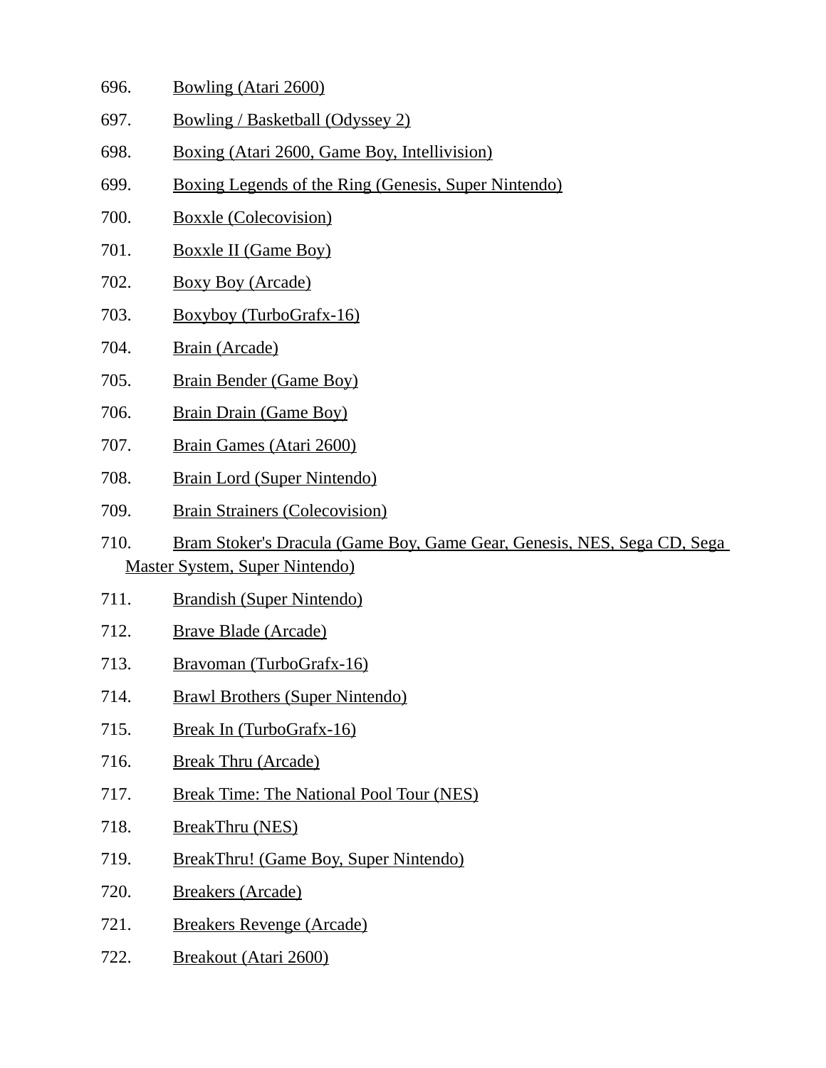696. Bowling (Atari 2600)
697. Bowling / Basketball (Odyssey 2)
698. Boxing (Atari 2600, Game Boy, Intellivision)
699. Boxing Legends of the Ring (Genesis, Super Nintendo)
700. Boxxle (Colecovision)
701. Boxxle II (Game Boy)
702. Boxy Boy (Arcade)
703. Boxyboy (TurboGrafx-16)
704. Brain (Arcade)
705. Brain Bender (Game Boy)
706. Brain Drain (Game Boy)
707. Brain Games (Atari 2600)
708. Brain Lord (Super Nintendo)
709. Brain Strainers (Colecovision)
710. Bram Stoker's Dracula (Game Boy, Game Gear, Genesis, NES, Sega CD, Sega Master System, Super Nintendo)
711. Brandish (Super Nintendo)
712. Brave Blade (Arcade)
713. Bravoman (TurboGrafx-16)
714. Brawl Brothers (Super Nintendo)
715. Break In (TurboGrafx-16)
716. Break Thru (Arcade)
717. Break Time: The National Pool Tour (NES)
718. BreakThru (NES)
719. BreakThru! (Game Boy, Super Nintendo)
720. Breakers (Arcade)
721. Breakers Revenge (Arcade)
722. Breakout (Atari 2600)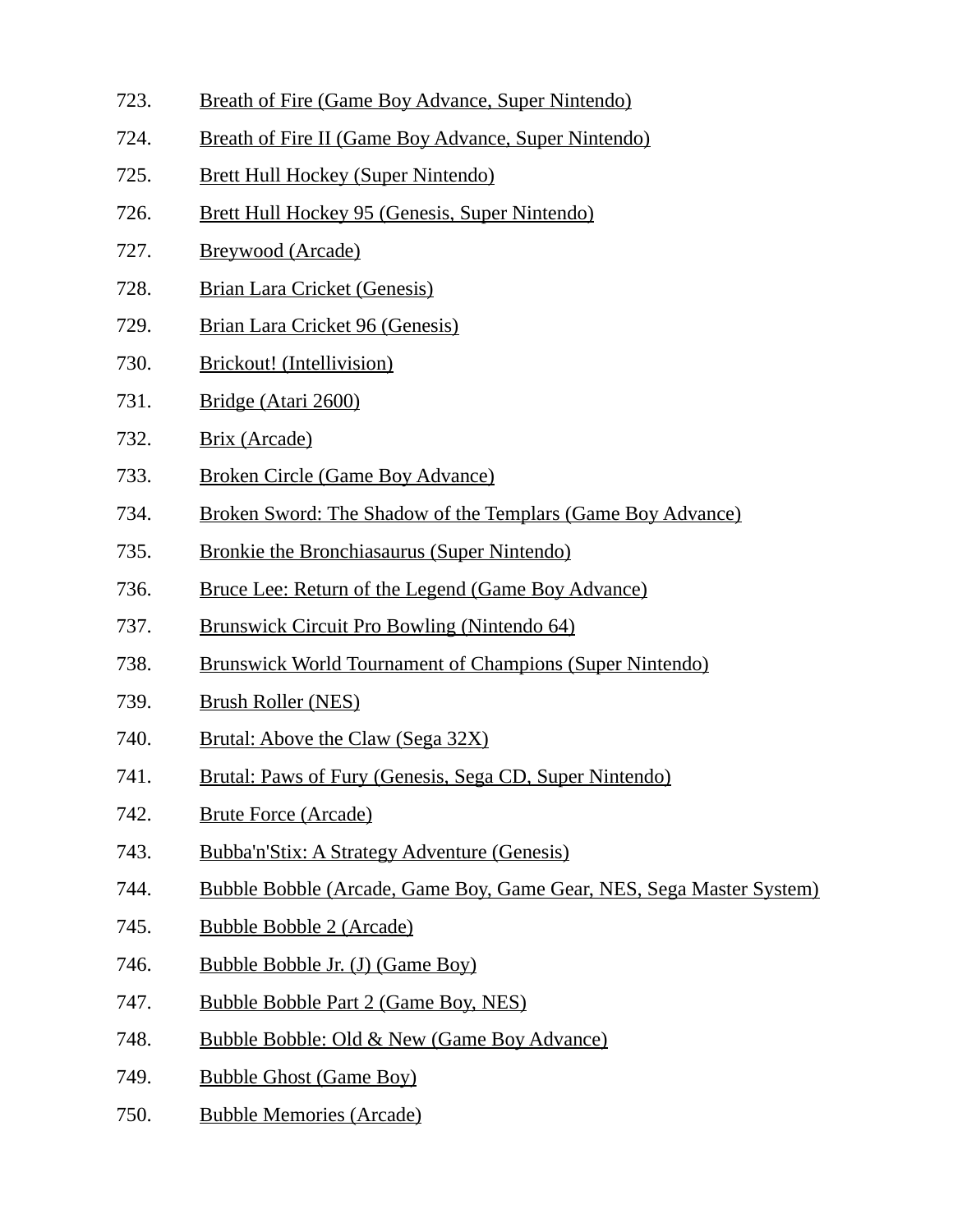723. Breath of Fire (Game Boy Advance, Super Nintendo)
724. Breath of Fire II (Game Boy Advance, Super Nintendo)
725. Brett Hull Hockey (Super Nintendo)
726. Brett Hull Hockey 95 (Genesis, Super Nintendo)
727. Breywood (Arcade)
728. Brian Lara Cricket (Genesis)
729. Brian Lara Cricket 96 (Genesis)
730. Brickout! (Intellivision)
731. Bridge (Atari 2600)
732. Brix (Arcade)
733. Broken Circle (Game Boy Advance)
734. Broken Sword: The Shadow of the Templars (Game Boy Advance)
735. Bronkie the Bronchiasaurus (Super Nintendo)
736. Bruce Lee: Return of the Legend (Game Boy Advance)
737. Brunswick Circuit Pro Bowling (Nintendo 64)
738. Brunswick World Tournament of Champions (Super Nintendo)
739. Brush Roller (NES)
740. Brutal: Above the Claw (Sega 32X)
741. Brutal: Paws of Fury (Genesis, Sega CD, Super Nintendo)
742. Brute Force (Arcade)
743. Bubba'n'Stix: A Strategy Adventure (Genesis)
744. Bubble Bobble (Arcade, Game Boy, Game Gear, NES, Sega Master System)
745. Bubble Bobble 2 (Arcade)
746. Bubble Bobble Jr. (J) (Game Boy)
747. Bubble Bobble Part 2 (Game Boy, NES)
748. Bubble Bobble: Old & New (Game Boy Advance)
749. Bubble Ghost (Game Boy)
750. Bubble Memories (Arcade)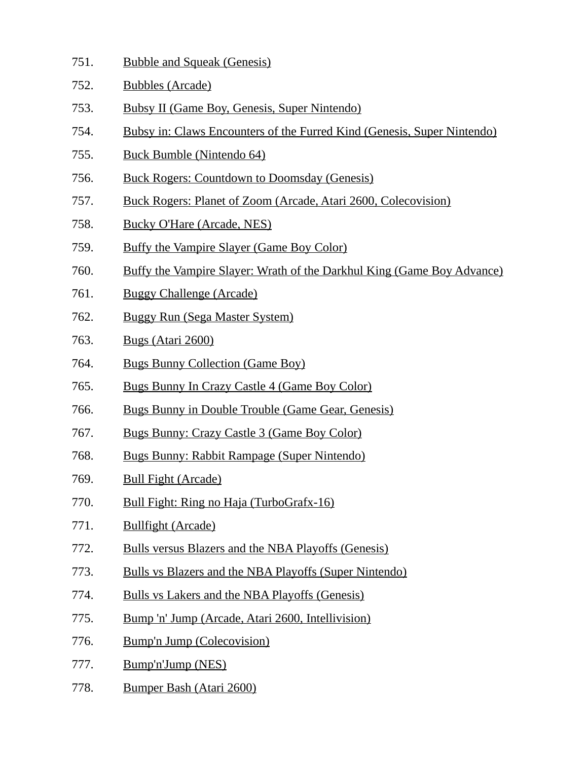751. Bubble and Squeak (Genesis)
752. Bubbles (Arcade)
753. Bubsy II (Game Boy, Genesis, Super Nintendo)
754. Bubsy in: Claws Encounters of the Furred Kind (Genesis, Super Nintendo)
755. Buck Bumble (Nintendo 64)
756. Buck Rogers: Countdown to Doomsday (Genesis)
757. Buck Rogers: Planet of Zoom (Arcade, Atari 2600, Colecovision)
758. Bucky O'Hare (Arcade, NES)
759. Buffy the Vampire Slayer (Game Boy Color)
760. Buffy the Vampire Slayer: Wrath of the Darkhul King (Game Boy Advance)
761. Buggy Challenge (Arcade)
762. Buggy Run (Sega Master System)
763. Bugs (Atari 2600)
764. Bugs Bunny Collection (Game Boy)
765. Bugs Bunny In Crazy Castle 4 (Game Boy Color)
766. Bugs Bunny in Double Trouble (Game Gear, Genesis)
767. Bugs Bunny: Crazy Castle 3 (Game Boy Color)
768. Bugs Bunny: Rabbit Rampage (Super Nintendo)
769. Bull Fight (Arcade)
770. Bull Fight: Ring no Haja (TurboGrafx-16)
771. Bullfight (Arcade)
772. Bulls versus Blazers and the NBA Playoffs (Genesis)
773. Bulls vs Blazers and the NBA Playoffs (Super Nintendo)
774. Bulls vs Lakers and the NBA Playoffs (Genesis)
775. Bump 'n' Jump (Arcade, Atari 2600, Intellivision)
776. Bump'n Jump (Colecovision)
777. Bump'n'Jump (NES)
778. Bumper Bash (Atari 2600)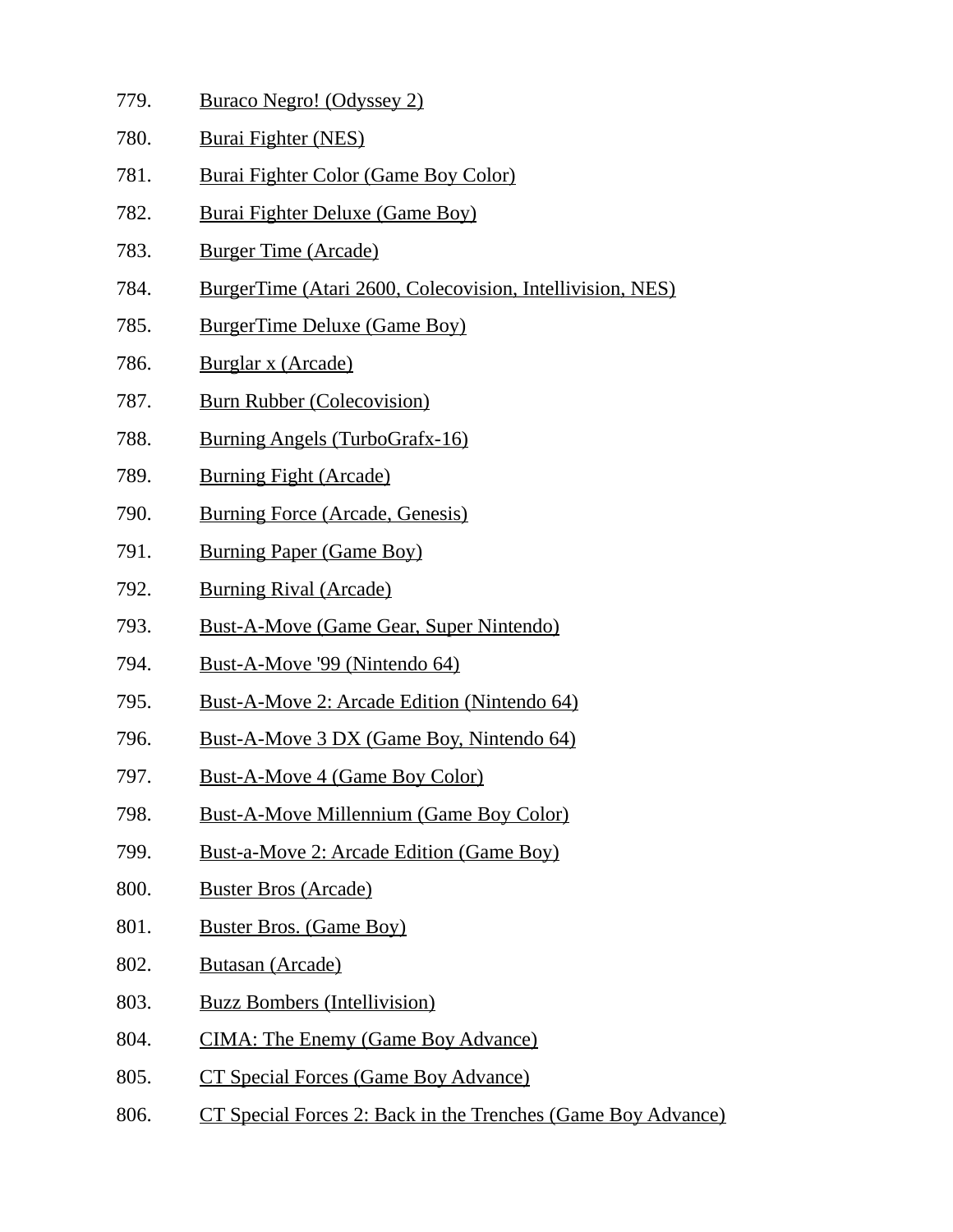779. Buraco Negro! (Odyssey 2)
780. Burai Fighter (NES)
781. Burai Fighter Color (Game Boy Color)
782. Burai Fighter Deluxe (Game Boy)
783. Burger Time (Arcade)
784. BurgerTime (Atari 2600, Colecovision, Intellivision, NES)
785. BurgerTime Deluxe (Game Boy)
786. Burglar x (Arcade)
787. Burn Rubber (Colecovision)
788. Burning Angels (TurboGrafx-16)
789. Burning Fight (Arcade)
790. Burning Force (Arcade, Genesis)
791. Burning Paper (Game Boy)
792. Burning Rival (Arcade)
793. Bust-A-Move (Game Gear, Super Nintendo)
794. Bust-A-Move '99 (Nintendo 64)
795. Bust-A-Move 2: Arcade Edition (Nintendo 64)
796. Bust-A-Move 3 DX (Game Boy, Nintendo 64)
797. Bust-A-Move 4 (Game Boy Color)
798. Bust-A-Move Millennium (Game Boy Color)
799. Bust-a-Move 2: Arcade Edition (Game Boy)
800. Buster Bros (Arcade)
801. Buster Bros. (Game Boy)
802. Butasan (Arcade)
803. Buzz Bombers (Intellivision)
804. CIMA: The Enemy (Game Boy Advance)
805. CT Special Forces (Game Boy Advance)
806. CT Special Forces 2: Back in the Trenches (Game Boy Advance)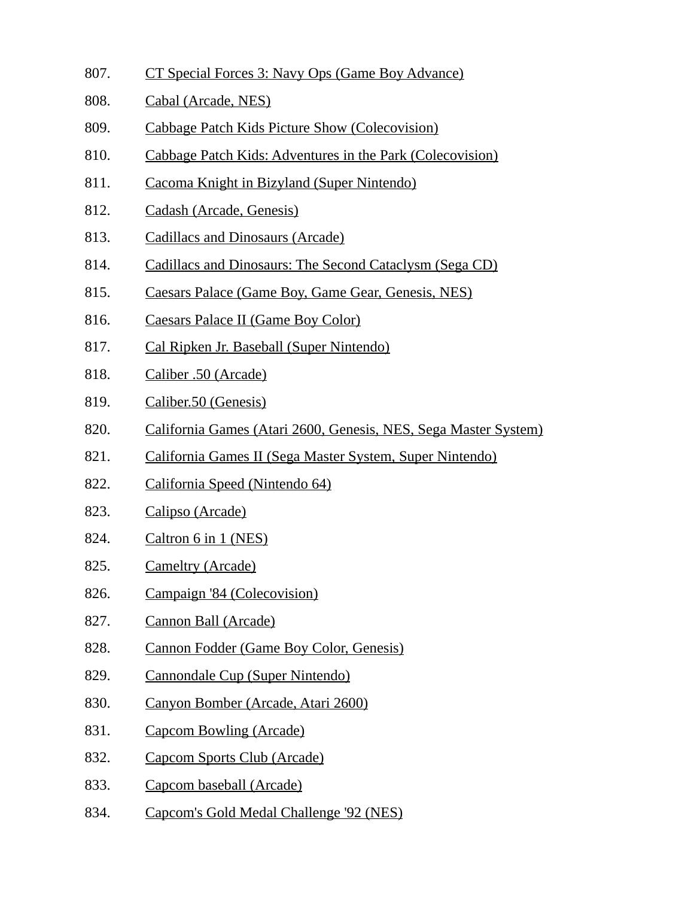807. CT Special Forces 3: Navy Ops (Game Boy Advance)
808. Cabal (Arcade, NES)
809. Cabbage Patch Kids Picture Show (Colecovision)
810. Cabbage Patch Kids: Adventures in the Park (Colecovision)
811. Cacoma Knight in Bizyland (Super Nintendo)
812. Cadash (Arcade, Genesis)
813. Cadillacs and Dinosaurs (Arcade)
814. Cadillacs and Dinosaurs: The Second Cataclysm (Sega CD)
815. Caesars Palace (Game Boy, Game Gear, Genesis, NES)
816. Caesars Palace II (Game Boy Color)
817. Cal Ripken Jr. Baseball (Super Nintendo)
818. Caliber .50 (Arcade)
819. Caliber.50 (Genesis)
820. California Games (Atari 2600, Genesis, NES, Sega Master System)
821. California Games II (Sega Master System, Super Nintendo)
822. California Speed (Nintendo 64)
823. Calipso (Arcade)
824. Caltron 6 in 1 (NES)
825. Cameltry (Arcade)
826. Campaign '84 (Colecovision)
827. Cannon Ball (Arcade)
828. Cannon Fodder (Game Boy Color, Genesis)
829. Cannondale Cup (Super Nintendo)
830. Canyon Bomber (Arcade, Atari 2600)
831. Capcom Bowling (Arcade)
832. Capcom Sports Club (Arcade)
833. Capcom baseball (Arcade)
834. Capcom's Gold Medal Challenge '92 (NES)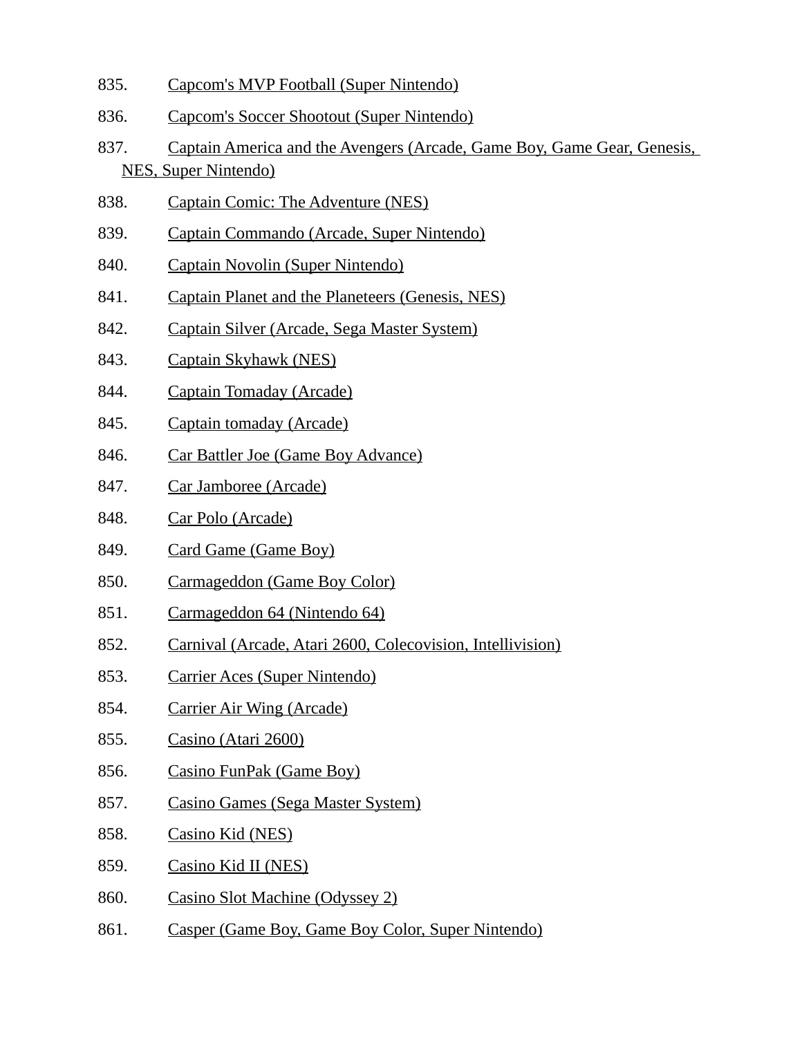835. Capcom's MVP Football (Super Nintendo)
836. Capcom's Soccer Shootout (Super Nintendo)
837. Captain America and the Avengers (Arcade, Game Boy, Game Gear, Genesis, NES, Super Nintendo)
838. Captain Comic: The Adventure (NES)
839. Captain Commando (Arcade, Super Nintendo)
840. Captain Novolin (Super Nintendo)
841. Captain Planet and the Planeteers (Genesis, NES)
842. Captain Silver (Arcade, Sega Master System)
843. Captain Skyhawk (NES)
844. Captain Tomaday (Arcade)
845. Captain tomaday (Arcade)
846. Car Battler Joe (Game Boy Advance)
847. Car Jamboree (Arcade)
848. Car Polo (Arcade)
849. Card Game (Game Boy)
850. Carmageddon (Game Boy Color)
851. Carmageddon 64 (Nintendo 64)
852. Carnival (Arcade, Atari 2600, Colecovision, Intellivision)
853. Carrier Aces (Super Nintendo)
854. Carrier Air Wing (Arcade)
855. Casino (Atari 2600)
856. Casino FunPak (Game Boy)
857. Casino Games (Sega Master System)
858. Casino Kid (NES)
859. Casino Kid II (NES)
860. Casino Slot Machine (Odyssey 2)
861. Casper (Game Boy, Game Boy Color, Super Nintendo)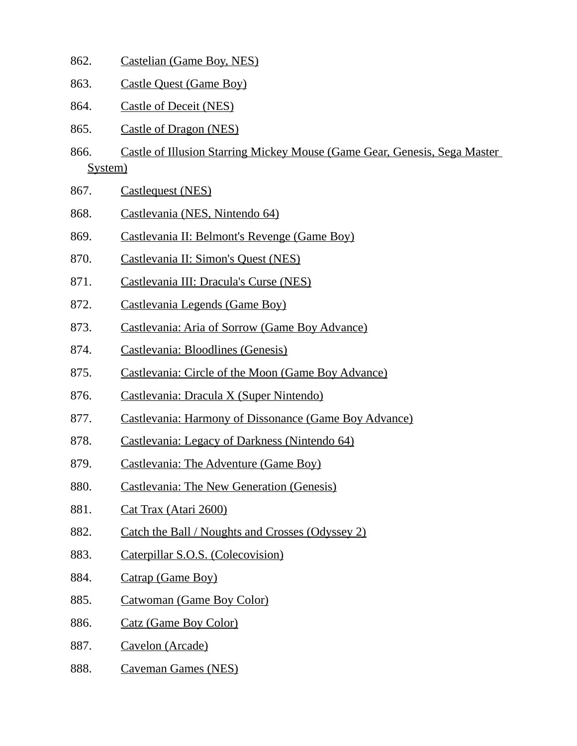862. Castelian (Game Boy, NES)
863. Castle Quest (Game Boy)
864. Castle of Deceit (NES)
865. Castle of Dragon (NES)
866. Castle of Illusion Starring Mickey Mouse (Game Gear, Genesis, Sega Master System)
867. Castlequest (NES)
868. Castlevania (NES, Nintendo 64)
869. Castlevania II: Belmont's Revenge (Game Boy)
870. Castlevania II: Simon's Quest (NES)
871. Castlevania III: Dracula's Curse (NES)
872. Castlevania Legends (Game Boy)
873. Castlevania: Aria of Sorrow (Game Boy Advance)
874. Castlevania: Bloodlines (Genesis)
875. Castlevania: Circle of the Moon (Game Boy Advance)
876. Castlevania: Dracula X (Super Nintendo)
877. Castlevania: Harmony of Dissonance (Game Boy Advance)
878. Castlevania: Legacy of Darkness (Nintendo 64)
879. Castlevania: The Adventure (Game Boy)
880. Castlevania: The New Generation (Genesis)
881. Cat Trax (Atari 2600)
882. Catch the Ball / Noughts and Crosses (Odyssey 2)
883. Caterpillar S.O.S. (Colecovision)
884. Catrap (Game Boy)
885. Catwoman (Game Boy Color)
886. Catz (Game Boy Color)
887. Cavelon (Arcade)
888. Caveman Games (NES)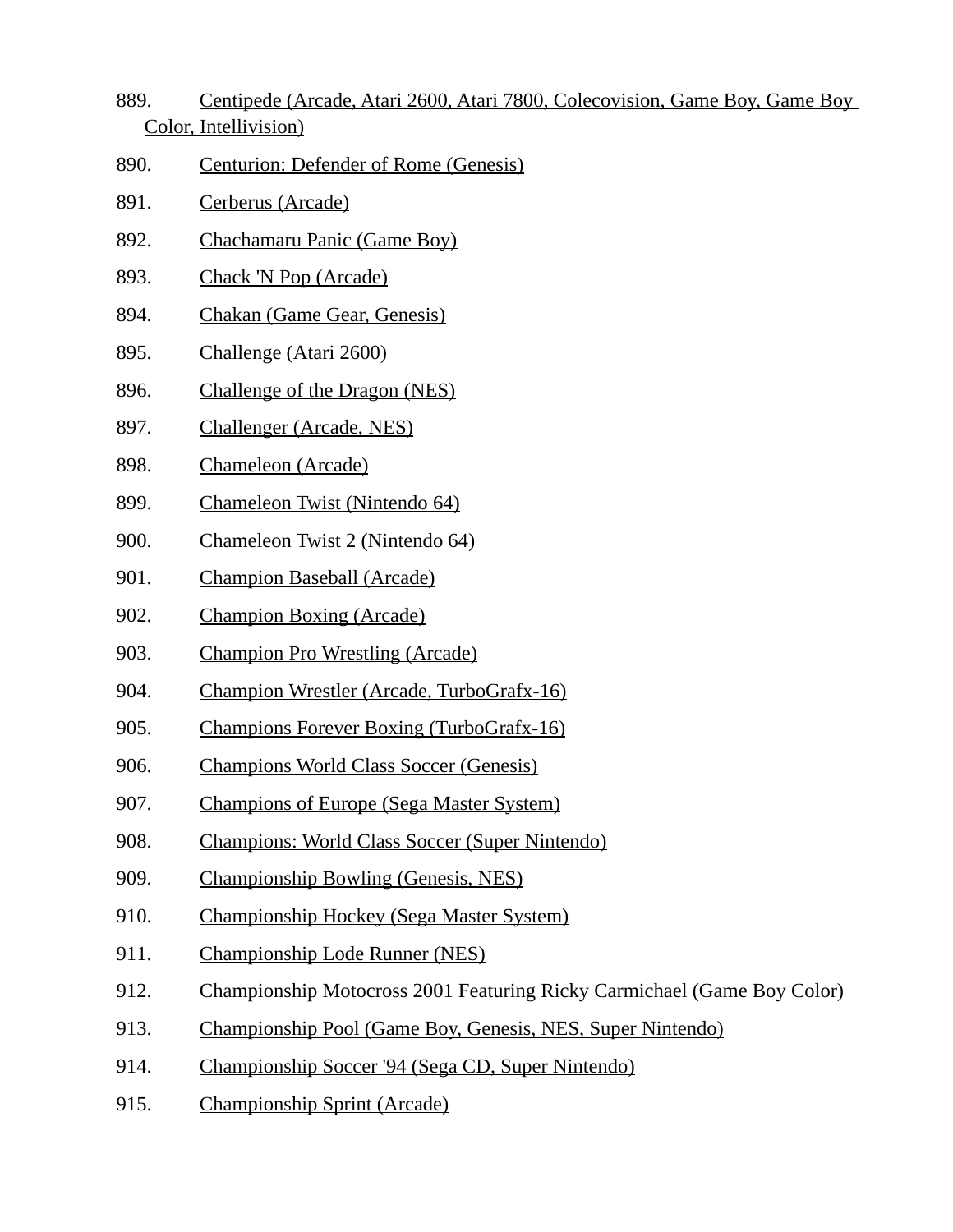889. Centipede (Arcade, Atari 2600, Atari 7800, Colecovision, Game Boy, Game Boy Color, Intellivision)

890. Centurion: Defender of Rome (Genesis)

891. Cerberus (Arcade)

892. Chachamaru Panic (Game Boy)

893. Chack 'N Pop (Arcade)

894. Chakan (Game Gear, Genesis)

895. Challenge (Atari 2600)

896. Challenge of the Dragon (NES)

897. Challenger (Arcade, NES)

898. Chameleon (Arcade)

899. Chameleon Twist (Nintendo 64)

900. Chameleon Twist 2 (Nintendo 64)

901. Champion Baseball (Arcade)

902. Champion Boxing (Arcade)

903. Champion Pro Wrestling (Arcade)

904. Champion Wrestler (Arcade, TurboGrafx-16)

905. Champions Forever Boxing (TurboGrafx-16)

906. Champions World Class Soccer (Genesis)

907. Champions of Europe (Sega Master System)

908. Champions: World Class Soccer (Super Nintendo)

909. Championship Bowling (Genesis, NES)

910. Championship Hockey (Sega Master System)

911. Championship Lode Runner (NES)

912. Championship Motocross 2001 Featuring Ricky Carmichael (Game Boy Color)

913. Championship Pool (Game Boy, Genesis, NES, Super Nintendo)

914. Championship Soccer '94 (Sega CD, Super Nintendo)

915. Championship Sprint (Arcade)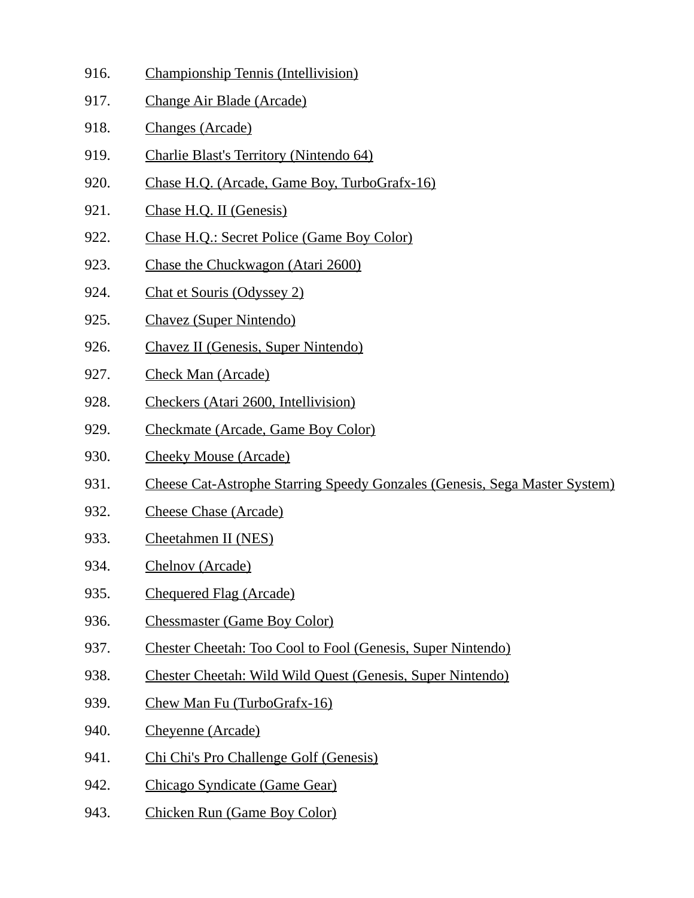916. Championship Tennis (Intellivision)
917. Change Air Blade (Arcade)
918. Changes (Arcade)
919. Charlie Blast's Territory (Nintendo 64)
920. Chase H.Q. (Arcade, Game Boy, TurboGrafx-16)
921. Chase H.Q. II (Genesis)
922. Chase H.Q.: Secret Police (Game Boy Color)
923. Chase the Chuckwagon (Atari 2600)
924. Chat et Souris (Odyssey 2)
925. Chavez (Super Nintendo)
926. Chavez II (Genesis, Super Nintendo)
927. Check Man (Arcade)
928. Checkers (Atari 2600, Intellivision)
929. Checkmate (Arcade, Game Boy Color)
930. Cheeky Mouse (Arcade)
931. Cheese Cat-Astrophe Starring Speedy Gonzales (Genesis, Sega Master System)
932. Cheese Chase (Arcade)
933. Cheetahmen II (NES)
934. Chelnov (Arcade)
935. Chequered Flag (Arcade)
936. Chessmaster (Game Boy Color)
937. Chester Cheetah: Too Cool to Fool (Genesis, Super Nintendo)
938. Chester Cheetah: Wild Wild Quest (Genesis, Super Nintendo)
939. Chew Man Fu (TurboGrafx-16)
940. Cheyenne (Arcade)
941. Chi Chi's Pro Challenge Golf (Genesis)
942. Chicago Syndicate (Game Gear)
943. Chicken Run (Game Boy Color)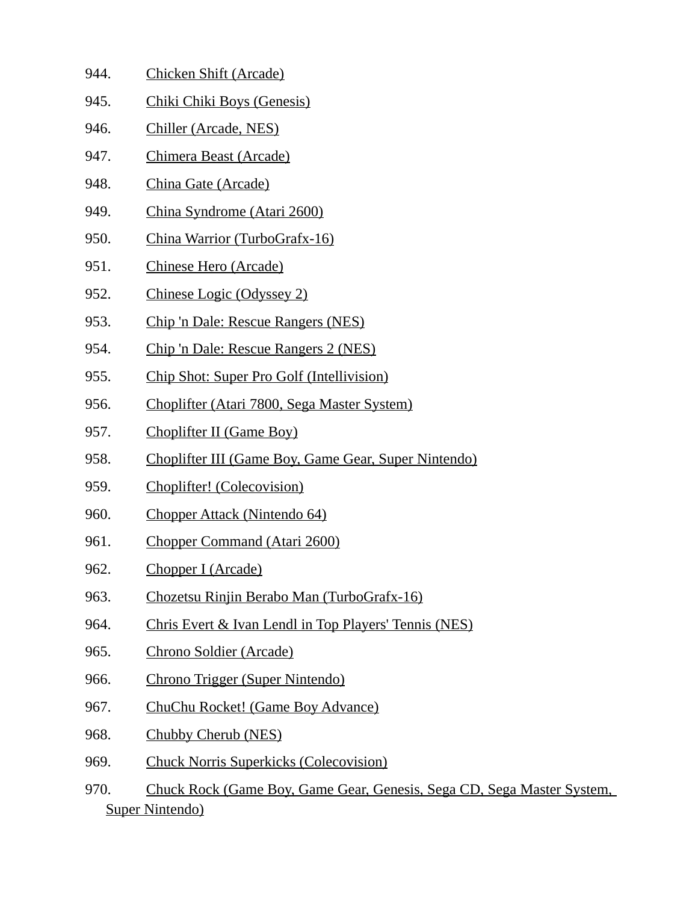944. Chicken Shift (Arcade)
945. Chiki Chiki Boys (Genesis)
946. Chiller (Arcade, NES)
947. Chimera Beast (Arcade)
948. China Gate (Arcade)
949. China Syndrome (Atari 2600)
950. China Warrior (TurboGrafx-16)
951. Chinese Hero (Arcade)
952. Chinese Logic (Odyssey 2)
953. Chip 'n Dale: Rescue Rangers (NES)
954. Chip 'n Dale: Rescue Rangers 2 (NES)
955. Chip Shot: Super Pro Golf (Intellivision)
956. Choplifter (Atari 7800, Sega Master System)
957. Choplifter II (Game Boy)
958. Choplifter III (Game Boy, Game Gear, Super Nintendo)
959. Choplifter! (Colecovision)
960. Chopper Attack (Nintendo 64)
961. Chopper Command (Atari 2600)
962. Chopper I (Arcade)
963. Chozetsu Rinjin Berabo Man (TurboGrafx-16)
964. Chris Evert & Ivan Lendl in Top Players' Tennis (NES)
965. Chrono Soldier (Arcade)
966. Chrono Trigger (Super Nintendo)
967. ChuChu Rocket! (Game Boy Advance)
968. Chubby Cherub (NES)
969. Chuck Norris Superkicks (Colecovision)
970. Chuck Rock (Game Boy, Game Gear, Genesis, Sega CD, Sega Master System, Super Nintendo)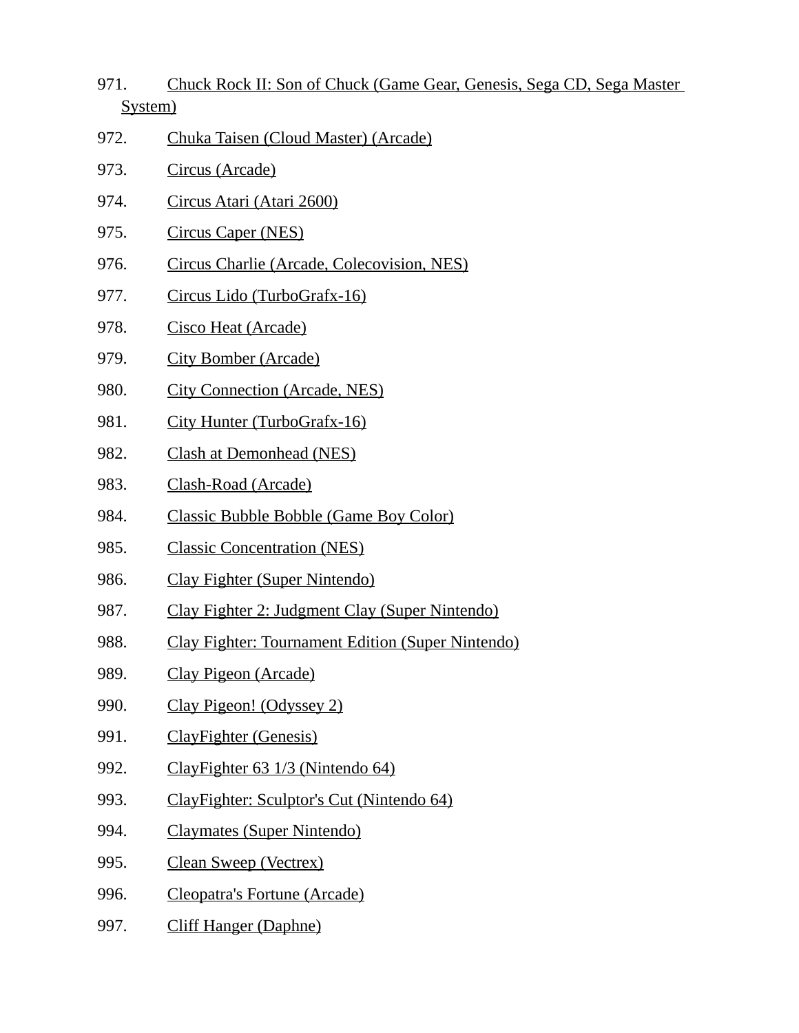971. Chuck Rock II: Son of Chuck (Game Gear, Genesis, Sega CD, Sega Master System)
972. Chuka Taisen (Cloud Master) (Arcade)
973. Circus (Arcade)
974. Circus Atari (Atari 2600)
975. Circus Caper (NES)
976. Circus Charlie (Arcade, Colecovision, NES)
977. Circus Lido (TurboGrafx-16)
978. Cisco Heat (Arcade)
979. City Bomber (Arcade)
980. City Connection (Arcade, NES)
981. City Hunter (TurboGrafx-16)
982. Clash at Demonhead (NES)
983. Clash-Road (Arcade)
984. Classic Bubble Bobble (Game Boy Color)
985. Classic Concentration (NES)
986. Clay Fighter (Super Nintendo)
987. Clay Fighter 2: Judgment Clay (Super Nintendo)
988. Clay Fighter: Tournament Edition (Super Nintendo)
989. Clay Pigeon (Arcade)
990. Clay Pigeon! (Odyssey 2)
991. ClayFighter (Genesis)
992. ClayFighter 63 1/3 (Nintendo 64)
993. ClayFighter: Sculptor's Cut (Nintendo 64)
994. Claymates (Super Nintendo)
995. Clean Sweep (Vectrex)
996. Cleopatra's Fortune (Arcade)
997. Cliff Hanger (Daphne)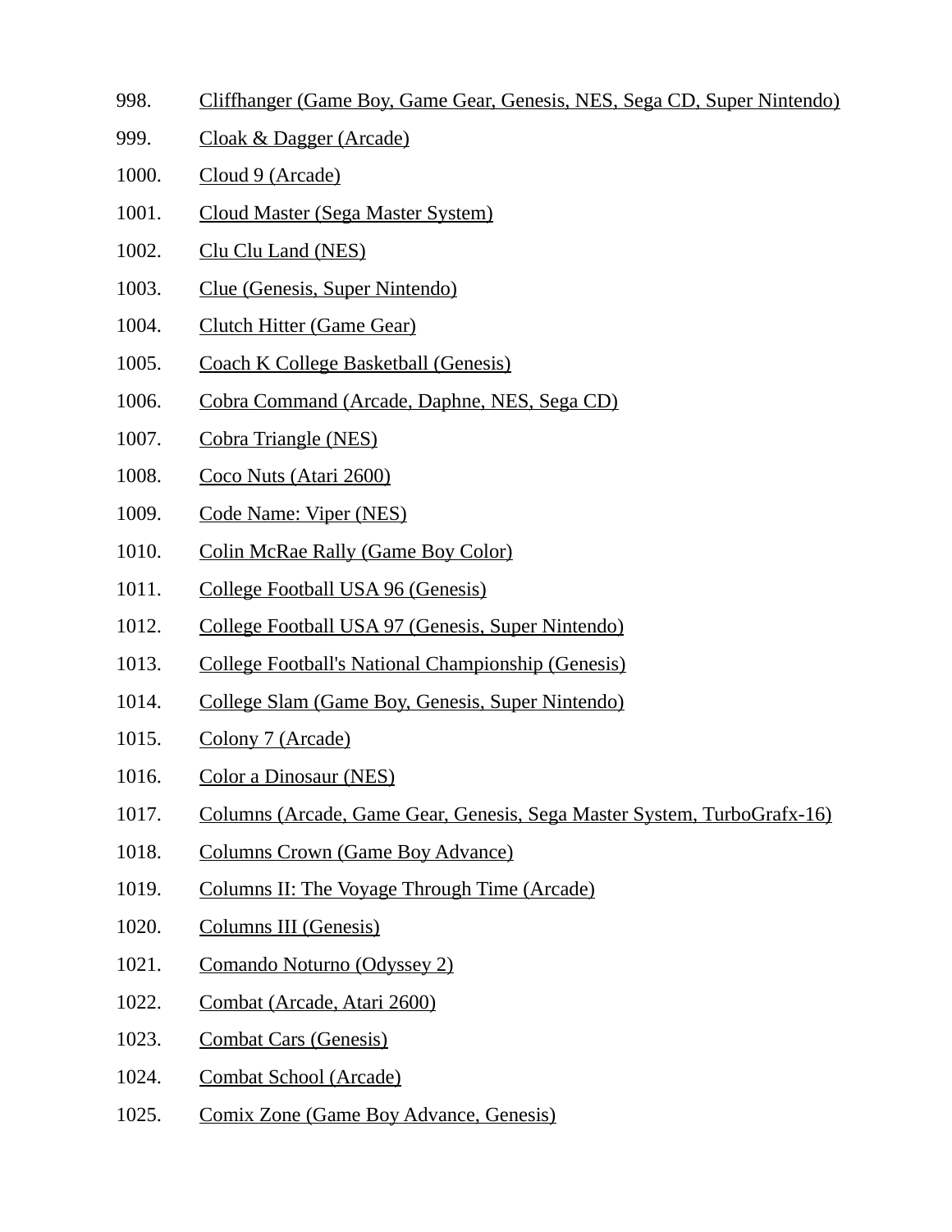998. Cliffhanger (Game Boy, Game Gear, Genesis, NES, Sega CD, Super Nintendo)
999. Cloak & Dagger (Arcade)
1000. Cloud 9 (Arcade)
1001. Cloud Master (Sega Master System)
1002. Clu Clu Land (NES)
1003. Clue (Genesis, Super Nintendo)
1004. Clutch Hitter (Game Gear)
1005. Coach K College Basketball (Genesis)
1006. Cobra Command (Arcade, Daphne, NES, Sega CD)
1007. Cobra Triangle (NES)
1008. Coco Nuts (Atari 2600)
1009. Code Name: Viper (NES)
1010. Colin McRae Rally (Game Boy Color)
1011. College Football USA 96 (Genesis)
1012. College Football USA 97 (Genesis, Super Nintendo)
1013. College Football's National Championship (Genesis)
1014. College Slam (Game Boy, Genesis, Super Nintendo)
1015. Colony 7 (Arcade)
1016. Color a Dinosaur (NES)
1017. Columns (Arcade, Game Gear, Genesis, Sega Master System, TurboGrafx-16)
1018. Columns Crown (Game Boy Advance)
1019. Columns II: The Voyage Through Time (Arcade)
1020. Columns III (Genesis)
1021. Comando Noturno (Odyssey 2)
1022. Combat (Arcade, Atari 2600)
1023. Combat Cars (Genesis)
1024. Combat School (Arcade)
1025. Comix Zone (Game Boy Advance, Genesis)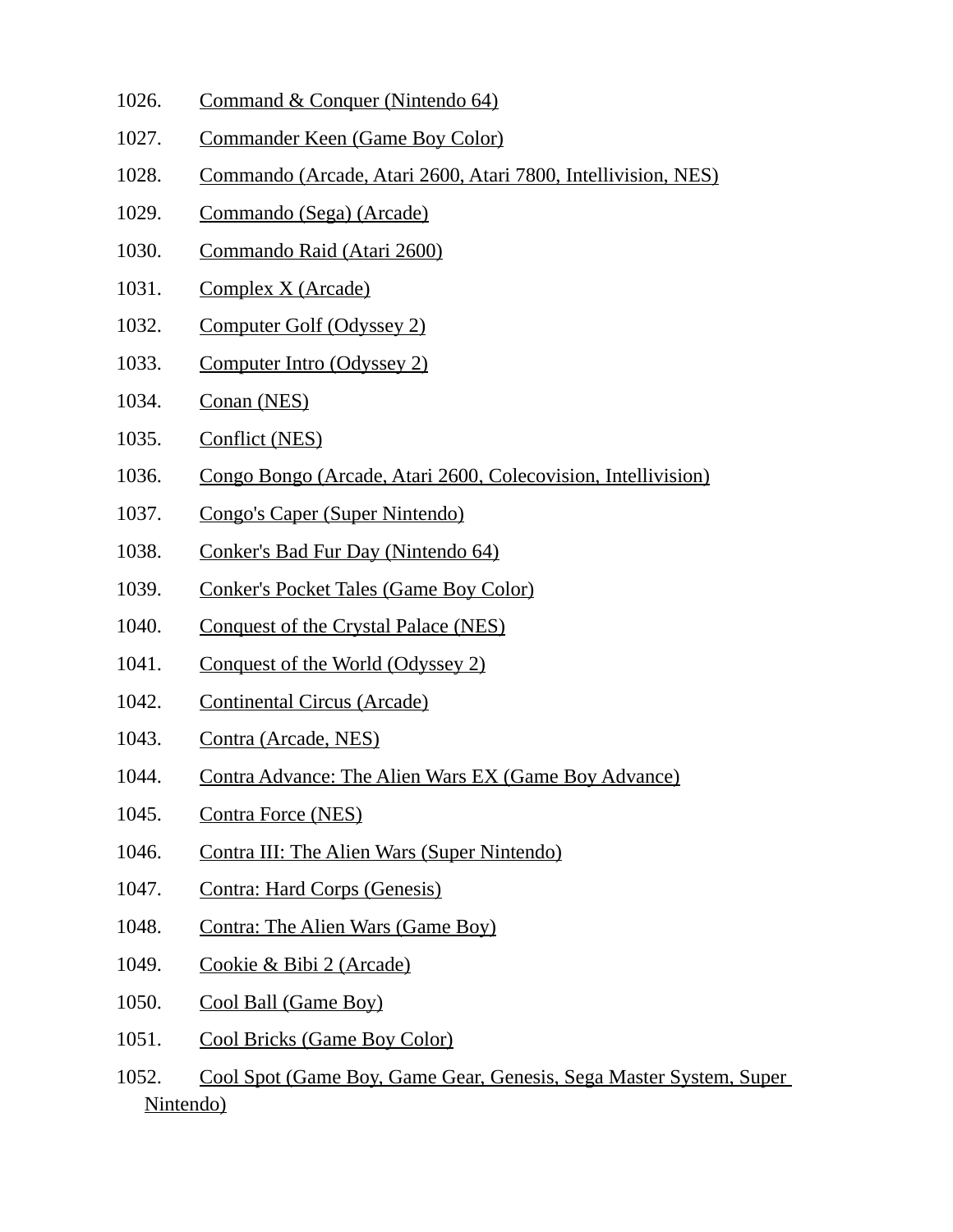1026. Command & Conquer (Nintendo 64)
1027. Commander Keen (Game Boy Color)
1028. Commando (Arcade, Atari 2600, Atari 7800, Intellivision, NES)
1029. Commando (Sega) (Arcade)
1030. Commando Raid (Atari 2600)
1031. Complex X (Arcade)
1032. Computer Golf (Odyssey 2)
1033. Computer Intro (Odyssey 2)
1034. Conan (NES)
1035. Conflict (NES)
1036. Congo Bongo (Arcade, Atari 2600, Colecovision, Intellivision)
1037. Congo's Caper (Super Nintendo)
1038. Conker's Bad Fur Day (Nintendo 64)
1039. Conker's Pocket Tales (Game Boy Color)
1040. Conquest of the Crystal Palace (NES)
1041. Conquest of the World (Odyssey 2)
1042. Continental Circus (Arcade)
1043. Contra (Arcade, NES)
1044. Contra Advance: The Alien Wars EX (Game Boy Advance)
1045. Contra Force (NES)
1046. Contra III: The Alien Wars (Super Nintendo)
1047. Contra: Hard Corps (Genesis)
1048. Contra: The Alien Wars (Game Boy)
1049. Cookie & Bibi 2 (Arcade)
1050. Cool Ball (Game Boy)
1051. Cool Bricks (Game Boy Color)
1052. Cool Spot (Game Boy, Game Gear, Genesis, Sega Master System, Super Nintendo)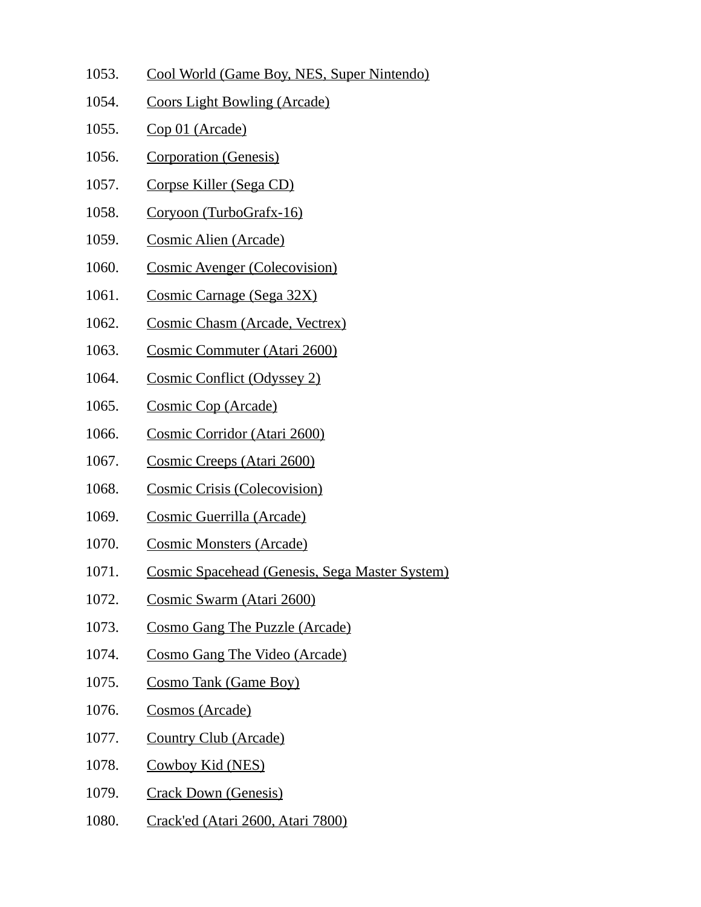1053. Cool World (Game Boy, NES, Super Nintendo)
1054. Coors Light Bowling (Arcade)
1055. Cop 01 (Arcade)
1056. Corporation (Genesis)
1057. Corpse Killer (Sega CD)
1058. Coryoon (TurboGrafx-16)
1059. Cosmic Alien (Arcade)
1060. Cosmic Avenger (Colecovision)
1061. Cosmic Carnage (Sega 32X)
1062. Cosmic Chasm (Arcade, Vectrex)
1063. Cosmic Commuter (Atari 2600)
1064. Cosmic Conflict (Odyssey 2)
1065. Cosmic Cop (Arcade)
1066. Cosmic Corridor (Atari 2600)
1067. Cosmic Creeps (Atari 2600)
1068. Cosmic Crisis (Colecovision)
1069. Cosmic Guerrilla (Arcade)
1070. Cosmic Monsters (Arcade)
1071. Cosmic Spacehead (Genesis, Sega Master System)
1072. Cosmic Swarm (Atari 2600)
1073. Cosmo Gang The Puzzle (Arcade)
1074. Cosmo Gang The Video (Arcade)
1075. Cosmo Tank (Game Boy)
1076. Cosmos (Arcade)
1077. Country Club (Arcade)
1078. Cowboy Kid (NES)
1079. Crack Down (Genesis)
1080. Crack'ed (Atari 2600, Atari 7800)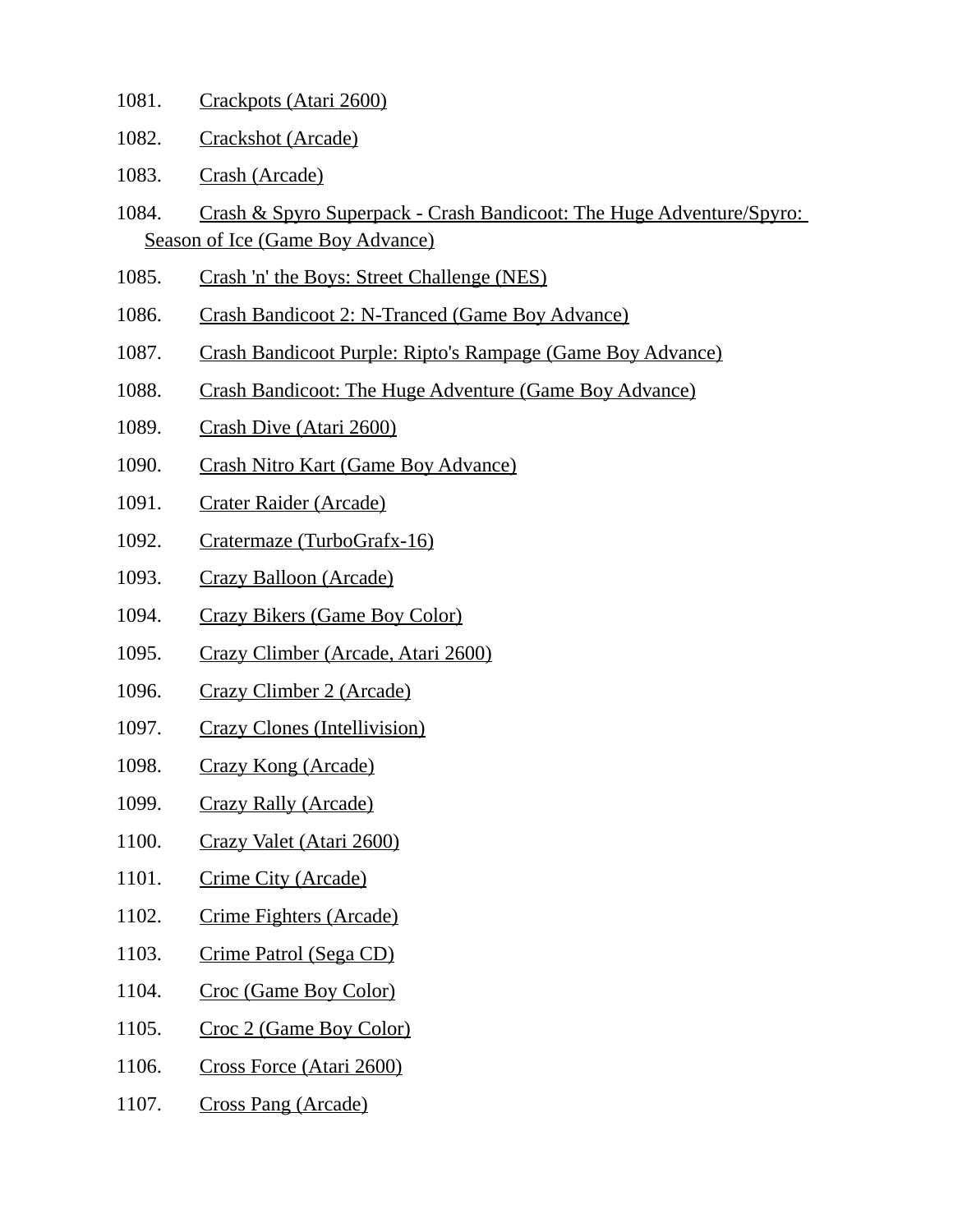1081. Crackpots (Atari 2600)
1082. Crackshot (Arcade)
1083. Crash (Arcade)
1084. Crash & Spyro Superpack - Crash Bandicoot: The Huge Adventure/Spyro: Season of Ice (Game Boy Advance)
1085. Crash 'n' the Boys: Street Challenge (NES)
1086. Crash Bandicoot 2: N-Tranced (Game Boy Advance)
1087. Crash Bandicoot Purple: Ripto's Rampage (Game Boy Advance)
1088. Crash Bandicoot: The Huge Adventure (Game Boy Advance)
1089. Crash Dive (Atari 2600)
1090. Crash Nitro Kart (Game Boy Advance)
1091. Crater Raider (Arcade)
1092. Cratermaze (TurboGrafx-16)
1093. Crazy Balloon (Arcade)
1094. Crazy Bikers (Game Boy Color)
1095. Crazy Climber (Arcade, Atari 2600)
1096. Crazy Climber 2 (Arcade)
1097. Crazy Clones (Intellivision)
1098. Crazy Kong (Arcade)
1099. Crazy Rally (Arcade)
1100. Crazy Valet (Atari 2600)
1101. Crime City (Arcade)
1102. Crime Fighters (Arcade)
1103. Crime Patrol (Sega CD)
1104. Croc (Game Boy Color)
1105. Croc 2 (Game Boy Color)
1106. Cross Force (Atari 2600)
1107. Cross Pang (Arcade)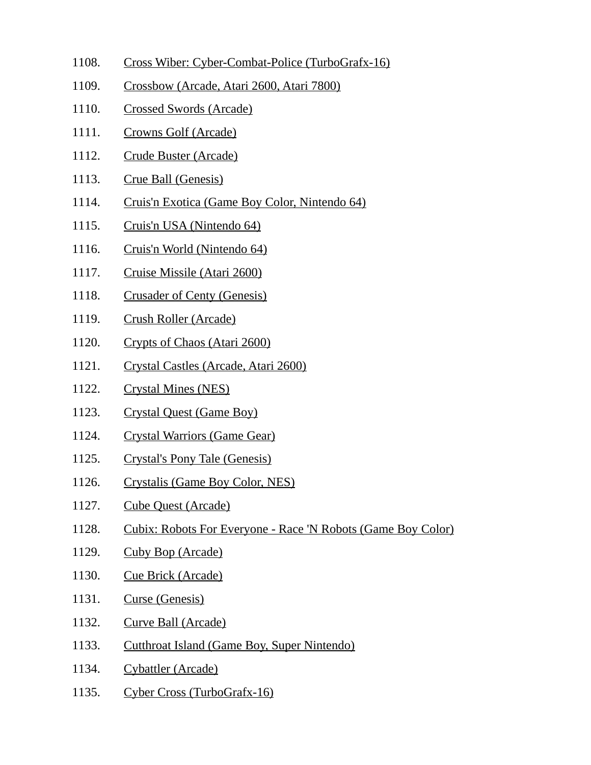1108. Cross Wiber: Cyber-Combat-Police (TurboGrafx-16)
1109. Crossbow (Arcade, Atari 2600, Atari 7800)
1110. Crossed Swords (Arcade)
1111. Crowns Golf (Arcade)
1112. Crude Buster (Arcade)
1113. Crue Ball (Genesis)
1114. Cruis'n Exotica (Game Boy Color, Nintendo 64)
1115. Cruis'n USA (Nintendo 64)
1116. Cruis'n World (Nintendo 64)
1117. Cruise Missile (Atari 2600)
1118. Crusader of Centy (Genesis)
1119. Crush Roller (Arcade)
1120. Crypts of Chaos (Atari 2600)
1121. Crystal Castles (Arcade, Atari 2600)
1122. Crystal Mines (NES)
1123. Crystal Quest (Game Boy)
1124. Crystal Warriors (Game Gear)
1125. Crystal's Pony Tale (Genesis)
1126. Crystalis (Game Boy Color, NES)
1127. Cube Quest (Arcade)
1128. Cubix: Robots For Everyone - Race 'N Robots (Game Boy Color)
1129. Cuby Bop (Arcade)
1130. Cue Brick (Arcade)
1131. Curse (Genesis)
1132. Curve Ball (Arcade)
1133. Cutthroat Island (Game Boy, Super Nintendo)
1134. Cybattler (Arcade)
1135. Cyber Cross (TurboGrafx-16)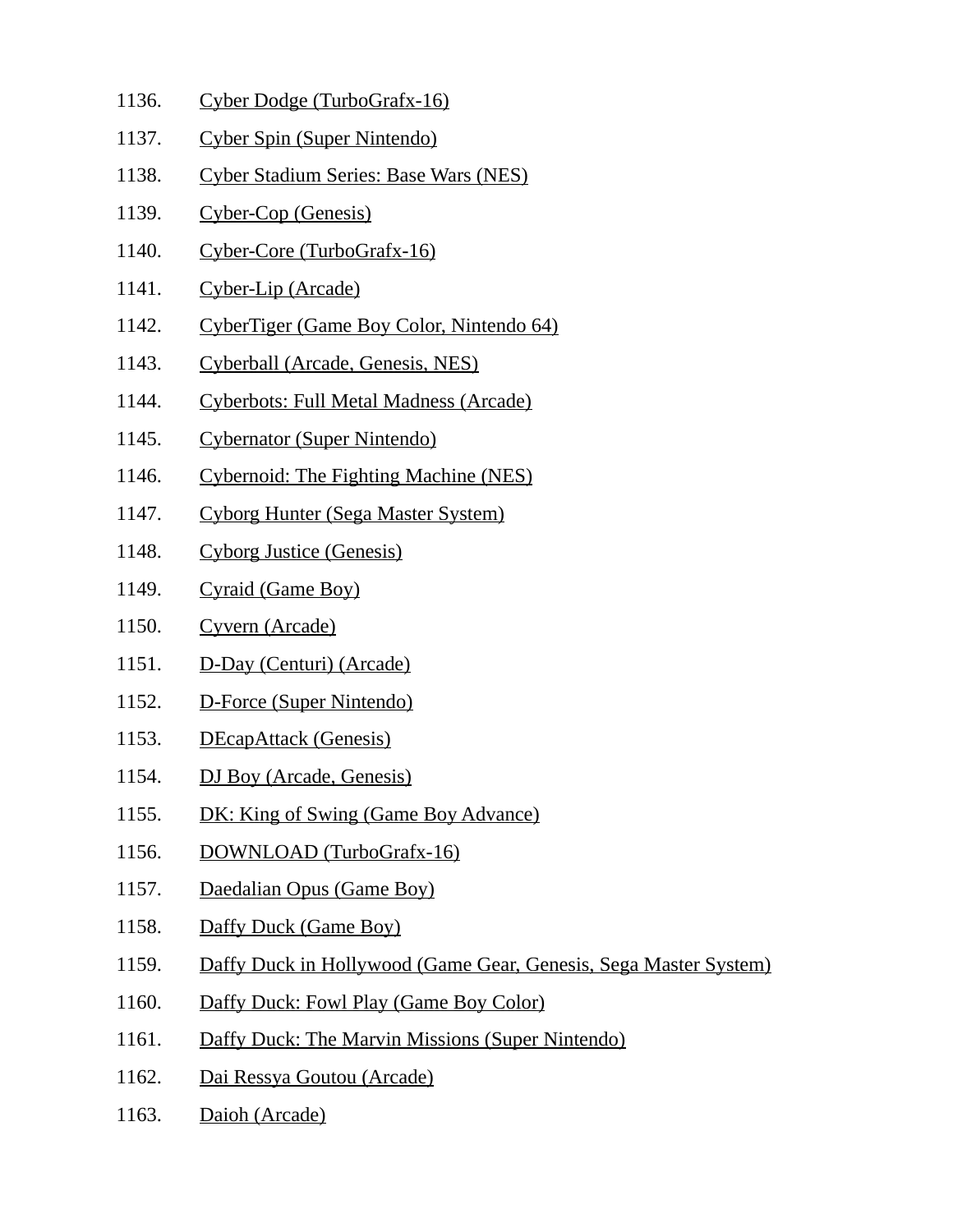1136. Cyber Dodge (TurboGrafx-16)
1137. Cyber Spin (Super Nintendo)
1138. Cyber Stadium Series: Base Wars (NES)
1139. Cyber-Cop (Genesis)
1140. Cyber-Core (TurboGrafx-16)
1141. Cyber-Lip (Arcade)
1142. CyberTiger (Game Boy Color, Nintendo 64)
1143. Cyberball (Arcade, Genesis, NES)
1144. Cyberbots: Full Metal Madness (Arcade)
1145. Cybernator (Super Nintendo)
1146. Cybernoid: The Fighting Machine (NES)
1147. Cyborg Hunter (Sega Master System)
1148. Cyborg Justice (Genesis)
1149. Cyraid (Game Boy)
1150. Cyvern (Arcade)
1151. D-Day (Centuri) (Arcade)
1152. D-Force (Super Nintendo)
1153. DEcapAttack (Genesis)
1154. DJ Boy (Arcade, Genesis)
1155. DK: King of Swing (Game Boy Advance)
1156. DOWNLOAD (TurboGrafx-16)
1157. Daedalian Opus (Game Boy)
1158. Daffy Duck (Game Boy)
1159. Daffy Duck in Hollywood (Game Gear, Genesis, Sega Master System)
1160. Daffy Duck: Fowl Play (Game Boy Color)
1161. Daffy Duck: The Marvin Missions (Super Nintendo)
1162. Dai Ressya Goutou (Arcade)
1163. Daioh (Arcade)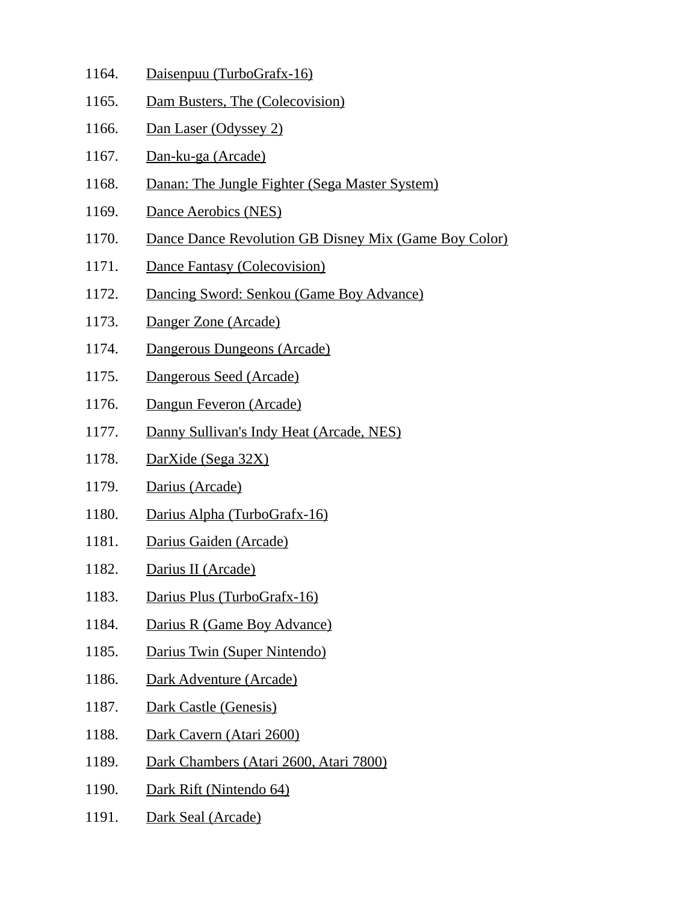1164. Daisenpuu (TurboGrafx-16)
1165. Dam Busters, The (Colecovision)
1166. Dan Laser (Odyssey 2)
1167. Dan-ku-ga (Arcade)
1168. Danan: The Jungle Fighter (Sega Master System)
1169. Dance Aerobics (NES)
1170. Dance Dance Revolution GB Disney Mix (Game Boy Color)
1171. Dance Fantasy (Colecovision)
1172. Dancing Sword: Senkou (Game Boy Advance)
1173. Danger Zone (Arcade)
1174. Dangerous Dungeons (Arcade)
1175. Dangerous Seed (Arcade)
1176. Dangun Feveron (Arcade)
1177. Danny Sullivan's Indy Heat (Arcade, NES)
1178. DarXide (Sega 32X)
1179. Darius (Arcade)
1180. Darius Alpha (TurboGrafx-16)
1181. Darius Gaiden (Arcade)
1182. Darius II (Arcade)
1183. Darius Plus (TurboGrafx-16)
1184. Darius R (Game Boy Advance)
1185. Darius Twin (Super Nintendo)
1186. Dark Adventure (Arcade)
1187. Dark Castle (Genesis)
1188. Dark Cavern (Atari 2600)
1189. Dark Chambers (Atari 2600, Atari 7800)
1190. Dark Rift (Nintendo 64)
1191. Dark Seal (Arcade)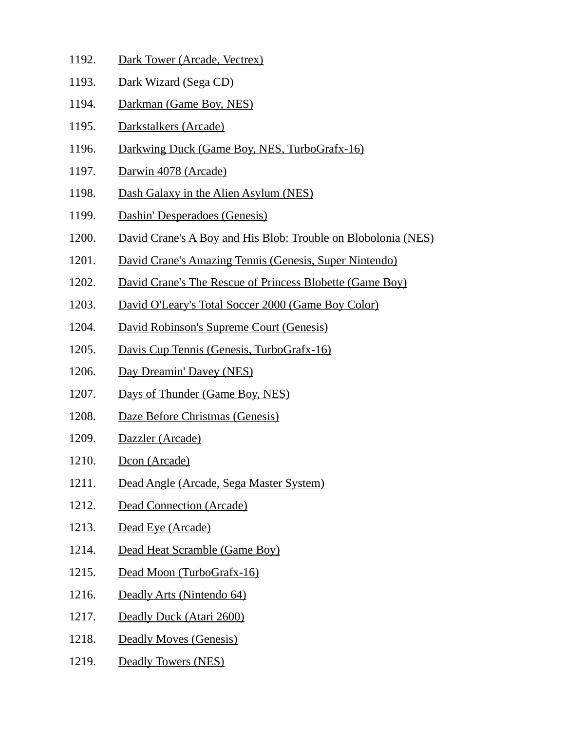1192. Dark Tower (Arcade, Vectrex)
1193. Dark Wizard (Sega CD)
1194. Darkman (Game Boy, NES)
1195. Darkstalkers (Arcade)
1196. Darkwing Duck (Game Boy, NES, TurboGrafx-16)
1197. Darwin 4078 (Arcade)
1198. Dash Galaxy in the Alien Asylum (NES)
1199. Dashin' Desperadoes (Genesis)
1200. David Crane's A Boy and His Blob: Trouble on Blobolonia (NES)
1201. David Crane's Amazing Tennis (Genesis, Super Nintendo)
1202. David Crane's The Rescue of Princess Blobette (Game Boy)
1203. David O'Leary's Total Soccer 2000 (Game Boy Color)
1204. David Robinson's Supreme Court (Genesis)
1205. Davis Cup Tennis (Genesis, TurboGrafx-16)
1206. Day Dreamin' Davey (NES)
1207. Days of Thunder (Game Boy, NES)
1208. Daze Before Christmas (Genesis)
1209. Dazzler (Arcade)
1210. Dcon (Arcade)
1211. Dead Angle (Arcade, Sega Master System)
1212. Dead Connection (Arcade)
1213. Dead Eye (Arcade)
1214. Dead Heat Scramble (Game Boy)
1215. Dead Moon (TurboGrafx-16)
1216. Deadly Arts (Nintendo 64)
1217. Deadly Duck (Atari 2600)
1218. Deadly Moves (Genesis)
1219. Deadly Towers (NES)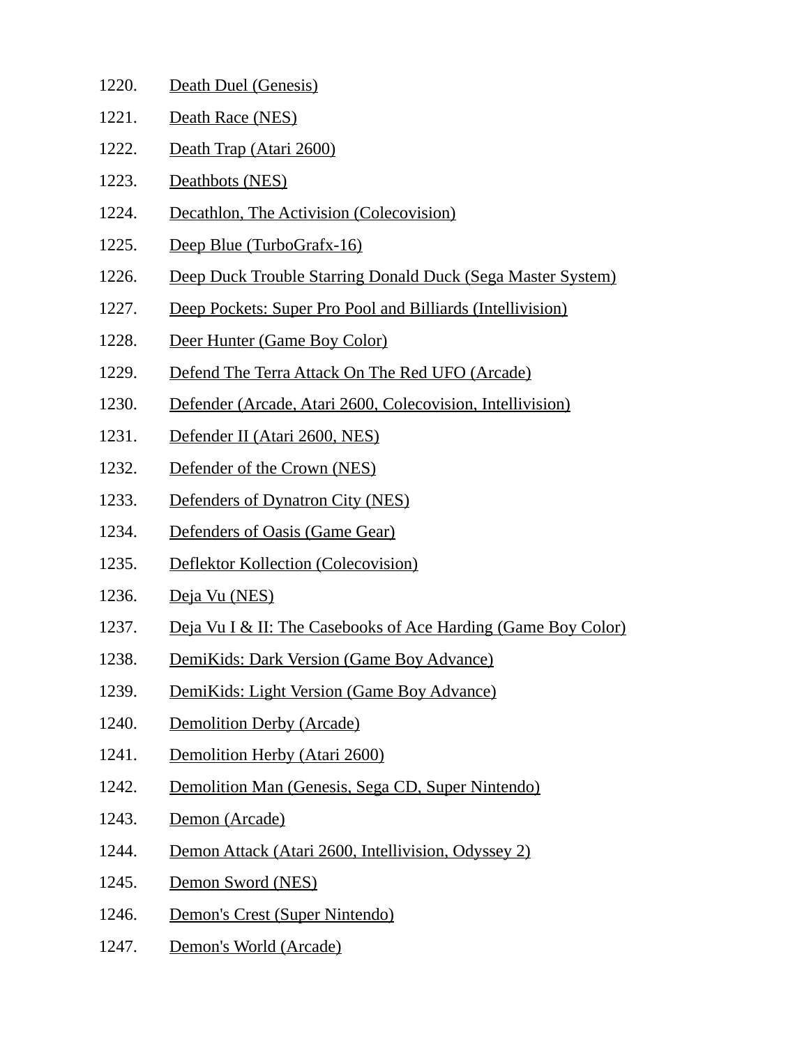1220. Death Duel (Genesis)
1221. Death Race (NES)
1222. Death Trap (Atari 2600)
1223. Deathbots (NES)
1224. Decathlon, The Activision (Colecovision)
1225. Deep Blue (TurboGrafx-16)
1226. Deep Duck Trouble Starring Donald Duck (Sega Master System)
1227. Deep Pockets: Super Pro Pool and Billiards (Intellivision)
1228. Deer Hunter (Game Boy Color)
1229. Defend The Terra Attack On The Red UFO (Arcade)
1230. Defender (Arcade, Atari 2600, Colecovision, Intellivision)
1231. Defender II (Atari 2600, NES)
1232. Defender of the Crown (NES)
1233. Defenders of Dynatron City (NES)
1234. Defenders of Oasis (Game Gear)
1235. Deflektor Kollection (Colecovision)
1236. Deja Vu (NES)
1237. Deja Vu I & II: The Casebooks of Ace Harding (Game Boy Color)
1238. DemiKids: Dark Version (Game Boy Advance)
1239. DemiKids: Light Version (Game Boy Advance)
1240. Demolition Derby (Arcade)
1241. Demolition Herby (Atari 2600)
1242. Demolition Man (Genesis, Sega CD, Super Nintendo)
1243. Demon (Arcade)
1244. Demon Attack (Atari 2600, Intellivision, Odyssey 2)
1245. Demon Sword (NES)
1246. Demon's Crest (Super Nintendo)
1247. Demon's World (Arcade)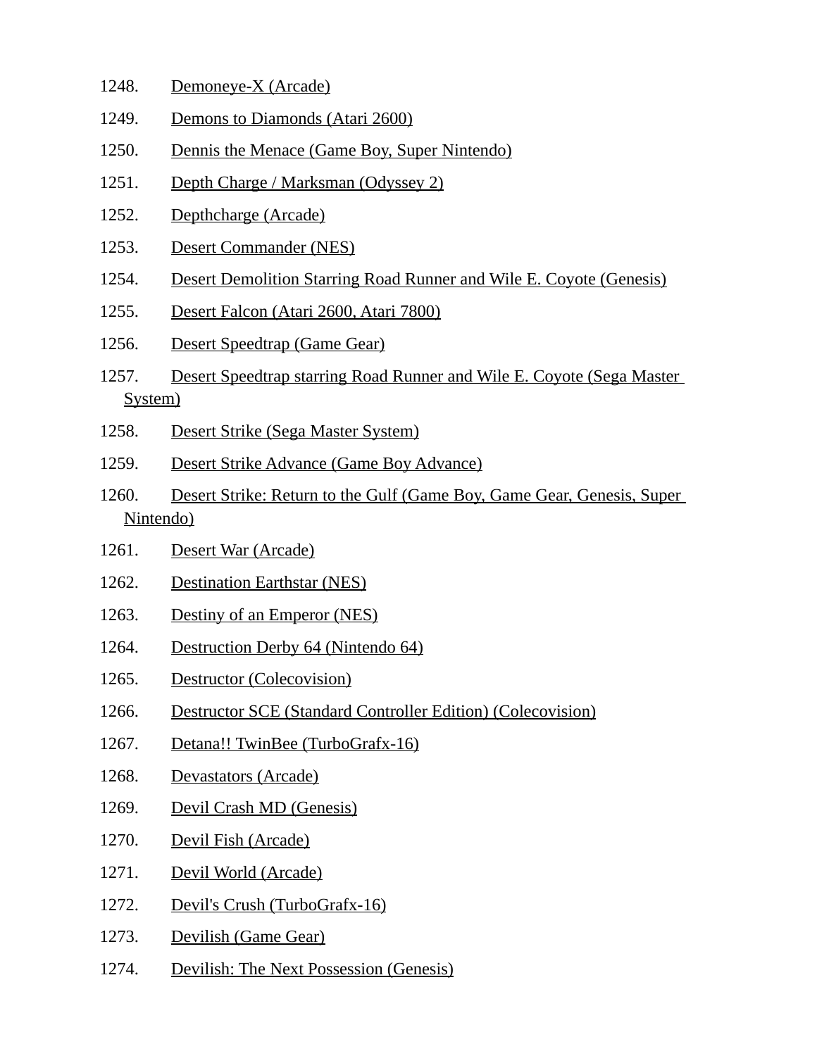1248. Demoneye-X (Arcade)
1249. Demons to Diamonds (Atari 2600)
1250. Dennis the Menace (Game Boy, Super Nintendo)
1251. Depth Charge / Marksman (Odyssey 2)
1252. Depthcharge (Arcade)
1253. Desert Commander (NES)
1254. Desert Demolition Starring Road Runner and Wile E. Coyote (Genesis)
1255. Desert Falcon (Atari 2600, Atari 7800)
1256. Desert Speedtrap (Game Gear)
1257. Desert Speedtrap starring Road Runner and Wile E. Coyote (Sega Master System)
1258. Desert Strike (Sega Master System)
1259. Desert Strike Advance (Game Boy Advance)
1260. Desert Strike: Return to the Gulf (Game Boy, Game Gear, Genesis, Super Nintendo)
1261. Desert War (Arcade)
1262. Destination Earthstar (NES)
1263. Destiny of an Emperor (NES)
1264. Destruction Derby 64 (Nintendo 64)
1265. Destructor (Colecovision)
1266. Destructor SCE (Standard Controller Edition) (Colecovision)
1267. Detana!! TwinBee (TurboGrafx-16)
1268. Devastators (Arcade)
1269. Devil Crash MD (Genesis)
1270. Devil Fish (Arcade)
1271. Devil World (Arcade)
1272. Devil's Crush (TurboGrafx-16)
1273. Devilish (Game Gear)
1274. Devilish: The Next Possession (Genesis)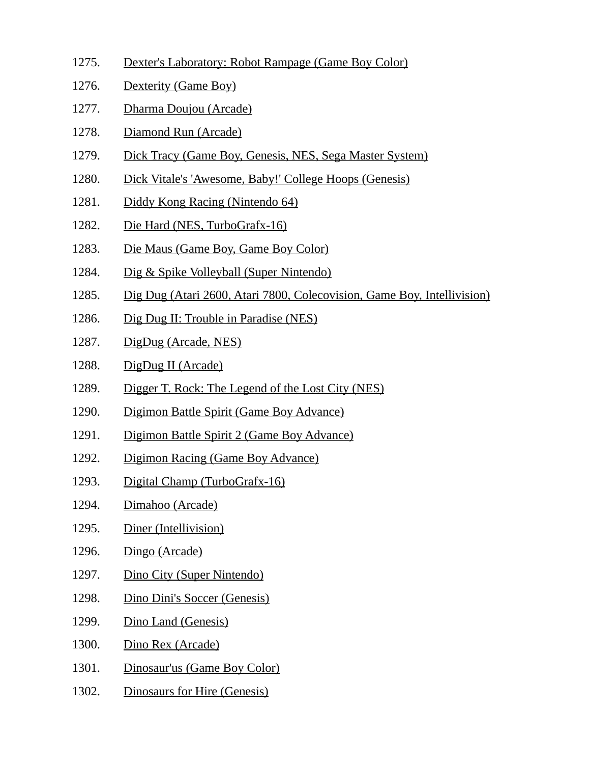1275. Dexter's Laboratory: Robot Rampage (Game Boy Color)
1276. Dexterity (Game Boy)
1277. Dharma Doujou (Arcade)
1278. Diamond Run (Arcade)
1279. Dick Tracy (Game Boy, Genesis, NES, Sega Master System)
1280. Dick Vitale's 'Awesome, Baby!' College Hoops (Genesis)
1281. Diddy Kong Racing (Nintendo 64)
1282. Die Hard (NES, TurboGrafx-16)
1283. Die Maus (Game Boy, Game Boy Color)
1284. Dig & Spike Volleyball (Super Nintendo)
1285. Dig Dug (Atari 2600, Atari 7800, Colecovision, Game Boy, Intellivision)
1286. Dig Dug II: Trouble in Paradise (NES)
1287. DigDug (Arcade, NES)
1288. DigDug II (Arcade)
1289. Digger T. Rock: The Legend of the Lost City (NES)
1290. Digimon Battle Spirit (Game Boy Advance)
1291. Digimon Battle Spirit 2 (Game Boy Advance)
1292. Digimon Racing (Game Boy Advance)
1293. Digital Champ (TurboGrafx-16)
1294. Dimahoo (Arcade)
1295. Diner (Intellivision)
1296. Dingo (Arcade)
1297. Dino City (Super Nintendo)
1298. Dino Dini's Soccer (Genesis)
1299. Dino Land (Genesis)
1300. Dino Rex (Arcade)
1301. Dinosaur'us (Game Boy Color)
1302. Dinosaurs for Hire (Genesis)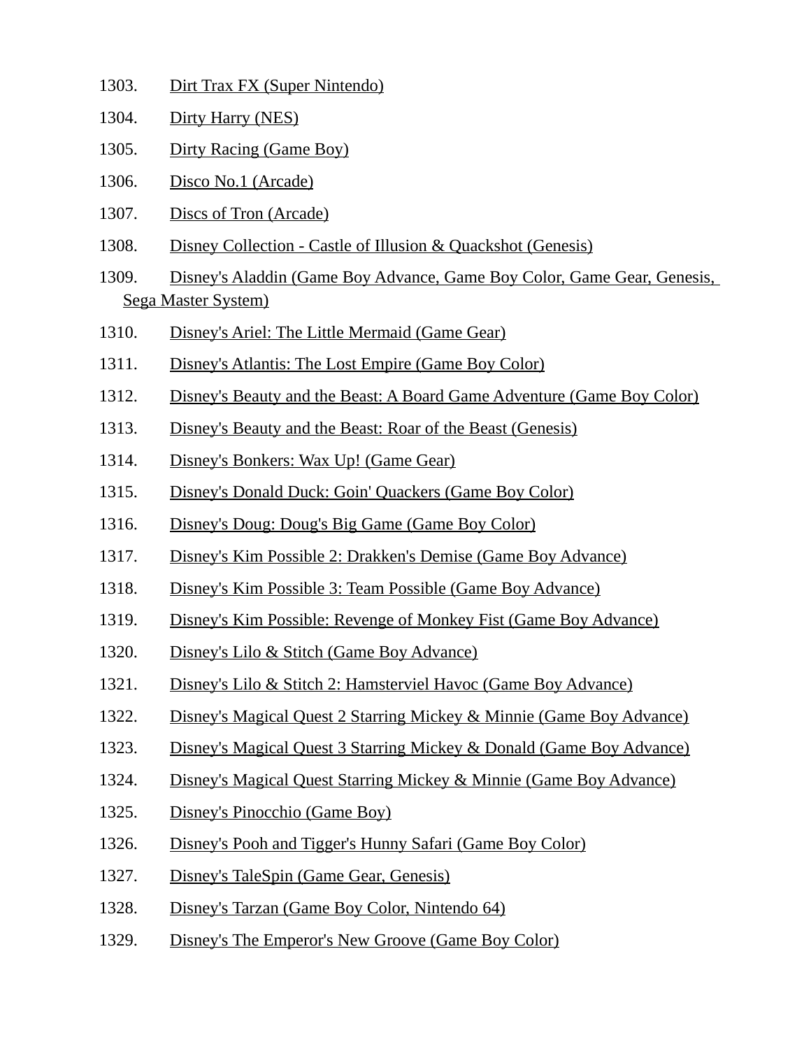1303. Dirt Trax FX (Super Nintendo)

1304. Dirty Harry (NES)

1305. Dirty Racing (Game Boy)

1306. Disco No.1 (Arcade)

1307. Discs of Tron (Arcade)

1308. Disney Collection - Castle of Illusion & Quackshot (Genesis)

1309. Disney's Aladdin (Game Boy Advance, Game Boy Color, Game Gear, Genesis, Sega Master System)

1310. Disney's Ariel: The Little Mermaid (Game Gear)

1311. Disney's Atlantis: The Lost Empire (Game Boy Color)

1312. Disney's Beauty and the Beast: A Board Game Adventure (Game Boy Color)

1313. Disney's Beauty and the Beast: Roar of the Beast (Genesis)

1314. Disney's Bonkers: Wax Up! (Game Gear)

1315. Disney's Donald Duck: Goin' Quackers (Game Boy Color)

1316. Disney's Doug: Doug's Big Game (Game Boy Color)

1317. Disney's Kim Possible 2: Drakken's Demise (Game Boy Advance)

1318. Disney's Kim Possible 3: Team Possible (Game Boy Advance)

1319. Disney's Kim Possible: Revenge of Monkey Fist (Game Boy Advance)

1320. Disney's Lilo & Stitch (Game Boy Advance)

1321. Disney's Lilo & Stitch 2: Hamsterviel Havoc (Game Boy Advance)

1322. Disney's Magical Quest 2 Starring Mickey & Minnie (Game Boy Advance)

1323. Disney's Magical Quest 3 Starring Mickey & Donald (Game Boy Advance)

1324. Disney's Magical Quest Starring Mickey & Minnie (Game Boy Advance)

1325. Disney's Pinocchio (Game Boy)

1326. Disney's Pooh and Tigger's Hunny Safari (Game Boy Color)

1327. Disney's TaleSpin (Game Gear, Genesis)

1328. Disney's Tarzan (Game Boy Color, Nintendo 64)

1329. Disney's The Emperor's New Groove (Game Boy Color)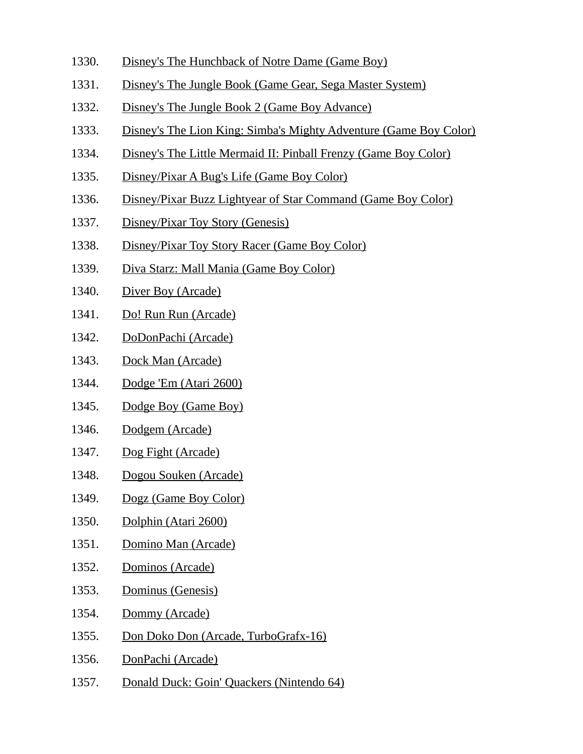1330. Disney's The Hunchback of Notre Dame (Game Boy)
1331. Disney's The Jungle Book (Game Gear, Sega Master System)
1332. Disney's The Jungle Book 2 (Game Boy Advance)
1333. Disney's The Lion King: Simba's Mighty Adventure (Game Boy Color)
1334. Disney's The Little Mermaid II: Pinball Frenzy (Game Boy Color)
1335. Disney/Pixar A Bug's Life (Game Boy Color)
1336. Disney/Pixar Buzz Lightyear of Star Command (Game Boy Color)
1337. Disney/Pixar Toy Story (Genesis)
1338. Disney/Pixar Toy Story Racer (Game Boy Color)
1339. Diva Starz: Mall Mania (Game Boy Color)
1340. Diver Boy (Arcade)
1341. Do! Run Run (Arcade)
1342. DoDonPachi (Arcade)
1343. Dock Man (Arcade)
1344. Dodge 'Em (Atari 2600)
1345. Dodge Boy (Game Boy)
1346. Dodgem (Arcade)
1347. Dog Fight (Arcade)
1348. Dogou Souken (Arcade)
1349. Dogz (Game Boy Color)
1350. Dolphin (Atari 2600)
1351. Domino Man (Arcade)
1352. Dominos (Arcade)
1353. Dominus (Genesis)
1354. Dommy (Arcade)
1355. Don Doko Don (Arcade, TurboGrafx-16)
1356. DonPachi (Arcade)
1357. Donald Duck: Goin' Quackers (Nintendo 64)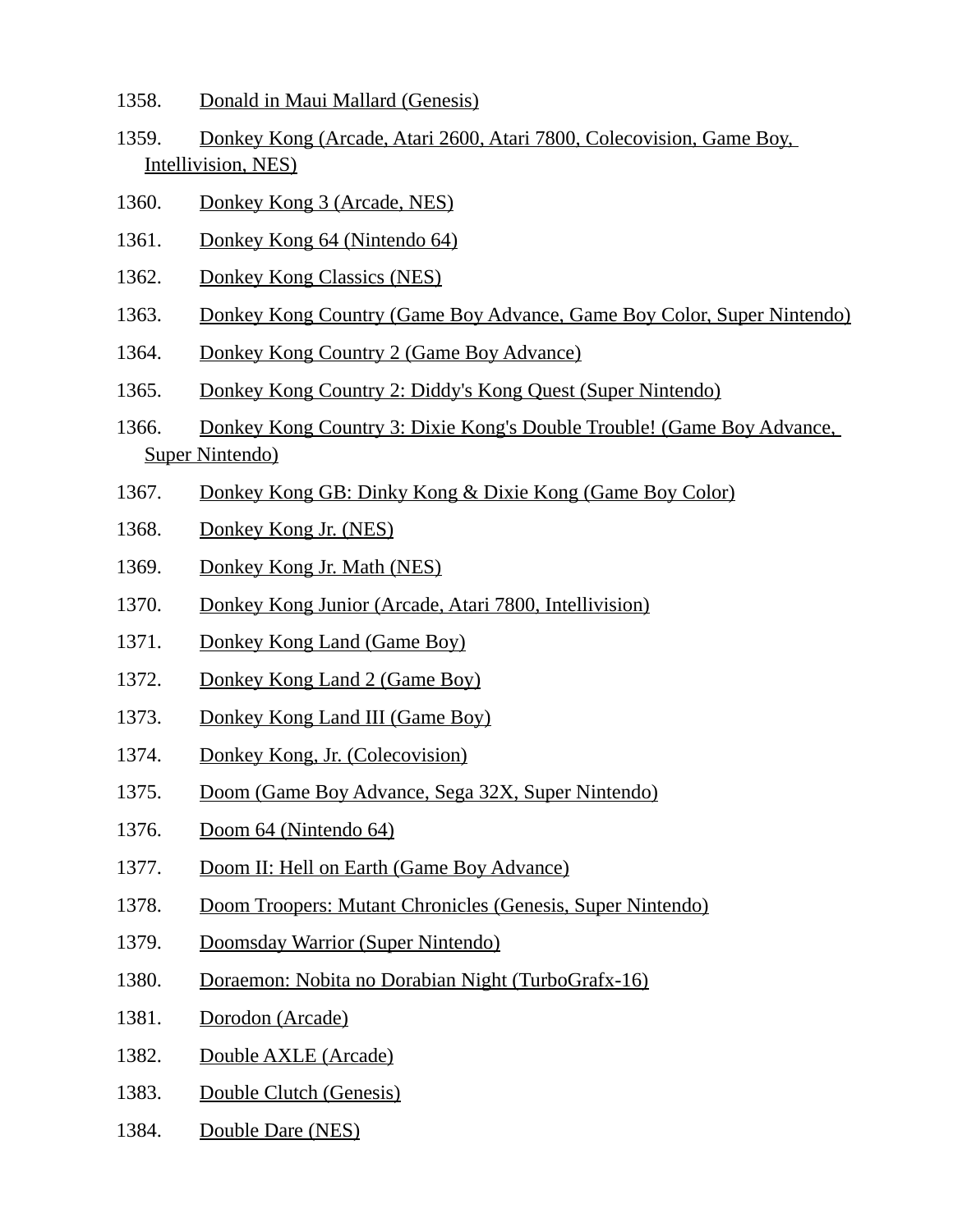1358. Donald in Maui Mallard (Genesis)

1359. Donkey Kong (Arcade, Atari 2600, Atari 7800, Colecovision, Game Boy, Intellivision, NES)

1360. Donkey Kong 3 (Arcade, NES)

1361. Donkey Kong 64 (Nintendo 64)

1362. Donkey Kong Classics (NES)

1363. Donkey Kong Country (Game Boy Advance, Game Boy Color, Super Nintendo)

1364. Donkey Kong Country 2 (Game Boy Advance)

1365. Donkey Kong Country 2: Diddy's Kong Quest (Super Nintendo)

1366. Donkey Kong Country 3: Dixie Kong's Double Trouble! (Game Boy Advance, Super Nintendo)

1367. Donkey Kong GB: Dinky Kong & Dixie Kong (Game Boy Color)

1368. Donkey Kong Jr. (NES)

1369. Donkey Kong Jr. Math (NES)

1370. Donkey Kong Junior (Arcade, Atari 7800, Intellivision)

1371. Donkey Kong Land (Game Boy)

1372. Donkey Kong Land 2 (Game Boy)

1373. Donkey Kong Land III (Game Boy)

1374. Donkey Kong, Jr. (Colecovision)

1375. Doom (Game Boy Advance, Sega 32X, Super Nintendo)

1376. Doom 64 (Nintendo 64)

1377. Doom II: Hell on Earth (Game Boy Advance)

1378. Doom Troopers: Mutant Chronicles (Genesis, Super Nintendo)

1379. Doomsday Warrior (Super Nintendo)

1380. Doraemon: Nobita no Dorabian Night (TurboGrafx-16)

1381. Dorodon (Arcade)

1382. Double AXLE (Arcade)

1383. Double Clutch (Genesis)

1384. Double Dare (NES)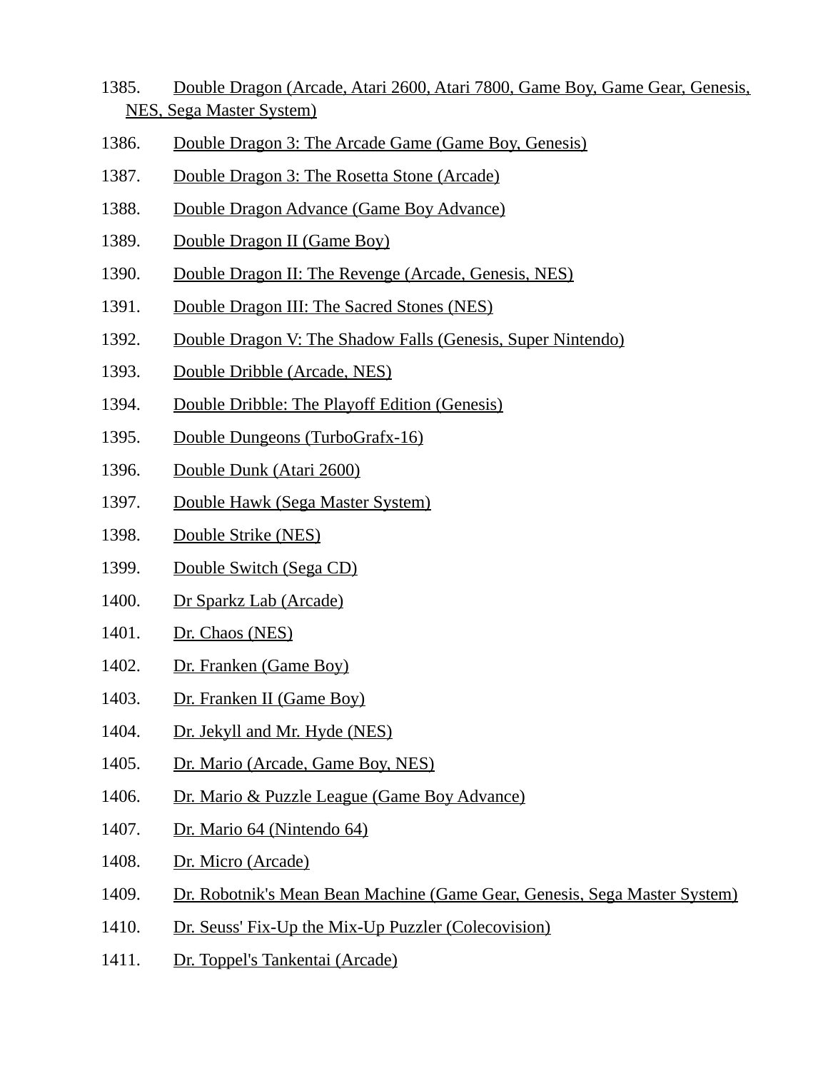1385. Double Dragon (Arcade, Atari 2600, Atari 7800, Game Boy, Game Gear, Genesis, NES, Sega Master System)

1386. Double Dragon 3: The Arcade Game (Game Boy, Genesis)

1387. Double Dragon 3: The Rosetta Stone (Arcade)

1388. Double Dragon Advance (Game Boy Advance)

1389. Double Dragon II (Game Boy)

1390. Double Dragon II: The Revenge (Arcade, Genesis, NES)

1391. Double Dragon III: The Sacred Stones (NES)

1392. Double Dragon V: The Shadow Falls (Genesis, Super Nintendo)

1393. Double Dribble (Arcade, NES)

1394. Double Dribble: The Playoff Edition (Genesis)

1395. Double Dungeons (TurboGrafx-16)

1396. Double Dunk (Atari 2600)

1397. Double Hawk (Sega Master System)

1398. Double Strike (NES)

1399. Double Switch (Sega CD)

1400. Dr Sparkz Lab (Arcade)

1401. Dr. Chaos (NES)

1402. Dr. Franken (Game Boy)

1403. Dr. Franken II (Game Boy)

1404. Dr. Jekyll and Mr. Hyde (NES)

1405. Dr. Mario (Arcade, Game Boy, NES)

1406. Dr. Mario & Puzzle League (Game Boy Advance)

1407. Dr. Mario 64 (Nintendo 64)

1408. Dr. Micro (Arcade)

1409. Dr. Robotnik's Mean Bean Machine (Game Gear, Genesis, Sega Master System)

1410. Dr. Seuss' Fix-Up the Mix-Up Puzzler (Colecovision)

1411. Dr. Toppel's Tankentai (Arcade)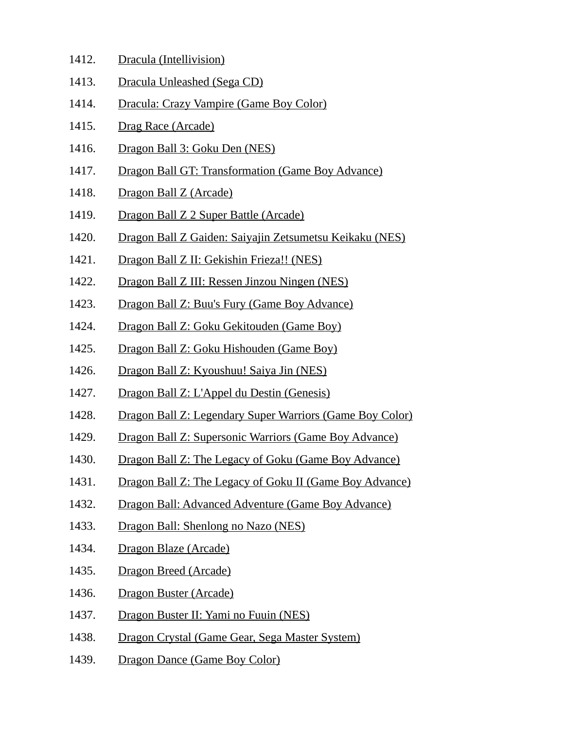1412. Dracula (Intellivision)
1413. Dracula Unleashed (Sega CD)
1414. Dracula: Crazy Vampire (Game Boy Color)
1415. Drag Race (Arcade)
1416. Dragon Ball 3: Goku Den (NES)
1417. Dragon Ball GT: Transformation (Game Boy Advance)
1418. Dragon Ball Z (Arcade)
1419. Dragon Ball Z 2 Super Battle (Arcade)
1420. Dragon Ball Z Gaiden: Saiyajin Zetsumetsu Keikaku (NES)
1421. Dragon Ball Z II: Gekishin Frieza!! (NES)
1422. Dragon Ball Z III: Ressen Jinzou Ningen (NES)
1423. Dragon Ball Z: Buu's Fury (Game Boy Advance)
1424. Dragon Ball Z: Goku Gekitouden (Game Boy)
1425. Dragon Ball Z: Goku Hishouden (Game Boy)
1426. Dragon Ball Z: Kyoushuu! Saiya Jin (NES)
1427. Dragon Ball Z: L'Appel du Destin (Genesis)
1428. Dragon Ball Z: Legendary Super Warriors (Game Boy Color)
1429. Dragon Ball Z: Supersonic Warriors (Game Boy Advance)
1430. Dragon Ball Z: The Legacy of Goku (Game Boy Advance)
1431. Dragon Ball Z: The Legacy of Goku II (Game Boy Advance)
1432. Dragon Ball: Advanced Adventure (Game Boy Advance)
1433. Dragon Ball: Shenlong no Nazo (NES)
1434. Dragon Blaze (Arcade)
1435. Dragon Breed (Arcade)
1436. Dragon Buster (Arcade)
1437. Dragon Buster II: Yami no Fuuin (NES)
1438. Dragon Crystal (Game Gear, Sega Master System)
1439. Dragon Dance (Game Boy Color)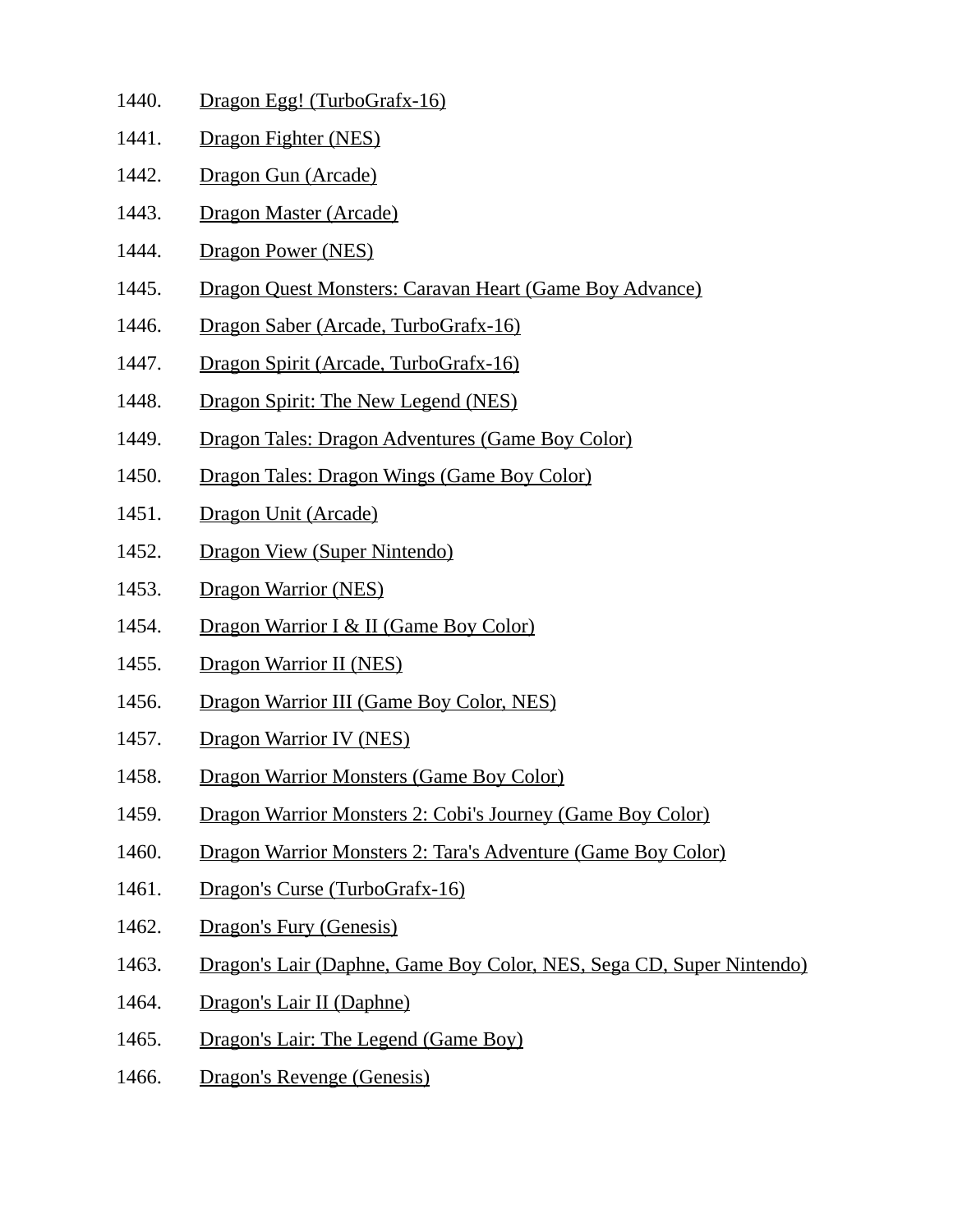1440. Dragon Egg! (TurboGrafx-16)
1441. Dragon Fighter (NES)
1442. Dragon Gun (Arcade)
1443. Dragon Master (Arcade)
1444. Dragon Power (NES)
1445. Dragon Quest Monsters: Caravan Heart (Game Boy Advance)
1446. Dragon Saber (Arcade, TurboGrafx-16)
1447. Dragon Spirit (Arcade, TurboGrafx-16)
1448. Dragon Spirit: The New Legend (NES)
1449. Dragon Tales: Dragon Adventures (Game Boy Color)
1450. Dragon Tales: Dragon Wings (Game Boy Color)
1451. Dragon Unit (Arcade)
1452. Dragon View (Super Nintendo)
1453. Dragon Warrior (NES)
1454. Dragon Warrior I & II (Game Boy Color)
1455. Dragon Warrior II (NES)
1456. Dragon Warrior III (Game Boy Color, NES)
1457. Dragon Warrior IV (NES)
1458. Dragon Warrior Monsters (Game Boy Color)
1459. Dragon Warrior Monsters 2: Cobi's Journey (Game Boy Color)
1460. Dragon Warrior Monsters 2: Tara's Adventure (Game Boy Color)
1461. Dragon's Curse (TurboGrafx-16)
1462. Dragon's Fury (Genesis)
1463. Dragon's Lair (Daphne, Game Boy Color, NES, Sega CD, Super Nintendo)
1464. Dragon's Lair II (Daphne)
1465. Dragon's Lair: The Legend (Game Boy)
1466. Dragon's Revenge (Genesis)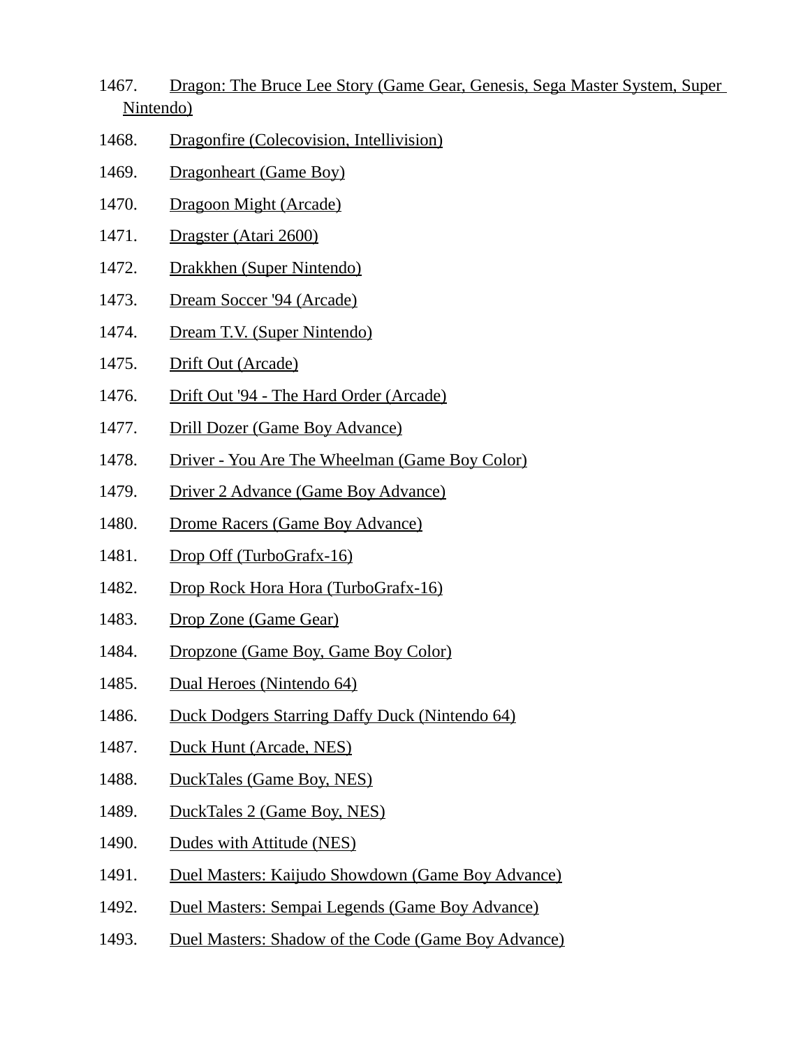1467. Dragon: The Bruce Lee Story (Game Gear, Genesis, Sega Master System, Super Nintendo)

1468. Dragonfire (Colecovision, Intellivision)

1469. Dragonheart (Game Boy)

1470. Dragoon Might (Arcade)

1471. Dragster (Atari 2600)

1472. Drakkhen (Super Nintendo)

1473. Dream Soccer '94 (Arcade)

1474. Dream T.V. (Super Nintendo)

1475. Drift Out (Arcade)

1476. Drift Out '94 - The Hard Order (Arcade)

1477. Drill Dozer (Game Boy Advance)

1478. Driver - You Are The Wheelman (Game Boy Color)

1479. Driver 2 Advance (Game Boy Advance)

1480. Drome Racers (Game Boy Advance)

1481. Drop Off (TurboGrafx-16)

1482. Drop Rock Hora Hora (TurboGrafx-16)

1483. Drop Zone (Game Gear)

1484. Dropzone (Game Boy, Game Boy Color)

1485. Dual Heroes (Nintendo 64)

1486. Duck Dodgers Starring Daffy Duck (Nintendo 64)

1487. Duck Hunt (Arcade, NES)

1488. DuckTales (Game Boy, NES)

1489. DuckTales 2 (Game Boy, NES)

1490. Dudes with Attitude (NES)

1491. Duel Masters: Kaijudo Showdown (Game Boy Advance)

1492. Duel Masters: Sempai Legends (Game Boy Advance)

1493. Duel Masters: Shadow of the Code (Game Boy Advance)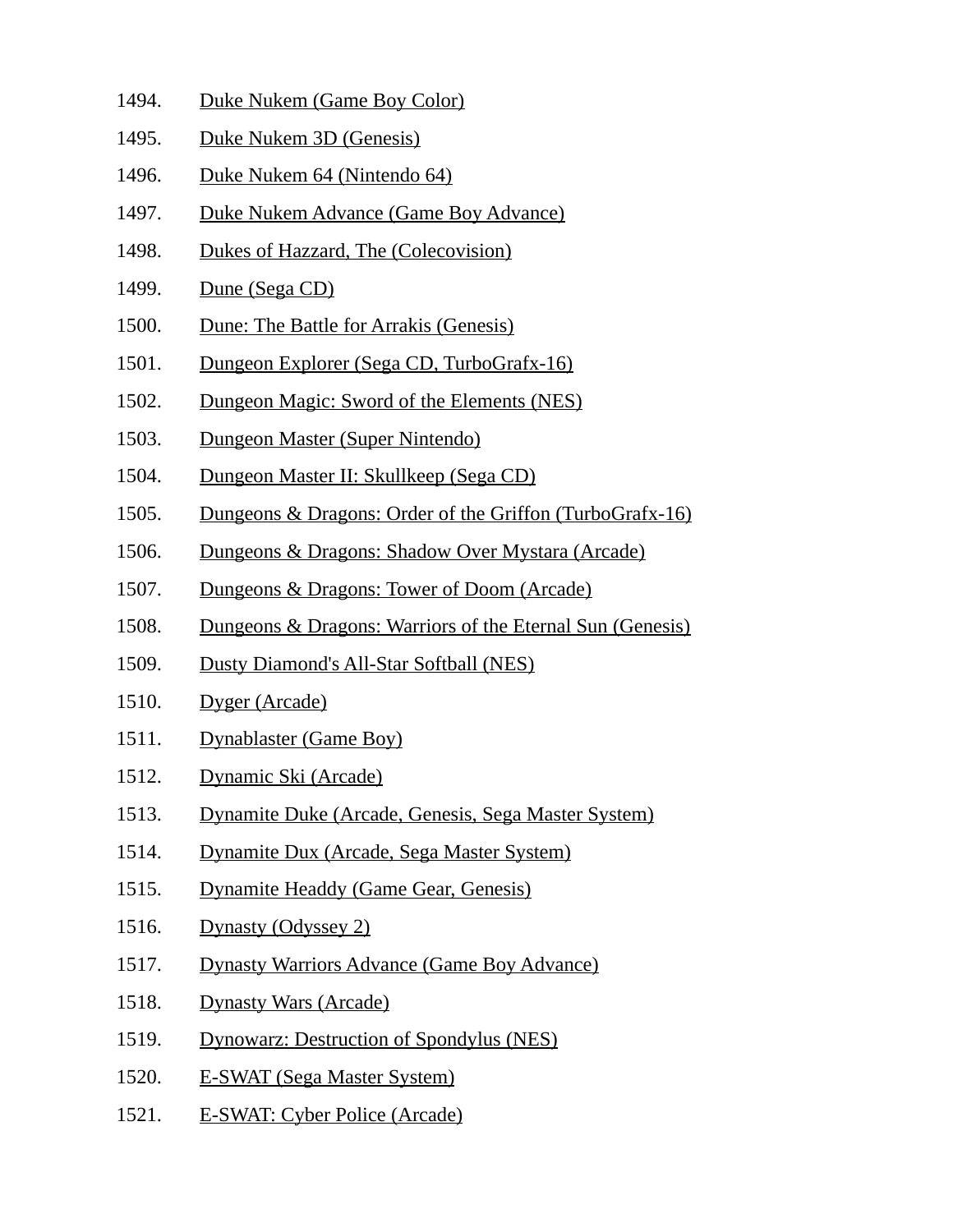1494. Duke Nukem (Game Boy Color)
1495. Duke Nukem 3D (Genesis)
1496. Duke Nukem 64 (Nintendo 64)
1497. Duke Nukem Advance (Game Boy Advance)
1498. Dukes of Hazzard, The (Colecovision)
1499. Dune (Sega CD)
1500. Dune: The Battle for Arrakis (Genesis)
1501. Dungeon Explorer (Sega CD, TurboGrafx-16)
1502. Dungeon Magic: Sword of the Elements (NES)
1503. Dungeon Master (Super Nintendo)
1504. Dungeon Master II: Skullkeep (Sega CD)
1505. Dungeons & Dragons: Order of the Griffon (TurboGrafx-16)
1506. Dungeons & Dragons: Shadow Over Mystara (Arcade)
1507. Dungeons & Dragons: Tower of Doom (Arcade)
1508. Dungeons & Dragons: Warriors of the Eternal Sun (Genesis)
1509. Dusty Diamond's All-Star Softball (NES)
1510. Dyger (Arcade)
1511. Dynablaster (Game Boy)
1512. Dynamic Ski (Arcade)
1513. Dynamite Duke (Arcade, Genesis, Sega Master System)
1514. Dynamite Dux (Arcade, Sega Master System)
1515. Dynamite Headdy (Game Gear, Genesis)
1516. Dynasty (Odyssey 2)
1517. Dynasty Warriors Advance (Game Boy Advance)
1518. Dynasty Wars (Arcade)
1519. Dynowarz: Destruction of Spondylus (NES)
1520. E-SWAT (Sega Master System)
1521. E-SWAT: Cyber Police (Arcade)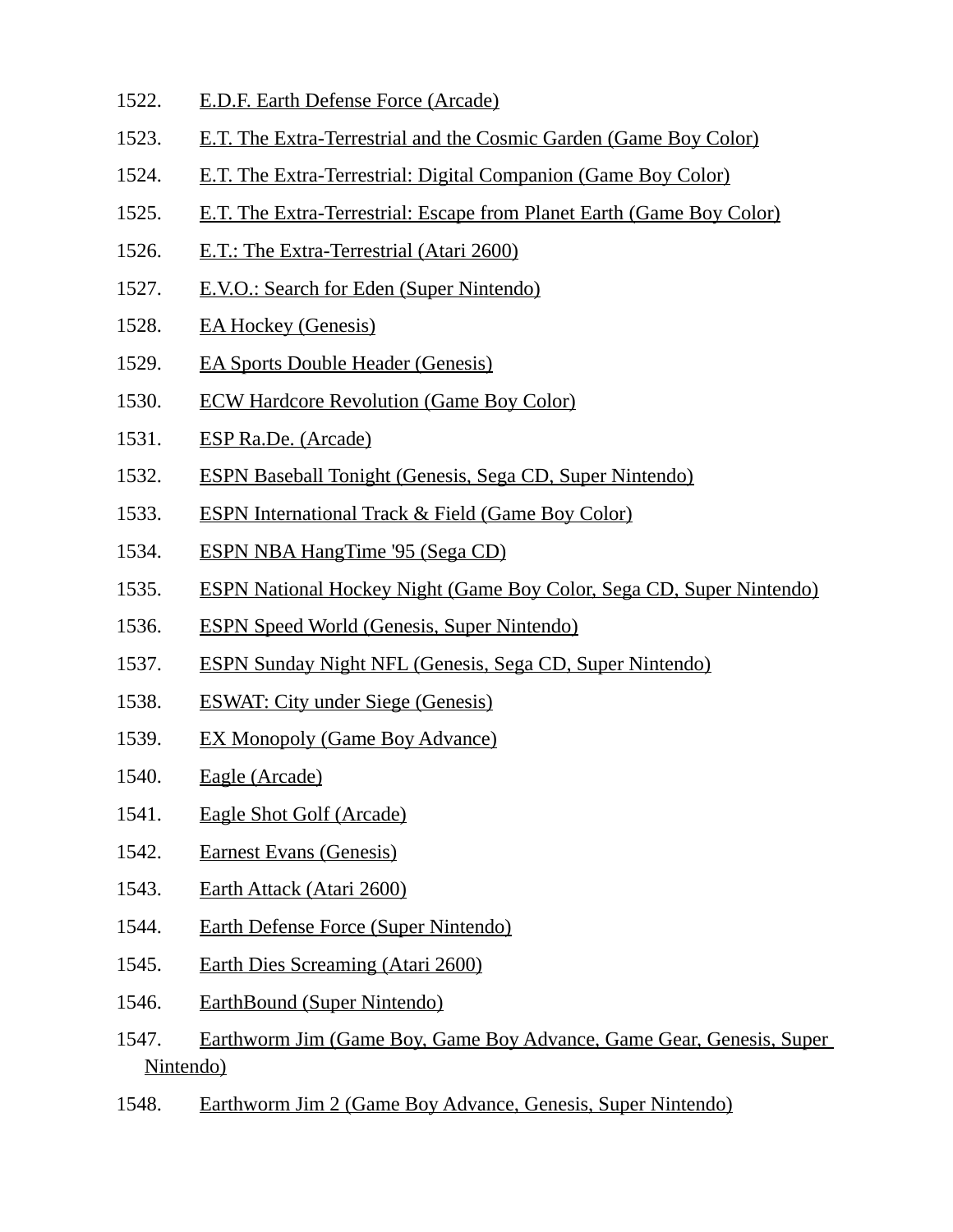1522. E.D.F. Earth Defense Force (Arcade)
1523. E.T. The Extra-Terrestrial and the Cosmic Garden (Game Boy Color)
1524. E.T. The Extra-Terrestrial: Digital Companion (Game Boy Color)
1525. E.T. The Extra-Terrestrial: Escape from Planet Earth (Game Boy Color)
1526. E.T.: The Extra-Terrestrial (Atari 2600)
1527. E.V.O.: Search for Eden (Super Nintendo)
1528. EA Hockey (Genesis)
1529. EA Sports Double Header (Genesis)
1530. ECW Hardcore Revolution (Game Boy Color)
1531. ESP Ra.De. (Arcade)
1532. ESPN Baseball Tonight (Genesis, Sega CD, Super Nintendo)
1533. ESPN International Track & Field (Game Boy Color)
1534. ESPN NBA HangTime '95 (Sega CD)
1535. ESPN National Hockey Night (Game Boy Color, Sega CD, Super Nintendo)
1536. ESPN Speed World (Genesis, Super Nintendo)
1537. ESPN Sunday Night NFL (Genesis, Sega CD, Super Nintendo)
1538. ESWAT: City under Siege (Genesis)
1539. EX Monopoly (Game Boy Advance)
1540. Eagle (Arcade)
1541. Eagle Shot Golf (Arcade)
1542. Earnest Evans (Genesis)
1543. Earth Attack (Atari 2600)
1544. Earth Defense Force (Super Nintendo)
1545. Earth Dies Screaming (Atari 2600)
1546. EarthBound (Super Nintendo)
1547. Earthworm Jim (Game Boy, Game Boy Advance, Game Gear, Genesis, Super Nintendo)
1548. Earthworm Jim 2 (Game Boy Advance, Genesis, Super Nintendo)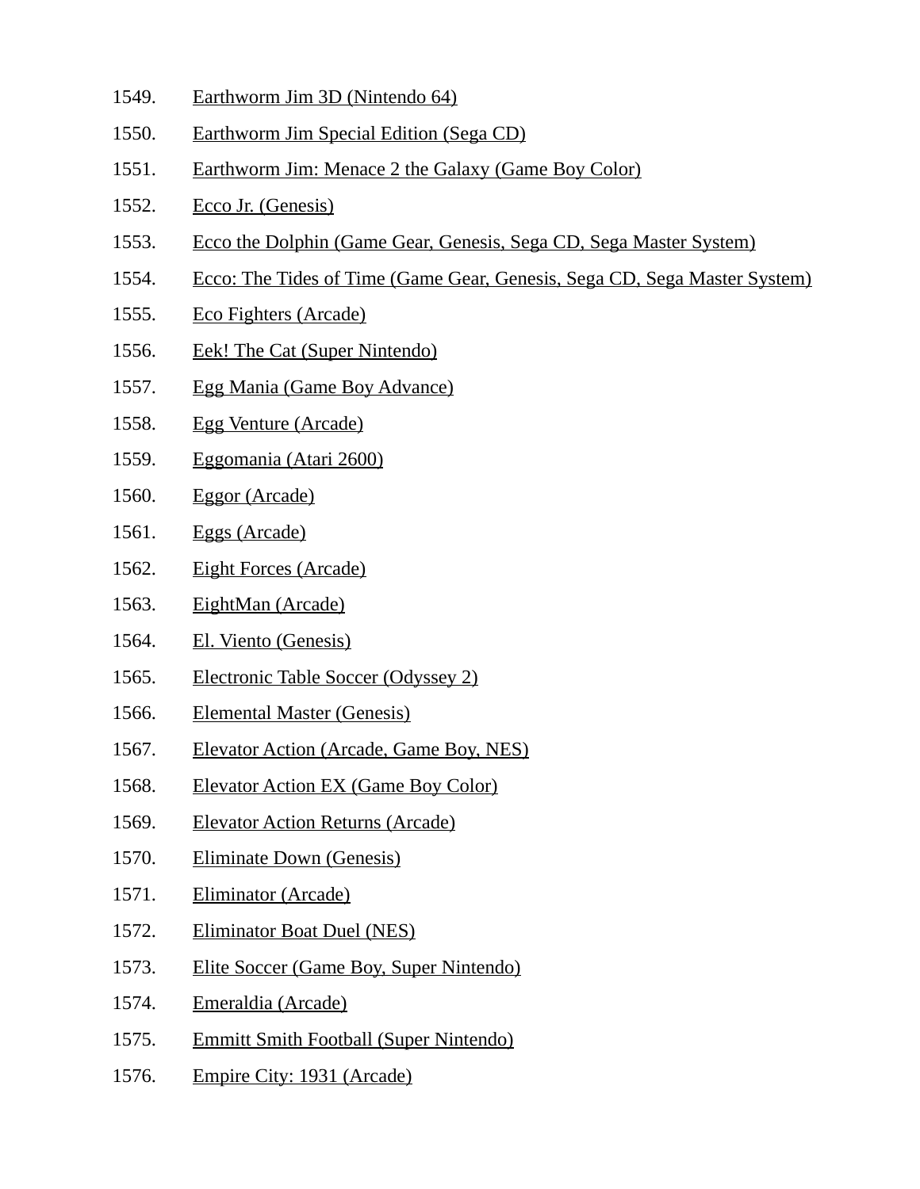1549. Earthworm Jim 3D (Nintendo 64)
1550. Earthworm Jim Special Edition (Sega CD)
1551. Earthworm Jim: Menace 2 the Galaxy (Game Boy Color)
1552. Ecco Jr. (Genesis)
1553. Ecco the Dolphin (Game Gear, Genesis, Sega CD, Sega Master System)
1554. Ecco: The Tides of Time (Game Gear, Genesis, Sega CD, Sega Master System)
1555. Eco Fighters (Arcade)
1556. Eek! The Cat (Super Nintendo)
1557. Egg Mania (Game Boy Advance)
1558. Egg Venture (Arcade)
1559. Eggomania (Atari 2600)
1560. Eggor (Arcade)
1561. Eggs (Arcade)
1562. Eight Forces (Arcade)
1563. EightMan (Arcade)
1564. El. Viento (Genesis)
1565. Electronic Table Soccer (Odyssey 2)
1566. Elemental Master (Genesis)
1567. Elevator Action (Arcade, Game Boy, NES)
1568. Elevator Action EX (Game Boy Color)
1569. Elevator Action Returns (Arcade)
1570. Eliminate Down (Genesis)
1571. Eliminator (Arcade)
1572. Eliminator Boat Duel (NES)
1573. Elite Soccer (Game Boy, Super Nintendo)
1574. Emeraldia (Arcade)
1575. Emmitt Smith Football (Super Nintendo)
1576. Empire City: 1931 (Arcade)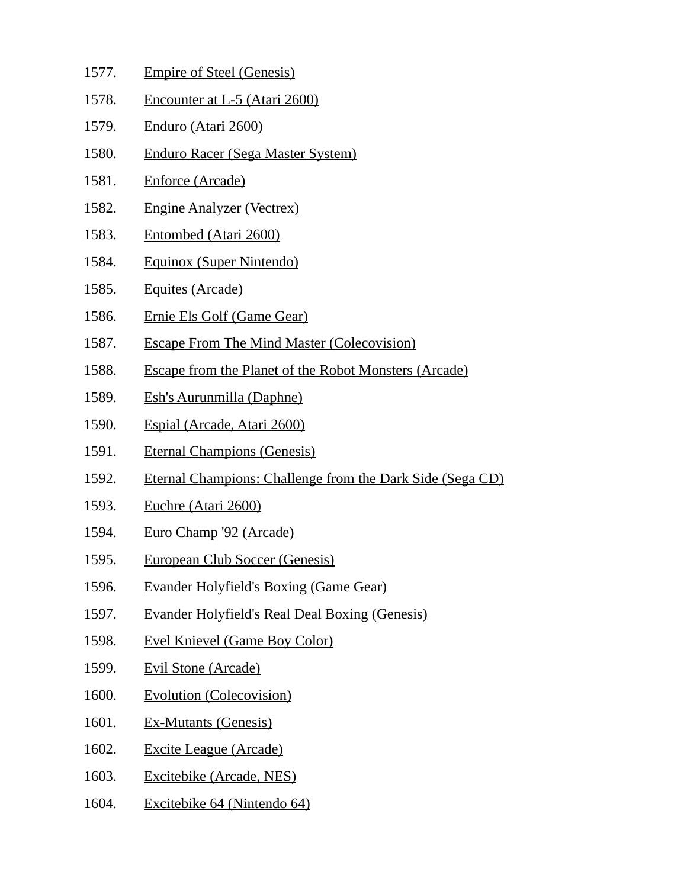1577. Empire of Steel (Genesis)
1578. Encounter at L-5 (Atari 2600)
1579. Enduro (Atari 2600)
1580. Enduro Racer (Sega Master System)
1581. Enforce (Arcade)
1582. Engine Analyzer (Vectrex)
1583. Entombed (Atari 2600)
1584. Equinox (Super Nintendo)
1585. Equites (Arcade)
1586. Ernie Els Golf (Game Gear)
1587. Escape From The Mind Master (Colecovision)
1588. Escape from the Planet of the Robot Monsters (Arcade)
1589. Esh's Aurunmilla (Daphne)
1590. Espial (Arcade, Atari 2600)
1591. Eternal Champions (Genesis)
1592. Eternal Champions: Challenge from the Dark Side (Sega CD)
1593. Euchre (Atari 2600)
1594. Euro Champ '92 (Arcade)
1595. European Club Soccer (Genesis)
1596. Evander Holyfield's Boxing (Game Gear)
1597. Evander Holyfield's Real Deal Boxing (Genesis)
1598. Evel Knievel (Game Boy Color)
1599. Evil Stone (Arcade)
1600. Evolution (Colecovision)
1601. Ex-Mutants (Genesis)
1602. Excite League (Arcade)
1603. Excitebike (Arcade, NES)
1604. Excitebike 64 (Nintendo 64)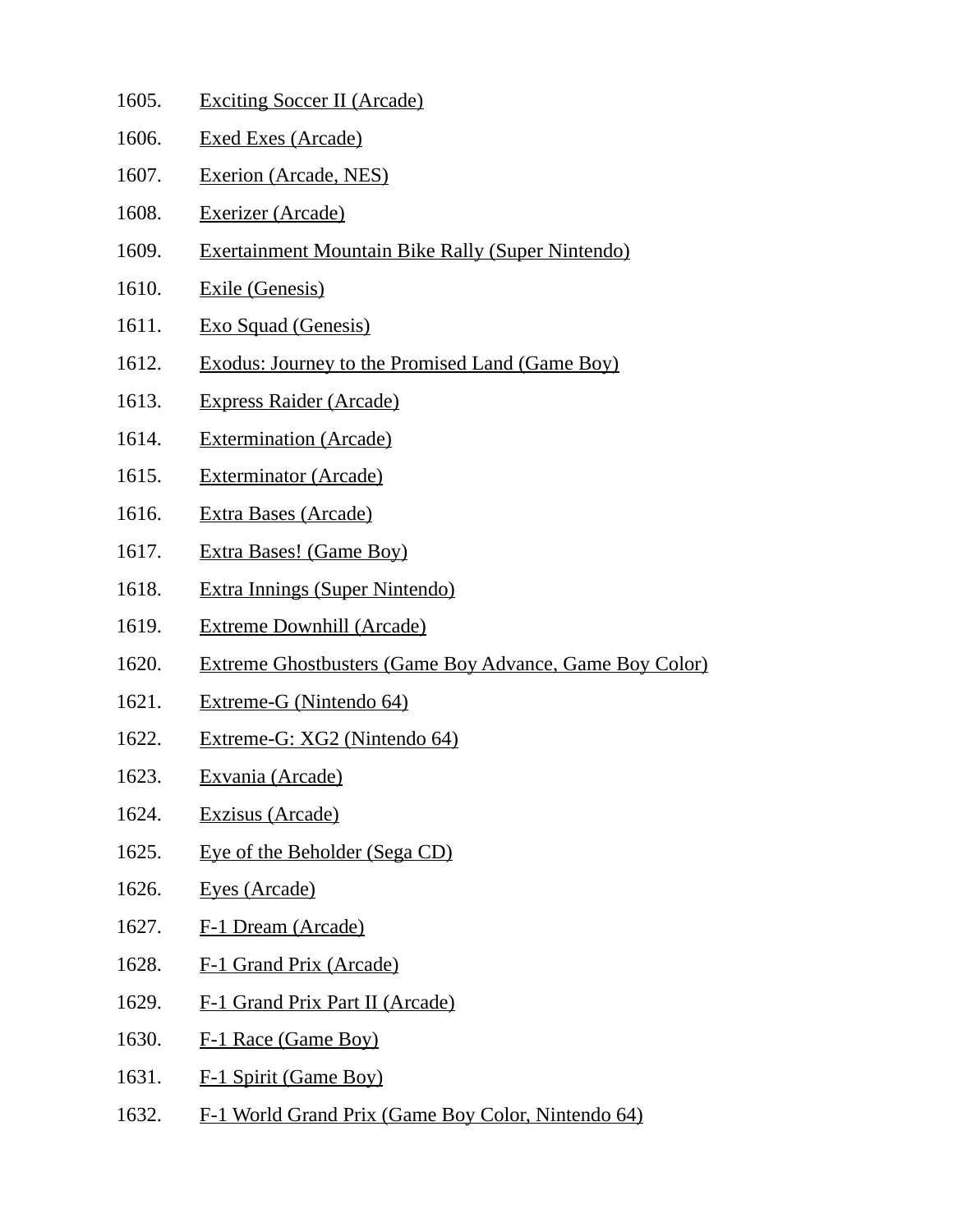1605. Exciting Soccer II (Arcade)
1606. Exed Exes (Arcade)
1607. Exerion (Arcade, NES)
1608. Exerizer (Arcade)
1609. Exertainment Mountain Bike Rally (Super Nintendo)
1610. Exile (Genesis)
1611. Exo Squad (Genesis)
1612. Exodus: Journey to the Promised Land (Game Boy)
1613. Express Raider (Arcade)
1614. Extermination (Arcade)
1615. Exterminator (Arcade)
1616. Extra Bases (Arcade)
1617. Extra Bases! (Game Boy)
1618. Extra Innings (Super Nintendo)
1619. Extreme Downhill (Arcade)
1620. Extreme Ghostbusters (Game Boy Advance, Game Boy Color)
1621. Extreme-G (Nintendo 64)
1622. Extreme-G: XG2 (Nintendo 64)
1623. Exvania (Arcade)
1624. Exzisus (Arcade)
1625. Eye of the Beholder (Sega CD)
1626. Eyes (Arcade)
1627. F-1 Dream (Arcade)
1628. F-1 Grand Prix (Arcade)
1629. F-1 Grand Prix Part II (Arcade)
1630. F-1 Race (Game Boy)
1631. F-1 Spirit (Game Boy)
1632. F-1 World Grand Prix (Game Boy Color, Nintendo 64)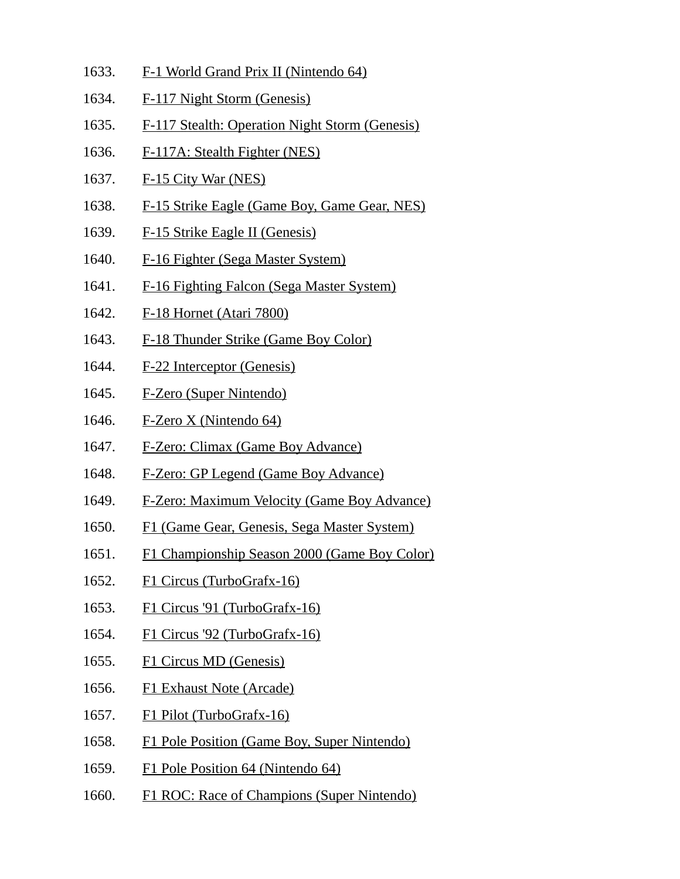1633. F-1 World Grand Prix II (Nintendo 64)
1634. F-117 Night Storm (Genesis)
1635. F-117 Stealth: Operation Night Storm (Genesis)
1636. F-117A: Stealth Fighter (NES)
1637. F-15 City War (NES)
1638. F-15 Strike Eagle (Game Boy, Game Gear, NES)
1639. F-15 Strike Eagle II (Genesis)
1640. F-16 Fighter (Sega Master System)
1641. F-16 Fighting Falcon (Sega Master System)
1642. F-18 Hornet (Atari 7800)
1643. F-18 Thunder Strike (Game Boy Color)
1644. F-22 Interceptor (Genesis)
1645. F-Zero (Super Nintendo)
1646. F-Zero X (Nintendo 64)
1647. F-Zero: Climax (Game Boy Advance)
1648. F-Zero: GP Legend (Game Boy Advance)
1649. F-Zero: Maximum Velocity (Game Boy Advance)
1650. F1 (Game Gear, Genesis, Sega Master System)
1651. F1 Championship Season 2000 (Game Boy Color)
1652. F1 Circus (TurboGrafx-16)
1653. F1 Circus '91 (TurboGrafx-16)
1654. F1 Circus '92 (TurboGrafx-16)
1655. F1 Circus MD (Genesis)
1656. F1 Exhaust Note (Arcade)
1657. F1 Pilot (TurboGrafx-16)
1658. F1 Pole Position (Game Boy, Super Nintendo)
1659. F1 Pole Position 64 (Nintendo 64)
1660. F1 ROC: Race of Champions (Super Nintendo)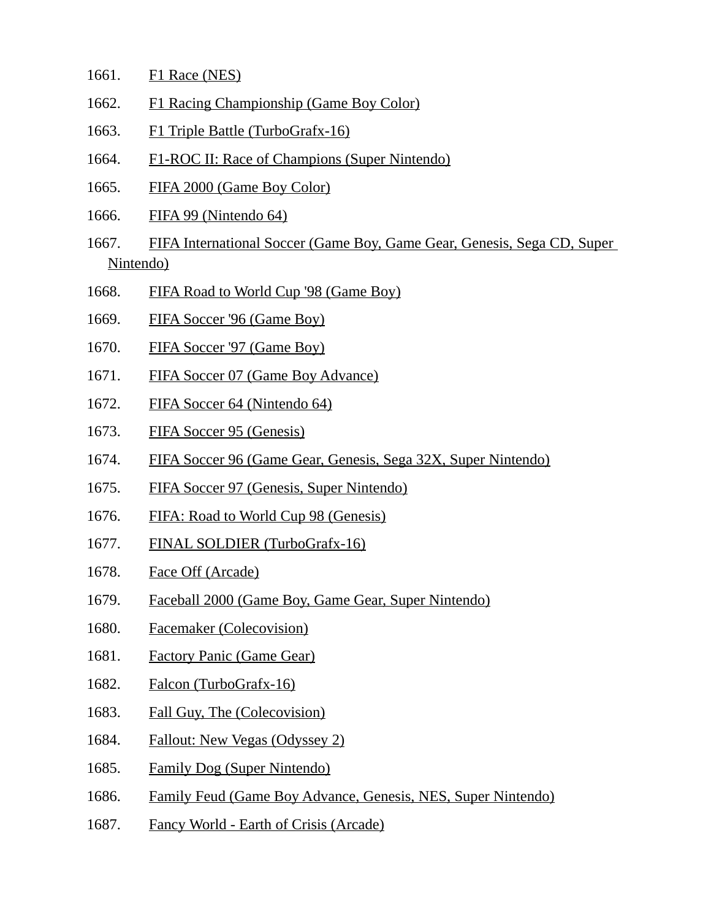1661. F1 Race (NES)
1662. F1 Racing Championship (Game Boy Color)
1663. F1 Triple Battle (TurboGrafx-16)
1664. F1-ROC II: Race of Champions (Super Nintendo)
1665. FIFA 2000 (Game Boy Color)
1666. FIFA 99 (Nintendo 64)
1667. FIFA International Soccer (Game Boy, Game Gear, Genesis, Sega CD, Super Nintendo)
1668. FIFA Road to World Cup '98 (Game Boy)
1669. FIFA Soccer '96 (Game Boy)
1670. FIFA Soccer '97 (Game Boy)
1671. FIFA Soccer 07 (Game Boy Advance)
1672. FIFA Soccer 64 (Nintendo 64)
1673. FIFA Soccer 95 (Genesis)
1674. FIFA Soccer 96 (Game Gear, Genesis, Sega 32X, Super Nintendo)
1675. FIFA Soccer 97 (Genesis, Super Nintendo)
1676. FIFA: Road to World Cup 98 (Genesis)
1677. FINAL SOLDIER (TurboGrafx-16)
1678. Face Off (Arcade)
1679. Faceball 2000 (Game Boy, Game Gear, Super Nintendo)
1680. Facemaker (Colecovision)
1681. Factory Panic (Game Gear)
1682. Falcon (TurboGrafx-16)
1683. Fall Guy, The (Colecovision)
1684. Fallout: New Vegas (Odyssey 2)
1685. Family Dog (Super Nintendo)
1686. Family Feud (Game Boy Advance, Genesis, NES, Super Nintendo)
1687. Fancy World - Earth of Crisis (Arcade)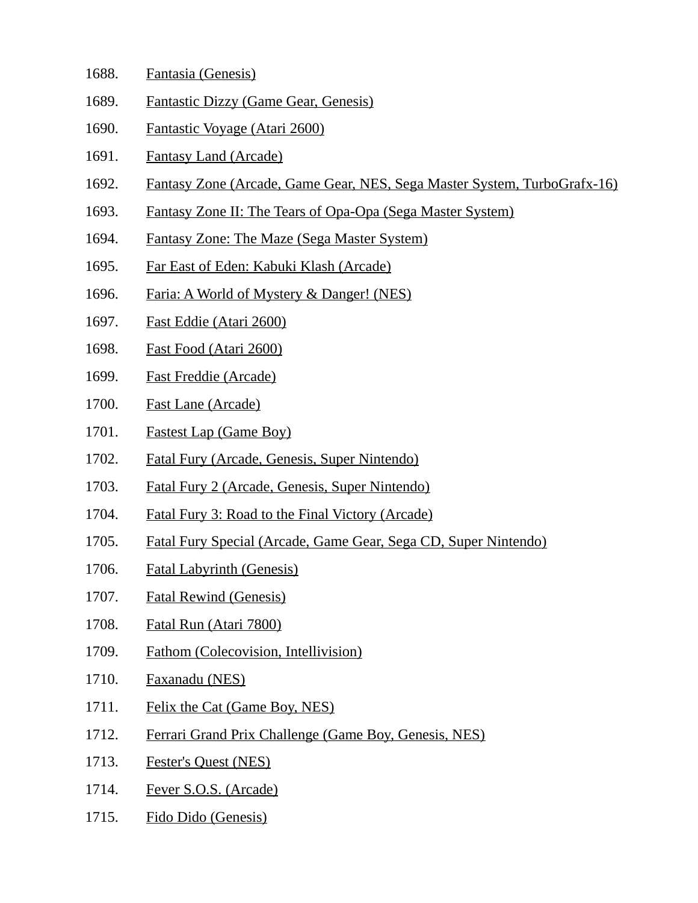1688. Fantasia (Genesis)
1689. Fantastic Dizzy (Game Gear, Genesis)
1690. Fantastic Voyage (Atari 2600)
1691. Fantasy Land (Arcade)
1692. Fantasy Zone (Arcade, Game Gear, NES, Sega Master System, TurboGrafx-16)
1693. Fantasy Zone II: The Tears of Opa-Opa (Sega Master System)
1694. Fantasy Zone: The Maze (Sega Master System)
1695. Far East of Eden: Kabuki Klash (Arcade)
1696. Faria: A World of Mystery & Danger! (NES)
1697. Fast Eddie (Atari 2600)
1698. Fast Food (Atari 2600)
1699. Fast Freddie (Arcade)
1700. Fast Lane (Arcade)
1701. Fastest Lap (Game Boy)
1702. Fatal Fury (Arcade, Genesis, Super Nintendo)
1703. Fatal Fury 2 (Arcade, Genesis, Super Nintendo)
1704. Fatal Fury 3: Road to the Final Victory (Arcade)
1705. Fatal Fury Special (Arcade, Game Gear, Sega CD, Super Nintendo)
1706. Fatal Labyrinth (Genesis)
1707. Fatal Rewind (Genesis)
1708. Fatal Run (Atari 7800)
1709. Fathom (Colecovision, Intellivision)
1710. Faxanadu (NES)
1711. Felix the Cat (Game Boy, NES)
1712. Ferrari Grand Prix Challenge (Game Boy, Genesis, NES)
1713. Fester's Quest (NES)
1714. Fever S.O.S. (Arcade)
1715. Fido Dido (Genesis)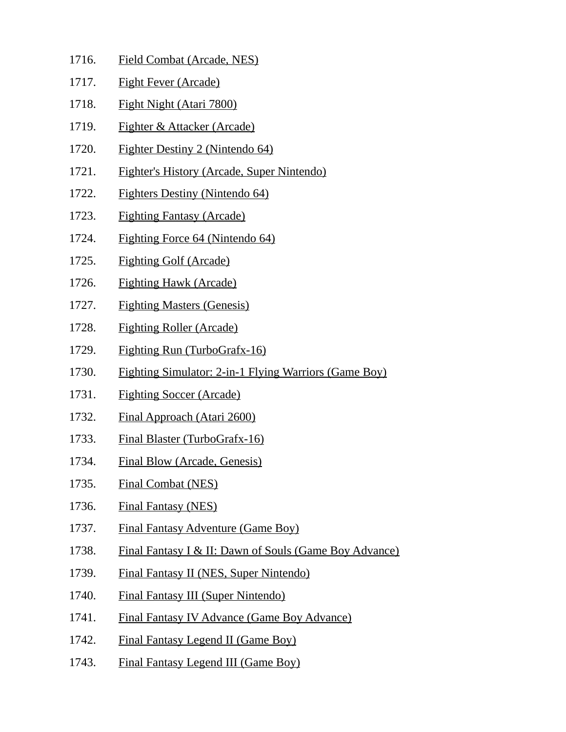1716. Field Combat (Arcade, NES)
1717. Fight Fever (Arcade)
1718. Fight Night (Atari 7800)
1719. Fighter & Attacker (Arcade)
1720. Fighter Destiny 2 (Nintendo 64)
1721. Fighter's History (Arcade, Super Nintendo)
1722. Fighters Destiny (Nintendo 64)
1723. Fighting Fantasy (Arcade)
1724. Fighting Force 64 (Nintendo 64)
1725. Fighting Golf (Arcade)
1726. Fighting Hawk (Arcade)
1727. Fighting Masters (Genesis)
1728. Fighting Roller (Arcade)
1729. Fighting Run (TurboGrafx-16)
1730. Fighting Simulator: 2-in-1 Flying Warriors (Game Boy)
1731. Fighting Soccer (Arcade)
1732. Final Approach (Atari 2600)
1733. Final Blaster (TurboGrafx-16)
1734. Final Blow (Arcade, Genesis)
1735. Final Combat (NES)
1736. Final Fantasy (NES)
1737. Final Fantasy Adventure (Game Boy)
1738. Final Fantasy I & II: Dawn of Souls (Game Boy Advance)
1739. Final Fantasy II (NES, Super Nintendo)
1740. Final Fantasy III (Super Nintendo)
1741. Final Fantasy IV Advance (Game Boy Advance)
1742. Final Fantasy Legend II (Game Boy)
1743. Final Fantasy Legend III (Game Boy)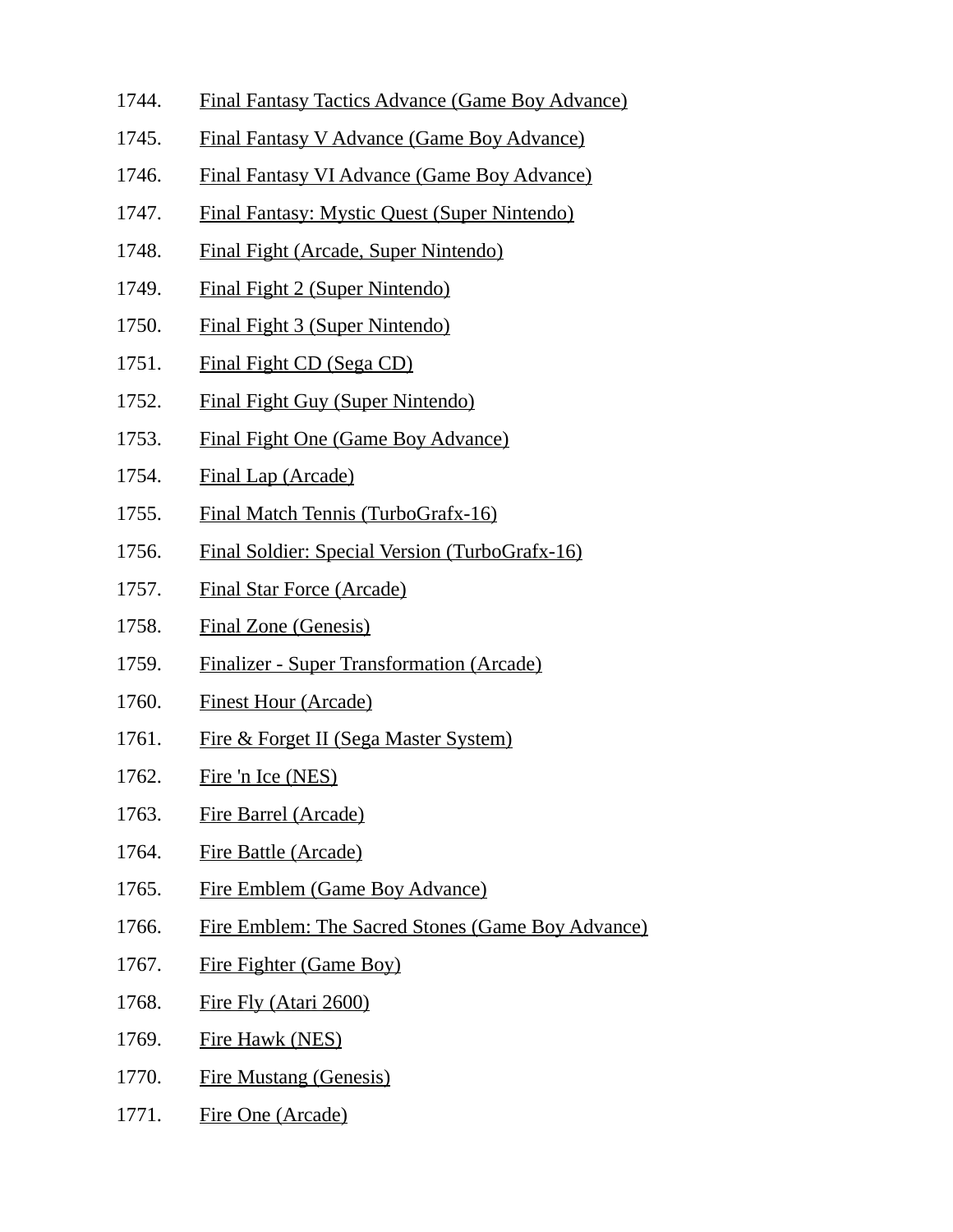1744. Final Fantasy Tactics Advance (Game Boy Advance)
1745. Final Fantasy V Advance (Game Boy Advance)
1746. Final Fantasy VI Advance (Game Boy Advance)
1747. Final Fantasy: Mystic Quest (Super Nintendo)
1748. Final Fight (Arcade, Super Nintendo)
1749. Final Fight 2 (Super Nintendo)
1750. Final Fight 3 (Super Nintendo)
1751. Final Fight CD (Sega CD)
1752. Final Fight Guy (Super Nintendo)
1753. Final Fight One (Game Boy Advance)
1754. Final Lap (Arcade)
1755. Final Match Tennis (TurboGrafx-16)
1756. Final Soldier: Special Version (TurboGrafx-16)
1757. Final Star Force (Arcade)
1758. Final Zone (Genesis)
1759. Finalizer - Super Transformation (Arcade)
1760. Finest Hour (Arcade)
1761. Fire & Forget II (Sega Master System)
1762. Fire 'n Ice (NES)
1763. Fire Barrel (Arcade)
1764. Fire Battle (Arcade)
1765. Fire Emblem (Game Boy Advance)
1766. Fire Emblem: The Sacred Stones (Game Boy Advance)
1767. Fire Fighter (Game Boy)
1768. Fire Fly (Atari 2600)
1769. Fire Hawk (NES)
1770. Fire Mustang (Genesis)
1771. Fire One (Arcade)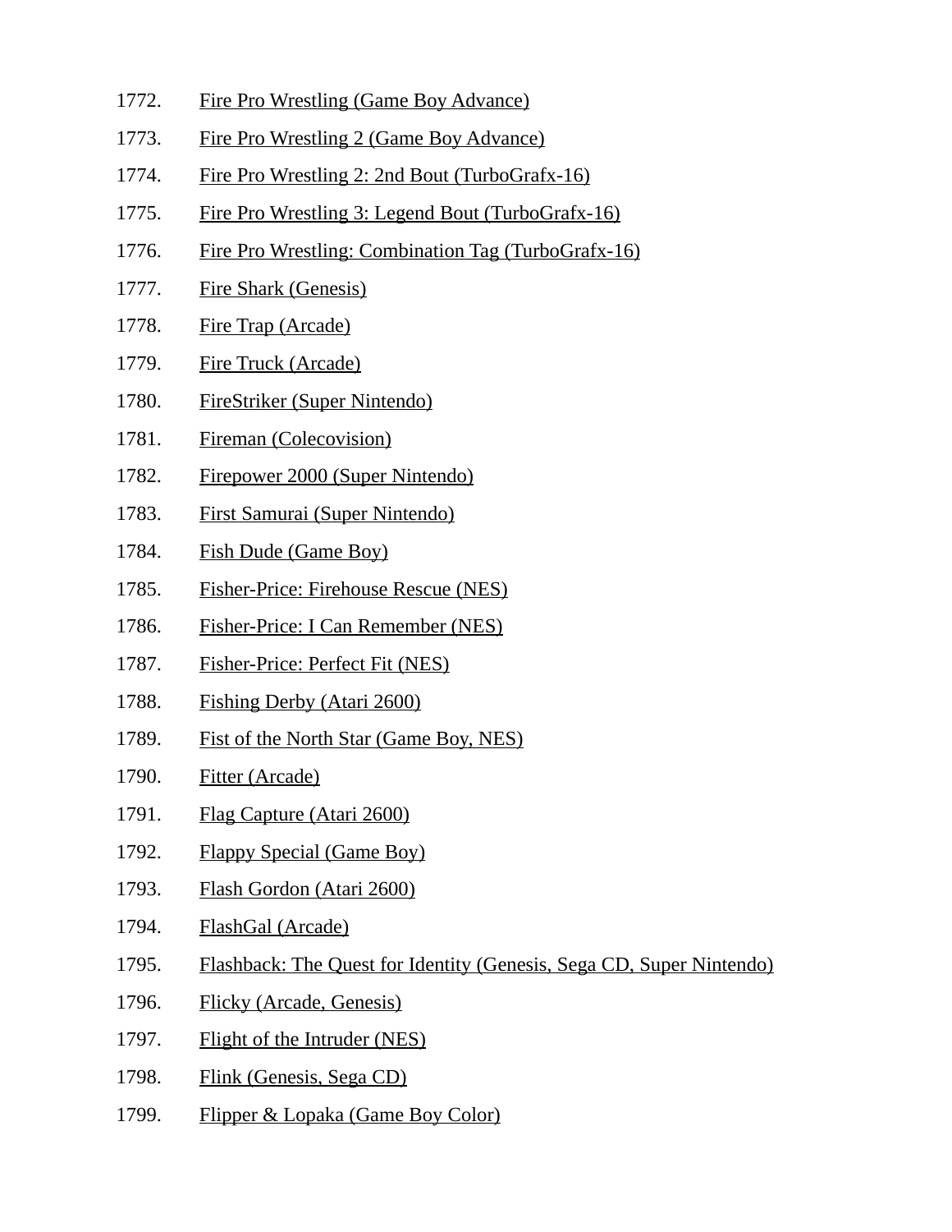1772. Fire Pro Wrestling (Game Boy Advance)
1773. Fire Pro Wrestling 2 (Game Boy Advance)
1774. Fire Pro Wrestling 2: 2nd Bout (TurboGrafx-16)
1775. Fire Pro Wrestling 3: Legend Bout (TurboGrafx-16)
1776. Fire Pro Wrestling: Combination Tag (TurboGrafx-16)
1777. Fire Shark (Genesis)
1778. Fire Trap (Arcade)
1779. Fire Truck (Arcade)
1780. FireStriker (Super Nintendo)
1781. Fireman (Colecovision)
1782. Firepower 2000 (Super Nintendo)
1783. First Samurai (Super Nintendo)
1784. Fish Dude (Game Boy)
1785. Fisher-Price: Firehouse Rescue (NES)
1786. Fisher-Price: I Can Remember (NES)
1787. Fisher-Price: Perfect Fit (NES)
1788. Fishing Derby (Atari 2600)
1789. Fist of the North Star (Game Boy, NES)
1790. Fitter (Arcade)
1791. Flag Capture (Atari 2600)
1792. Flappy Special (Game Boy)
1793. Flash Gordon (Atari 2600)
1794. FlashGal (Arcade)
1795. Flashback: The Quest for Identity (Genesis, Sega CD, Super Nintendo)
1796. Flicky (Arcade, Genesis)
1797. Flight of the Intruder (NES)
1798. Flink (Genesis, Sega CD)
1799. Flipper & Lopaka (Game Boy Color)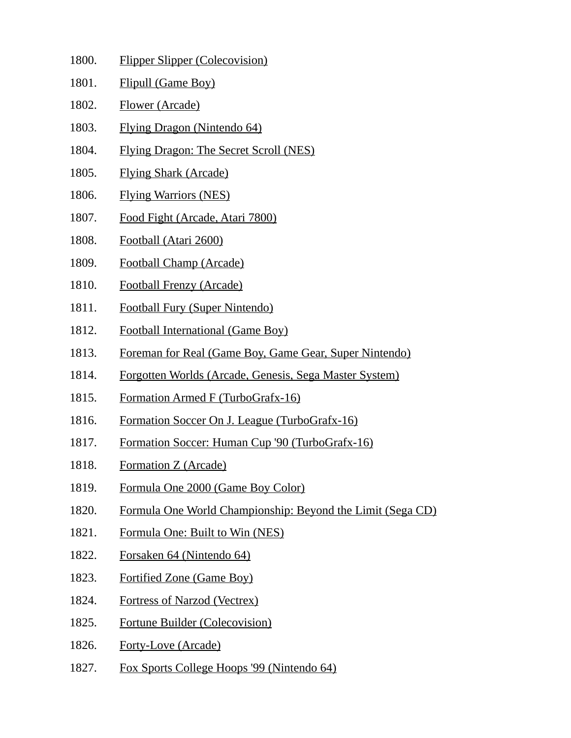1800. Flipper Slipper (Colecovision)
1801. Flipull (Game Boy)
1802. Flower (Arcade)
1803. Flying Dragon (Nintendo 64)
1804. Flying Dragon: The Secret Scroll (NES)
1805. Flying Shark (Arcade)
1806. Flying Warriors (NES)
1807. Food Fight (Arcade, Atari 7800)
1808. Football (Atari 2600)
1809. Football Champ (Arcade)
1810. Football Frenzy (Arcade)
1811. Football Fury (Super Nintendo)
1812. Football International (Game Boy)
1813. Foreman for Real (Game Boy, Game Gear, Super Nintendo)
1814. Forgotten Worlds (Arcade, Genesis, Sega Master System)
1815. Formation Armed F (TurboGrafx-16)
1816. Formation Soccer On J. League (TurboGrafx-16)
1817. Formation Soccer: Human Cup '90 (TurboGrafx-16)
1818. Formation Z (Arcade)
1819. Formula One 2000 (Game Boy Color)
1820. Formula One World Championship: Beyond the Limit (Sega CD)
1821. Formula One: Built to Win (NES)
1822. Forsaken 64 (Nintendo 64)
1823. Fortified Zone (Game Boy)
1824. Fortress of Narzod (Vectrex)
1825. Fortune Builder (Colecovision)
1826. Forty-Love (Arcade)
1827. Fox Sports College Hoops '99 (Nintendo 64)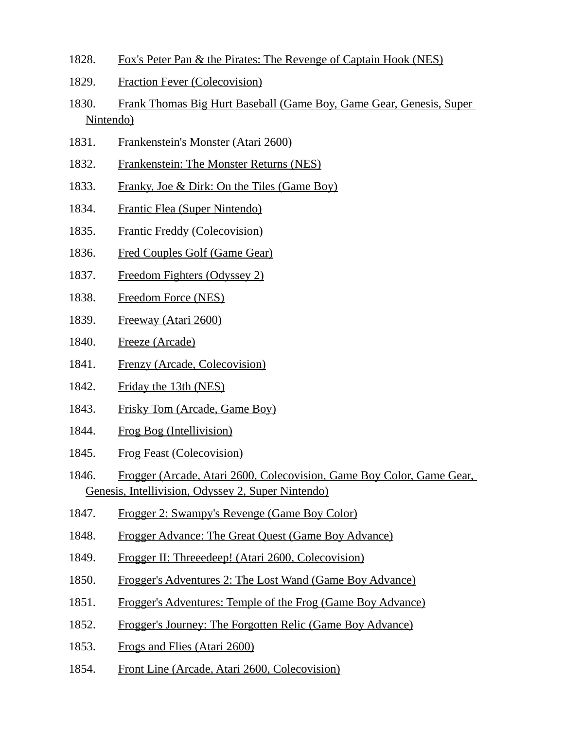1828. Fox's Peter Pan & the Pirates: The Revenge of Captain Hook (NES)
1829. Fraction Fever (Colecovision)
1830. Frank Thomas Big Hurt Baseball (Game Boy, Game Gear, Genesis, Super Nintendo)
1831. Frankenstein's Monster (Atari 2600)
1832. Frankenstein: The Monster Returns (NES)
1833. Franky, Joe & Dirk: On the Tiles (Game Boy)
1834. Frantic Flea (Super Nintendo)
1835. Frantic Freddy (Colecovision)
1836. Fred Couples Golf (Game Gear)
1837. Freedom Fighters (Odyssey 2)
1838. Freedom Force (NES)
1839. Freeway (Atari 2600)
1840. Freeze (Arcade)
1841. Frenzy (Arcade, Colecovision)
1842. Friday the 13th (NES)
1843. Frisky Tom (Arcade, Game Boy)
1844. Frog Bog (Intellivision)
1845. Frog Feast (Colecovision)
1846. Frogger (Arcade, Atari 2600, Colecovision, Game Boy Color, Game Gear, Genesis, Intellivision, Odyssey 2, Super Nintendo)
1847. Frogger 2: Swampy's Revenge (Game Boy Color)
1848. Frogger Advance: The Great Quest (Game Boy Advance)
1849. Frogger II: Threeedeep! (Atari 2600, Colecovision)
1850. Frogger's Adventures 2: The Lost Wand (Game Boy Advance)
1851. Frogger's Adventures: Temple of the Frog (Game Boy Advance)
1852. Frogger's Journey: The Forgotten Relic (Game Boy Advance)
1853. Frogs and Flies (Atari 2600)
1854. Front Line (Arcade, Atari 2600, Colecovision)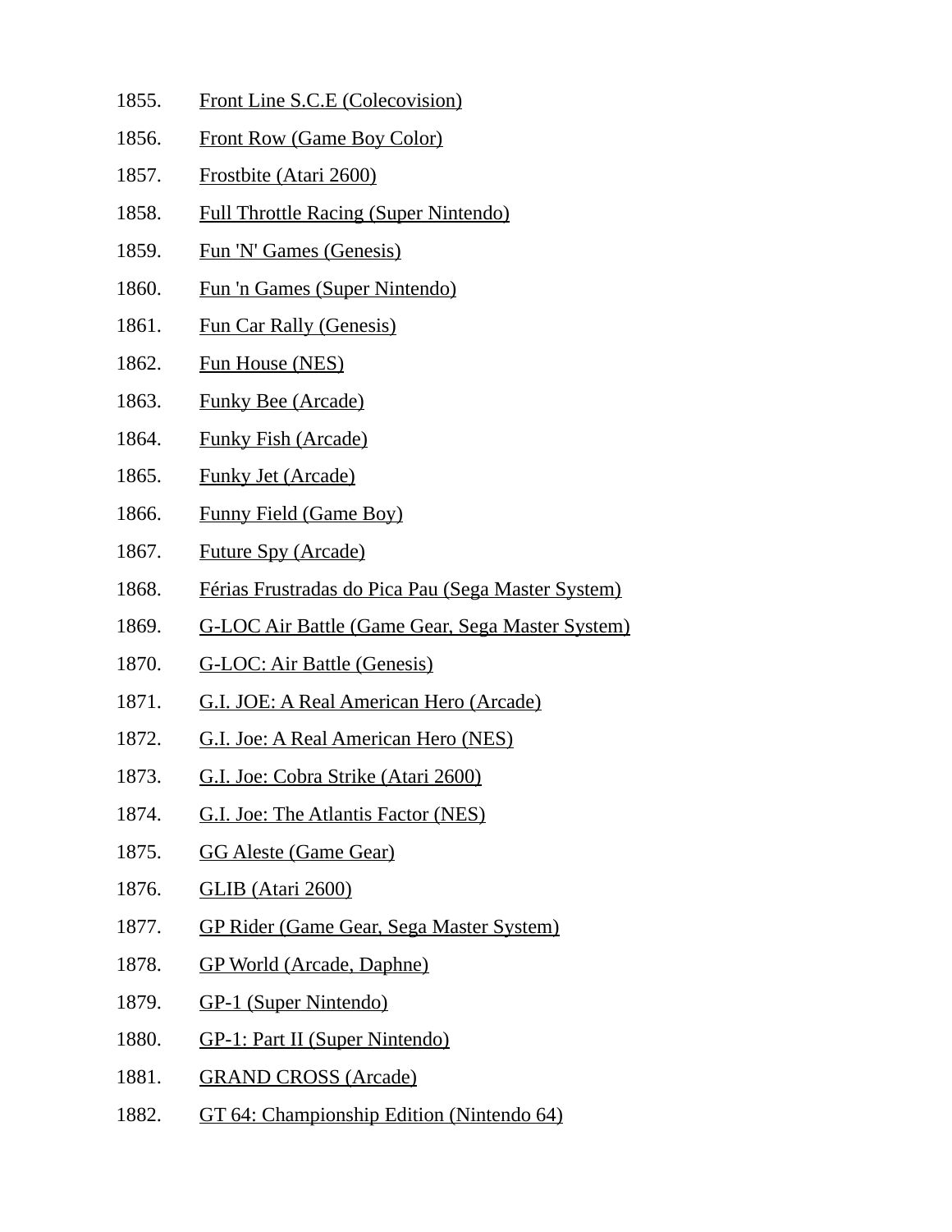1855. Front Line S.C.E (Colecovision)
1856. Front Row (Game Boy Color)
1857. Frostbite (Atari 2600)
1858. Full Throttle Racing (Super Nintendo)
1859. Fun 'N' Games (Genesis)
1860. Fun 'n Games (Super Nintendo)
1861. Fun Car Rally (Genesis)
1862. Fun House (NES)
1863. Funky Bee (Arcade)
1864. Funky Fish (Arcade)
1865. Funky Jet (Arcade)
1866. Funny Field (Game Boy)
1867. Future Spy (Arcade)
1868. Férias Frustradas do Pica Pau (Sega Master System)
1869. G-LOC Air Battle (Game Gear, Sega Master System)
1870. G-LOC: Air Battle (Genesis)
1871. G.I. JOE: A Real American Hero (Arcade)
1872. G.I. Joe: A Real American Hero (NES)
1873. G.I. Joe: Cobra Strike (Atari 2600)
1874. G.I. Joe: The Atlantis Factor (NES)
1875. GG Aleste (Game Gear)
1876. GLIB (Atari 2600)
1877. GP Rider (Game Gear, Sega Master System)
1878. GP World (Arcade, Daphne)
1879. GP-1 (Super Nintendo)
1880. GP-1: Part II (Super Nintendo)
1881. GRAND CROSS (Arcade)
1882. GT 64: Championship Edition (Nintendo 64)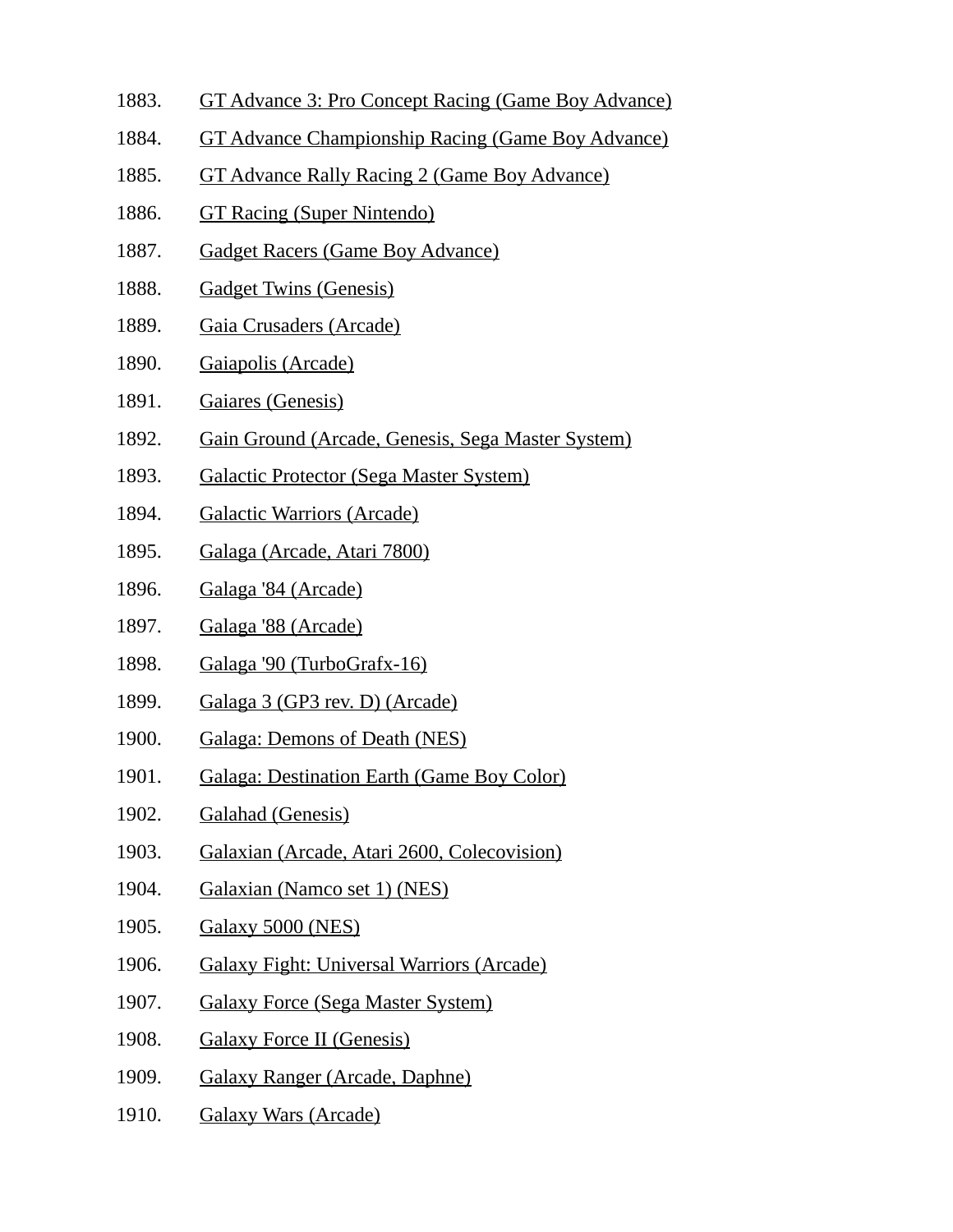1883. GT Advance 3: Pro Concept Racing (Game Boy Advance)
1884. GT Advance Championship Racing (Game Boy Advance)
1885. GT Advance Rally Racing 2 (Game Boy Advance)
1886. GT Racing (Super Nintendo)
1887. Gadget Racers (Game Boy Advance)
1888. Gadget Twins (Genesis)
1889. Gaia Crusaders (Arcade)
1890. Gaiapolis (Arcade)
1891. Gaiares (Genesis)
1892. Gain Ground (Arcade, Genesis, Sega Master System)
1893. Galactic Protector (Sega Master System)
1894. Galactic Warriors (Arcade)
1895. Galaga (Arcade, Atari 7800)
1896. Galaga '84 (Arcade)
1897. Galaga '88 (Arcade)
1898. Galaga '90 (TurboGrafx-16)
1899. Galaga 3 (GP3 rev. D) (Arcade)
1900. Galaga: Demons of Death (NES)
1901. Galaga: Destination Earth (Game Boy Color)
1902. Galahad (Genesis)
1903. Galaxian (Arcade, Atari 2600, Colecovision)
1904. Galaxian (Namco set 1) (NES)
1905. Galaxy 5000 (NES)
1906. Galaxy Fight: Universal Warriors (Arcade)
1907. Galaxy Force (Sega Master System)
1908. Galaxy Force II (Genesis)
1909. Galaxy Ranger (Arcade, Daphne)
1910. Galaxy Wars (Arcade)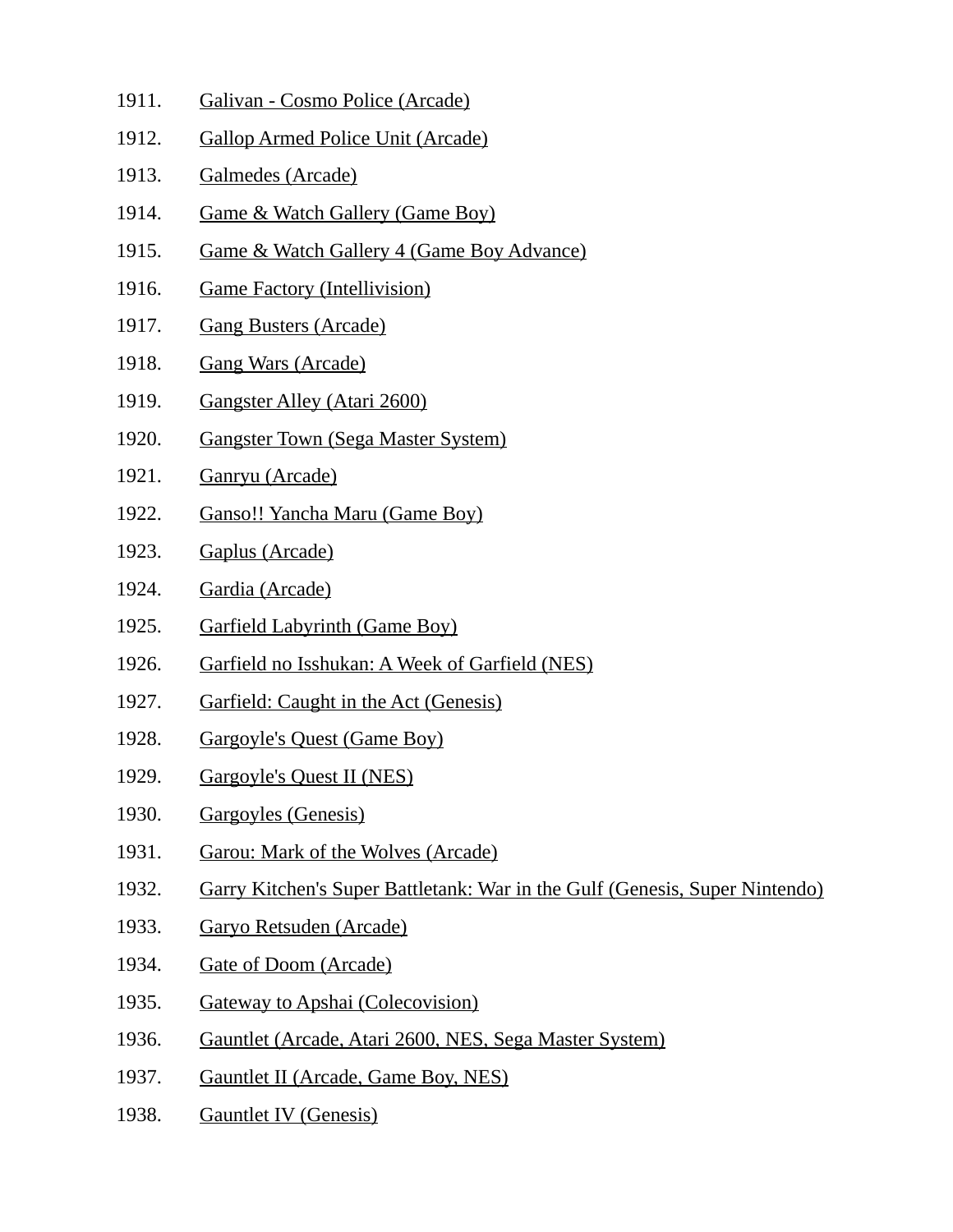1911. Galivan - Cosmo Police (Arcade)
1912. Gallop Armed Police Unit (Arcade)
1913. Galmedes (Arcade)
1914. Game & Watch Gallery (Game Boy)
1915. Game & Watch Gallery 4 (Game Boy Advance)
1916. Game Factory (Intellivision)
1917. Gang Busters (Arcade)
1918. Gang Wars (Arcade)
1919. Gangster Alley (Atari 2600)
1920. Gangster Town (Sega Master System)
1921. Ganryu (Arcade)
1922. Ganso!! Yancha Maru (Game Boy)
1923. Gaplus (Arcade)
1924. Gardia (Arcade)
1925. Garfield Labyrinth (Game Boy)
1926. Garfield no Isshukan: A Week of Garfield (NES)
1927. Garfield: Caught in the Act (Genesis)
1928. Gargoyle's Quest (Game Boy)
1929. Gargoyle's Quest II (NES)
1930. Gargoyles (Genesis)
1931. Garou: Mark of the Wolves (Arcade)
1932. Garry Kitchen's Super Battletank: War in the Gulf (Genesis, Super Nintendo)
1933. Garyo Retsuden (Arcade)
1934. Gate of Doom (Arcade)
1935. Gateway to Apshai (Colecovision)
1936. Gauntlet (Arcade, Atari 2600, NES, Sega Master System)
1937. Gauntlet II (Arcade, Game Boy, NES)
1938. Gauntlet IV (Genesis)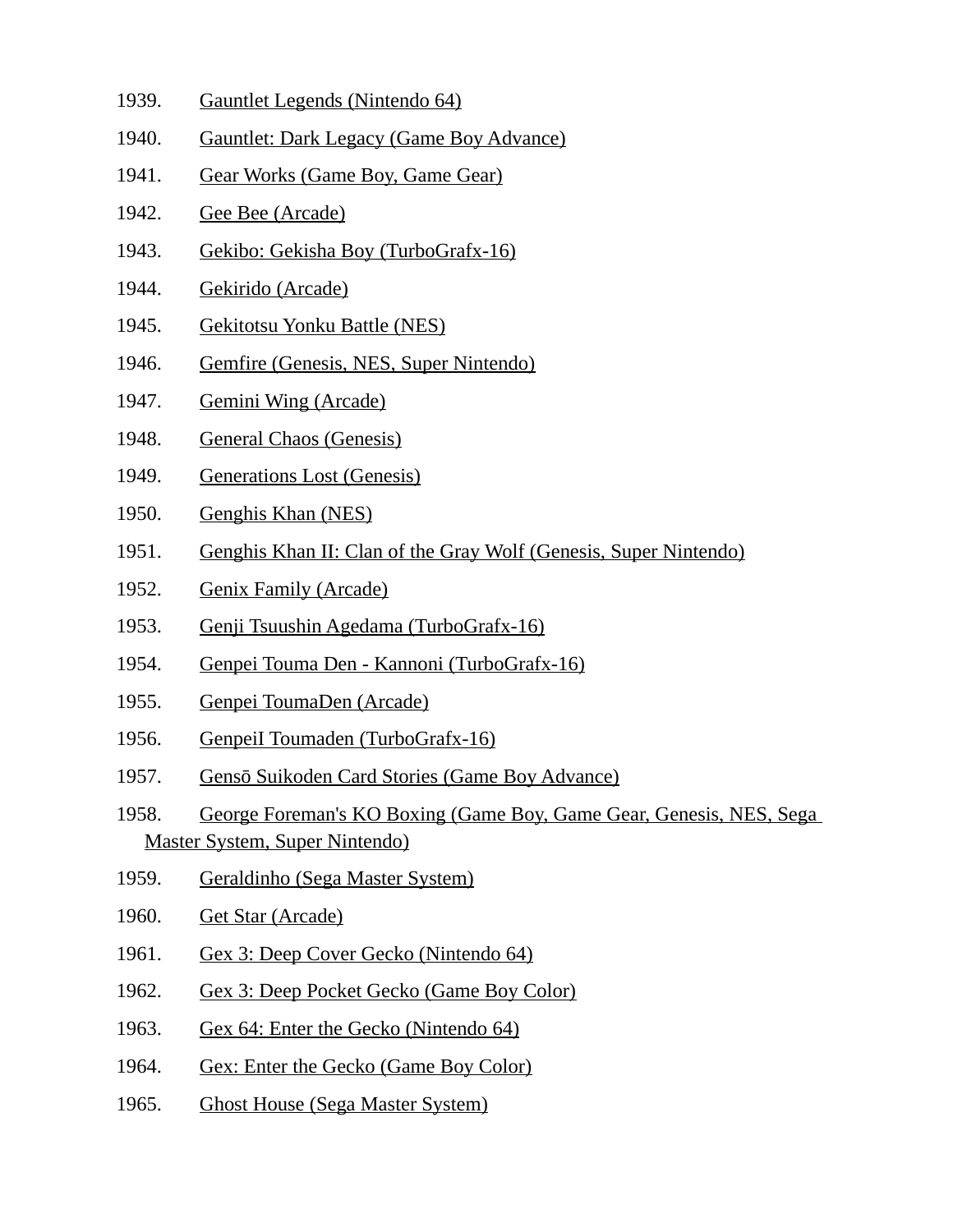1939. Gauntlet Legends (Nintendo 64)
1940. Gauntlet: Dark Legacy (Game Boy Advance)
1941. Gear Works (Game Boy, Game Gear)
1942. Gee Bee (Arcade)
1943. Gekibo: Gekisha Boy (TurboGrafx-16)
1944. Gekirido (Arcade)
1945. Gekitotsu Yonku Battle (NES)
1946. Gemfire (Genesis, NES, Super Nintendo)
1947. Gemini Wing (Arcade)
1948. General Chaos (Genesis)
1949. Generations Lost (Genesis)
1950. Genghis Khan (NES)
1951. Genghis Khan II: Clan of the Gray Wolf (Genesis, Super Nintendo)
1952. Genix Family (Arcade)
1953. Genji Tsuushin Agedama (TurboGrafx-16)
1954. Genpei Touma Den - Kannoni (TurboGrafx-16)
1955. Genpei ToumaDen (Arcade)
1956. GenpeiI Toumaden (TurboGrafx-16)
1957. Gensō Suikoden Card Stories (Game Boy Advance)
1958. George Foreman's KO Boxing (Game Boy, Game Gear, Genesis, NES, Sega Master System, Super Nintendo)
1959. Geraldinho (Sega Master System)
1960. Get Star (Arcade)
1961. Gex 3: Deep Cover Gecko (Nintendo 64)
1962. Gex 3: Deep Pocket Gecko (Game Boy Color)
1963. Gex 64: Enter the Gecko (Nintendo 64)
1964. Gex: Enter the Gecko (Game Boy Color)
1965. Ghost House (Sega Master System)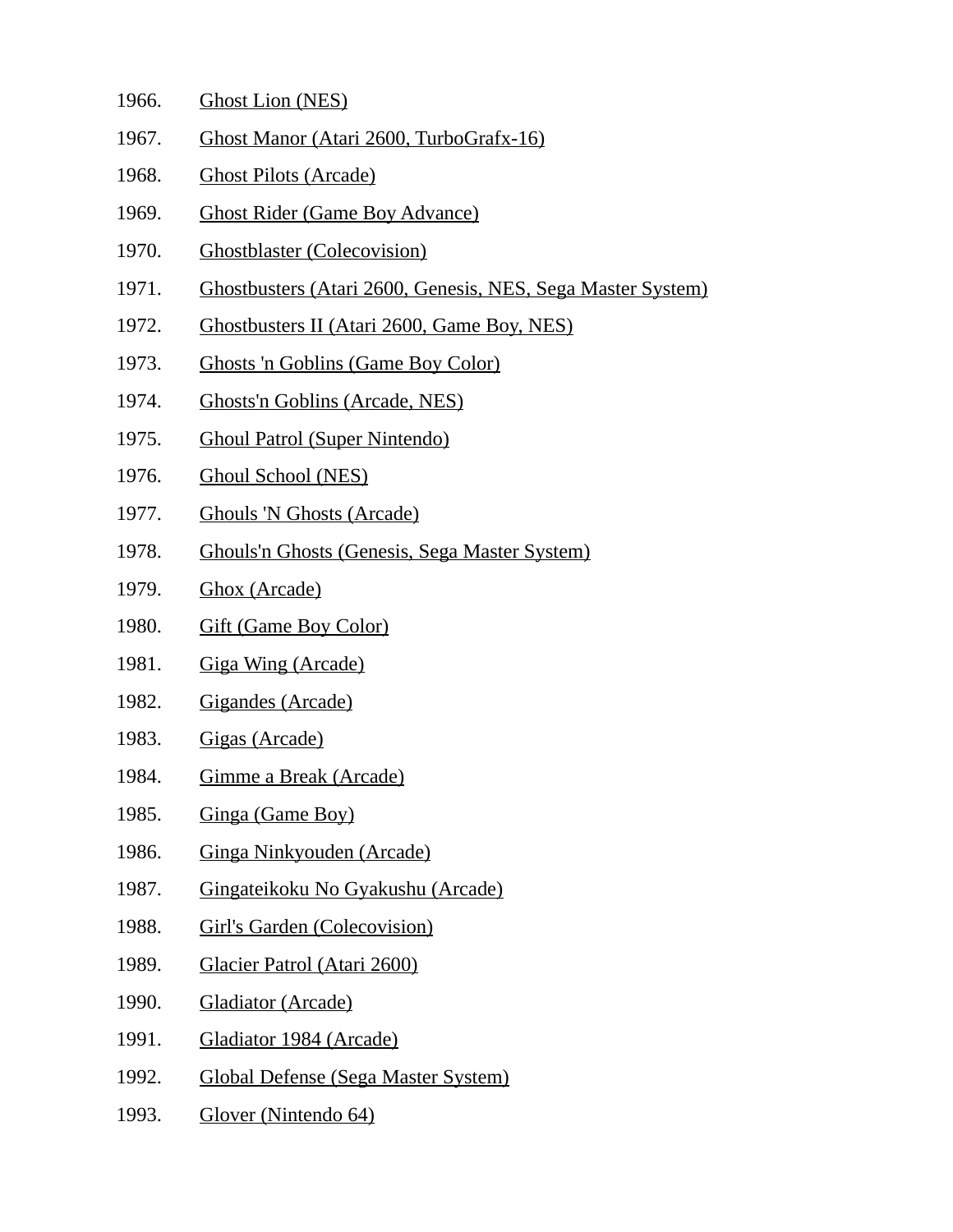1966. Ghost Lion (NES)
1967. Ghost Manor (Atari 2600, TurboGrafx-16)
1968. Ghost Pilots (Arcade)
1969. Ghost Rider (Game Boy Advance)
1970. Ghostblaster (Colecovision)
1971. Ghostbusters (Atari 2600, Genesis, NES, Sega Master System)
1972. Ghostbusters II (Atari 2600, Game Boy, NES)
1973. Ghosts 'n Goblins (Game Boy Color)
1974. Ghosts'n Goblins (Arcade, NES)
1975. Ghoul Patrol (Super Nintendo)
1976. Ghoul School (NES)
1977. Ghouls 'N Ghosts (Arcade)
1978. Ghouls'n Ghosts (Genesis, Sega Master System)
1979. Ghox (Arcade)
1980. Gift (Game Boy Color)
1981. Giga Wing (Arcade)
1982. Gigandes (Arcade)
1983. Gigas (Arcade)
1984. Gimme a Break (Arcade)
1985. Ginga (Game Boy)
1986. Ginga Ninkyouden (Arcade)
1987. Gingateikoku No Gyakushu (Arcade)
1988. Girl's Garden (Colecovision)
1989. Glacier Patrol (Atari 2600)
1990. Gladiator (Arcade)
1991. Gladiator 1984 (Arcade)
1992. Global Defense (Sega Master System)
1993. Glover (Nintendo 64)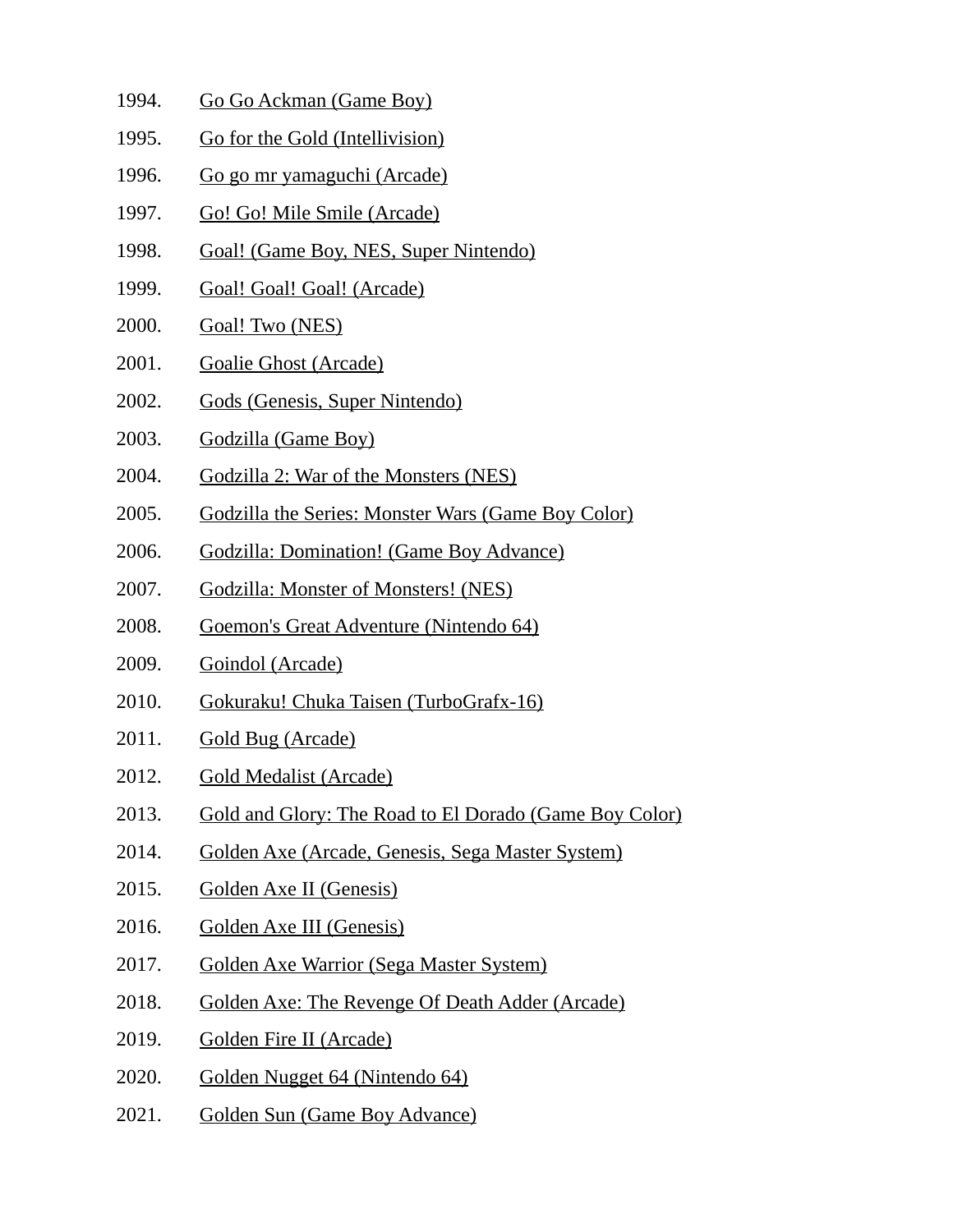1994. Go Go Ackman (Game Boy)
1995. Go for the Gold (Intellivision)
1996. Go go mr yamaguchi (Arcade)
1997. Go! Go! Mile Smile (Arcade)
1998. Goal! (Game Boy, NES, Super Nintendo)
1999. Goal! Goal! Goal! (Arcade)
2000. Goal! Two (NES)
2001. Goalie Ghost (Arcade)
2002. Gods (Genesis, Super Nintendo)
2003. Godzilla (Game Boy)
2004. Godzilla 2: War of the Monsters (NES)
2005. Godzilla the Series: Monster Wars (Game Boy Color)
2006. Godzilla: Domination! (Game Boy Advance)
2007. Godzilla: Monster of Monsters! (NES)
2008. Goemon's Great Adventure (Nintendo 64)
2009. Goindol (Arcade)
2010. Gokuraku! Chuka Taisen (TurboGrafx-16)
2011. Gold Bug (Arcade)
2012. Gold Medalist (Arcade)
2013. Gold and Glory: The Road to El Dorado (Game Boy Color)
2014. Golden Axe (Arcade, Genesis, Sega Master System)
2015. Golden Axe II (Genesis)
2016. Golden Axe III (Genesis)
2017. Golden Axe Warrior (Sega Master System)
2018. Golden Axe: The Revenge Of Death Adder (Arcade)
2019. Golden Fire II (Arcade)
2020. Golden Nugget 64 (Nintendo 64)
2021. Golden Sun (Game Boy Advance)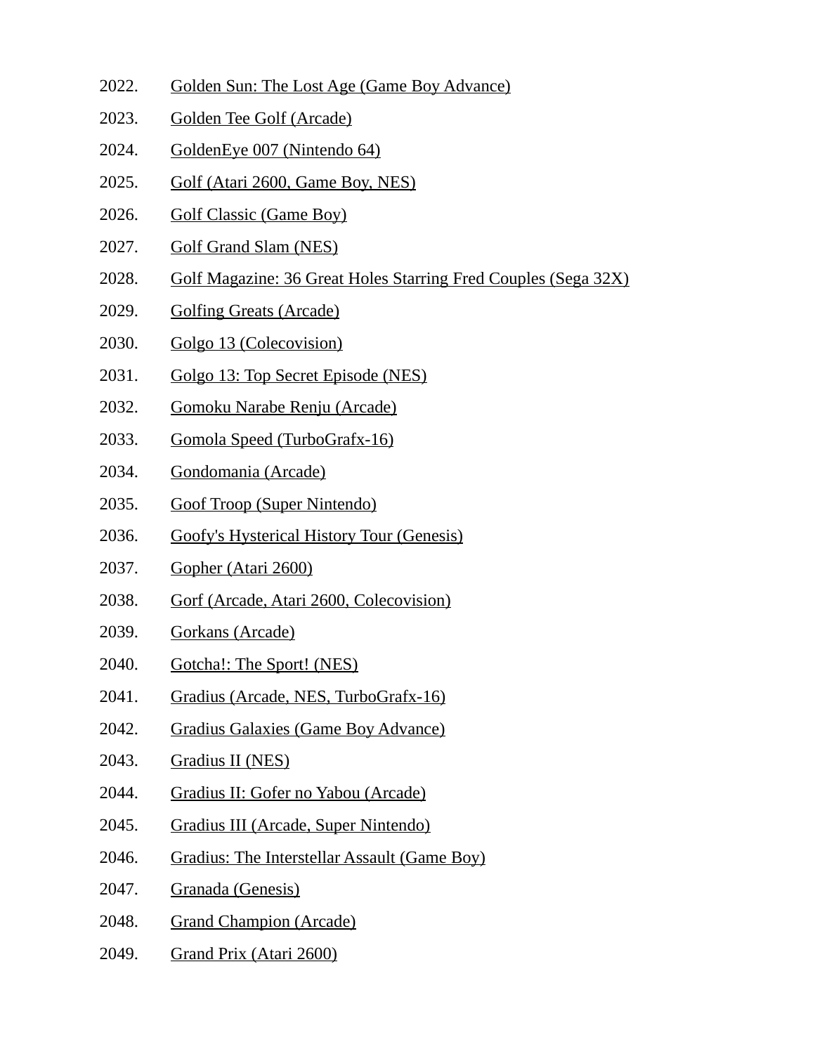2022. Golden Sun: The Lost Age (Game Boy Advance)
2023. Golden Tee Golf (Arcade)
2024. GoldenEye 007 (Nintendo 64)
2025. Golf (Atari 2600, Game Boy, NES)
2026. Golf Classic (Game Boy)
2027. Golf Grand Slam (NES)
2028. Golf Magazine: 36 Great Holes Starring Fred Couples (Sega 32X)
2029. Golfing Greats (Arcade)
2030. Golgo 13 (Colecovision)
2031. Golgo 13: Top Secret Episode (NES)
2032. Gomoku Narabe Renju (Arcade)
2033. Gomola Speed (TurboGrafx-16)
2034. Gondomania (Arcade)
2035. Goof Troop (Super Nintendo)
2036. Goofy's Hysterical History Tour (Genesis)
2037. Gopher (Atari 2600)
2038. Gorf (Arcade, Atari 2600, Colecovision)
2039. Gorkans (Arcade)
2040. Gotcha!: The Sport! (NES)
2041. Gradius (Arcade, NES, TurboGrafx-16)
2042. Gradius Galaxies (Game Boy Advance)
2043. Gradius II (NES)
2044. Gradius II: Gofer no Yabou (Arcade)
2045. Gradius III (Arcade, Super Nintendo)
2046. Gradius: The Interstellar Assault (Game Boy)
2047. Granada (Genesis)
2048. Grand Champion (Arcade)
2049. Grand Prix (Atari 2600)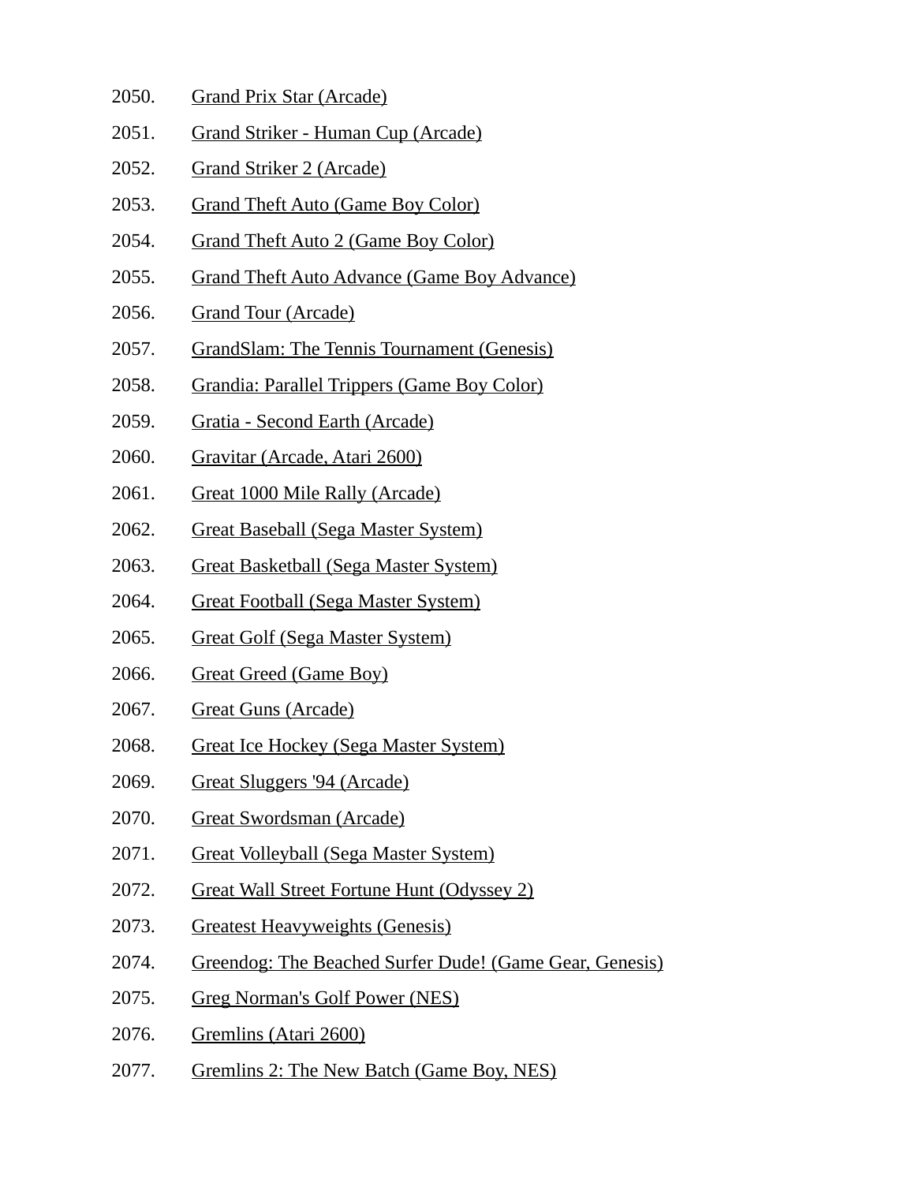2050. Grand Prix Star (Arcade)
2051. Grand Striker - Human Cup (Arcade)
2052. Grand Striker 2 (Arcade)
2053. Grand Theft Auto (Game Boy Color)
2054. Grand Theft Auto 2 (Game Boy Color)
2055. Grand Theft Auto Advance (Game Boy Advance)
2056. Grand Tour (Arcade)
2057. GrandSlam: The Tennis Tournament (Genesis)
2058. Grandia: Parallel Trippers (Game Boy Color)
2059. Gratia - Second Earth (Arcade)
2060. Gravitar (Arcade, Atari 2600)
2061. Great 1000 Mile Rally (Arcade)
2062. Great Baseball (Sega Master System)
2063. Great Basketball (Sega Master System)
2064. Great Football (Sega Master System)
2065. Great Golf (Sega Master System)
2066. Great Greed (Game Boy)
2067. Great Guns (Arcade)
2068. Great Ice Hockey (Sega Master System)
2069. Great Sluggers '94 (Arcade)
2070. Great Swordsman (Arcade)
2071. Great Volleyball (Sega Master System)
2072. Great Wall Street Fortune Hunt (Odyssey 2)
2073. Greatest Heavyweights (Genesis)
2074. Greendog: The Beached Surfer Dude! (Game Gear, Genesis)
2075. Greg Norman's Golf Power (NES)
2076. Gremlins (Atari 2600)
2077. Gremlins 2: The New Batch (Game Boy, NES)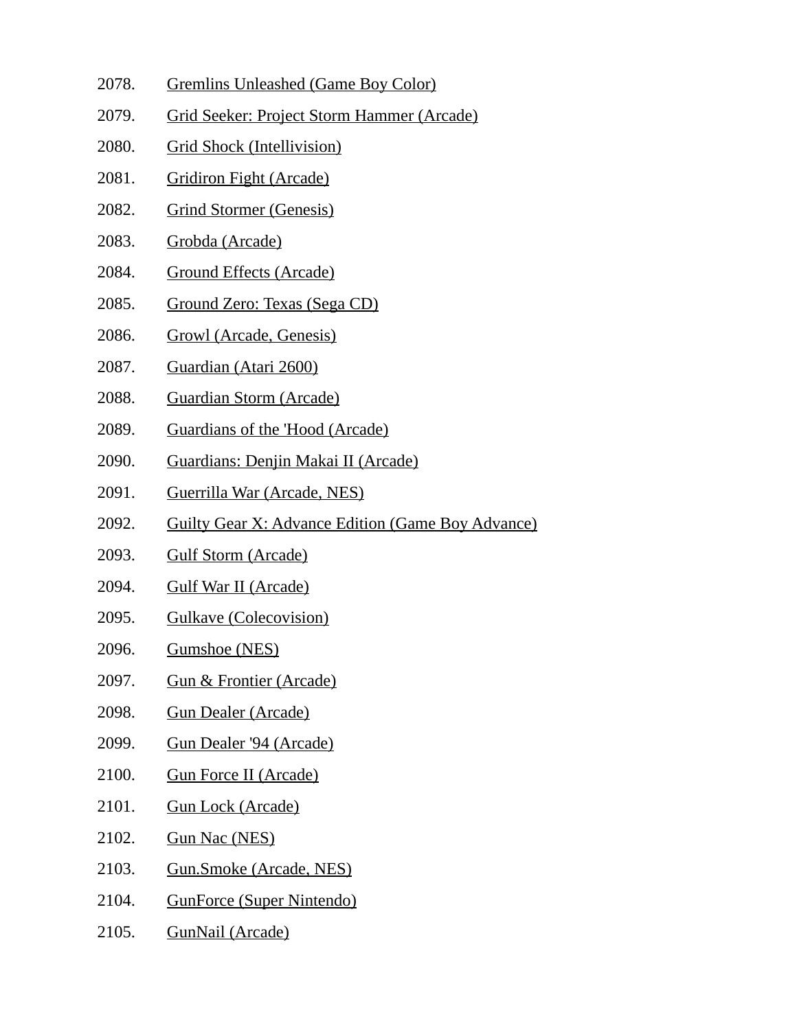2078. Gremlins Unleashed (Game Boy Color)
2079. Grid Seeker: Project Storm Hammer (Arcade)
2080. Grid Shock (Intellivision)
2081. Gridiron Fight (Arcade)
2082. Grind Stormer (Genesis)
2083. Grobda (Arcade)
2084. Ground Effects (Arcade)
2085. Ground Zero: Texas (Sega CD)
2086. Growl (Arcade, Genesis)
2087. Guardian (Atari 2600)
2088. Guardian Storm (Arcade)
2089. Guardians of the 'Hood (Arcade)
2090. Guardians: Denjin Makai II (Arcade)
2091. Guerrilla War (Arcade, NES)
2092. Guilty Gear X: Advance Edition (Game Boy Advance)
2093. Gulf Storm (Arcade)
2094. Gulf War II (Arcade)
2095. Gulkave (Colecovision)
2096. Gumshoe (NES)
2097. Gun & Frontier (Arcade)
2098. Gun Dealer (Arcade)
2099. Gun Dealer '94 (Arcade)
2100. Gun Force II (Arcade)
2101. Gun Lock (Arcade)
2102. Gun Nac (NES)
2103. Gun.Smoke (Arcade, NES)
2104. GunForce (Super Nintendo)
2105. GunNail (Arcade)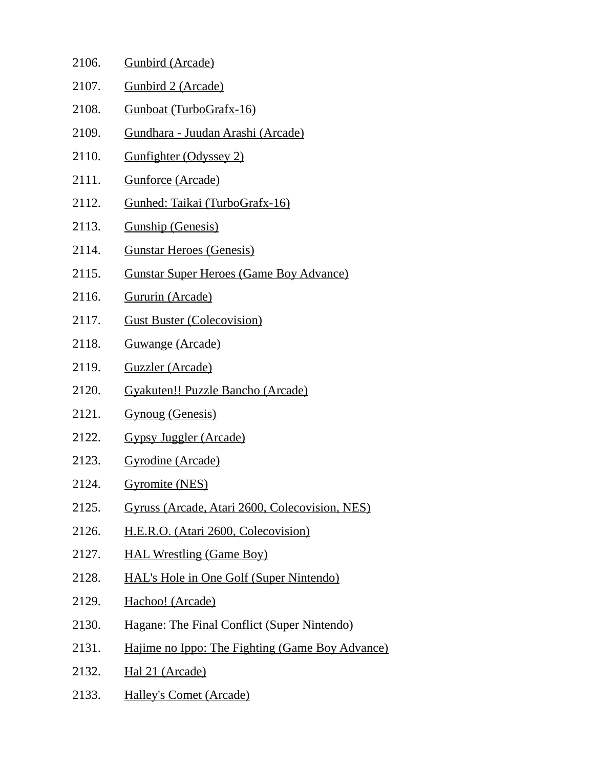2106. Gunbird (Arcade)
2107. Gunbird 2 (Arcade)
2108. Gunboat (TurboGrafx-16)
2109. Gundhara - Juudan Arashi (Arcade)
2110. Gunfighter (Odyssey 2)
2111. Gunforce (Arcade)
2112. Gunhed: Taikai (TurboGrafx-16)
2113. Gunship (Genesis)
2114. Gunstar Heroes (Genesis)
2115. Gunstar Super Heroes (Game Boy Advance)
2116. Gururin (Arcade)
2117. Gust Buster (Colecovision)
2118. Guwange (Arcade)
2119. Guzzler (Arcade)
2120. Gyakuten!! Puzzle Bancho (Arcade)
2121. Gynoug (Genesis)
2122. Gypsy Juggler (Arcade)
2123. Gyrodine (Arcade)
2124. Gyromite (NES)
2125. Gyruss (Arcade, Atari 2600, Colecovision, NES)
2126. H.E.R.O. (Atari 2600, Colecovision)
2127. HAL Wrestling (Game Boy)
2128. HAL's Hole in One Golf (Super Nintendo)
2129. Hachoo! (Arcade)
2130. Hagane: The Final Conflict (Super Nintendo)
2131. Hajime no Ippo: The Fighting (Game Boy Advance)
2132. Hal 21 (Arcade)
2133. Halley's Comet (Arcade)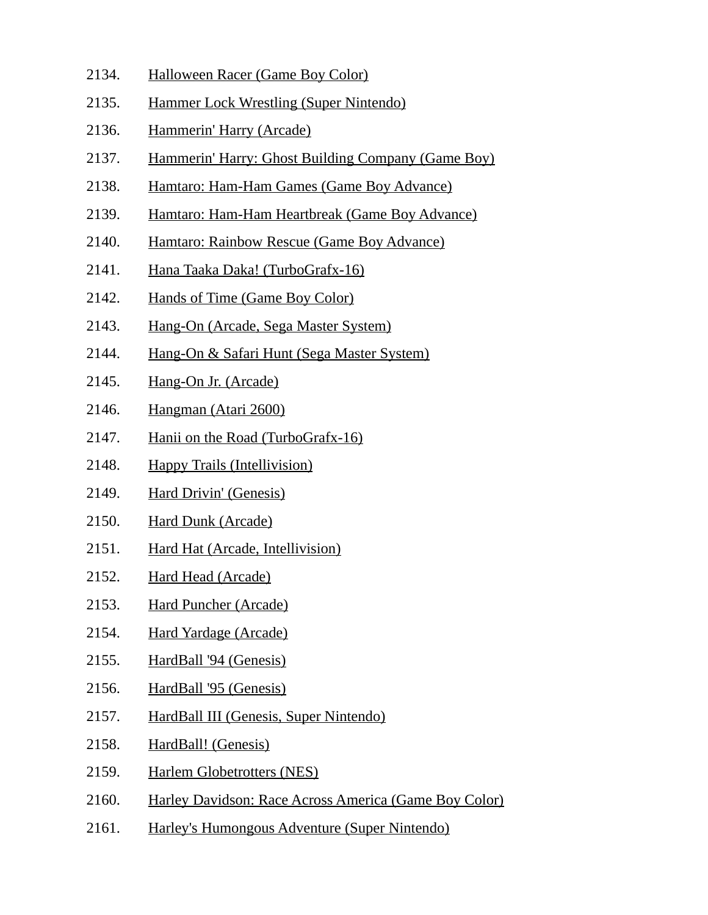2134. Halloween Racer (Game Boy Color)
2135. Hammer Lock Wrestling (Super Nintendo)
2136. Hammerin' Harry (Arcade)
2137. Hammerin' Harry: Ghost Building Company (Game Boy)
2138. Hamtaro: Ham-Ham Games (Game Boy Advance)
2139. Hamtaro: Ham-Ham Heartbreak (Game Boy Advance)
2140. Hamtaro: Rainbow Rescue (Game Boy Advance)
2141. Hana Taaka Daka! (TurboGrafx-16)
2142. Hands of Time (Game Boy Color)
2143. Hang-On (Arcade, Sega Master System)
2144. Hang-On & Safari Hunt (Sega Master System)
2145. Hang-On Jr. (Arcade)
2146. Hangman (Atari 2600)
2147. Hanii on the Road (TurboGrafx-16)
2148. Happy Trails (Intellivision)
2149. Hard Drivin' (Genesis)
2150. Hard Dunk (Arcade)
2151. Hard Hat (Arcade, Intellivision)
2152. Hard Head (Arcade)
2153. Hard Puncher (Arcade)
2154. Hard Yardage (Arcade)
2155. HardBall '94 (Genesis)
2156. HardBall '95 (Genesis)
2157. HardBall III (Genesis, Super Nintendo)
2158. HardBall! (Genesis)
2159. Harlem Globetrotters (NES)
2160. Harley Davidson: Race Across America (Game Boy Color)
2161. Harley's Humongous Adventure (Super Nintendo)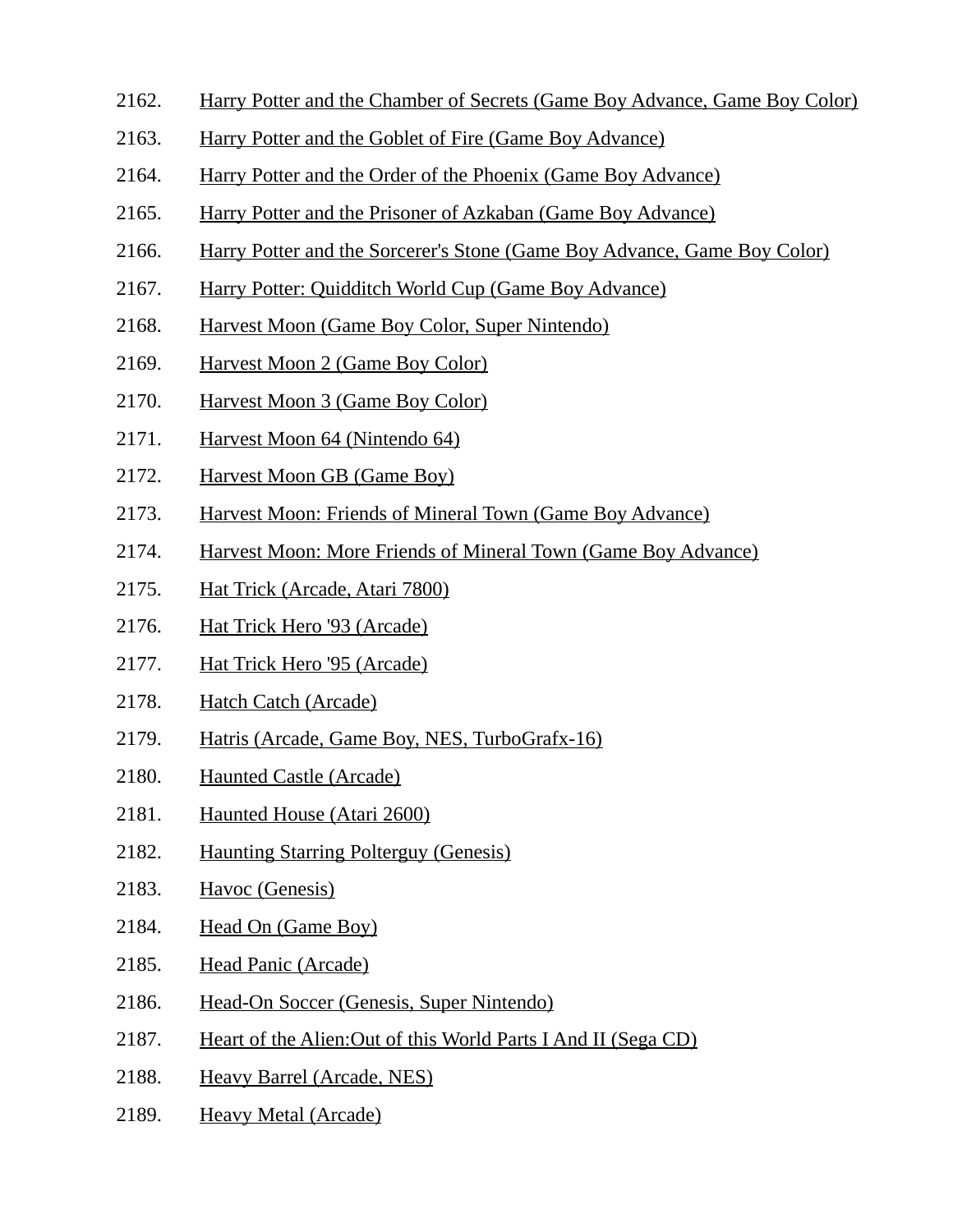2162. Harry Potter and the Chamber of Secrets (Game Boy Advance, Game Boy Color)

2163. Harry Potter and the Goblet of Fire (Game Boy Advance)

2164. Harry Potter and the Order of the Phoenix (Game Boy Advance)

2165. Harry Potter and the Prisoner of Azkaban (Game Boy Advance)

2166. Harry Potter and the Sorcerer's Stone (Game Boy Advance, Game Boy Color)

2167. Harry Potter: Quidditch World Cup (Game Boy Advance)

2168. Harvest Moon (Game Boy Color, Super Nintendo)

2169. Harvest Moon 2 (Game Boy Color)

2170. Harvest Moon 3 (Game Boy Color)

2171. Harvest Moon 64 (Nintendo 64)

2172. Harvest Moon GB (Game Boy)

2173. Harvest Moon: Friends of Mineral Town (Game Boy Advance)

2174. Harvest Moon: More Friends of Mineral Town (Game Boy Advance)

2175. Hat Trick (Arcade, Atari 7800)

2176. Hat Trick Hero '93 (Arcade)

2177. Hat Trick Hero '95 (Arcade)

2178. Hatch Catch (Arcade)

2179. Hatris (Arcade, Game Boy, NES, TurboGrafx-16)

2180. Haunted Castle (Arcade)

2181. Haunted House (Atari 2600)

2182. Haunting Starring Polterguy (Genesis)

2183. Havoc (Genesis)

2184. Head On (Game Boy)

2185. Head Panic (Arcade)

2186. Head-On Soccer (Genesis, Super Nintendo)

2187. Heart of the Alien:Out of this World Parts I And II (Sega CD)

2188. Heavy Barrel (Arcade, NES)

2189. Heavy Metal (Arcade)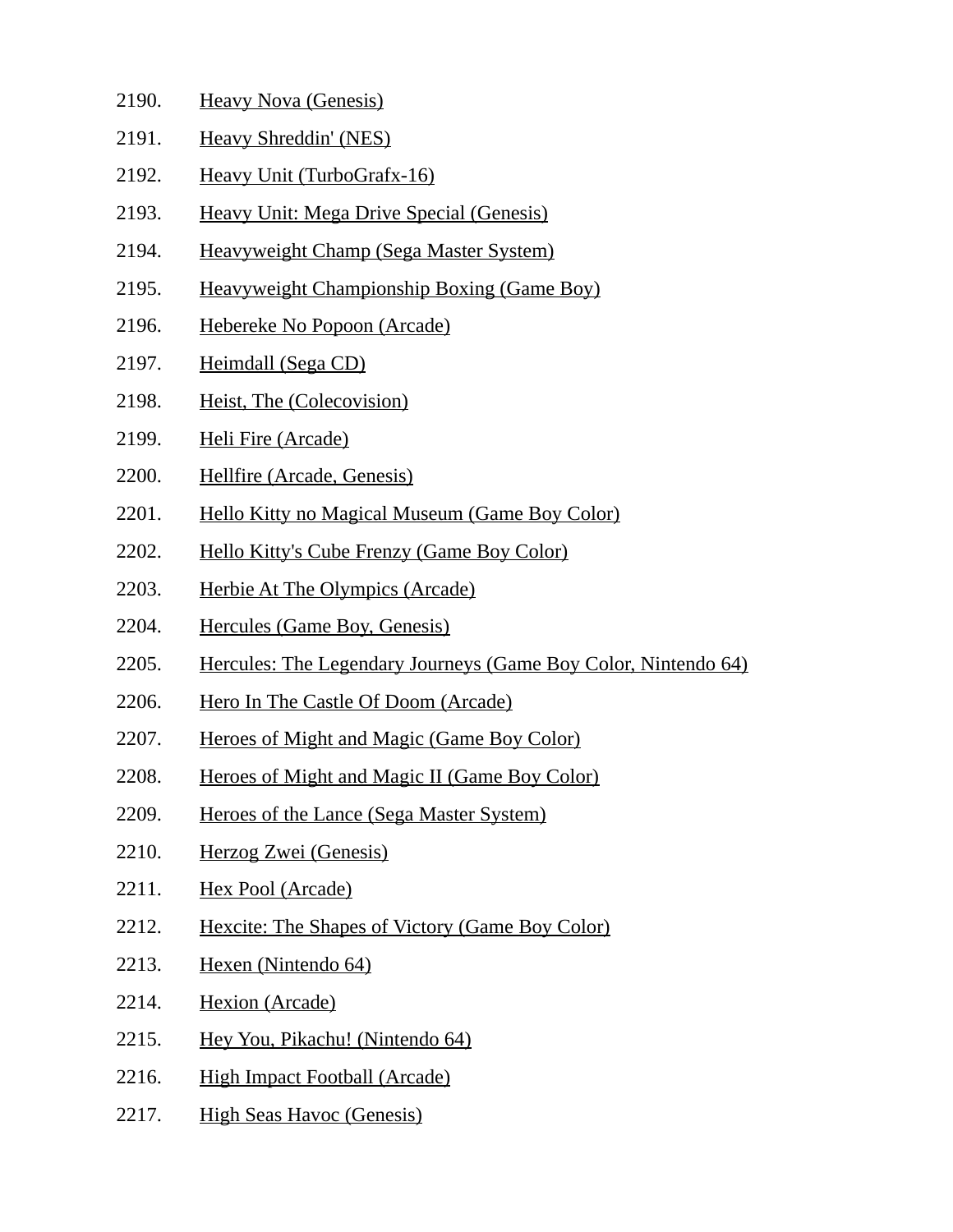2190. Heavy Nova (Genesis)
2191. Heavy Shreddin' (NES)
2192. Heavy Unit (TurboGrafx-16)
2193. Heavy Unit: Mega Drive Special (Genesis)
2194. Heavyweight Champ (Sega Master System)
2195. Heavyweight Championship Boxing (Game Boy)
2196. Hebereke No Popoon (Arcade)
2197. Heimdall (Sega CD)
2198. Heist, The (Colecovision)
2199. Heli Fire (Arcade)
2200. Hellfire (Arcade, Genesis)
2201. Hello Kitty no Magical Museum (Game Boy Color)
2202. Hello Kitty's Cube Frenzy (Game Boy Color)
2203. Herbie At The Olympics (Arcade)
2204. Hercules (Game Boy, Genesis)
2205. Hercules: The Legendary Journeys (Game Boy Color, Nintendo 64)
2206. Hero In The Castle Of Doom (Arcade)
2207. Heroes of Might and Magic (Game Boy Color)
2208. Heroes of Might and Magic II (Game Boy Color)
2209. Heroes of the Lance (Sega Master System)
2210. Herzog Zwei (Genesis)
2211. Hex Pool (Arcade)
2212. Hexcite: The Shapes of Victory (Game Boy Color)
2213. Hexen (Nintendo 64)
2214. Hexion (Arcade)
2215. Hey You, Pikachu! (Nintendo 64)
2216. High Impact Football (Arcade)
2217. High Seas Havoc (Genesis)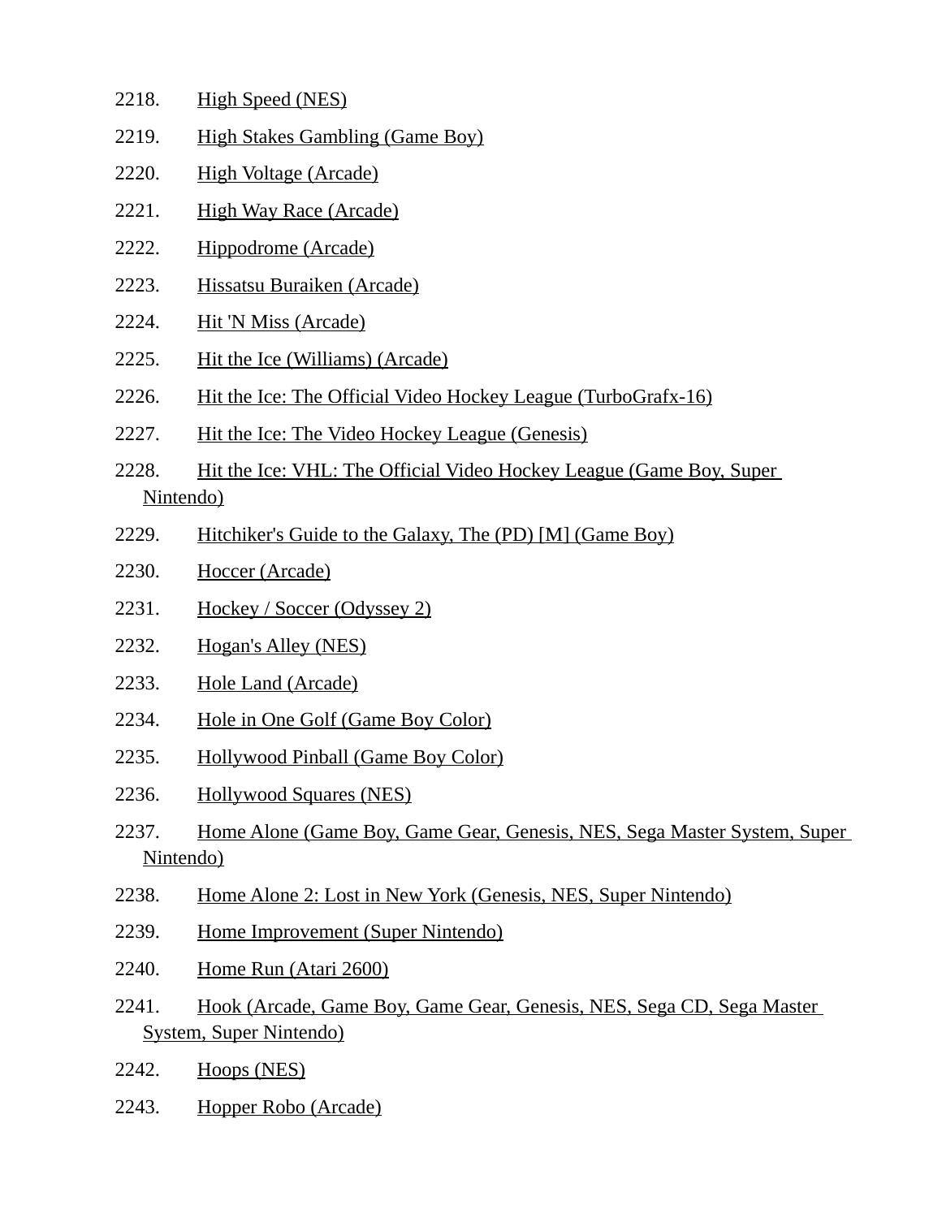2218. High Speed (NES)
2219. High Stakes Gambling (Game Boy)
2220. High Voltage (Arcade)
2221. High Way Race (Arcade)
2222. Hippodrome (Arcade)
2223. Hissatsu Buraiken (Arcade)
2224. Hit 'N Miss (Arcade)
2225. Hit the Ice (Williams) (Arcade)
2226. Hit the Ice: The Official Video Hockey League (TurboGrafx-16)
2227. Hit the Ice: The Video Hockey League (Genesis)
2228. Hit the Ice: VHL: The Official Video Hockey League (Game Boy, Super Nintendo)
2229. Hitchiker's Guide to the Galaxy, The (PD) [M] (Game Boy)
2230. Hoccer (Arcade)
2231. Hockey / Soccer (Odyssey 2)
2232. Hogan's Alley (NES)
2233. Hole Land (Arcade)
2234. Hole in One Golf (Game Boy Color)
2235. Hollywood Pinball (Game Boy Color)
2236. Hollywood Squares (NES)
2237. Home Alone (Game Boy, Game Gear, Genesis, NES, Sega Master System, Super Nintendo)
2238. Home Alone 2: Lost in New York (Genesis, NES, Super Nintendo)
2239. Home Improvement (Super Nintendo)
2240. Home Run (Atari 2600)
2241. Hook (Arcade, Game Boy, Game Gear, Genesis, NES, Sega CD, Sega Master System, Super Nintendo)
2242. Hoops (NES)
2243. Hopper Robo (Arcade)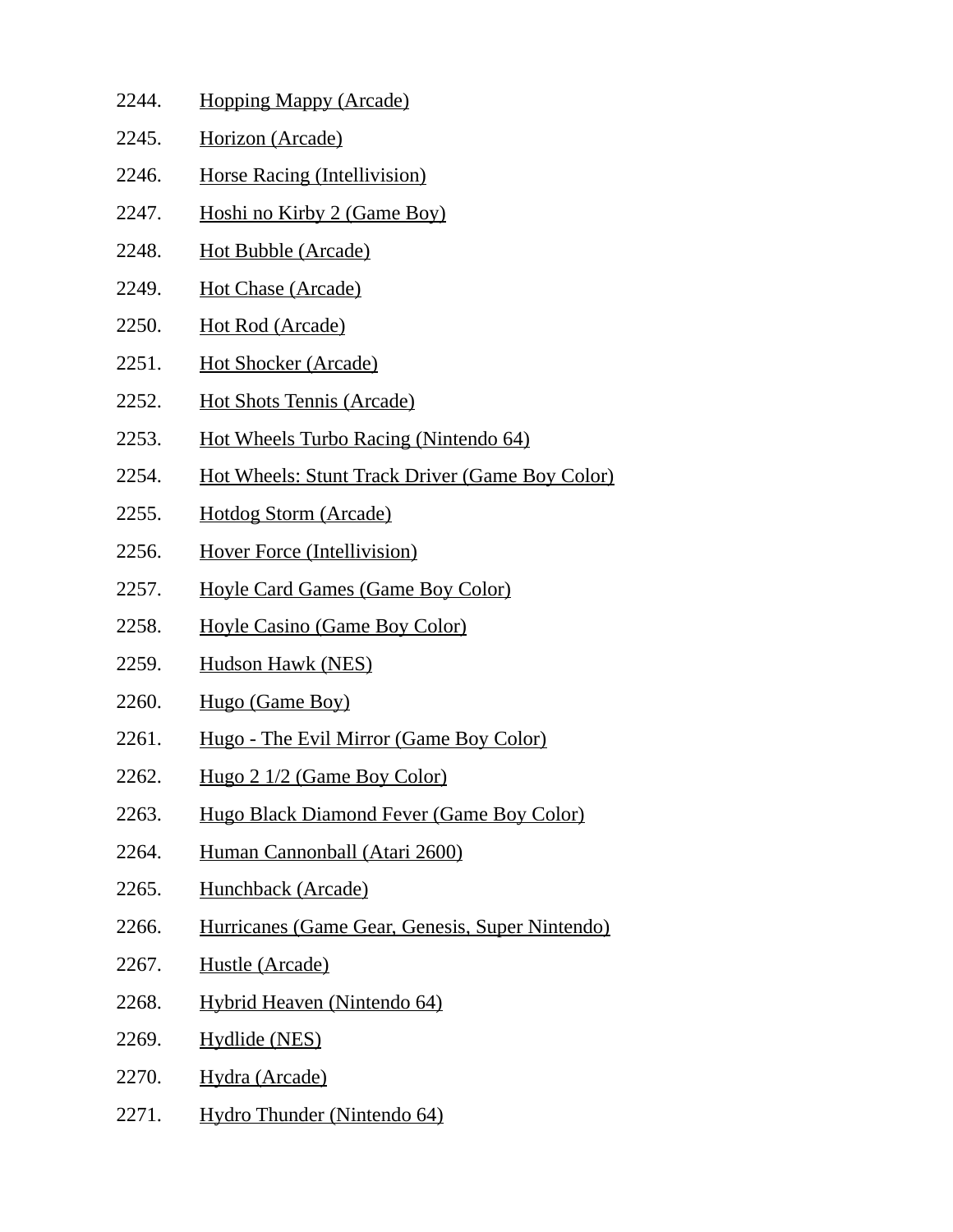2244. Hopping Mappy (Arcade)
2245. Horizon (Arcade)
2246. Horse Racing (Intellivision)
2247. Hoshi no Kirby 2 (Game Boy)
2248. Hot Bubble (Arcade)
2249. Hot Chase (Arcade)
2250. Hot Rod (Arcade)
2251. Hot Shocker (Arcade)
2252. Hot Shots Tennis (Arcade)
2253. Hot Wheels Turbo Racing (Nintendo 64)
2254. Hot Wheels: Stunt Track Driver (Game Boy Color)
2255. Hotdog Storm (Arcade)
2256. Hover Force (Intellivision)
2257. Hoyle Card Games (Game Boy Color)
2258. Hoyle Casino (Game Boy Color)
2259. Hudson Hawk (NES)
2260. Hugo (Game Boy)
2261. Hugo - The Evil Mirror (Game Boy Color)
2262. Hugo 2 1/2 (Game Boy Color)
2263. Hugo Black Diamond Fever (Game Boy Color)
2264. Human Cannonball (Atari 2600)
2265. Hunchback (Arcade)
2266. Hurricanes (Game Gear, Genesis, Super Nintendo)
2267. Hustle (Arcade)
2268. Hybrid Heaven (Nintendo 64)
2269. Hydlide (NES)
2270. Hydra (Arcade)
2271. Hydro Thunder (Nintendo 64)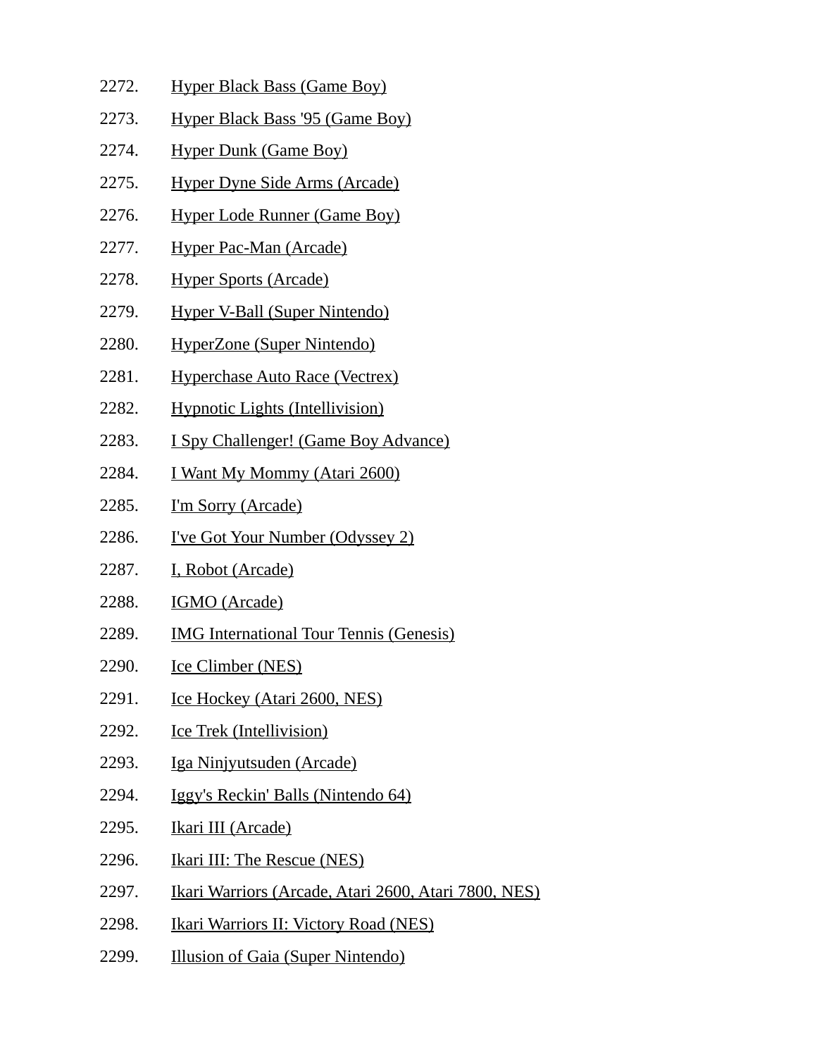2272. Hyper Black Bass (Game Boy)

2273. Hyper Black Bass '95 (Game Boy)

2274. Hyper Dunk (Game Boy)

2275. Hyper Dyne Side Arms (Arcade)

2276. Hyper Lode Runner (Game Boy)

2277. Hyper Pac-Man (Arcade)

2278. Hyper Sports (Arcade)

2279. Hyper V-Ball (Super Nintendo)

2280. HyperZone (Super Nintendo)

2281. Hyperchase Auto Race (Vectrex)

2282. Hypnotic Lights (Intellivision)

2283. I Spy Challenger! (Game Boy Advance)

2284. I Want My Mommy (Atari 2600)

2285. I'm Sorry (Arcade)

2286. I've Got Your Number (Odyssey 2)

2287. I, Robot (Arcade)

2288. IGMO (Arcade)

2289. IMG International Tour Tennis (Genesis)

2290. Ice Climber (NES)

2291. Ice Hockey (Atari 2600, NES)

2292. Ice Trek (Intellivision)

2293. Iga Ninjyutsuden (Arcade)

2294. Iggy's Reckin' Balls (Nintendo 64)

2295. Ikari III (Arcade)

2296. Ikari III: The Rescue (NES)

2297. Ikari Warriors (Arcade, Atari 2600, Atari 7800, NES)

2298. Ikari Warriors II: Victory Road (NES)

2299. Illusion of Gaia (Super Nintendo)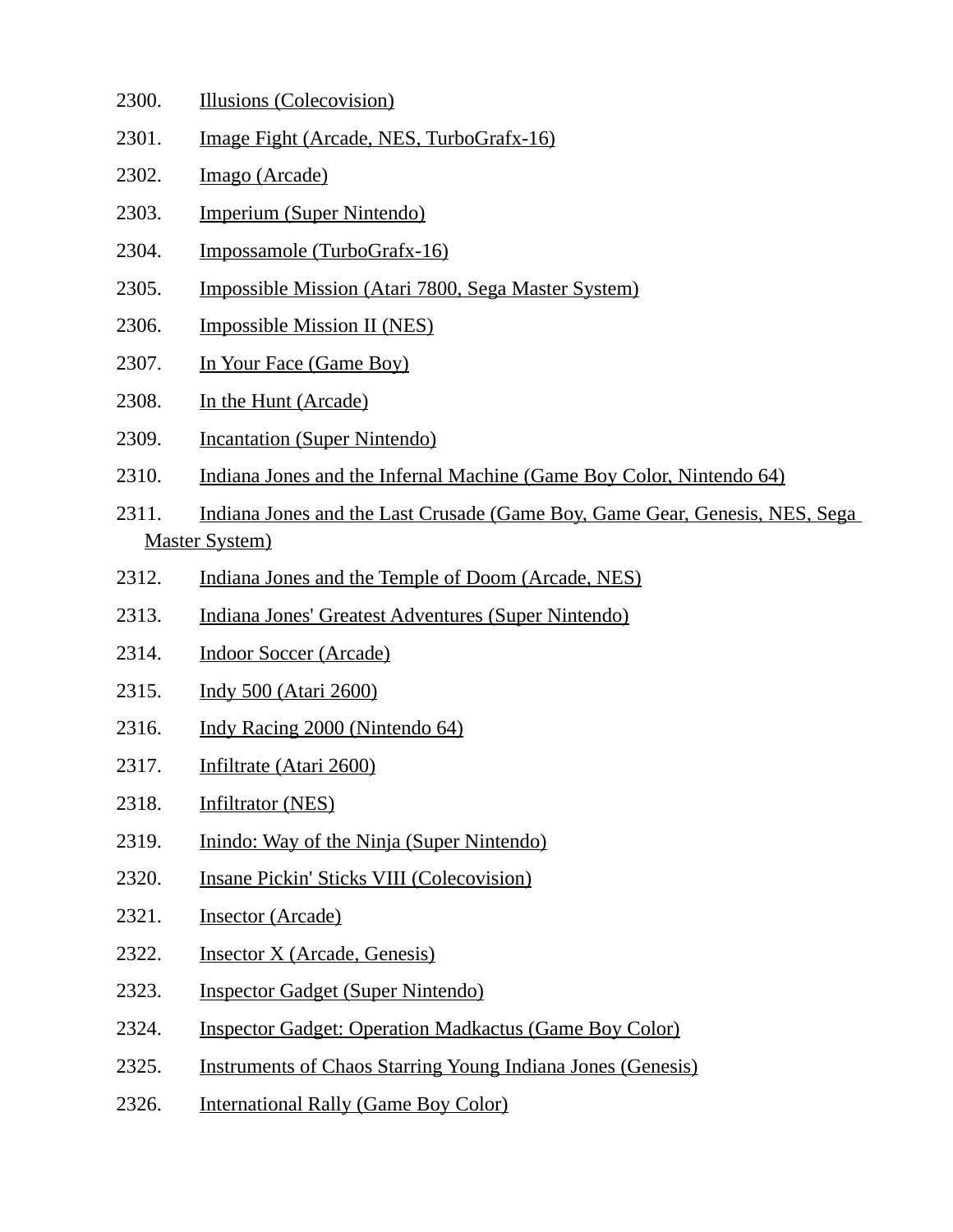2300. Illusions (Colecovision)
2301. Image Fight (Arcade, NES, TurboGrafx-16)
2302. Imago (Arcade)
2303. Imperium (Super Nintendo)
2304. Impossamole (TurboGrafx-16)
2305. Impossible Mission (Atari 7800, Sega Master System)
2306. Impossible Mission II (NES)
2307. In Your Face (Game Boy)
2308. In the Hunt (Arcade)
2309. Incantation (Super Nintendo)
2310. Indiana Jones and the Infernal Machine (Game Boy Color, Nintendo 64)
2311. Indiana Jones and the Last Crusade (Game Boy, Game Gear, Genesis, NES, Sega Master System)
2312. Indiana Jones and the Temple of Doom (Arcade, NES)
2313. Indiana Jones' Greatest Adventures (Super Nintendo)
2314. Indoor Soccer (Arcade)
2315. Indy 500 (Atari 2600)
2316. Indy Racing 2000 (Nintendo 64)
2317. Infiltrate (Atari 2600)
2318. Infiltrator (NES)
2319. Inindo: Way of the Ninja (Super Nintendo)
2320. Insane Pickin' Sticks VIII (Colecovision)
2321. Insector (Arcade)
2322. Insector X (Arcade, Genesis)
2323. Inspector Gadget (Super Nintendo)
2324. Inspector Gadget: Operation Madkactus (Game Boy Color)
2325. Instruments of Chaos Starring Young Indiana Jones (Genesis)
2326. International Rally (Game Boy Color)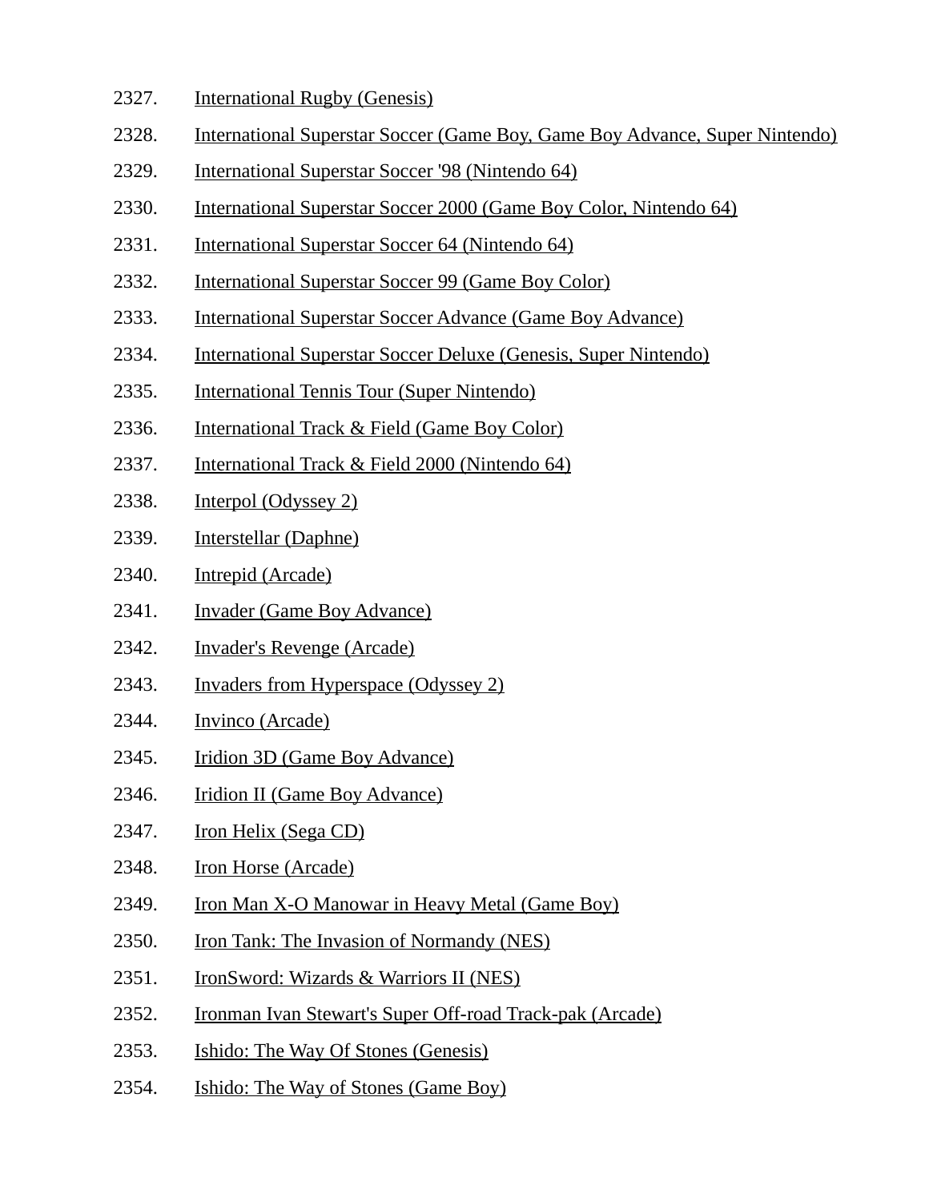2327. International Rugby (Genesis)
2328. International Superstar Soccer (Game Boy, Game Boy Advance, Super Nintendo)
2329. International Superstar Soccer '98 (Nintendo 64)
2330. International Superstar Soccer 2000 (Game Boy Color, Nintendo 64)
2331. International Superstar Soccer 64 (Nintendo 64)
2332. International Superstar Soccer 99 (Game Boy Color)
2333. International Superstar Soccer Advance (Game Boy Advance)
2334. International Superstar Soccer Deluxe (Genesis, Super Nintendo)
2335. International Tennis Tour (Super Nintendo)
2336. International Track & Field (Game Boy Color)
2337. International Track & Field 2000 (Nintendo 64)
2338. Interpol (Odyssey 2)
2339. Interstellar (Daphne)
2340. Intrepid (Arcade)
2341. Invader (Game Boy Advance)
2342. Invader's Revenge (Arcade)
2343. Invaders from Hyperspace (Odyssey 2)
2344. Invinco (Arcade)
2345. Iridion 3D (Game Boy Advance)
2346. Iridion II (Game Boy Advance)
2347. Iron Helix (Sega CD)
2348. Iron Horse (Arcade)
2349. Iron Man X-O Manowar in Heavy Metal (Game Boy)
2350. Iron Tank: The Invasion of Normandy (NES)
2351. IronSword: Wizards & Warriors II (NES)
2352. Ironman Ivan Stewart's Super Off-road Track-pak (Arcade)
2353. Ishido: The Way Of Stones (Genesis)
2354. Ishido: The Way of Stones (Game Boy)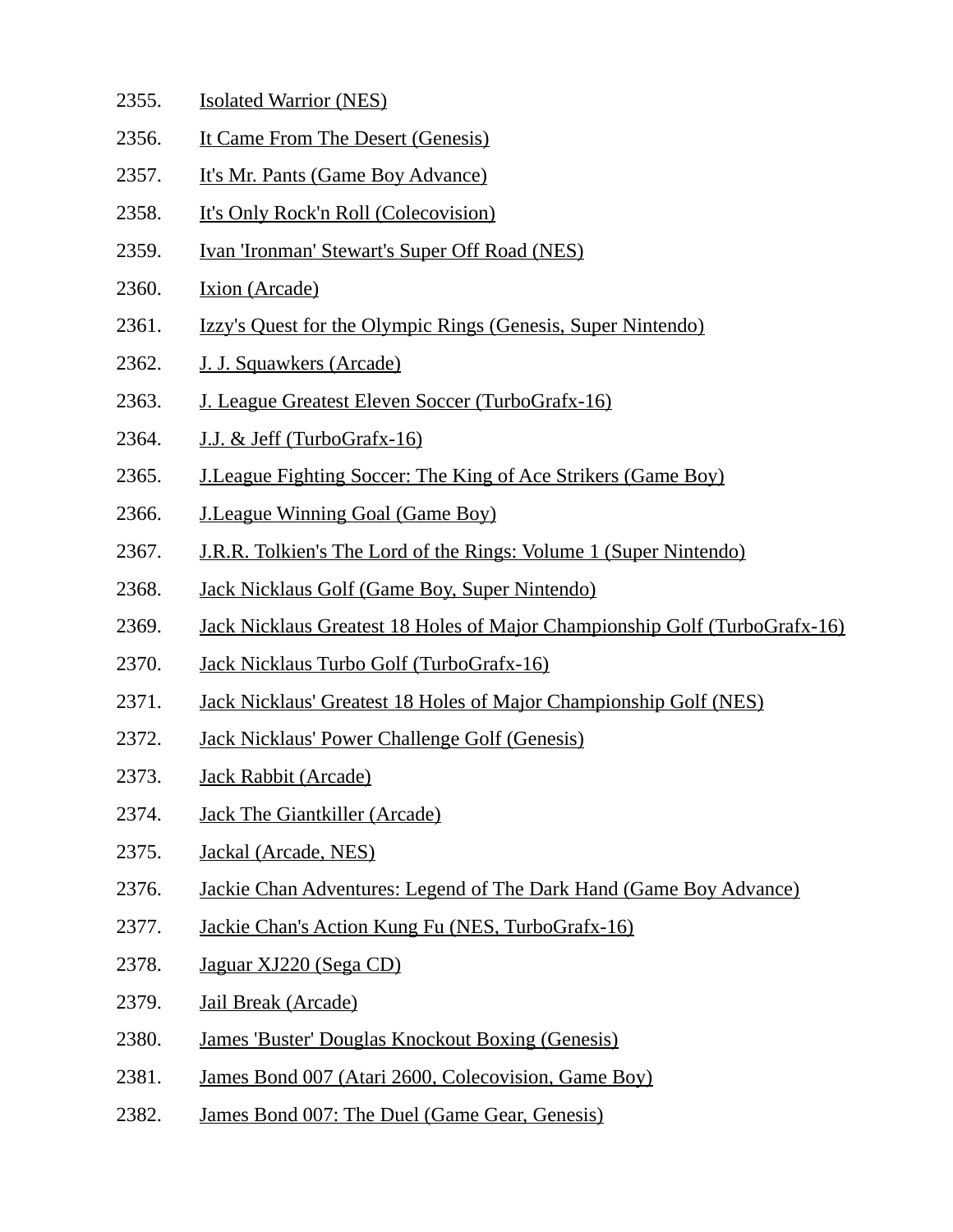2355. Isolated Warrior (NES)
2356. It Came From The Desert (Genesis)
2357. It's Mr. Pants (Game Boy Advance)
2358. It's Only Rock'n Roll (Colecovision)
2359. Ivan 'Ironman' Stewart's Super Off Road (NES)
2360. Ixion (Arcade)
2361. Izzy's Quest for the Olympic Rings (Genesis, Super Nintendo)
2362. J. J. Squawkers (Arcade)
2363. J. League Greatest Eleven Soccer (TurboGrafx-16)
2364. J.J. & Jeff (TurboGrafx-16)
2365. J.League Fighting Soccer: The King of Ace Strikers (Game Boy)
2366. J.League Winning Goal (Game Boy)
2367. J.R.R. Tolkien's The Lord of the Rings: Volume 1 (Super Nintendo)
2368. Jack Nicklaus Golf (Game Boy, Super Nintendo)
2369. Jack Nicklaus Greatest 18 Holes of Major Championship Golf (TurboGrafx-16)
2370. Jack Nicklaus Turbo Golf (TurboGrafx-16)
2371. Jack Nicklaus' Greatest 18 Holes of Major Championship Golf (NES)
2372. Jack Nicklaus' Power Challenge Golf (Genesis)
2373. Jack Rabbit (Arcade)
2374. Jack The Giantkiller (Arcade)
2375. Jackal (Arcade, NES)
2376. Jackie Chan Adventures: Legend of The Dark Hand (Game Boy Advance)
2377. Jackie Chan's Action Kung Fu (NES, TurboGrafx-16)
2378. Jaguar XJ220 (Sega CD)
2379. Jail Break (Arcade)
2380. James 'Buster' Douglas Knockout Boxing (Genesis)
2381. James Bond 007 (Atari 2600, Colecovision, Game Boy)
2382. James Bond 007: The Duel (Game Gear, Genesis)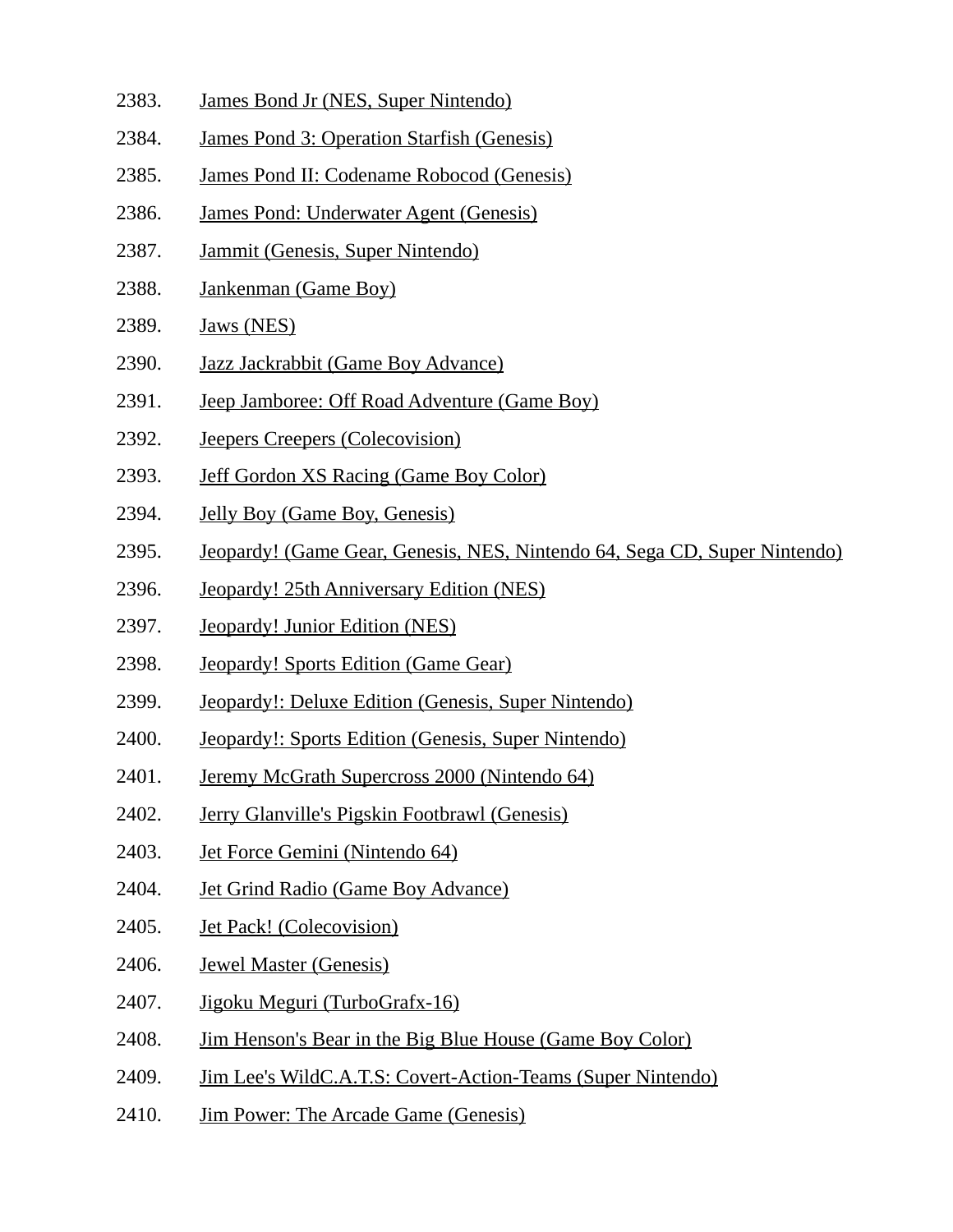2383. James Bond Jr (NES, Super Nintendo)
2384. James Pond 3: Operation Starfish (Genesis)
2385. James Pond II: Codename Robocod (Genesis)
2386. James Pond: Underwater Agent (Genesis)
2387. Jammit (Genesis, Super Nintendo)
2388. Jankenman (Game Boy)
2389. Jaws (NES)
2390. Jazz Jackrabbit (Game Boy Advance)
2391. Jeep Jamboree: Off Road Adventure (Game Boy)
2392. Jeepers Creepers (Colecovision)
2393. Jeff Gordon XS Racing (Game Boy Color)
2394. Jelly Boy (Game Boy, Genesis)
2395. Jeopardy! (Game Gear, Genesis, NES, Nintendo 64, Sega CD, Super Nintendo)
2396. Jeopardy! 25th Anniversary Edition (NES)
2397. Jeopardy! Junior Edition (NES)
2398. Jeopardy! Sports Edition (Game Gear)
2399. Jeopardy!: Deluxe Edition (Genesis, Super Nintendo)
2400. Jeopardy!: Sports Edition (Genesis, Super Nintendo)
2401. Jeremy McGrath Supercross 2000 (Nintendo 64)
2402. Jerry Glanville's Pigskin Footbrawl (Genesis)
2403. Jet Force Gemini (Nintendo 64)
2404. Jet Grind Radio (Game Boy Advance)
2405. Jet Pack! (Colecovision)
2406. Jewel Master (Genesis)
2407. Jigoku Meguri (TurboGrafx-16)
2408. Jim Henson's Bear in the Big Blue House (Game Boy Color)
2409. Jim Lee's WildC.A.T.S: Covert-Action-Teams (Super Nintendo)
2410. Jim Power: The Arcade Game (Genesis)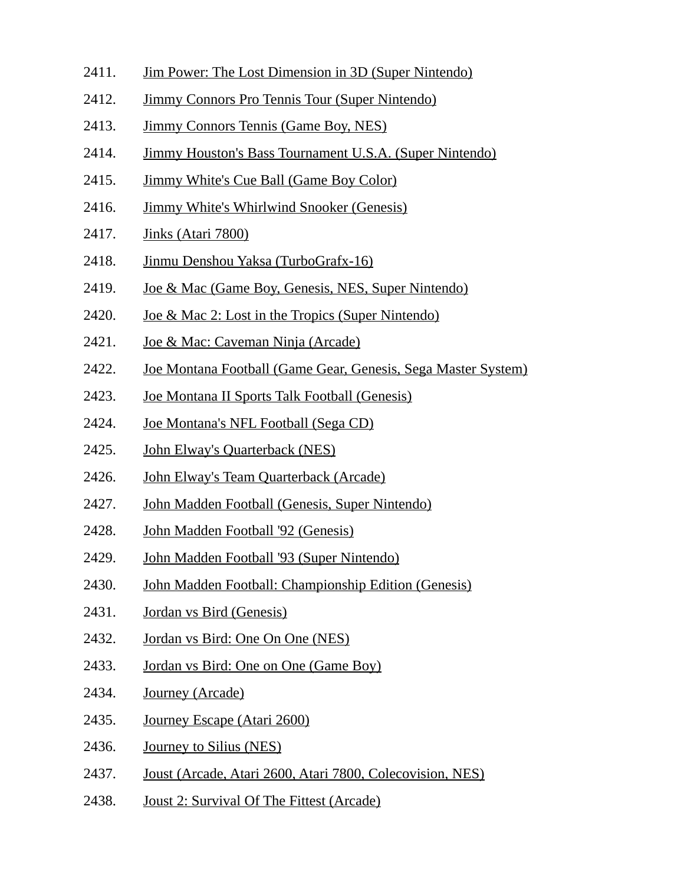2411. Jim Power: The Lost Dimension in 3D (Super Nintendo)
2412. Jimmy Connors Pro Tennis Tour (Super Nintendo)
2413. Jimmy Connors Tennis (Game Boy, NES)
2414. Jimmy Houston's Bass Tournament U.S.A. (Super Nintendo)
2415. Jimmy White's Cue Ball (Game Boy Color)
2416. Jimmy White's Whirlwind Snooker (Genesis)
2417. Jinks (Atari 7800)
2418. Jinmu Denshou Yaksa (TurboGrafx-16)
2419. Joe & Mac (Game Boy, Genesis, NES, Super Nintendo)
2420. Joe & Mac 2: Lost in the Tropics (Super Nintendo)
2421. Joe & Mac: Caveman Ninja (Arcade)
2422. Joe Montana Football (Game Gear, Genesis, Sega Master System)
2423. Joe Montana II Sports Talk Football (Genesis)
2424. Joe Montana's NFL Football (Sega CD)
2425. John Elway's Quarterback (NES)
2426. John Elway's Team Quarterback (Arcade)
2427. John Madden Football (Genesis, Super Nintendo)
2428. John Madden Football '92 (Genesis)
2429. John Madden Football '93 (Super Nintendo)
2430. John Madden Football: Championship Edition (Genesis)
2431. Jordan vs Bird (Genesis)
2432. Jordan vs Bird: One On One (NES)
2433. Jordan vs Bird: One on One (Game Boy)
2434. Journey (Arcade)
2435. Journey Escape (Atari 2600)
2436. Journey to Silius (NES)
2437. Joust (Arcade, Atari 2600, Atari 7800, Colecovision, NES)
2438. Joust 2: Survival Of The Fittest (Arcade)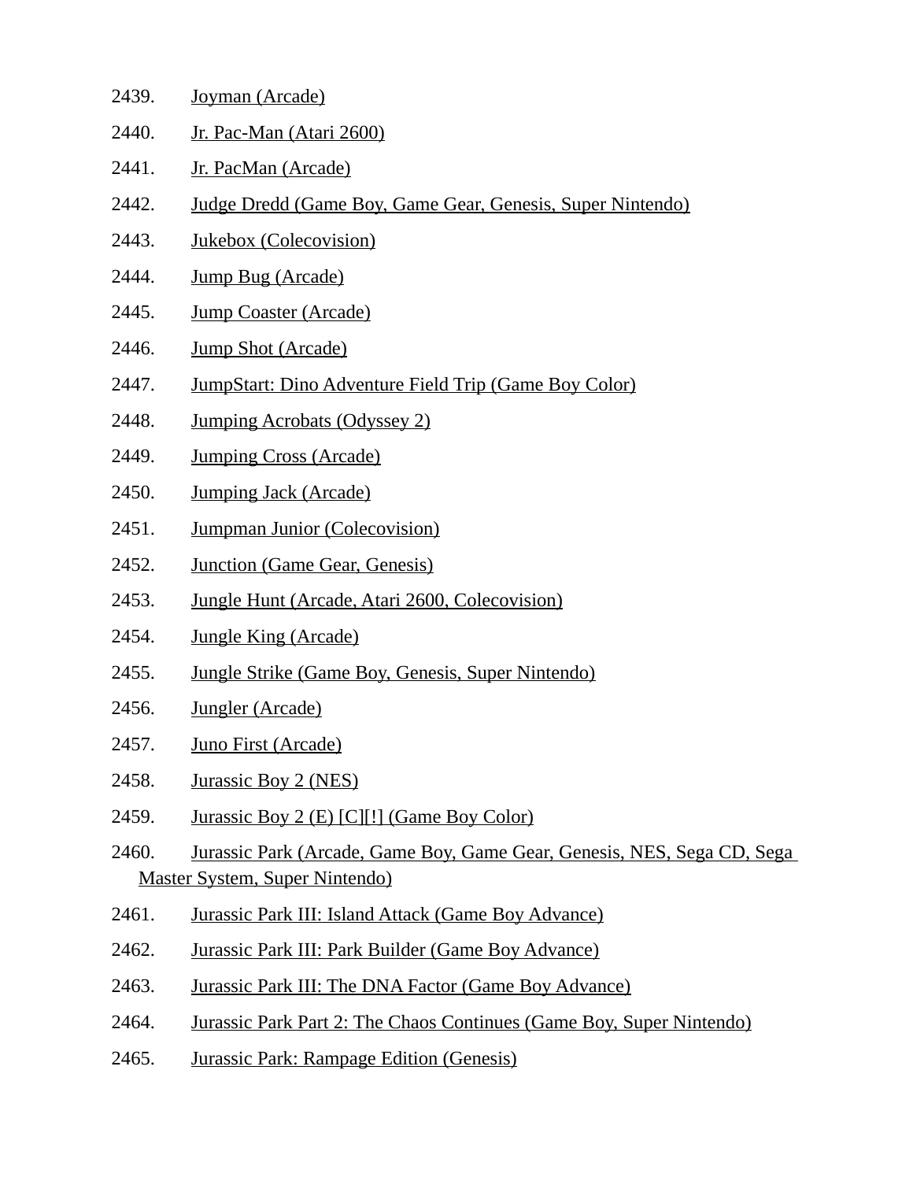2439. Joyman (Arcade)
2440. Jr. Pac-Man (Atari 2600)
2441. Jr. PacMan (Arcade)
2442. Judge Dredd (Game Boy, Game Gear, Genesis, Super Nintendo)
2443. Jukebox (Colecovision)
2444. Jump Bug (Arcade)
2445. Jump Coaster (Arcade)
2446. Jump Shot (Arcade)
2447. JumpStart: Dino Adventure Field Trip (Game Boy Color)
2448. Jumping Acrobats (Odyssey 2)
2449. Jumping Cross (Arcade)
2450. Jumping Jack (Arcade)
2451. Jumpman Junior (Colecovision)
2452. Junction (Game Gear, Genesis)
2453. Jungle Hunt (Arcade, Atari 2600, Colecovision)
2454. Jungle King (Arcade)
2455. Jungle Strike (Game Boy, Genesis, Super Nintendo)
2456. Jungler (Arcade)
2457. Juno First (Arcade)
2458. Jurassic Boy 2 (NES)
2459. Jurassic Boy 2 (E) [C][!] (Game Boy Color)
2460. Jurassic Park (Arcade, Game Boy, Game Gear, Genesis, NES, Sega CD, Sega Master System, Super Nintendo)
2461. Jurassic Park III: Island Attack (Game Boy Advance)
2462. Jurassic Park III: Park Builder (Game Boy Advance)
2463. Jurassic Park III: The DNA Factor (Game Boy Advance)
2464. Jurassic Park Part 2: The Chaos Continues (Game Boy, Super Nintendo)
2465. Jurassic Park: Rampage Edition (Genesis)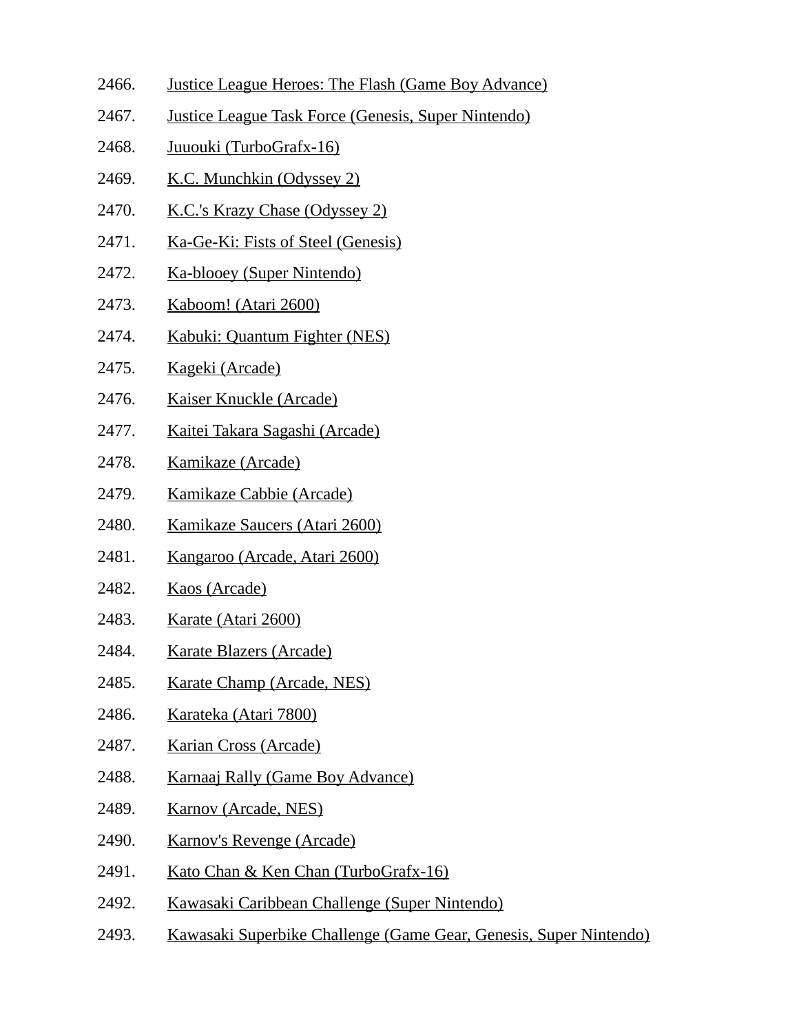2466. Justice League Heroes: The Flash (Game Boy Advance)
2467. Justice League Task Force (Genesis, Super Nintendo)
2468. Juuouki (TurboGrafx-16)
2469. K.C. Munchkin (Odyssey 2)
2470. K.C.'s Krazy Chase (Odyssey 2)
2471. Ka-Ge-Ki: Fists of Steel (Genesis)
2472. Ka-blooey (Super Nintendo)
2473. Kaboom! (Atari 2600)
2474. Kabuki: Quantum Fighter (NES)
2475. Kageki (Arcade)
2476. Kaiser Knuckle (Arcade)
2477. Kaitei Takara Sagashi (Arcade)
2478. Kamikaze (Arcade)
2479. Kamikaze Cabbie (Arcade)
2480. Kamikaze Saucers (Atari 2600)
2481. Kangaroo (Arcade, Atari 2600)
2482. Kaos (Arcade)
2483. Karate (Atari 2600)
2484. Karate Blazers (Arcade)
2485. Karate Champ (Arcade, NES)
2486. Karateka (Atari 7800)
2487. Karian Cross (Arcade)
2488. Karnaaj Rally (Game Boy Advance)
2489. Karnov (Arcade, NES)
2490. Karnov's Revenge (Arcade)
2491. Kato Chan & Ken Chan (TurboGrafx-16)
2492. Kawasaki Caribbean Challenge (Super Nintendo)
2493. Kawasaki Superbike Challenge (Game Gear, Genesis, Super Nintendo)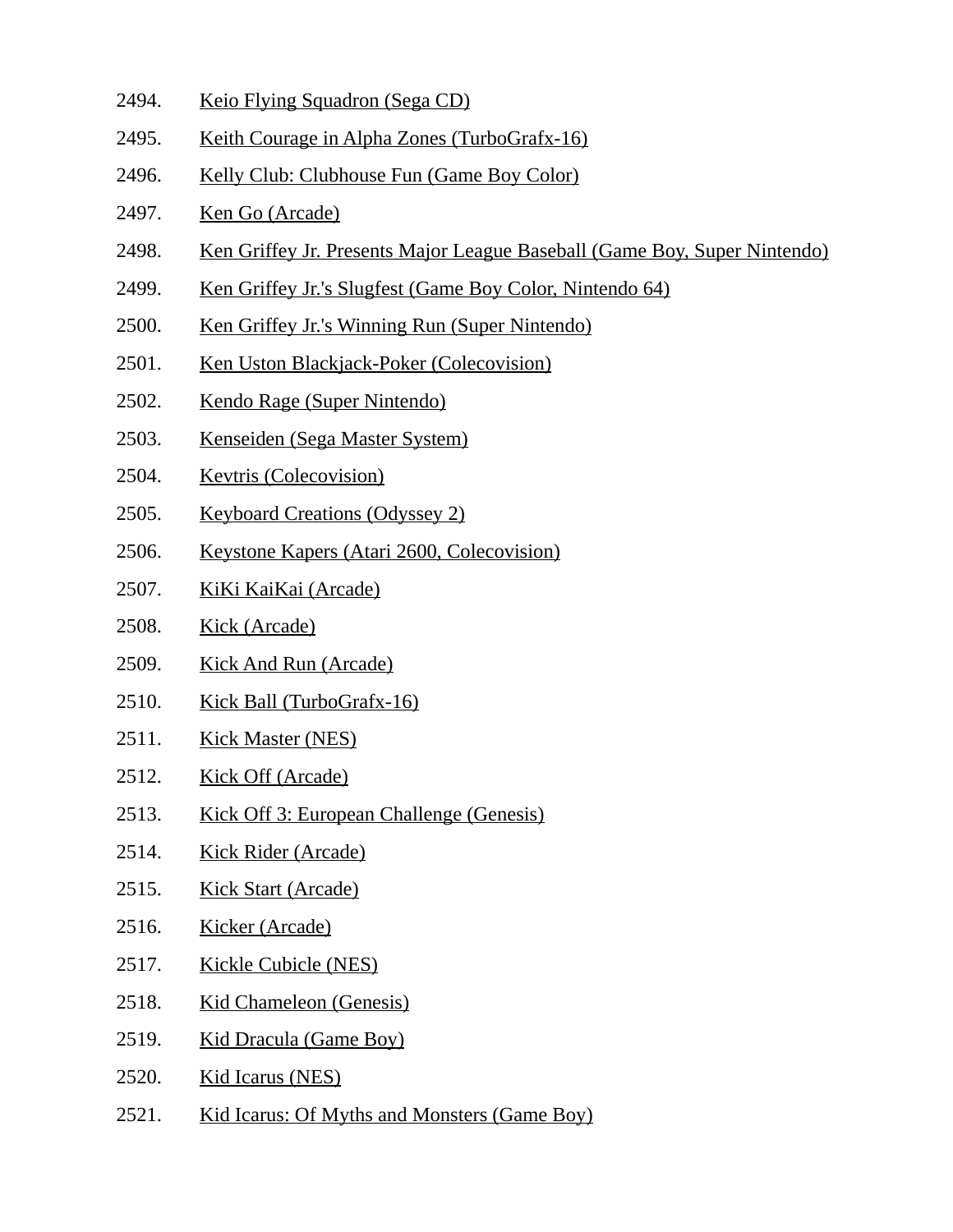2494. Keio Flying Squadron (Sega CD)
2495. Keith Courage in Alpha Zones (TurboGrafx-16)
2496. Kelly Club: Clubhouse Fun (Game Boy Color)
2497. Ken Go (Arcade)
2498. Ken Griffey Jr. Presents Major League Baseball (Game Boy, Super Nintendo)
2499. Ken Griffey Jr.'s Slugfest (Game Boy Color, Nintendo 64)
2500. Ken Griffey Jr.'s Winning Run (Super Nintendo)
2501. Ken Uston Blackjack-Poker (Colecovision)
2502. Kendo Rage (Super Nintendo)
2503. Kenseiden (Sega Master System)
2504. Kevtris (Colecovision)
2505. Keyboard Creations (Odyssey 2)
2506. Keystone Kapers (Atari 2600, Colecovision)
2507. KiKi KaiKai (Arcade)
2508. Kick (Arcade)
2509. Kick And Run (Arcade)
2510. Kick Ball (TurboGrafx-16)
2511. Kick Master (NES)
2512. Kick Off (Arcade)
2513. Kick Off 3: European Challenge (Genesis)
2514. Kick Rider (Arcade)
2515. Kick Start (Arcade)
2516. Kicker (Arcade)
2517. Kickle Cubicle (NES)
2518. Kid Chameleon (Genesis)
2519. Kid Dracula (Game Boy)
2520. Kid Icarus (NES)
2521. Kid Icarus: Of Myths and Monsters (Game Boy)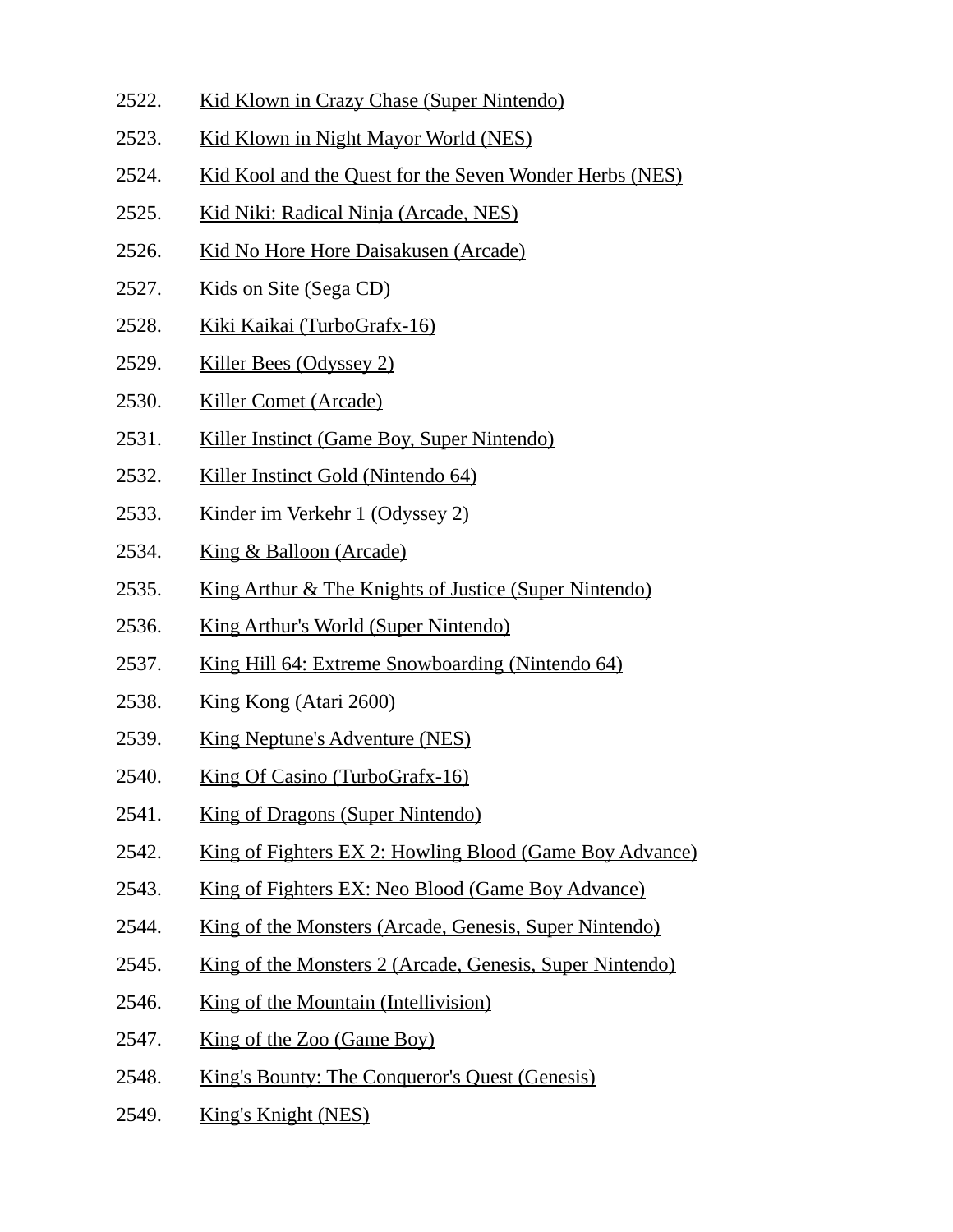2522. Kid Klown in Crazy Chase (Super Nintendo)
2523. Kid Klown in Night Mayor World (NES)
2524. Kid Kool and the Quest for the Seven Wonder Herbs (NES)
2525. Kid Niki: Radical Ninja (Arcade, NES)
2526. Kid No Hore Hore Daisakusen (Arcade)
2527. Kids on Site (Sega CD)
2528. Kiki Kaikai (TurboGrafx-16)
2529. Killer Bees (Odyssey 2)
2530. Killer Comet (Arcade)
2531. Killer Instinct (Game Boy, Super Nintendo)
2532. Killer Instinct Gold (Nintendo 64)
2533. Kinder im Verkehr 1 (Odyssey 2)
2534. King & Balloon (Arcade)
2535. King Arthur & The Knights of Justice (Super Nintendo)
2536. King Arthur's World (Super Nintendo)
2537. King Hill 64: Extreme Snowboarding (Nintendo 64)
2538. King Kong (Atari 2600)
2539. King Neptune's Adventure (NES)
2540. King Of Casino (TurboGrafx-16)
2541. King of Dragons (Super Nintendo)
2542. King of Fighters EX 2: Howling Blood (Game Boy Advance)
2543. King of Fighters EX: Neo Blood (Game Boy Advance)
2544. King of the Monsters (Arcade, Genesis, Super Nintendo)
2545. King of the Monsters 2 (Arcade, Genesis, Super Nintendo)
2546. King of the Mountain (Intellivision)
2547. King of the Zoo (Game Boy)
2548. King's Bounty: The Conqueror's Quest (Genesis)
2549. King's Knight (NES)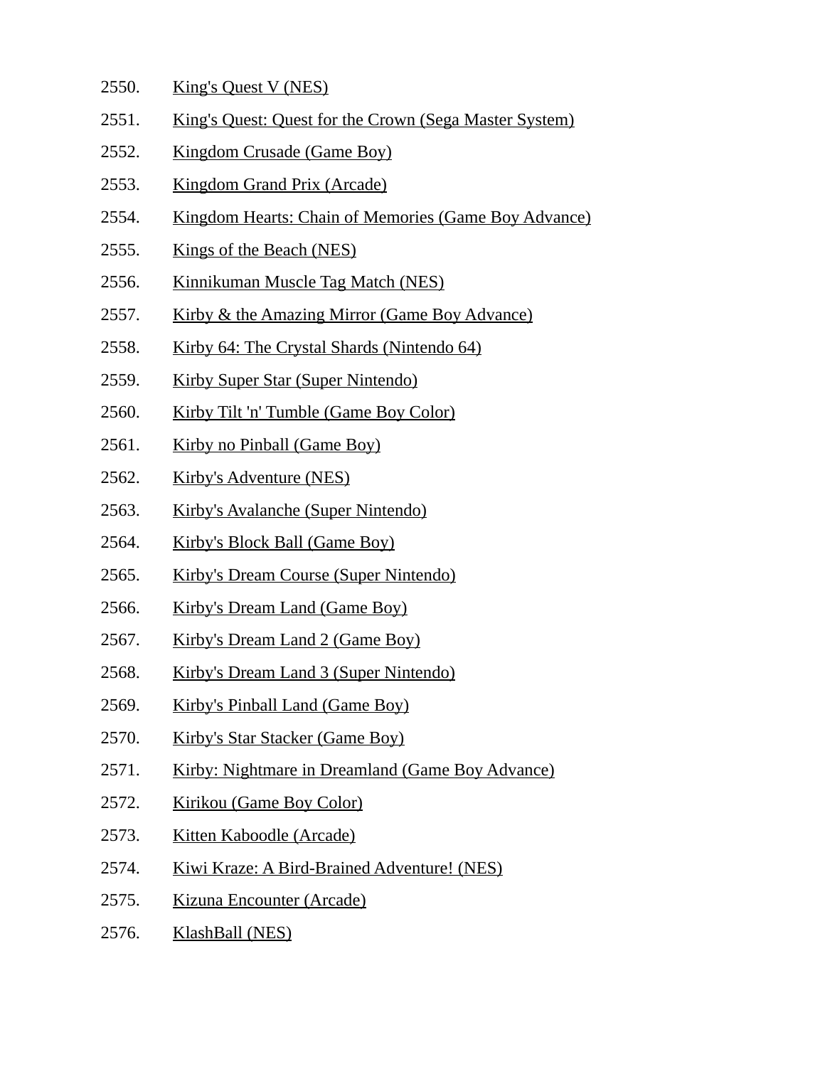2550. King's Quest V (NES)
2551. King's Quest: Quest for the Crown (Sega Master System)
2552. Kingdom Crusade (Game Boy)
2553. Kingdom Grand Prix (Arcade)
2554. Kingdom Hearts: Chain of Memories (Game Boy Advance)
2555. Kings of the Beach (NES)
2556. Kinnikuman Muscle Tag Match (NES)
2557. Kirby & the Amazing Mirror (Game Boy Advance)
2558. Kirby 64: The Crystal Shards (Nintendo 64)
2559. Kirby Super Star (Super Nintendo)
2560. Kirby Tilt 'n' Tumble (Game Boy Color)
2561. Kirby no Pinball (Game Boy)
2562. Kirby's Adventure (NES)
2563. Kirby's Avalanche (Super Nintendo)
2564. Kirby's Block Ball (Game Boy)
2565. Kirby's Dream Course (Super Nintendo)
2566. Kirby's Dream Land (Game Boy)
2567. Kirby's Dream Land 2 (Game Boy)
2568. Kirby's Dream Land 3 (Super Nintendo)
2569. Kirby's Pinball Land (Game Boy)
2570. Kirby's Star Stacker (Game Boy)
2571. Kirby: Nightmare in Dreamland (Game Boy Advance)
2572. Kirikou (Game Boy Color)
2573. Kitten Kaboodle (Arcade)
2574. Kiwi Kraze: A Bird-Brained Adventure! (NES)
2575. Kizuna Encounter (Arcade)
2576. KlashBall (NES)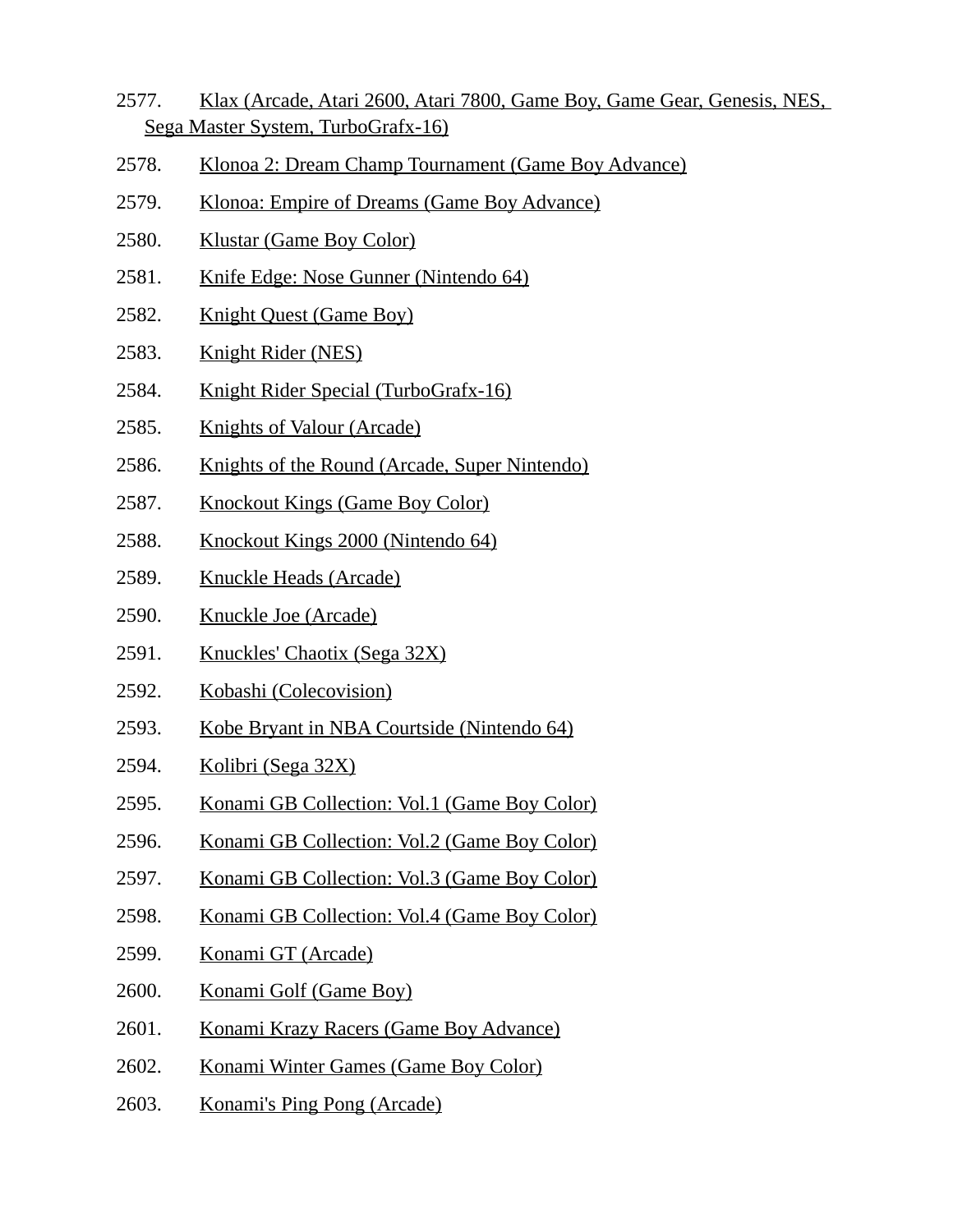2577. Klax (Arcade, Atari 2600, Atari 7800, Game Boy, Game Gear, Genesis, NES, Sega Master System, TurboGrafx-16)

2578. Klonoa 2: Dream Champ Tournament (Game Boy Advance)

2579. Klonoa: Empire of Dreams (Game Boy Advance)

2580. Klustar (Game Boy Color)

2581. Knife Edge: Nose Gunner (Nintendo 64)

2582. Knight Quest (Game Boy)

2583. Knight Rider (NES)

2584. Knight Rider Special (TurboGrafx-16)

2585. Knights of Valour (Arcade)

2586. Knights of the Round (Arcade, Super Nintendo)

2587. Knockout Kings (Game Boy Color)

2588. Knockout Kings 2000 (Nintendo 64)

2589. Knuckle Heads (Arcade)

2590. Knuckle Joe (Arcade)

2591. Knuckles' Chaotix (Sega 32X)

2592. Kobashi (Colecovision)

2593. Kobe Bryant in NBA Courtside (Nintendo 64)

2594. Kolibri (Sega 32X)

2595. Konami GB Collection: Vol.1 (Game Boy Color)

2596. Konami GB Collection: Vol.2 (Game Boy Color)

2597. Konami GB Collection: Vol.3 (Game Boy Color)

2598. Konami GB Collection: Vol.4 (Game Boy Color)

2599. Konami GT (Arcade)

2600. Konami Golf (Game Boy)

2601. Konami Krazy Racers (Game Boy Advance)

2602. Konami Winter Games (Game Boy Color)

2603. Konami's Ping Pong (Arcade)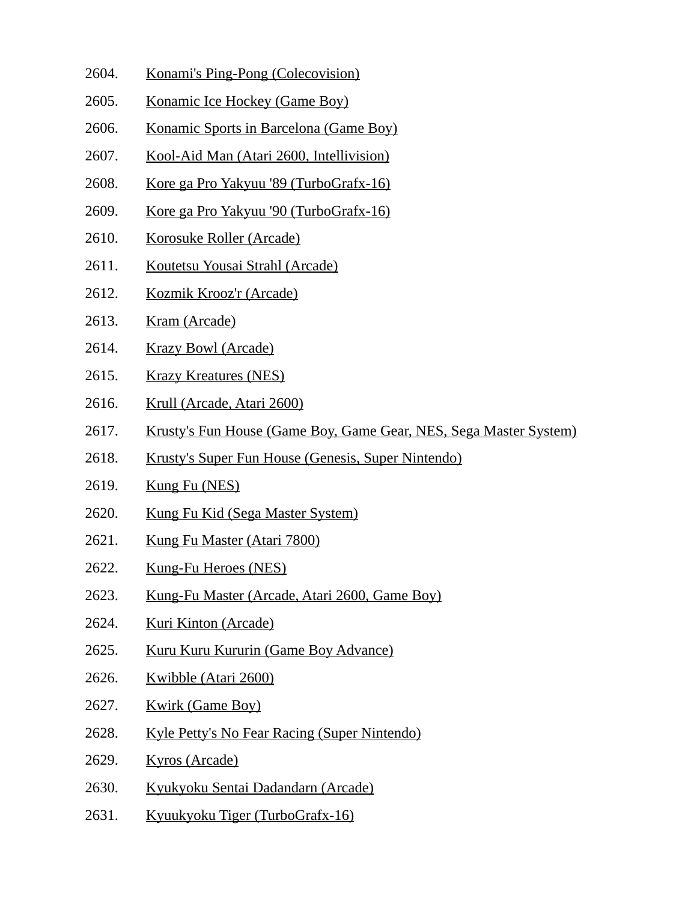2604. Konami's Ping-Pong (Colecovision)
2605. Konamic Ice Hockey (Game Boy)
2606. Konamic Sports in Barcelona (Game Boy)
2607. Kool-Aid Man (Atari 2600, Intellivision)
2608. Kore ga Pro Yakyuu '89 (TurboGrafx-16)
2609. Kore ga Pro Yakyuu '90 (TurboGrafx-16)
2610. Korosuke Roller (Arcade)
2611. Koutetsu Yousai Strahl (Arcade)
2612. Kozmik Krooz'r (Arcade)
2613. Kram (Arcade)
2614. Krazy Bowl (Arcade)
2615. Krazy Kreatures (NES)
2616. Krull (Arcade, Atari 2600)
2617. Krusty's Fun House (Game Boy, Game Gear, NES, Sega Master System)
2618. Krusty's Super Fun House (Genesis, Super Nintendo)
2619. Kung Fu (NES)
2620. Kung Fu Kid (Sega Master System)
2621. Kung Fu Master (Atari 7800)
2622. Kung-Fu Heroes (NES)
2623. Kung-Fu Master (Arcade, Atari 2600, Game Boy)
2624. Kuri Kinton (Arcade)
2625. Kuru Kuru Kururin (Game Boy Advance)
2626. Kwibble (Atari 2600)
2627. Kwirk (Game Boy)
2628. Kyle Petty's No Fear Racing (Super Nintendo)
2629. Kyros (Arcade)
2630. Kyukyoku Sentai Dadandarn (Arcade)
2631. Kyuukyoku Tiger (TurboGrafx-16)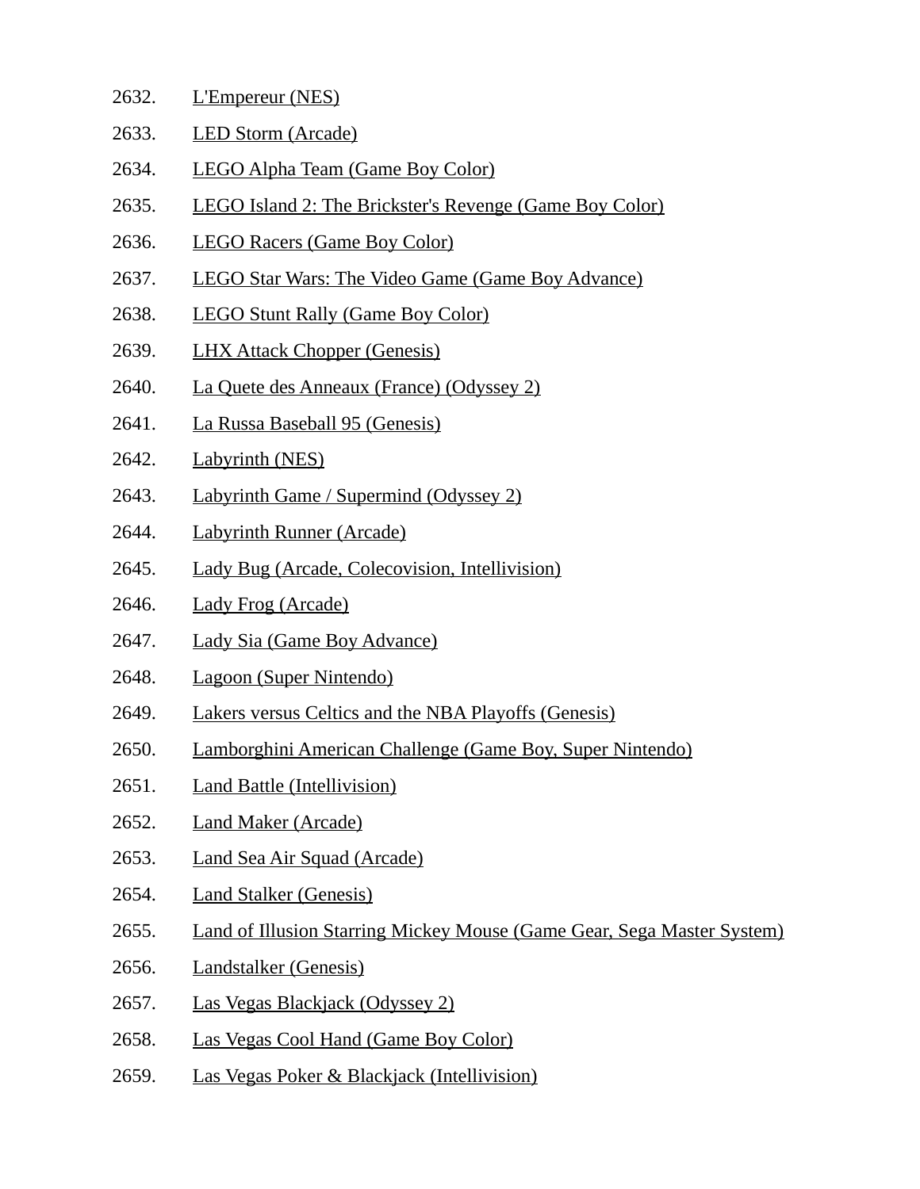2632. L'Empereur (NES)
2633. LED Storm (Arcade)
2634. LEGO Alpha Team (Game Boy Color)
2635. LEGO Island 2: The Brickster's Revenge (Game Boy Color)
2636. LEGO Racers (Game Boy Color)
2637. LEGO Star Wars: The Video Game (Game Boy Advance)
2638. LEGO Stunt Rally (Game Boy Color)
2639. LHX Attack Chopper (Genesis)
2640. La Quete des Anneaux (France) (Odyssey 2)
2641. La Russa Baseball 95 (Genesis)
2642. Labyrinth (NES)
2643. Labyrinth Game / Supermind (Odyssey 2)
2644. Labyrinth Runner (Arcade)
2645. Lady Bug (Arcade, Colecovision, Intellivision)
2646. Lady Frog (Arcade)
2647. Lady Sia (Game Boy Advance)
2648. Lagoon (Super Nintendo)
2649. Lakers versus Celtics and the NBA Playoffs (Genesis)
2650. Lamborghini American Challenge (Game Boy, Super Nintendo)
2651. Land Battle (Intellivision)
2652. Land Maker (Arcade)
2653. Land Sea Air Squad (Arcade)
2654. Land Stalker (Genesis)
2655. Land of Illusion Starring Mickey Mouse (Game Gear, Sega Master System)
2656. Landstalker (Genesis)
2657. Las Vegas Blackjack (Odyssey 2)
2658. Las Vegas Cool Hand (Game Boy Color)
2659. Las Vegas Poker & Blackjack (Intellivision)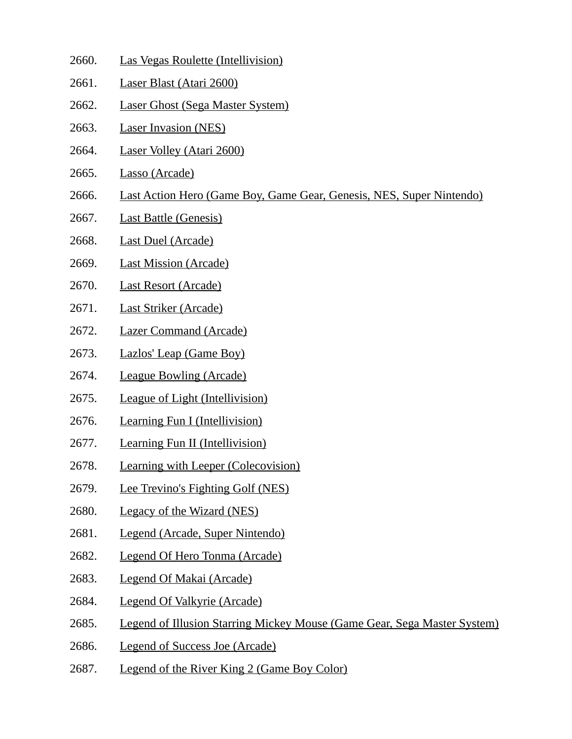2660. Las Vegas Roulette (Intellivision)

2661. Laser Blast (Atari 2600)

2662. Laser Ghost (Sega Master System)

2663. Laser Invasion (NES)

2664. Laser Volley (Atari 2600)

2665. Lasso (Arcade)

2666. Last Action Hero (Game Boy, Game Gear, Genesis, NES, Super Nintendo)

2667. Last Battle (Genesis)

2668. Last Duel (Arcade)

2669. Last Mission (Arcade)

2670. Last Resort (Arcade)

2671. Last Striker (Arcade)

2672. Lazer Command (Arcade)

2673. Lazlos' Leap (Game Boy)

2674. League Bowling (Arcade)

2675. League of Light (Intellivision)

2676. Learning Fun I (Intellivision)

2677. Learning Fun II (Intellivision)

2678. Learning with Leeper (Colecovision)

2679. Lee Trevino's Fighting Golf (NES)

2680. Legacy of the Wizard (NES)

2681. Legend (Arcade, Super Nintendo)

2682. Legend Of Hero Tonma (Arcade)

2683. Legend Of Makai (Arcade)

2684. Legend Of Valkyrie (Arcade)

2685. Legend of Illusion Starring Mickey Mouse (Game Gear, Sega Master System)

2686. Legend of Success Joe (Arcade)

2687. Legend of the River King 2 (Game Boy Color)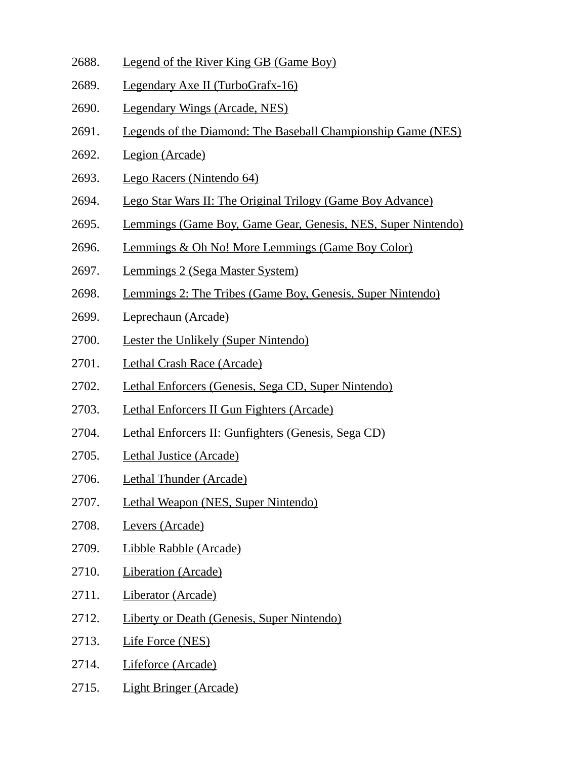2688. Legend of the River King GB (Game Boy)
2689. Legendary Axe II (TurboGrafx-16)
2690. Legendary Wings (Arcade, NES)
2691. Legends of the Diamond: The Baseball Championship Game (NES)
2692. Legion (Arcade)
2693. Lego Racers (Nintendo 64)
2694. Lego Star Wars II: The Original Trilogy (Game Boy Advance)
2695. Lemmings (Game Boy, Game Gear, Genesis, NES, Super Nintendo)
2696. Lemmings & Oh No! More Lemmings (Game Boy Color)
2697. Lemmings 2 (Sega Master System)
2698. Lemmings 2: The Tribes (Game Boy, Genesis, Super Nintendo)
2699. Leprechaun (Arcade)
2700. Lester the Unlikely (Super Nintendo)
2701. Lethal Crash Race (Arcade)
2702. Lethal Enforcers (Genesis, Sega CD, Super Nintendo)
2703. Lethal Enforcers II Gun Fighters (Arcade)
2704. Lethal Enforcers II: Gunfighters (Genesis, Sega CD)
2705. Lethal Justice (Arcade)
2706. Lethal Thunder (Arcade)
2707. Lethal Weapon (NES, Super Nintendo)
2708. Levers (Arcade)
2709. Libble Rabble (Arcade)
2710. Liberation (Arcade)
2711. Liberator (Arcade)
2712. Liberty or Death (Genesis, Super Nintendo)
2713. Life Force (NES)
2714. Lifeforce (Arcade)
2715. Light Bringer (Arcade)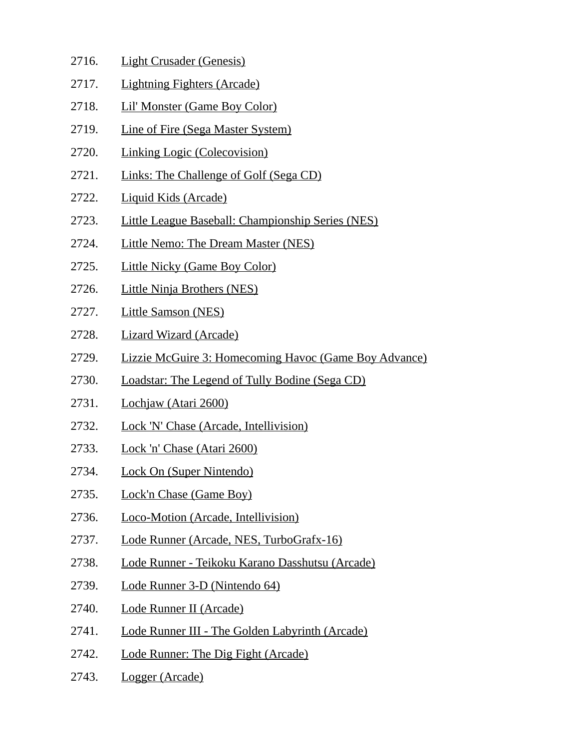2716. Light Crusader (Genesis)
2717. Lightning Fighters (Arcade)
2718. Lil' Monster (Game Boy Color)
2719. Line of Fire (Sega Master System)
2720. Linking Logic (Colecovision)
2721. Links: The Challenge of Golf (Sega CD)
2722. Liquid Kids (Arcade)
2723. Little League Baseball: Championship Series (NES)
2724. Little Nemo: The Dream Master (NES)
2725. Little Nicky (Game Boy Color)
2726. Little Ninja Brothers (NES)
2727. Little Samson (NES)
2728. Lizard Wizard (Arcade)
2729. Lizzie McGuire 3: Homecoming Havoc (Game Boy Advance)
2730. Loadstar: The Legend of Tully Bodine (Sega CD)
2731. Lochjaw (Atari 2600)
2732. Lock 'N' Chase (Arcade, Intellivision)
2733. Lock 'n' Chase (Atari 2600)
2734. Lock On (Super Nintendo)
2735. Lock'n Chase (Game Boy)
2736. Loco-Motion (Arcade, Intellivision)
2737. Lode Runner (Arcade, NES, TurboGrafx-16)
2738. Lode Runner - Teikoku Karano Dasshutsu (Arcade)
2739. Lode Runner 3-D (Nintendo 64)
2740. Lode Runner II (Arcade)
2741. Lode Runner III - The Golden Labyrinth (Arcade)
2742. Lode Runner: The Dig Fight (Arcade)
2743. Logger (Arcade)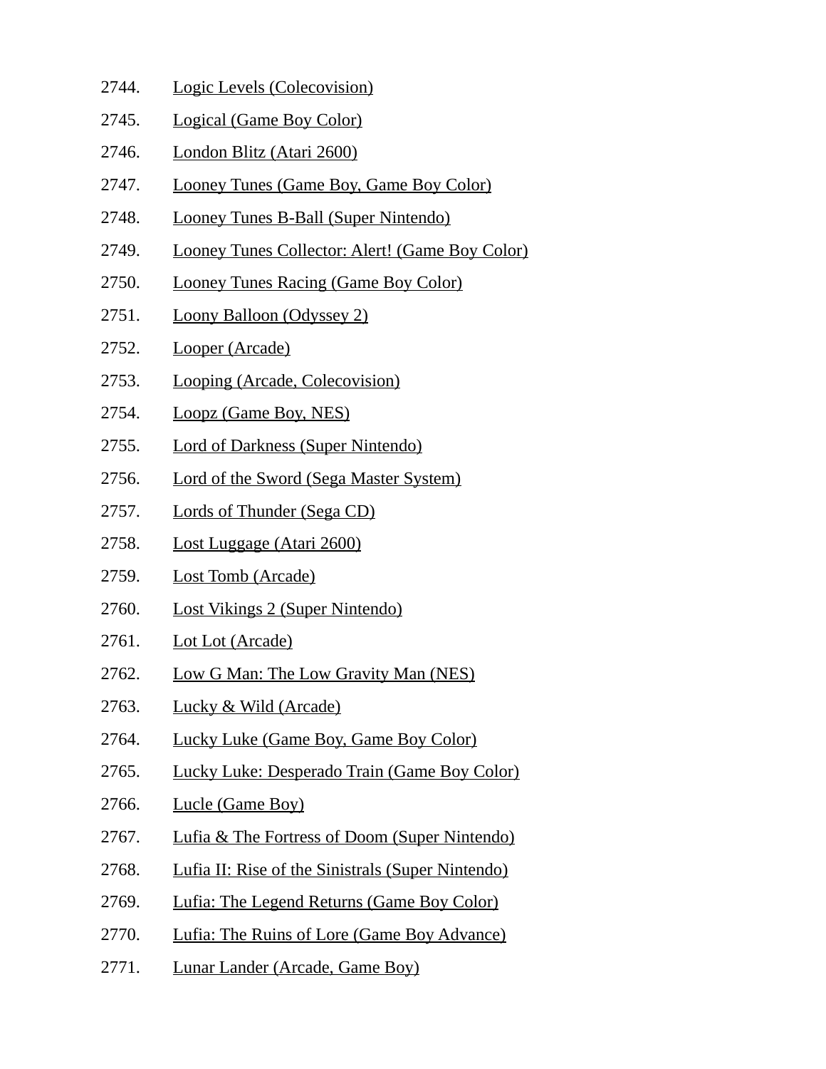2744. Logic Levels (Colecovision)

2745. Logical (Game Boy Color)

2746. London Blitz (Atari 2600)

2747. Looney Tunes (Game Boy, Game Boy Color)

2748. Looney Tunes B-Ball (Super Nintendo)

2749. Looney Tunes Collector: Alert! (Game Boy Color)

2750. Looney Tunes Racing (Game Boy Color)

2751. Loony Balloon (Odyssey 2)

2752. Looper (Arcade)

2753. Looping (Arcade, Colecovision)

2754. Loopz (Game Boy, NES)

2755. Lord of Darkness (Super Nintendo)

2756. Lord of the Sword (Sega Master System)

2757. Lords of Thunder (Sega CD)

2758. Lost Luggage (Atari 2600)

2759. Lost Tomb (Arcade)

2760. Lost Vikings 2 (Super Nintendo)

2761. Lot Lot (Arcade)

2762. Low G Man: The Low Gravity Man (NES)

2763. Lucky & Wild (Arcade)

2764. Lucky Luke (Game Boy, Game Boy Color)

2765. Lucky Luke: Desperado Train (Game Boy Color)

2766. Lucle (Game Boy)

2767. Lufia & The Fortress of Doom (Super Nintendo)

2768. Lufia II: Rise of the Sinistrals (Super Nintendo)

2769. Lufia: The Legend Returns (Game Boy Color)

2770. Lufia: The Ruins of Lore (Game Boy Advance)

2771. Lunar Lander (Arcade, Game Boy)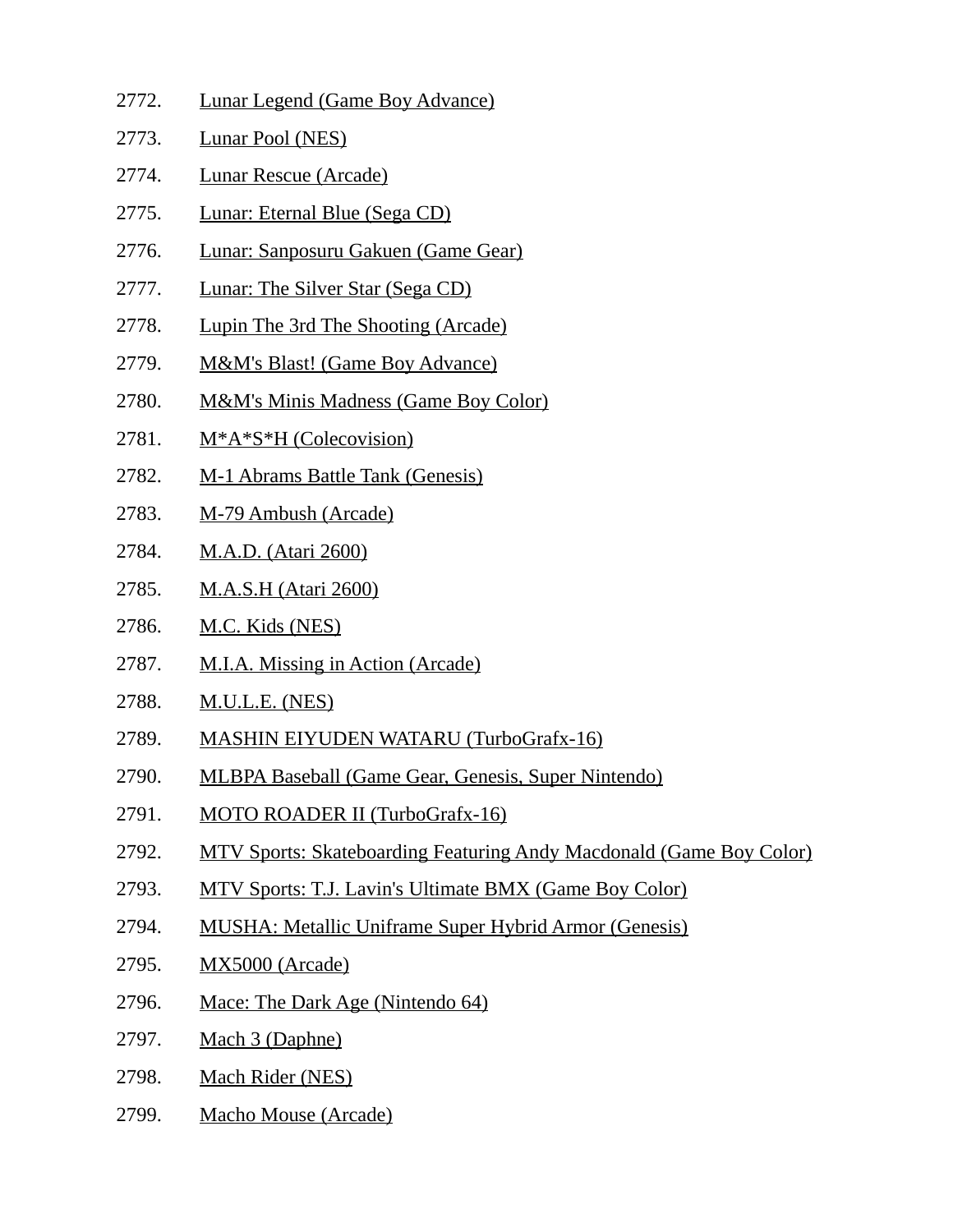2772. Lunar Legend (Game Boy Advance)
2773. Lunar Pool (NES)
2774. Lunar Rescue (Arcade)
2775. Lunar: Eternal Blue (Sega CD)
2776. Lunar: Sanposuru Gakuen (Game Gear)
2777. Lunar: The Silver Star (Sega CD)
2778. Lupin The 3rd The Shooting (Arcade)
2779. M&M's Blast! (Game Boy Advance)
2780. M&M's Minis Madness (Game Boy Color)
2781. M*A*S*H (Colecovision)
2782. M-1 Abrams Battle Tank (Genesis)
2783. M-79 Ambush (Arcade)
2784. M.A.D. (Atari 2600)
2785. M.A.S.H (Atari 2600)
2786. M.C. Kids (NES)
2787. M.I.A. Missing in Action (Arcade)
2788. M.U.L.E. (NES)
2789. MASHIN EIYUDEN WATARU (TurboGrafx-16)
2790. MLBPA Baseball (Game Gear, Genesis, Super Nintendo)
2791. MOTO ROADER II (TurboGrafx-16)
2792. MTV Sports: Skateboarding Featuring Andy Macdonald (Game Boy Color)
2793. MTV Sports: T.J. Lavin's Ultimate BMX (Game Boy Color)
2794. MUSHA: Metallic Uniframe Super Hybrid Armor (Genesis)
2795. MX5000 (Arcade)
2796. Mace: The Dark Age (Nintendo 64)
2797. Mach 3 (Daphne)
2798. Mach Rider (NES)
2799. Macho Mouse (Arcade)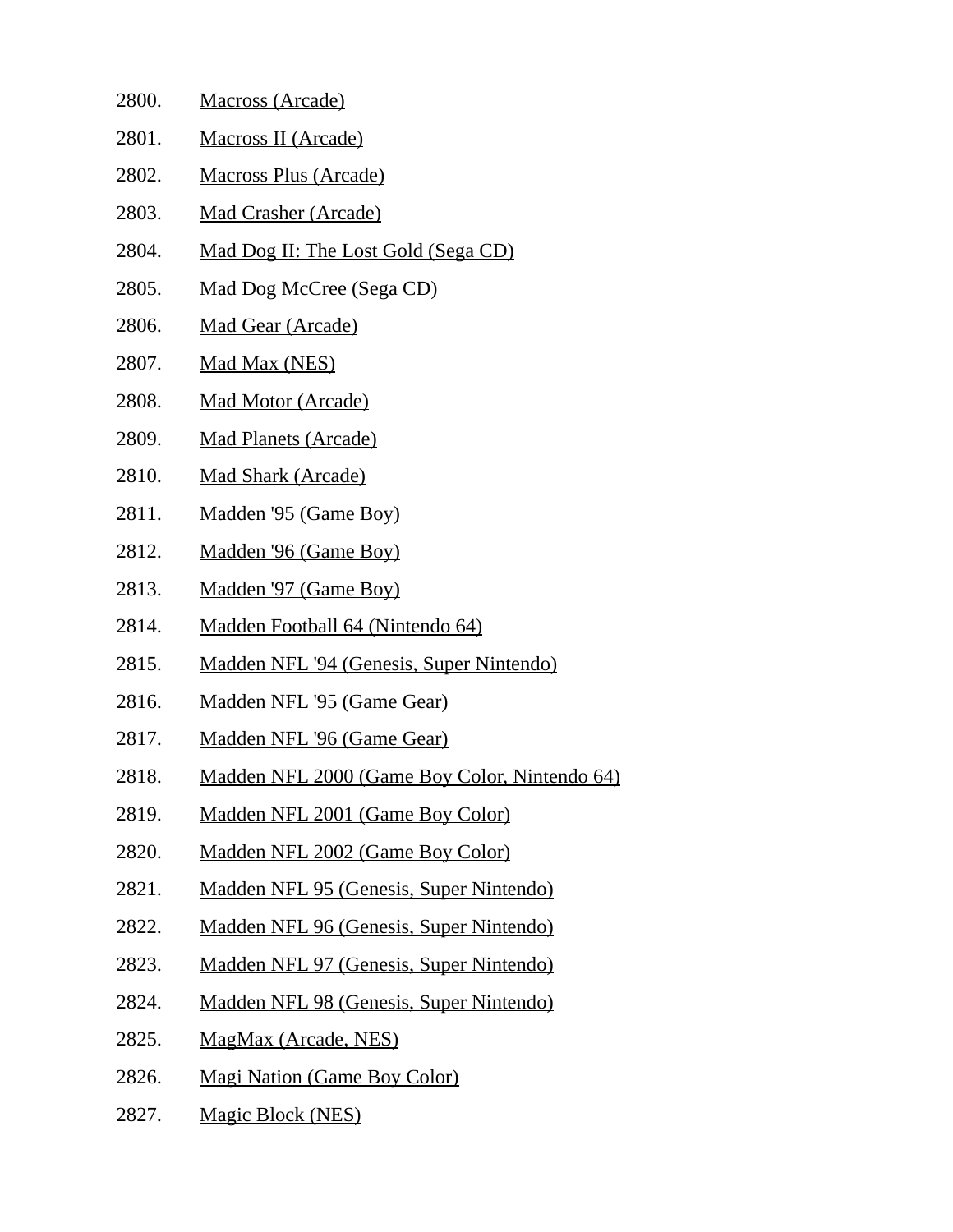2800. Macross (Arcade)
2801. Macross II (Arcade)
2802. Macross Plus (Arcade)
2803. Mad Crasher (Arcade)
2804. Mad Dog II: The Lost Gold (Sega CD)
2805. Mad Dog McCree (Sega CD)
2806. Mad Gear (Arcade)
2807. Mad Max (NES)
2808. Mad Motor (Arcade)
2809. Mad Planets (Arcade)
2810. Mad Shark (Arcade)
2811. Madden '95 (Game Boy)
2812. Madden '96 (Game Boy)
2813. Madden '97 (Game Boy)
2814. Madden Football 64 (Nintendo 64)
2815. Madden NFL '94 (Genesis, Super Nintendo)
2816. Madden NFL '95 (Game Gear)
2817. Madden NFL '96 (Game Gear)
2818. Madden NFL 2000 (Game Boy Color, Nintendo 64)
2819. Madden NFL 2001 (Game Boy Color)
2820. Madden NFL 2002 (Game Boy Color)
2821. Madden NFL 95 (Genesis, Super Nintendo)
2822. Madden NFL 96 (Genesis, Super Nintendo)
2823. Madden NFL 97 (Genesis, Super Nintendo)
2824. Madden NFL 98 (Genesis, Super Nintendo)
2825. MagMax (Arcade, NES)
2826. Magi Nation (Game Boy Color)
2827. Magic Block (NES)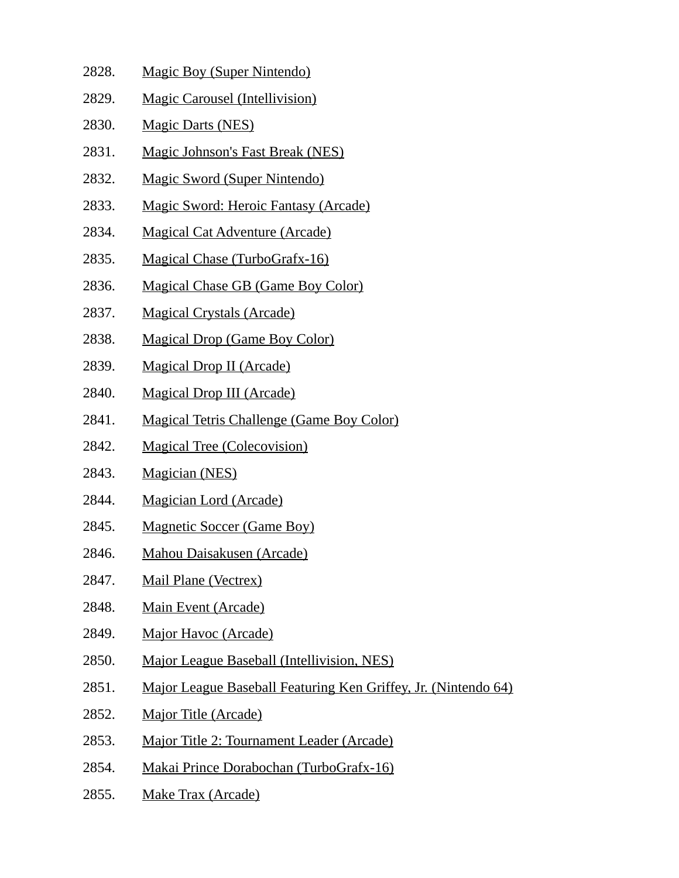2828. Magic Boy (Super Nintendo)
2829. Magic Carousel (Intellivision)
2830. Magic Darts (NES)
2831. Magic Johnson's Fast Break (NES)
2832. Magic Sword (Super Nintendo)
2833. Magic Sword: Heroic Fantasy (Arcade)
2834. Magical Cat Adventure (Arcade)
2835. Magical Chase (TurboGrafx-16)
2836. Magical Chase GB (Game Boy Color)
2837. Magical Crystals (Arcade)
2838. Magical Drop (Game Boy Color)
2839. Magical Drop II (Arcade)
2840. Magical Drop III (Arcade)
2841. Magical Tetris Challenge (Game Boy Color)
2842. Magical Tree (Colecovision)
2843. Magician (NES)
2844. Magician Lord (Arcade)
2845. Magnetic Soccer (Game Boy)
2846. Mahou Daisakusen (Arcade)
2847. Mail Plane (Vectrex)
2848. Main Event (Arcade)
2849. Major Havoc (Arcade)
2850. Major League Baseball (Intellivision, NES)
2851. Major League Baseball Featuring Ken Griffey, Jr. (Nintendo 64)
2852. Major Title (Arcade)
2853. Major Title 2: Tournament Leader (Arcade)
2854. Makai Prince Dorabochan (TurboGrafx-16)
2855. Make Trax (Arcade)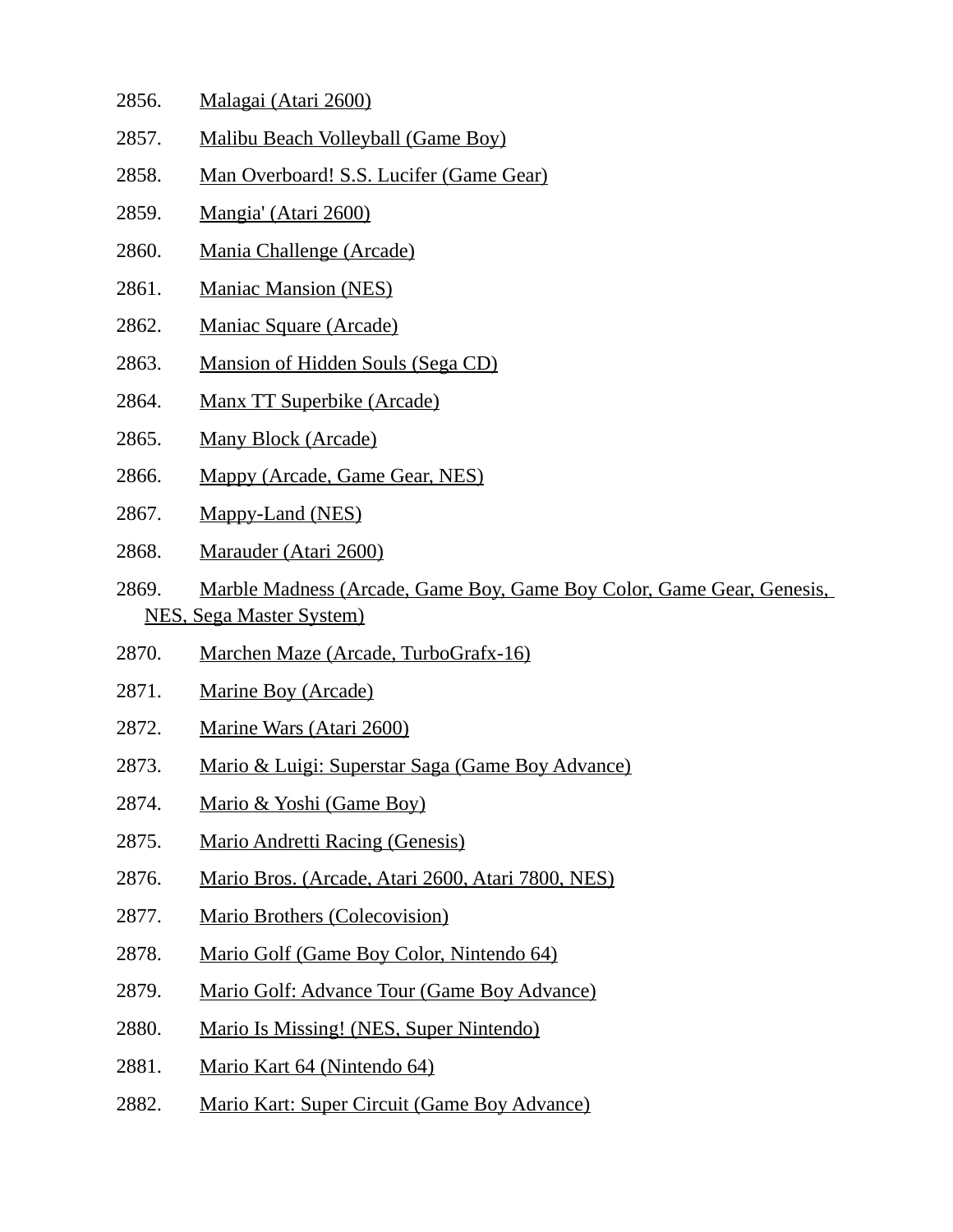2856. Malagai (Atari 2600)
2857. Malibu Beach Volleyball (Game Boy)
2858. Man Overboard! S.S. Lucifer (Game Gear)
2859. Mangia' (Atari 2600)
2860. Mania Challenge (Arcade)
2861. Maniac Mansion (NES)
2862. Maniac Square (Arcade)
2863. Mansion of Hidden Souls (Sega CD)
2864. Manx TT Superbike (Arcade)
2865. Many Block (Arcade)
2866. Mappy (Arcade, Game Gear, NES)
2867. Mappy-Land (NES)
2868. Marauder (Atari 2600)
2869. Marble Madness (Arcade, Game Boy, Game Boy Color, Game Gear, Genesis, NES, Sega Master System)
2870. Marchen Maze (Arcade, TurboGrafx-16)
2871. Marine Boy (Arcade)
2872. Marine Wars (Atari 2600)
2873. Mario & Luigi: Superstar Saga (Game Boy Advance)
2874. Mario & Yoshi (Game Boy)
2875. Mario Andretti Racing (Genesis)
2876. Mario Bros. (Arcade, Atari 2600, Atari 7800, NES)
2877. Mario Brothers (Colecovision)
2878. Mario Golf (Game Boy Color, Nintendo 64)
2879. Mario Golf: Advance Tour (Game Boy Advance)
2880. Mario Is Missing! (NES, Super Nintendo)
2881. Mario Kart 64 (Nintendo 64)
2882. Mario Kart: Super Circuit (Game Boy Advance)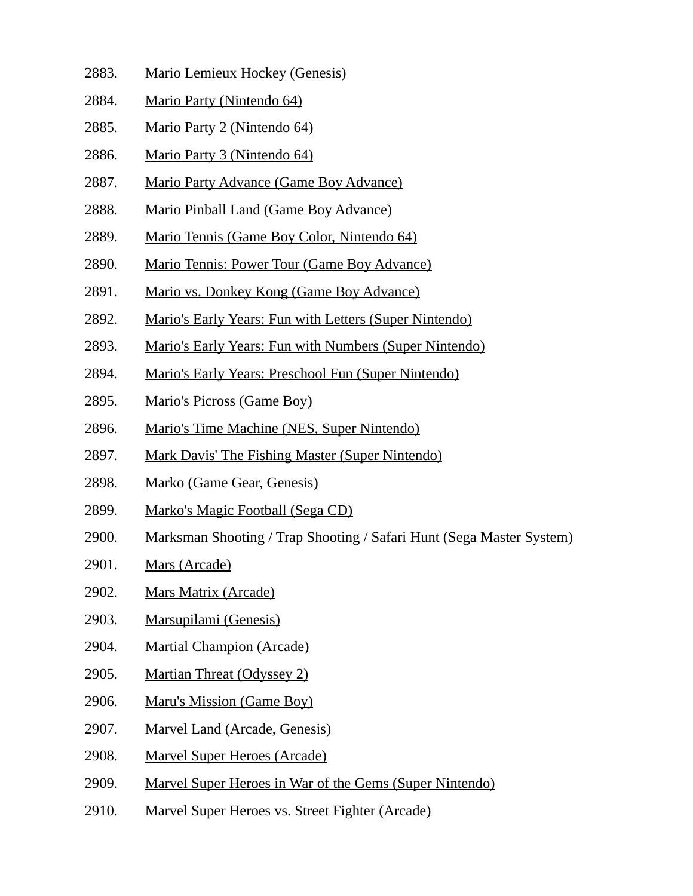2883. Mario Lemieux Hockey (Genesis)
2884. Mario Party (Nintendo 64)
2885. Mario Party 2 (Nintendo 64)
2886. Mario Party 3 (Nintendo 64)
2887. Mario Party Advance (Game Boy Advance)
2888. Mario Pinball Land (Game Boy Advance)
2889. Mario Tennis (Game Boy Color, Nintendo 64)
2890. Mario Tennis: Power Tour (Game Boy Advance)
2891. Mario vs. Donkey Kong (Game Boy Advance)
2892. Mario's Early Years: Fun with Letters (Super Nintendo)
2893. Mario's Early Years: Fun with Numbers (Super Nintendo)
2894. Mario's Early Years: Preschool Fun (Super Nintendo)
2895. Mario's Picross (Game Boy)
2896. Mario's Time Machine (NES, Super Nintendo)
2897. Mark Davis' The Fishing Master (Super Nintendo)
2898. Marko (Game Gear, Genesis)
2899. Marko's Magic Football (Sega CD)
2900. Marksman Shooting / Trap Shooting / Safari Hunt (Sega Master System)
2901. Mars (Arcade)
2902. Mars Matrix (Arcade)
2903. Marsupilami (Genesis)
2904. Martial Champion (Arcade)
2905. Martian Threat (Odyssey 2)
2906. Maru's Mission (Game Boy)
2907. Marvel Land (Arcade, Genesis)
2908. Marvel Super Heroes (Arcade)
2909. Marvel Super Heroes in War of the Gems (Super Nintendo)
2910. Marvel Super Heroes vs. Street Fighter (Arcade)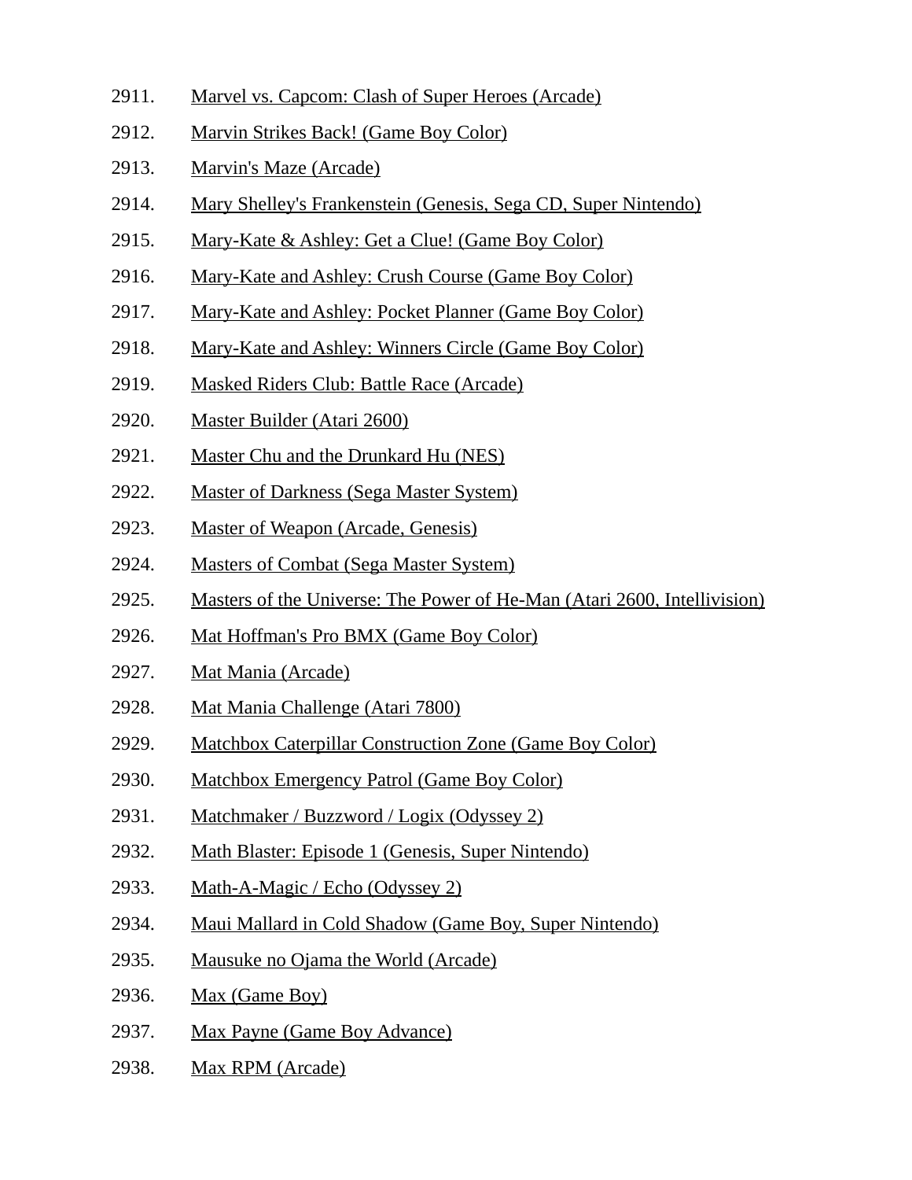2911. Marvel vs. Capcom: Clash of Super Heroes (Arcade)
2912. Marvin Strikes Back! (Game Boy Color)
2913. Marvin's Maze (Arcade)
2914. Mary Shelley's Frankenstein (Genesis, Sega CD, Super Nintendo)
2915. Mary-Kate & Ashley: Get a Clue! (Game Boy Color)
2916. Mary-Kate and Ashley: Crush Course (Game Boy Color)
2917. Mary-Kate and Ashley: Pocket Planner (Game Boy Color)
2918. Mary-Kate and Ashley: Winners Circle (Game Boy Color)
2919. Masked Riders Club: Battle Race (Arcade)
2920. Master Builder (Atari 2600)
2921. Master Chu and the Drunkard Hu (NES)
2922. Master of Darkness (Sega Master System)
2923. Master of Weapon (Arcade, Genesis)
2924. Masters of Combat (Sega Master System)
2925. Masters of the Universe: The Power of He-Man (Atari 2600, Intellivision)
2926. Mat Hoffman's Pro BMX (Game Boy Color)
2927. Mat Mania (Arcade)
2928. Mat Mania Challenge (Atari 7800)
2929. Matchbox Caterpillar Construction Zone (Game Boy Color)
2930. Matchbox Emergency Patrol (Game Boy Color)
2931. Matchmaker / Buzzword / Logix (Odyssey 2)
2932. Math Blaster: Episode 1 (Genesis, Super Nintendo)
2933. Math-A-Magic / Echo (Odyssey 2)
2934. Maui Mallard in Cold Shadow (Game Boy, Super Nintendo)
2935. Mausuke no Ojama the World (Arcade)
2936. Max (Game Boy)
2937. Max Payne (Game Boy Advance)
2938. Max RPM (Arcade)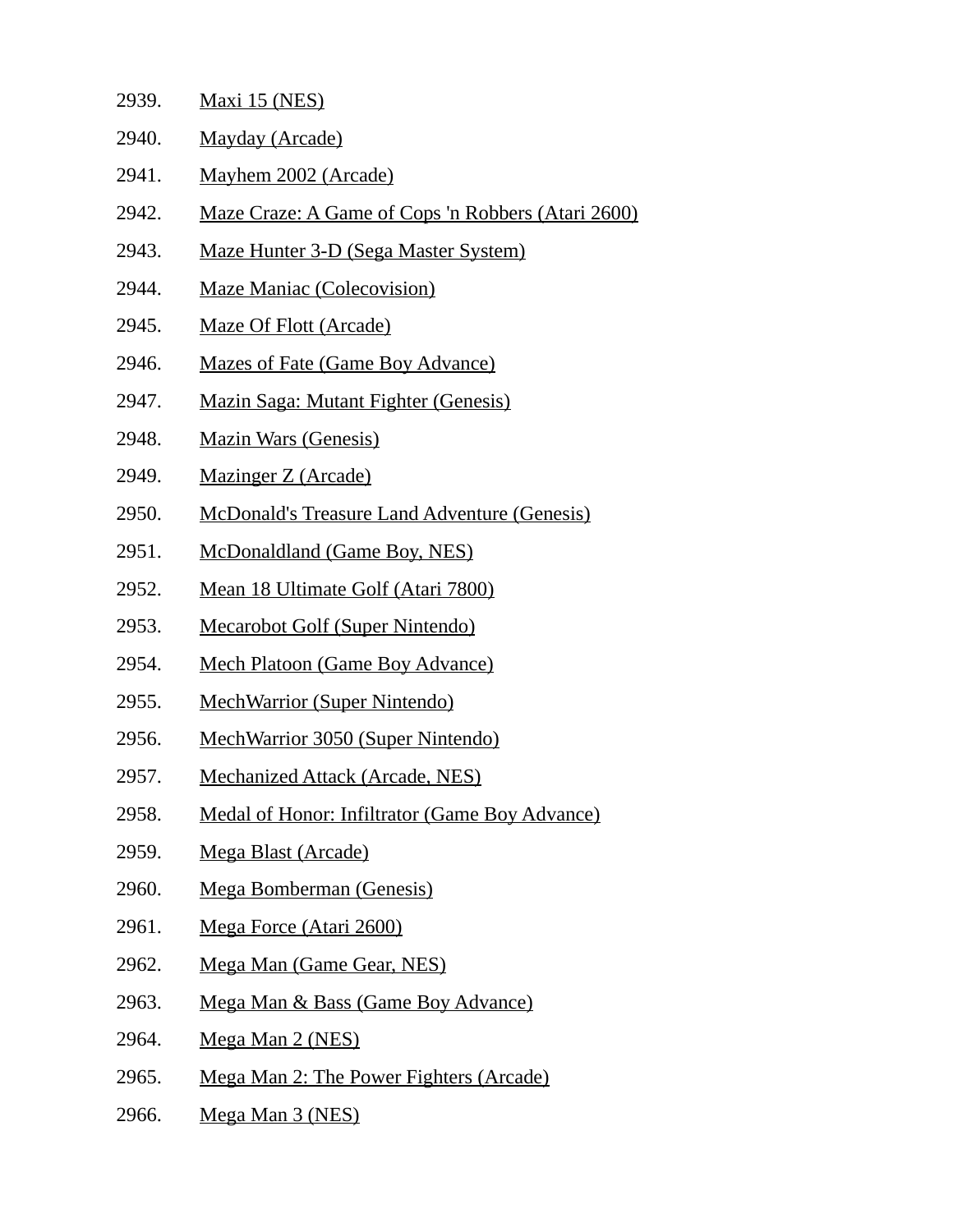2939. Maxi 15 (NES)
2940. Mayday (Arcade)
2941. Mayhem 2002 (Arcade)
2942. Maze Craze: A Game of Cops 'n Robbers (Atari 2600)
2943. Maze Hunter 3-D (Sega Master System)
2944. Maze Maniac (Colecovision)
2945. Maze Of Flott (Arcade)
2946. Mazes of Fate (Game Boy Advance)
2947. Mazin Saga: Mutant Fighter (Genesis)
2948. Mazin Wars (Genesis)
2949. Mazinger Z (Arcade)
2950. McDonald's Treasure Land Adventure (Genesis)
2951. McDonaldland (Game Boy, NES)
2952. Mean 18 Ultimate Golf (Atari 7800)
2953. Mecarobot Golf (Super Nintendo)
2954. Mech Platoon (Game Boy Advance)
2955. MechWarrior (Super Nintendo)
2956. MechWarrior 3050 (Super Nintendo)
2957. Mechanized Attack (Arcade, NES)
2958. Medal of Honor: Infiltrator (Game Boy Advance)
2959. Mega Blast (Arcade)
2960. Mega Bomberman (Genesis)
2961. Mega Force (Atari 2600)
2962. Mega Man (Game Gear, NES)
2963. Mega Man & Bass (Game Boy Advance)
2964. Mega Man 2 (NES)
2965. Mega Man 2: The Power Fighters (Arcade)
2966. Mega Man 3 (NES)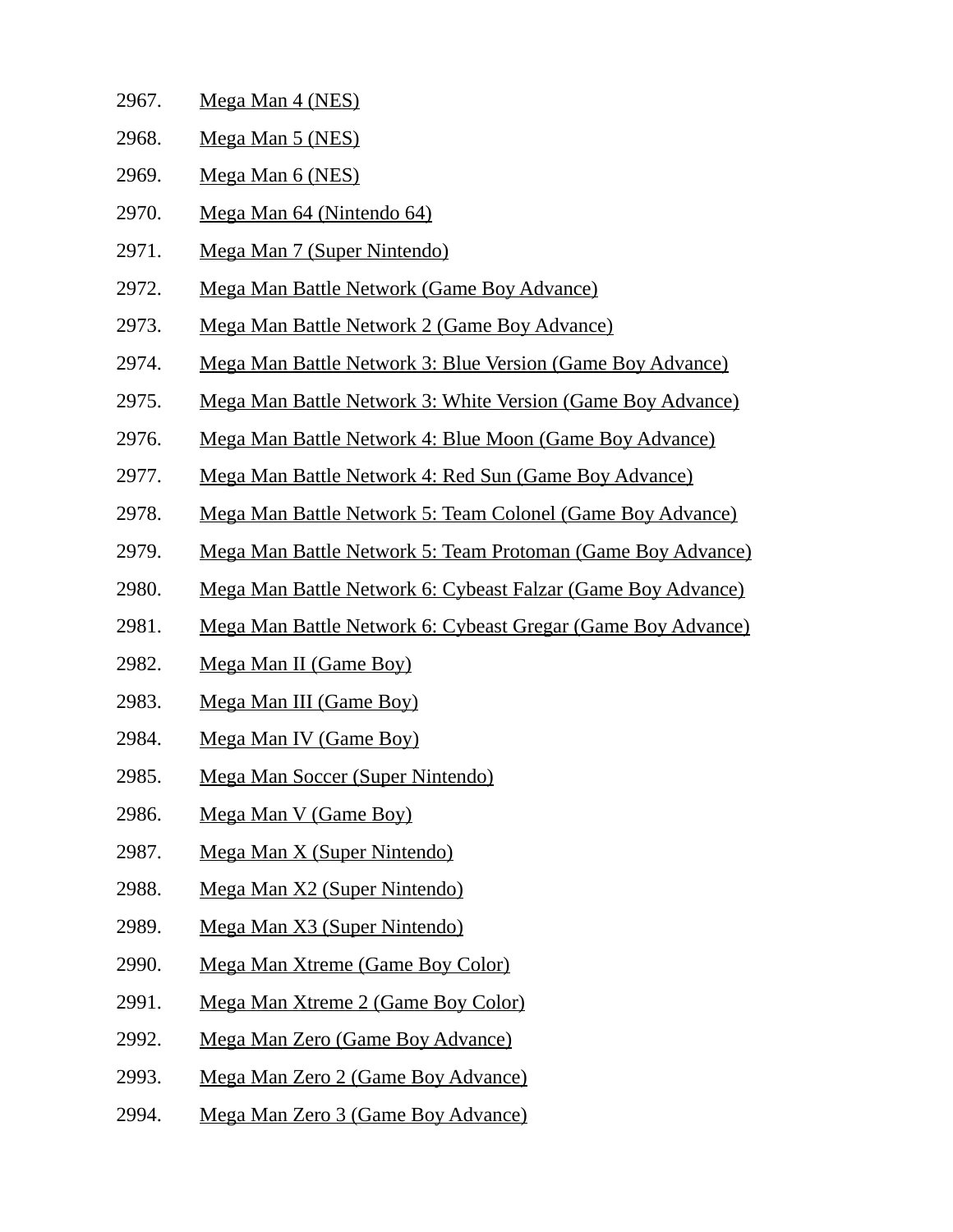2967. Mega Man 4 (NES)
2968. Mega Man 5 (NES)
2969. Mega Man 6 (NES)
2970. Mega Man 64 (Nintendo 64)
2971. Mega Man 7 (Super Nintendo)
2972. Mega Man Battle Network (Game Boy Advance)
2973. Mega Man Battle Network 2 (Game Boy Advance)
2974. Mega Man Battle Network 3: Blue Version (Game Boy Advance)
2975. Mega Man Battle Network 3: White Version (Game Boy Advance)
2976. Mega Man Battle Network 4: Blue Moon (Game Boy Advance)
2977. Mega Man Battle Network 4: Red Sun (Game Boy Advance)
2978. Mega Man Battle Network 5: Team Colonel (Game Boy Advance)
2979. Mega Man Battle Network 5: Team Protoman (Game Boy Advance)
2980. Mega Man Battle Network 6: Cybeast Falzar (Game Boy Advance)
2981. Mega Man Battle Network 6: Cybeast Gregar (Game Boy Advance)
2982. Mega Man II (Game Boy)
2983. Mega Man III (Game Boy)
2984. Mega Man IV (Game Boy)
2985. Mega Man Soccer (Super Nintendo)
2986. Mega Man V (Game Boy)
2987. Mega Man X (Super Nintendo)
2988. Mega Man X2 (Super Nintendo)
2989. Mega Man X3 (Super Nintendo)
2990. Mega Man Xtreme (Game Boy Color)
2991. Mega Man Xtreme 2 (Game Boy Color)
2992. Mega Man Zero (Game Boy Advance)
2993. Mega Man Zero 2 (Game Boy Advance)
2994. Mega Man Zero 3 (Game Boy Advance)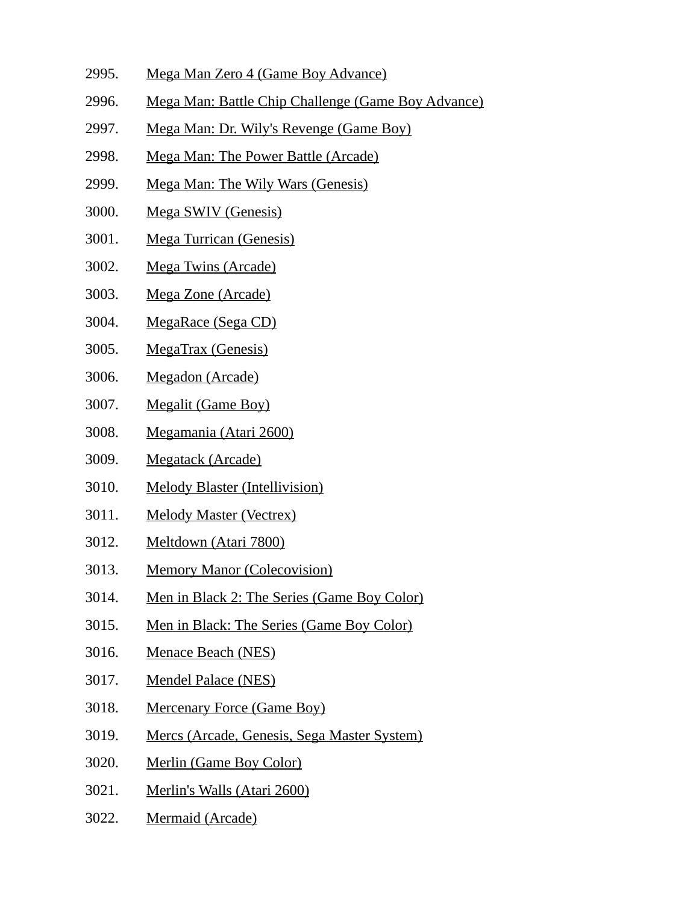2995. Mega Man Zero 4 (Game Boy Advance)
2996. Mega Man: Battle Chip Challenge (Game Boy Advance)
2997. Mega Man: Dr. Wily's Revenge (Game Boy)
2998. Mega Man: The Power Battle (Arcade)
2999. Mega Man: The Wily Wars (Genesis)
3000. Mega SWIV (Genesis)
3001. Mega Turrican (Genesis)
3002. Mega Twins (Arcade)
3003. Mega Zone (Arcade)
3004. MegaRace (Sega CD)
3005. MegaTrax (Genesis)
3006. Megadon (Arcade)
3007. Megalit (Game Boy)
3008. Megamania (Atari 2600)
3009. Megatack (Arcade)
3010. Melody Blaster (Intellivision)
3011. Melody Master (Vectrex)
3012. Meltdown (Atari 7800)
3013. Memory Manor (Colecovision)
3014. Men in Black 2: The Series (Game Boy Color)
3015. Men in Black: The Series (Game Boy Color)
3016. Menace Beach (NES)
3017. Mendel Palace (NES)
3018. Mercenary Force (Game Boy)
3019. Mercs (Arcade, Genesis, Sega Master System)
3020. Merlin (Game Boy Color)
3021. Merlin's Walls (Atari 2600)
3022. Mermaid (Arcade)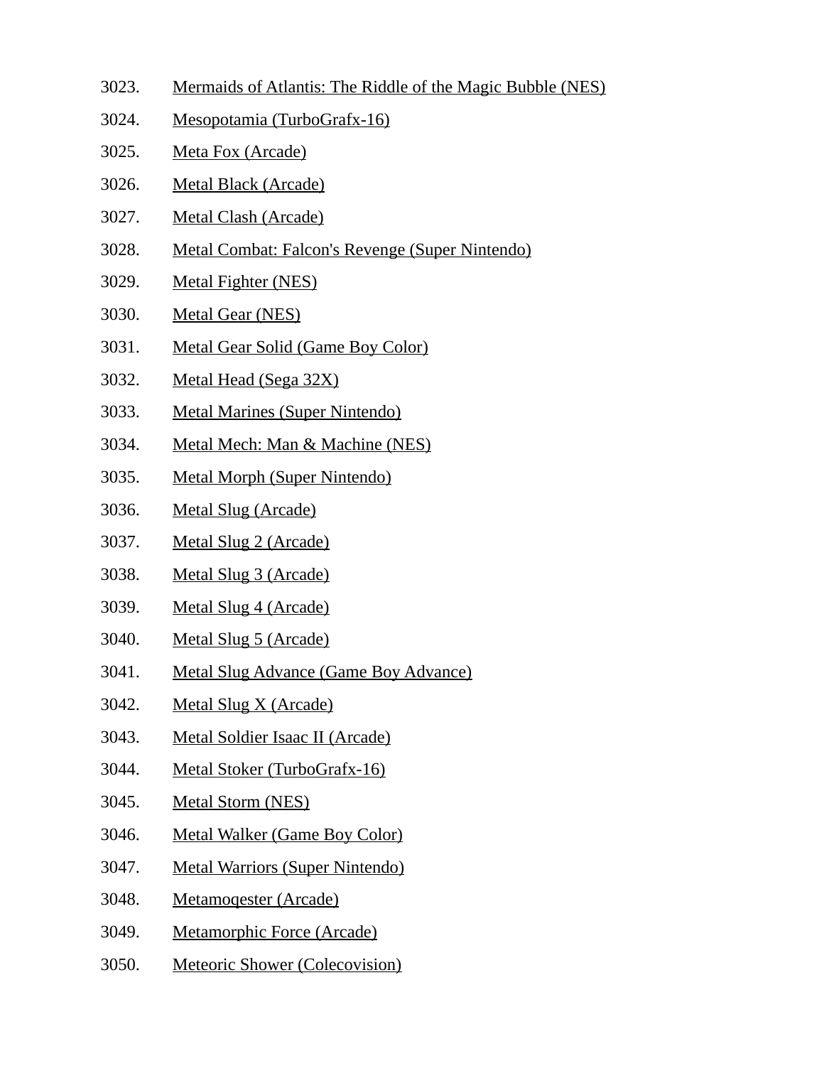3023. Mermaids of Atlantis: The Riddle of the Magic Bubble (NES)

3024. Mesopotamia (TurboGrafx-16)

3025. Meta Fox (Arcade)

3026. Metal Black (Arcade)

3027. Metal Clash (Arcade)

3028. Metal Combat: Falcon's Revenge (Super Nintendo)

3029. Metal Fighter (NES)

3030. Metal Gear (NES)

3031. Metal Gear Solid (Game Boy Color)

3032. Metal Head (Sega 32X)

3033. Metal Marines (Super Nintendo)

3034. Metal Mech: Man & Machine (NES)

3035. Metal Morph (Super Nintendo)

3036. Metal Slug (Arcade)

3037. Metal Slug 2 (Arcade)

3038. Metal Slug 3 (Arcade)

3039. Metal Slug 4 (Arcade)

3040. Metal Slug 5 (Arcade)

3041. Metal Slug Advance (Game Boy Advance)

3042. Metal Slug X (Arcade)

3043. Metal Soldier Isaac II (Arcade)

3044. Metal Stoker (TurboGrafx-16)

3045. Metal Storm (NES)

3046. Metal Walker (Game Boy Color)

3047. Metal Warriors (Super Nintendo)

3048. Metamoqester (Arcade)

3049. Metamorphic Force (Arcade)

3050. Meteoric Shower (Colecovision)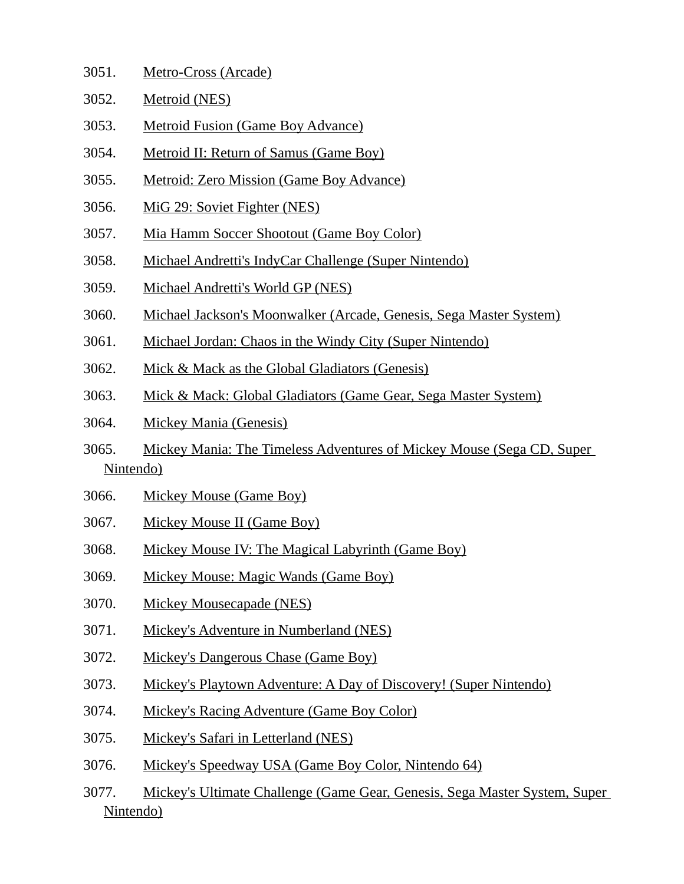3051. Metro-Cross (Arcade)
3052. Metroid (NES)
3053. Metroid Fusion (Game Boy Advance)
3054. Metroid II: Return of Samus (Game Boy)
3055. Metroid: Zero Mission (Game Boy Advance)
3056. MiG 29: Soviet Fighter (NES)
3057. Mia Hamm Soccer Shootout (Game Boy Color)
3058. Michael Andretti's IndyCar Challenge (Super Nintendo)
3059. Michael Andretti's World GP (NES)
3060. Michael Jackson's Moonwalker (Arcade, Genesis, Sega Master System)
3061. Michael Jordan: Chaos in the Windy City (Super Nintendo)
3062. Mick & Mack as the Global Gladiators (Genesis)
3063. Mick & Mack: Global Gladiators (Game Gear, Sega Master System)
3064. Mickey Mania (Genesis)
3065. Mickey Mania: The Timeless Adventures of Mickey Mouse (Sega CD, Super Nintendo)
3066. Mickey Mouse (Game Boy)
3067. Mickey Mouse II (Game Boy)
3068. Mickey Mouse IV: The Magical Labyrinth (Game Boy)
3069. Mickey Mouse: Magic Wands (Game Boy)
3070. Mickey Mousecapade (NES)
3071. Mickey's Adventure in Numberland (NES)
3072. Mickey's Dangerous Chase (Game Boy)
3073. Mickey's Playtown Adventure: A Day of Discovery! (Super Nintendo)
3074. Mickey's Racing Adventure (Game Boy Color)
3075. Mickey's Safari in Letterland (NES)
3076. Mickey's Speedway USA (Game Boy Color, Nintendo 64)
3077. Mickey's Ultimate Challenge (Game Gear, Genesis, Sega Master System, Super Nintendo)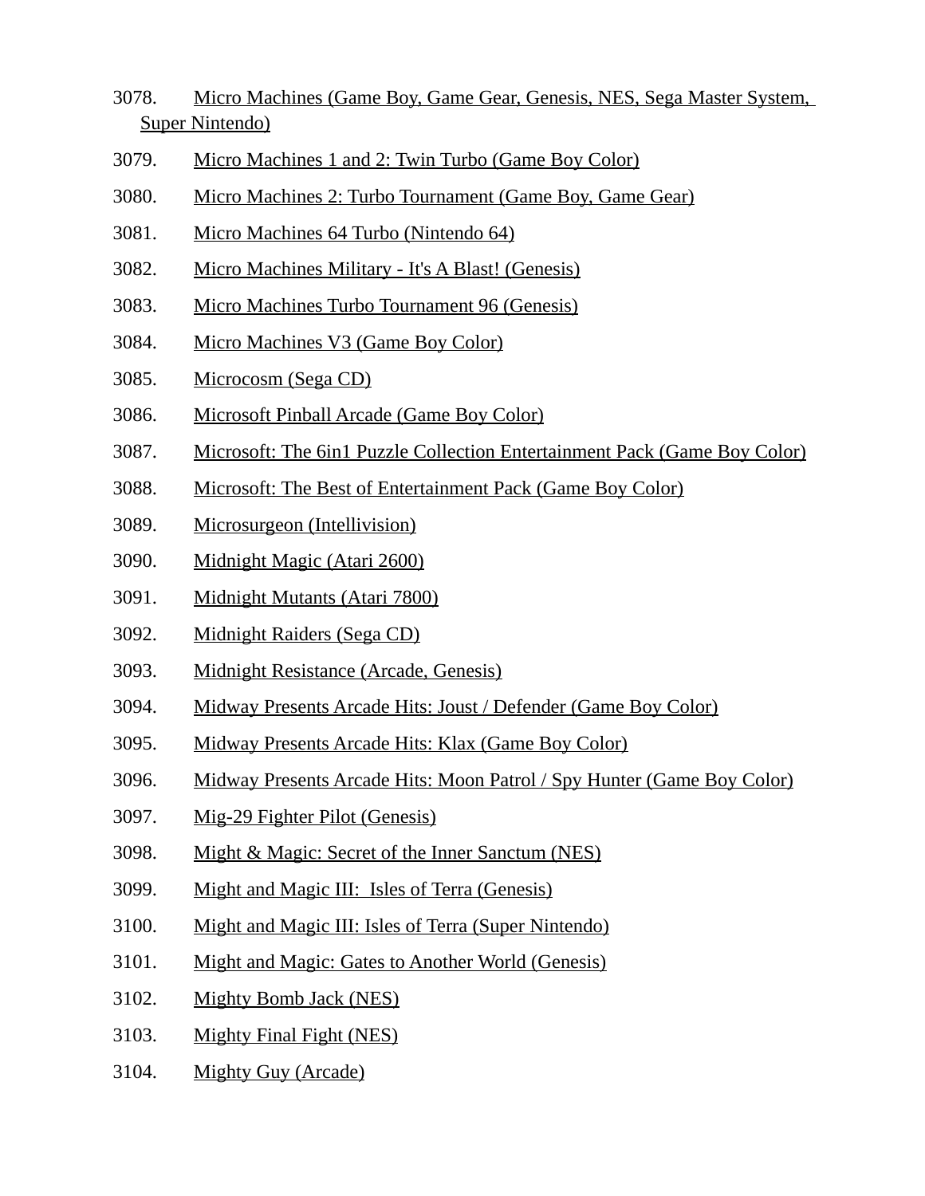3078. Micro Machines (Game Boy, Game Gear, Genesis, NES, Sega Master System, Super Nintendo)

3079. Micro Machines 1 and 2: Twin Turbo (Game Boy Color)

3080. Micro Machines 2: Turbo Tournament (Game Boy, Game Gear)

3081. Micro Machines 64 Turbo (Nintendo 64)

3082. Micro Machines Military - It's A Blast! (Genesis)

3083. Micro Machines Turbo Tournament 96 (Genesis)

3084. Micro Machines V3 (Game Boy Color)

3085. Microcosm (Sega CD)

3086. Microsoft Pinball Arcade (Game Boy Color)

3087. Microsoft: The 6in1 Puzzle Collection Entertainment Pack (Game Boy Color)

3088. Microsoft: The Best of Entertainment Pack (Game Boy Color)

3089. Microsurgeon (Intellivision)

3090. Midnight Magic (Atari 2600)

3091. Midnight Mutants (Atari 7800)

3092. Midnight Raiders (Sega CD)

3093. Midnight Resistance (Arcade, Genesis)

3094. Midway Presents Arcade Hits: Joust / Defender (Game Boy Color)

3095. Midway Presents Arcade Hits: Klax (Game Boy Color)

3096. Midway Presents Arcade Hits: Moon Patrol / Spy Hunter (Game Boy Color)

3097. Mig-29 Fighter Pilot (Genesis)

3098. Might & Magic: Secret of the Inner Sanctum (NES)

3099. Might and Magic III:  Isles of Terra (Genesis)

3100. Might and Magic III: Isles of Terra (Super Nintendo)

3101. Might and Magic: Gates to Another World (Genesis)

3102. Mighty Bomb Jack (NES)

3103. Mighty Final Fight (NES)

3104. Mighty Guy (Arcade)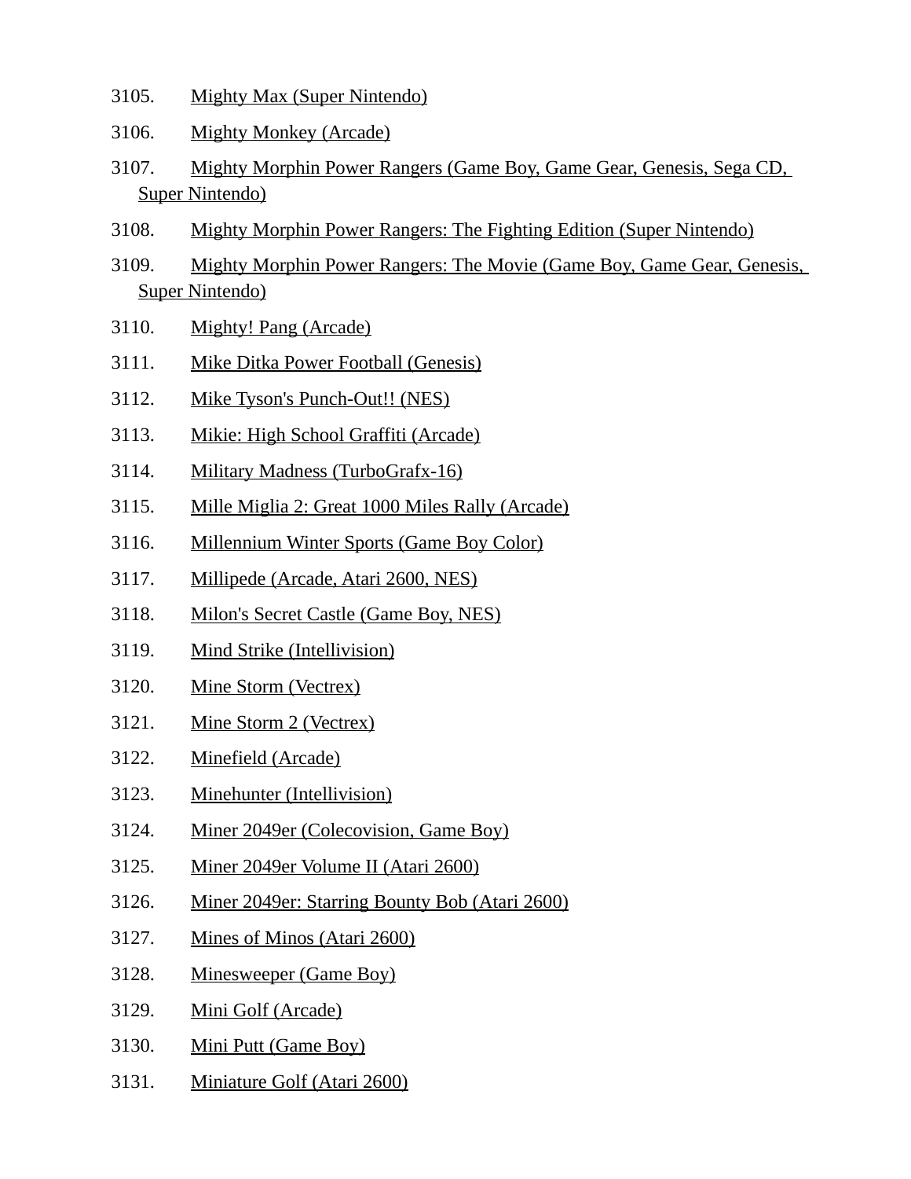3105. Mighty Max (Super Nintendo)
3106. Mighty Monkey (Arcade)
3107. Mighty Morphin Power Rangers (Game Boy, Game Gear, Genesis, Sega CD, Super Nintendo)
3108. Mighty Morphin Power Rangers: The Fighting Edition (Super Nintendo)
3109. Mighty Morphin Power Rangers: The Movie (Game Boy, Game Gear, Genesis, Super Nintendo)
3110. Mighty! Pang (Arcade)
3111. Mike Ditka Power Football (Genesis)
3112. Mike Tyson's Punch-Out!! (NES)
3113. Mikie: High School Graffiti (Arcade)
3114. Military Madness (TurboGrafx-16)
3115. Mille Miglia 2: Great 1000 Miles Rally (Arcade)
3116. Millennium Winter Sports (Game Boy Color)
3117. Millipede (Arcade, Atari 2600, NES)
3118. Milon's Secret Castle (Game Boy, NES)
3119. Mind Strike (Intellivision)
3120. Mine Storm (Vectrex)
3121. Mine Storm 2 (Vectrex)
3122. Minefield (Arcade)
3123. Minehunter (Intellivision)
3124. Miner 2049er (Colecovision, Game Boy)
3125. Miner 2049er Volume II (Atari 2600)
3126. Miner 2049er: Starring Bounty Bob (Atari 2600)
3127. Mines of Minos (Atari 2600)
3128. Minesweeper (Game Boy)
3129. Mini Golf (Arcade)
3130. Mini Putt (Game Boy)
3131. Miniature Golf (Atari 2600)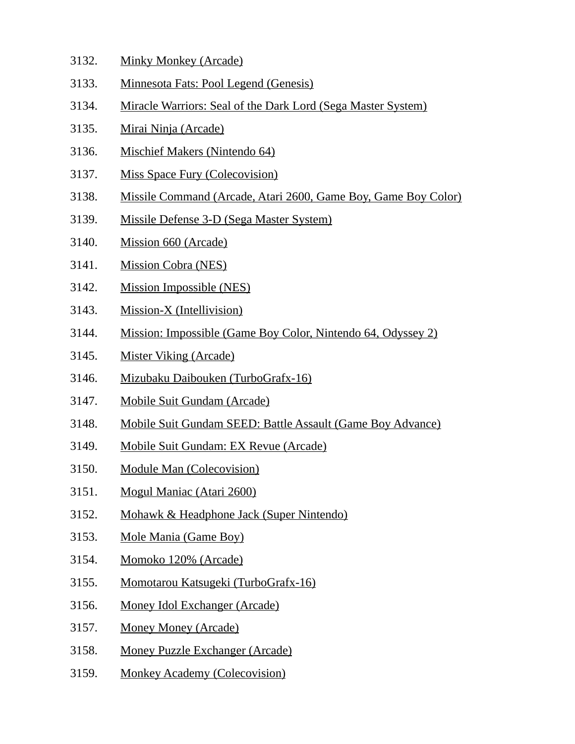3132. Minky Monkey (Arcade)
3133. Minnesota Fats: Pool Legend (Genesis)
3134. Miracle Warriors: Seal of the Dark Lord (Sega Master System)
3135. Mirai Ninja (Arcade)
3136. Mischief Makers (Nintendo 64)
3137. Miss Space Fury (Colecovision)
3138. Missile Command (Arcade, Atari 2600, Game Boy, Game Boy Color)
3139. Missile Defense 3-D (Sega Master System)
3140. Mission 660 (Arcade)
3141. Mission Cobra (NES)
3142. Mission Impossible (NES)
3143. Mission-X (Intellivision)
3144. Mission: Impossible (Game Boy Color, Nintendo 64, Odyssey 2)
3145. Mister Viking (Arcade)
3146. Mizubaku Daibouken (TurboGrafx-16)
3147. Mobile Suit Gundam (Arcade)
3148. Mobile Suit Gundam SEED: Battle Assault (Game Boy Advance)
3149. Mobile Suit Gundam: EX Revue (Arcade)
3150. Module Man (Colecovision)
3151. Mogul Maniac (Atari 2600)
3152. Mohawk & Headphone Jack (Super Nintendo)
3153. Mole Mania (Game Boy)
3154. Momoko 120% (Arcade)
3155. Momotarou Katsugeki (TurboGrafx-16)
3156. Money Idol Exchanger (Arcade)
3157. Money Money (Arcade)
3158. Money Puzzle Exchanger (Arcade)
3159. Monkey Academy (Colecovision)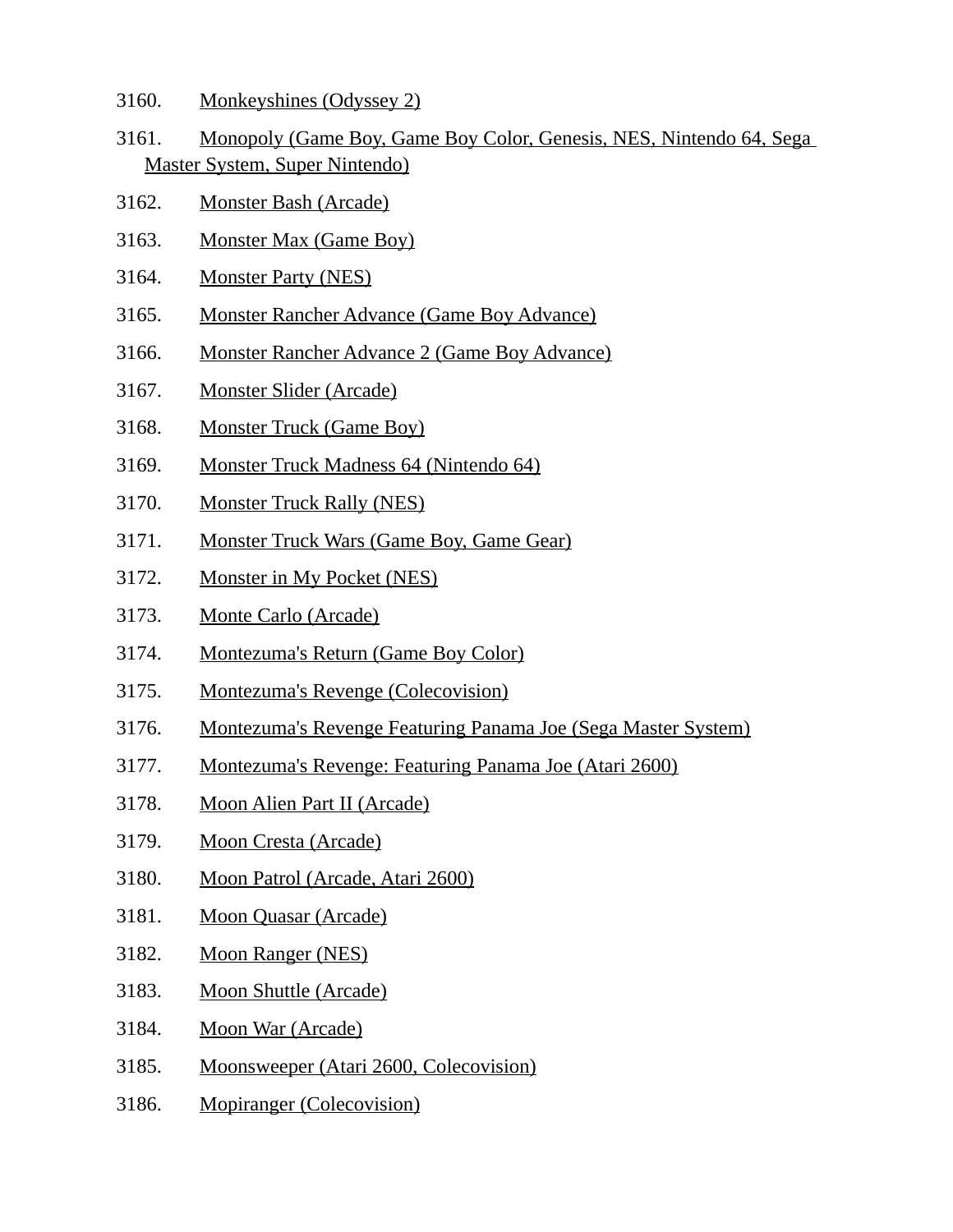3160. Monkeyshines (Odyssey 2)
3161. Monopoly (Game Boy, Game Boy Color, Genesis, NES, Nintendo 64, Sega Master System, Super Nintendo)
3162. Monster Bash (Arcade)
3163. Monster Max (Game Boy)
3164. Monster Party (NES)
3165. Monster Rancher Advance (Game Boy Advance)
3166. Monster Rancher Advance 2 (Game Boy Advance)
3167. Monster Slider (Arcade)
3168. Monster Truck (Game Boy)
3169. Monster Truck Madness 64 (Nintendo 64)
3170. Monster Truck Rally (NES)
3171. Monster Truck Wars (Game Boy, Game Gear)
3172. Monster in My Pocket (NES)
3173. Monte Carlo (Arcade)
3174. Montezuma's Return (Game Boy Color)
3175. Montezuma's Revenge (Colecovision)
3176. Montezuma's Revenge Featuring Panama Joe (Sega Master System)
3177. Montezuma's Revenge: Featuring Panama Joe (Atari 2600)
3178. Moon Alien Part II (Arcade)
3179. Moon Cresta (Arcade)
3180. Moon Patrol (Arcade, Atari 2600)
3181. Moon Quasar (Arcade)
3182. Moon Ranger (NES)
3183. Moon Shuttle (Arcade)
3184. Moon War (Arcade)
3185. Moonsweeper (Atari 2600, Colecovision)
3186. Mopiranger (Colecovision)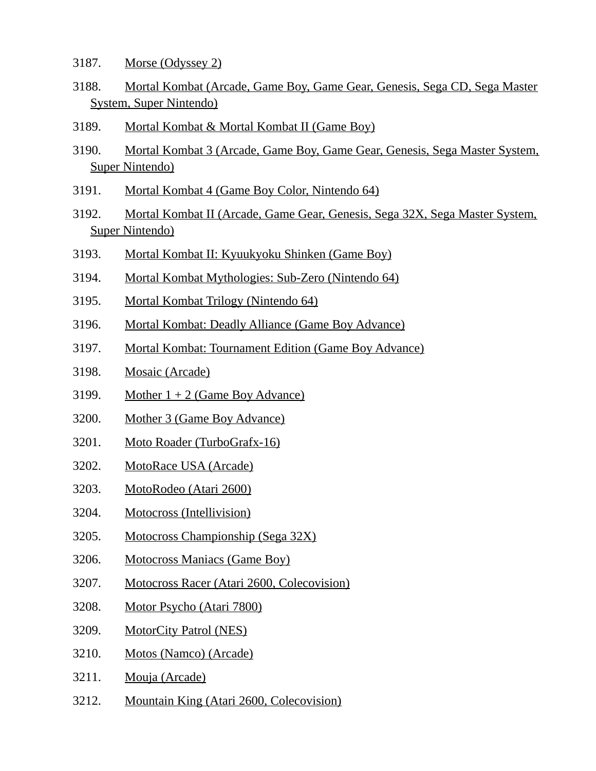3187. Morse (Odyssey 2)

3188. Mortal Kombat (Arcade, Game Boy, Game Gear, Genesis, Sega CD, Sega Master System, Super Nintendo)

3189. Mortal Kombat & Mortal Kombat II (Game Boy)

3190. Mortal Kombat 3 (Arcade, Game Boy, Game Gear, Genesis, Sega Master System, Super Nintendo)

3191. Mortal Kombat 4 (Game Boy Color, Nintendo 64)

3192. Mortal Kombat II (Arcade, Game Gear, Genesis, Sega 32X, Sega Master System, Super Nintendo)

3193. Mortal Kombat II: Kyuukyoku Shinken (Game Boy)

3194. Mortal Kombat Mythologies: Sub-Zero (Nintendo 64)

3195. Mortal Kombat Trilogy (Nintendo 64)

3196. Mortal Kombat: Deadly Alliance (Game Boy Advance)

3197. Mortal Kombat: Tournament Edition (Game Boy Advance)

3198. Mosaic (Arcade)

3199. Mother 1 + 2 (Game Boy Advance)

3200. Mother 3 (Game Boy Advance)

3201. Moto Roader (TurboGrafx-16)

3202. MotoRace USA (Arcade)

3203. MotoRodeo (Atari 2600)

3204. Motocross (Intellivision)

3205. Motocross Championship (Sega 32X)

3206. Motocross Maniacs (Game Boy)

3207. Motocross Racer (Atari 2600, Colecovision)

3208. Motor Psycho (Atari 7800)

3209. MotorCity Patrol (NES)

3210. Motos (Namco) (Arcade)

3211. Mouja (Arcade)

3212. Mountain King (Atari 2600, Colecovision)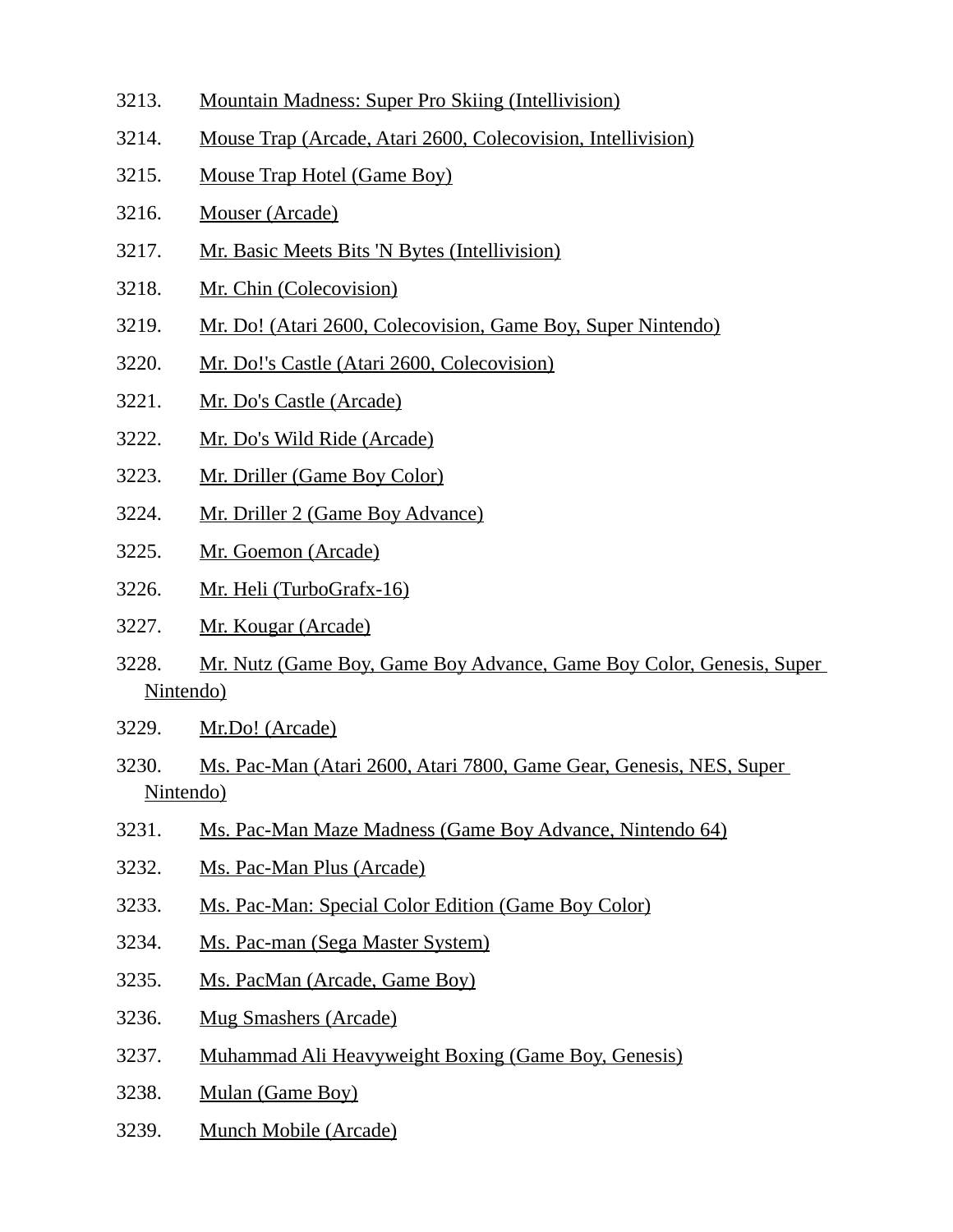3213. Mountain Madness: Super Pro Skiing (Intellivision)
3214. Mouse Trap (Arcade, Atari 2600, Colecovision, Intellivision)
3215. Mouse Trap Hotel (Game Boy)
3216. Mouser (Arcade)
3217. Mr. Basic Meets Bits 'N Bytes (Intellivision)
3218. Mr. Chin (Colecovision)
3219. Mr. Do! (Atari 2600, Colecovision, Game Boy, Super Nintendo)
3220. Mr. Do!'s Castle (Atari 2600, Colecovision)
3221. Mr. Do's Castle (Arcade)
3222. Mr. Do's Wild Ride (Arcade)
3223. Mr. Driller (Game Boy Color)
3224. Mr. Driller 2 (Game Boy Advance)
3225. Mr. Goemon (Arcade)
3226. Mr. Heli (TurboGrafx-16)
3227. Mr. Kougar (Arcade)
3228. Mr. Nutz (Game Boy, Game Boy Advance, Game Boy Color, Genesis, Super Nintendo)
3229. Mr.Do! (Arcade)
3230. Ms. Pac-Man (Atari 2600, Atari 7800, Game Gear, Genesis, NES, Super Nintendo)
3231. Ms. Pac-Man Maze Madness (Game Boy Advance, Nintendo 64)
3232. Ms. Pac-Man Plus (Arcade)
3233. Ms. Pac-Man: Special Color Edition (Game Boy Color)
3234. Ms. Pac-man (Sega Master System)
3235. Ms. PacMan (Arcade, Game Boy)
3236. Mug Smashers (Arcade)
3237. Muhammad Ali Heavyweight Boxing (Game Boy, Genesis)
3238. Mulan (Game Boy)
3239. Munch Mobile (Arcade)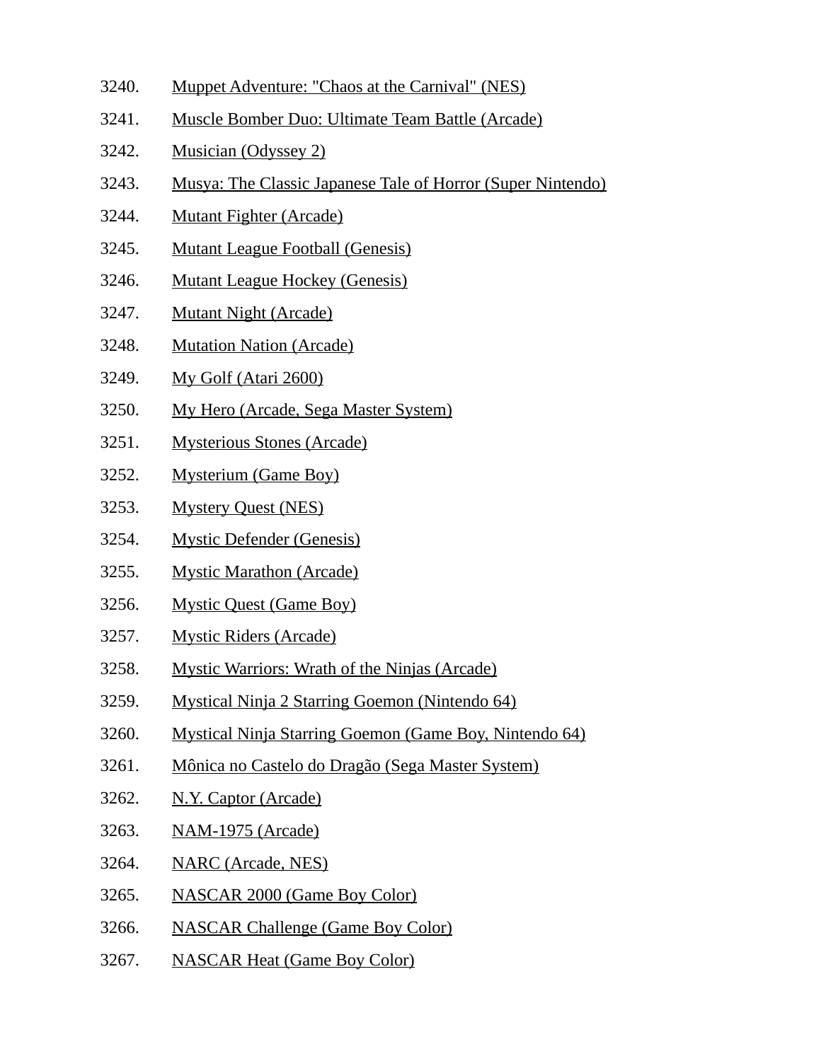3240. Muppet Adventure: "Chaos at the Carnival" (NES)
3241. Muscle Bomber Duo: Ultimate Team Battle (Arcade)
3242. Musician (Odyssey 2)
3243. Musya: The Classic Japanese Tale of Horror (Super Nintendo)
3244. Mutant Fighter (Arcade)
3245. Mutant League Football (Genesis)
3246. Mutant League Hockey (Genesis)
3247. Mutant Night (Arcade)
3248. Mutation Nation (Arcade)
3249. My Golf (Atari 2600)
3250. My Hero (Arcade, Sega Master System)
3251. Mysterious Stones (Arcade)
3252. Mysterium (Game Boy)
3253. Mystery Quest (NES)
3254. Mystic Defender (Genesis)
3255. Mystic Marathon (Arcade)
3256. Mystic Quest (Game Boy)
3257. Mystic Riders (Arcade)
3258. Mystic Warriors: Wrath of the Ninjas (Arcade)
3259. Mystical Ninja 2 Starring Goemon (Nintendo 64)
3260. Mystical Ninja Starring Goemon (Game Boy, Nintendo 64)
3261. Mônica no Castelo do Dragão (Sega Master System)
3262. N.Y. Captor (Arcade)
3263. NAM-1975 (Arcade)
3264. NARC (Arcade, NES)
3265. NASCAR 2000 (Game Boy Color)
3266. NASCAR Challenge (Game Boy Color)
3267. NASCAR Heat (Game Boy Color)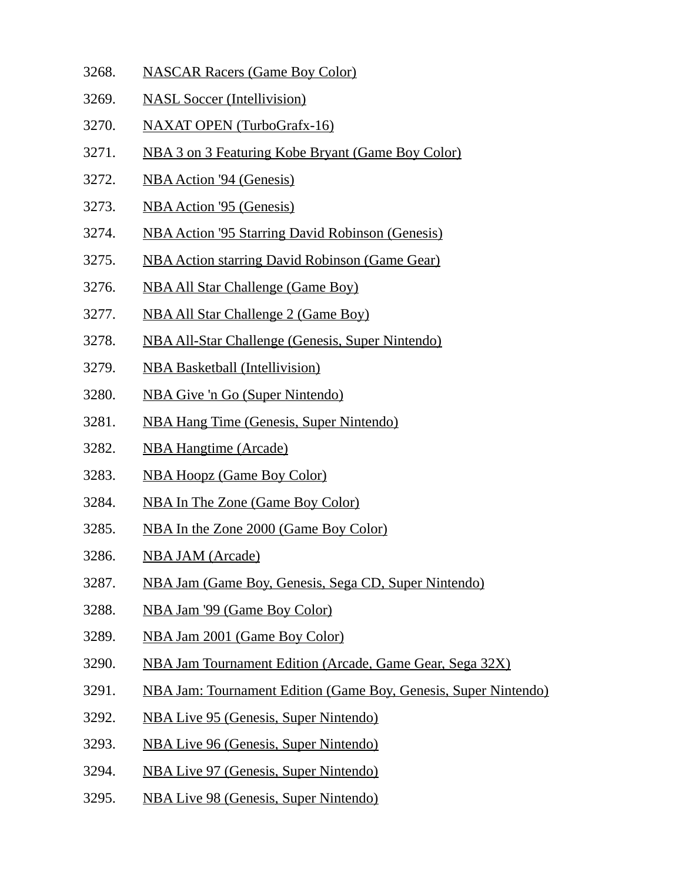3268. NASCAR Racers (Game Boy Color)
3269. NASL Soccer (Intellivision)
3270. NAXAT OPEN (TurboGrafx-16)
3271. NBA 3 on 3 Featuring Kobe Bryant (Game Boy Color)
3272. NBA Action '94 (Genesis)
3273. NBA Action '95 (Genesis)
3274. NBA Action '95 Starring David Robinson (Genesis)
3275. NBA Action starring David Robinson (Game Gear)
3276. NBA All Star Challenge (Game Boy)
3277. NBA All Star Challenge 2 (Game Boy)
3278. NBA All-Star Challenge (Genesis, Super Nintendo)
3279. NBA Basketball (Intellivision)
3280. NBA Give 'n Go (Super Nintendo)
3281. NBA Hang Time (Genesis, Super Nintendo)
3282. NBA Hangtime (Arcade)
3283. NBA Hoopz (Game Boy Color)
3284. NBA In The Zone (Game Boy Color)
3285. NBA In the Zone 2000 (Game Boy Color)
3286. NBA JAM (Arcade)
3287. NBA Jam (Game Boy, Genesis, Sega CD, Super Nintendo)
3288. NBA Jam '99 (Game Boy Color)
3289. NBA Jam 2001 (Game Boy Color)
3290. NBA Jam Tournament Edition (Arcade, Game Gear, Sega 32X)
3291. NBA Jam: Tournament Edition (Game Boy, Genesis, Super Nintendo)
3292. NBA Live 95 (Genesis, Super Nintendo)
3293. NBA Live 96 (Genesis, Super Nintendo)
3294. NBA Live 97 (Genesis, Super Nintendo)
3295. NBA Live 98 (Genesis, Super Nintendo)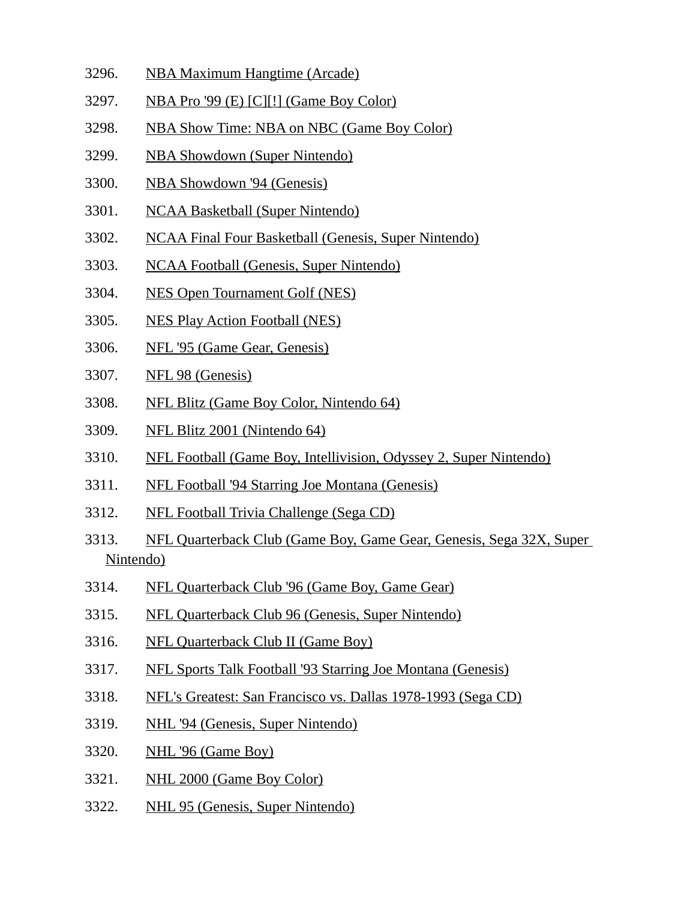3296. NBA Maximum Hangtime (Arcade)
3297. NBA Pro '99 (E) [C][!] (Game Boy Color)
3298. NBA Show Time: NBA on NBC (Game Boy Color)
3299. NBA Showdown (Super Nintendo)
3300. NBA Showdown '94 (Genesis)
3301. NCAA Basketball (Super Nintendo)
3302. NCAA Final Four Basketball (Genesis, Super Nintendo)
3303. NCAA Football (Genesis, Super Nintendo)
3304. NES Open Tournament Golf (NES)
3305. NES Play Action Football (NES)
3306. NFL '95 (Game Gear, Genesis)
3307. NFL 98 (Genesis)
3308. NFL Blitz (Game Boy Color, Nintendo 64)
3309. NFL Blitz 2001 (Nintendo 64)
3310. NFL Football (Game Boy, Intellivision, Odyssey 2, Super Nintendo)
3311. NFL Football '94 Starring Joe Montana (Genesis)
3312. NFL Football Trivia Challenge (Sega CD)
3313. NFL Quarterback Club (Game Boy, Game Gear, Genesis, Sega 32X, Super Nintendo)
3314. NFL Quarterback Club '96 (Game Boy, Game Gear)
3315. NFL Quarterback Club 96 (Genesis, Super Nintendo)
3316. NFL Quarterback Club II (Game Boy)
3317. NFL Sports Talk Football '93 Starring Joe Montana (Genesis)
3318. NFL's Greatest: San Francisco vs. Dallas 1978-1993 (Sega CD)
3319. NHL '94 (Genesis, Super Nintendo)
3320. NHL '96 (Game Boy)
3321. NHL 2000 (Game Boy Color)
3322. NHL 95 (Genesis, Super Nintendo)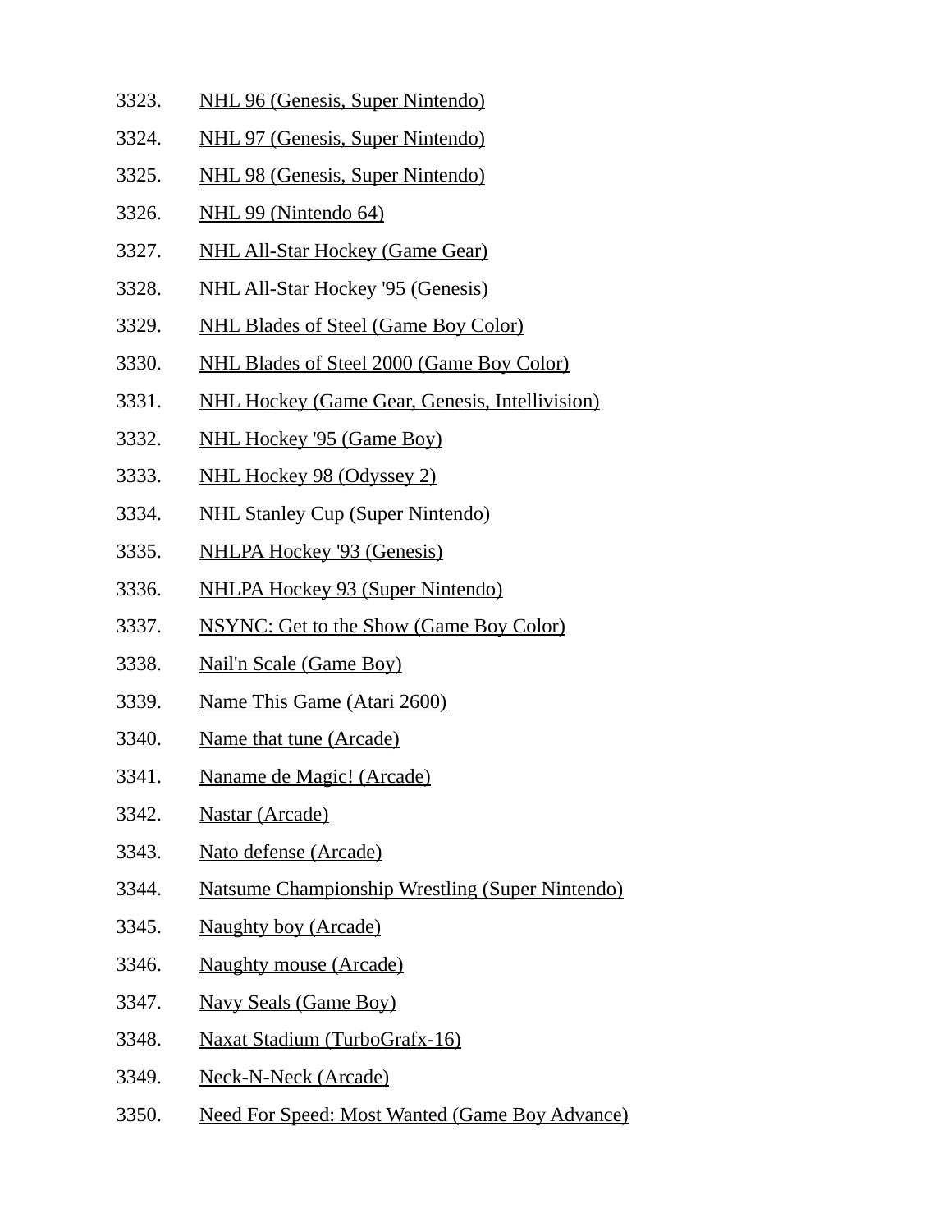3323. NHL 96 (Genesis, Super Nintendo)
3324. NHL 97 (Genesis, Super Nintendo)
3325. NHL 98 (Genesis, Super Nintendo)
3326. NHL 99 (Nintendo 64)
3327. NHL All-Star Hockey (Game Gear)
3328. NHL All-Star Hockey '95 (Genesis)
3329. NHL Blades of Steel (Game Boy Color)
3330. NHL Blades of Steel 2000 (Game Boy Color)
3331. NHL Hockey (Game Gear, Genesis, Intellivision)
3332. NHL Hockey '95 (Game Boy)
3333. NHL Hockey 98 (Odyssey 2)
3334. NHL Stanley Cup (Super Nintendo)
3335. NHLPA Hockey '93 (Genesis)
3336. NHLPA Hockey 93 (Super Nintendo)
3337. NSYNC: Get to the Show (Game Boy Color)
3338. Nail'n Scale (Game Boy)
3339. Name This Game (Atari 2600)
3340. Name that tune (Arcade)
3341. Naname de Magic! (Arcade)
3342. Nastar (Arcade)
3343. Nato defense (Arcade)
3344. Natsume Championship Wrestling (Super Nintendo)
3345. Naughty boy (Arcade)
3346. Naughty mouse (Arcade)
3347. Navy Seals (Game Boy)
3348. Naxat Stadium (TurboGrafx-16)
3349. Neck-N-Neck (Arcade)
3350. Need For Speed: Most Wanted (Game Boy Advance)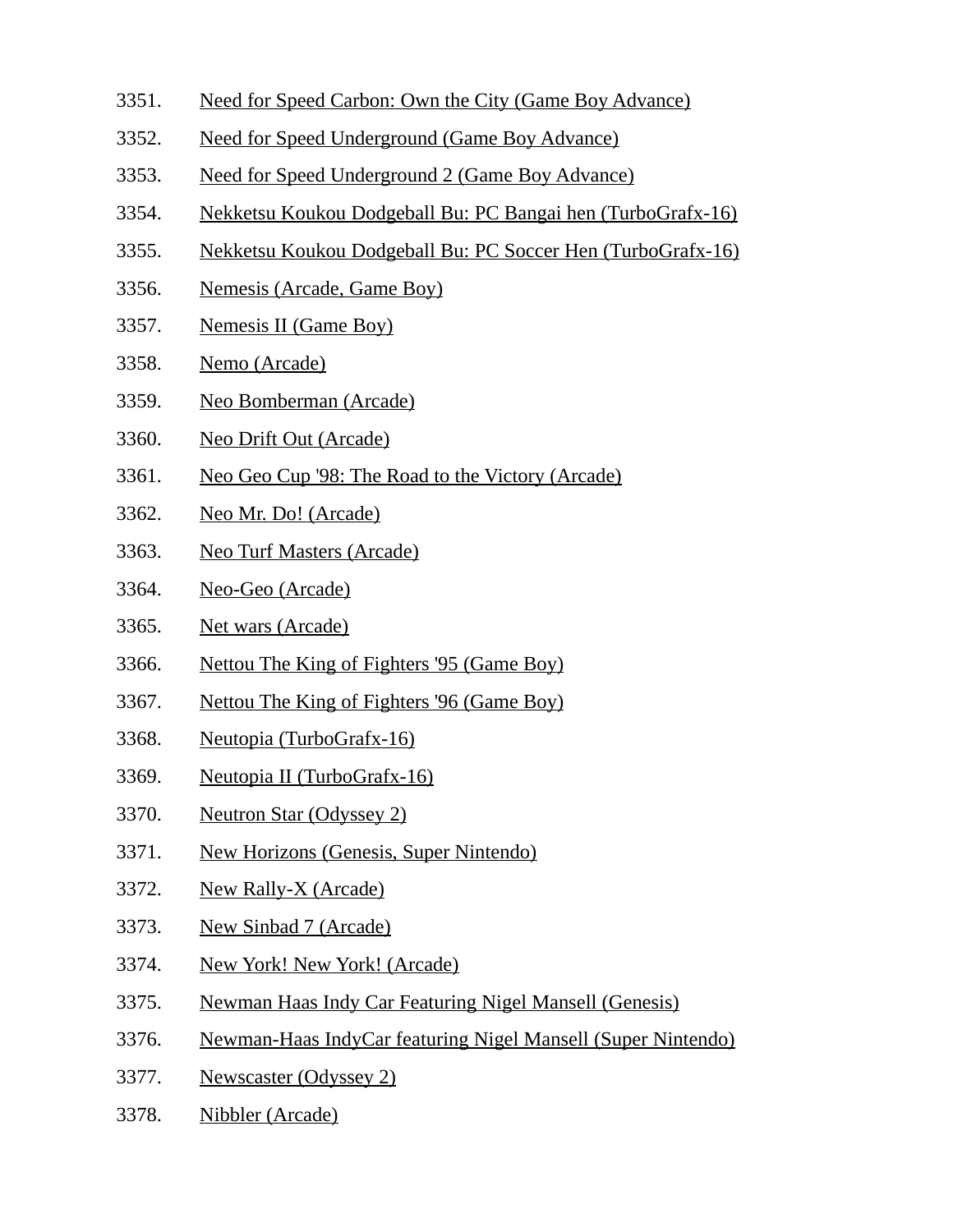3351. Need for Speed Carbon: Own the City (Game Boy Advance)
3352. Need for Speed Underground (Game Boy Advance)
3353. Need for Speed Underground 2 (Game Boy Advance)
3354. Nekketsu Koukou Dodgeball Bu: PC Bangai hen (TurboGrafx-16)
3355. Nekketsu Koukou Dodgeball Bu: PC Soccer Hen (TurboGrafx-16)
3356. Nemesis (Arcade, Game Boy)
3357. Nemesis II (Game Boy)
3358. Nemo (Arcade)
3359. Neo Bomberman (Arcade)
3360. Neo Drift Out (Arcade)
3361. Neo Geo Cup '98: The Road to the Victory (Arcade)
3362. Neo Mr. Do! (Arcade)
3363. Neo Turf Masters (Arcade)
3364. Neo-Geo (Arcade)
3365. Net wars (Arcade)
3366. Nettou The King of Fighters '95 (Game Boy)
3367. Nettou The King of Fighters '96 (Game Boy)
3368. Neutopia (TurboGrafx-16)
3369. Neutopia II (TurboGrafx-16)
3370. Neutron Star (Odyssey 2)
3371. New Horizons (Genesis, Super Nintendo)
3372. New Rally-X (Arcade)
3373. New Sinbad 7 (Arcade)
3374. New York! New York! (Arcade)
3375. Newman Haas Indy Car Featuring Nigel Mansell (Genesis)
3376. Newman-Haas IndyCar featuring Nigel Mansell (Super Nintendo)
3377. Newscaster (Odyssey 2)
3378. Nibbler (Arcade)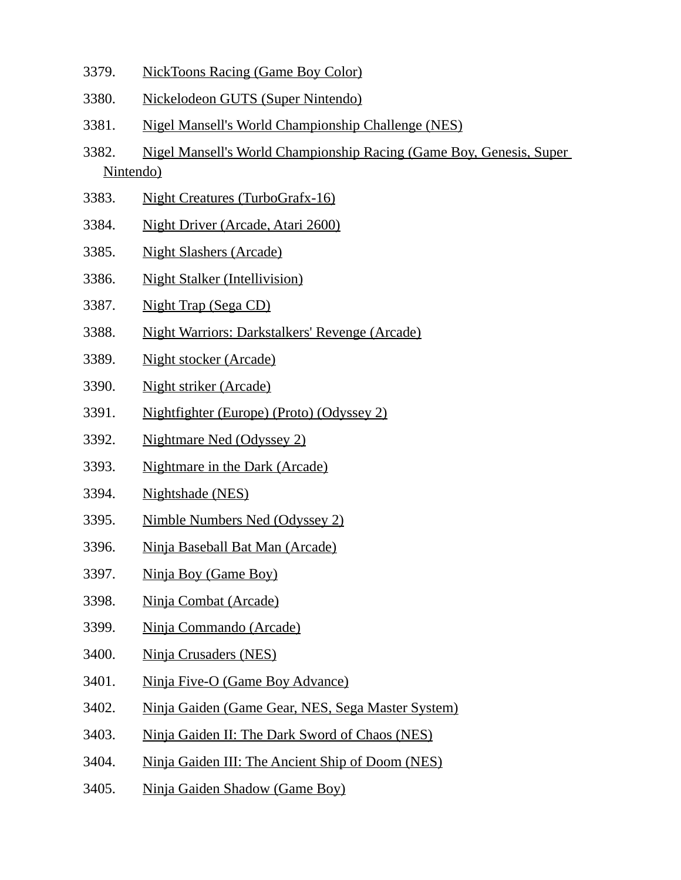3379. NickToons Racing (Game Boy Color)
3380. Nickelodeon GUTS (Super Nintendo)
3381. Nigel Mansell's World Championship Challenge (NES)
3382. Nigel Mansell's World Championship Racing (Game Boy, Genesis, Super Nintendo)
3383. Night Creatures (TurboGrafx-16)
3384. Night Driver (Arcade, Atari 2600)
3385. Night Slashers (Arcade)
3386. Night Stalker (Intellivision)
3387. Night Trap (Sega CD)
3388. Night Warriors: Darkstalkers' Revenge (Arcade)
3389. Night stocker (Arcade)
3390. Night striker (Arcade)
3391. Nightfighter (Europe) (Proto) (Odyssey 2)
3392. Nightmare Ned (Odyssey 2)
3393. Nightmare in the Dark (Arcade)
3394. Nightshade (NES)
3395. Nimble Numbers Ned (Odyssey 2)
3396. Ninja Baseball Bat Man (Arcade)
3397. Ninja Boy (Game Boy)
3398. Ninja Combat (Arcade)
3399. Ninja Commando (Arcade)
3400. Ninja Crusaders (NES)
3401. Ninja Five-O (Game Boy Advance)
3402. Ninja Gaiden (Game Gear, NES, Sega Master System)
3403. Ninja Gaiden II: The Dark Sword of Chaos (NES)
3404. Ninja Gaiden III: The Ancient Ship of Doom (NES)
3405. Ninja Gaiden Shadow (Game Boy)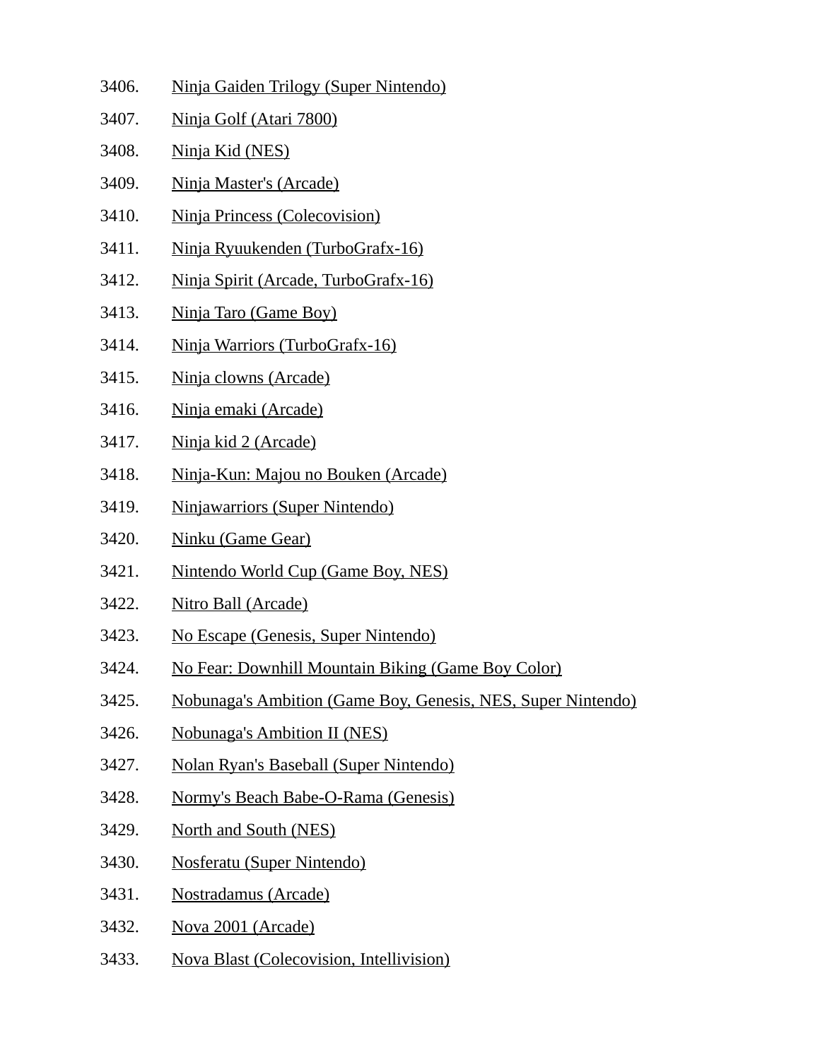3406. Ninja Gaiden Trilogy (Super Nintendo)

3407. Ninja Golf (Atari 7800)

3408. Ninja Kid (NES)

3409. Ninja Master's (Arcade)

3410. Ninja Princess (Colecovision)

3411. Ninja Ryuukenden (TurboGrafx-16)

3412. Ninja Spirit (Arcade, TurboGrafx-16)

3413. Ninja Taro (Game Boy)

3414. Ninja Warriors (TurboGrafx-16)

3415. Ninja clowns (Arcade)

3416. Ninja emaki (Arcade)

3417. Ninja kid 2 (Arcade)

3418. Ninja-Kun: Majou no Bouken (Arcade)

3419. Ninjawarriors (Super Nintendo)

3420. Ninku (Game Gear)

3421. Nintendo World Cup (Game Boy, NES)

3422. Nitro Ball (Arcade)

3423. No Escape (Genesis, Super Nintendo)

3424. No Fear: Downhill Mountain Biking (Game Boy Color)

3425. Nobunaga's Ambition (Game Boy, Genesis, NES, Super Nintendo)

3426. Nobunaga's Ambition II (NES)

3427. Nolan Ryan's Baseball (Super Nintendo)

3428. Normy's Beach Babe-O-Rama (Genesis)

3429. North and South (NES)

3430. Nosferatu (Super Nintendo)

3431. Nostradamus (Arcade)

3432. Nova 2001 (Arcade)

3433. Nova Blast (Colecovision, Intellivision)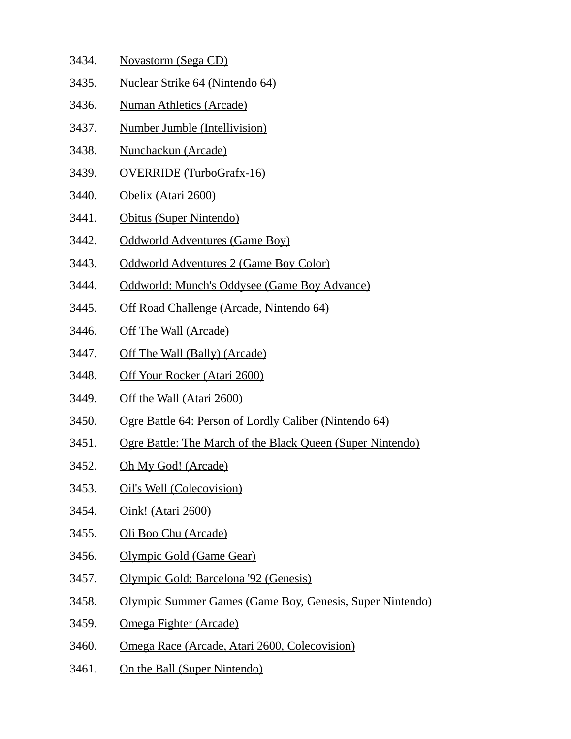3434. Novastorm (Sega CD)
3435. Nuclear Strike 64 (Nintendo 64)
3436. Numan Athletics (Arcade)
3437. Number Jumble (Intellivision)
3438. Nunchackun (Arcade)
3439. OVERRIDE (TurboGrafx-16)
3440. Obelix (Atari 2600)
3441. Obitus (Super Nintendo)
3442. Oddworld Adventures (Game Boy)
3443. Oddworld Adventures 2 (Game Boy Color)
3444. Oddworld: Munch's Oddysee (Game Boy Advance)
3445. Off Road Challenge (Arcade, Nintendo 64)
3446. Off The Wall (Arcade)
3447. Off The Wall (Bally) (Arcade)
3448. Off Your Rocker (Atari 2600)
3449. Off the Wall (Atari 2600)
3450. Ogre Battle 64: Person of Lordly Caliber (Nintendo 64)
3451. Ogre Battle: The March of the Black Queen (Super Nintendo)
3452. Oh My God! (Arcade)
3453. Oil's Well (Colecovision)
3454. Oink! (Atari 2600)
3455. Oli Boo Chu (Arcade)
3456. Olympic Gold (Game Gear)
3457. Olympic Gold: Barcelona '92 (Genesis)
3458. Olympic Summer Games (Game Boy, Genesis, Super Nintendo)
3459. Omega Fighter (Arcade)
3460. Omega Race (Arcade, Atari 2600, Colecovision)
3461. On the Ball (Super Nintendo)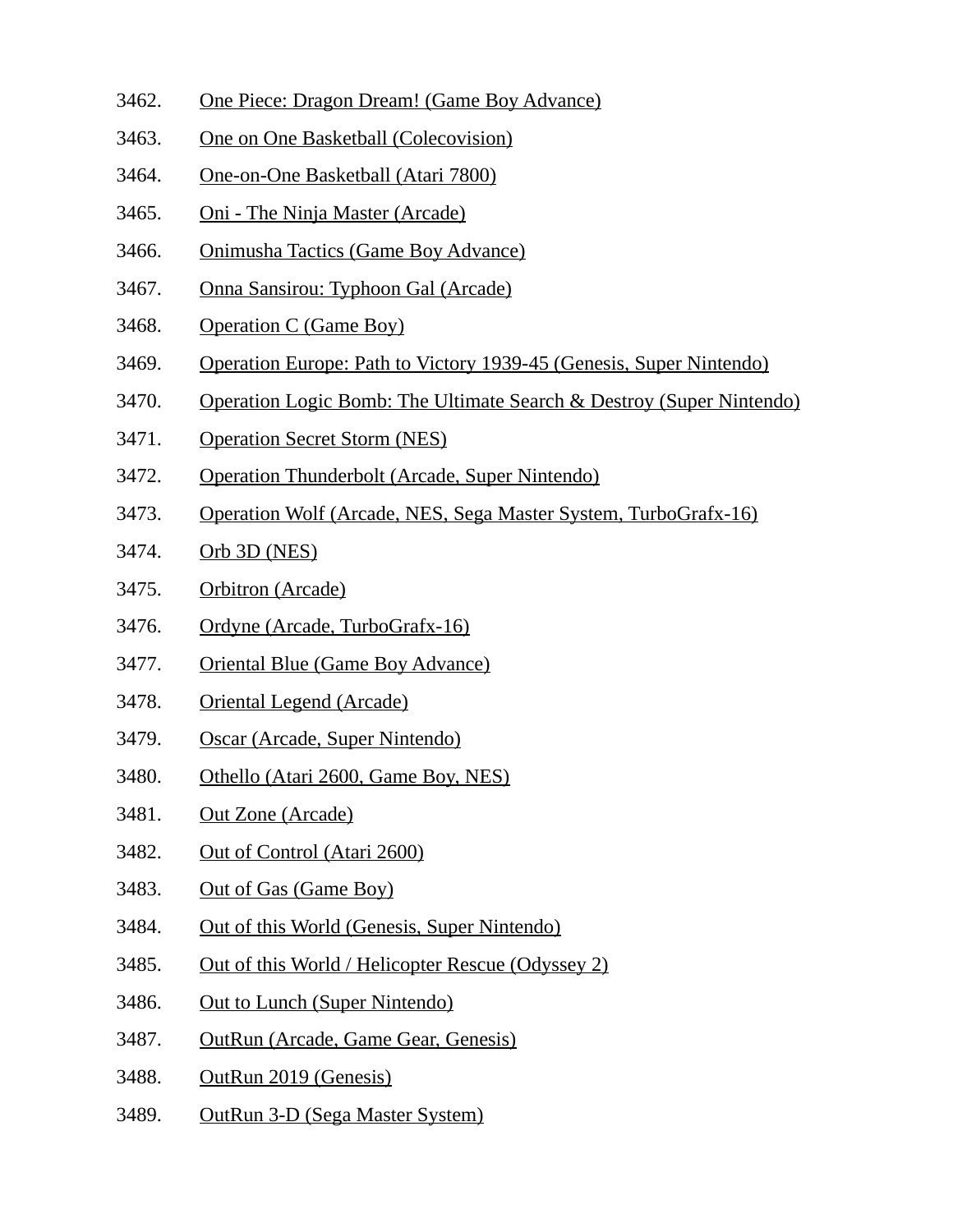3462. One Piece: Dragon Dream! (Game Boy Advance)
3463. One on One Basketball (Colecovision)
3464. One-on-One Basketball (Atari 7800)
3465. Oni - The Ninja Master (Arcade)
3466. Onimusha Tactics (Game Boy Advance)
3467. Onna Sansirou: Typhoon Gal (Arcade)
3468. Operation C (Game Boy)
3469. Operation Europe: Path to Victory 1939-45 (Genesis, Super Nintendo)
3470. Operation Logic Bomb: The Ultimate Search & Destroy (Super Nintendo)
3471. Operation Secret Storm (NES)
3472. Operation Thunderbolt (Arcade, Super Nintendo)
3473. Operation Wolf (Arcade, NES, Sega Master System, TurboGrafx-16)
3474. Orb 3D (NES)
3475. Orbitron (Arcade)
3476. Ordyne (Arcade, TurboGrafx-16)
3477. Oriental Blue (Game Boy Advance)
3478. Oriental Legend (Arcade)
3479. Oscar (Arcade, Super Nintendo)
3480. Othello (Atari 2600, Game Boy, NES)
3481. Out Zone (Arcade)
3482. Out of Control (Atari 2600)
3483. Out of Gas (Game Boy)
3484. Out of this World (Genesis, Super Nintendo)
3485. Out of this World / Helicopter Rescue (Odyssey 2)
3486. Out to Lunch (Super Nintendo)
3487. OutRun (Arcade, Game Gear, Genesis)
3488. OutRun 2019 (Genesis)
3489. OutRun 3-D (Sega Master System)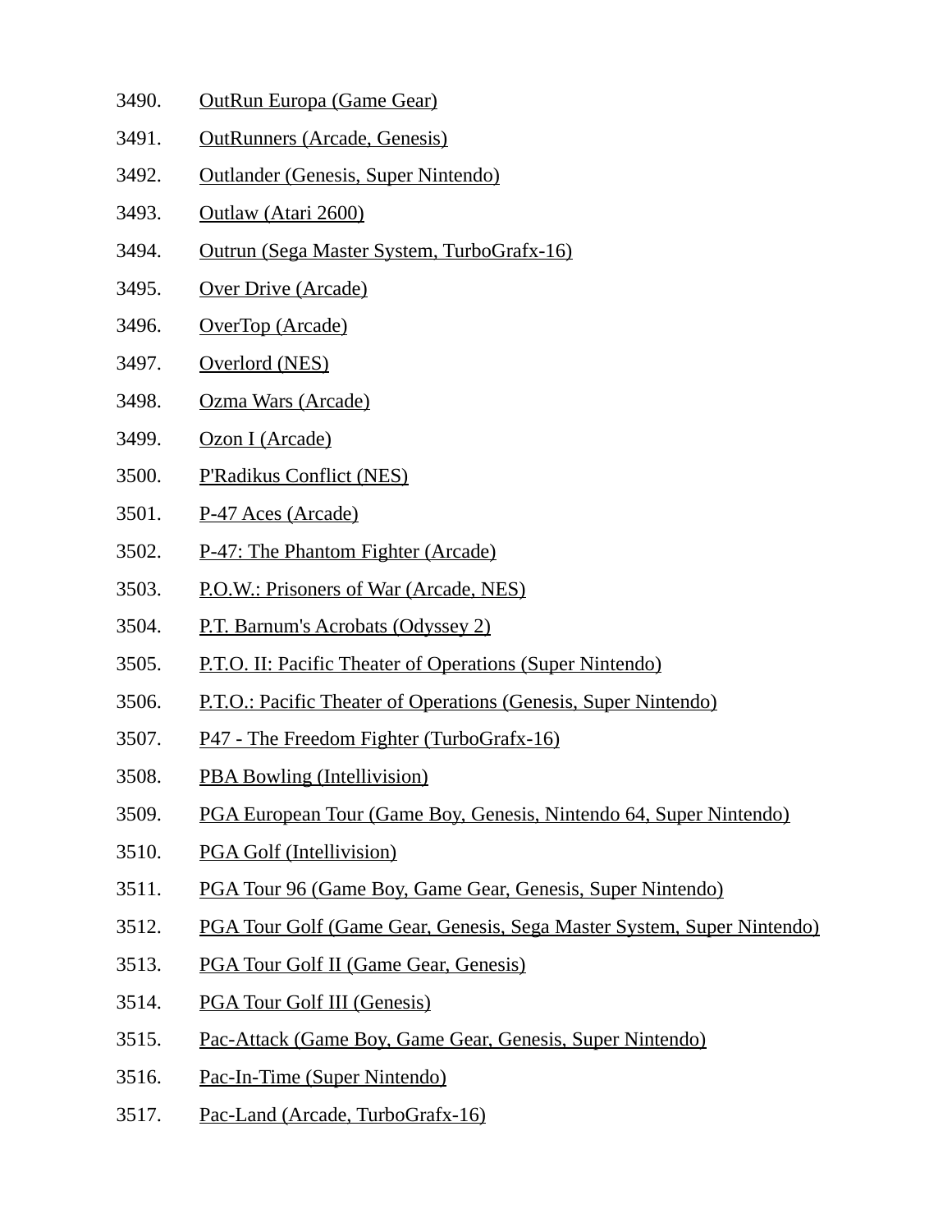3490. OutRun Europa (Game Gear)

3491. OutRunners (Arcade, Genesis)

3492. Outlander (Genesis, Super Nintendo)

3493. Outlaw (Atari 2600)

3494. Outrun (Sega Master System, TurboGrafx-16)

3495. Over Drive (Arcade)

3496. OverTop (Arcade)

3497. Overlord (NES)

3498. Ozma Wars (Arcade)

3499. Ozon I (Arcade)

3500. P'Radikus Conflict (NES)

3501. P-47 Aces (Arcade)

3502. P-47: The Phantom Fighter (Arcade)

3503. P.O.W.: Prisoners of War (Arcade, NES)

3504. P.T. Barnum's Acrobats (Odyssey 2)

3505. P.T.O. II: Pacific Theater of Operations (Super Nintendo)

3506. P.T.O.: Pacific Theater of Operations (Genesis, Super Nintendo)

3507. P47 - The Freedom Fighter (TurboGrafx-16)

3508. PBA Bowling (Intellivision)

3509. PGA European Tour (Game Boy, Genesis, Nintendo 64, Super Nintendo)

3510. PGA Golf (Intellivision)

3511. PGA Tour 96 (Game Boy, Game Gear, Genesis, Super Nintendo)

3512. PGA Tour Golf (Game Gear, Genesis, Sega Master System, Super Nintendo)

3513. PGA Tour Golf II (Game Gear, Genesis)

3514. PGA Tour Golf III (Genesis)

3515. Pac-Attack (Game Boy, Game Gear, Genesis, Super Nintendo)

3516. Pac-In-Time (Super Nintendo)

3517. Pac-Land (Arcade, TurboGrafx-16)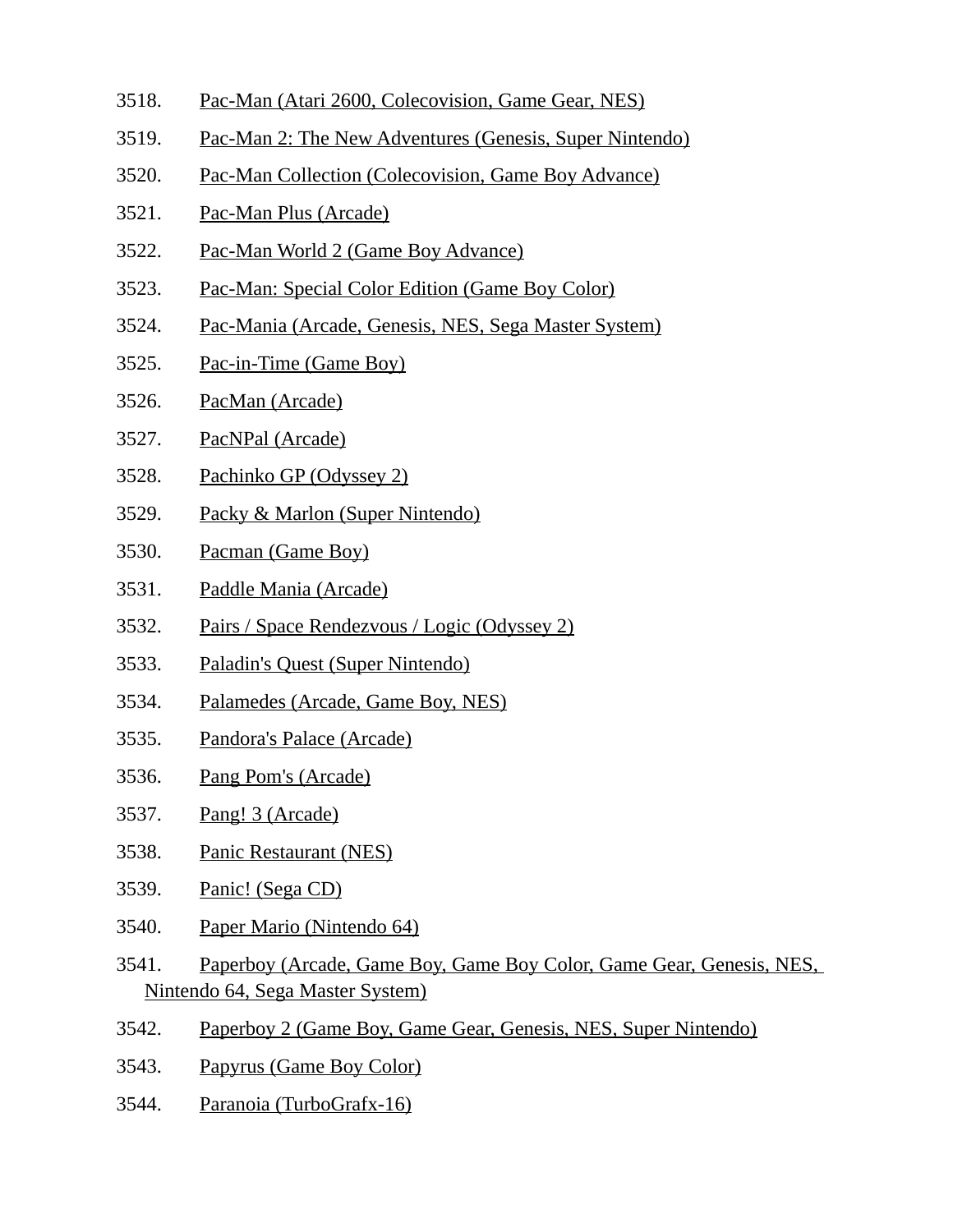3518. Pac-Man (Atari 2600, Colecovision, Game Gear, NES)

3519. Pac-Man 2: The New Adventures (Genesis, Super Nintendo)

3520. Pac-Man Collection (Colecovision, Game Boy Advance)

3521. Pac-Man Plus (Arcade)

3522. Pac-Man World 2 (Game Boy Advance)

3523. Pac-Man: Special Color Edition (Game Boy Color)

3524. Pac-Mania (Arcade, Genesis, NES, Sega Master System)

3525. Pac-in-Time (Game Boy)

3526. PacMan (Arcade)

3527. PacNPal (Arcade)

3528. Pachinko GP (Odyssey 2)

3529. Packy & Marlon (Super Nintendo)

3530. Pacman (Game Boy)

3531. Paddle Mania (Arcade)

3532. Pairs / Space Rendezvous / Logic (Odyssey 2)

3533. Paladin's Quest (Super Nintendo)

3534. Palamedes (Arcade, Game Boy, NES)

3535. Pandora's Palace (Arcade)

3536. Pang Pom's (Arcade)

3537. Pang! 3 (Arcade)

3538. Panic Restaurant (NES)

3539. Panic! (Sega CD)

3540. Paper Mario (Nintendo 64)

3541. Paperboy (Arcade, Game Boy, Game Boy Color, Game Gear, Genesis, NES, Nintendo 64, Sega Master System)

3542. Paperboy 2 (Game Boy, Game Gear, Genesis, NES, Super Nintendo)

3543. Papyrus (Game Boy Color)

3544. Paranoia (TurboGrafx-16)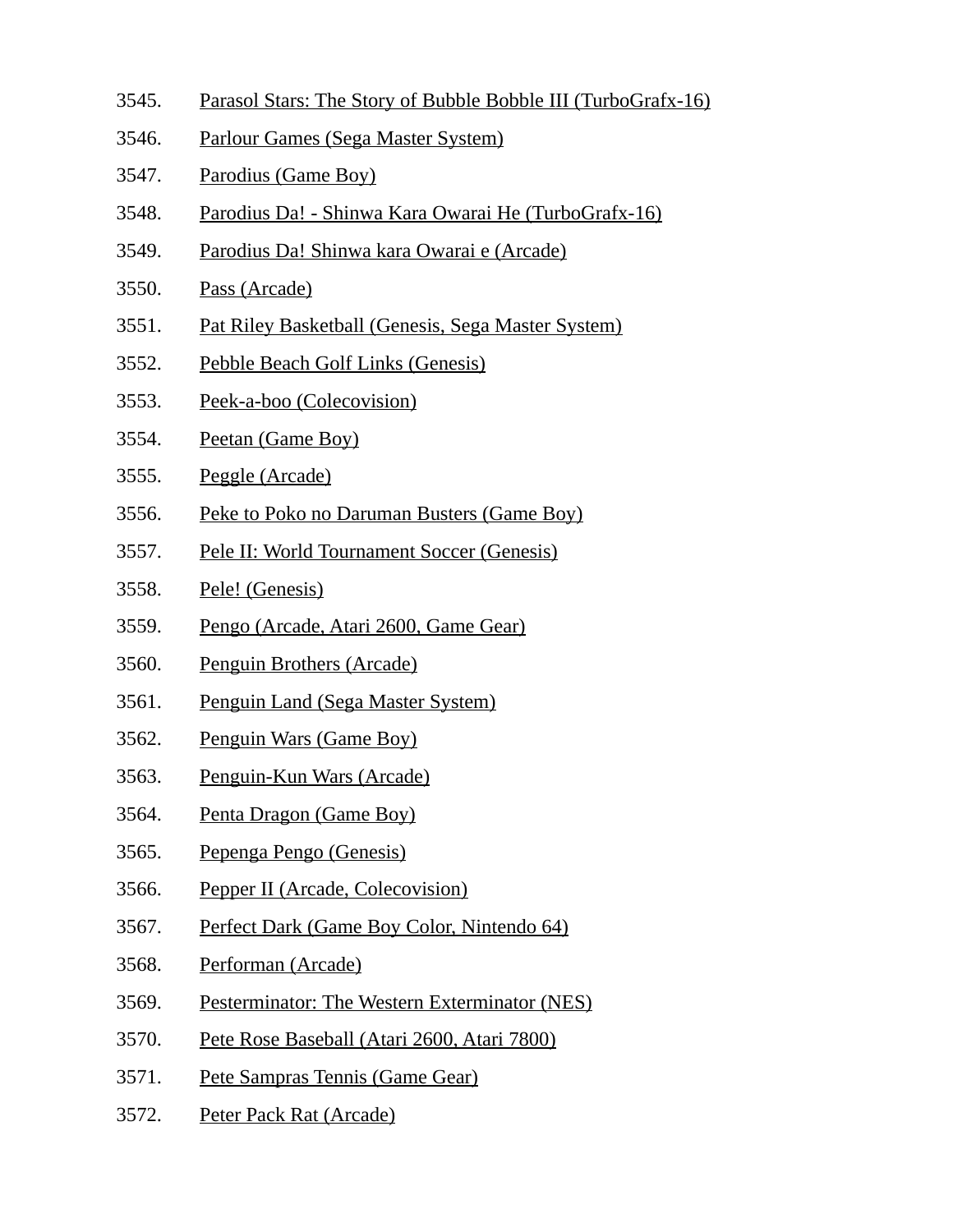3545. Parasol Stars: The Story of Bubble Bobble III (TurboGrafx-16)
3546. Parlour Games (Sega Master System)
3547. Parodius (Game Boy)
3548. Parodius Da! - Shinwa Kara Owarai He (TurboGrafx-16)
3549. Parodius Da! Shinwa kara Owarai e (Arcade)
3550. Pass (Arcade)
3551. Pat Riley Basketball (Genesis, Sega Master System)
3552. Pebble Beach Golf Links (Genesis)
3553. Peek-a-boo (Colecovision)
3554. Peetan (Game Boy)
3555. Peggle (Arcade)
3556. Peke to Poko no Daruman Busters (Game Boy)
3557. Pele II: World Tournament Soccer (Genesis)
3558. Pele! (Genesis)
3559. Pengo (Arcade, Atari 2600, Game Gear)
3560. Penguin Brothers (Arcade)
3561. Penguin Land (Sega Master System)
3562. Penguin Wars (Game Boy)
3563. Penguin-Kun Wars (Arcade)
3564. Penta Dragon (Game Boy)
3565. Pepenga Pengo (Genesis)
3566. Pepper II (Arcade, Colecovision)
3567. Perfect Dark (Game Boy Color, Nintendo 64)
3568. Performan (Arcade)
3569. Pesterminator: The Western Exterminator (NES)
3570. Pete Rose Baseball (Atari 2600, Atari 7800)
3571. Pete Sampras Tennis (Game Gear)
3572. Peter Pack Rat (Arcade)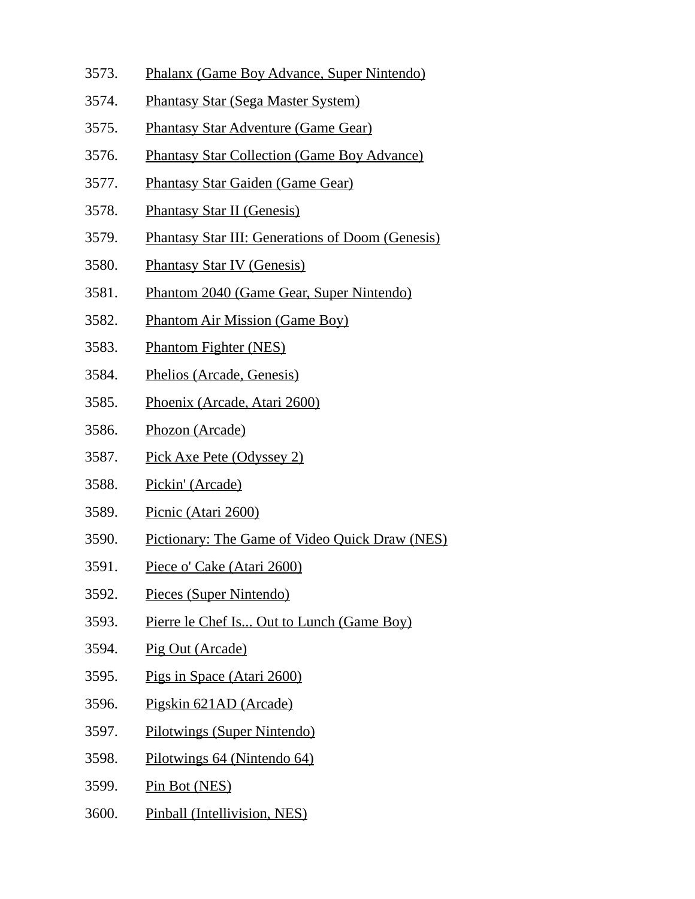3573. Phalanx (Game Boy Advance, Super Nintendo)
3574. Phantasy Star (Sega Master System)
3575. Phantasy Star Adventure (Game Gear)
3576. Phantasy Star Collection (Game Boy Advance)
3577. Phantasy Star Gaiden (Game Gear)
3578. Phantasy Star II (Genesis)
3579. Phantasy Star III: Generations of Doom (Genesis)
3580. Phantasy Star IV (Genesis)
3581. Phantom 2040 (Game Gear, Super Nintendo)
3582. Phantom Air Mission (Game Boy)
3583. Phantom Fighter (NES)
3584. Phelios (Arcade, Genesis)
3585. Phoenix (Arcade, Atari 2600)
3586. Phozon (Arcade)
3587. Pick Axe Pete (Odyssey 2)
3588. Pickin' (Arcade)
3589. Picnic (Atari 2600)
3590. Pictionary: The Game of Video Quick Draw (NES)
3591. Piece o' Cake (Atari 2600)
3592. Pieces (Super Nintendo)
3593. Pierre le Chef Is... Out to Lunch (Game Boy)
3594. Pig Out (Arcade)
3595. Pigs in Space (Atari 2600)
3596. Pigskin 621AD (Arcade)
3597. Pilotwings (Super Nintendo)
3598. Pilotwings 64 (Nintendo 64)
3599. Pin Bot (NES)
3600. Pinball (Intellivision, NES)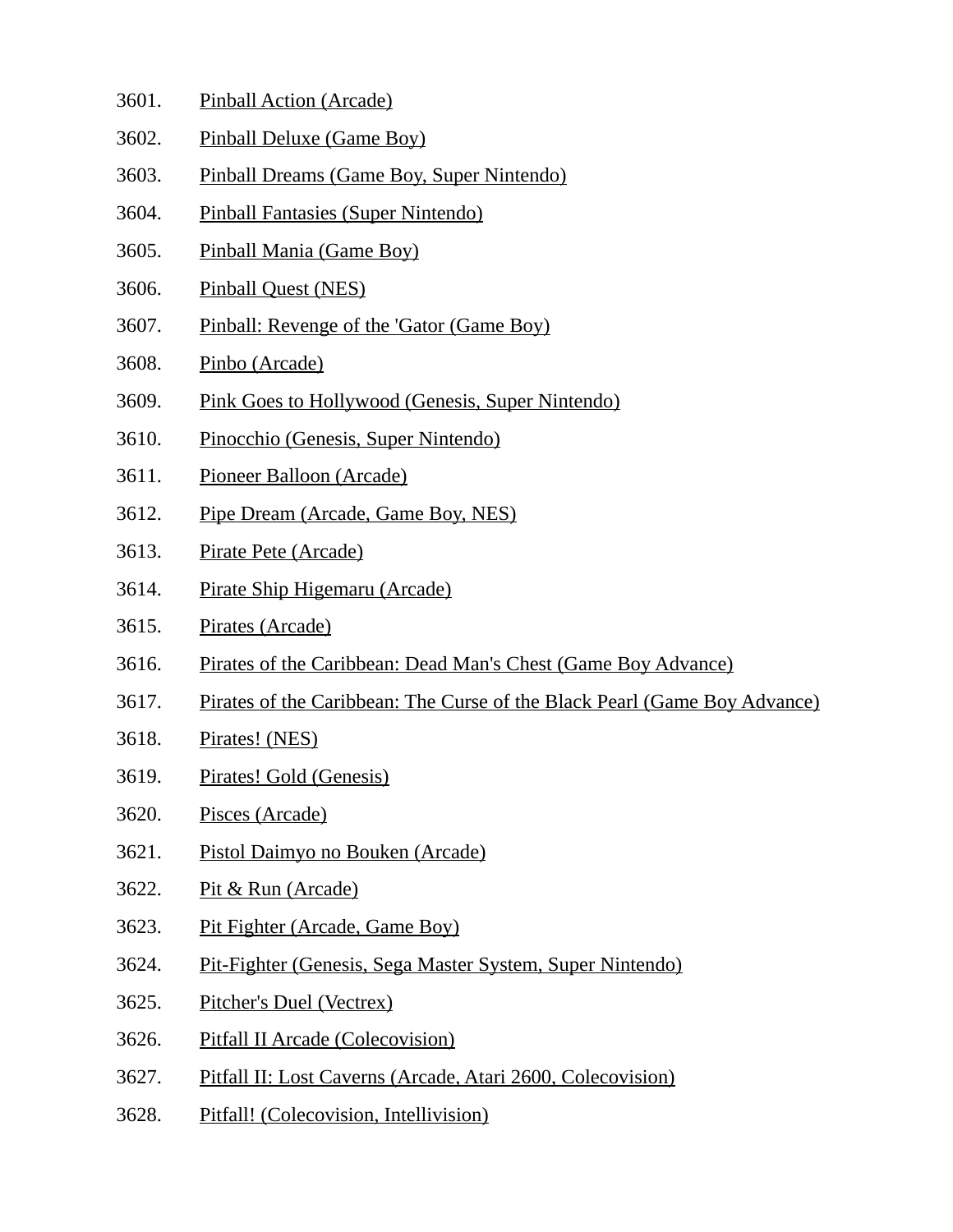3601. Pinball Action (Arcade)
3602. Pinball Deluxe (Game Boy)
3603. Pinball Dreams (Game Boy, Super Nintendo)
3604. Pinball Fantasies (Super Nintendo)
3605. Pinball Mania (Game Boy)
3606. Pinball Quest (NES)
3607. Pinball: Revenge of the 'Gator (Game Boy)
3608. Pinbo (Arcade)
3609. Pink Goes to Hollywood (Genesis, Super Nintendo)
3610. Pinocchio (Genesis, Super Nintendo)
3611. Pioneer Balloon (Arcade)
3612. Pipe Dream (Arcade, Game Boy, NES)
3613. Pirate Pete (Arcade)
3614. Pirate Ship Higemaru (Arcade)
3615. Pirates (Arcade)
3616. Pirates of the Caribbean: Dead Man's Chest (Game Boy Advance)
3617. Pirates of the Caribbean: The Curse of the Black Pearl (Game Boy Advance)
3618. Pirates! (NES)
3619. Pirates! Gold (Genesis)
3620. Pisces (Arcade)
3621. Pistol Daimyo no Bouken (Arcade)
3622. Pit & Run (Arcade)
3623. Pit Fighter (Arcade, Game Boy)
3624. Pit-Fighter (Genesis, Sega Master System, Super Nintendo)
3625. Pitcher's Duel (Vectrex)
3626. Pitfall II Arcade (Colecovision)
3627. Pitfall II: Lost Caverns (Arcade, Atari 2600, Colecovision)
3628. Pitfall! (Colecovision, Intellivision)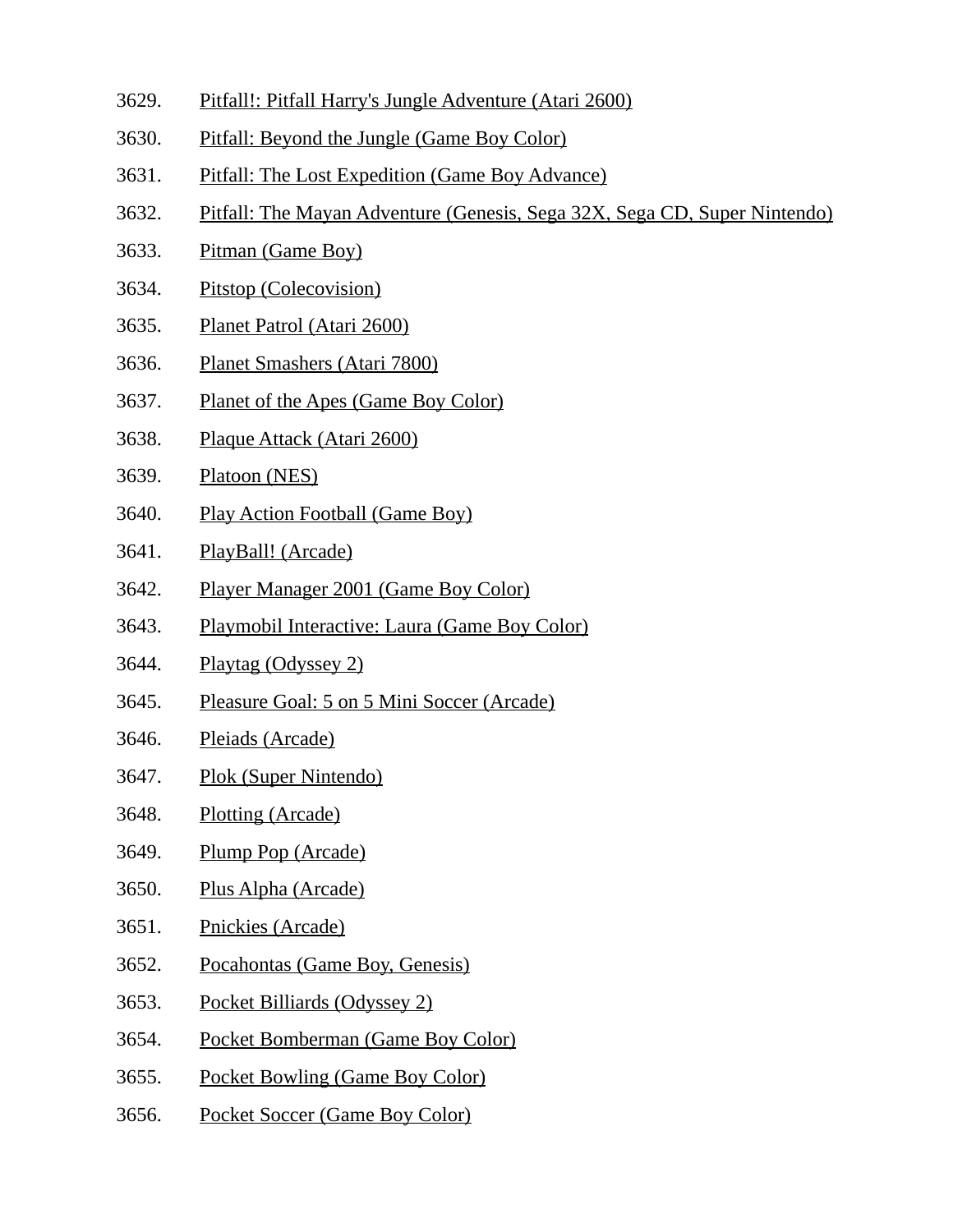3629. Pitfall!: Pitfall Harry's Jungle Adventure (Atari 2600)
3630. Pitfall: Beyond the Jungle (Game Boy Color)
3631. Pitfall: The Lost Expedition (Game Boy Advance)
3632. Pitfall: The Mayan Adventure (Genesis, Sega 32X, Sega CD, Super Nintendo)
3633. Pitman (Game Boy)
3634. Pitstop (Colecovision)
3635. Planet Patrol (Atari 2600)
3636. Planet Smashers (Atari 7800)
3637. Planet of the Apes (Game Boy Color)
3638. Plaque Attack (Atari 2600)
3639. Platoon (NES)
3640. Play Action Football (Game Boy)
3641. PlayBall! (Arcade)
3642. Player Manager 2001 (Game Boy Color)
3643. Playmobil Interactive: Laura (Game Boy Color)
3644. Playtag (Odyssey 2)
3645. Pleasure Goal: 5 on 5 Mini Soccer (Arcade)
3646. Pleiads (Arcade)
3647. Plok (Super Nintendo)
3648. Plotting (Arcade)
3649. Plump Pop (Arcade)
3650. Plus Alpha (Arcade)
3651. Pnickies (Arcade)
3652. Pocahontas (Game Boy, Genesis)
3653. Pocket Billiards (Odyssey 2)
3654. Pocket Bomberman (Game Boy Color)
3655. Pocket Bowling (Game Boy Color)
3656. Pocket Soccer (Game Boy Color)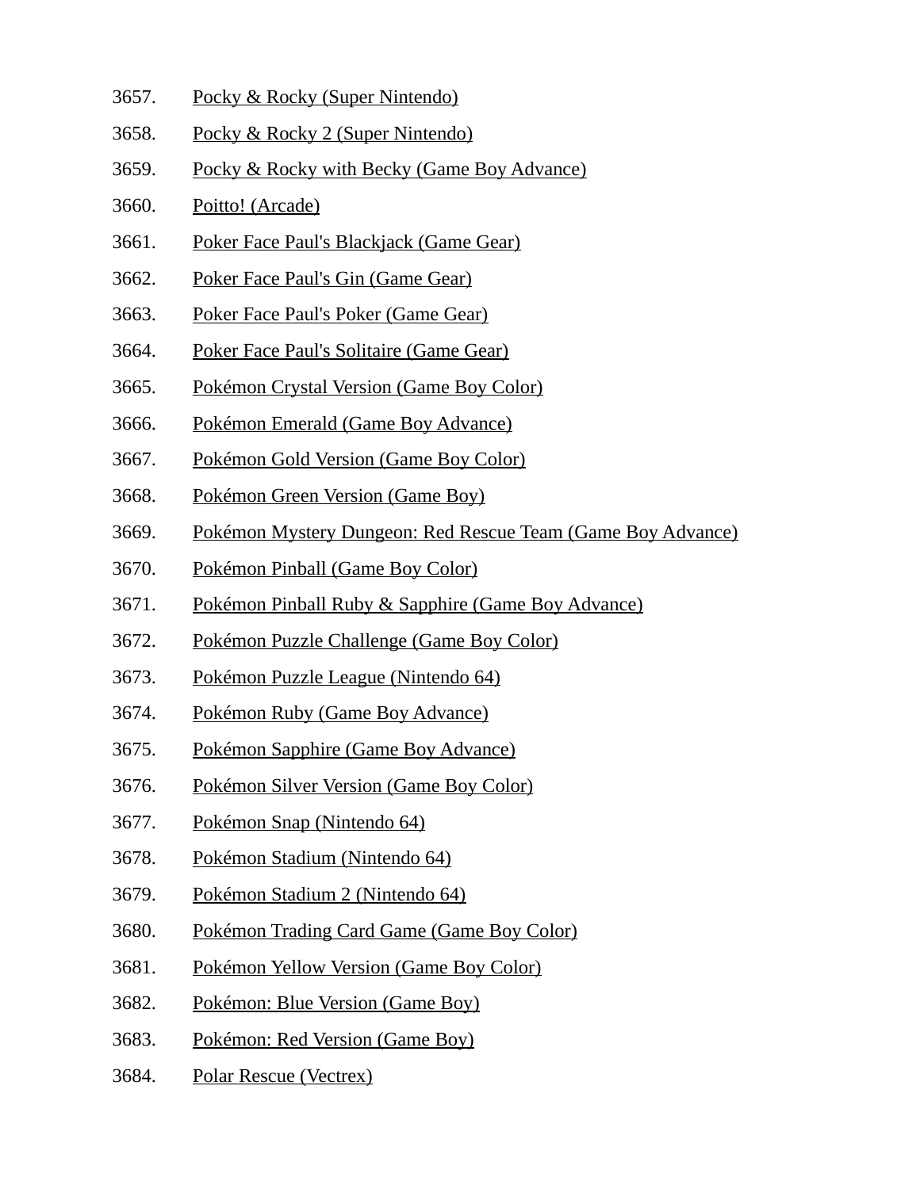3657. Pocky & Rocky (Super Nintendo)
3658. Pocky & Rocky 2 (Super Nintendo)
3659. Pocky & Rocky with Becky (Game Boy Advance)
3660. Poitto! (Arcade)
3661. Poker Face Paul's Blackjack (Game Gear)
3662. Poker Face Paul's Gin (Game Gear)
3663. Poker Face Paul's Poker (Game Gear)
3664. Poker Face Paul's Solitaire (Game Gear)
3665. Pokémon Crystal Version (Game Boy Color)
3666. Pokémon Emerald (Game Boy Advance)
3667. Pokémon Gold Version (Game Boy Color)
3668. Pokémon Green Version (Game Boy)
3669. Pokémon Mystery Dungeon: Red Rescue Team (Game Boy Advance)
3670. Pokémon Pinball (Game Boy Color)
3671. Pokémon Pinball Ruby & Sapphire (Game Boy Advance)
3672. Pokémon Puzzle Challenge (Game Boy Color)
3673. Pokémon Puzzle League (Nintendo 64)
3674. Pokémon Ruby (Game Boy Advance)
3675. Pokémon Sapphire (Game Boy Advance)
3676. Pokémon Silver Version (Game Boy Color)
3677. Pokémon Snap (Nintendo 64)
3678. Pokémon Stadium (Nintendo 64)
3679. Pokémon Stadium 2 (Nintendo 64)
3680. Pokémon Trading Card Game (Game Boy Color)
3681. Pokémon Yellow Version (Game Boy Color)
3682. Pokémon: Blue Version (Game Boy)
3683. Pokémon: Red Version (Game Boy)
3684. Polar Rescue (Vectrex)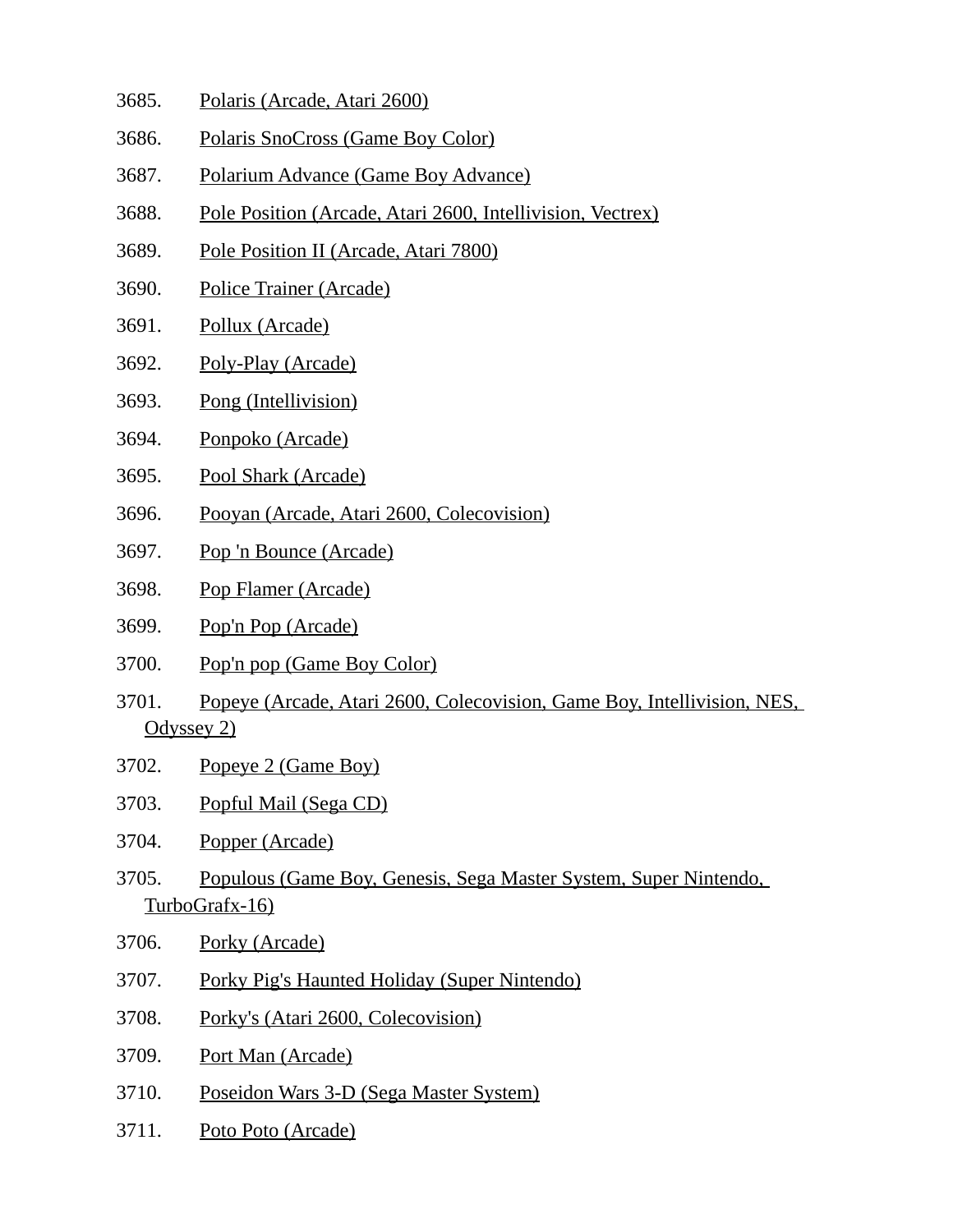3685. Polaris (Arcade, Atari 2600)
3686. Polaris SnoCross (Game Boy Color)
3687. Polarium Advance (Game Boy Advance)
3688. Pole Position (Arcade, Atari 2600, Intellivision, Vectrex)
3689. Pole Position II (Arcade, Atari 7800)
3690. Police Trainer (Arcade)
3691. Pollux (Arcade)
3692. Poly-Play (Arcade)
3693. Pong (Intellivision)
3694. Ponpoko (Arcade)
3695. Pool Shark (Arcade)
3696. Pooyan (Arcade, Atari 2600, Colecovision)
3697. Pop 'n Bounce (Arcade)
3698. Pop Flamer (Arcade)
3699. Pop'n Pop (Arcade)
3700. Pop'n pop (Game Boy Color)
3701. Popeye (Arcade, Atari 2600, Colecovision, Game Boy, Intellivision, NES, Odyssey 2)
3702. Popeye 2 (Game Boy)
3703. Popful Mail (Sega CD)
3704. Popper (Arcade)
3705. Populous (Game Boy, Genesis, Sega Master System, Super Nintendo, TurboGrafx-16)
3706. Porky (Arcade)
3707. Porky Pig's Haunted Holiday (Super Nintendo)
3708. Porky's (Atari 2600, Colecovision)
3709. Port Man (Arcade)
3710. Poseidon Wars 3-D (Sega Master System)
3711. Poto Poto (Arcade)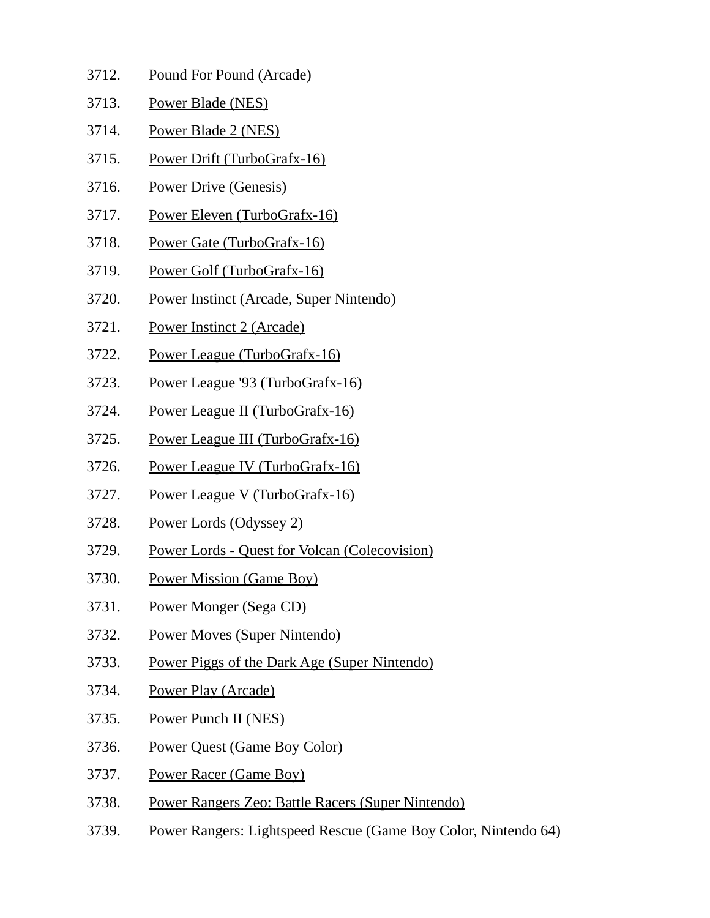3712. Pound For Pound (Arcade)
3713. Power Blade (NES)
3714. Power Blade 2 (NES)
3715. Power Drift (TurboGrafx-16)
3716. Power Drive (Genesis)
3717. Power Eleven (TurboGrafx-16)
3718. Power Gate (TurboGrafx-16)
3719. Power Golf (TurboGrafx-16)
3720. Power Instinct (Arcade, Super Nintendo)
3721. Power Instinct 2 (Arcade)
3722. Power League (TurboGrafx-16)
3723. Power League '93 (TurboGrafx-16)
3724. Power League II (TurboGrafx-16)
3725. Power League III (TurboGrafx-16)
3726. Power League IV (TurboGrafx-16)
3727. Power League V (TurboGrafx-16)
3728. Power Lords (Odyssey 2)
3729. Power Lords - Quest for Volcan (Colecovision)
3730. Power Mission (Game Boy)
3731. Power Monger (Sega CD)
3732. Power Moves (Super Nintendo)
3733. Power Piggs of the Dark Age (Super Nintendo)
3734. Power Play (Arcade)
3735. Power Punch II (NES)
3736. Power Quest (Game Boy Color)
3737. Power Racer (Game Boy)
3738. Power Rangers Zeo: Battle Racers (Super Nintendo)
3739. Power Rangers: Lightspeed Rescue (Game Boy Color, Nintendo 64)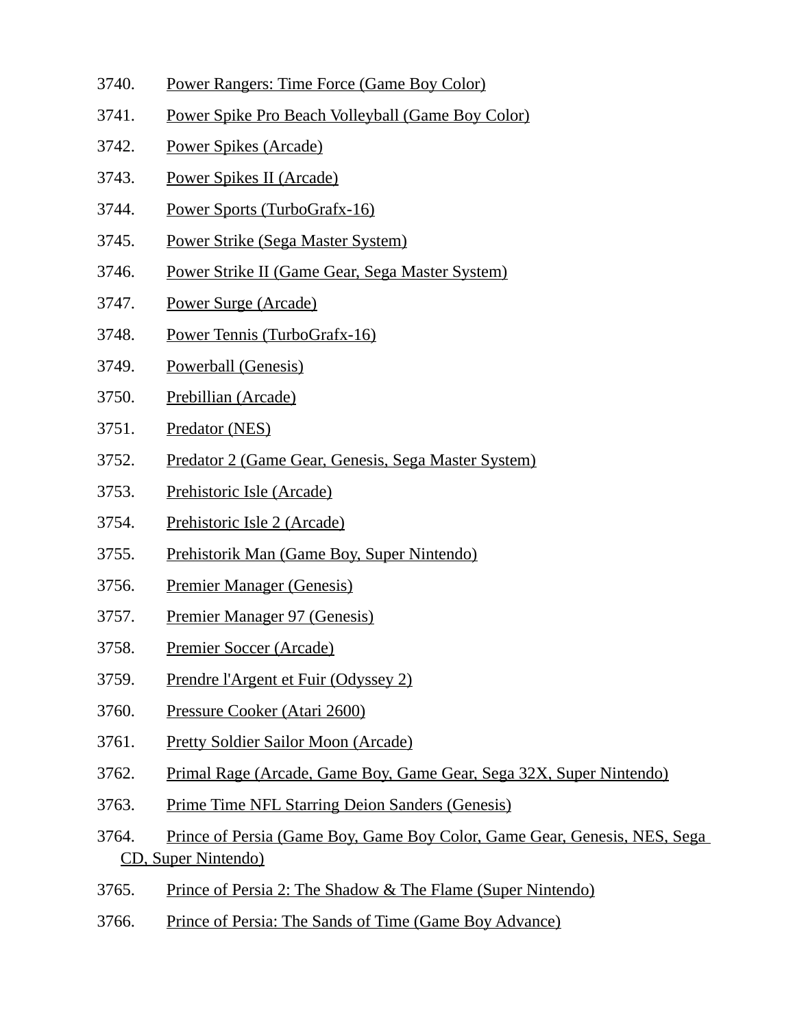3740. Power Rangers: Time Force (Game Boy Color)
3741. Power Spike Pro Beach Volleyball (Game Boy Color)
3742. Power Spikes (Arcade)
3743. Power Spikes II (Arcade)
3744. Power Sports (TurboGrafx-16)
3745. Power Strike (Sega Master System)
3746. Power Strike II (Game Gear, Sega Master System)
3747. Power Surge (Arcade)
3748. Power Tennis (TurboGrafx-16)
3749. Powerball (Genesis)
3750. Prebillian (Arcade)
3751. Predator (NES)
3752. Predator 2 (Game Gear, Genesis, Sega Master System)
3753. Prehistoric Isle (Arcade)
3754. Prehistoric Isle 2 (Arcade)
3755. Prehistorik Man (Game Boy, Super Nintendo)
3756. Premier Manager (Genesis)
3757. Premier Manager 97 (Genesis)
3758. Premier Soccer (Arcade)
3759. Prendre l'Argent et Fuir (Odyssey 2)
3760. Pressure Cooker (Atari 2600)
3761. Pretty Soldier Sailor Moon (Arcade)
3762. Primal Rage (Arcade, Game Boy, Game Gear, Sega 32X, Super Nintendo)
3763. Prime Time NFL Starring Deion Sanders (Genesis)
3764. Prince of Persia (Game Boy, Game Boy Color, Game Gear, Genesis, NES, Sega CD, Super Nintendo)
3765. Prince of Persia 2: The Shadow & The Flame (Super Nintendo)
3766. Prince of Persia: The Sands of Time (Game Boy Advance)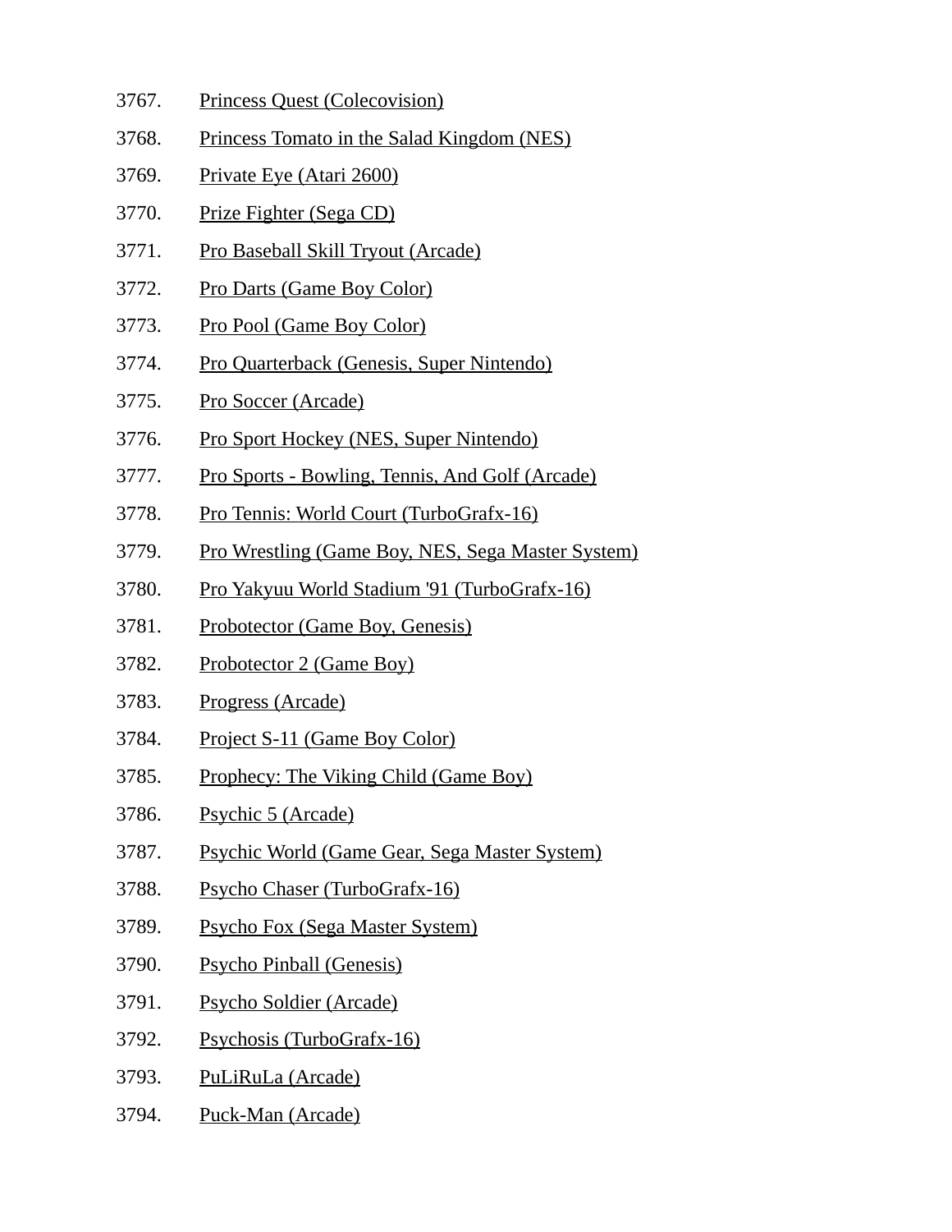3767. Princess Quest (Colecovision)
3768. Princess Tomato in the Salad Kingdom (NES)
3769. Private Eye (Atari 2600)
3770. Prize Fighter (Sega CD)
3771. Pro Baseball Skill Tryout (Arcade)
3772. Pro Darts (Game Boy Color)
3773. Pro Pool (Game Boy Color)
3774. Pro Quarterback (Genesis, Super Nintendo)
3775. Pro Soccer (Arcade)
3776. Pro Sport Hockey (NES, Super Nintendo)
3777. Pro Sports - Bowling, Tennis, And Golf (Arcade)
3778. Pro Tennis: World Court (TurboGrafx-16)
3779. Pro Wrestling (Game Boy, NES, Sega Master System)
3780. Pro Yakyuu World Stadium '91 (TurboGrafx-16)
3781. Probotector (Game Boy, Genesis)
3782. Probotector 2 (Game Boy)
3783. Progress (Arcade)
3784. Project S-11 (Game Boy Color)
3785. Prophecy: The Viking Child (Game Boy)
3786. Psychic 5 (Arcade)
3787. Psychic World (Game Gear, Sega Master System)
3788. Psycho Chaser (TurboGrafx-16)
3789. Psycho Fox (Sega Master System)
3790. Psycho Pinball (Genesis)
3791. Psycho Soldier (Arcade)
3792. Psychosis (TurboGrafx-16)
3793. PuLiRuLa (Arcade)
3794. Puck-Man (Arcade)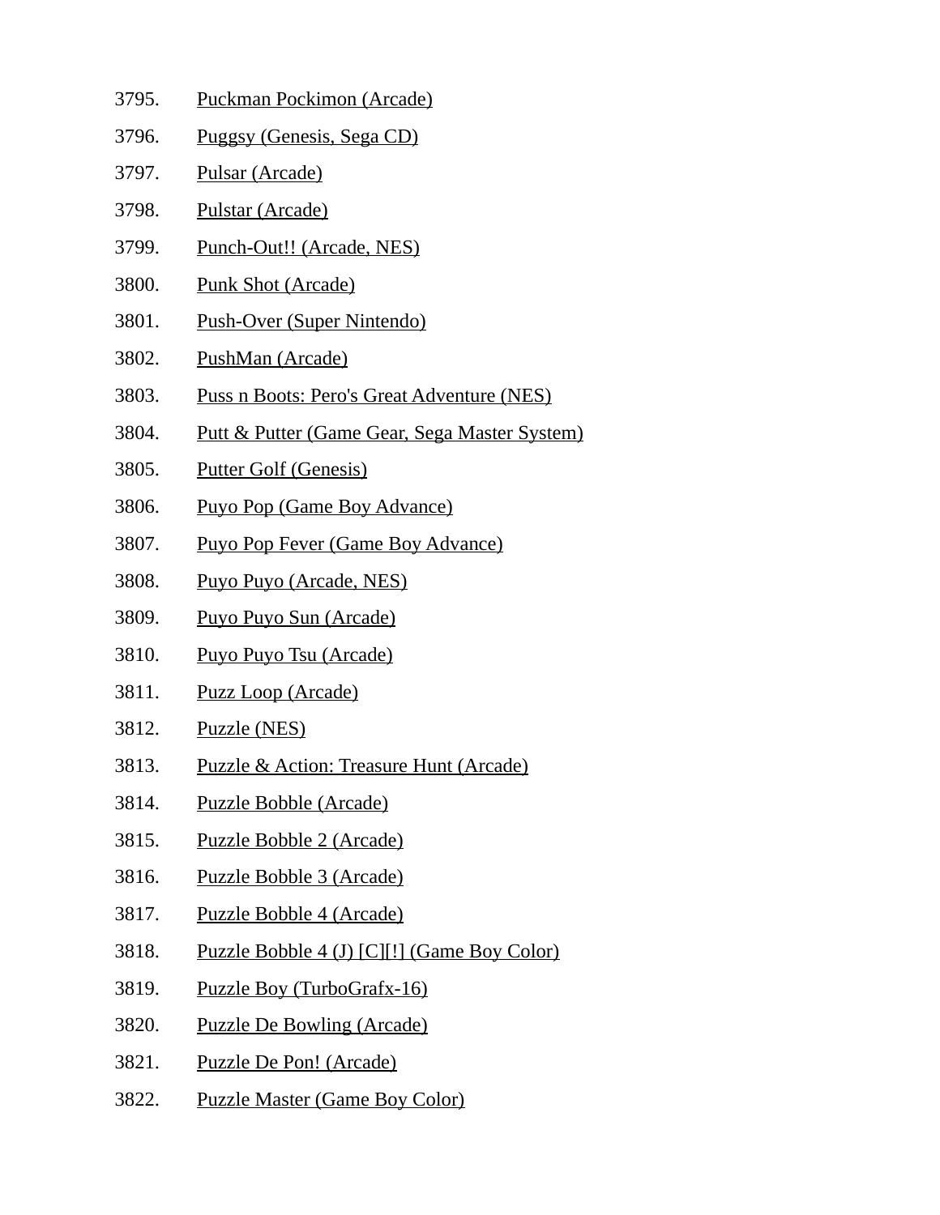3795. Puckman Pockimon (Arcade)
3796. Puggsy (Genesis, Sega CD)
3797. Pulsar (Arcade)
3798. Pulstar (Arcade)
3799. Punch-Out!! (Arcade, NES)
3800. Punk Shot (Arcade)
3801. Push-Over (Super Nintendo)
3802. PushMan (Arcade)
3803. Puss n Boots: Pero's Great Adventure (NES)
3804. Putt & Putter (Game Gear, Sega Master System)
3805. Putter Golf (Genesis)
3806. Puyo Pop (Game Boy Advance)
3807. Puyo Pop Fever (Game Boy Advance)
3808. Puyo Puyo (Arcade, NES)
3809. Puyo Puyo Sun (Arcade)
3810. Puyo Puyo Tsu (Arcade)
3811. Puzz Loop (Arcade)
3812. Puzzle (NES)
3813. Puzzle & Action: Treasure Hunt (Arcade)
3814. Puzzle Bobble (Arcade)
3815. Puzzle Bobble 2 (Arcade)
3816. Puzzle Bobble 3 (Arcade)
3817. Puzzle Bobble 4 (Arcade)
3818. Puzzle Bobble 4 (J) [C][!] (Game Boy Color)
3819. Puzzle Boy (TurboGrafx-16)
3820. Puzzle De Bowling (Arcade)
3821. Puzzle De Pon! (Arcade)
3822. Puzzle Master (Game Boy Color)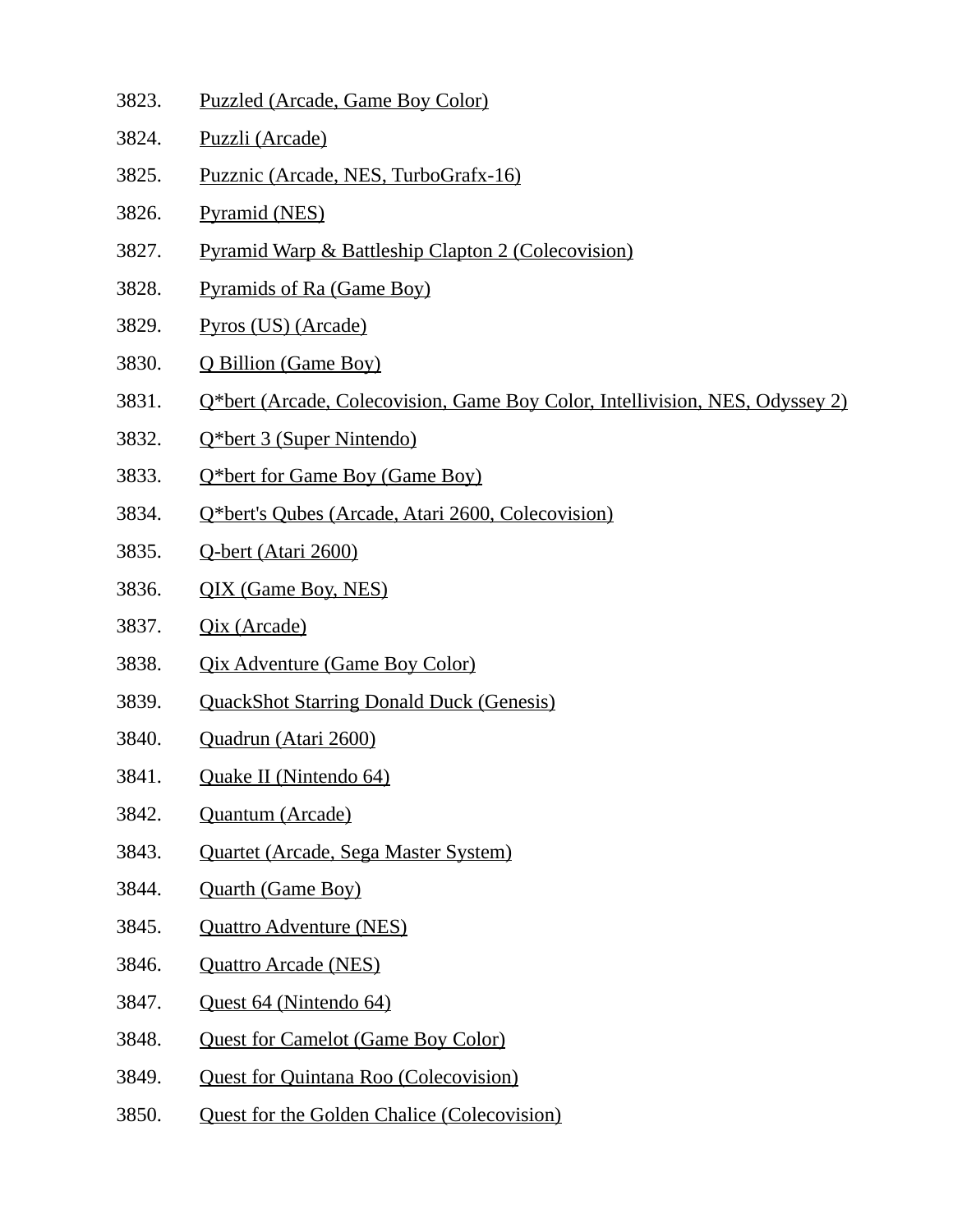3823. Puzzled (Arcade, Game Boy Color)
3824. Puzzli (Arcade)
3825. Puzznic (Arcade, NES, TurboGrafx-16)
3826. Pyramid (NES)
3827. Pyramid Warp & Battleship Clapton 2 (Colecovision)
3828. Pyramids of Ra (Game Boy)
3829. Pyros (US) (Arcade)
3830. Q Billion (Game Boy)
3831. Q*bert (Arcade, Colecovision, Game Boy Color, Intellivision, NES, Odyssey 2)
3832. Q*bert 3 (Super Nintendo)
3833. Q*bert for Game Boy (Game Boy)
3834. Q*bert's Qubes (Arcade, Atari 2600, Colecovision)
3835. Q-bert (Atari 2600)
3836. QIX (Game Boy, NES)
3837. Qix (Arcade)
3838. Qix Adventure (Game Boy Color)
3839. QuackShot Starring Donald Duck (Genesis)
3840. Quadrun (Atari 2600)
3841. Quake II (Nintendo 64)
3842. Quantum (Arcade)
3843. Quartet (Arcade, Sega Master System)
3844. Quarth (Game Boy)
3845. Quattro Adventure (NES)
3846. Quattro Arcade (NES)
3847. Quest 64 (Nintendo 64)
3848. Quest for Camelot (Game Boy Color)
3849. Quest for Quintana Roo (Colecovision)
3850. Quest for the Golden Chalice (Colecovision)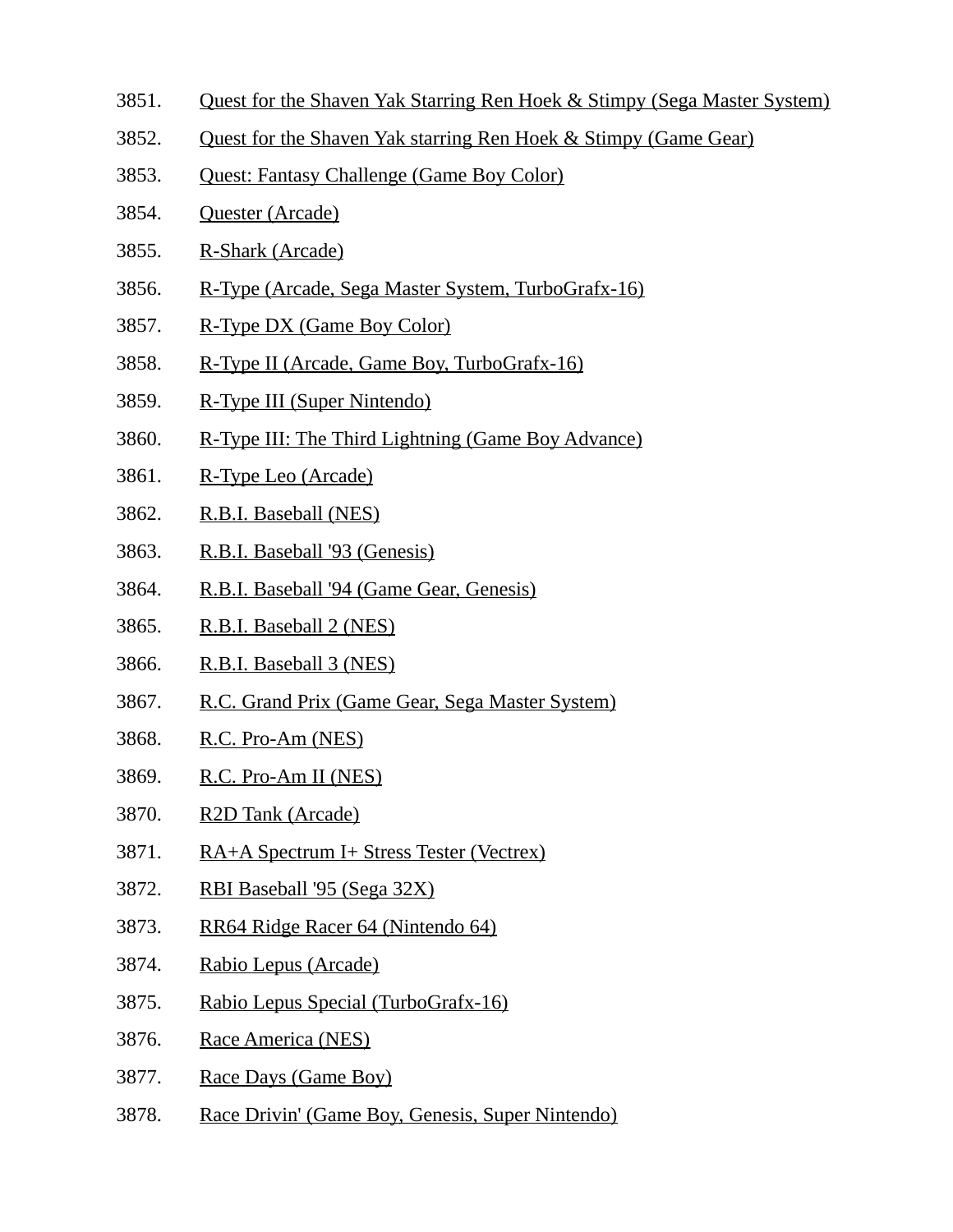3851. Quest for the Shaven Yak Starring Ren Hoek & Stimpy (Sega Master System)
3852. Quest for the Shaven Yak starring Ren Hoek & Stimpy (Game Gear)
3853. Quest: Fantasy Challenge (Game Boy Color)
3854. Quester (Arcade)
3855. R-Shark (Arcade)
3856. R-Type (Arcade, Sega Master System, TurboGrafx-16)
3857. R-Type DX (Game Boy Color)
3858. R-Type II (Arcade, Game Boy, TurboGrafx-16)
3859. R-Type III (Super Nintendo)
3860. R-Type III: The Third Lightning (Game Boy Advance)
3861. R-Type Leo (Arcade)
3862. R.B.I. Baseball (NES)
3863. R.B.I. Baseball '93 (Genesis)
3864. R.B.I. Baseball '94 (Game Gear, Genesis)
3865. R.B.I. Baseball 2 (NES)
3866. R.B.I. Baseball 3 (NES)
3867. R.C. Grand Prix (Game Gear, Sega Master System)
3868. R.C. Pro-Am (NES)
3869. R.C. Pro-Am II (NES)
3870. R2D Tank (Arcade)
3871. RA+A Spectrum I+ Stress Tester (Vectrex)
3872. RBI Baseball '95 (Sega 32X)
3873. RR64 Ridge Racer 64 (Nintendo 64)
3874. Rabio Lepus (Arcade)
3875. Rabio Lepus Special (TurboGrafx-16)
3876. Race America (NES)
3877. Race Days (Game Boy)
3878. Race Drivin' (Game Boy, Genesis, Super Nintendo)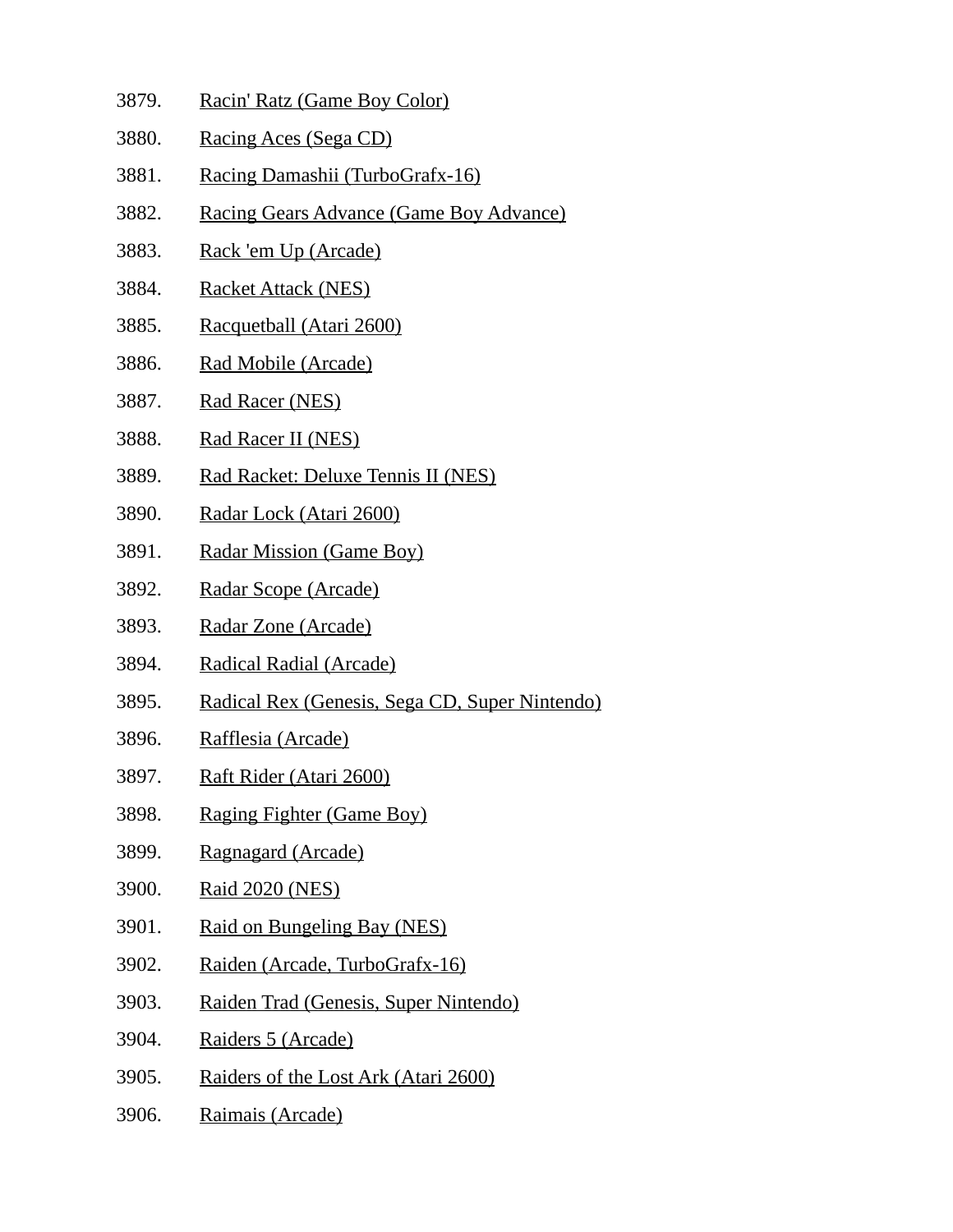3879. Racin' Ratz (Game Boy Color)
3880. Racing Aces (Sega CD)
3881. Racing Damashii (TurboGrafx-16)
3882. Racing Gears Advance (Game Boy Advance)
3883. Rack 'em Up (Arcade)
3884. Racket Attack (NES)
3885. Racquetball (Atari 2600)
3886. Rad Mobile (Arcade)
3887. Rad Racer (NES)
3888. Rad Racer II (NES)
3889. Rad Racket: Deluxe Tennis II (NES)
3890. Radar Lock (Atari 2600)
3891. Radar Mission (Game Boy)
3892. Radar Scope (Arcade)
3893. Radar Zone (Arcade)
3894. Radical Radial (Arcade)
3895. Radical Rex (Genesis, Sega CD, Super Nintendo)
3896. Rafflesia (Arcade)
3897. Raft Rider (Atari 2600)
3898. Raging Fighter (Game Boy)
3899. Ragnagard (Arcade)
3900. Raid 2020 (NES)
3901. Raid on Bungeling Bay (NES)
3902. Raiden (Arcade, TurboGrafx-16)
3903. Raiden Trad (Genesis, Super Nintendo)
3904. Raiders 5 (Arcade)
3905. Raiders of the Lost Ark (Atari 2600)
3906. Raimais (Arcade)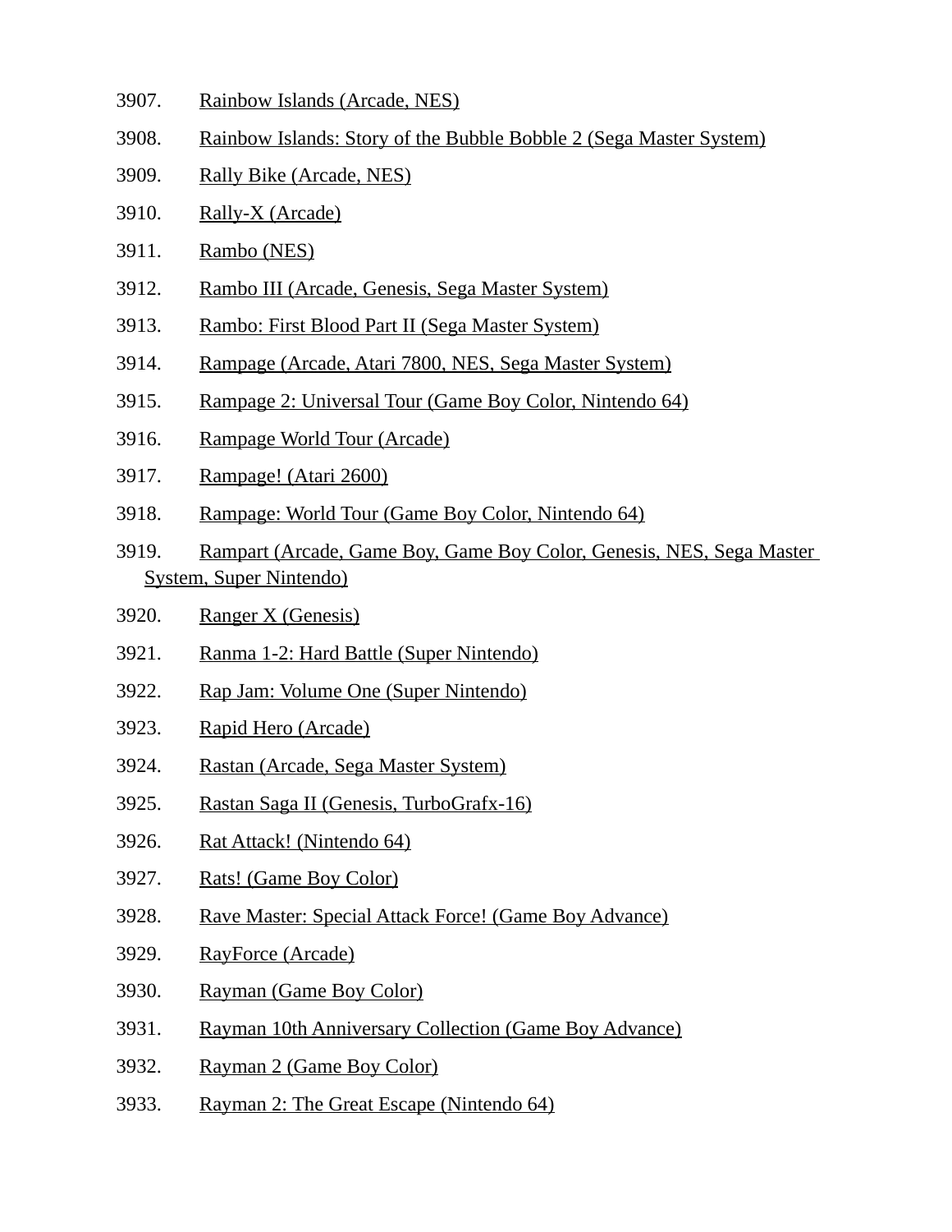3907. Rainbow Islands (Arcade, NES)

3908. Rainbow Islands: Story of the Bubble Bobble 2 (Sega Master System)

3909. Rally Bike (Arcade, NES)

3910. Rally-X (Arcade)

3911. Rambo (NES)

3912. Rambo III (Arcade, Genesis, Sega Master System)

3913. Rambo: First Blood Part II (Sega Master System)

3914. Rampage (Arcade, Atari 7800, NES, Sega Master System)

3915. Rampage 2: Universal Tour (Game Boy Color, Nintendo 64)

3916. Rampage World Tour (Arcade)

3917. Rampage! (Atari 2600)

3918. Rampage: World Tour (Game Boy Color, Nintendo 64)

3919. Rampart (Arcade, Game Boy, Game Boy Color, Genesis, NES, Sega Master System, Super Nintendo)

3920. Ranger X (Genesis)

3921. Ranma 1-2: Hard Battle (Super Nintendo)

3922. Rap Jam: Volume One (Super Nintendo)

3923. Rapid Hero (Arcade)

3924. Rastan (Arcade, Sega Master System)

3925. Rastan Saga II (Genesis, TurboGrafx-16)

3926. Rat Attack! (Nintendo 64)

3927. Rats! (Game Boy Color)

3928. Rave Master: Special Attack Force! (Game Boy Advance)

3929. RayForce (Arcade)

3930. Rayman (Game Boy Color)

3931. Rayman 10th Anniversary Collection (Game Boy Advance)

3932. Rayman 2 (Game Boy Color)

3933. Rayman 2: The Great Escape (Nintendo 64)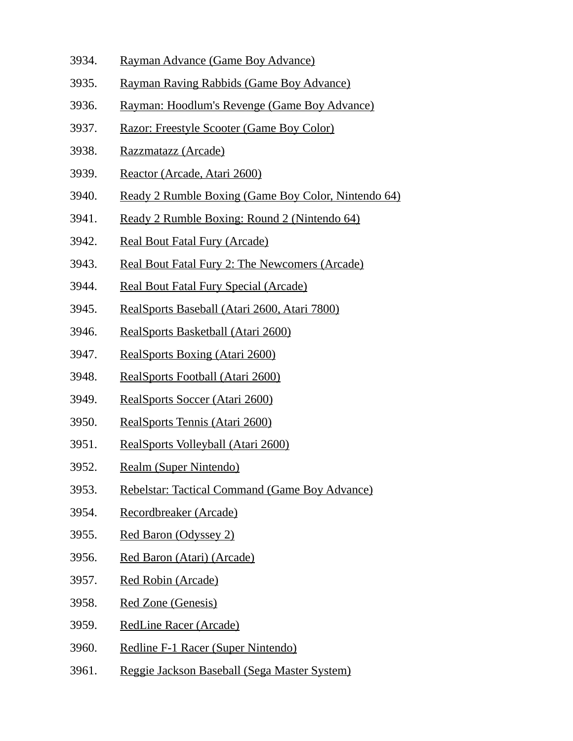3934. Rayman Advance (Game Boy Advance)
3935. Rayman Raving Rabbids (Game Boy Advance)
3936. Rayman: Hoodlum's Revenge (Game Boy Advance)
3937. Razor: Freestyle Scooter (Game Boy Color)
3938. Razzmatazz (Arcade)
3939. Reactor (Arcade, Atari 2600)
3940. Ready 2 Rumble Boxing (Game Boy Color, Nintendo 64)
3941. Ready 2 Rumble Boxing: Round 2 (Nintendo 64)
3942. Real Bout Fatal Fury (Arcade)
3943. Real Bout Fatal Fury 2: The Newcomers (Arcade)
3944. Real Bout Fatal Fury Special (Arcade)
3945. RealSports Baseball (Atari 2600, Atari 7800)
3946. RealSports Basketball (Atari 2600)
3947. RealSports Boxing (Atari 2600)
3948. RealSports Football (Atari 2600)
3949. RealSports Soccer (Atari 2600)
3950. RealSports Tennis (Atari 2600)
3951. RealSports Volleyball (Atari 2600)
3952. Realm (Super Nintendo)
3953. Rebelstar: Tactical Command (Game Boy Advance)
3954. Recordbreaker (Arcade)
3955. Red Baron (Odyssey 2)
3956. Red Baron (Atari) (Arcade)
3957. Red Robin (Arcade)
3958. Red Zone (Genesis)
3959. RedLine Racer (Arcade)
3960. Redline F-1 Racer (Super Nintendo)
3961. Reggie Jackson Baseball (Sega Master System)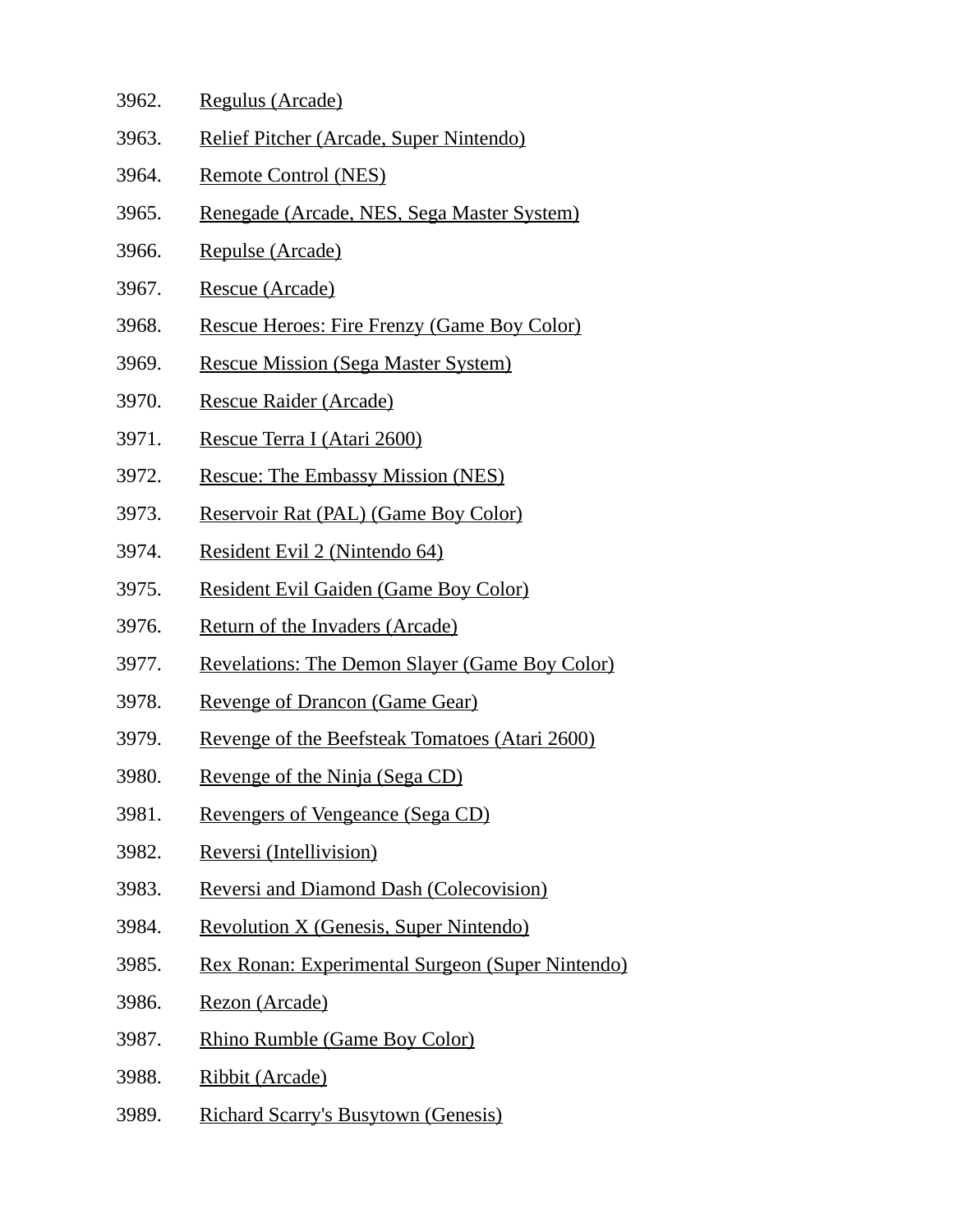3962. Regulus (Arcade)
3963. Relief Pitcher (Arcade, Super Nintendo)
3964. Remote Control (NES)
3965. Renegade (Arcade, NES, Sega Master System)
3966. Repulse (Arcade)
3967. Rescue (Arcade)
3968. Rescue Heroes: Fire Frenzy (Game Boy Color)
3969. Rescue Mission (Sega Master System)
3970. Rescue Raider (Arcade)
3971. Rescue Terra I (Atari 2600)
3972. Rescue: The Embassy Mission (NES)
3973. Reservoir Rat (PAL) (Game Boy Color)
3974. Resident Evil 2 (Nintendo 64)
3975. Resident Evil Gaiden (Game Boy Color)
3976. Return of the Invaders (Arcade)
3977. Revelations: The Demon Slayer (Game Boy Color)
3978. Revenge of Drancon (Game Gear)
3979. Revenge of the Beefsteak Tomatoes (Atari 2600)
3980. Revenge of the Ninja (Sega CD)
3981. Revengers of Vengeance (Sega CD)
3982. Reversi (Intellivision)
3983. Reversi and Diamond Dash (Colecovision)
3984. Revolution X (Genesis, Super Nintendo)
3985. Rex Ronan: Experimental Surgeon (Super Nintendo)
3986. Rezon (Arcade)
3987. Rhino Rumble (Game Boy Color)
3988. Ribbit (Arcade)
3989. Richard Scarry's Busytown (Genesis)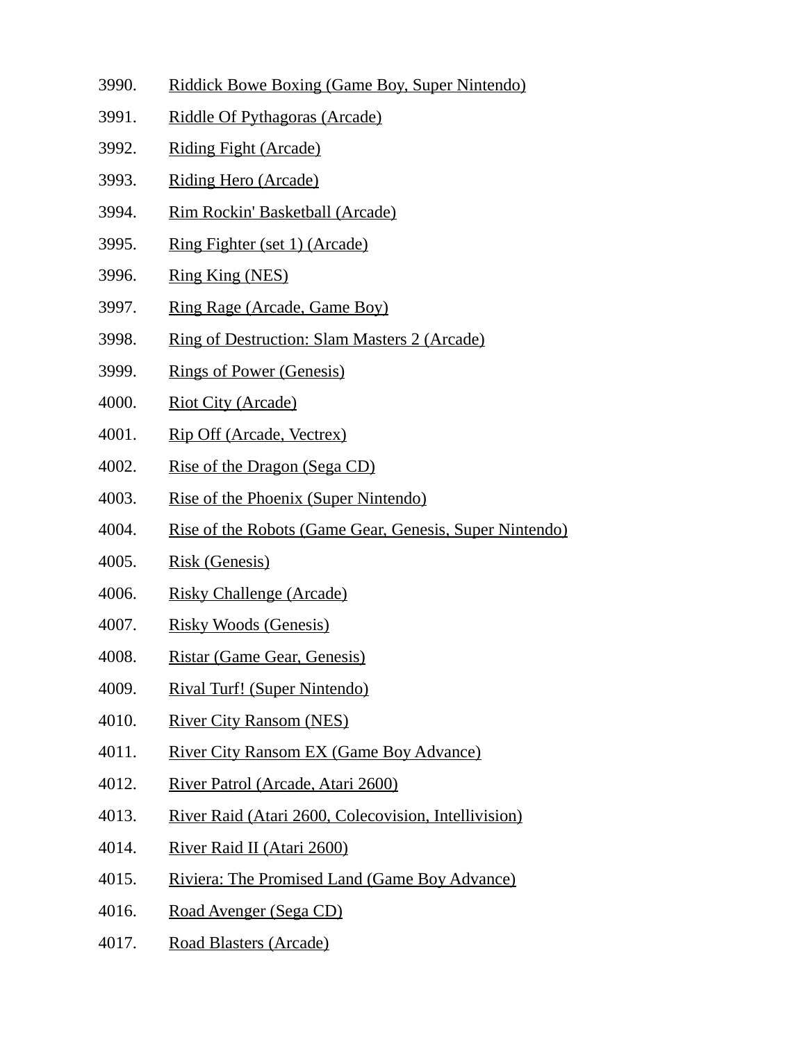3990. Riddick Bowe Boxing (Game Boy, Super Nintendo)
3991. Riddle Of Pythagoras (Arcade)
3992. Riding Fight (Arcade)
3993. Riding Hero (Arcade)
3994. Rim Rockin' Basketball (Arcade)
3995. Ring Fighter (set 1) (Arcade)
3996. Ring King (NES)
3997. Ring Rage (Arcade, Game Boy)
3998. Ring of Destruction: Slam Masters 2 (Arcade)
3999. Rings of Power (Genesis)
4000. Riot City (Arcade)
4001. Rip Off (Arcade, Vectrex)
4002. Rise of the Dragon (Sega CD)
4003. Rise of the Phoenix (Super Nintendo)
4004. Rise of the Robots (Game Gear, Genesis, Super Nintendo)
4005. Risk (Genesis)
4006. Risky Challenge (Arcade)
4007. Risky Woods (Genesis)
4008. Ristar (Game Gear, Genesis)
4009. Rival Turf! (Super Nintendo)
4010. River City Ransom (NES)
4011. River City Ransom EX (Game Boy Advance)
4012. River Patrol (Arcade, Atari 2600)
4013. River Raid (Atari 2600, Colecovision, Intellivision)
4014. River Raid II (Atari 2600)
4015. Riviera: The Promised Land (Game Boy Advance)
4016. Road Avenger (Sega CD)
4017. Road Blasters (Arcade)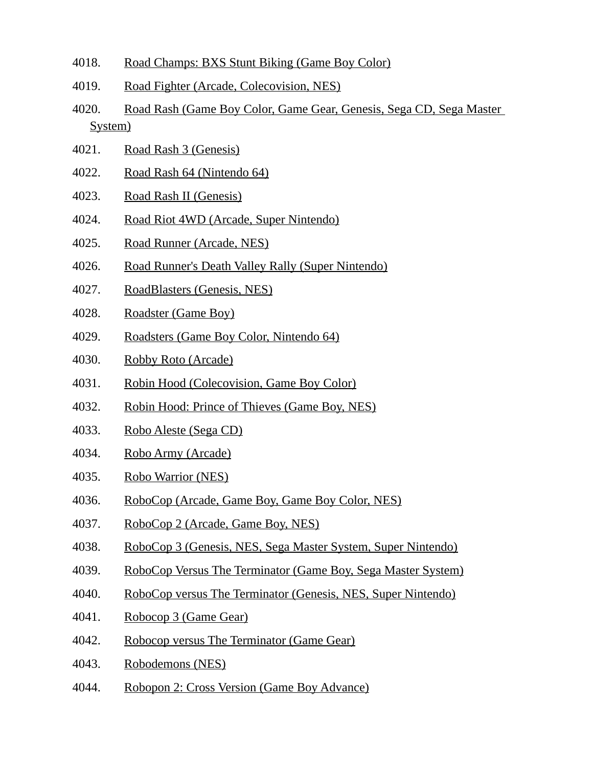4018. Road Champs: BXS Stunt Biking (Game Boy Color)
4019. Road Fighter (Arcade, Colecovision, NES)
4020. Road Rash (Game Boy Color, Game Gear, Genesis, Sega CD, Sega Master System)
4021. Road Rash 3 (Genesis)
4022. Road Rash 64 (Nintendo 64)
4023. Road Rash II (Genesis)
4024. Road Riot 4WD (Arcade, Super Nintendo)
4025. Road Runner (Arcade, NES)
4026. Road Runner's Death Valley Rally (Super Nintendo)
4027. RoadBlasters (Genesis, NES)
4028. Roadster (Game Boy)
4029. Roadsters (Game Boy Color, Nintendo 64)
4030. Robby Roto (Arcade)
4031. Robin Hood (Colecovision, Game Boy Color)
4032. Robin Hood: Prince of Thieves (Game Boy, NES)
4033. Robo Aleste (Sega CD)
4034. Robo Army (Arcade)
4035. Robo Warrior (NES)
4036. RoboCop (Arcade, Game Boy, Game Boy Color, NES)
4037. RoboCop 2 (Arcade, Game Boy, NES)
4038. RoboCop 3 (Genesis, NES, Sega Master System, Super Nintendo)
4039. RoboCop Versus The Terminator (Game Boy, Sega Master System)
4040. RoboCop versus The Terminator (Genesis, NES, Super Nintendo)
4041. Robocop 3 (Game Gear)
4042. Robocop versus The Terminator (Game Gear)
4043. Robodemons (NES)
4044. Robopon 2: Cross Version (Game Boy Advance)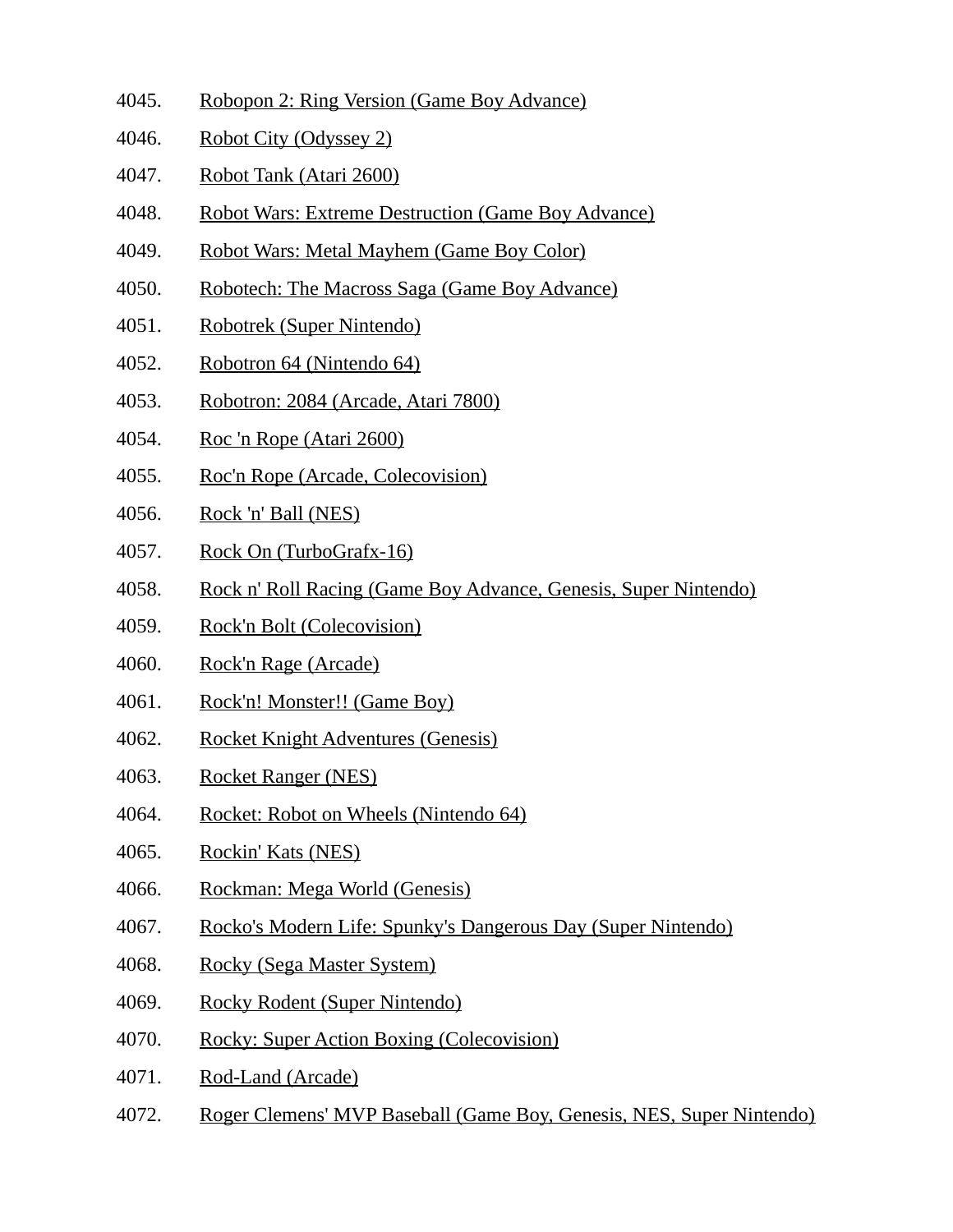4045. Robopon 2: Ring Version (Game Boy Advance)
4046. Robot City (Odyssey 2)
4047. Robot Tank (Atari 2600)
4048. Robot Wars: Extreme Destruction (Game Boy Advance)
4049. Robot Wars: Metal Mayhem (Game Boy Color)
4050. Robotech: The Macross Saga (Game Boy Advance)
4051. Robotrek (Super Nintendo)
4052. Robotron 64 (Nintendo 64)
4053. Robotron: 2084 (Arcade, Atari 7800)
4054. Roc 'n Rope (Atari 2600)
4055. Roc'n Rope (Arcade, Colecovision)
4056. Rock 'n' Ball (NES)
4057. Rock On (TurboGrafx-16)
4058. Rock n' Roll Racing (Game Boy Advance, Genesis, Super Nintendo)
4059. Rock'n Bolt (Colecovision)
4060. Rock'n Rage (Arcade)
4061. Rock'n! Monster!! (Game Boy)
4062. Rocket Knight Adventures (Genesis)
4063. Rocket Ranger (NES)
4064. Rocket: Robot on Wheels (Nintendo 64)
4065. Rockin' Kats (NES)
4066. Rockman: Mega World (Genesis)
4067. Rocko's Modern Life: Spunky's Dangerous Day (Super Nintendo)
4068. Rocky (Sega Master System)
4069. Rocky Rodent (Super Nintendo)
4070. Rocky: Super Action Boxing (Colecovision)
4071. Rod-Land (Arcade)
4072. Roger Clemens' MVP Baseball (Game Boy, Genesis, NES, Super Nintendo)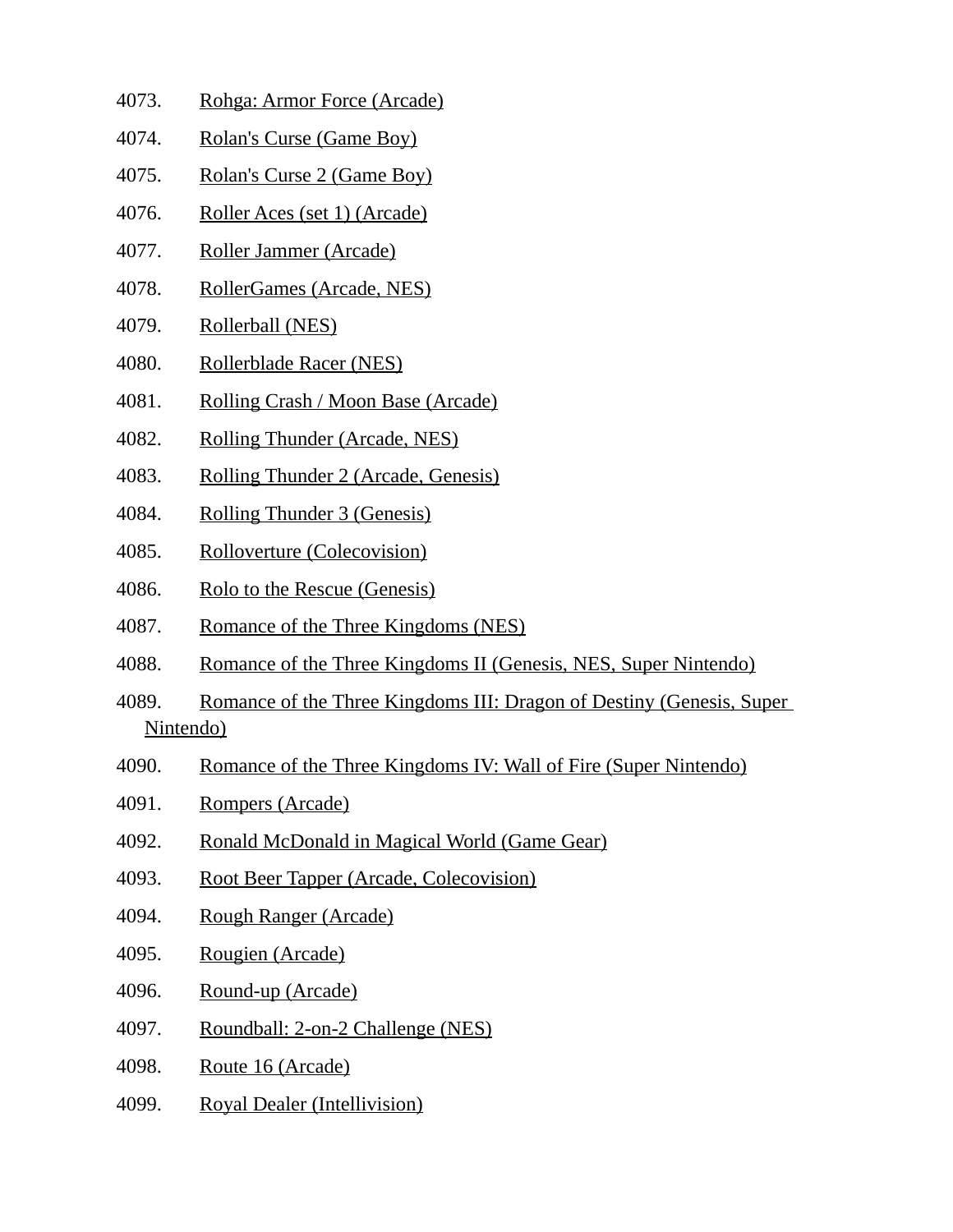4073. Rohga: Armor Force (Arcade)

4074. Rolan's Curse (Game Boy)

4075. Rolan's Curse 2 (Game Boy)

4076. Roller Aces (set 1) (Arcade)

4077. Roller Jammer (Arcade)

4078. RollerGames (Arcade, NES)

4079. Rollerball (NES)

4080. Rollerblade Racer (NES)

4081. Rolling Crash / Moon Base (Arcade)

4082. Rolling Thunder (Arcade, NES)

4083. Rolling Thunder 2 (Arcade, Genesis)

4084. Rolling Thunder 3 (Genesis)

4085. Rolloverture (Colecovision)

4086. Rolo to the Rescue (Genesis)

4087. Romance of the Three Kingdoms (NES)

4088. Romance of the Three Kingdoms II (Genesis, NES, Super Nintendo)

4089. Romance of the Three Kingdoms III: Dragon of Destiny (Genesis, Super Nintendo)

4090. Romance of the Three Kingdoms IV: Wall of Fire (Super Nintendo)

4091. Rompers (Arcade)

4092. Ronald McDonald in Magical World (Game Gear)

4093. Root Beer Tapper (Arcade, Colecovision)

4094. Rough Ranger (Arcade)

4095. Rougien (Arcade)

4096. Round-up (Arcade)

4097. Roundball: 2-on-2 Challenge (NES)

4098. Route 16 (Arcade)

4099. Royal Dealer (Intellivision)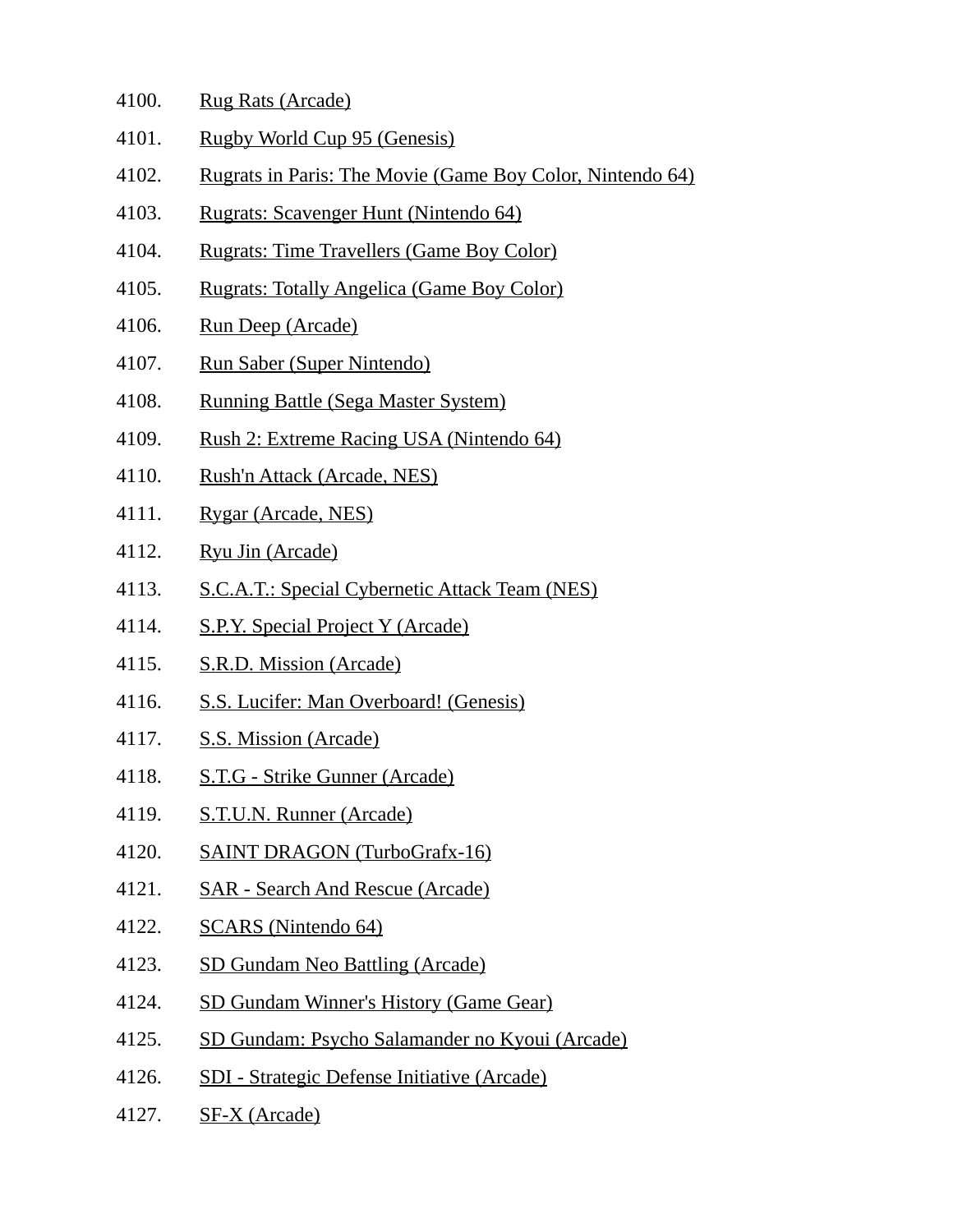4100. Rug Rats (Arcade)
4101. Rugby World Cup 95 (Genesis)
4102. Rugrats in Paris: The Movie (Game Boy Color, Nintendo 64)
4103. Rugrats: Scavenger Hunt (Nintendo 64)
4104. Rugrats: Time Travellers (Game Boy Color)
4105. Rugrats: Totally Angelica (Game Boy Color)
4106. Run Deep (Arcade)
4107. Run Saber (Super Nintendo)
4108. Running Battle (Sega Master System)
4109. Rush 2: Extreme Racing USA (Nintendo 64)
4110. Rush'n Attack (Arcade, NES)
4111. Rygar (Arcade, NES)
4112. Ryu Jin (Arcade)
4113. S.C.A.T.: Special Cybernetic Attack Team (NES)
4114. S.P.Y. Special Project Y (Arcade)
4115. S.R.D. Mission (Arcade)
4116. S.S. Lucifer: Man Overboard! (Genesis)
4117. S.S. Mission (Arcade)
4118. S.T.G - Strike Gunner (Arcade)
4119. S.T.U.N. Runner (Arcade)
4120. SAINT DRAGON (TurboGrafx-16)
4121. SAR - Search And Rescue (Arcade)
4122. SCARS (Nintendo 64)
4123. SD Gundam Neo Battling (Arcade)
4124. SD Gundam Winner's History (Game Gear)
4125. SD Gundam: Psycho Salamander no Kyoui (Arcade)
4126. SDI - Strategic Defense Initiative (Arcade)
4127. SF-X (Arcade)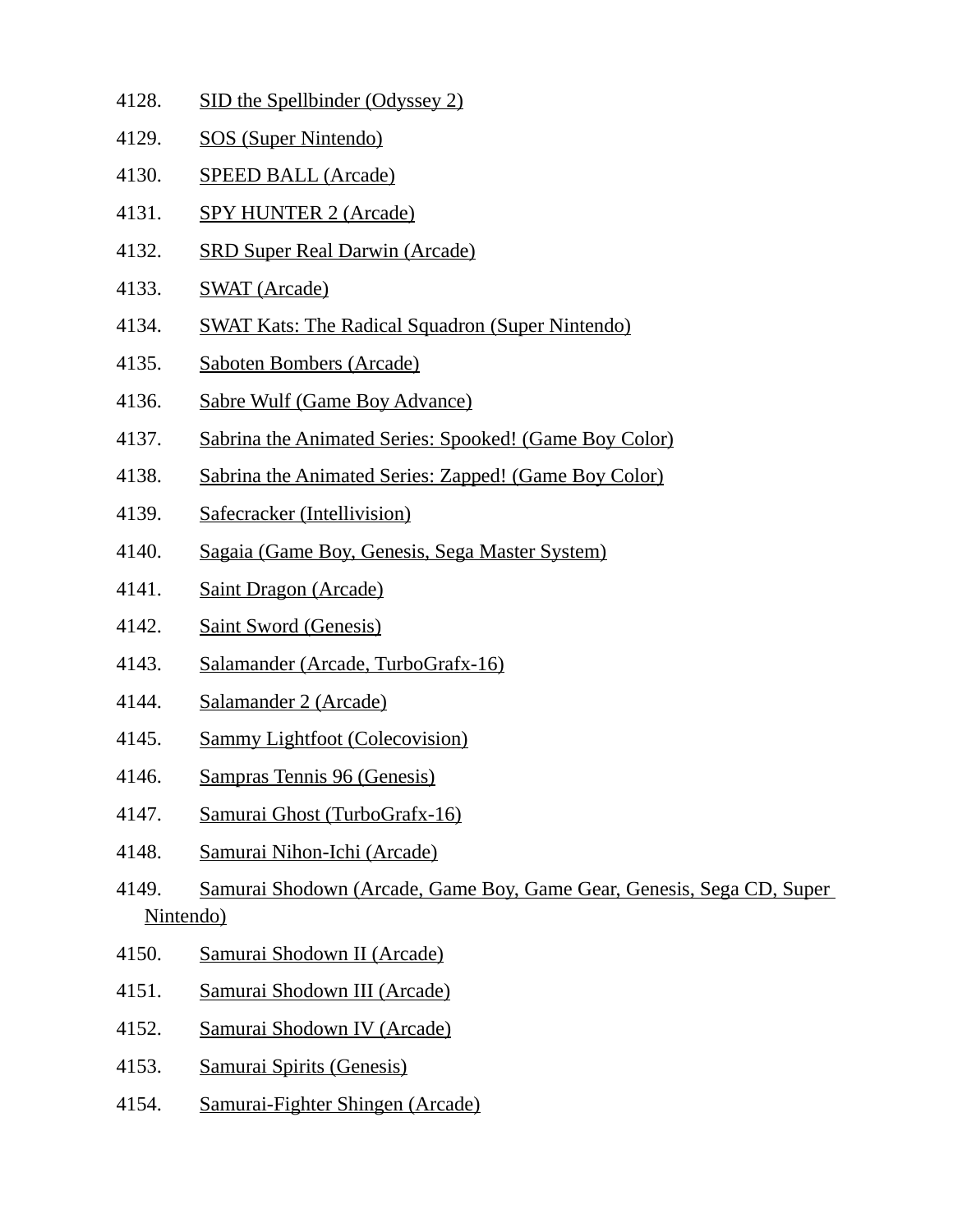4128. SID the Spellbinder (Odyssey 2)
4129. SOS (Super Nintendo)
4130. SPEED BALL (Arcade)
4131. SPY HUNTER 2 (Arcade)
4132. SRD Super Real Darwin (Arcade)
4133. SWAT (Arcade)
4134. SWAT Kats: The Radical Squadron (Super Nintendo)
4135. Saboten Bombers (Arcade)
4136. Sabre Wulf (Game Boy Advance)
4137. Sabrina the Animated Series: Spooked! (Game Boy Color)
4138. Sabrina the Animated Series: Zapped! (Game Boy Color)
4139. Safecracker (Intellivision)
4140. Sagaia (Game Boy, Genesis, Sega Master System)
4141. Saint Dragon (Arcade)
4142. Saint Sword (Genesis)
4143. Salamander (Arcade, TurboGrafx-16)
4144. Salamander 2 (Arcade)
4145. Sammy Lightfoot (Colecovision)
4146. Sampras Tennis 96 (Genesis)
4147. Samurai Ghost (TurboGrafx-16)
4148. Samurai Nihon-Ichi (Arcade)
4149. Samurai Shodown (Arcade, Game Boy, Game Gear, Genesis, Sega CD, Super Nintendo)
4150. Samurai Shodown II (Arcade)
4151. Samurai Shodown III (Arcade)
4152. Samurai Shodown IV (Arcade)
4153. Samurai Spirits (Genesis)
4154. Samurai-Fighter Shingen (Arcade)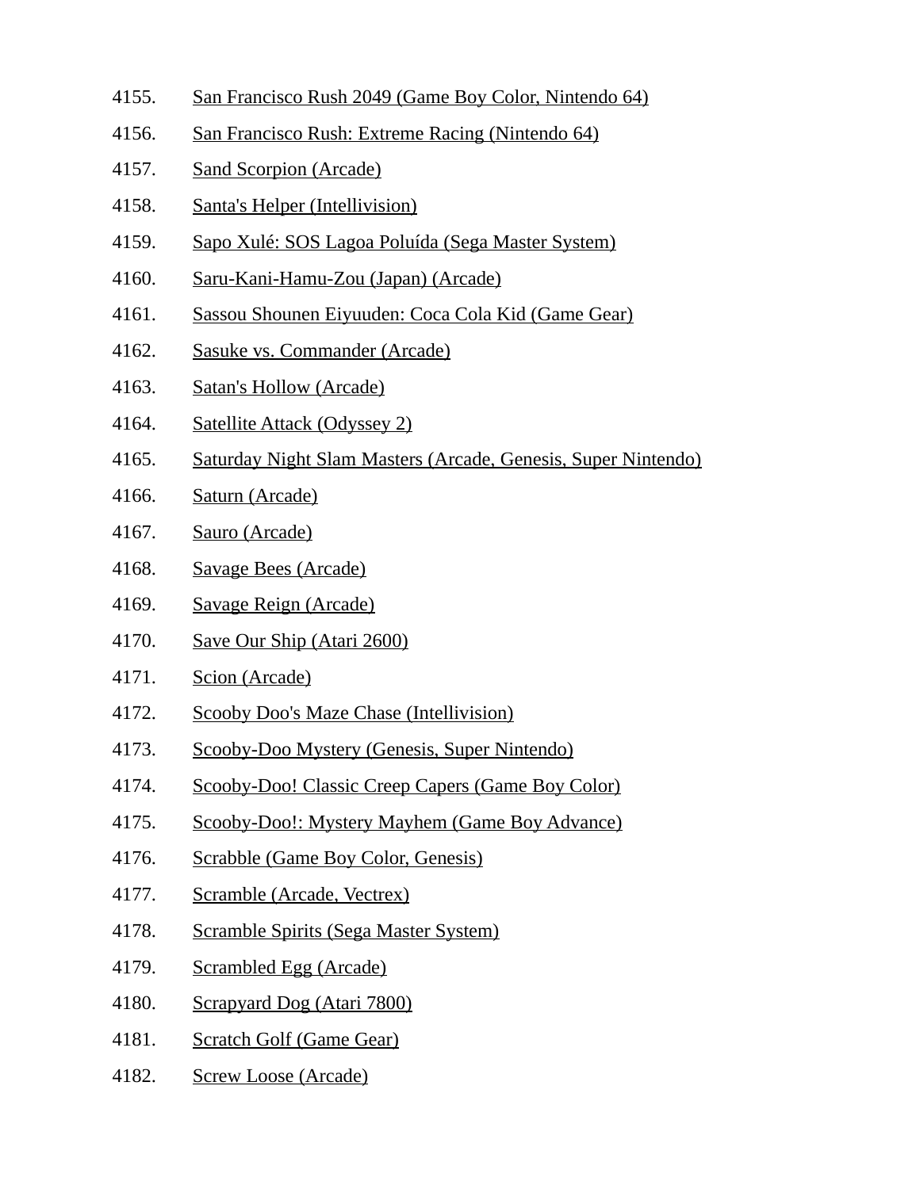4155. San Francisco Rush 2049 (Game Boy Color, Nintendo 64)
4156. San Francisco Rush: Extreme Racing (Nintendo 64)
4157. Sand Scorpion (Arcade)
4158. Santa's Helper (Intellivision)
4159. Sapo Xulé: SOS Lagoa Poluída (Sega Master System)
4160. Saru-Kani-Hamu-Zou (Japan) (Arcade)
4161. Sassou Shounen Eiyuuden: Coca Cola Kid (Game Gear)
4162. Sasuke vs. Commander (Arcade)
4163. Satan's Hollow (Arcade)
4164. Satellite Attack (Odyssey 2)
4165. Saturday Night Slam Masters (Arcade, Genesis, Super Nintendo)
4166. Saturn (Arcade)
4167. Sauro (Arcade)
4168. Savage Bees (Arcade)
4169. Savage Reign (Arcade)
4170. Save Our Ship (Atari 2600)
4171. Scion (Arcade)
4172. Scooby Doo's Maze Chase (Intellivision)
4173. Scooby-Doo Mystery (Genesis, Super Nintendo)
4174. Scooby-Doo! Classic Creep Capers (Game Boy Color)
4175. Scooby-Doo!: Mystery Mayhem (Game Boy Advance)
4176. Scrabble (Game Boy Color, Genesis)
4177. Scramble (Arcade, Vectrex)
4178. Scramble Spirits (Sega Master System)
4179. Scrambled Egg (Arcade)
4180. Scrapyard Dog (Atari 7800)
4181. Scratch Golf (Game Gear)
4182. Screw Loose (Arcade)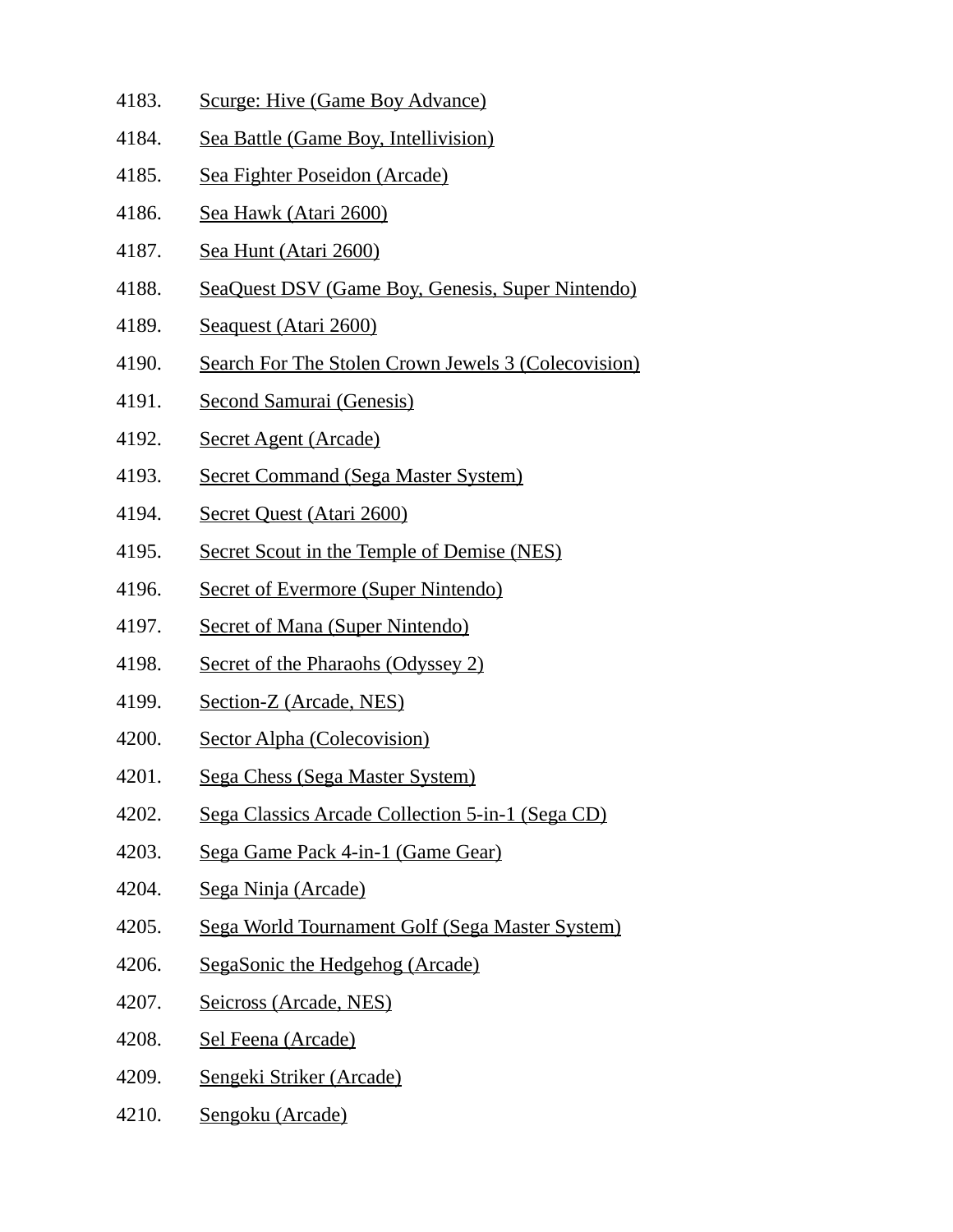4183. Scurge: Hive (Game Boy Advance)
4184. Sea Battle (Game Boy, Intellivision)
4185. Sea Fighter Poseidon (Arcade)
4186. Sea Hawk (Atari 2600)
4187. Sea Hunt (Atari 2600)
4188. SeaQuest DSV (Game Boy, Genesis, Super Nintendo)
4189. Seaquest (Atari 2600)
4190. Search For The Stolen Crown Jewels 3 (Colecovision)
4191. Second Samurai (Genesis)
4192. Secret Agent (Arcade)
4193. Secret Command (Sega Master System)
4194. Secret Quest (Atari 2600)
4195. Secret Scout in the Temple of Demise (NES)
4196. Secret of Evermore (Super Nintendo)
4197. Secret of Mana (Super Nintendo)
4198. Secret of the Pharaohs (Odyssey 2)
4199. Section-Z (Arcade, NES)
4200. Sector Alpha (Colecovision)
4201. Sega Chess (Sega Master System)
4202. Sega Classics Arcade Collection 5-in-1 (Sega CD)
4203. Sega Game Pack 4-in-1 (Game Gear)
4204. Sega Ninja (Arcade)
4205. Sega World Tournament Golf (Sega Master System)
4206. SegaSonic the Hedgehog (Arcade)
4207. Seicross (Arcade, NES)
4208. Sel Feena (Arcade)
4209. Sengeki Striker (Arcade)
4210. Sengoku (Arcade)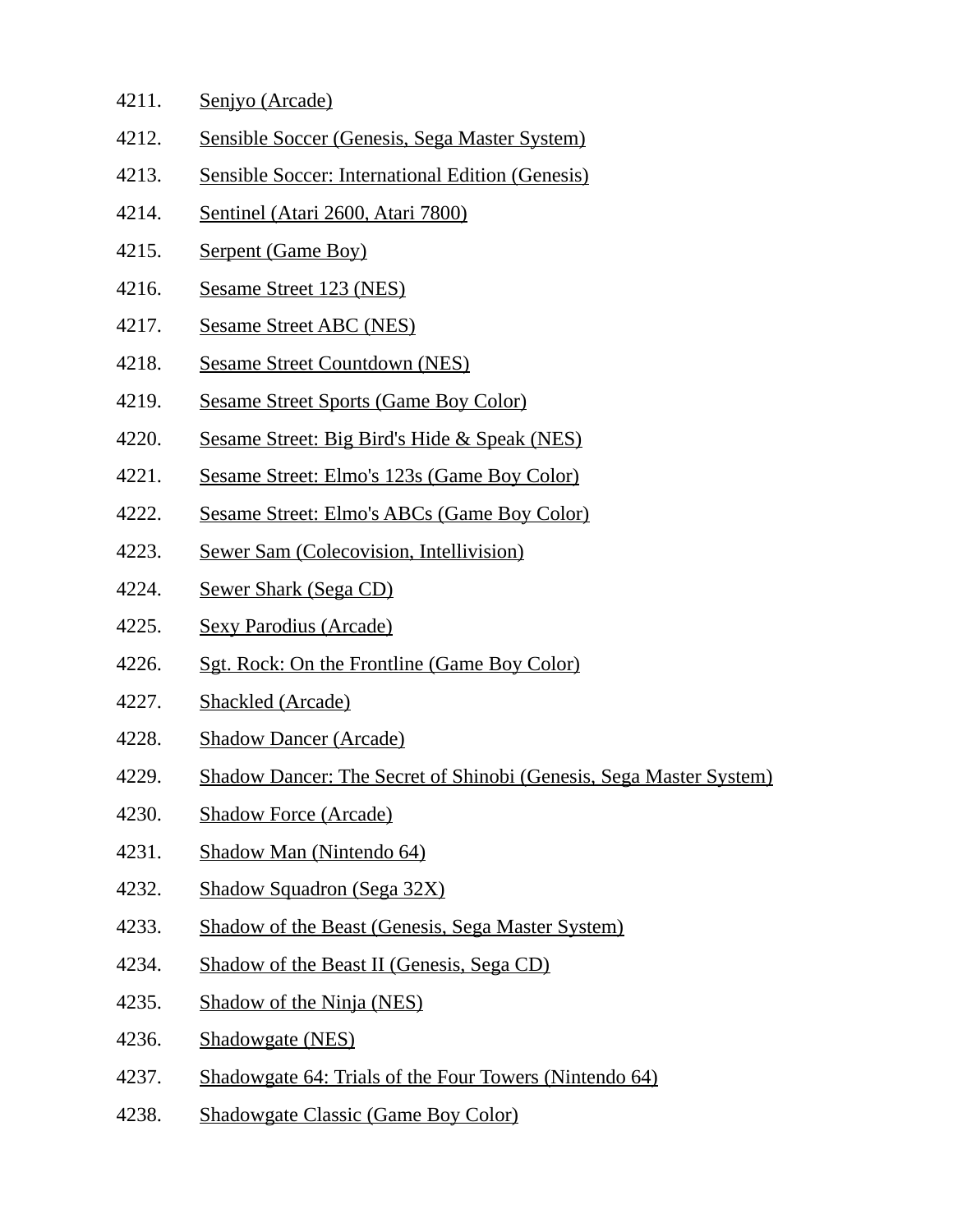4211. Senjyo (Arcade)
4212. Sensible Soccer (Genesis, Sega Master System)
4213. Sensible Soccer: International Edition (Genesis)
4214. Sentinel (Atari 2600, Atari 7800)
4215. Serpent (Game Boy)
4216. Sesame Street 123 (NES)
4217. Sesame Street ABC (NES)
4218. Sesame Street Countdown (NES)
4219. Sesame Street Sports (Game Boy Color)
4220. Sesame Street: Big Bird's Hide & Speak (NES)
4221. Sesame Street: Elmo's 123s (Game Boy Color)
4222. Sesame Street: Elmo's ABCs (Game Boy Color)
4223. Sewer Sam (Colecovision, Intellivision)
4224. Sewer Shark (Sega CD)
4225. Sexy Parodius (Arcade)
4226. Sgt. Rock: On the Frontline (Game Boy Color)
4227. Shackled (Arcade)
4228. Shadow Dancer (Arcade)
4229. Shadow Dancer: The Secret of Shinobi (Genesis, Sega Master System)
4230. Shadow Force (Arcade)
4231. Shadow Man (Nintendo 64)
4232. Shadow Squadron (Sega 32X)
4233. Shadow of the Beast (Genesis, Sega Master System)
4234. Shadow of the Beast II (Genesis, Sega CD)
4235. Shadow of the Ninja (NES)
4236. Shadowgate (NES)
4237. Shadowgate 64: Trials of the Four Towers (Nintendo 64)
4238. Shadowgate Classic (Game Boy Color)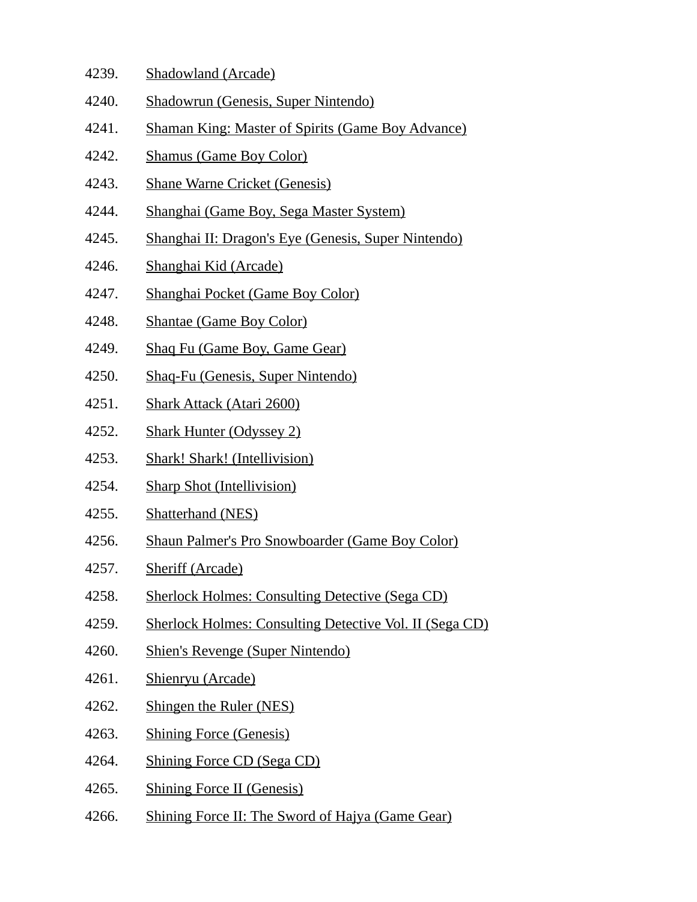4239. Shadowland (Arcade)
4240. Shadowrun (Genesis, Super Nintendo)
4241. Shaman King: Master of Spirits (Game Boy Advance)
4242. Shamus (Game Boy Color)
4243. Shane Warne Cricket (Genesis)
4244. Shanghai (Game Boy, Sega Master System)
4245. Shanghai II: Dragon's Eye (Genesis, Super Nintendo)
4246. Shanghai Kid (Arcade)
4247. Shanghai Pocket (Game Boy Color)
4248. Shantae (Game Boy Color)
4249. Shaq Fu (Game Boy, Game Gear)
4250. Shaq-Fu (Genesis, Super Nintendo)
4251. Shark Attack (Atari 2600)
4252. Shark Hunter (Odyssey 2)
4253. Shark! Shark! (Intellivision)
4254. Sharp Shot (Intellivision)
4255. Shatterhand (NES)
4256. Shaun Palmer's Pro Snowboarder (Game Boy Color)
4257. Sheriff (Arcade)
4258. Sherlock Holmes: Consulting Detective (Sega CD)
4259. Sherlock Holmes: Consulting Detective Vol. II (Sega CD)
4260. Shien's Revenge (Super Nintendo)
4261. Shienryu (Arcade)
4262. Shingen the Ruler (NES)
4263. Shining Force (Genesis)
4264. Shining Force CD (Sega CD)
4265. Shining Force II (Genesis)
4266. Shining Force II: The Sword of Hajya (Game Gear)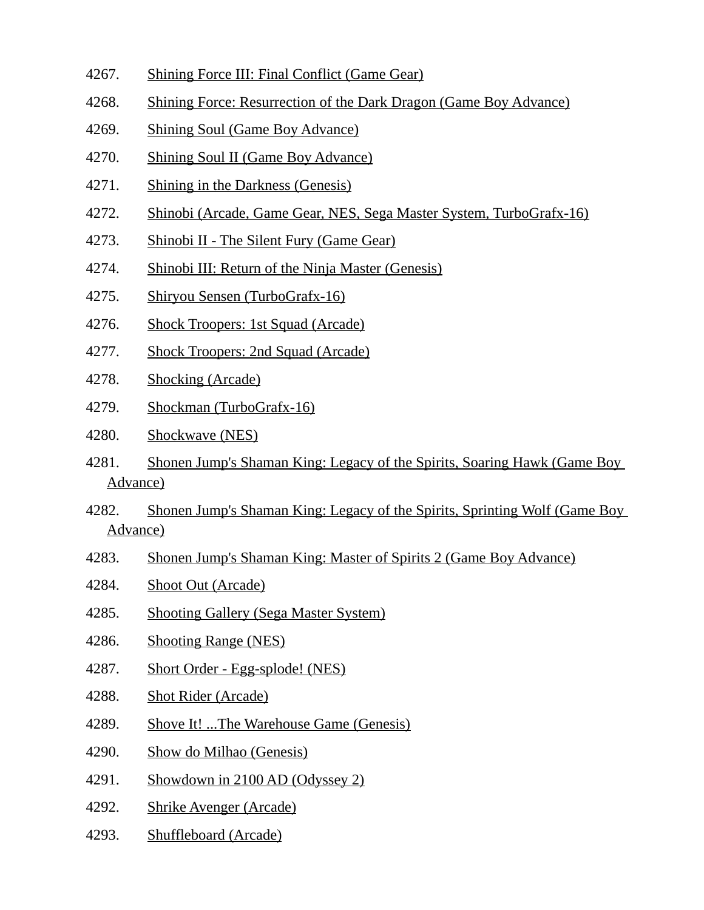4267. Shining Force III: Final Conflict (Game Gear)

4268. Shining Force: Resurrection of the Dark Dragon (Game Boy Advance)

4269. Shining Soul (Game Boy Advance)

4270. Shining Soul II (Game Boy Advance)

4271. Shining in the Darkness (Genesis)

4272. Shinobi (Arcade, Game Gear, NES, Sega Master System, TurboGrafx-16)

4273. Shinobi II - The Silent Fury (Game Gear)

4274. Shinobi III: Return of the Ninja Master (Genesis)

4275. Shiryou Sensen (TurboGrafx-16)

4276. Shock Troopers: 1st Squad (Arcade)

4277. Shock Troopers: 2nd Squad (Arcade)

4278. Shocking (Arcade)

4279. Shockman (TurboGrafx-16)

4280. Shockwave (NES)

4281. Shonen Jump's Shaman King: Legacy of the Spirits, Soaring Hawk (Game Boy Advance)

4282. Shonen Jump's Shaman King: Legacy of the Spirits, Sprinting Wolf (Game Boy Advance)

4283. Shonen Jump's Shaman King: Master of Spirits 2 (Game Boy Advance)

4284. Shoot Out (Arcade)

4285. Shooting Gallery (Sega Master System)

4286. Shooting Range (NES)

4287. Short Order - Egg-splode! (NES)

4288. Shot Rider (Arcade)

4289. Shove It! ...The Warehouse Game (Genesis)

4290. Show do Milhao (Genesis)

4291. Showdown in 2100 AD (Odyssey 2)

4292. Shrike Avenger (Arcade)

4293. Shuffleboard (Arcade)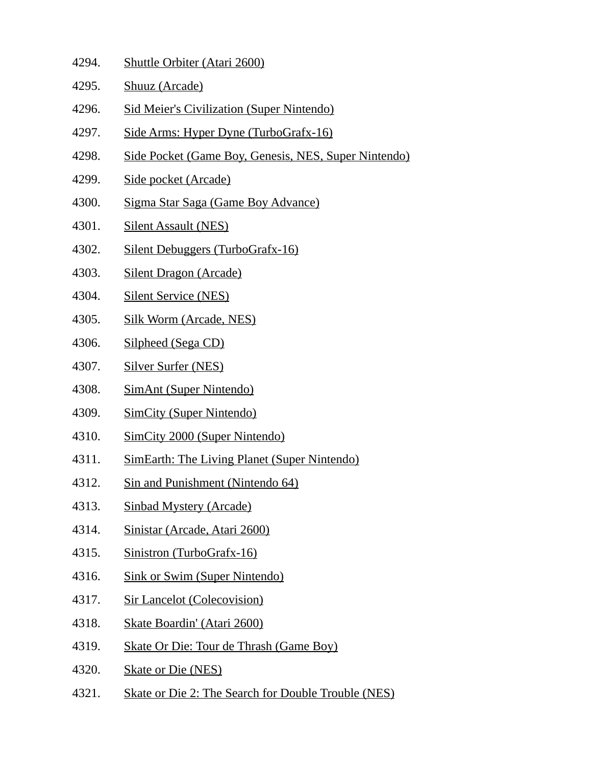4294. Shuttle Orbiter (Atari 2600)

4295. Shuuz (Arcade)

4296. Sid Meier's Civilization (Super Nintendo)

4297. Side Arms: Hyper Dyne (TurboGrafx-16)

4298. Side Pocket (Game Boy, Genesis, NES, Super Nintendo)

4299. Side pocket (Arcade)

4300. Sigma Star Saga (Game Boy Advance)

4301. Silent Assault (NES)

4302. Silent Debuggers (TurboGrafx-16)

4303. Silent Dragon (Arcade)

4304. Silent Service (NES)

4305. Silk Worm (Arcade, NES)

4306. Silpheed (Sega CD)

4307. Silver Surfer (NES)

4308. SimAnt (Super Nintendo)

4309. SimCity (Super Nintendo)

4310. SimCity 2000 (Super Nintendo)

4311. SimEarth: The Living Planet (Super Nintendo)

4312. Sin and Punishment (Nintendo 64)

4313. Sinbad Mystery (Arcade)

4314. Sinistar (Arcade, Atari 2600)

4315. Sinistron (TurboGrafx-16)

4316. Sink or Swim (Super Nintendo)

4317. Sir Lancelot (Colecovision)

4318. Skate Boardin' (Atari 2600)

4319. Skate Or Die: Tour de Thrash (Game Boy)

4320. Skate or Die (NES)

4321. Skate or Die 2: The Search for Double Trouble (NES)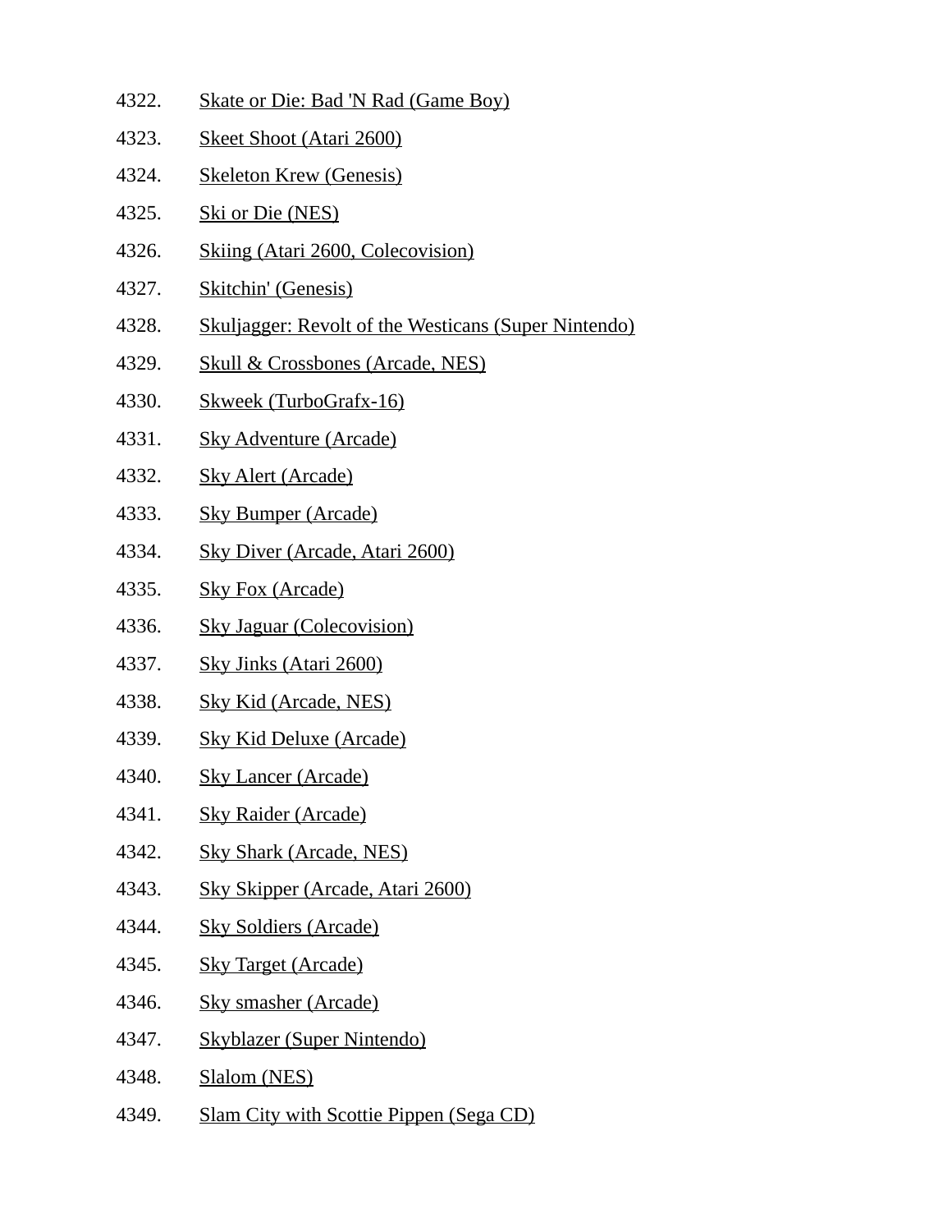4322. Skate or Die: Bad 'N Rad (Game Boy)
4323. Skeet Shoot (Atari 2600)
4324. Skeleton Krew (Genesis)
4325. Ski or Die (NES)
4326. Skiing (Atari 2600, Colecovision)
4327. Skitchin' (Genesis)
4328. Skuljagger: Revolt of the Westicans (Super Nintendo)
4329. Skull & Crossbones (Arcade, NES)
4330. Skweek (TurboGrafx-16)
4331. Sky Adventure (Arcade)
4332. Sky Alert (Arcade)
4333. Sky Bumper (Arcade)
4334. Sky Diver (Arcade, Atari 2600)
4335. Sky Fox (Arcade)
4336. Sky Jaguar (Colecovision)
4337. Sky Jinks (Atari 2600)
4338. Sky Kid (Arcade, NES)
4339. Sky Kid Deluxe (Arcade)
4340. Sky Lancer (Arcade)
4341. Sky Raider (Arcade)
4342. Sky Shark (Arcade, NES)
4343. Sky Skipper (Arcade, Atari 2600)
4344. Sky Soldiers (Arcade)
4345. Sky Target (Arcade)
4346. Sky smasher (Arcade)
4347. Skyblazer (Super Nintendo)
4348. Slalom (NES)
4349. Slam City with Scottie Pippen (Sega CD)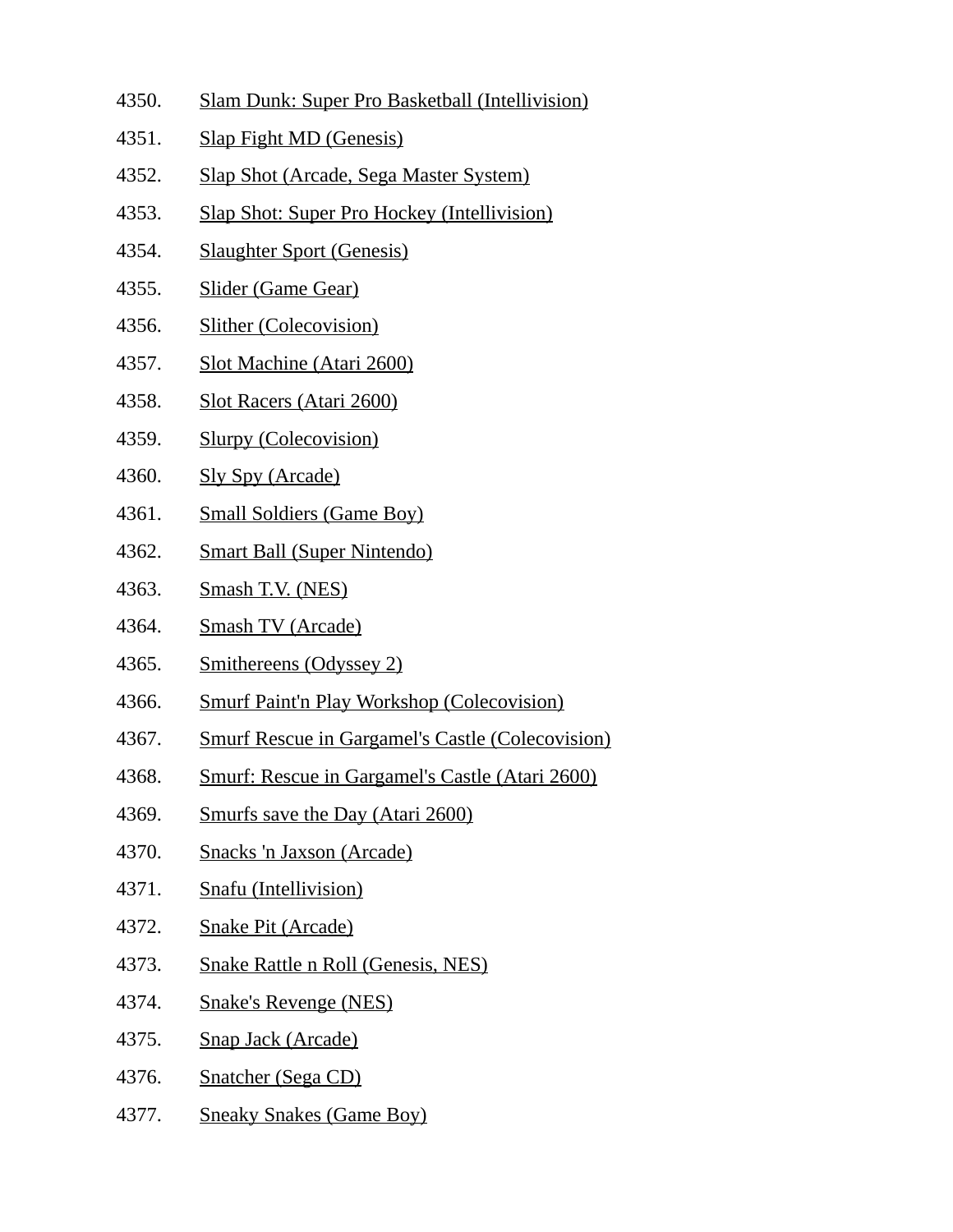4350. Slam Dunk: Super Pro Basketball (Intellivision)
4351. Slap Fight MD (Genesis)
4352. Slap Shot (Arcade, Sega Master System)
4353. Slap Shot: Super Pro Hockey (Intellivision)
4354. Slaughter Sport (Genesis)
4355. Slider (Game Gear)
4356. Slither (Colecovision)
4357. Slot Machine (Atari 2600)
4358. Slot Racers (Atari 2600)
4359. Slurpy (Colecovision)
4360. Sly Spy (Arcade)
4361. Small Soldiers (Game Boy)
4362. Smart Ball (Super Nintendo)
4363. Smash T.V. (NES)
4364. Smash TV (Arcade)
4365. Smithereens (Odyssey 2)
4366. Smurf Paint'n Play Workshop (Colecovision)
4367. Smurf Rescue in Gargamel's Castle (Colecovision)
4368. Smurf: Rescue in Gargamel's Castle (Atari 2600)
4369. Smurfs save the Day (Atari 2600)
4370. Snacks 'n Jaxson (Arcade)
4371. Snafu (Intellivision)
4372. Snake Pit (Arcade)
4373. Snake Rattle n Roll (Genesis, NES)
4374. Snake's Revenge (NES)
4375. Snap Jack (Arcade)
4376. Snatcher (Sega CD)
4377. Sneaky Snakes (Game Boy)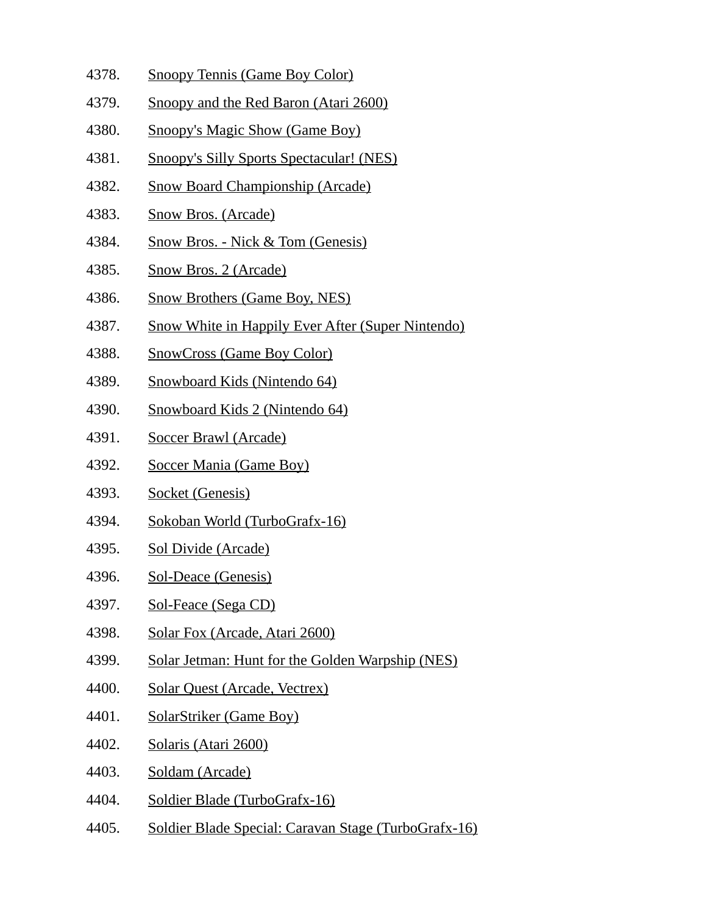4378. Snoopy Tennis (Game Boy Color)
4379. Snoopy and the Red Baron (Atari 2600)
4380. Snoopy's Magic Show (Game Boy)
4381. Snoopy's Silly Sports Spectacular! (NES)
4382. Snow Board Championship (Arcade)
4383. Snow Bros. (Arcade)
4384. Snow Bros. - Nick & Tom (Genesis)
4385. Snow Bros. 2 (Arcade)
4386. Snow Brothers (Game Boy, NES)
4387. Snow White in Happily Ever After (Super Nintendo)
4388. SnowCross (Game Boy Color)
4389. Snowboard Kids (Nintendo 64)
4390. Snowboard Kids 2 (Nintendo 64)
4391. Soccer Brawl (Arcade)
4392. Soccer Mania (Game Boy)
4393. Socket (Genesis)
4394. Sokoban World (TurboGrafx-16)
4395. Sol Divide (Arcade)
4396. Sol-Deace (Genesis)
4397. Sol-Feace (Sega CD)
4398. Solar Fox (Arcade, Atari 2600)
4399. Solar Jetman: Hunt for the Golden Warpship (NES)
4400. Solar Quest (Arcade, Vectrex)
4401. SolarStriker (Game Boy)
4402. Solaris (Atari 2600)
4403. Soldam (Arcade)
4404. Soldier Blade (TurboGrafx-16)
4405. Soldier Blade Special: Caravan Stage (TurboGrafx-16)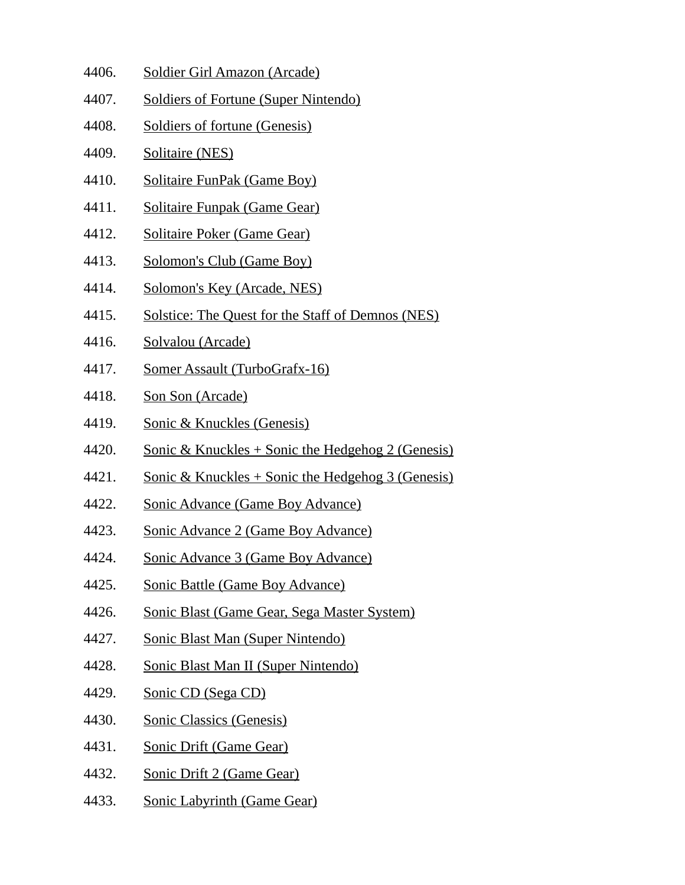4406. Soldier Girl Amazon (Arcade)
4407. Soldiers of Fortune (Super Nintendo)
4408. Soldiers of fortune (Genesis)
4409. Solitaire (NES)
4410. Solitaire FunPak (Game Boy)
4411. Solitaire Funpak (Game Gear)
4412. Solitaire Poker (Game Gear)
4413. Solomon's Club (Game Boy)
4414. Solomon's Key (Arcade, NES)
4415. Solstice: The Quest for the Staff of Demnos (NES)
4416. Solvalou (Arcade)
4417. Somer Assault (TurboGrafx-16)
4418. Son Son (Arcade)
4419. Sonic & Knuckles (Genesis)
4420. Sonic & Knuckles + Sonic the Hedgehog 2 (Genesis)
4421. Sonic & Knuckles + Sonic the Hedgehog 3 (Genesis)
4422. Sonic Advance (Game Boy Advance)
4423. Sonic Advance 2 (Game Boy Advance)
4424. Sonic Advance 3 (Game Boy Advance)
4425. Sonic Battle (Game Boy Advance)
4426. Sonic Blast (Game Gear, Sega Master System)
4427. Sonic Blast Man (Super Nintendo)
4428. Sonic Blast Man II (Super Nintendo)
4429. Sonic CD (Sega CD)
4430. Sonic Classics (Genesis)
4431. Sonic Drift (Game Gear)
4432. Sonic Drift 2 (Game Gear)
4433. Sonic Labyrinth (Game Gear)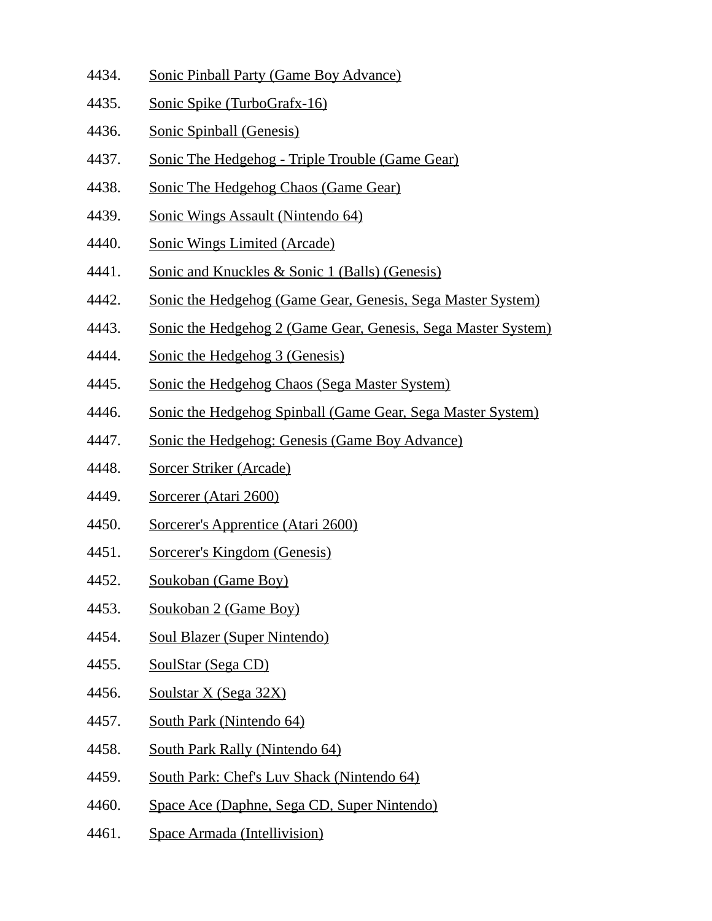4434. Sonic Pinball Party (Game Boy Advance)
4435. Sonic Spike (TurboGrafx-16)
4436. Sonic Spinball (Genesis)
4437. Sonic The Hedgehog - Triple Trouble (Game Gear)
4438. Sonic The Hedgehog Chaos (Game Gear)
4439. Sonic Wings Assault (Nintendo 64)
4440. Sonic Wings Limited (Arcade)
4441. Sonic and Knuckles & Sonic 1 (Balls) (Genesis)
4442. Sonic the Hedgehog (Game Gear, Genesis, Sega Master System)
4443. Sonic the Hedgehog 2 (Game Gear, Genesis, Sega Master System)
4444. Sonic the Hedgehog 3 (Genesis)
4445. Sonic the Hedgehog Chaos (Sega Master System)
4446. Sonic the Hedgehog Spinball (Game Gear, Sega Master System)
4447. Sonic the Hedgehog: Genesis (Game Boy Advance)
4448. Sorcer Striker (Arcade)
4449. Sorcerer (Atari 2600)
4450. Sorcerer's Apprentice (Atari 2600)
4451. Sorcerer's Kingdom (Genesis)
4452. Soukoban (Game Boy)
4453. Soukoban 2 (Game Boy)
4454. Soul Blazer (Super Nintendo)
4455. SoulStar (Sega CD)
4456. Soulstar X (Sega 32X)
4457. South Park (Nintendo 64)
4458. South Park Rally (Nintendo 64)
4459. South Park: Chef's Luv Shack (Nintendo 64)
4460. Space Ace (Daphne, Sega CD, Super Nintendo)
4461. Space Armada (Intellivision)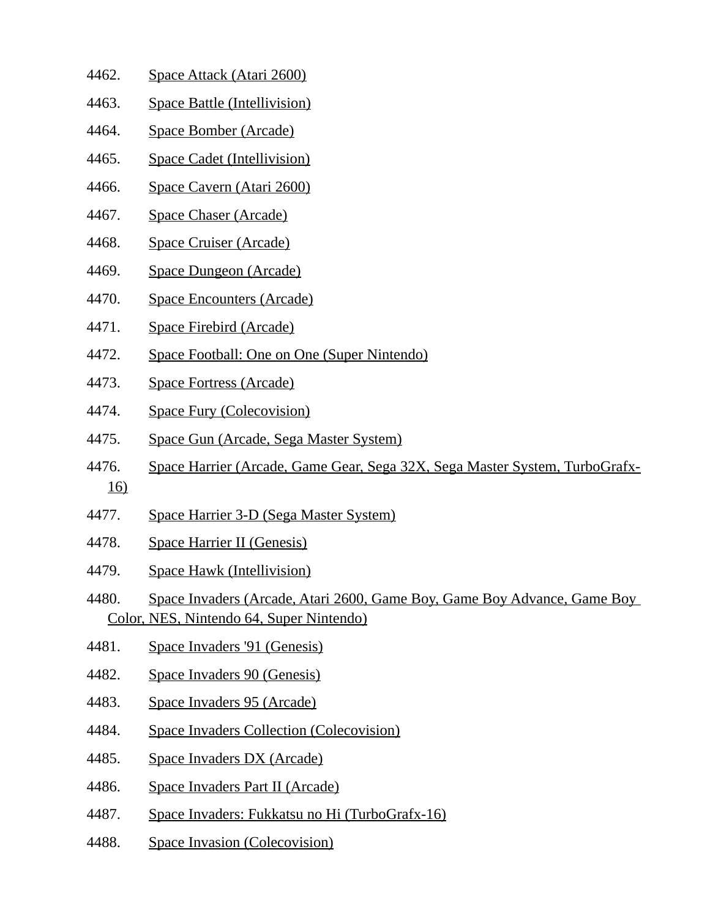4462. Space Attack (Atari 2600)

4463. Space Battle (Intellivision)

4464. Space Bomber (Arcade)

4465. Space Cadet (Intellivision)

4466. Space Cavern (Atari 2600)

4467. Space Chaser (Arcade)

4468. Space Cruiser (Arcade)

4469. Space Dungeon (Arcade)

4470. Space Encounters (Arcade)

4471. Space Firebird (Arcade)

4472. Space Football: One on One (Super Nintendo)

4473. Space Fortress (Arcade)

4474. Space Fury (Colecovision)

4475. Space Gun (Arcade, Sega Master System)

4476. Space Harrier (Arcade, Game Gear, Sega 32X, Sega Master System, TurboGrafx-16)

4477. Space Harrier 3-D (Sega Master System)

4478. Space Harrier II (Genesis)

4479. Space Hawk (Intellivision)

4480. Space Invaders (Arcade, Atari 2600, Game Boy, Game Boy Advance, Game Boy Color, NES, Nintendo 64, Super Nintendo)

4481. Space Invaders '91 (Genesis)

4482. Space Invaders 90 (Genesis)

4483. Space Invaders 95 (Arcade)

4484. Space Invaders Collection (Colecovision)

4485. Space Invaders DX (Arcade)

4486. Space Invaders Part II (Arcade)

4487. Space Invaders: Fukkatsu no Hi (TurboGrafx-16)

4488. Space Invasion (Colecovision)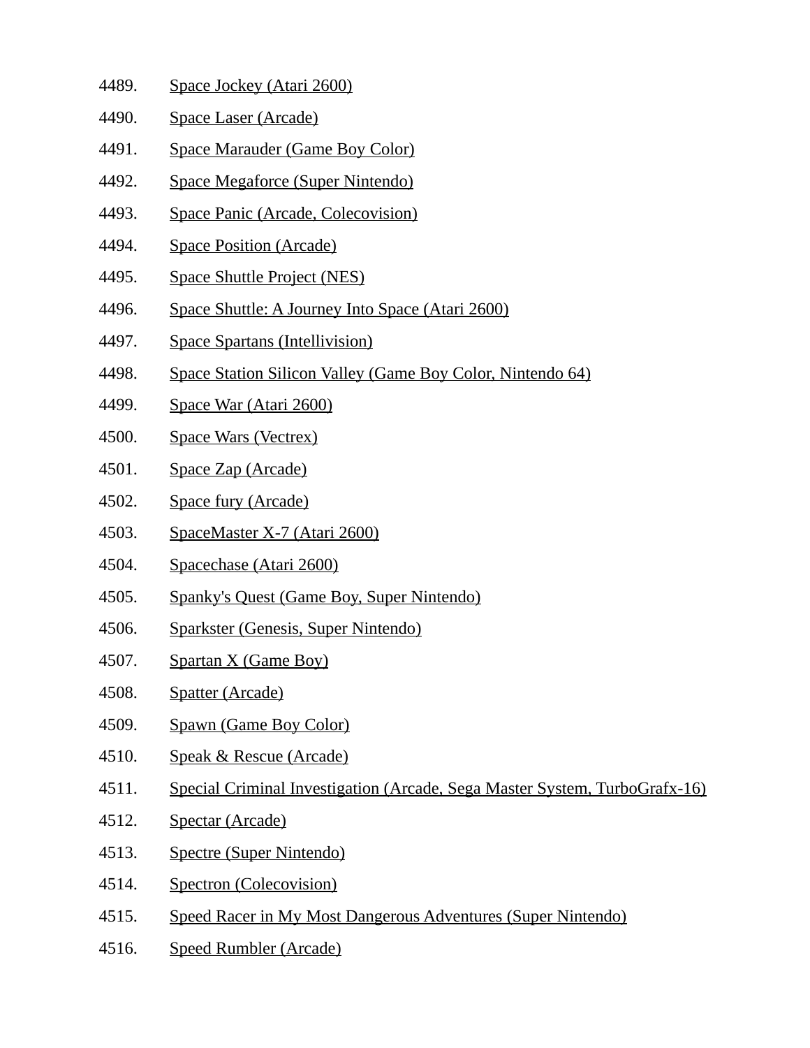4489. Space Jockey (Atari 2600)
4490. Space Laser (Arcade)
4491. Space Marauder (Game Boy Color)
4492. Space Megaforce (Super Nintendo)
4493. Space Panic (Arcade, Colecovision)
4494. Space Position (Arcade)
4495. Space Shuttle Project (NES)
4496. Space Shuttle: A Journey Into Space (Atari 2600)
4497. Space Spartans (Intellivision)
4498. Space Station Silicon Valley (Game Boy Color, Nintendo 64)
4499. Space War (Atari 2600)
4500. Space Wars (Vectrex)
4501. Space Zap (Arcade)
4502. Space fury (Arcade)
4503. SpaceMaster X-7 (Atari 2600)
4504. Spacechase (Atari 2600)
4505. Spanky's Quest (Game Boy, Super Nintendo)
4506. Sparkster (Genesis, Super Nintendo)
4507. Spartan X (Game Boy)
4508. Spatter (Arcade)
4509. Spawn (Game Boy Color)
4510. Speak & Rescue (Arcade)
4511. Special Criminal Investigation (Arcade, Sega Master System, TurboGrafx-16)
4512. Spectar (Arcade)
4513. Spectre (Super Nintendo)
4514. Spectron (Colecovision)
4515. Speed Racer in My Most Dangerous Adventures (Super Nintendo)
4516. Speed Rumbler (Arcade)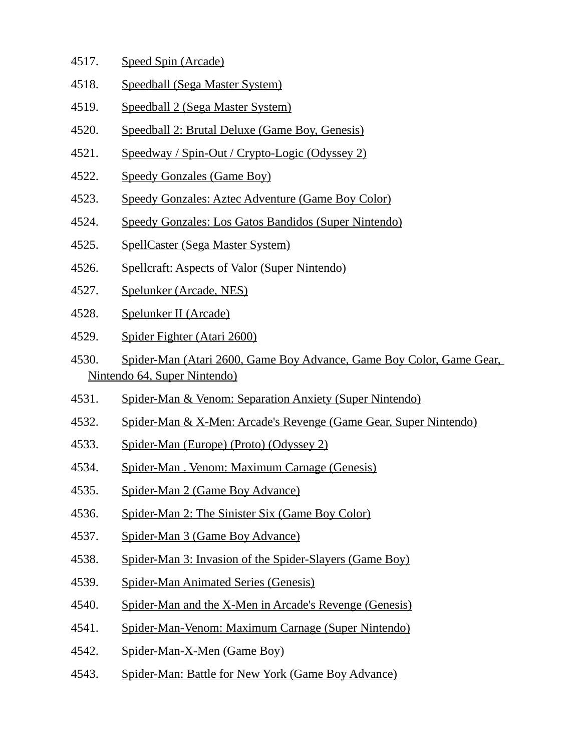4517. Speed Spin (Arcade)
4518. Speedball (Sega Master System)
4519. Speedball 2 (Sega Master System)
4520. Speedball 2: Brutal Deluxe (Game Boy, Genesis)
4521. Speedway / Spin-Out / Crypto-Logic (Odyssey 2)
4522. Speedy Gonzales (Game Boy)
4523. Speedy Gonzales: Aztec Adventure (Game Boy Color)
4524. Speedy Gonzales: Los Gatos Bandidos (Super Nintendo)
4525. SpellCaster (Sega Master System)
4526. Spellcraft: Aspects of Valor (Super Nintendo)
4527. Spelunker (Arcade, NES)
4528. Spelunker II (Arcade)
4529. Spider Fighter (Atari 2600)
4530. Spider-Man (Atari 2600, Game Boy Advance, Game Boy Color, Game Gear, Nintendo 64, Super Nintendo)
4531. Spider-Man & Venom: Separation Anxiety (Super Nintendo)
4532. Spider-Man & X-Men: Arcade's Revenge (Game Gear, Super Nintendo)
4533. Spider-Man (Europe) (Proto) (Odyssey 2)
4534. Spider-Man . Venom: Maximum Carnage (Genesis)
4535. Spider-Man 2 (Game Boy Advance)
4536. Spider-Man 2: The Sinister Six (Game Boy Color)
4537. Spider-Man 3 (Game Boy Advance)
4538. Spider-Man 3: Invasion of the Spider-Slayers (Game Boy)
4539. Spider-Man Animated Series (Genesis)
4540. Spider-Man and the X-Men in Arcade's Revenge (Genesis)
4541. Spider-Man-Venom: Maximum Carnage (Super Nintendo)
4542. Spider-Man-X-Men (Game Boy)
4543. Spider-Man: Battle for New York (Game Boy Advance)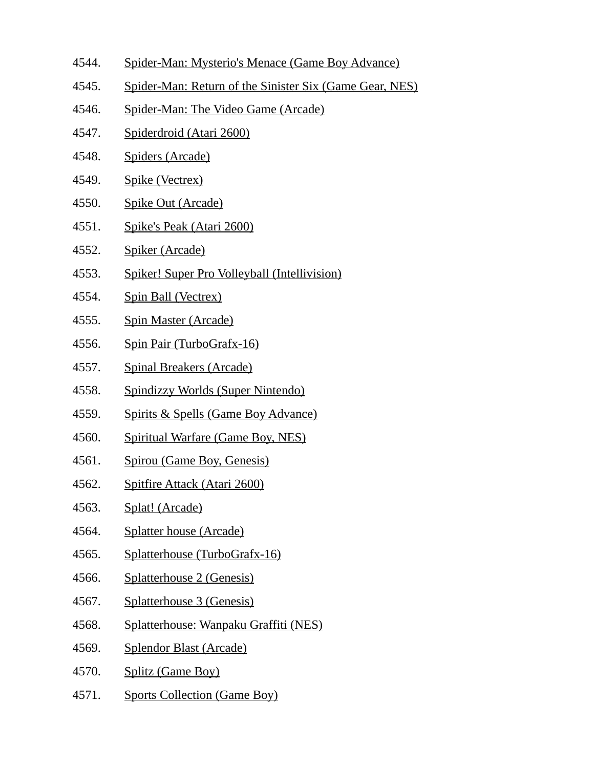4544. Spider-Man: Mysterio's Menace (Game Boy Advance)
4545. Spider-Man: Return of the Sinister Six (Game Gear, NES)
4546. Spider-Man: The Video Game (Arcade)
4547. Spiderdroid (Atari 2600)
4548. Spiders (Arcade)
4549. Spike (Vectrex)
4550. Spike Out (Arcade)
4551. Spike's Peak (Atari 2600)
4552. Spiker (Arcade)
4553. Spiker! Super Pro Volleyball (Intellivision)
4554. Spin Ball (Vectrex)
4555. Spin Master (Arcade)
4556. Spin Pair (TurboGrafx-16)
4557. Spinal Breakers (Arcade)
4558. Spindizzy Worlds (Super Nintendo)
4559. Spirits & Spells (Game Boy Advance)
4560. Spiritual Warfare (Game Boy, NES)
4561. Spirou (Game Boy, Genesis)
4562. Spitfire Attack (Atari 2600)
4563. Splat! (Arcade)
4564. Splatter house (Arcade)
4565. Splatterhouse (TurboGrafx-16)
4566. Splatterhouse 2 (Genesis)
4567. Splatterhouse 3 (Genesis)
4568. Splatterhouse: Wanpaku Graffiti (NES)
4569. Splendor Blast (Arcade)
4570. Splitz (Game Boy)
4571. Sports Collection (Game Boy)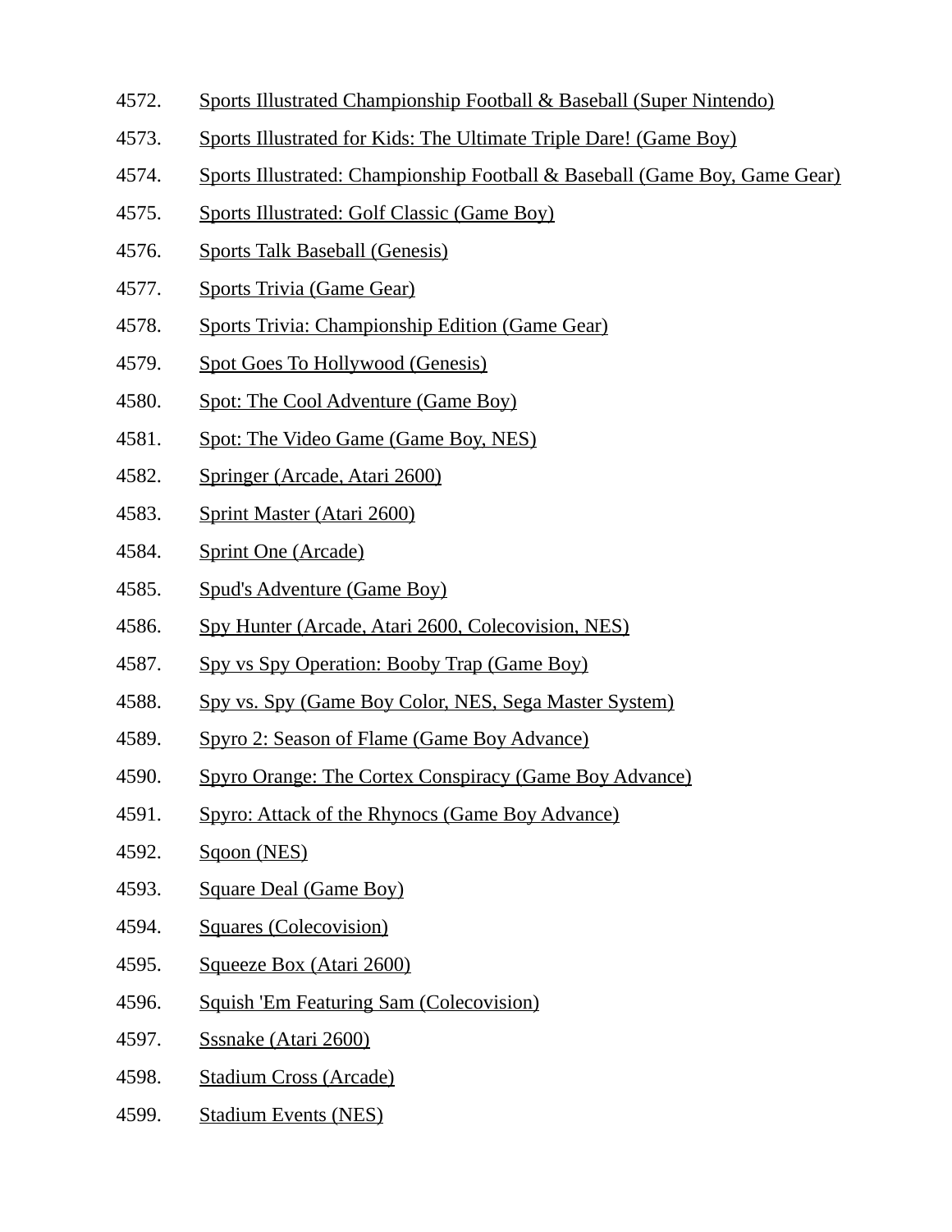4572. Sports Illustrated Championship Football & Baseball (Super Nintendo)
4573. Sports Illustrated for Kids: The Ultimate Triple Dare! (Game Boy)
4574. Sports Illustrated: Championship Football & Baseball (Game Boy, Game Gear)
4575. Sports Illustrated: Golf Classic (Game Boy)
4576. Sports Talk Baseball (Genesis)
4577. Sports Trivia (Game Gear)
4578. Sports Trivia: Championship Edition (Game Gear)
4579. Spot Goes To Hollywood (Genesis)
4580. Spot: The Cool Adventure (Game Boy)
4581. Spot: The Video Game (Game Boy, NES)
4582. Springer (Arcade, Atari 2600)
4583. Sprint Master (Atari 2600)
4584. Sprint One (Arcade)
4585. Spud's Adventure (Game Boy)
4586. Spy Hunter (Arcade, Atari 2600, Colecovision, NES)
4587. Spy vs Spy Operation: Booby Trap (Game Boy)
4588. Spy vs. Spy (Game Boy Color, NES, Sega Master System)
4589. Spyro 2: Season of Flame (Game Boy Advance)
4590. Spyro Orange: The Cortex Conspiracy (Game Boy Advance)
4591. Spyro: Attack of the Rhynocs (Game Boy Advance)
4592. Sqoon (NES)
4593. Square Deal (Game Boy)
4594. Squares (Colecovision)
4595. Squeeze Box (Atari 2600)
4596. Squish 'Em Featuring Sam (Colecovision)
4597. Sssnake (Atari 2600)
4598. Stadium Cross (Arcade)
4599. Stadium Events (NES)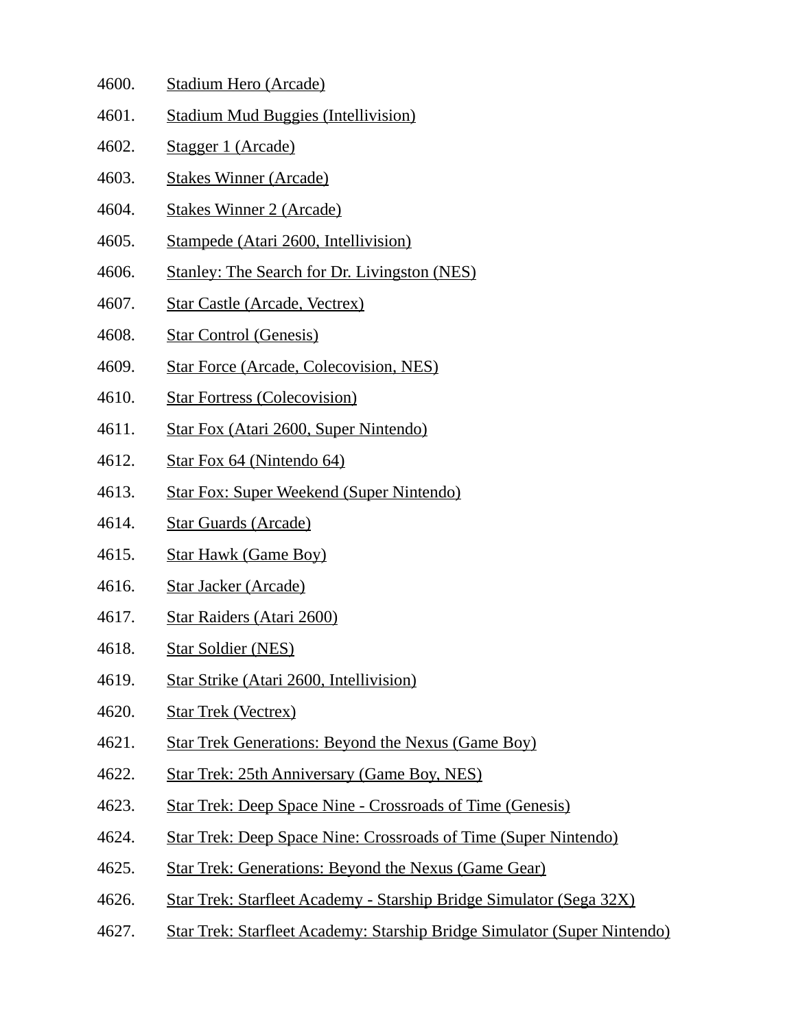4600. Stadium Hero (Arcade)
4601. Stadium Mud Buggies (Intellivision)
4602. Stagger 1 (Arcade)
4603. Stakes Winner (Arcade)
4604. Stakes Winner 2 (Arcade)
4605. Stampede (Atari 2600, Intellivision)
4606. Stanley: The Search for Dr. Livingston (NES)
4607. Star Castle (Arcade, Vectrex)
4608. Star Control (Genesis)
4609. Star Force (Arcade, Colecovision, NES)
4610. Star Fortress (Colecovision)
4611. Star Fox (Atari 2600, Super Nintendo)
4612. Star Fox 64 (Nintendo 64)
4613. Star Fox: Super Weekend (Super Nintendo)
4614. Star Guards (Arcade)
4615. Star Hawk (Game Boy)
4616. Star Jacker (Arcade)
4617. Star Raiders (Atari 2600)
4618. Star Soldier (NES)
4619. Star Strike (Atari 2600, Intellivision)
4620. Star Trek (Vectrex)
4621. Star Trek Generations: Beyond the Nexus (Game Boy)
4622. Star Trek: 25th Anniversary (Game Boy, NES)
4623. Star Trek: Deep Space Nine - Crossroads of Time (Genesis)
4624. Star Trek: Deep Space Nine: Crossroads of Time (Super Nintendo)
4625. Star Trek: Generations: Beyond the Nexus (Game Gear)
4626. Star Trek: Starfleet Academy - Starship Bridge Simulator (Sega 32X)
4627. Star Trek: Starfleet Academy: Starship Bridge Simulator (Super Nintendo)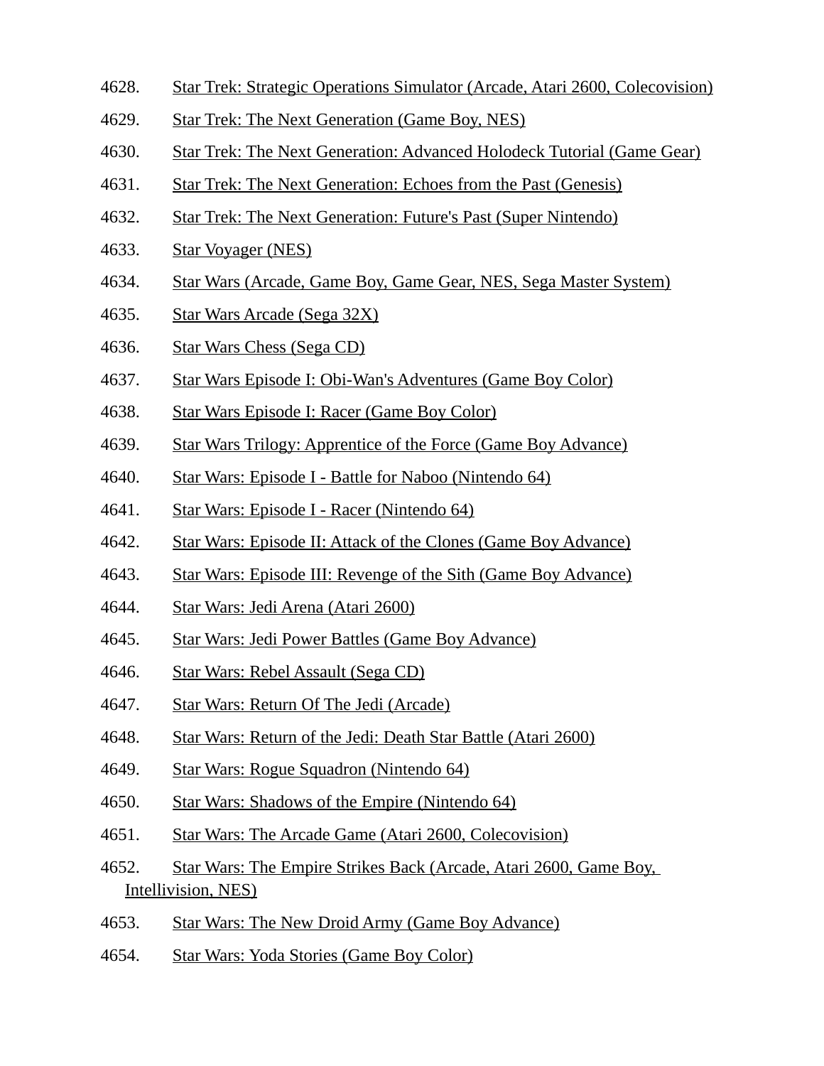4628. Star Trek: Strategic Operations Simulator (Arcade, Atari 2600, Colecovision)

4629. Star Trek: The Next Generation (Game Boy, NES)

4630. Star Trek: The Next Generation: Advanced Holodeck Tutorial (Game Gear)

4631. Star Trek: The Next Generation: Echoes from the Past (Genesis)

4632. Star Trek: The Next Generation: Future's Past (Super Nintendo)

4633. Star Voyager (NES)

4634. Star Wars (Arcade, Game Boy, Game Gear, NES, Sega Master System)

4635. Star Wars Arcade (Sega 32X)

4636. Star Wars Chess (Sega CD)

4637. Star Wars Episode I: Obi-Wan's Adventures (Game Boy Color)

4638. Star Wars Episode I: Racer (Game Boy Color)

4639. Star Wars Trilogy: Apprentice of the Force (Game Boy Advance)

4640. Star Wars: Episode I - Battle for Naboo (Nintendo 64)

4641. Star Wars: Episode I - Racer (Nintendo 64)

4642. Star Wars: Episode II: Attack of the Clones (Game Boy Advance)

4643. Star Wars: Episode III: Revenge of the Sith (Game Boy Advance)

4644. Star Wars: Jedi Arena (Atari 2600)

4645. Star Wars: Jedi Power Battles (Game Boy Advance)

4646. Star Wars: Rebel Assault (Sega CD)

4647. Star Wars: Return Of The Jedi (Arcade)

4648. Star Wars: Return of the Jedi: Death Star Battle (Atari 2600)

4649. Star Wars: Rogue Squadron (Nintendo 64)

4650. Star Wars: Shadows of the Empire (Nintendo 64)

4651. Star Wars: The Arcade Game (Atari 2600, Colecovision)

4652. Star Wars: The Empire Strikes Back (Arcade, Atari 2600, Game Boy, Intellivision, NES)

4653. Star Wars: The New Droid Army (Game Boy Advance)

4654. Star Wars: Yoda Stories (Game Boy Color)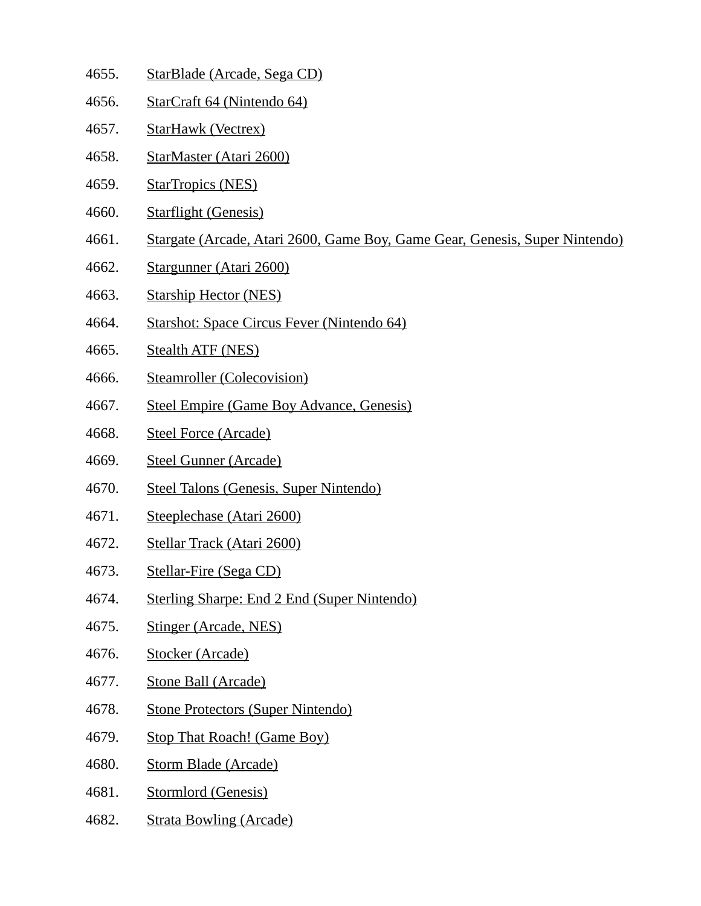4655. StarBlade (Arcade, Sega CD)
4656. StarCraft 64 (Nintendo 64)
4657. StarHawk (Vectrex)
4658. StarMaster (Atari 2600)
4659. StarTropics (NES)
4660. Starflight (Genesis)
4661. Stargate (Arcade, Atari 2600, Game Boy, Game Gear, Genesis, Super Nintendo)
4662. Stargunner (Atari 2600)
4663. Starship Hector (NES)
4664. Starshot: Space Circus Fever (Nintendo 64)
4665. Stealth ATF (NES)
4666. Steamroller (Colecovision)
4667. Steel Empire (Game Boy Advance, Genesis)
4668. Steel Force (Arcade)
4669. Steel Gunner (Arcade)
4670. Steel Talons (Genesis, Super Nintendo)
4671. Steeplechase (Atari 2600)
4672. Stellar Track (Atari 2600)
4673. Stellar-Fire (Sega CD)
4674. Sterling Sharpe: End 2 End (Super Nintendo)
4675. Stinger (Arcade, NES)
4676. Stocker (Arcade)
4677. Stone Ball (Arcade)
4678. Stone Protectors (Super Nintendo)
4679. Stop That Roach! (Game Boy)
4680. Storm Blade (Arcade)
4681. Stormlord (Genesis)
4682. Strata Bowling (Arcade)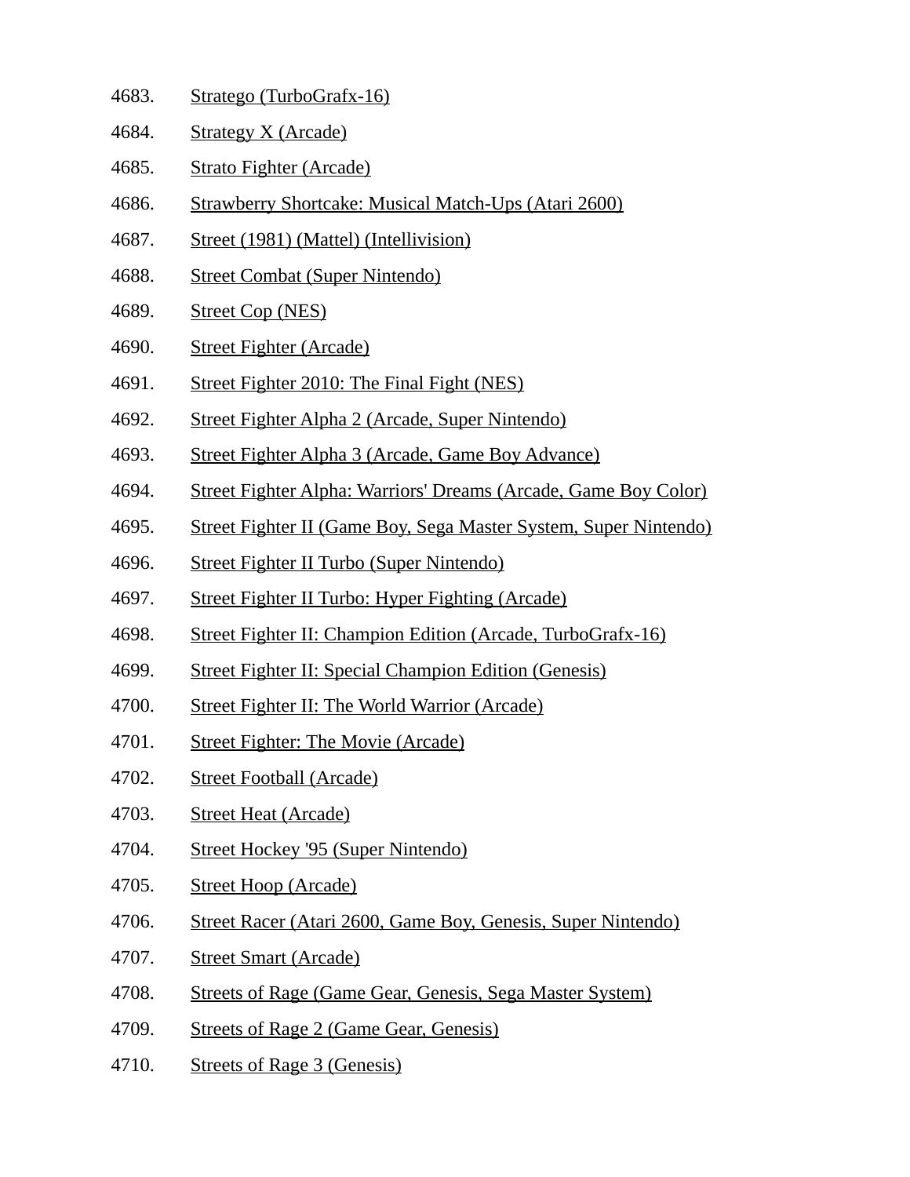4683. Stratego (TurboGrafx-16)
4684. Strategy X (Arcade)
4685. Strato Fighter (Arcade)
4686. Strawberry Shortcake: Musical Match-Ups (Atari 2600)
4687. Street (1981) (Mattel) (Intellivision)
4688. Street Combat (Super Nintendo)
4689. Street Cop (NES)
4690. Street Fighter (Arcade)
4691. Street Fighter 2010: The Final Fight (NES)
4692. Street Fighter Alpha 2 (Arcade, Super Nintendo)
4693. Street Fighter Alpha 3 (Arcade, Game Boy Advance)
4694. Street Fighter Alpha: Warriors' Dreams (Arcade, Game Boy Color)
4695. Street Fighter II (Game Boy, Sega Master System, Super Nintendo)
4696. Street Fighter II Turbo (Super Nintendo)
4697. Street Fighter II Turbo: Hyper Fighting (Arcade)
4698. Street Fighter II: Champion Edition (Arcade, TurboGrafx-16)
4699. Street Fighter II: Special Champion Edition (Genesis)
4700. Street Fighter II: The World Warrior (Arcade)
4701. Street Fighter: The Movie (Arcade)
4702. Street Football (Arcade)
4703. Street Heat (Arcade)
4704. Street Hockey '95 (Super Nintendo)
4705. Street Hoop (Arcade)
4706. Street Racer (Atari 2600, Game Boy, Genesis, Super Nintendo)
4707. Street Smart (Arcade)
4708. Streets of Rage (Game Gear, Genesis, Sega Master System)
4709. Streets of Rage 2 (Game Gear, Genesis)
4710. Streets of Rage 3 (Genesis)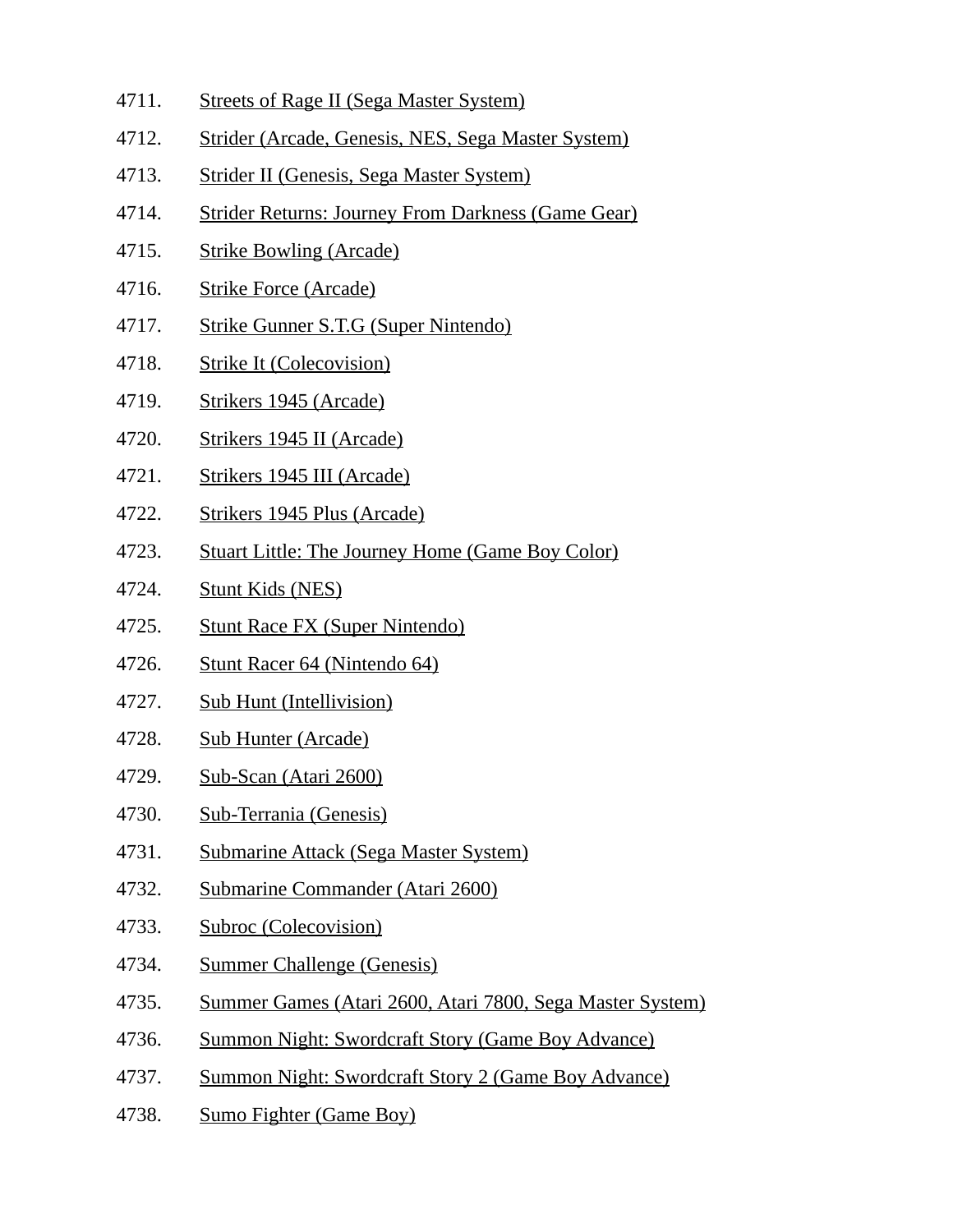4711. Streets of Rage II (Sega Master System)
4712. Strider (Arcade, Genesis, NES, Sega Master System)
4713. Strider II (Genesis, Sega Master System)
4714. Strider Returns: Journey From Darkness (Game Gear)
4715. Strike Bowling (Arcade)
4716. Strike Force (Arcade)
4717. Strike Gunner S.T.G (Super Nintendo)
4718. Strike It (Colecovision)
4719. Strikers 1945 (Arcade)
4720. Strikers 1945 II (Arcade)
4721. Strikers 1945 III (Arcade)
4722. Strikers 1945 Plus (Arcade)
4723. Stuart Little: The Journey Home (Game Boy Color)
4724. Stunt Kids (NES)
4725. Stunt Race FX (Super Nintendo)
4726. Stunt Racer 64 (Nintendo 64)
4727. Sub Hunt (Intellivision)
4728. Sub Hunter (Arcade)
4729. Sub-Scan (Atari 2600)
4730. Sub-Terrania (Genesis)
4731. Submarine Attack (Sega Master System)
4732. Submarine Commander (Atari 2600)
4733. Subroc (Colecovision)
4734. Summer Challenge (Genesis)
4735. Summer Games (Atari 2600, Atari 7800, Sega Master System)
4736. Summon Night: Swordcraft Story (Game Boy Advance)
4737. Summon Night: Swordcraft Story 2 (Game Boy Advance)
4738. Sumo Fighter (Game Boy)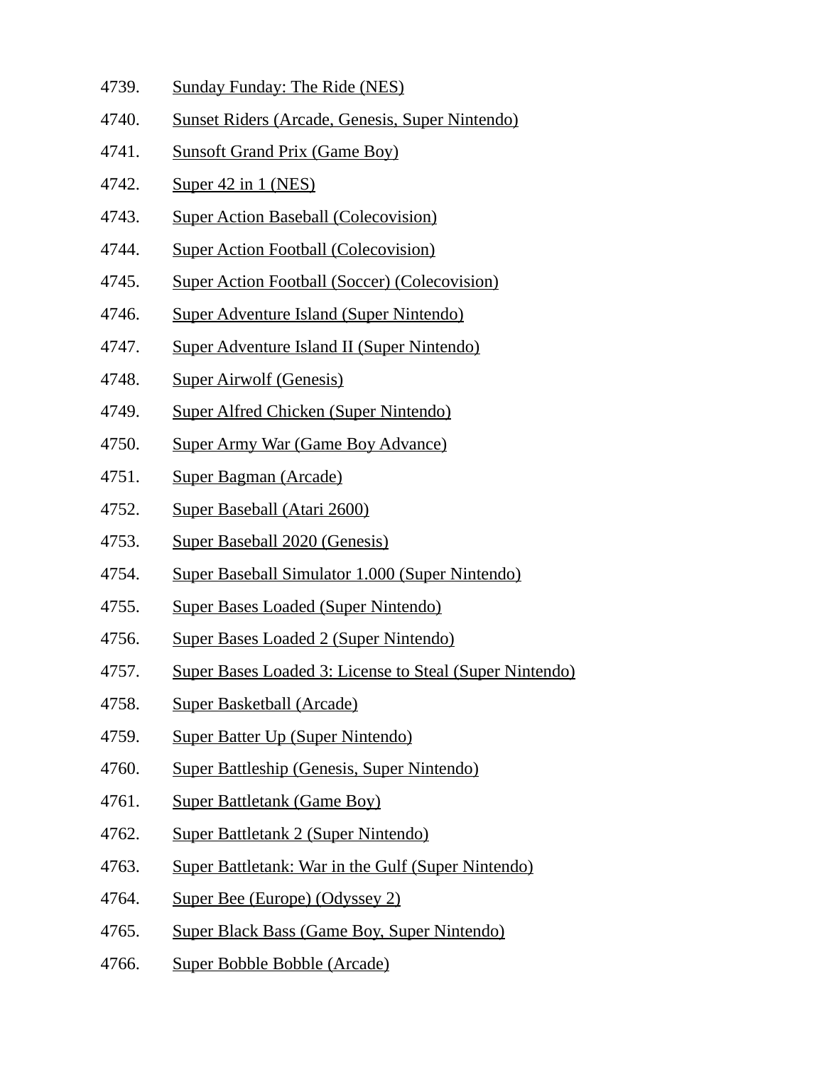4739. Sunday Funday: The Ride (NES)
4740. Sunset Riders (Arcade, Genesis, Super Nintendo)
4741. Sunsoft Grand Prix (Game Boy)
4742. Super 42 in 1 (NES)
4743. Super Action Baseball (Colecovision)
4744. Super Action Football (Colecovision)
4745. Super Action Football (Soccer) (Colecovision)
4746. Super Adventure Island (Super Nintendo)
4747. Super Adventure Island II (Super Nintendo)
4748. Super Airwolf (Genesis)
4749. Super Alfred Chicken (Super Nintendo)
4750. Super Army War (Game Boy Advance)
4751. Super Bagman (Arcade)
4752. Super Baseball (Atari 2600)
4753. Super Baseball 2020 (Genesis)
4754. Super Baseball Simulator 1.000 (Super Nintendo)
4755. Super Bases Loaded (Super Nintendo)
4756. Super Bases Loaded 2 (Super Nintendo)
4757. Super Bases Loaded 3: License to Steal (Super Nintendo)
4758. Super Basketball (Arcade)
4759. Super Batter Up (Super Nintendo)
4760. Super Battleship (Genesis, Super Nintendo)
4761. Super Battletank (Game Boy)
4762. Super Battletank 2 (Super Nintendo)
4763. Super Battletank: War in the Gulf (Super Nintendo)
4764. Super Bee (Europe) (Odyssey 2)
4765. Super Black Bass (Game Boy, Super Nintendo)
4766. Super Bobble Bobble (Arcade)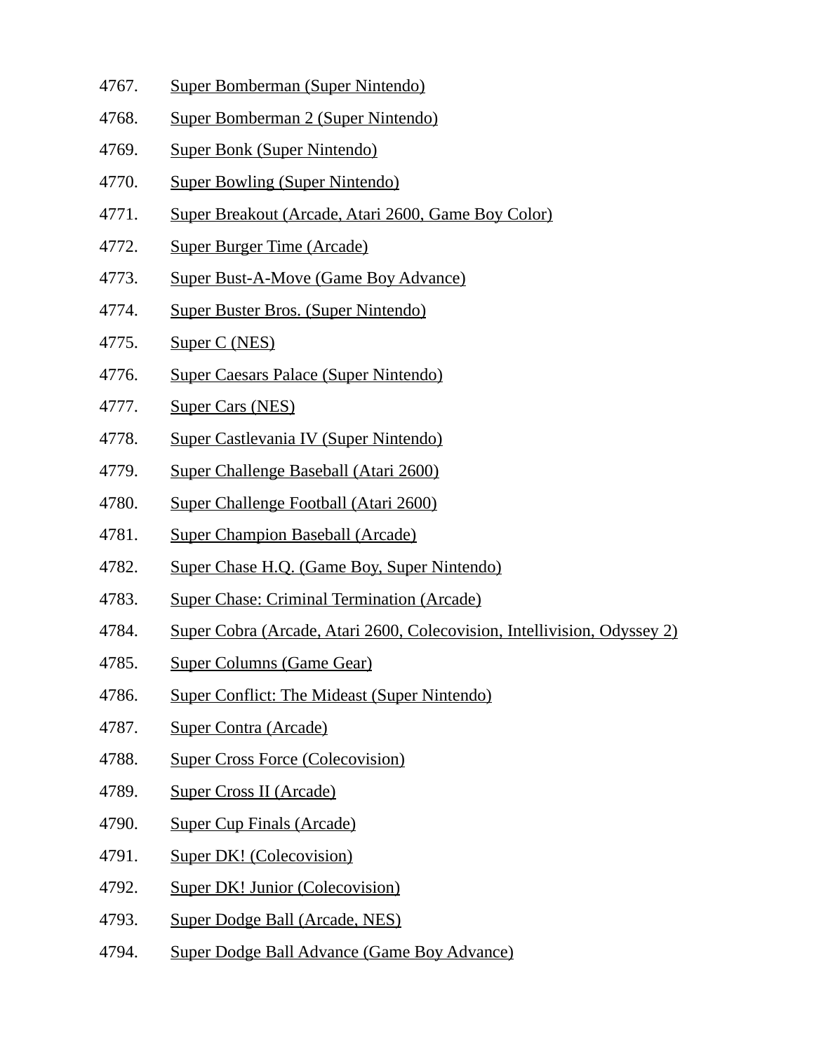4767. Super Bomberman (Super Nintendo)
4768. Super Bomberman 2 (Super Nintendo)
4769. Super Bonk (Super Nintendo)
4770. Super Bowling (Super Nintendo)
4771. Super Breakout (Arcade, Atari 2600, Game Boy Color)
4772. Super Burger Time (Arcade)
4773. Super Bust-A-Move (Game Boy Advance)
4774. Super Buster Bros. (Super Nintendo)
4775. Super C (NES)
4776. Super Caesars Palace (Super Nintendo)
4777. Super Cars (NES)
4778. Super Castlevania IV (Super Nintendo)
4779. Super Challenge Baseball (Atari 2600)
4780. Super Challenge Football (Atari 2600)
4781. Super Champion Baseball (Arcade)
4782. Super Chase H.Q. (Game Boy, Super Nintendo)
4783. Super Chase: Criminal Termination (Arcade)
4784. Super Cobra (Arcade, Atari 2600, Colecovision, Intellivision, Odyssey 2)
4785. Super Columns (Game Gear)
4786. Super Conflict: The Mideast (Super Nintendo)
4787. Super Contra (Arcade)
4788. Super Cross Force (Colecovision)
4789. Super Cross II (Arcade)
4790. Super Cup Finals (Arcade)
4791. Super DK! (Colecovision)
4792. Super DK! Junior (Colecovision)
4793. Super Dodge Ball (Arcade, NES)
4794. Super Dodge Ball Advance (Game Boy Advance)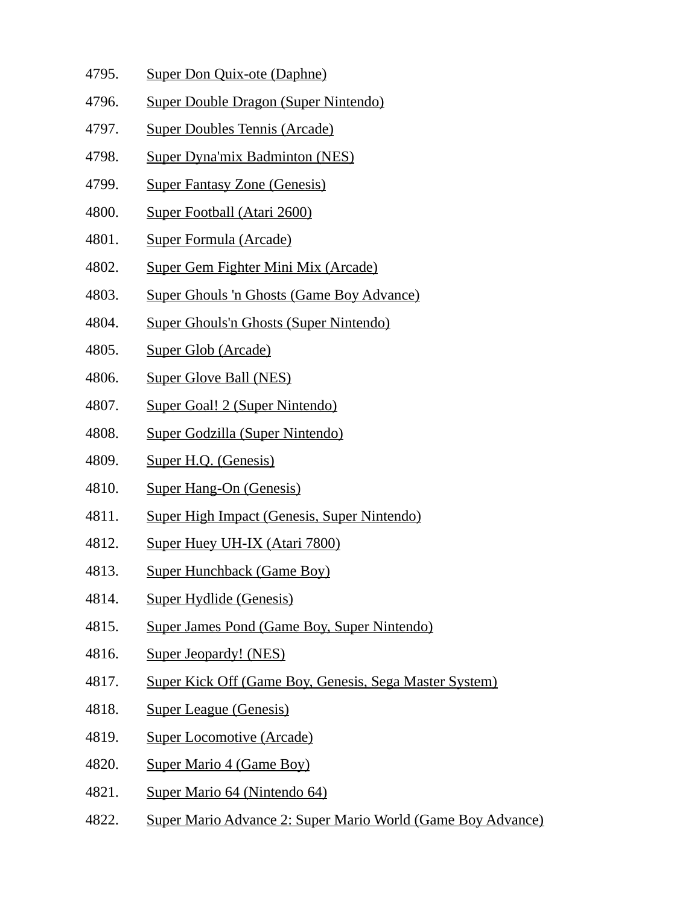4795. Super Don Quix-ote (Daphne)
4796. Super Double Dragon (Super Nintendo)
4797. Super Doubles Tennis (Arcade)
4798. Super Dyna'mix Badminton (NES)
4799. Super Fantasy Zone (Genesis)
4800. Super Football (Atari 2600)
4801. Super Formula (Arcade)
4802. Super Gem Fighter Mini Mix (Arcade)
4803. Super Ghouls 'n Ghosts (Game Boy Advance)
4804. Super Ghouls'n Ghosts (Super Nintendo)
4805. Super Glob (Arcade)
4806. Super Glove Ball (NES)
4807. Super Goal! 2 (Super Nintendo)
4808. Super Godzilla (Super Nintendo)
4809. Super H.Q. (Genesis)
4810. Super Hang-On (Genesis)
4811. Super High Impact (Genesis, Super Nintendo)
4812. Super Huey UH-IX (Atari 7800)
4813. Super Hunchback (Game Boy)
4814. Super Hydlide (Genesis)
4815. Super James Pond (Game Boy, Super Nintendo)
4816. Super Jeopardy! (NES)
4817. Super Kick Off (Game Boy, Genesis, Sega Master System)
4818. Super League (Genesis)
4819. Super Locomotive (Arcade)
4820. Super Mario 4 (Game Boy)
4821. Super Mario 64 (Nintendo 64)
4822. Super Mario Advance 2: Super Mario World (Game Boy Advance)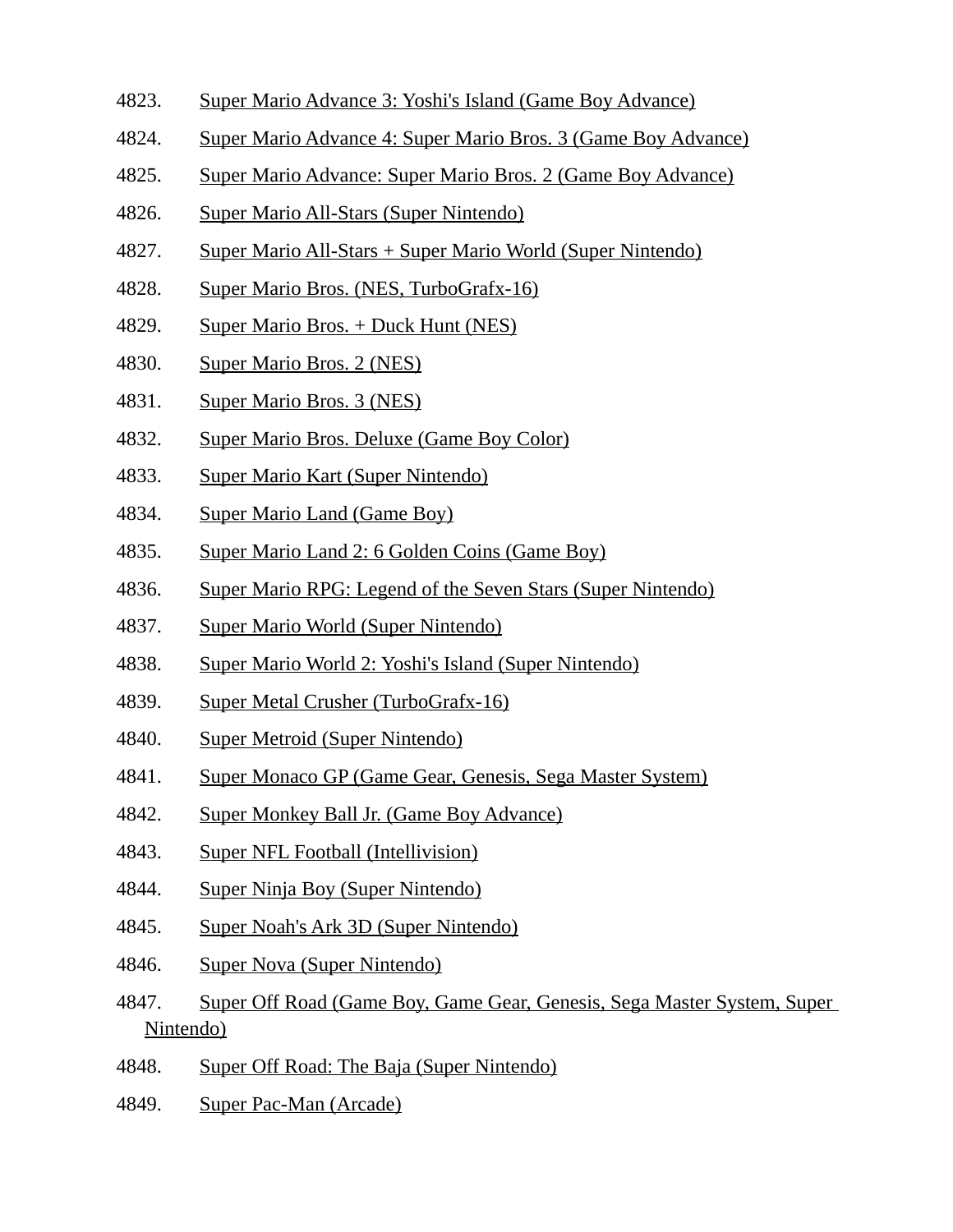4823. Super Mario Advance 3: Yoshi's Island (Game Boy Advance)
4824. Super Mario Advance 4: Super Mario Bros. 3 (Game Boy Advance)
4825. Super Mario Advance: Super Mario Bros. 2 (Game Boy Advance)
4826. Super Mario All-Stars (Super Nintendo)
4827. Super Mario All-Stars + Super Mario World (Super Nintendo)
4828. Super Mario Bros. (NES, TurboGrafx-16)
4829. Super Mario Bros. + Duck Hunt (NES)
4830. Super Mario Bros. 2 (NES)
4831. Super Mario Bros. 3 (NES)
4832. Super Mario Bros. Deluxe (Game Boy Color)
4833. Super Mario Kart (Super Nintendo)
4834. Super Mario Land (Game Boy)
4835. Super Mario Land 2: 6 Golden Coins (Game Boy)
4836. Super Mario RPG: Legend of the Seven Stars (Super Nintendo)
4837. Super Mario World (Super Nintendo)
4838. Super Mario World 2: Yoshi's Island (Super Nintendo)
4839. Super Metal Crusher (TurboGrafx-16)
4840. Super Metroid (Super Nintendo)
4841. Super Monaco GP (Game Gear, Genesis, Sega Master System)
4842. Super Monkey Ball Jr. (Game Boy Advance)
4843. Super NFL Football (Intellivision)
4844. Super Ninja Boy (Super Nintendo)
4845. Super Noah's Ark 3D (Super Nintendo)
4846. Super Nova (Super Nintendo)
4847. Super Off Road (Game Boy, Game Gear, Genesis, Sega Master System, Super Nintendo)
4848. Super Off Road: The Baja (Super Nintendo)
4849. Super Pac-Man (Arcade)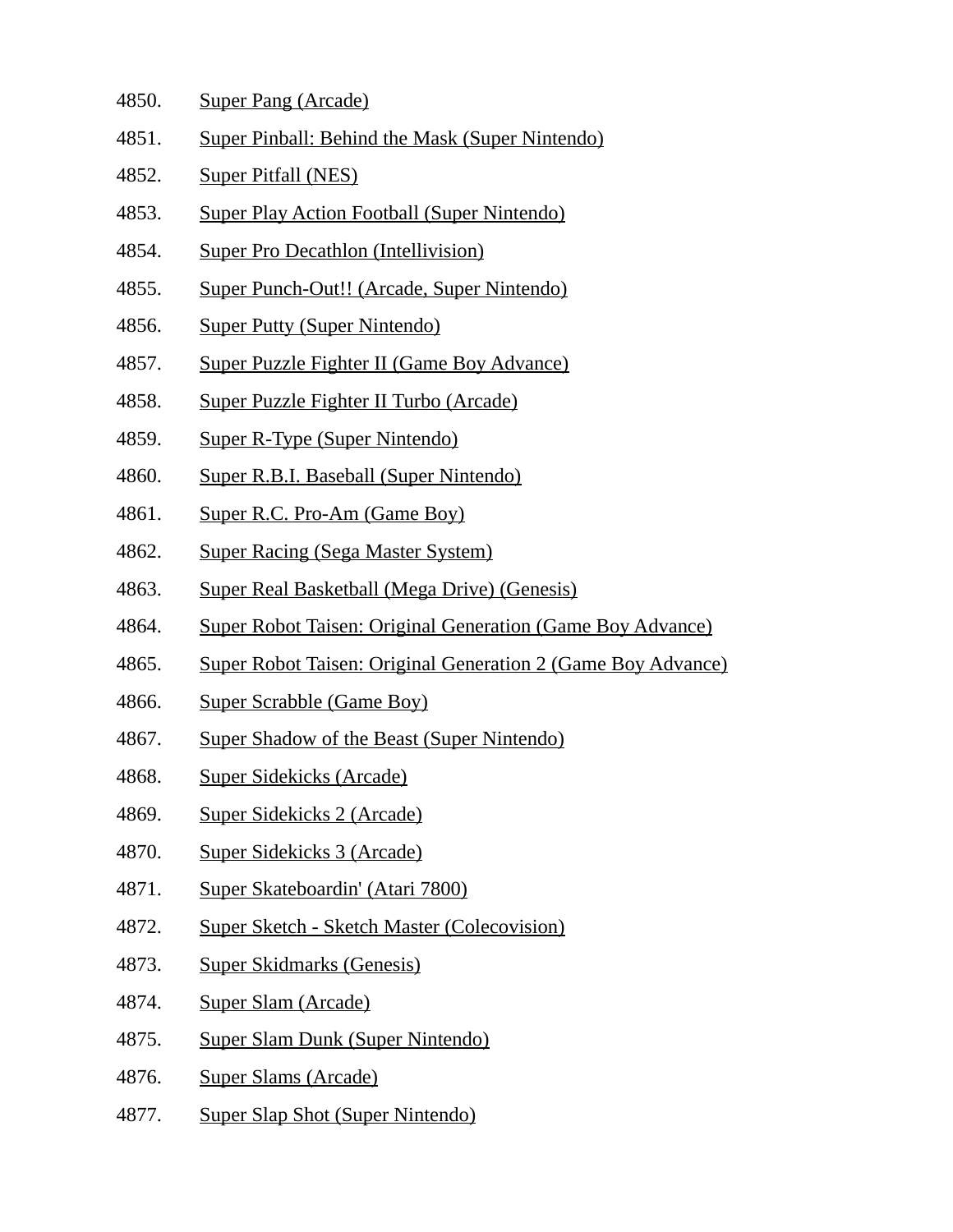4850. Super Pang (Arcade)
4851. Super Pinball: Behind the Mask (Super Nintendo)
4852. Super Pitfall (NES)
4853. Super Play Action Football (Super Nintendo)
4854. Super Pro Decathlon (Intellivision)
4855. Super Punch-Out!! (Arcade, Super Nintendo)
4856. Super Putty (Super Nintendo)
4857. Super Puzzle Fighter II (Game Boy Advance)
4858. Super Puzzle Fighter II Turbo (Arcade)
4859. Super R-Type (Super Nintendo)
4860. Super R.B.I. Baseball (Super Nintendo)
4861. Super R.C. Pro-Am (Game Boy)
4862. Super Racing (Sega Master System)
4863. Super Real Basketball (Mega Drive) (Genesis)
4864. Super Robot Taisen: Original Generation (Game Boy Advance)
4865. Super Robot Taisen: Original Generation 2 (Game Boy Advance)
4866. Super Scrabble (Game Boy)
4867. Super Shadow of the Beast (Super Nintendo)
4868. Super Sidekicks (Arcade)
4869. Super Sidekicks 2 (Arcade)
4870. Super Sidekicks 3 (Arcade)
4871. Super Skateboardin' (Atari 7800)
4872. Super Sketch - Sketch Master (Colecovision)
4873. Super Skidmarks (Genesis)
4874. Super Slam (Arcade)
4875. Super Slam Dunk (Super Nintendo)
4876. Super Slams (Arcade)
4877. Super Slap Shot (Super Nintendo)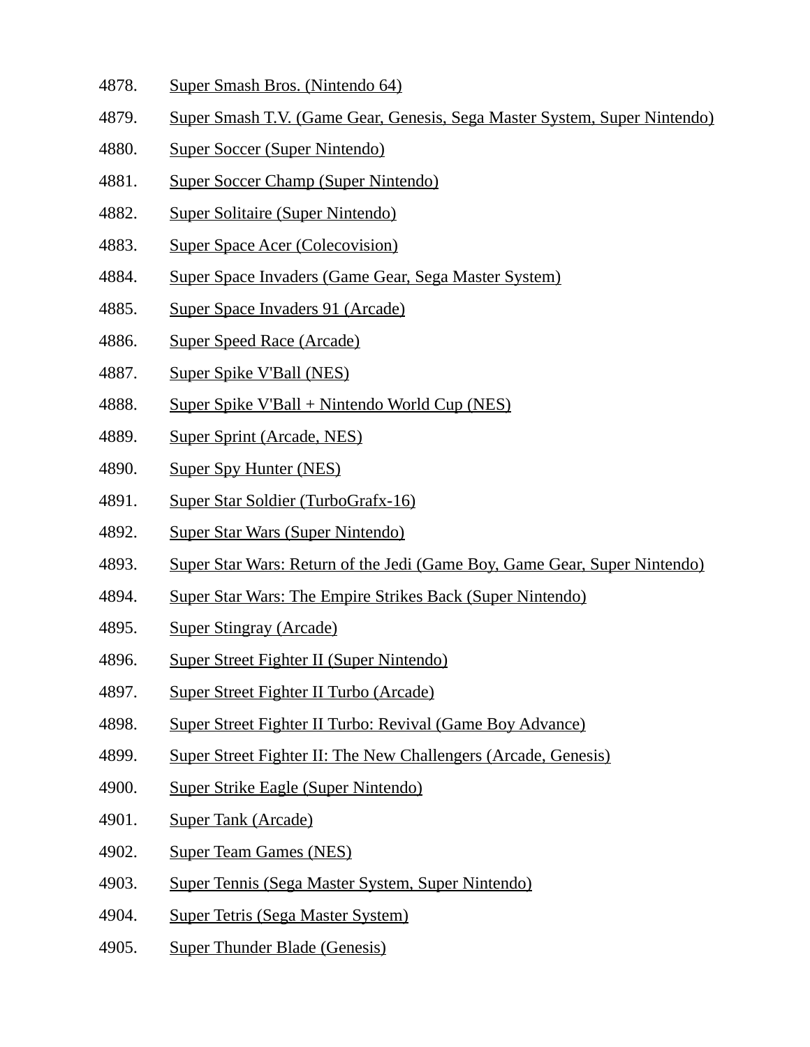4878. Super Smash Bros. (Nintendo 64)
4879. Super Smash T.V. (Game Gear, Genesis, Sega Master System, Super Nintendo)
4880. Super Soccer (Super Nintendo)
4881. Super Soccer Champ (Super Nintendo)
4882. Super Solitaire (Super Nintendo)
4883. Super Space Acer (Colecovision)
4884. Super Space Invaders (Game Gear, Sega Master System)
4885. Super Space Invaders 91 (Arcade)
4886. Super Speed Race (Arcade)
4887. Super Spike V'Ball (NES)
4888. Super Spike V'Ball + Nintendo World Cup (NES)
4889. Super Sprint (Arcade, NES)
4890. Super Spy Hunter (NES)
4891. Super Star Soldier (TurboGrafx-16)
4892. Super Star Wars (Super Nintendo)
4893. Super Star Wars: Return of the Jedi (Game Boy, Game Gear, Super Nintendo)
4894. Super Star Wars: The Empire Strikes Back (Super Nintendo)
4895. Super Stingray (Arcade)
4896. Super Street Fighter II (Super Nintendo)
4897. Super Street Fighter II Turbo (Arcade)
4898. Super Street Fighter II Turbo: Revival (Game Boy Advance)
4899. Super Street Fighter II: The New Challengers (Arcade, Genesis)
4900. Super Strike Eagle (Super Nintendo)
4901. Super Tank (Arcade)
4902. Super Team Games (NES)
4903. Super Tennis (Sega Master System, Super Nintendo)
4904. Super Tetris (Sega Master System)
4905. Super Thunder Blade (Genesis)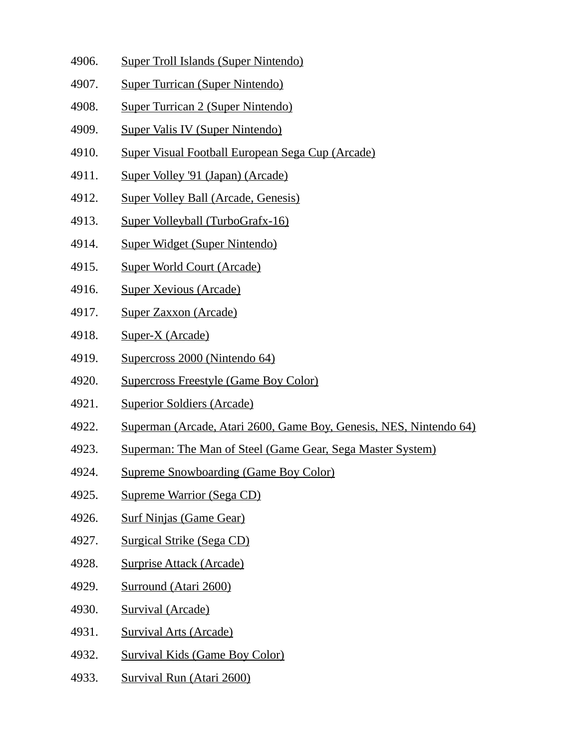4906. Super Troll Islands (Super Nintendo)
4907. Super Turrican (Super Nintendo)
4908. Super Turrican 2 (Super Nintendo)
4909. Super Valis IV (Super Nintendo)
4910. Super Visual Football European Sega Cup (Arcade)
4911. Super Volley '91 (Japan) (Arcade)
4912. Super Volley Ball (Arcade, Genesis)
4913. Super Volleyball (TurboGrafx-16)
4914. Super Widget (Super Nintendo)
4915. Super World Court (Arcade)
4916. Super Xevious (Arcade)
4917. Super Zaxxon (Arcade)
4918. Super-X (Arcade)
4919. Supercross 2000 (Nintendo 64)
4920. Supercross Freestyle (Game Boy Color)
4921. Superior Soldiers (Arcade)
4922. Superman (Arcade, Atari 2600, Game Boy, Genesis, NES, Nintendo 64)
4923. Superman: The Man of Steel (Game Gear, Sega Master System)
4924. Supreme Snowboarding (Game Boy Color)
4925. Supreme Warrior (Sega CD)
4926. Surf Ninjas (Game Gear)
4927. Surgical Strike (Sega CD)
4928. Surprise Attack (Arcade)
4929. Surround (Atari 2600)
4930. Survival (Arcade)
4931. Survival Arts (Arcade)
4932. Survival Kids (Game Boy Color)
4933. Survival Run (Atari 2600)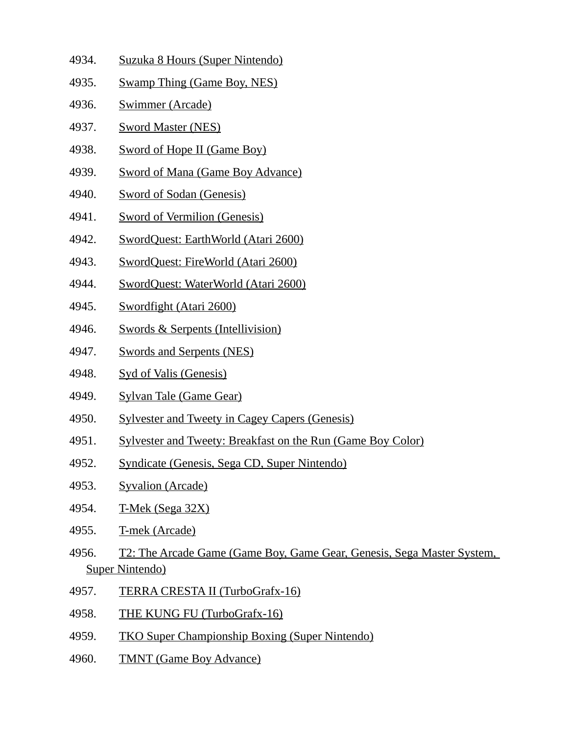4934. Suzuka 8 Hours (Super Nintendo)

4935. Swamp Thing (Game Boy, NES)

4936. Swimmer (Arcade)

4937. Sword Master (NES)

4938. Sword of Hope II (Game Boy)

4939. Sword of Mana (Game Boy Advance)

4940. Sword of Sodan (Genesis)

4941. Sword of Vermilion (Genesis)

4942. SwordQuest: EarthWorld (Atari 2600)

4943. SwordQuest: FireWorld (Atari 2600)

4944. SwordQuest: WaterWorld (Atari 2600)

4945. Swordfight (Atari 2600)

4946. Swords & Serpents (Intellivision)

4947. Swords and Serpents (NES)

4948. Syd of Valis (Genesis)

4949. Sylvan Tale (Game Gear)

4950. Sylvester and Tweety in Cagey Capers (Genesis)

4951. Sylvester and Tweety: Breakfast on the Run (Game Boy Color)

4952. Syndicate (Genesis, Sega CD, Super Nintendo)

4953. Syvalion (Arcade)

4954. T-Mek (Sega 32X)

4955. T-mek (Arcade)

4956. T2: The Arcade Game (Game Boy, Game Gear, Genesis, Sega Master System, Super Nintendo)

4957. TERRA CRESTA II (TurboGrafx-16)

4958. THE KUNG FU (TurboGrafx-16)

4959. TKO Super Championship Boxing (Super Nintendo)

4960. TMNT (Game Boy Advance)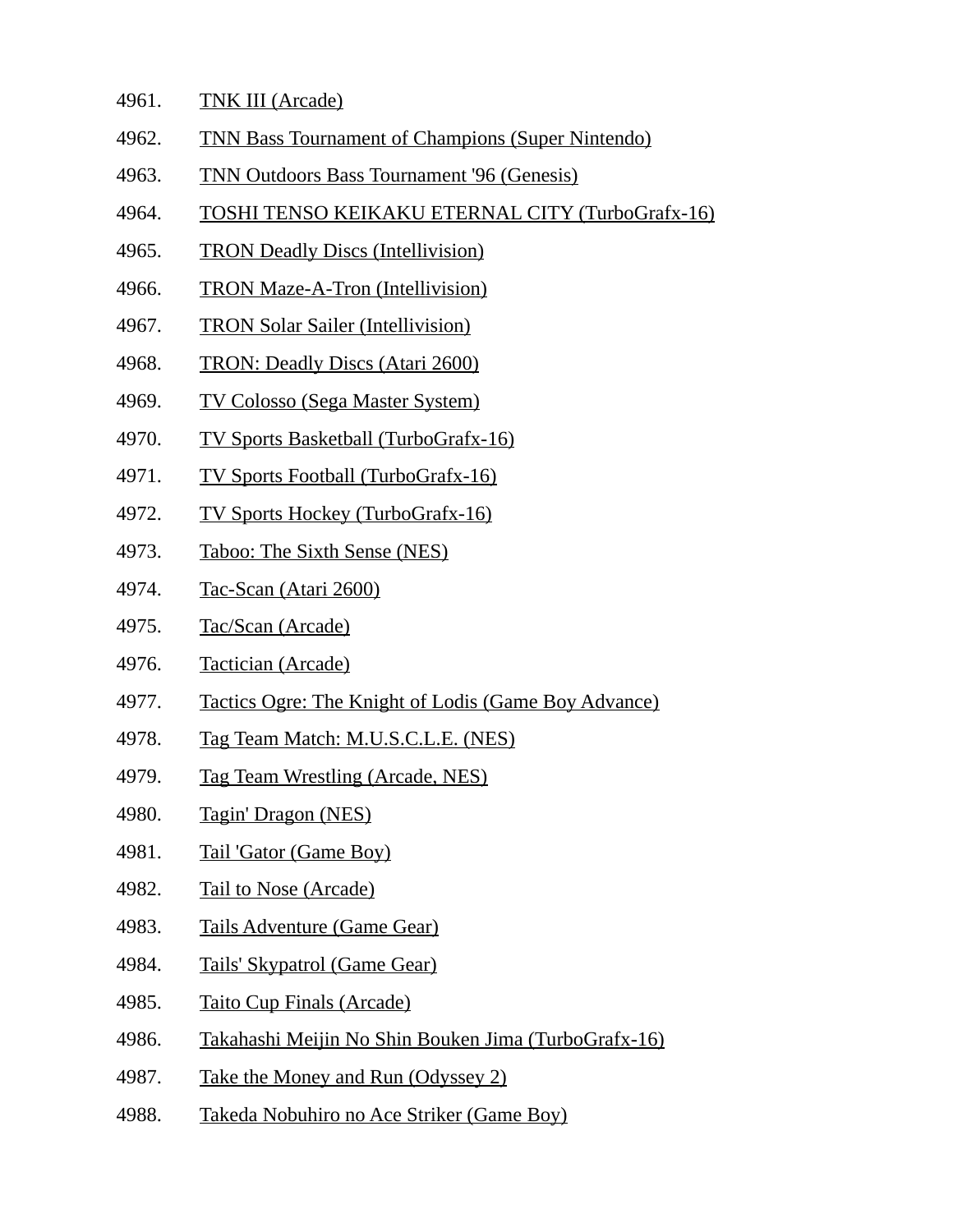4961. TNK III (Arcade)
4962. TNN Bass Tournament of Champions (Super Nintendo)
4963. TNN Outdoors Bass Tournament '96 (Genesis)
4964. TOSHI TENSO KEIKAKU ETERNAL CITY (TurboGrafx-16)
4965. TRON Deadly Discs (Intellivision)
4966. TRON Maze-A-Tron (Intellivision)
4967. TRON Solar Sailer (Intellivision)
4968. TRON: Deadly Discs (Atari 2600)
4969. TV Colosso (Sega Master System)
4970. TV Sports Basketball (TurboGrafx-16)
4971. TV Sports Football (TurboGrafx-16)
4972. TV Sports Hockey (TurboGrafx-16)
4973. Taboo: The Sixth Sense (NES)
4974. Tac-Scan (Atari 2600)
4975. Tac/Scan (Arcade)
4976. Tactician (Arcade)
4977. Tactics Ogre: The Knight of Lodis (Game Boy Advance)
4978. Tag Team Match: M.U.S.C.L.E. (NES)
4979. Tag Team Wrestling (Arcade, NES)
4980. Tagin' Dragon (NES)
4981. Tail 'Gator (Game Boy)
4982. Tail to Nose (Arcade)
4983. Tails Adventure (Game Gear)
4984. Tails' Skypatrol (Game Gear)
4985. Taito Cup Finals (Arcade)
4986. Takahashi Meijin No Shin Bouken Jima (TurboGrafx-16)
4987. Take the Money and Run (Odyssey 2)
4988. Takeda Nobuhiro no Ace Striker (Game Boy)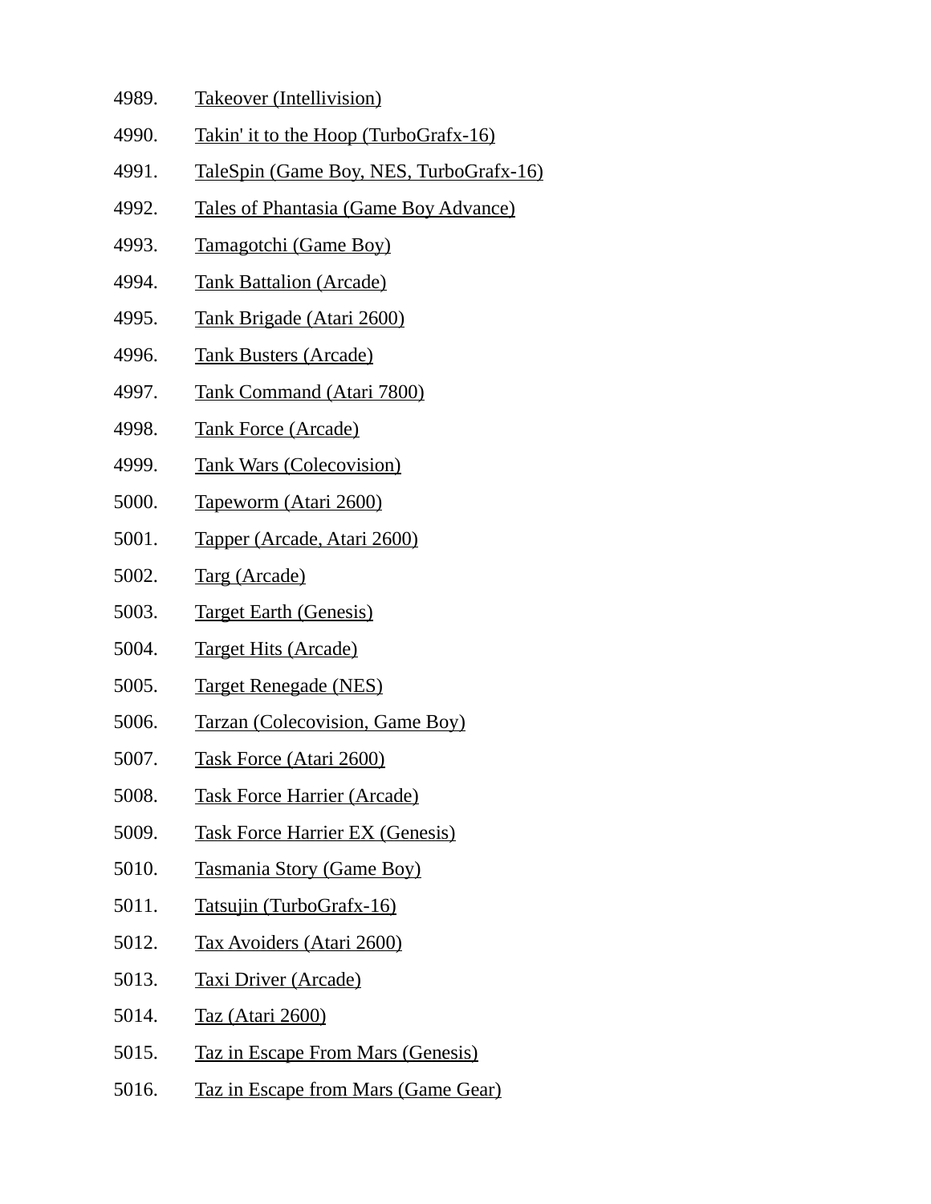4989. Takeover (Intellivision)
4990. Takin' it to the Hoop (TurboGrafx-16)
4991. TaleSpin (Game Boy, NES, TurboGrafx-16)
4992. Tales of Phantasia (Game Boy Advance)
4993. Tamagotchi (Game Boy)
4994. Tank Battalion (Arcade)
4995. Tank Brigade (Atari 2600)
4996. Tank Busters (Arcade)
4997. Tank Command (Atari 7800)
4998. Tank Force (Arcade)
4999. Tank Wars (Colecovision)
5000. Tapeworm (Atari 2600)
5001. Tapper (Arcade, Atari 2600)
5002. Targ (Arcade)
5003. Target Earth (Genesis)
5004. Target Hits (Arcade)
5005. Target Renegade (NES)
5006. Tarzan (Colecovision, Game Boy)
5007. Task Force (Atari 2600)
5008. Task Force Harrier (Arcade)
5009. Task Force Harrier EX (Genesis)
5010. Tasmania Story (Game Boy)
5011. Tatsujin (TurboGrafx-16)
5012. Tax Avoiders (Atari 2600)
5013. Taxi Driver (Arcade)
5014. Taz (Atari 2600)
5015. Taz in Escape From Mars (Genesis)
5016. Taz in Escape from Mars (Game Gear)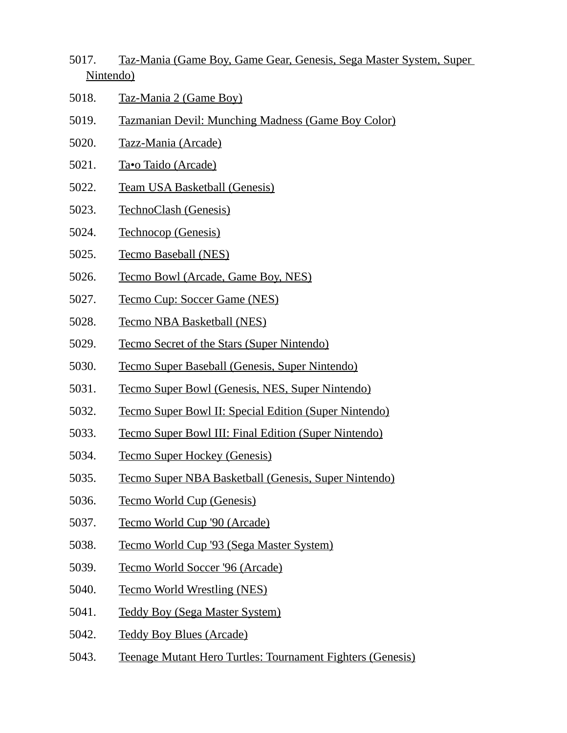5017. Taz-Mania (Game Boy, Game Gear, Genesis, Sega Master System, Super Nintendo)

5018. Taz-Mania 2 (Game Boy)

5019. Tazmanian Devil: Munching Madness (Game Boy Color)

5020. Tazz-Mania (Arcade)

5021. Ta•o Taido (Arcade)

5022. Team USA Basketball (Genesis)

5023. TechnoClash (Genesis)

5024. Technocop (Genesis)

5025. Tecmo Baseball (NES)

5026. Tecmo Bowl (Arcade, Game Boy, NES)

5027. Tecmo Cup: Soccer Game (NES)

5028. Tecmo NBA Basketball (NES)

5029. Tecmo Secret of the Stars (Super Nintendo)

5030. Tecmo Super Baseball (Genesis, Super Nintendo)

5031. Tecmo Super Bowl (Genesis, NES, Super Nintendo)

5032. Tecmo Super Bowl II: Special Edition (Super Nintendo)

5033. Tecmo Super Bowl III: Final Edition (Super Nintendo)

5034. Tecmo Super Hockey (Genesis)

5035. Tecmo Super NBA Basketball (Genesis, Super Nintendo)

5036. Tecmo World Cup (Genesis)

5037. Tecmo World Cup '90 (Arcade)

5038. Tecmo World Cup '93 (Sega Master System)

5039. Tecmo World Soccer '96 (Arcade)

5040. Tecmo World Wrestling (NES)

5041. Teddy Boy (Sega Master System)

5042. Teddy Boy Blues (Arcade)

5043. Teenage Mutant Hero Turtles: Tournament Fighters (Genesis)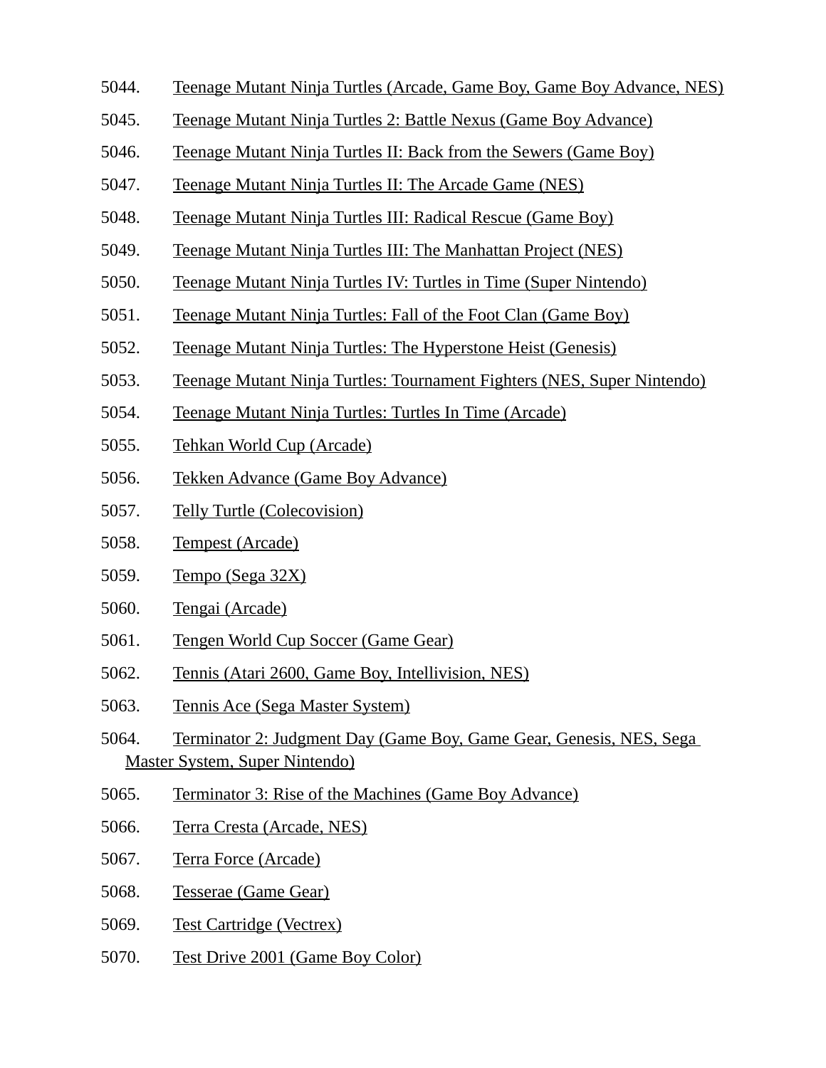5044. Teenage Mutant Ninja Turtles (Arcade, Game Boy, Game Boy Advance, NES)

5045. Teenage Mutant Ninja Turtles 2: Battle Nexus (Game Boy Advance)

5046. Teenage Mutant Ninja Turtles II: Back from the Sewers (Game Boy)

5047. Teenage Mutant Ninja Turtles II: The Arcade Game (NES)

5048. Teenage Mutant Ninja Turtles III: Radical Rescue (Game Boy)

5049. Teenage Mutant Ninja Turtles III: The Manhattan Project (NES)

5050. Teenage Mutant Ninja Turtles IV: Turtles in Time (Super Nintendo)

5051. Teenage Mutant Ninja Turtles: Fall of the Foot Clan (Game Boy)

5052. Teenage Mutant Ninja Turtles: The Hyperstone Heist (Genesis)

5053. Teenage Mutant Ninja Turtles: Tournament Fighters (NES, Super Nintendo)

5054. Teenage Mutant Ninja Turtles: Turtles In Time (Arcade)

5055. Tehkan World Cup (Arcade)

5056. Tekken Advance (Game Boy Advance)

5057. Telly Turtle (Colecovision)

5058. Tempest (Arcade)

5059. Tempo (Sega 32X)

5060. Tengai (Arcade)

5061. Tengen World Cup Soccer (Game Gear)

5062. Tennis (Atari 2600, Game Boy, Intellivision, NES)

5063. Tennis Ace (Sega Master System)

5064. Terminator 2: Judgment Day (Game Boy, Game Gear, Genesis, NES, Sega Master System, Super Nintendo)

5065. Terminator 3: Rise of the Machines (Game Boy Advance)

5066. Terra Cresta (Arcade, NES)

5067. Terra Force (Arcade)

5068. Tesserae (Game Gear)

5069. Test Cartridge (Vectrex)

5070. Test Drive 2001 (Game Boy Color)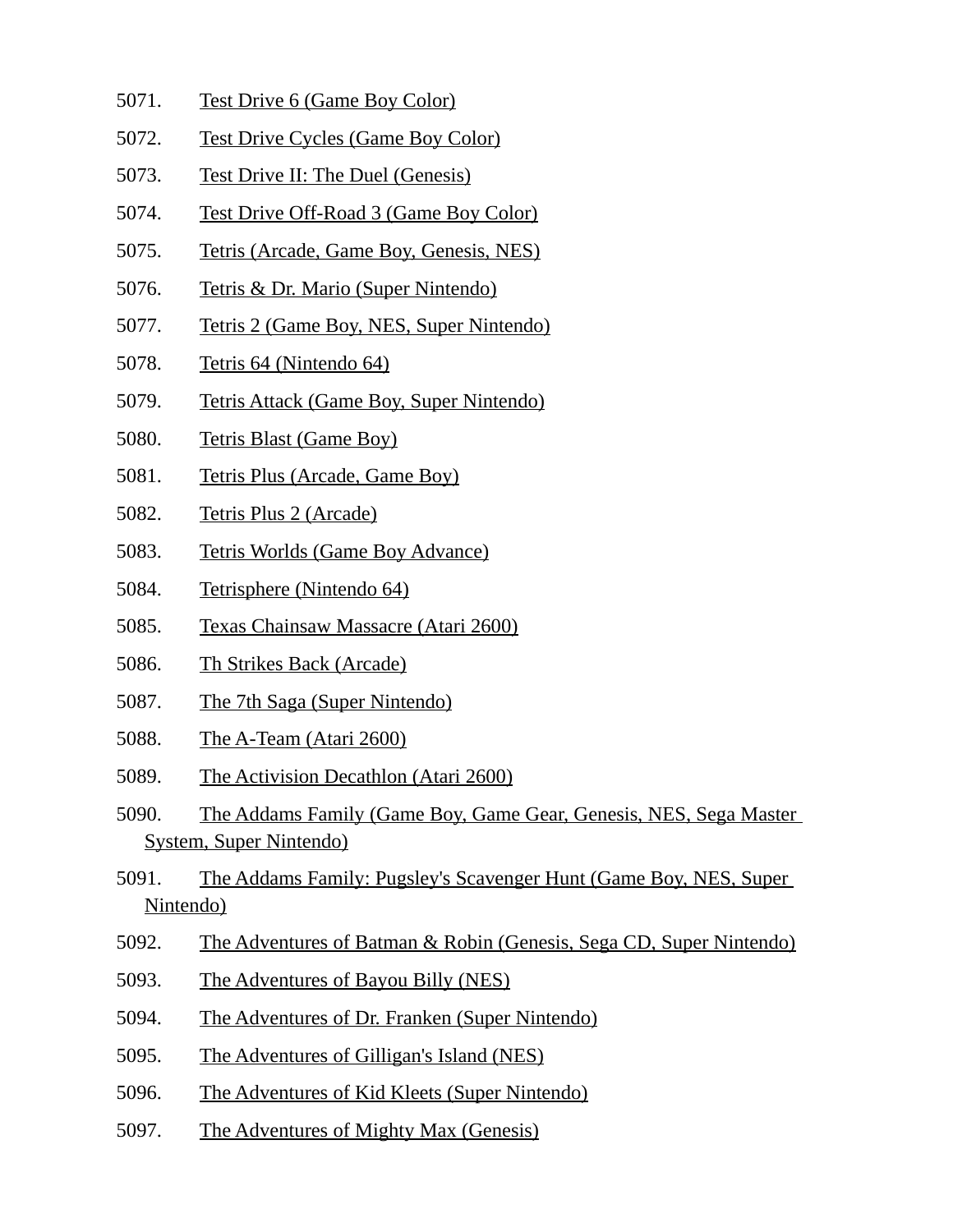5071. Test Drive 6 (Game Boy Color)

5072. Test Drive Cycles (Game Boy Color)

5073. Test Drive II: The Duel (Genesis)

5074. Test Drive Off-Road 3 (Game Boy Color)

5075. Tetris (Arcade, Game Boy, Genesis, NES)

5076. Tetris & Dr. Mario (Super Nintendo)

5077. Tetris 2 (Game Boy, NES, Super Nintendo)

5078. Tetris 64 (Nintendo 64)

5079. Tetris Attack (Game Boy, Super Nintendo)

5080. Tetris Blast (Game Boy)

5081. Tetris Plus (Arcade, Game Boy)

5082. Tetris Plus 2 (Arcade)

5083. Tetris Worlds (Game Boy Advance)

5084. Tetrisphere (Nintendo 64)

5085. Texas Chainsaw Massacre (Atari 2600)

5086. Th Strikes Back (Arcade)

5087. The 7th Saga (Super Nintendo)

5088. The A-Team (Atari 2600)

5089. The Activision Decathlon (Atari 2600)

5090. The Addams Family (Game Boy, Game Gear, Genesis, NES, Sega Master System, Super Nintendo)

5091. The Addams Family: Pugsley's Scavenger Hunt (Game Boy, NES, Super Nintendo)

5092. The Adventures of Batman & Robin (Genesis, Sega CD, Super Nintendo)

5093. The Adventures of Bayou Billy (NES)

5094. The Adventures of Dr. Franken (Super Nintendo)

5095. The Adventures of Gilligan's Island (NES)

5096. The Adventures of Kid Kleets (Super Nintendo)

5097. The Adventures of Mighty Max (Genesis)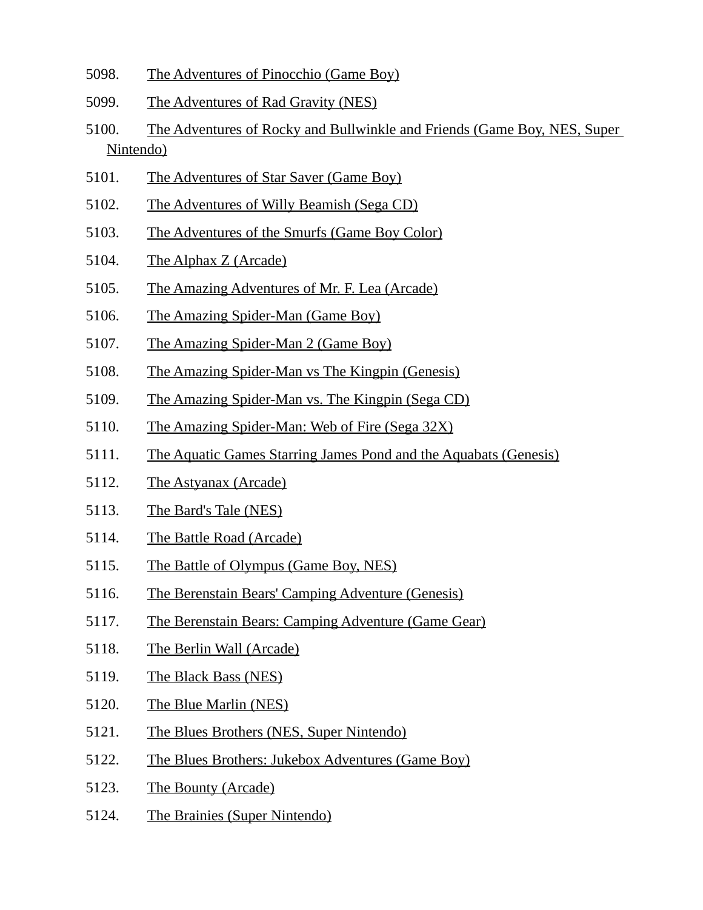5098. The Adventures of Pinocchio (Game Boy)

5099. The Adventures of Rad Gravity (NES)

5100. The Adventures of Rocky and Bullwinkle and Friends (Game Boy, NES, Super Nintendo)

5101. The Adventures of Star Saver (Game Boy)

5102. The Adventures of Willy Beamish (Sega CD)

5103. The Adventures of the Smurfs (Game Boy Color)

5104. The Alphax Z (Arcade)

5105. The Amazing Adventures of Mr. F. Lea (Arcade)

5106. The Amazing Spider-Man (Game Boy)

5107. The Amazing Spider-Man 2 (Game Boy)

5108. The Amazing Spider-Man vs The Kingpin (Genesis)

5109. The Amazing Spider-Man vs. The Kingpin (Sega CD)

5110. The Amazing Spider-Man: Web of Fire (Sega 32X)

5111. The Aquatic Games Starring James Pond and the Aquabats (Genesis)

5112. The Astyanax (Arcade)

5113. The Bard's Tale (NES)

5114. The Battle Road (Arcade)

5115. The Battle of Olympus (Game Boy, NES)

5116. The Berenstain Bears' Camping Adventure (Genesis)

5117. The Berenstain Bears: Camping Adventure (Game Gear)

5118. The Berlin Wall (Arcade)

5119. The Black Bass (NES)

5120. The Blue Marlin (NES)

5121. The Blues Brothers (NES, Super Nintendo)

5122. The Blues Brothers: Jukebox Adventures (Game Boy)

5123. The Bounty (Arcade)

5124. The Brainies (Super Nintendo)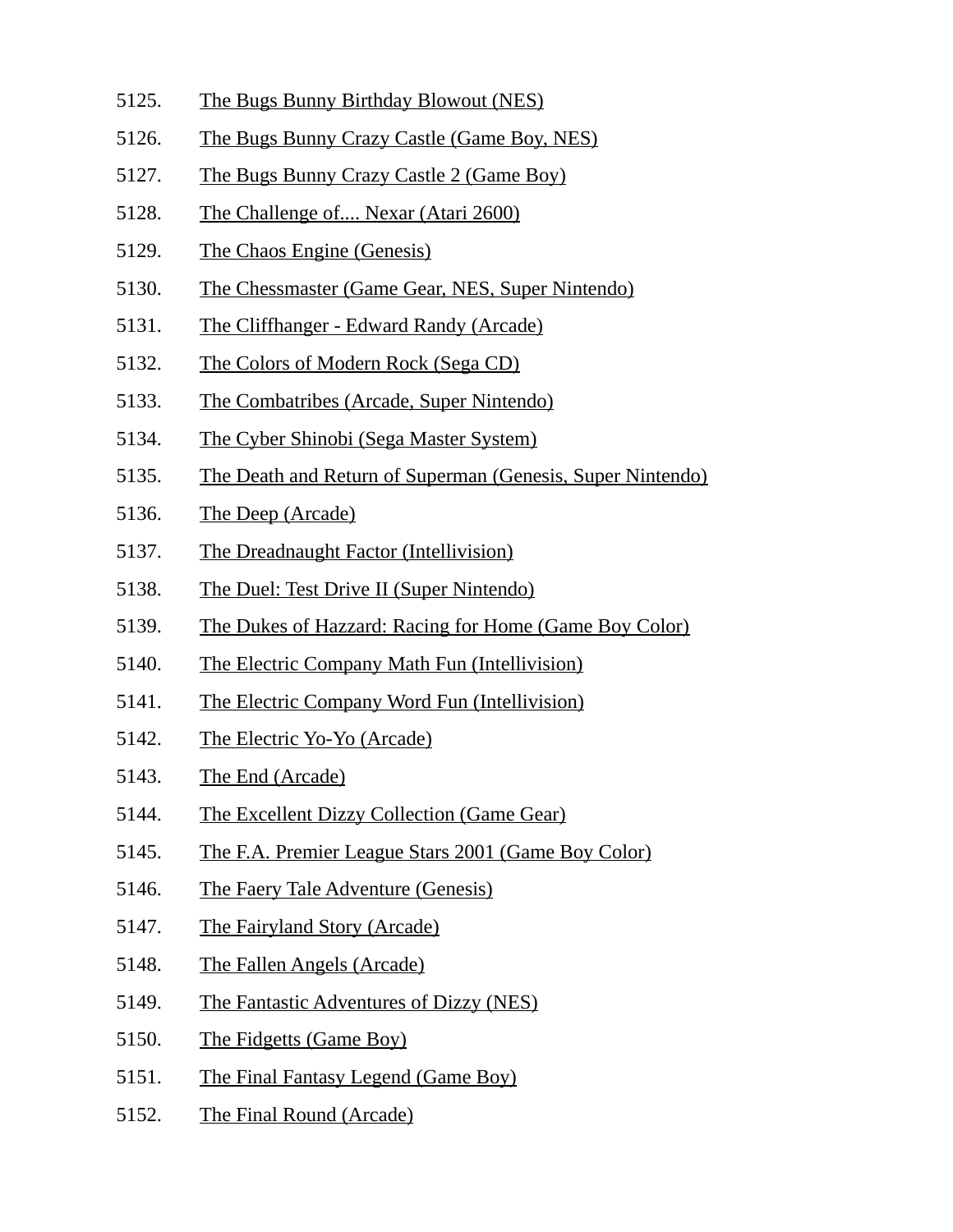5125. The Bugs Bunny Birthday Blowout (NES)
5126. The Bugs Bunny Crazy Castle (Game Boy, NES)
5127. The Bugs Bunny Crazy Castle 2 (Game Boy)
5128. The Challenge of.... Nexar (Atari 2600)
5129. The Chaos Engine (Genesis)
5130. The Chessmaster (Game Gear, NES, Super Nintendo)
5131. The Cliffhanger - Edward Randy (Arcade)
5132. The Colors of Modern Rock (Sega CD)
5133. The Combatribes (Arcade, Super Nintendo)
5134. The Cyber Shinobi (Sega Master System)
5135. The Death and Return of Superman (Genesis, Super Nintendo)
5136. The Deep (Arcade)
5137. The Dreadnaught Factor (Intellivision)
5138. The Duel: Test Drive II (Super Nintendo)
5139. The Dukes of Hazzard: Racing for Home (Game Boy Color)
5140. The Electric Company Math Fun (Intellivision)
5141. The Electric Company Word Fun (Intellivision)
5142. The Electric Yo-Yo (Arcade)
5143. The End (Arcade)
5144. The Excellent Dizzy Collection (Game Gear)
5145. The F.A. Premier League Stars 2001 (Game Boy Color)
5146. The Faery Tale Adventure (Genesis)
5147. The Fairyland Story (Arcade)
5148. The Fallen Angels (Arcade)
5149. The Fantastic Adventures of Dizzy (NES)
5150. The Fidgetts (Game Boy)
5151. The Final Fantasy Legend (Game Boy)
5152. The Final Round (Arcade)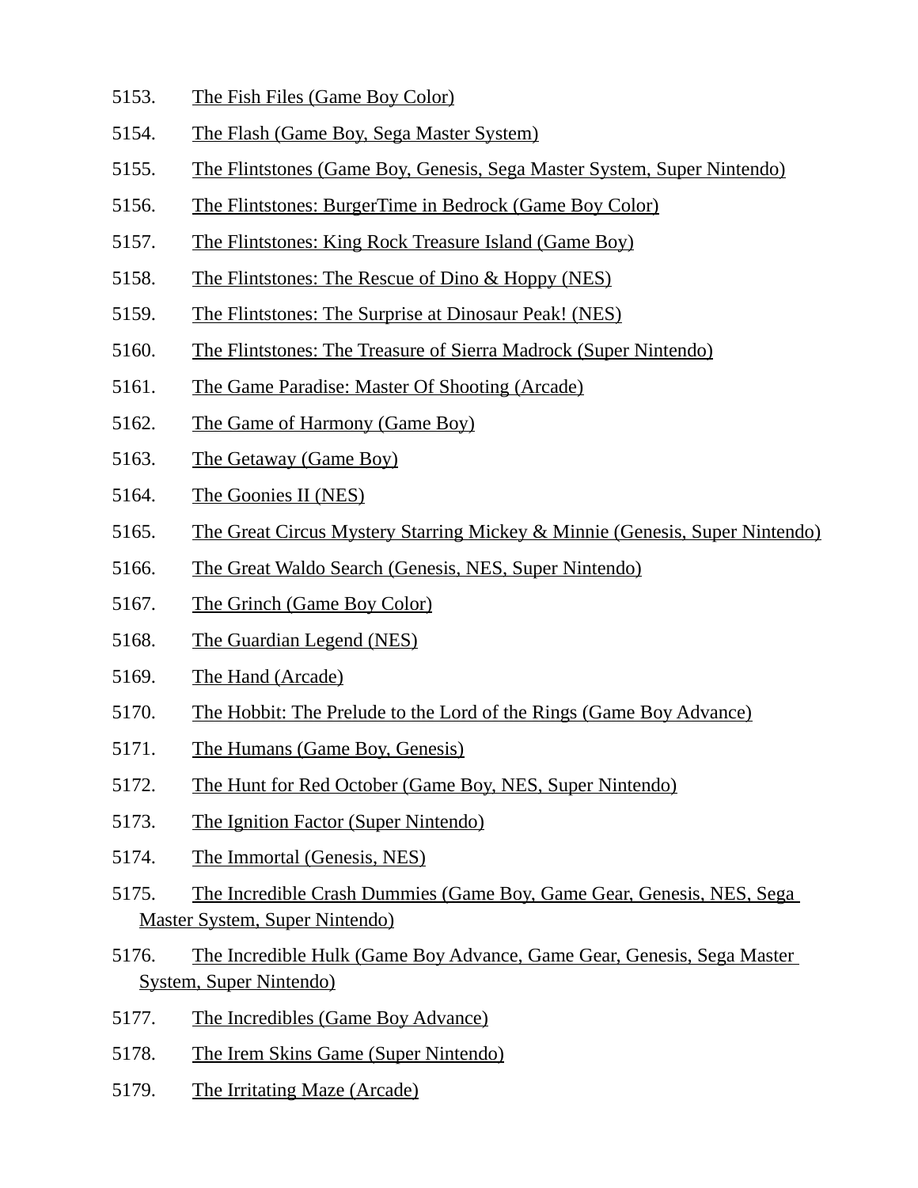5153. The Fish Files (Game Boy Color)

5154. The Flash (Game Boy, Sega Master System)

5155. The Flintstones (Game Boy, Genesis, Sega Master System, Super Nintendo)

5156. The Flintstones: BurgerTime in Bedrock (Game Boy Color)

5157. The Flintstones: King Rock Treasure Island (Game Boy)

5158. The Flintstones: The Rescue of Dino & Hoppy (NES)

5159. The Flintstones: The Surprise at Dinosaur Peak! (NES)

5160. The Flintstones: The Treasure of Sierra Madrock (Super Nintendo)

5161. The Game Paradise: Master Of Shooting (Arcade)

5162. The Game of Harmony (Game Boy)

5163. The Getaway (Game Boy)

5164. The Goonies II (NES)

5165. The Great Circus Mystery Starring Mickey & Minnie (Genesis, Super Nintendo)

5166. The Great Waldo Search (Genesis, NES, Super Nintendo)

5167. The Grinch (Game Boy Color)

5168. The Guardian Legend (NES)

5169. The Hand (Arcade)

5170. The Hobbit: The Prelude to the Lord of the Rings (Game Boy Advance)

5171. The Humans (Game Boy, Genesis)

5172. The Hunt for Red October (Game Boy, NES, Super Nintendo)

5173. The Ignition Factor (Super Nintendo)

5174. The Immortal (Genesis, NES)

5175. The Incredible Crash Dummies (Game Boy, Game Gear, Genesis, NES, Sega Master System, Super Nintendo)

5176. The Incredible Hulk (Game Boy Advance, Game Gear, Genesis, Sega Master System, Super Nintendo)

5177. The Incredibles (Game Boy Advance)

5178. The Irem Skins Game (Super Nintendo)

5179. The Irritating Maze (Arcade)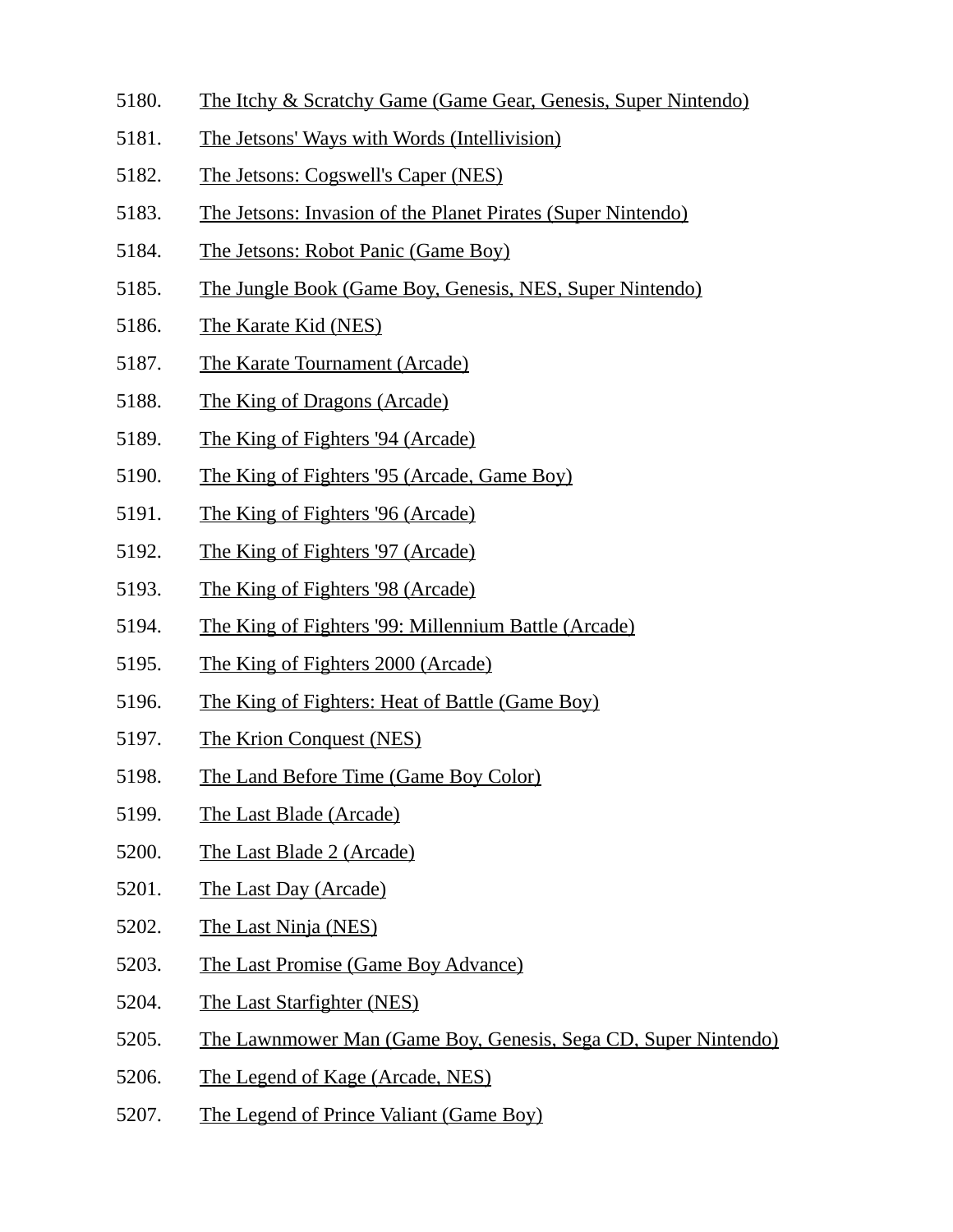5180. The Itchy & Scratchy Game (Game Gear, Genesis, Super Nintendo)

5181. The Jetsons' Ways with Words (Intellivision)

5182. The Jetsons: Cogswell's Caper (NES)

5183. The Jetsons: Invasion of the Planet Pirates (Super Nintendo)

5184. The Jetsons: Robot Panic (Game Boy)

5185. The Jungle Book (Game Boy, Genesis, NES, Super Nintendo)

5186. The Karate Kid (NES)

5187. The Karate Tournament (Arcade)

5188. The King of Dragons (Arcade)

5189. The King of Fighters '94 (Arcade)

5190. The King of Fighters '95 (Arcade, Game Boy)

5191. The King of Fighters '96 (Arcade)

5192. The King of Fighters '97 (Arcade)

5193. The King of Fighters '98 (Arcade)

5194. The King of Fighters '99: Millennium Battle (Arcade)

5195. The King of Fighters 2000 (Arcade)

5196. The King of Fighters: Heat of Battle (Game Boy)

5197. The Krion Conquest (NES)

5198. The Land Before Time (Game Boy Color)

5199. The Last Blade (Arcade)

5200. The Last Blade 2 (Arcade)

5201. The Last Day (Arcade)

5202. The Last Ninja (NES)

5203. The Last Promise (Game Boy Advance)

5204. The Last Starfighter (NES)

5205. The Lawnmower Man (Game Boy, Genesis, Sega CD, Super Nintendo)

5206. The Legend of Kage (Arcade, NES)

5207. The Legend of Prince Valiant (Game Boy)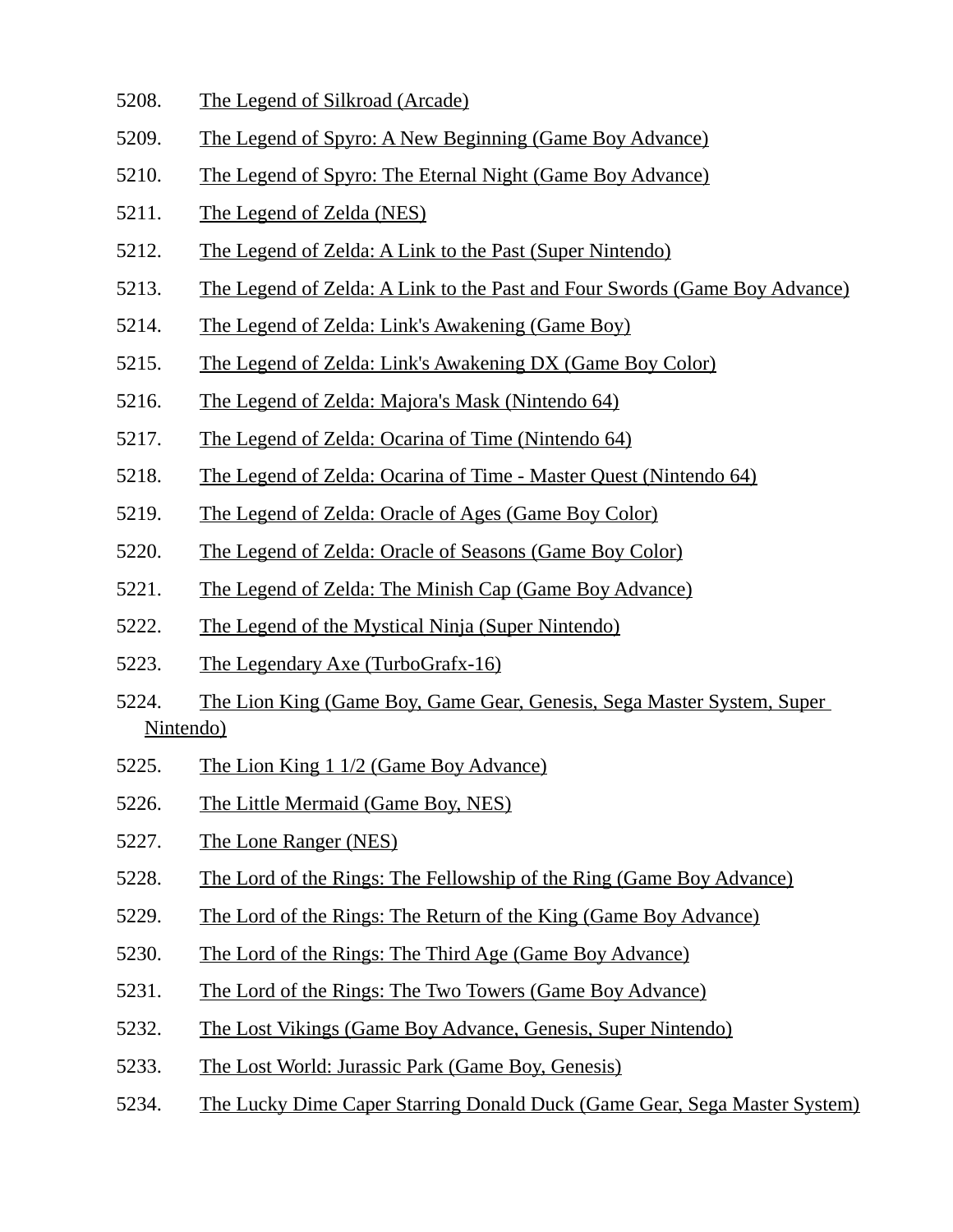5208. The Legend of Silkroad (Arcade)
5209. The Legend of Spyro: A New Beginning (Game Boy Advance)
5210. The Legend of Spyro: The Eternal Night (Game Boy Advance)
5211. The Legend of Zelda (NES)
5212. The Legend of Zelda: A Link to the Past (Super Nintendo)
5213. The Legend of Zelda: A Link to the Past and Four Swords (Game Boy Advance)
5214. The Legend of Zelda: Link's Awakening (Game Boy)
5215. The Legend of Zelda: Link's Awakening DX (Game Boy Color)
5216. The Legend of Zelda: Majora's Mask (Nintendo 64)
5217. The Legend of Zelda: Ocarina of Time (Nintendo 64)
5218. The Legend of Zelda: Ocarina of Time - Master Quest (Nintendo 64)
5219. The Legend of Zelda: Oracle of Ages (Game Boy Color)
5220. The Legend of Zelda: Oracle of Seasons (Game Boy Color)
5221. The Legend of Zelda: The Minish Cap (Game Boy Advance)
5222. The Legend of the Mystical Ninja (Super Nintendo)
5223. The Legendary Axe (TurboGrafx-16)
5224. The Lion King (Game Boy, Game Gear, Genesis, Sega Master System, Super Nintendo)
5225. The Lion King 1 1/2 (Game Boy Advance)
5226. The Little Mermaid (Game Boy, NES)
5227. The Lone Ranger (NES)
5228. The Lord of the Rings: The Fellowship of the Ring (Game Boy Advance)
5229. The Lord of the Rings: The Return of the King (Game Boy Advance)
5230. The Lord of the Rings: The Third Age (Game Boy Advance)
5231. The Lord of the Rings: The Two Towers (Game Boy Advance)
5232. The Lost Vikings (Game Boy Advance, Genesis, Super Nintendo)
5233. The Lost World: Jurassic Park (Game Boy, Genesis)
5234. The Lucky Dime Caper Starring Donald Duck (Game Gear, Sega Master System)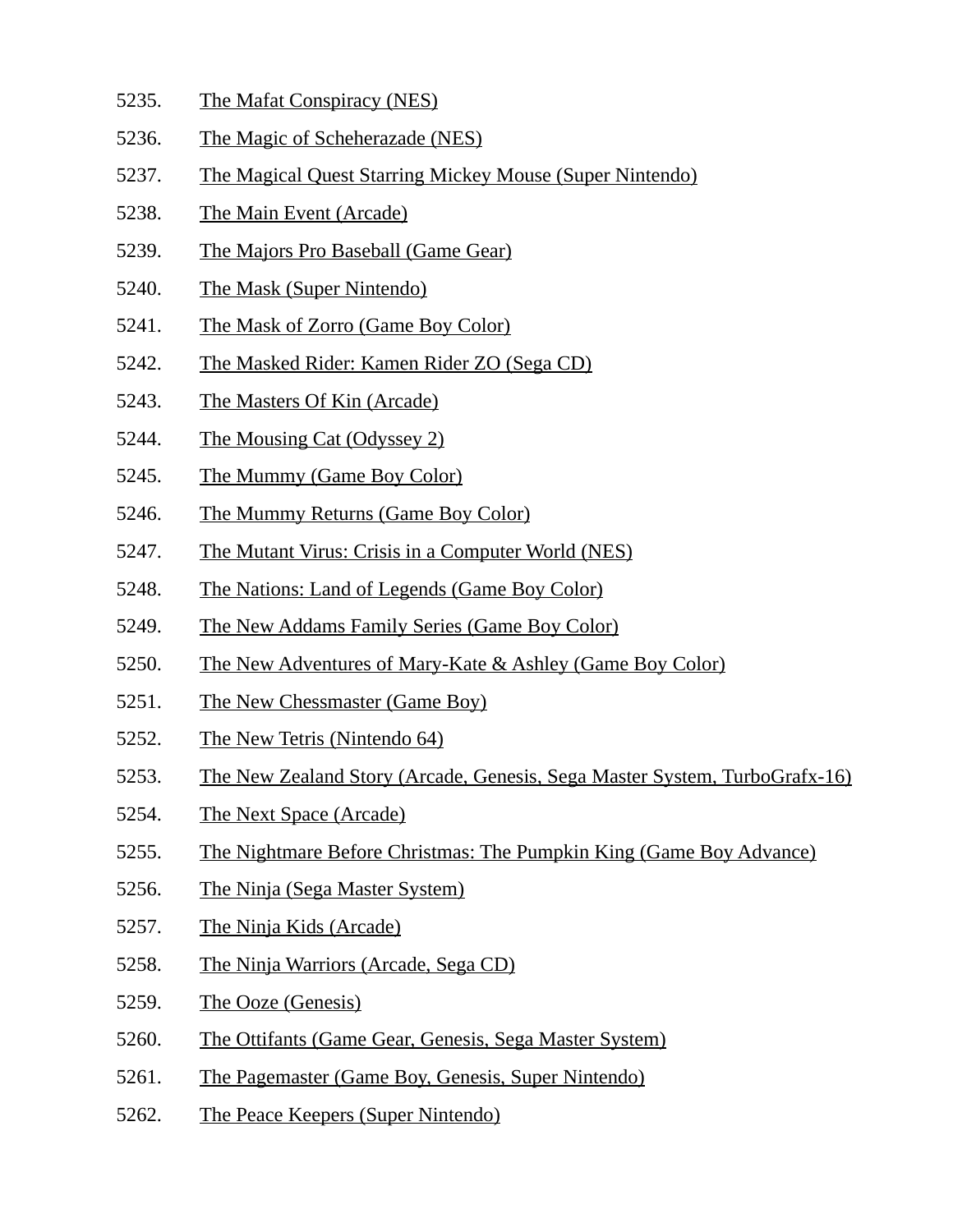5235. The Mafat Conspiracy (NES)
5236. The Magic of Scheherazade (NES)
5237. The Magical Quest Starring Mickey Mouse (Super Nintendo)
5238. The Main Event (Arcade)
5239. The Majors Pro Baseball (Game Gear)
5240. The Mask (Super Nintendo)
5241. The Mask of Zorro (Game Boy Color)
5242. The Masked Rider: Kamen Rider ZO (Sega CD)
5243. The Masters Of Kin (Arcade)
5244. The Mousing Cat (Odyssey 2)
5245. The Mummy (Game Boy Color)
5246. The Mummy Returns (Game Boy Color)
5247. The Mutant Virus: Crisis in a Computer World (NES)
5248. The Nations: Land of Legends (Game Boy Color)
5249. The New Addams Family Series (Game Boy Color)
5250. The New Adventures of Mary-Kate & Ashley (Game Boy Color)
5251. The New Chessmaster (Game Boy)
5252. The New Tetris (Nintendo 64)
5253. The New Zealand Story (Arcade, Genesis, Sega Master System, TurboGrafx-16)
5254. The Next Space (Arcade)
5255. The Nightmare Before Christmas: The Pumpkin King (Game Boy Advance)
5256. The Ninja (Sega Master System)
5257. The Ninja Kids (Arcade)
5258. The Ninja Warriors (Arcade, Sega CD)
5259. The Ooze (Genesis)
5260. The Ottifants (Game Gear, Genesis, Sega Master System)
5261. The Pagemaster (Game Boy, Genesis, Super Nintendo)
5262. The Peace Keepers (Super Nintendo)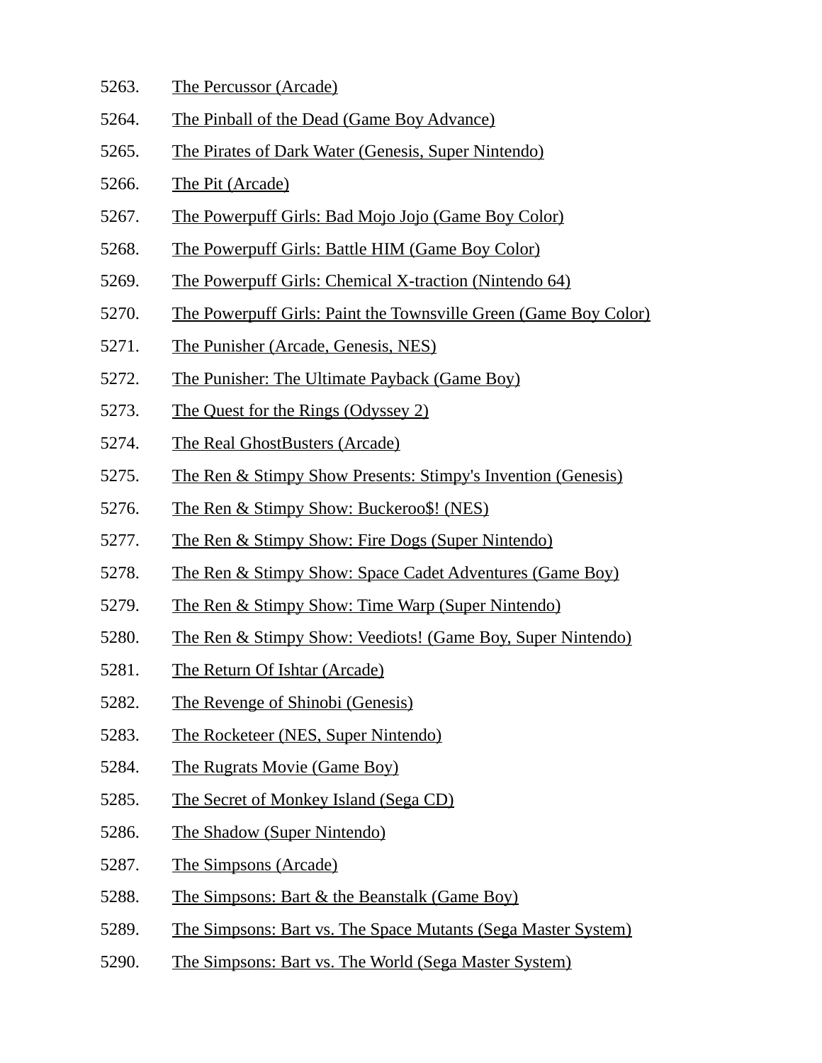5263. The Percussor (Arcade)
5264. The Pinball of the Dead (Game Boy Advance)
5265. The Pirates of Dark Water (Genesis, Super Nintendo)
5266. The Pit (Arcade)
5267. The Powerpuff Girls: Bad Mojo Jojo (Game Boy Color)
5268. The Powerpuff Girls: Battle HIM (Game Boy Color)
5269. The Powerpuff Girls: Chemical X-traction (Nintendo 64)
5270. The Powerpuff Girls: Paint the Townsville Green (Game Boy Color)
5271. The Punisher (Arcade, Genesis, NES)
5272. The Punisher: The Ultimate Payback (Game Boy)
5273. The Quest for the Rings (Odyssey 2)
5274. The Real GhostBusters (Arcade)
5275. The Ren & Stimpy Show Presents: Stimpy's Invention (Genesis)
5276. The Ren & Stimpy Show: Buckeroo$! (NES)
5277. The Ren & Stimpy Show: Fire Dogs (Super Nintendo)
5278. The Ren & Stimpy Show: Space Cadet Adventures (Game Boy)
5279. The Ren & Stimpy Show: Time Warp (Super Nintendo)
5280. The Ren & Stimpy Show: Veediots! (Game Boy, Super Nintendo)
5281. The Return Of Ishtar (Arcade)
5282. The Revenge of Shinobi (Genesis)
5283. The Rocketeer (NES, Super Nintendo)
5284. The Rugrats Movie (Game Boy)
5285. The Secret of Monkey Island (Sega CD)
5286. The Shadow (Super Nintendo)
5287. The Simpsons (Arcade)
5288. The Simpsons: Bart & the Beanstalk (Game Boy)
5289. The Simpsons: Bart vs. The Space Mutants (Sega Master System)
5290. The Simpsons: Bart vs. The World (Sega Master System)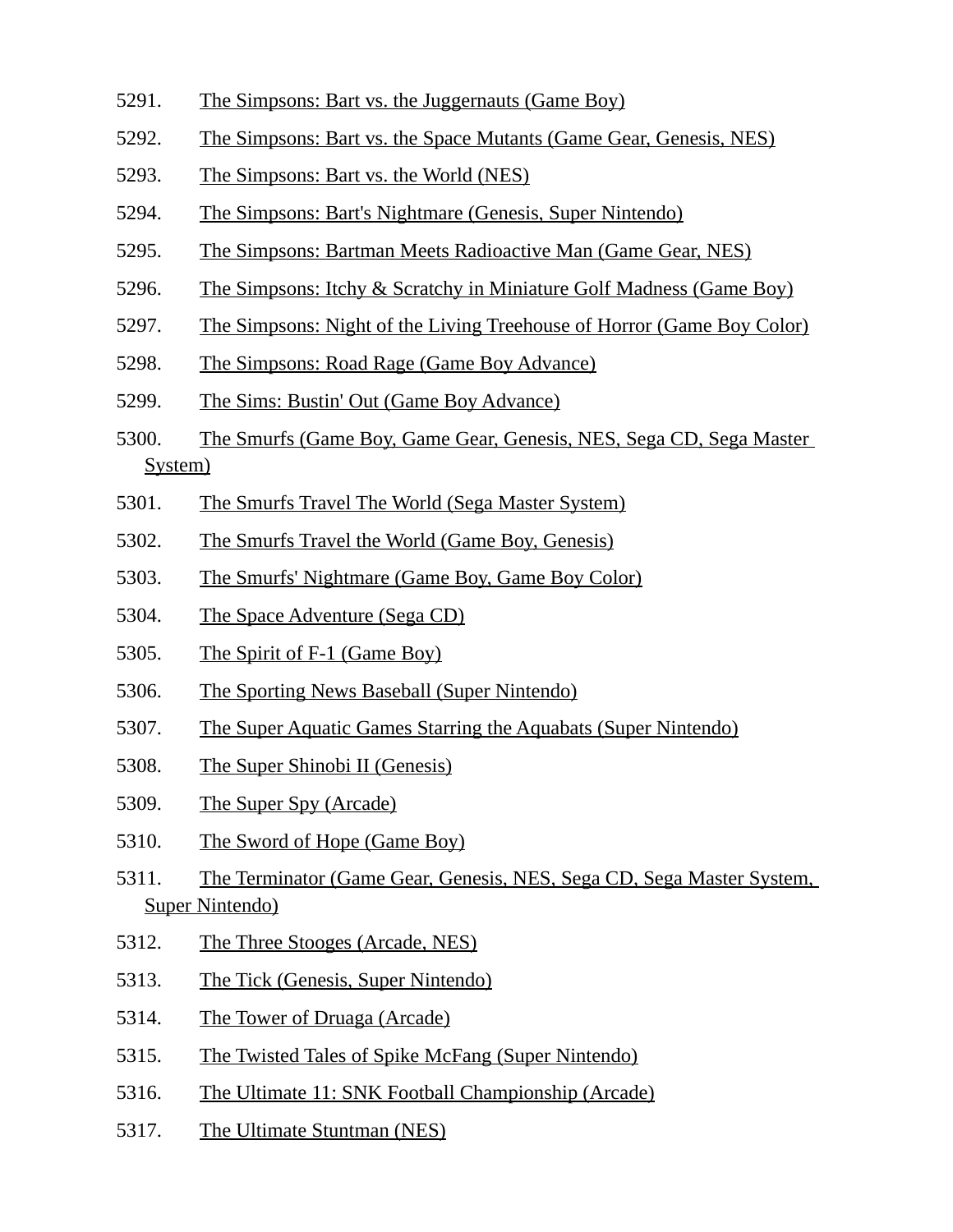5291. The Simpsons: Bart vs. the Juggernauts (Game Boy)
5292. The Simpsons: Bart vs. the Space Mutants (Game Gear, Genesis, NES)
5293. The Simpsons: Bart vs. the World (NES)
5294. The Simpsons: Bart's Nightmare (Genesis, Super Nintendo)
5295. The Simpsons: Bartman Meets Radioactive Man (Game Gear, NES)
5296. The Simpsons: Itchy & Scratchy in Miniature Golf Madness (Game Boy)
5297. The Simpsons: Night of the Living Treehouse of Horror (Game Boy Color)
5298. The Simpsons: Road Rage (Game Boy Advance)
5299. The Sims: Bustin' Out (Game Boy Advance)
5300. The Smurfs (Game Boy, Game Gear, Genesis, NES, Sega CD, Sega Master System)
5301. The Smurfs Travel The World (Sega Master System)
5302. The Smurfs Travel the World (Game Boy, Genesis)
5303. The Smurfs' Nightmare (Game Boy, Game Boy Color)
5304. The Space Adventure (Sega CD)
5305. The Spirit of F-1 (Game Boy)
5306. The Sporting News Baseball (Super Nintendo)
5307. The Super Aquatic Games Starring the Aquabats (Super Nintendo)
5308. The Super Shinobi II (Genesis)
5309. The Super Spy (Arcade)
5310. The Sword of Hope (Game Boy)
5311. The Terminator (Game Gear, Genesis, NES, Sega CD, Sega Master System, Super Nintendo)
5312. The Three Stooges (Arcade, NES)
5313. The Tick (Genesis, Super Nintendo)
5314. The Tower of Druaga (Arcade)
5315. The Twisted Tales of Spike McFang (Super Nintendo)
5316. The Ultimate 11: SNK Football Championship (Arcade)
5317. The Ultimate Stuntman (NES)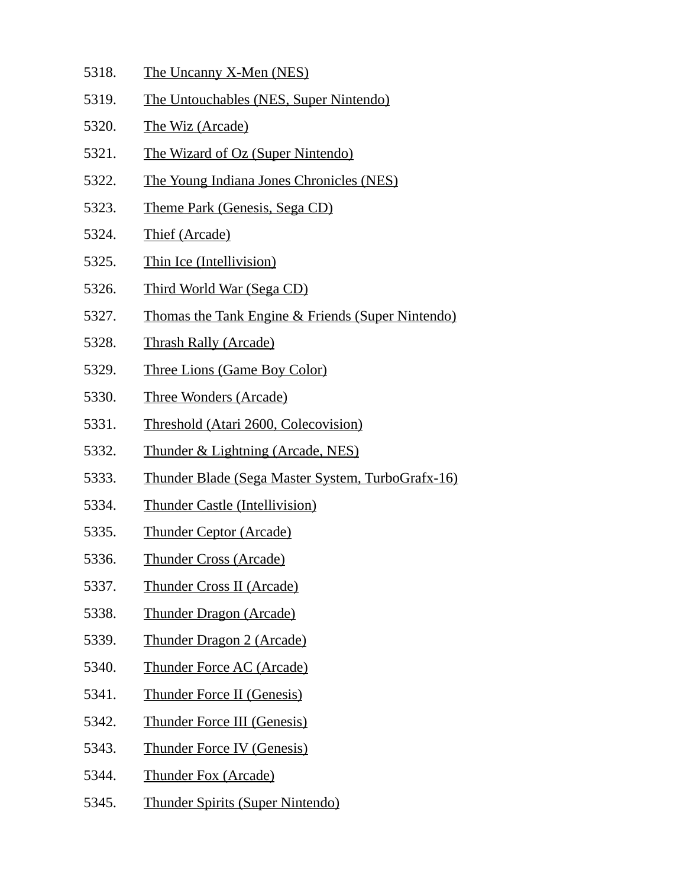5318. The Uncanny X-Men (NES)
5319. The Untouchables (NES, Super Nintendo)
5320. The Wiz (Arcade)
5321. The Wizard of Oz (Super Nintendo)
5322. The Young Indiana Jones Chronicles (NES)
5323. Theme Park (Genesis, Sega CD)
5324. Thief (Arcade)
5325. Thin Ice (Intellivision)
5326. Third World War (Sega CD)
5327. Thomas the Tank Engine & Friends (Super Nintendo)
5328. Thrash Rally (Arcade)
5329. Three Lions (Game Boy Color)
5330. Three Wonders (Arcade)
5331. Threshold (Atari 2600, Colecovision)
5332. Thunder & Lightning (Arcade, NES)
5333. Thunder Blade (Sega Master System, TurboGrafx-16)
5334. Thunder Castle (Intellivision)
5335. Thunder Ceptor (Arcade)
5336. Thunder Cross (Arcade)
5337. Thunder Cross II (Arcade)
5338. Thunder Dragon (Arcade)
5339. Thunder Dragon 2 (Arcade)
5340. Thunder Force AC (Arcade)
5341. Thunder Force II (Genesis)
5342. Thunder Force III (Genesis)
5343. Thunder Force IV (Genesis)
5344. Thunder Fox (Arcade)
5345. Thunder Spirits (Super Nintendo)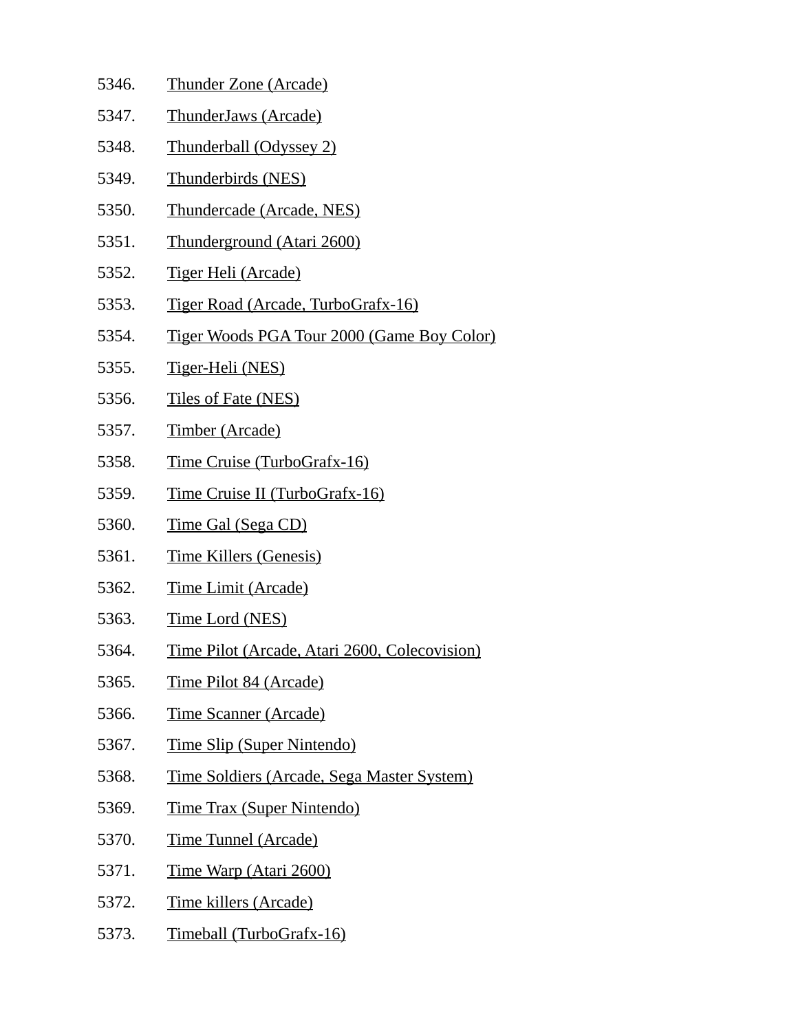5346. Thunder Zone (Arcade)
5347. ThunderJaws (Arcade)
5348. Thunderball (Odyssey 2)
5349. Thunderbirds (NES)
5350. Thundercade (Arcade, NES)
5351. Thunderground (Atari 2600)
5352. Tiger Heli (Arcade)
5353. Tiger Road (Arcade, TurboGrafx-16)
5354. Tiger Woods PGA Tour 2000 (Game Boy Color)
5355. Tiger-Heli (NES)
5356. Tiles of Fate (NES)
5357. Timber (Arcade)
5358. Time Cruise (TurboGrafx-16)
5359. Time Cruise II (TurboGrafx-16)
5360. Time Gal (Sega CD)
5361. Time Killers (Genesis)
5362. Time Limit (Arcade)
5363. Time Lord (NES)
5364. Time Pilot (Arcade, Atari 2600, Colecovision)
5365. Time Pilot 84 (Arcade)
5366. Time Scanner (Arcade)
5367. Time Slip (Super Nintendo)
5368. Time Soldiers (Arcade, Sega Master System)
5369. Time Trax (Super Nintendo)
5370. Time Tunnel (Arcade)
5371. Time Warp (Atari 2600)
5372. Time killers (Arcade)
5373. Timeball (TurboGrafx-16)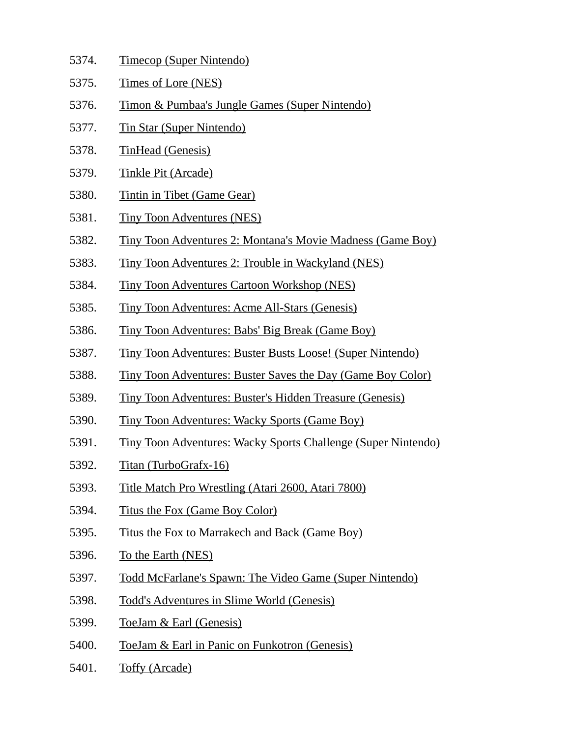5374. Timecop (Super Nintendo)
5375. Times of Lore (NES)
5376. Timon & Pumbaa's Jungle Games (Super Nintendo)
5377. Tin Star (Super Nintendo)
5378. TinHead (Genesis)
5379. Tinkle Pit (Arcade)
5380. Tintin in Tibet (Game Gear)
5381. Tiny Toon Adventures (NES)
5382. Tiny Toon Adventures 2: Montana's Movie Madness (Game Boy)
5383. Tiny Toon Adventures 2: Trouble in Wackyland (NES)
5384. Tiny Toon Adventures Cartoon Workshop (NES)
5385. Tiny Toon Adventures: Acme All-Stars (Genesis)
5386. Tiny Toon Adventures: Babs' Big Break (Game Boy)
5387. Tiny Toon Adventures: Buster Busts Loose! (Super Nintendo)
5388. Tiny Toon Adventures: Buster Saves the Day (Game Boy Color)
5389. Tiny Toon Adventures: Buster's Hidden Treasure (Genesis)
5390. Tiny Toon Adventures: Wacky Sports (Game Boy)
5391. Tiny Toon Adventures: Wacky Sports Challenge (Super Nintendo)
5392. Titan (TurboGrafx-16)
5393. Title Match Pro Wrestling (Atari 2600, Atari 7800)
5394. Titus the Fox (Game Boy Color)
5395. Titus the Fox to Marrakech and Back (Game Boy)
5396. To the Earth (NES)
5397. Todd McFarlane's Spawn: The Video Game (Super Nintendo)
5398. Todd's Adventures in Slime World (Genesis)
5399. ToeJam & Earl (Genesis)
5400. ToeJam & Earl in Panic on Funkotron (Genesis)
5401. Toffy (Arcade)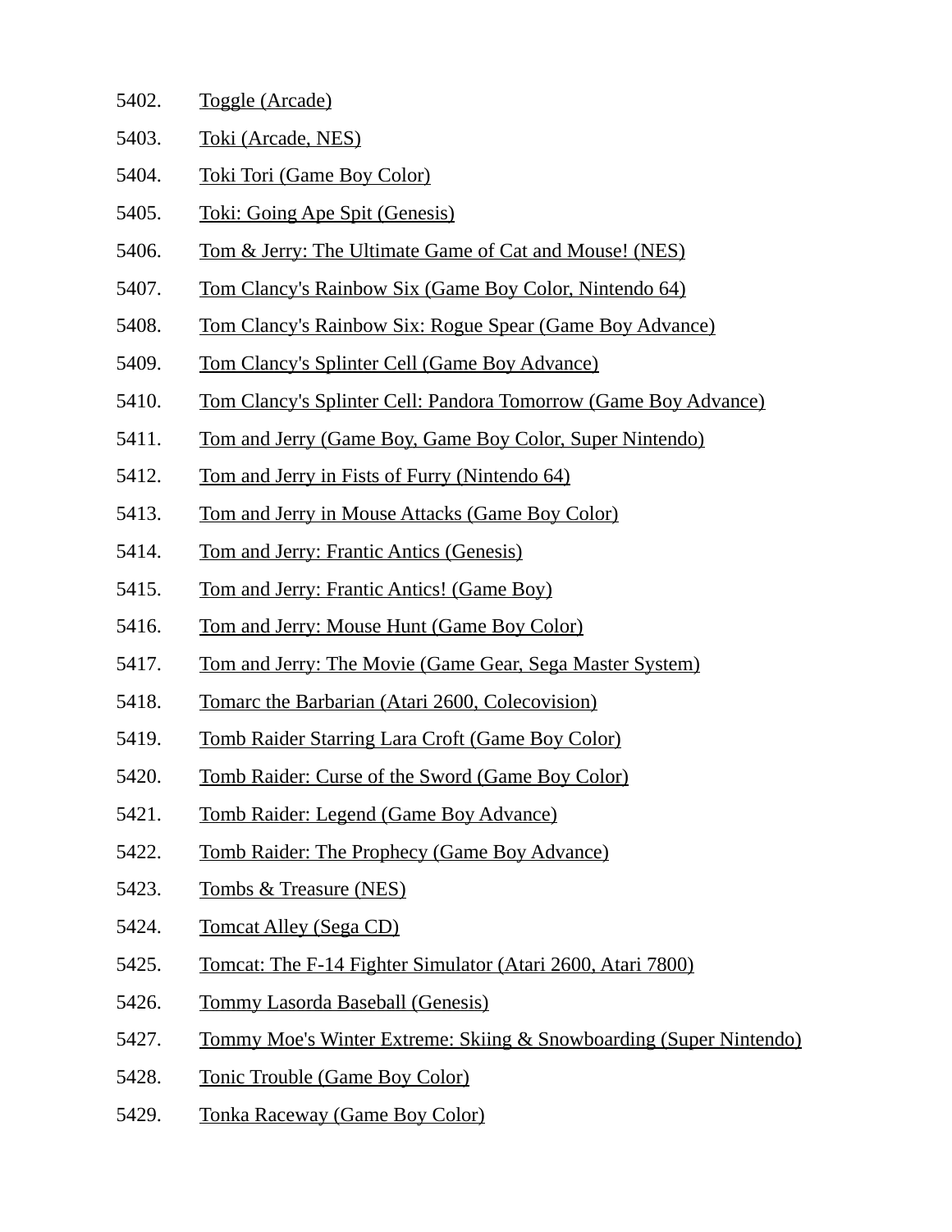5402. Toggle (Arcade)
5403. Toki (Arcade, NES)
5404. Toki Tori (Game Boy Color)
5405. Toki: Going Ape Spit (Genesis)
5406. Tom & Jerry: The Ultimate Game of Cat and Mouse! (NES)
5407. Tom Clancy's Rainbow Six (Game Boy Color, Nintendo 64)
5408. Tom Clancy's Rainbow Six: Rogue Spear (Game Boy Advance)
5409. Tom Clancy's Splinter Cell (Game Boy Advance)
5410. Tom Clancy's Splinter Cell: Pandora Tomorrow (Game Boy Advance)
5411. Tom and Jerry (Game Boy, Game Boy Color, Super Nintendo)
5412. Tom and Jerry in Fists of Furry (Nintendo 64)
5413. Tom and Jerry in Mouse Attacks (Game Boy Color)
5414. Tom and Jerry: Frantic Antics (Genesis)
5415. Tom and Jerry: Frantic Antics! (Game Boy)
5416. Tom and Jerry: Mouse Hunt (Game Boy Color)
5417. Tom and Jerry: The Movie (Game Gear, Sega Master System)
5418. Tomarc the Barbarian (Atari 2600, Colecovision)
5419. Tomb Raider Starring Lara Croft (Game Boy Color)
5420. Tomb Raider: Curse of the Sword (Game Boy Color)
5421. Tomb Raider: Legend (Game Boy Advance)
5422. Tomb Raider: The Prophecy (Game Boy Advance)
5423. Tombs & Treasure (NES)
5424. Tomcat Alley (Sega CD)
5425. Tomcat: The F-14 Fighter Simulator (Atari 2600, Atari 7800)
5426. Tommy Lasorda Baseball (Genesis)
5427. Tommy Moe's Winter Extreme: Skiing & Snowboarding (Super Nintendo)
5428. Tonic Trouble (Game Boy Color)
5429. Tonka Raceway (Game Boy Color)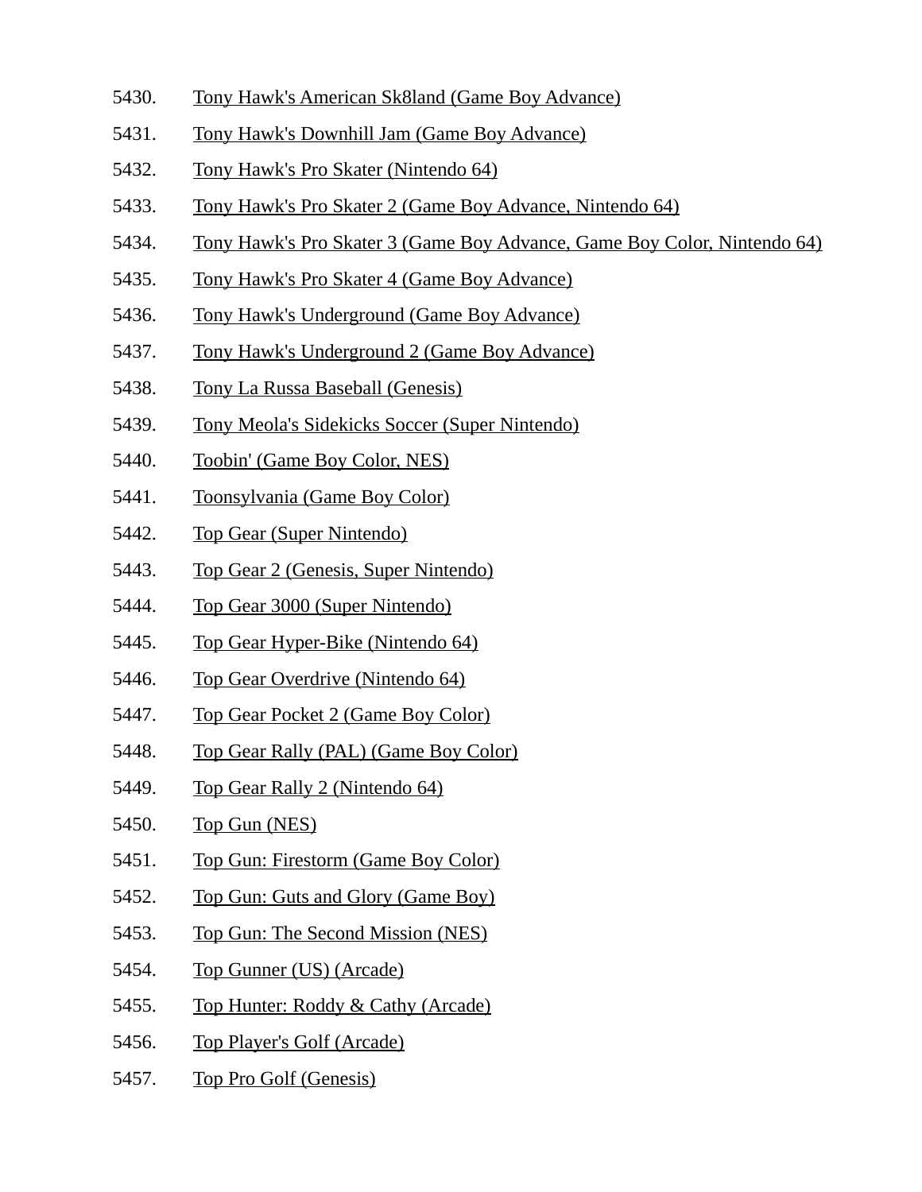5430. Tony Hawk's American Sk8land (Game Boy Advance)
5431. Tony Hawk's Downhill Jam (Game Boy Advance)
5432. Tony Hawk's Pro Skater (Nintendo 64)
5433. Tony Hawk's Pro Skater 2 (Game Boy Advance, Nintendo 64)
5434. Tony Hawk's Pro Skater 3 (Game Boy Advance, Game Boy Color, Nintendo 64)
5435. Tony Hawk's Pro Skater 4 (Game Boy Advance)
5436. Tony Hawk's Underground (Game Boy Advance)
5437. Tony Hawk's Underground 2 (Game Boy Advance)
5438. Tony La Russa Baseball (Genesis)
5439. Tony Meola's Sidekicks Soccer (Super Nintendo)
5440. Toobin' (Game Boy Color, NES)
5441. Toonsylvania (Game Boy Color)
5442. Top Gear (Super Nintendo)
5443. Top Gear 2 (Genesis, Super Nintendo)
5444. Top Gear 3000 (Super Nintendo)
5445. Top Gear Hyper-Bike (Nintendo 64)
5446. Top Gear Overdrive (Nintendo 64)
5447. Top Gear Pocket 2 (Game Boy Color)
5448. Top Gear Rally (PAL) (Game Boy Color)
5449. Top Gear Rally 2 (Nintendo 64)
5450. Top Gun (NES)
5451. Top Gun: Firestorm (Game Boy Color)
5452. Top Gun: Guts and Glory (Game Boy)
5453. Top Gun: The Second Mission (NES)
5454. Top Gunner (US) (Arcade)
5455. Top Hunter: Roddy & Cathy (Arcade)
5456. Top Player's Golf (Arcade)
5457. Top Pro Golf (Genesis)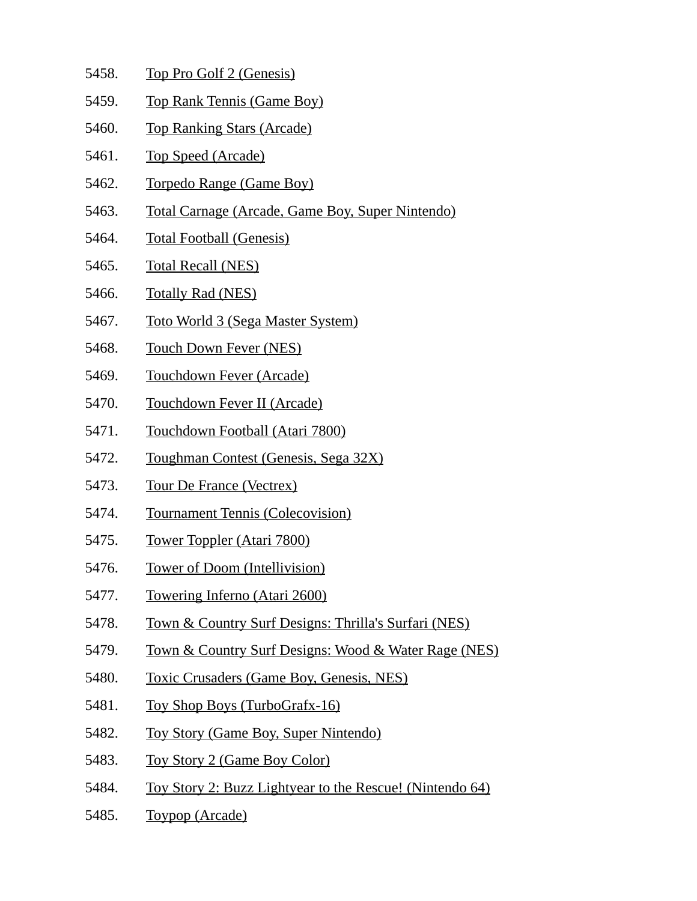5458. Top Pro Golf 2 (Genesis)
5459. Top Rank Tennis (Game Boy)
5460. Top Ranking Stars (Arcade)
5461. Top Speed (Arcade)
5462. Torpedo Range (Game Boy)
5463. Total Carnage (Arcade, Game Boy, Super Nintendo)
5464. Total Football (Genesis)
5465. Total Recall (NES)
5466. Totally Rad (NES)
5467. Toto World 3 (Sega Master System)
5468. Touch Down Fever (NES)
5469. Touchdown Fever (Arcade)
5470. Touchdown Fever II (Arcade)
5471. Touchdown Football (Atari 7800)
5472. Toughman Contest (Genesis, Sega 32X)
5473. Tour De France (Vectrex)
5474. Tournament Tennis (Colecovision)
5475. Tower Toppler (Atari 7800)
5476. Tower of Doom (Intellivision)
5477. Towering Inferno (Atari 2600)
5478. Town & Country Surf Designs: Thrilla's Surfari (NES)
5479. Town & Country Surf Designs: Wood & Water Rage (NES)
5480. Toxic Crusaders (Game Boy, Genesis, NES)
5481. Toy Shop Boys (TurboGrafx-16)
5482. Toy Story (Game Boy, Super Nintendo)
5483. Toy Story 2 (Game Boy Color)
5484. Toy Story 2: Buzz Lightyear to the Rescue! (Nintendo 64)
5485. Toypop (Arcade)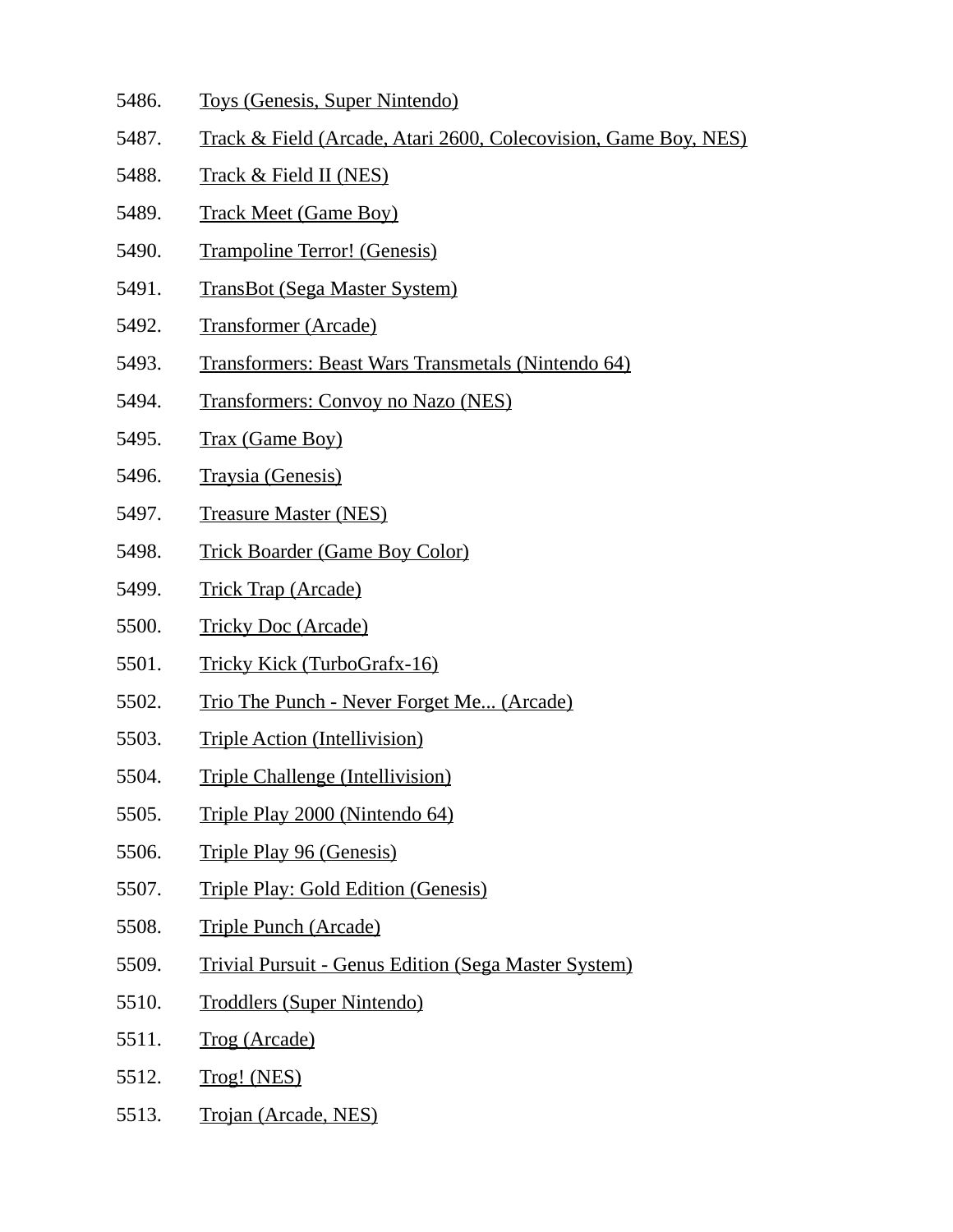5486. Toys (Genesis, Super Nintendo)
5487. Track & Field (Arcade, Atari 2600, Colecovision, Game Boy, NES)
5488. Track & Field II (NES)
5489. Track Meet (Game Boy)
5490. Trampoline Terror! (Genesis)
5491. TransBot (Sega Master System)
5492. Transformer (Arcade)
5493. Transformers: Beast Wars Transmetals (Nintendo 64)
5494. Transformers: Convoy no Nazo (NES)
5495. Trax (Game Boy)
5496. Traysia (Genesis)
5497. Treasure Master (NES)
5498. Trick Boarder (Game Boy Color)
5499. Trick Trap (Arcade)
5500. Tricky Doc (Arcade)
5501. Tricky Kick (TurboGrafx-16)
5502. Trio The Punch - Never Forget Me... (Arcade)
5503. Triple Action (Intellivision)
5504. Triple Challenge (Intellivision)
5505. Triple Play 2000 (Nintendo 64)
5506. Triple Play 96 (Genesis)
5507. Triple Play: Gold Edition (Genesis)
5508. Triple Punch (Arcade)
5509. Trivial Pursuit - Genus Edition (Sega Master System)
5510. Troddlers (Super Nintendo)
5511. Trog (Arcade)
5512. Trog! (NES)
5513. Trojan (Arcade, NES)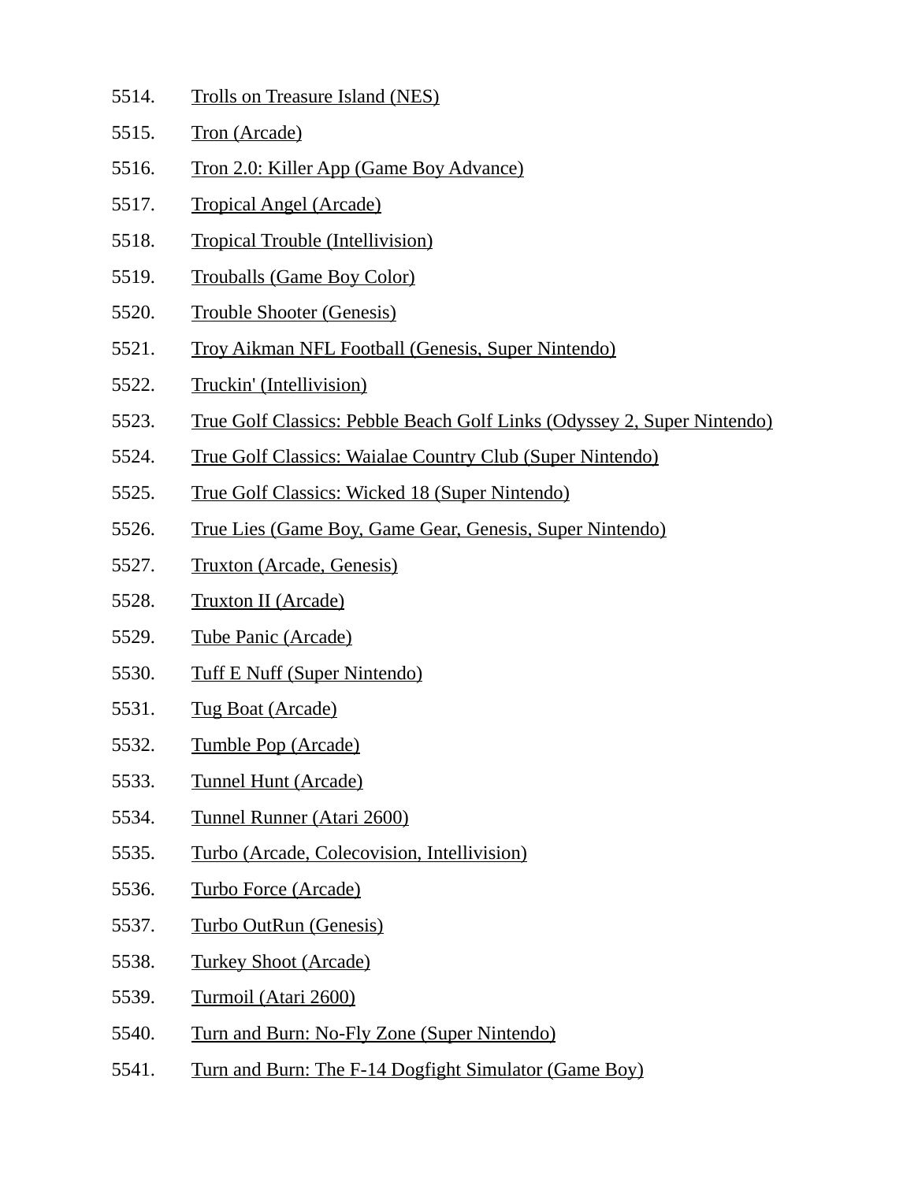5514. Trolls on Treasure Island (NES)
5515. Tron (Arcade)
5516. Tron 2.0: Killer App (Game Boy Advance)
5517. Tropical Angel (Arcade)
5518. Tropical Trouble (Intellivision)
5519. Trouballs (Game Boy Color)
5520. Trouble Shooter (Genesis)
5521. Troy Aikman NFL Football (Genesis, Super Nintendo)
5522. Truckin' (Intellivision)
5523. True Golf Classics: Pebble Beach Golf Links (Odyssey 2, Super Nintendo)
5524. True Golf Classics: Waialae Country Club (Super Nintendo)
5525. True Golf Classics: Wicked 18 (Super Nintendo)
5526. True Lies (Game Boy, Game Gear, Genesis, Super Nintendo)
5527. Truxton (Arcade, Genesis)
5528. Truxton II (Arcade)
5529. Tube Panic (Arcade)
5530. Tuff E Nuff (Super Nintendo)
5531. Tug Boat (Arcade)
5532. Tumble Pop (Arcade)
5533. Tunnel Hunt (Arcade)
5534. Tunnel Runner (Atari 2600)
5535. Turbo (Arcade, Colecovision, Intellivision)
5536. Turbo Force (Arcade)
5537. Turbo OutRun (Genesis)
5538. Turkey Shoot (Arcade)
5539. Turmoil (Atari 2600)
5540. Turn and Burn: No-Fly Zone (Super Nintendo)
5541. Turn and Burn: The F-14 Dogfight Simulator (Game Boy)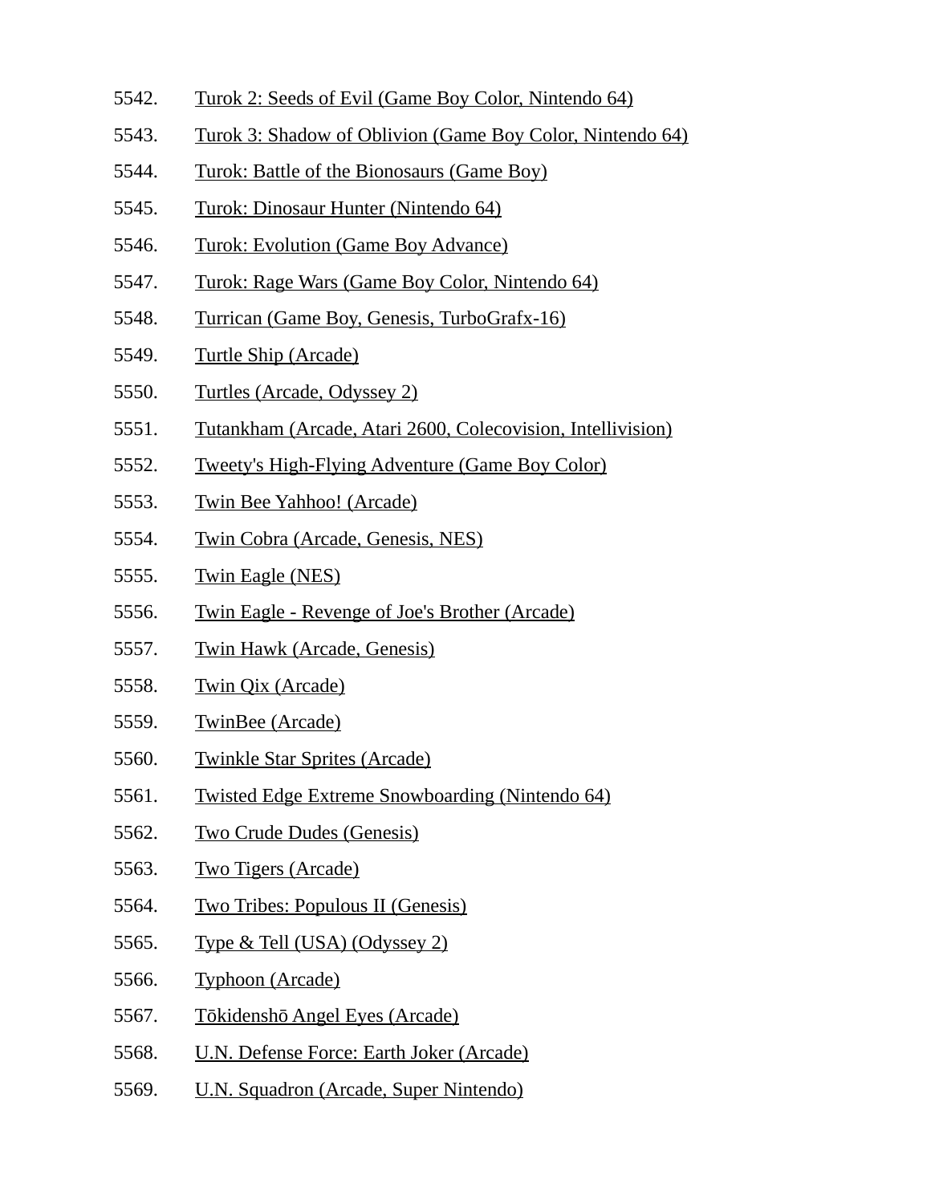5542. Turok 2: Seeds of Evil (Game Boy Color, Nintendo 64)
5543. Turok 3: Shadow of Oblivion (Game Boy Color, Nintendo 64)
5544. Turok: Battle of the Bionosaurs (Game Boy)
5545. Turok: Dinosaur Hunter (Nintendo 64)
5546. Turok: Evolution (Game Boy Advance)
5547. Turok: Rage Wars (Game Boy Color, Nintendo 64)
5548. Turrican (Game Boy, Genesis, TurboGrafx-16)
5549. Turtle Ship (Arcade)
5550. Turtles (Arcade, Odyssey 2)
5551. Tutankham (Arcade, Atari 2600, Colecovision, Intellivision)
5552. Tweety's High-Flying Adventure (Game Boy Color)
5553. Twin Bee Yahhoo! (Arcade)
5554. Twin Cobra (Arcade, Genesis, NES)
5555. Twin Eagle (NES)
5556. Twin Eagle - Revenge of Joe's Brother (Arcade)
5557. Twin Hawk (Arcade, Genesis)
5558. Twin Qix (Arcade)
5559. TwinBee (Arcade)
5560. Twinkle Star Sprites (Arcade)
5561. Twisted Edge Extreme Snowboarding (Nintendo 64)
5562. Two Crude Dudes (Genesis)
5563. Two Tigers (Arcade)
5564. Two Tribes: Populous II (Genesis)
5565. Type & Tell (USA) (Odyssey 2)
5566. Typhoon (Arcade)
5567. Tōkidenshō Angel Eyes (Arcade)
5568. U.N. Defense Force: Earth Joker (Arcade)
5569. U.N. Squadron (Arcade, Super Nintendo)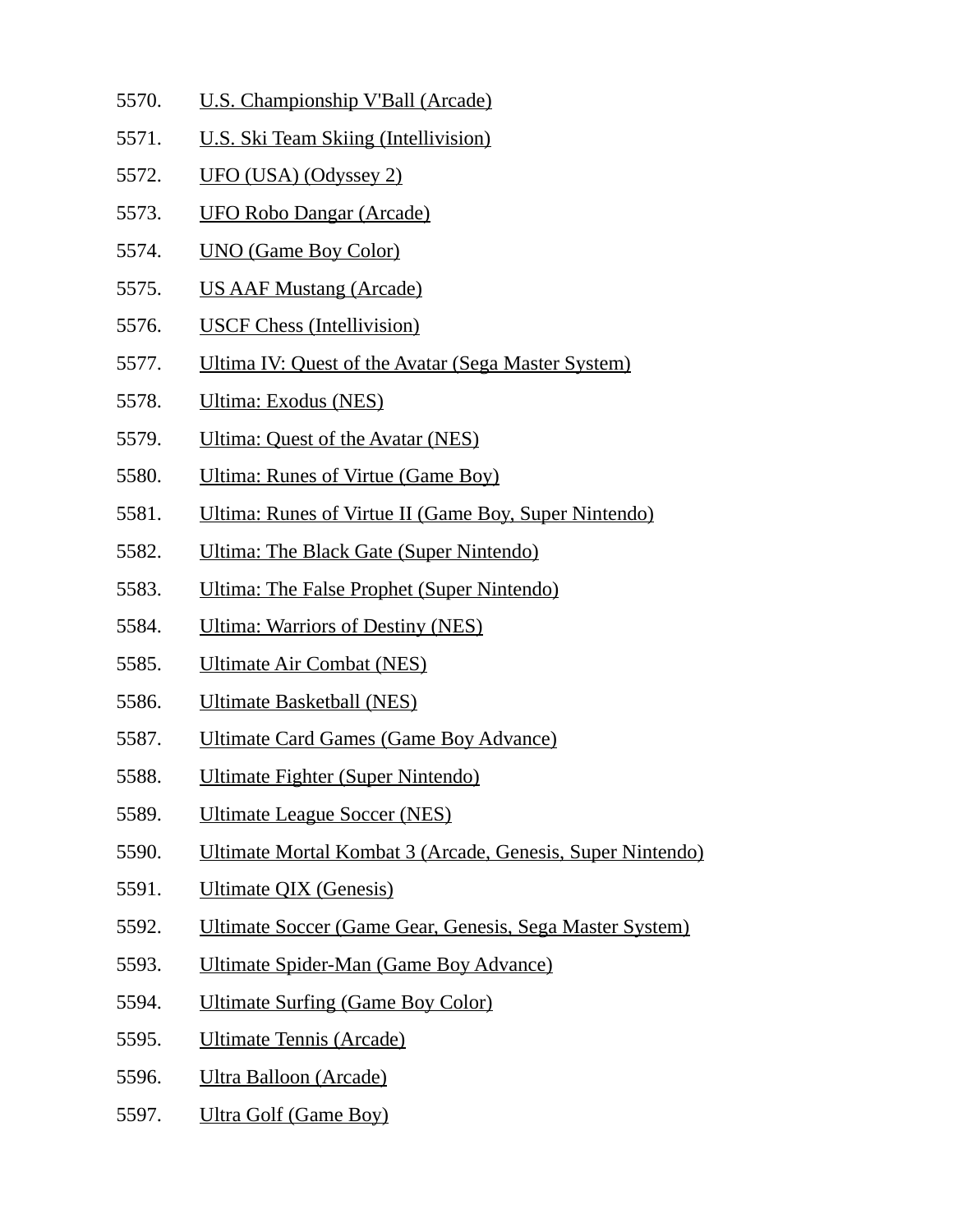5570. U.S. Championship V'Ball (Arcade)
5571. U.S. Ski Team Skiing (Intellivision)
5572. UFO (USA) (Odyssey 2)
5573. UFO Robo Dangar (Arcade)
5574. UNO (Game Boy Color)
5575. US AAF Mustang (Arcade)
5576. USCF Chess (Intellivision)
5577. Ultima IV: Quest of the Avatar (Sega Master System)
5578. Ultima: Exodus (NES)
5579. Ultima: Quest of the Avatar (NES)
5580. Ultima: Runes of Virtue (Game Boy)
5581. Ultima: Runes of Virtue II (Game Boy, Super Nintendo)
5582. Ultima: The Black Gate (Super Nintendo)
5583. Ultima: The False Prophet (Super Nintendo)
5584. Ultima: Warriors of Destiny (NES)
5585. Ultimate Air Combat (NES)
5586. Ultimate Basketball (NES)
5587. Ultimate Card Games (Game Boy Advance)
5588. Ultimate Fighter (Super Nintendo)
5589. Ultimate League Soccer (NES)
5590. Ultimate Mortal Kombat 3 (Arcade, Genesis, Super Nintendo)
5591. Ultimate QIX (Genesis)
5592. Ultimate Soccer (Game Gear, Genesis, Sega Master System)
5593. Ultimate Spider-Man (Game Boy Advance)
5594. Ultimate Surfing (Game Boy Color)
5595. Ultimate Tennis (Arcade)
5596. Ultra Balloon (Arcade)
5597. Ultra Golf (Game Boy)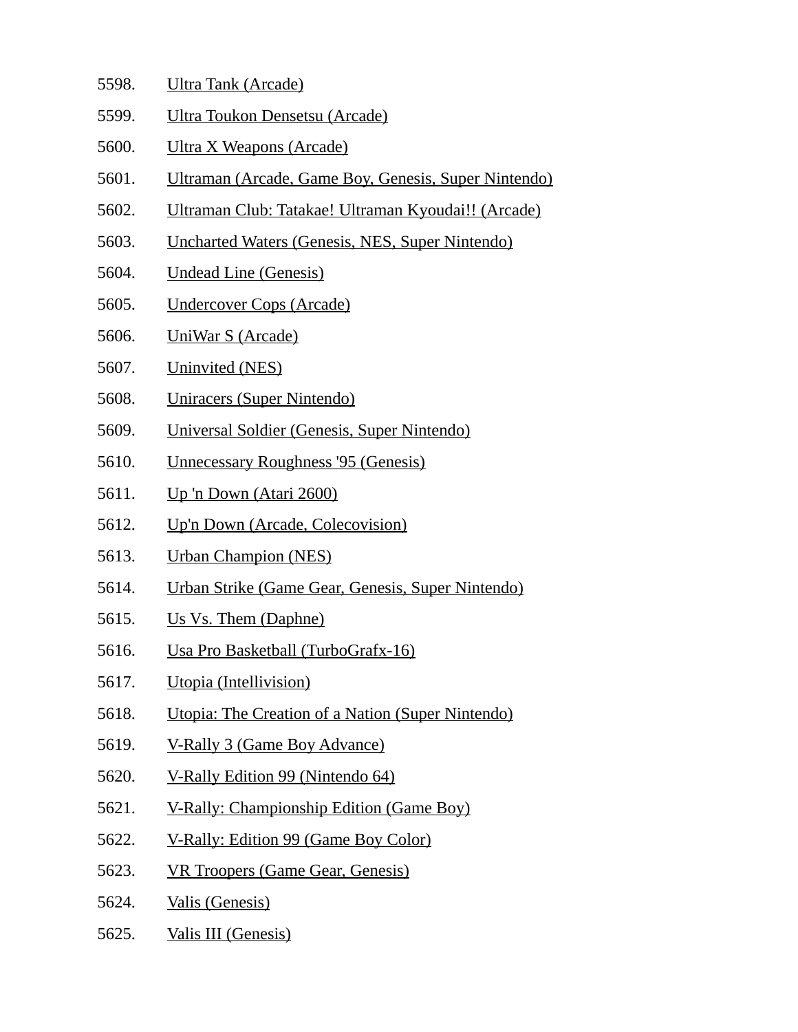5598. Ultra Tank (Arcade)
5599. Ultra Toukon Densetsu (Arcade)
5600. Ultra X Weapons (Arcade)
5601. Ultraman (Arcade, Game Boy, Genesis, Super Nintendo)
5602. Ultraman Club: Tatakae! Ultraman Kyoudai!! (Arcade)
5603. Uncharted Waters (Genesis, NES, Super Nintendo)
5604. Undead Line (Genesis)
5605. Undercover Cops (Arcade)
5606. UniWar S (Arcade)
5607. Uninvited (NES)
5608. Uniracers (Super Nintendo)
5609. Universal Soldier (Genesis, Super Nintendo)
5610. Unnecessary Roughness '95 (Genesis)
5611. Up 'n Down (Atari 2600)
5612. Up'n Down (Arcade, Colecovision)
5613. Urban Champion (NES)
5614. Urban Strike (Game Gear, Genesis, Super Nintendo)
5615. Us Vs. Them (Daphne)
5616. Usa Pro Basketball (TurboGrafx-16)
5617. Utopia (Intellivision)
5618. Utopia: The Creation of a Nation (Super Nintendo)
5619. V-Rally 3 (Game Boy Advance)
5620. V-Rally Edition 99 (Nintendo 64)
5621. V-Rally: Championship Edition (Game Boy)
5622. V-Rally: Edition 99 (Game Boy Color)
5623. VR Troopers (Game Gear, Genesis)
5624. Valis (Genesis)
5625. Valis III (Genesis)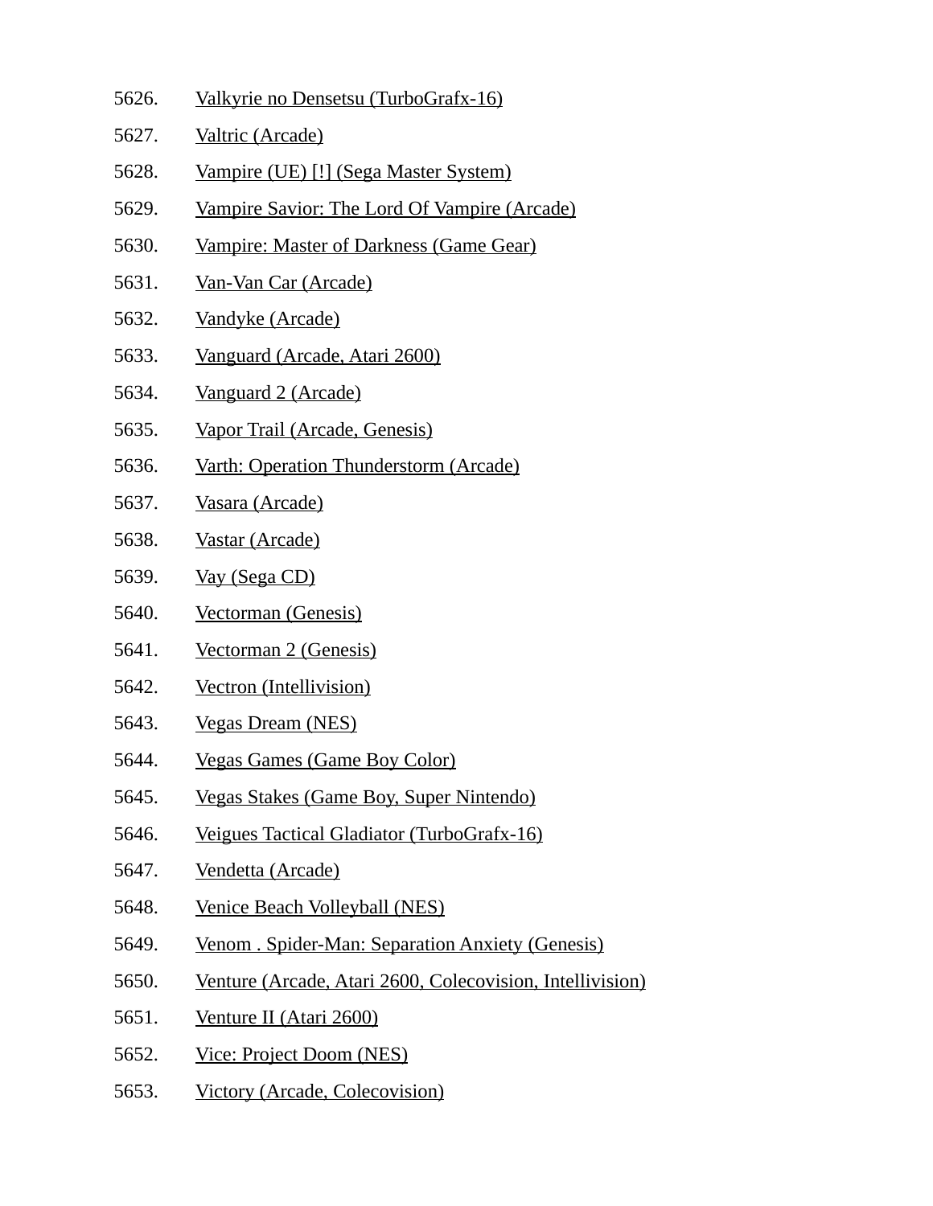5626. Valkyrie no Densetsu (TurboGrafx-16)
5627. Valtric (Arcade)
5628. Vampire (UE) [!] (Sega Master System)
5629. Vampire Savior: The Lord Of Vampire (Arcade)
5630. Vampire: Master of Darkness (Game Gear)
5631. Van-Van Car (Arcade)
5632. Vandyke (Arcade)
5633. Vanguard (Arcade, Atari 2600)
5634. Vanguard 2 (Arcade)
5635. Vapor Trail (Arcade, Genesis)
5636. Varth: Operation Thunderstorm (Arcade)
5637. Vasara (Arcade)
5638. Vastar (Arcade)
5639. Vay (Sega CD)
5640. Vectorman (Genesis)
5641. Vectorman 2 (Genesis)
5642. Vectron (Intellivision)
5643. Vegas Dream (NES)
5644. Vegas Games (Game Boy Color)
5645. Vegas Stakes (Game Boy, Super Nintendo)
5646. Veigues Tactical Gladiator (TurboGrafx-16)
5647. Vendetta (Arcade)
5648. Venice Beach Volleyball (NES)
5649. Venom . Spider-Man: Separation Anxiety (Genesis)
5650. Venture (Arcade, Atari 2600, Colecovision, Intellivision)
5651. Venture II (Atari 2600)
5652. Vice: Project Doom (NES)
5653. Victory (Arcade, Colecovision)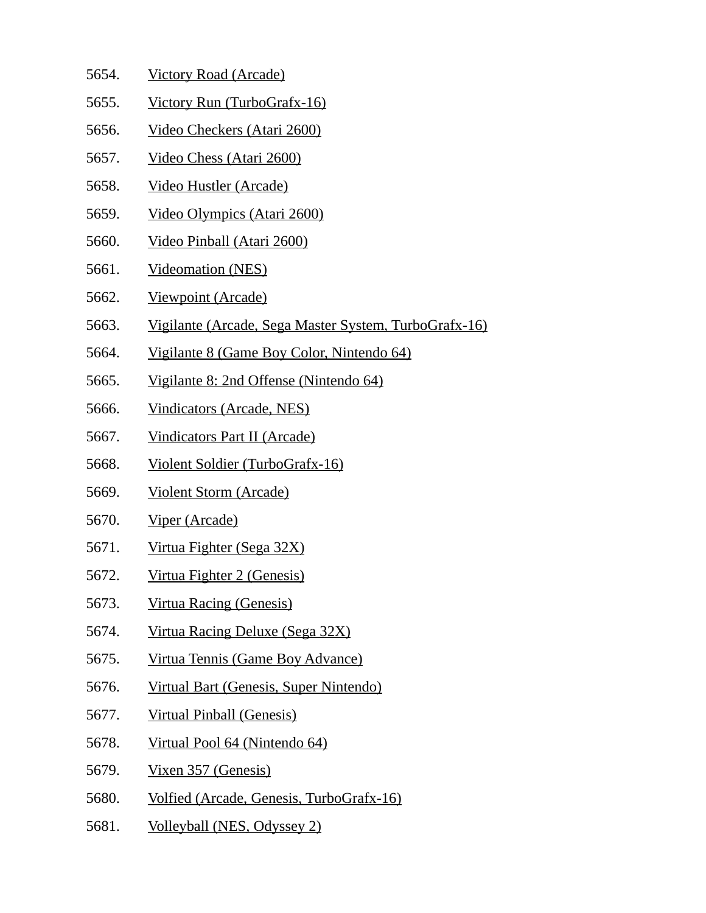5654. Victory Road (Arcade)
5655. Victory Run (TurboGrafx-16)
5656. Video Checkers (Atari 2600)
5657. Video Chess (Atari 2600)
5658. Video Hustler (Arcade)
5659. Video Olympics (Atari 2600)
5660. Video Pinball (Atari 2600)
5661. Videomation (NES)
5662. Viewpoint (Arcade)
5663. Vigilante (Arcade, Sega Master System, TurboGrafx-16)
5664. Vigilante 8 (Game Boy Color, Nintendo 64)
5665. Vigilante 8: 2nd Offense (Nintendo 64)
5666. Vindicators (Arcade, NES)
5667. Vindicators Part II (Arcade)
5668. Violent Soldier (TurboGrafx-16)
5669. Violent Storm (Arcade)
5670. Viper (Arcade)
5671. Virtua Fighter (Sega 32X)
5672. Virtua Fighter 2 (Genesis)
5673. Virtua Racing (Genesis)
5674. Virtua Racing Deluxe (Sega 32X)
5675. Virtua Tennis (Game Boy Advance)
5676. Virtual Bart (Genesis, Super Nintendo)
5677. Virtual Pinball (Genesis)
5678. Virtual Pool 64 (Nintendo 64)
5679. Vixen 357 (Genesis)
5680. Volfied (Arcade, Genesis, TurboGrafx-16)
5681. Volleyball (NES, Odyssey 2)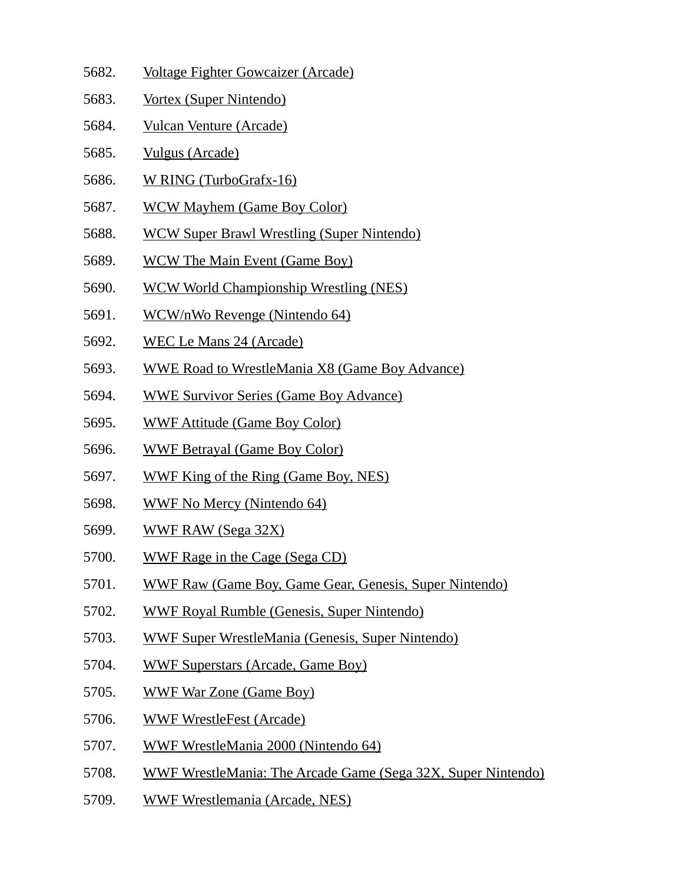5682. Voltage Fighter Gowcaizer (Arcade)
5683. Vortex (Super Nintendo)
5684. Vulcan Venture (Arcade)
5685. Vulgus (Arcade)
5686. W RING (TurboGrafx-16)
5687. WCW Mayhem (Game Boy Color)
5688. WCW Super Brawl Wrestling (Super Nintendo)
5689. WCW The Main Event (Game Boy)
5690. WCW World Championship Wrestling (NES)
5691. WCW/nWo Revenge (Nintendo 64)
5692. WEC Le Mans 24 (Arcade)
5693. WWE Road to WrestleMania X8 (Game Boy Advance)
5694. WWE Survivor Series (Game Boy Advance)
5695. WWF Attitude (Game Boy Color)
5696. WWF Betrayal (Game Boy Color)
5697. WWF King of the Ring (Game Boy, NES)
5698. WWF No Mercy (Nintendo 64)
5699. WWF RAW (Sega 32X)
5700. WWF Rage in the Cage (Sega CD)
5701. WWF Raw (Game Boy, Game Gear, Genesis, Super Nintendo)
5702. WWF Royal Rumble (Genesis, Super Nintendo)
5703. WWF Super WrestleMania (Genesis, Super Nintendo)
5704. WWF Superstars (Arcade, Game Boy)
5705. WWF War Zone (Game Boy)
5706. WWF WrestleFest (Arcade)
5707. WWF WrestleMania 2000 (Nintendo 64)
5708. WWF WrestleMania: The Arcade Game (Sega 32X, Super Nintendo)
5709. WWF Wrestlemania (Arcade, NES)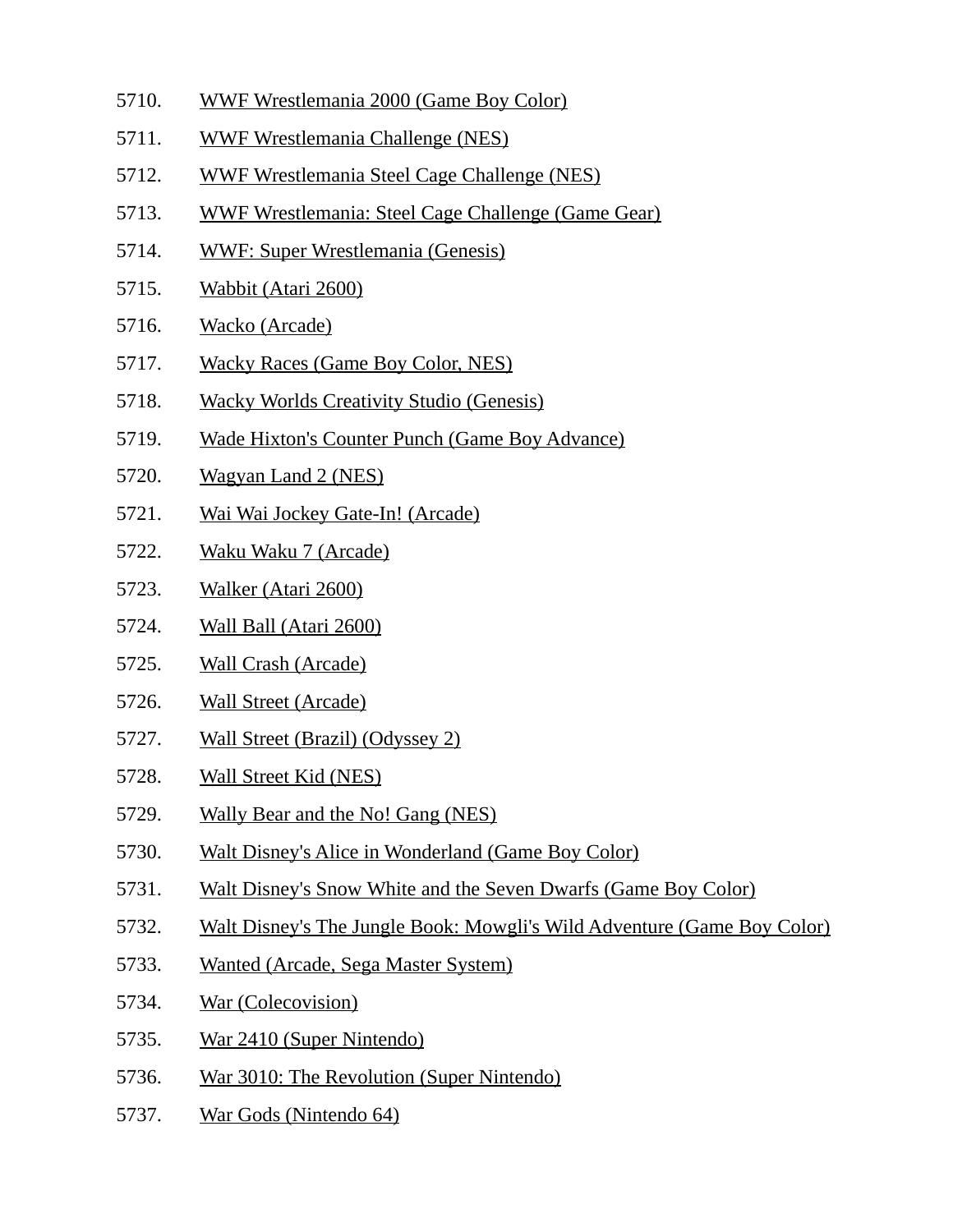5710. WWF Wrestlemania 2000 (Game Boy Color)
5711. WWF Wrestlemania Challenge (NES)
5712. WWF Wrestlemania Steel Cage Challenge (NES)
5713. WWF Wrestlemania: Steel Cage Challenge (Game Gear)
5714. WWF: Super Wrestlemania (Genesis)
5715. Wabbit (Atari 2600)
5716. Wacko (Arcade)
5717. Wacky Races (Game Boy Color, NES)
5718. Wacky Worlds Creativity Studio (Genesis)
5719. Wade Hixton's Counter Punch (Game Boy Advance)
5720. Wagyan Land 2 (NES)
5721. Wai Wai Jockey Gate-In! (Arcade)
5722. Waku Waku 7 (Arcade)
5723. Walker (Atari 2600)
5724. Wall Ball (Atari 2600)
5725. Wall Crash (Arcade)
5726. Wall Street (Arcade)
5727. Wall Street (Brazil) (Odyssey 2)
5728. Wall Street Kid (NES)
5729. Wally Bear and the No! Gang (NES)
5730. Walt Disney's Alice in Wonderland (Game Boy Color)
5731. Walt Disney's Snow White and the Seven Dwarfs (Game Boy Color)
5732. Walt Disney's The Jungle Book: Mowgli's Wild Adventure (Game Boy Color)
5733. Wanted (Arcade, Sega Master System)
5734. War (Colecovision)
5735. War 2410 (Super Nintendo)
5736. War 3010: The Revolution (Super Nintendo)
5737. War Gods (Nintendo 64)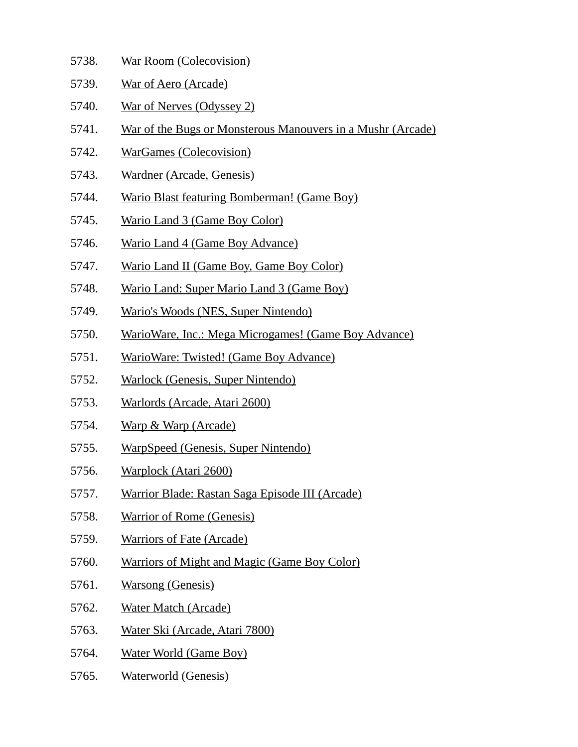5738. War Room (Colecovision)
5739. War of Aero (Arcade)
5740. War of Nerves (Odyssey 2)
5741. War of the Bugs or Monsterous Manouvers in a Mushr (Arcade)
5742. WarGames (Colecovision)
5743. Wardner (Arcade, Genesis)
5744. Wario Blast featuring Bomberman! (Game Boy)
5745. Wario Land 3 (Game Boy Color)
5746. Wario Land 4 (Game Boy Advance)
5747. Wario Land II (Game Boy, Game Boy Color)
5748. Wario Land: Super Mario Land 3 (Game Boy)
5749. Wario's Woods (NES, Super Nintendo)
5750. WarioWare, Inc.: Mega Microgames! (Game Boy Advance)
5751. WarioWare: Twisted! (Game Boy Advance)
5752. Warlock (Genesis, Super Nintendo)
5753. Warlords (Arcade, Atari 2600)
5754. Warp & Warp (Arcade)
5755. WarpSpeed (Genesis, Super Nintendo)
5756. Warplock (Atari 2600)
5757. Warrior Blade: Rastan Saga Episode III (Arcade)
5758. Warrior of Rome (Genesis)
5759. Warriors of Fate (Arcade)
5760. Warriors of Might and Magic (Game Boy Color)
5761. Warsong (Genesis)
5762. Water Match (Arcade)
5763. Water Ski (Arcade, Atari 7800)
5764. Water World (Game Boy)
5765. Waterworld (Genesis)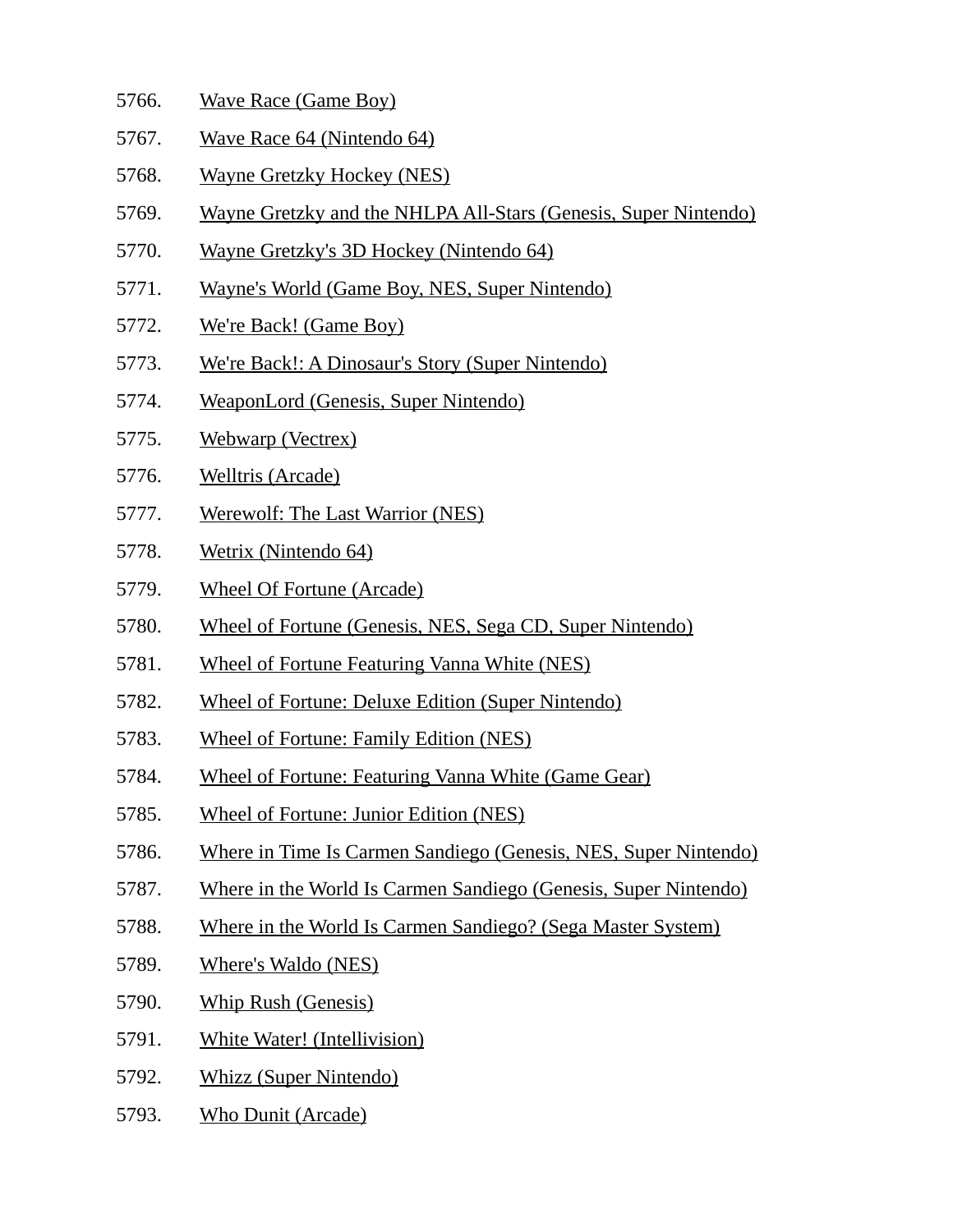5766. Wave Race (Game Boy)
5767. Wave Race 64 (Nintendo 64)
5768. Wayne Gretzky Hockey (NES)
5769. Wayne Gretzky and the NHLPA All-Stars (Genesis, Super Nintendo)
5770. Wayne Gretzky's 3D Hockey (Nintendo 64)
5771. Wayne's World (Game Boy, NES, Super Nintendo)
5772. We're Back! (Game Boy)
5773. We're Back!: A Dinosaur's Story (Super Nintendo)
5774. WeaponLord (Genesis, Super Nintendo)
5775. Webwarp (Vectrex)
5776. Welltris (Arcade)
5777. Werewolf: The Last Warrior (NES)
5778. Wetrix (Nintendo 64)
5779. Wheel Of Fortune (Arcade)
5780. Wheel of Fortune (Genesis, NES, Sega CD, Super Nintendo)
5781. Wheel of Fortune Featuring Vanna White (NES)
5782. Wheel of Fortune: Deluxe Edition (Super Nintendo)
5783. Wheel of Fortune: Family Edition (NES)
5784. Wheel of Fortune: Featuring Vanna White (Game Gear)
5785. Wheel of Fortune: Junior Edition (NES)
5786. Where in Time Is Carmen Sandiego (Genesis, NES, Super Nintendo)
5787. Where in the World Is Carmen Sandiego (Genesis, Super Nintendo)
5788. Where in the World Is Carmen Sandiego? (Sega Master System)
5789. Where's Waldo (NES)
5790. Whip Rush (Genesis)
5791. White Water! (Intellivision)
5792. Whizz (Super Nintendo)
5793. Who Dunit (Arcade)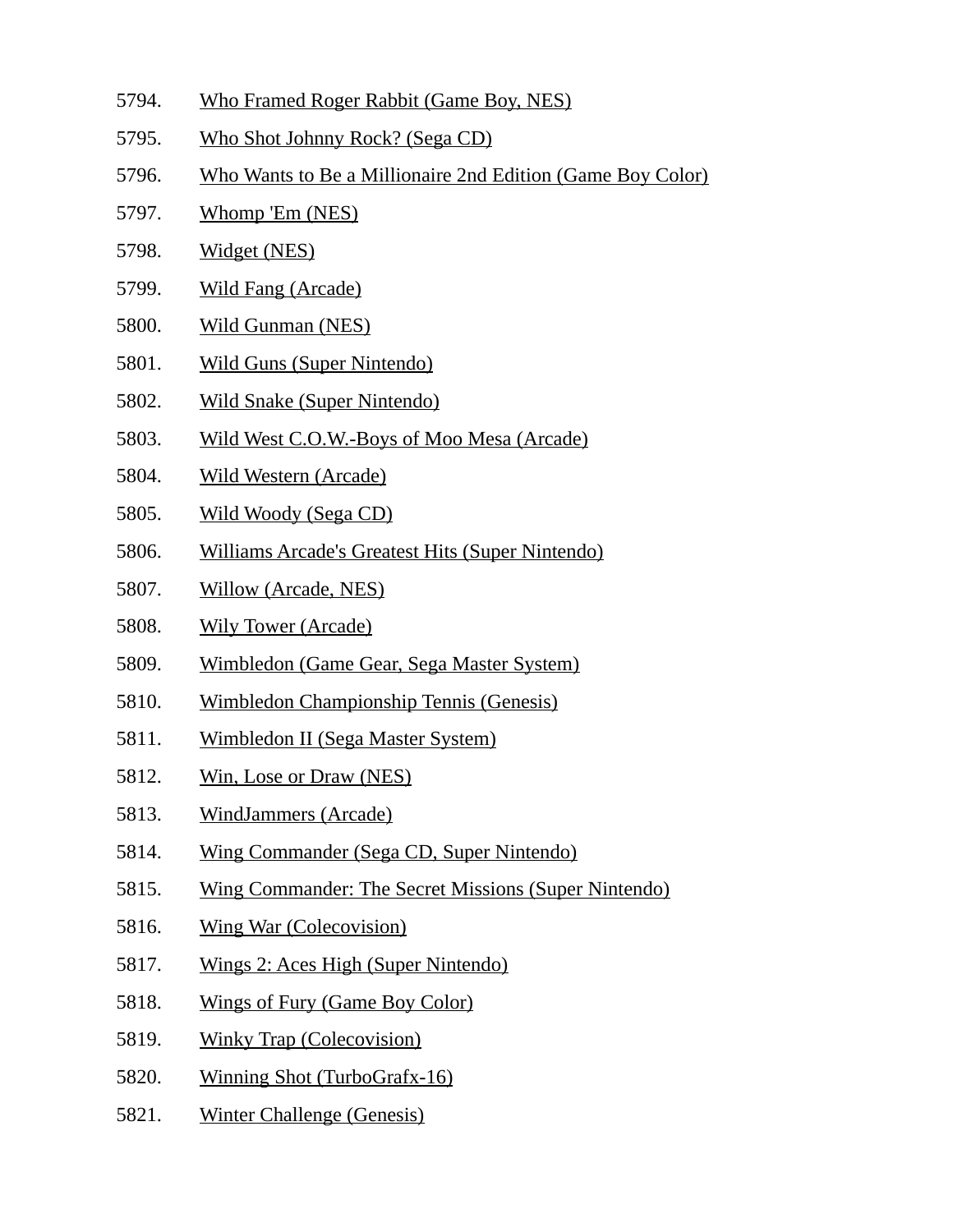5794. Who Framed Roger Rabbit (Game Boy, NES)
5795. Who Shot Johnny Rock? (Sega CD)
5796. Who Wants to Be a Millionaire 2nd Edition (Game Boy Color)
5797. Whomp 'Em (NES)
5798. Widget (NES)
5799. Wild Fang (Arcade)
5800. Wild Gunman (NES)
5801. Wild Guns (Super Nintendo)
5802. Wild Snake (Super Nintendo)
5803. Wild West C.O.W.-Boys of Moo Mesa (Arcade)
5804. Wild Western (Arcade)
5805. Wild Woody (Sega CD)
5806. Williams Arcade's Greatest Hits (Super Nintendo)
5807. Willow (Arcade, NES)
5808. Wily Tower (Arcade)
5809. Wimbledon (Game Gear, Sega Master System)
5810. Wimbledon Championship Tennis (Genesis)
5811. Wimbledon II (Sega Master System)
5812. Win, Lose or Draw (NES)
5813. WindJammers (Arcade)
5814. Wing Commander (Sega CD, Super Nintendo)
5815. Wing Commander: The Secret Missions (Super Nintendo)
5816. Wing War (Colecovision)
5817. Wings 2: Aces High (Super Nintendo)
5818. Wings of Fury (Game Boy Color)
5819. Winky Trap (Colecovision)
5820. Winning Shot (TurboGrafx-16)
5821. Winter Challenge (Genesis)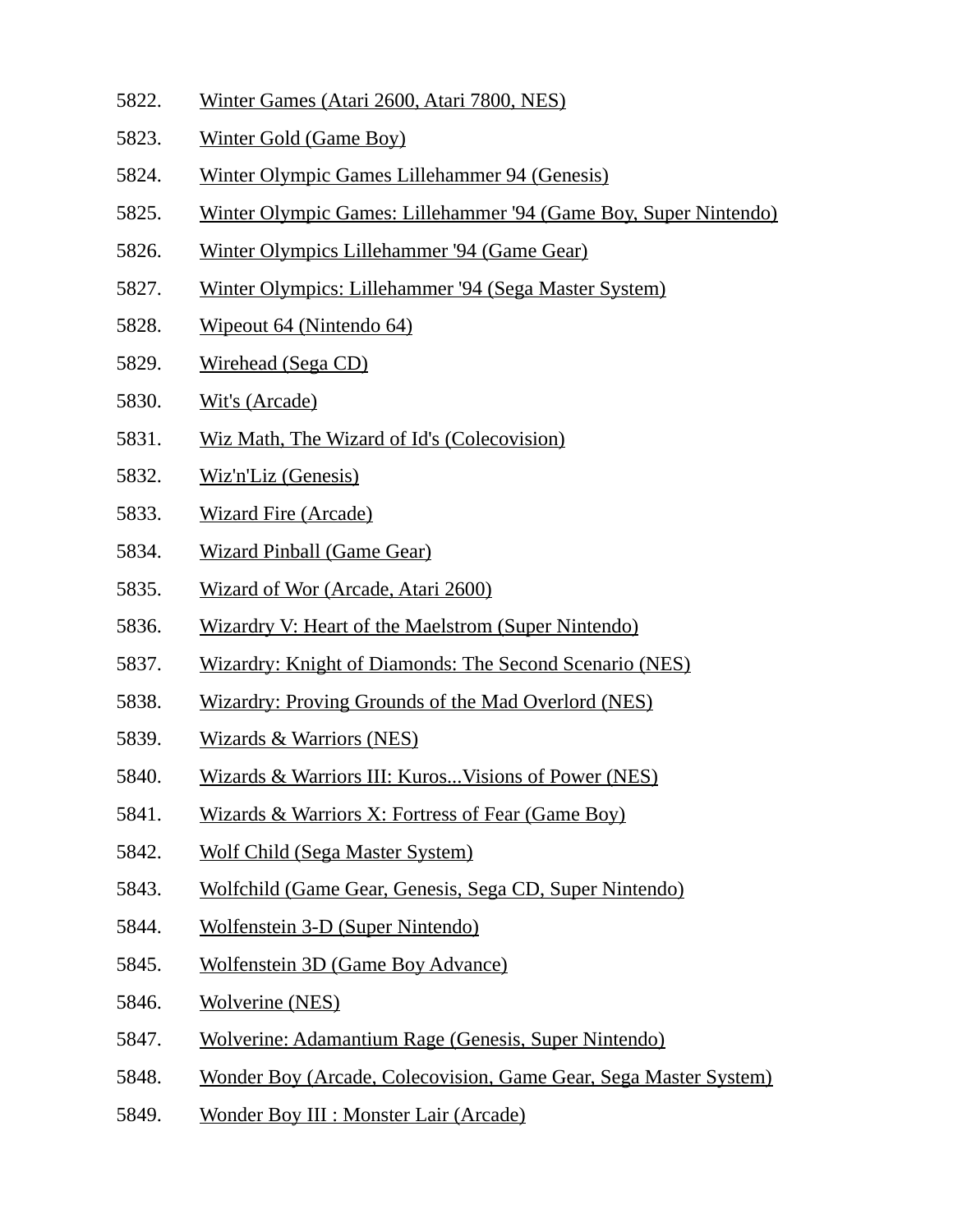5822. Winter Games (Atari 2600, Atari 7800, NES)
5823. Winter Gold (Game Boy)
5824. Winter Olympic Games Lillehammer 94 (Genesis)
5825. Winter Olympic Games: Lillehammer '94 (Game Boy, Super Nintendo)
5826. Winter Olympics Lillehammer '94 (Game Gear)
5827. Winter Olympics: Lillehammer '94 (Sega Master System)
5828. Wipeout 64 (Nintendo 64)
5829. Wirehead (Sega CD)
5830. Wit's (Arcade)
5831. Wiz Math, The Wizard of Id's (Colecovision)
5832. Wiz'n'Liz (Genesis)
5833. Wizard Fire (Arcade)
5834. Wizard Pinball (Game Gear)
5835. Wizard of Wor (Arcade, Atari 2600)
5836. Wizardry V: Heart of the Maelstrom (Super Nintendo)
5837. Wizardry: Knight of Diamonds: The Second Scenario (NES)
5838. Wizardry: Proving Grounds of the Mad Overlord (NES)
5839. Wizards & Warriors (NES)
5840. Wizards & Warriors III: Kuros...Visions of Power (NES)
5841. Wizards & Warriors X: Fortress of Fear (Game Boy)
5842. Wolf Child (Sega Master System)
5843. Wolfchild (Game Gear, Genesis, Sega CD, Super Nintendo)
5844. Wolfenstein 3-D (Super Nintendo)
5845. Wolfenstein 3D (Game Boy Advance)
5846. Wolverine (NES)
5847. Wolverine: Adamantium Rage (Genesis, Super Nintendo)
5848. Wonder Boy (Arcade, Colecovision, Game Gear, Sega Master System)
5849. Wonder Boy III : Monster Lair (Arcade)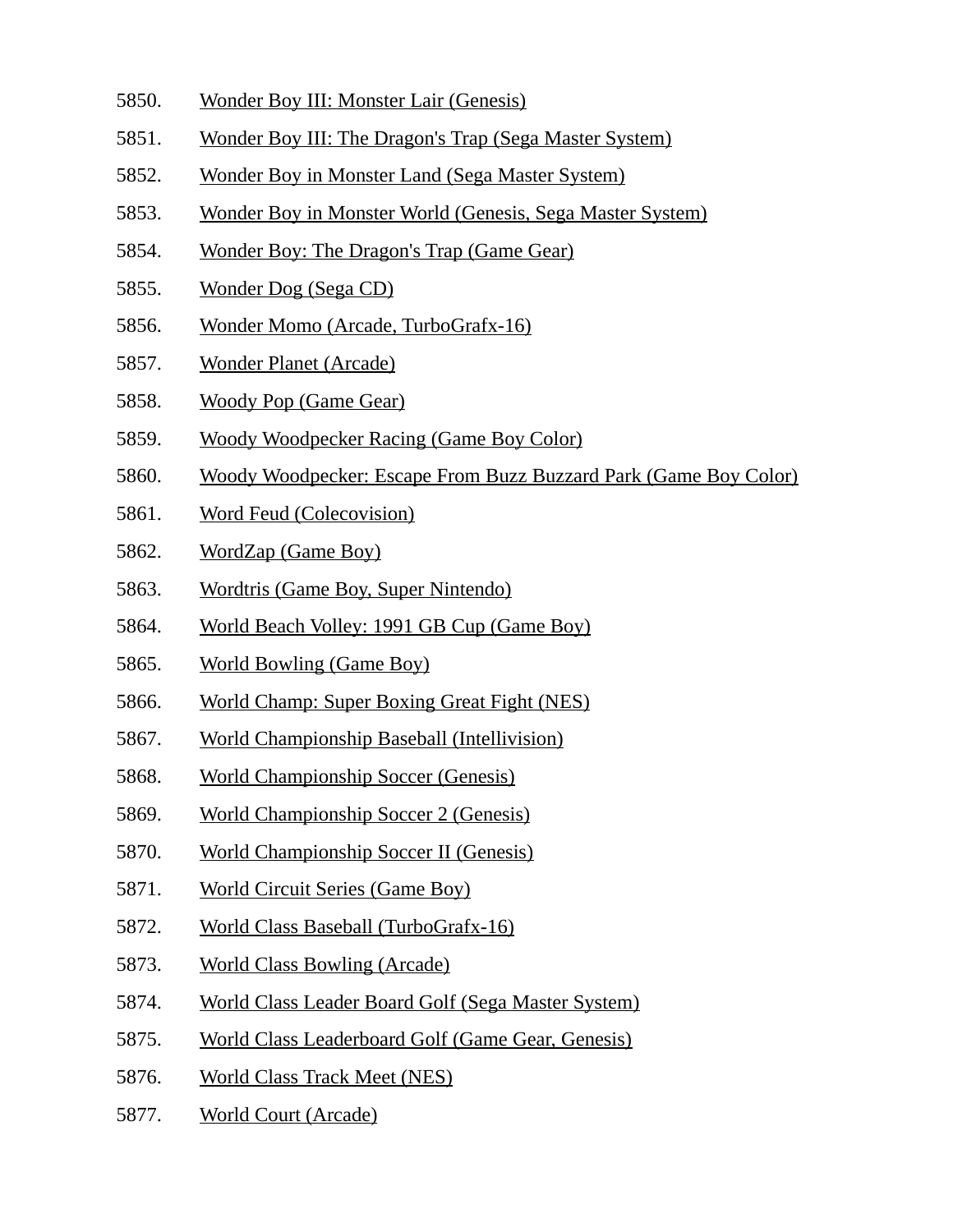5850. Wonder Boy III: Monster Lair (Genesis)
5851. Wonder Boy III: The Dragon's Trap (Sega Master System)
5852. Wonder Boy in Monster Land (Sega Master System)
5853. Wonder Boy in Monster World (Genesis, Sega Master System)
5854. Wonder Boy: The Dragon's Trap (Game Gear)
5855. Wonder Dog (Sega CD)
5856. Wonder Momo (Arcade, TurboGrafx-16)
5857. Wonder Planet (Arcade)
5858. Woody Pop (Game Gear)
5859. Woody Woodpecker Racing (Game Boy Color)
5860. Woody Woodpecker: Escape From Buzz Buzzard Park (Game Boy Color)
5861. Word Feud (Colecovision)
5862. WordZap (Game Boy)
5863. Wordtris (Game Boy, Super Nintendo)
5864. World Beach Volley: 1991 GB Cup (Game Boy)
5865. World Bowling (Game Boy)
5866. World Champ: Super Boxing Great Fight (NES)
5867. World Championship Baseball (Intellivision)
5868. World Championship Soccer (Genesis)
5869. World Championship Soccer 2 (Genesis)
5870. World Championship Soccer II (Genesis)
5871. World Circuit Series (Game Boy)
5872. World Class Baseball (TurboGrafx-16)
5873. World Class Bowling (Arcade)
5874. World Class Leader Board Golf (Sega Master System)
5875. World Class Leaderboard Golf (Game Gear, Genesis)
5876. World Class Track Meet (NES)
5877. World Court (Arcade)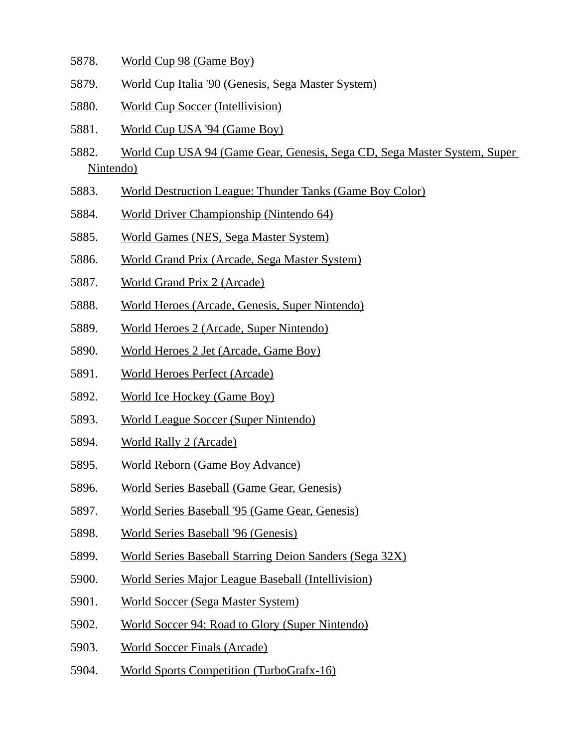5878. World Cup 98 (Game Boy)

5879. World Cup Italia '90 (Genesis, Sega Master System)

5880. World Cup Soccer (Intellivision)

5881. World Cup USA '94 (Game Boy)

5882. World Cup USA 94 (Game Gear, Genesis, Sega CD, Sega Master System, Super Nintendo)

5883. World Destruction League: Thunder Tanks (Game Boy Color)

5884. World Driver Championship (Nintendo 64)

5885. World Games (NES, Sega Master System)

5886. World Grand Prix (Arcade, Sega Master System)

5887. World Grand Prix 2 (Arcade)

5888. World Heroes (Arcade, Genesis, Super Nintendo)

5889. World Heroes 2 (Arcade, Super Nintendo)

5890. World Heroes 2 Jet (Arcade, Game Boy)

5891. World Heroes Perfect (Arcade)

5892. World Ice Hockey (Game Boy)

5893. World League Soccer (Super Nintendo)

5894. World Rally 2 (Arcade)

5895. World Reborn (Game Boy Advance)

5896. World Series Baseball (Game Gear, Genesis)

5897. World Series Baseball '95 (Game Gear, Genesis)

5898. World Series Baseball '96 (Genesis)

5899. World Series Baseball Starring Deion Sanders (Sega 32X)

5900. World Series Major League Baseball (Intellivision)

5901. World Soccer (Sega Master System)

5902. World Soccer 94: Road to Glory (Super Nintendo)

5903. World Soccer Finals (Arcade)

5904. World Sports Competition (TurboGrafx-16)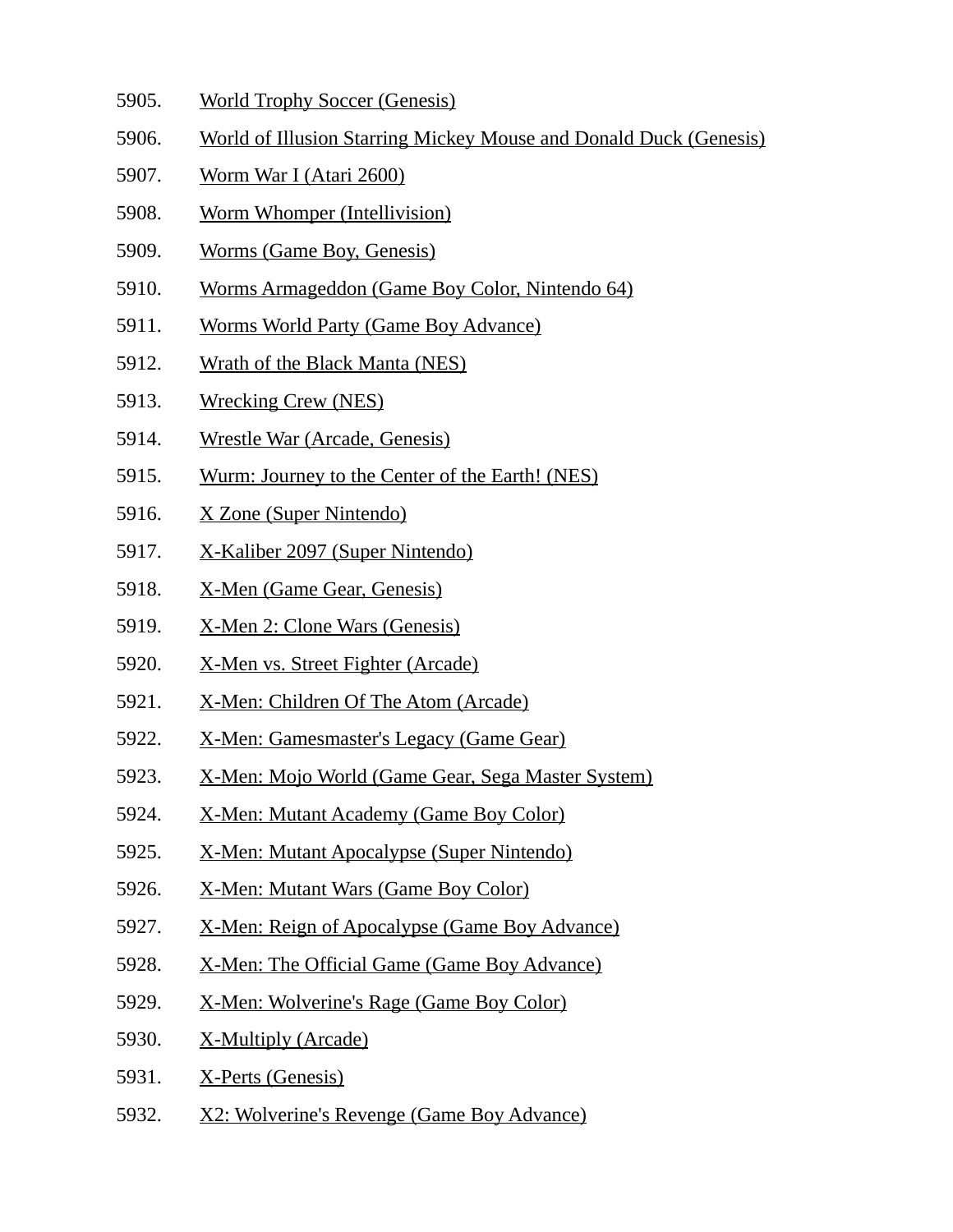5905. World Trophy Soccer (Genesis)
5906. World of Illusion Starring Mickey Mouse and Donald Duck (Genesis)
5907. Worm War I (Atari 2600)
5908. Worm Whomper (Intellivision)
5909. Worms (Game Boy, Genesis)
5910. Worms Armageddon (Game Boy Color, Nintendo 64)
5911. Worms World Party (Game Boy Advance)
5912. Wrath of the Black Manta (NES)
5913. Wrecking Crew (NES)
5914. Wrestle War (Arcade, Genesis)
5915. Wurm: Journey to the Center of the Earth! (NES)
5916. X Zone (Super Nintendo)
5917. X-Kaliber 2097 (Super Nintendo)
5918. X-Men (Game Gear, Genesis)
5919. X-Men 2: Clone Wars (Genesis)
5920. X-Men vs. Street Fighter (Arcade)
5921. X-Men: Children Of The Atom (Arcade)
5922. X-Men: Gamesmaster's Legacy (Game Gear)
5923. X-Men: Mojo World (Game Gear, Sega Master System)
5924. X-Men: Mutant Academy (Game Boy Color)
5925. X-Men: Mutant Apocalypse (Super Nintendo)
5926. X-Men: Mutant Wars (Game Boy Color)
5927. X-Men: Reign of Apocalypse (Game Boy Advance)
5928. X-Men: The Official Game (Game Boy Advance)
5929. X-Men: Wolverine's Rage (Game Boy Color)
5930. X-Multiply (Arcade)
5931. X-Perts (Genesis)
5932. X2: Wolverine's Revenge (Game Boy Advance)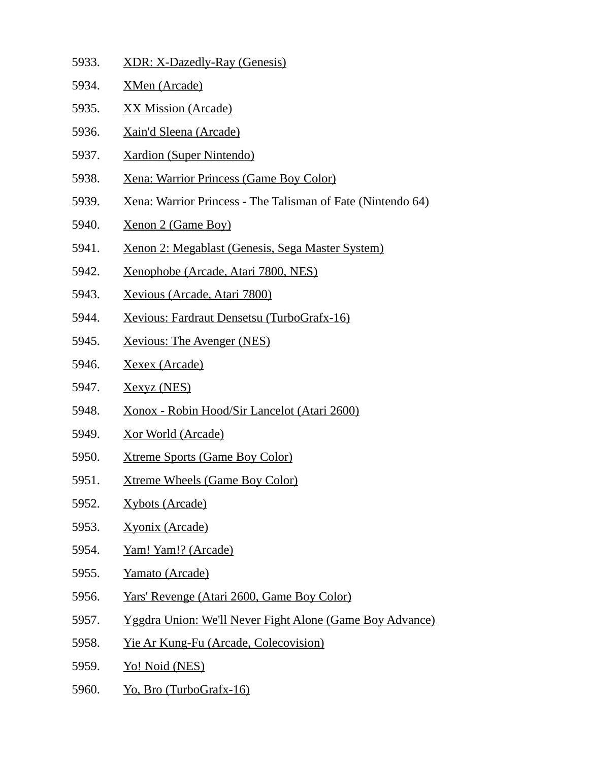5933. XDR: X-Dazedly-Ray (Genesis)
5934. XMen (Arcade)
5935. XX Mission (Arcade)
5936. Xain'd Sleena (Arcade)
5937. Xardion (Super Nintendo)
5938. Xena: Warrior Princess (Game Boy Color)
5939. Xena: Warrior Princess - The Talisman of Fate (Nintendo 64)
5940. Xenon 2 (Game Boy)
5941. Xenon 2: Megablast (Genesis, Sega Master System)
5942. Xenophobe (Arcade, Atari 7800, NES)
5943. Xevious (Arcade, Atari 7800)
5944. Xevious: Fardraut Densetsu (TurboGrafx-16)
5945. Xevious: The Avenger (NES)
5946. Xexex (Arcade)
5947. Xexyz (NES)
5948. Xonox - Robin Hood/Sir Lancelot (Atari 2600)
5949. Xor World (Arcade)
5950. Xtreme Sports (Game Boy Color)
5951. Xtreme Wheels (Game Boy Color)
5952. Xybots (Arcade)
5953. Xyonix (Arcade)
5954. Yam! Yam!? (Arcade)
5955. Yamato (Arcade)
5956. Yars' Revenge (Atari 2600, Game Boy Color)
5957. Yggdra Union: We'll Never Fight Alone (Game Boy Advance)
5958. Yie Ar Kung-Fu (Arcade, Colecovision)
5959. Yo! Noid (NES)
5960. Yo, Bro (TurboGrafx-16)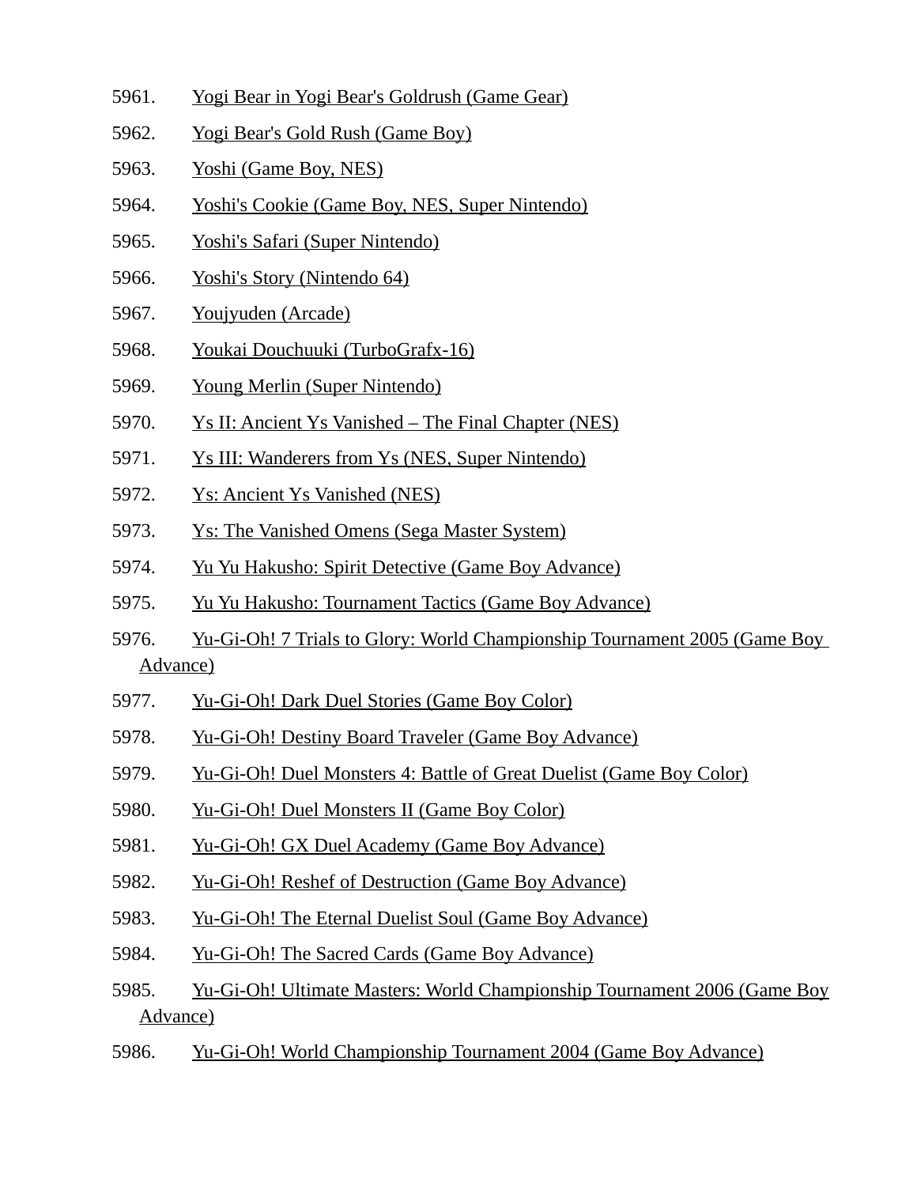5961. Yogi Bear in Yogi Bear's Goldrush (Game Gear)
5962. Yogi Bear's Gold Rush (Game Boy)
5963. Yoshi (Game Boy, NES)
5964. Yoshi's Cookie (Game Boy, NES, Super Nintendo)
5965. Yoshi's Safari (Super Nintendo)
5966. Yoshi's Story (Nintendo 64)
5967. Youjyuden (Arcade)
5968. Youkai Douchuuki (TurboGrafx-16)
5969. Young Merlin (Super Nintendo)
5970. Ys II: Ancient Ys Vanished – The Final Chapter (NES)
5971. Ys III: Wanderers from Ys (NES, Super Nintendo)
5972. Ys: Ancient Ys Vanished (NES)
5973. Ys: The Vanished Omens (Sega Master System)
5974. Yu Yu Hakusho: Spirit Detective (Game Boy Advance)
5975. Yu Yu Hakusho: Tournament Tactics (Game Boy Advance)
5976. Yu-Gi-Oh! 7 Trials to Glory: World Championship Tournament 2005 (Game Boy Advance)
5977. Yu-Gi-Oh! Dark Duel Stories (Game Boy Color)
5978. Yu-Gi-Oh! Destiny Board Traveler (Game Boy Advance)
5979. Yu-Gi-Oh! Duel Monsters 4: Battle of Great Duelist (Game Boy Color)
5980. Yu-Gi-Oh! Duel Monsters II (Game Boy Color)
5981. Yu-Gi-Oh! GX Duel Academy (Game Boy Advance)
5982. Yu-Gi-Oh! Reshef of Destruction (Game Boy Advance)
5983. Yu-Gi-Oh! The Eternal Duelist Soul (Game Boy Advance)
5984. Yu-Gi-Oh! The Sacred Cards (Game Boy Advance)
5985. Yu-Gi-Oh! Ultimate Masters: World Championship Tournament 2006 (Game Boy Advance)
5986. Yu-Gi-Oh! World Championship Tournament 2004 (Game Boy Advance)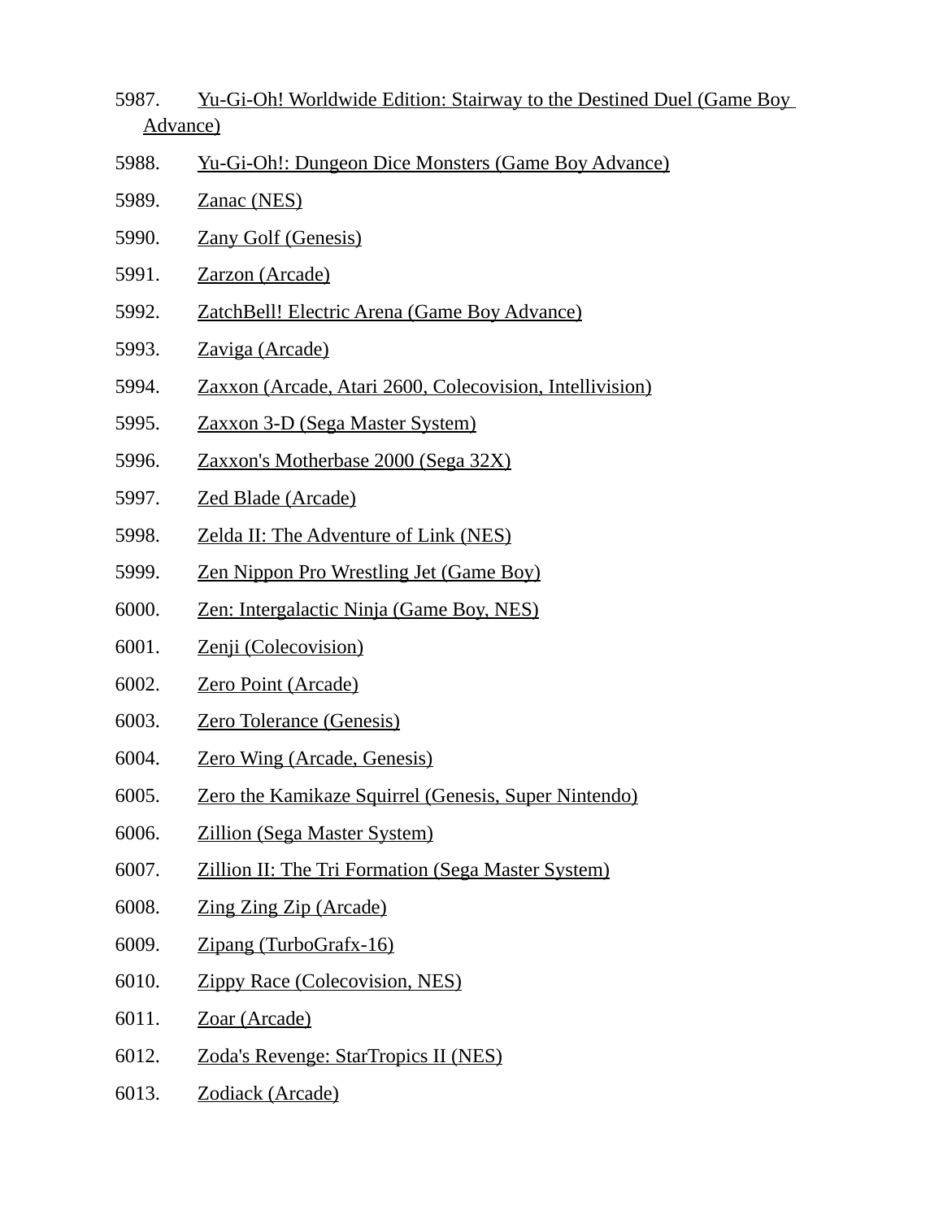5987. Yu-Gi-Oh! Worldwide Edition: Stairway to the Destined Duel (Game Boy Advance)

5988. Yu-Gi-Oh!: Dungeon Dice Monsters (Game Boy Advance)

5989. Zanac (NES)

5990. Zany Golf (Genesis)

5991. Zarzon (Arcade)

5992. ZatchBell! Electric Arena (Game Boy Advance)

5993. Zaviga (Arcade)

5994. Zaxxon (Arcade, Atari 2600, Colecovision, Intellivision)

5995. Zaxxon 3-D (Sega Master System)

5996. Zaxxon's Motherbase 2000 (Sega 32X)

5997. Zed Blade (Arcade)

5998. Zelda II: The Adventure of Link (NES)

5999. Zen Nippon Pro Wrestling Jet (Game Boy)

6000. Zen: Intergalactic Ninja (Game Boy, NES)

6001. Zenji (Colecovision)

6002. Zero Point (Arcade)

6003. Zero Tolerance (Genesis)

6004. Zero Wing (Arcade, Genesis)

6005. Zero the Kamikaze Squirrel (Genesis, Super Nintendo)

6006. Zillion (Sega Master System)

6007. Zillion II: The Tri Formation (Sega Master System)

6008. Zing Zing Zip (Arcade)

6009. Zipang (TurboGrafx-16)

6010. Zippy Race (Colecovision, NES)

6011. Zoar (Arcade)

6012. Zoda's Revenge: StarTropics II (NES)

6013. Zodiack (Arcade)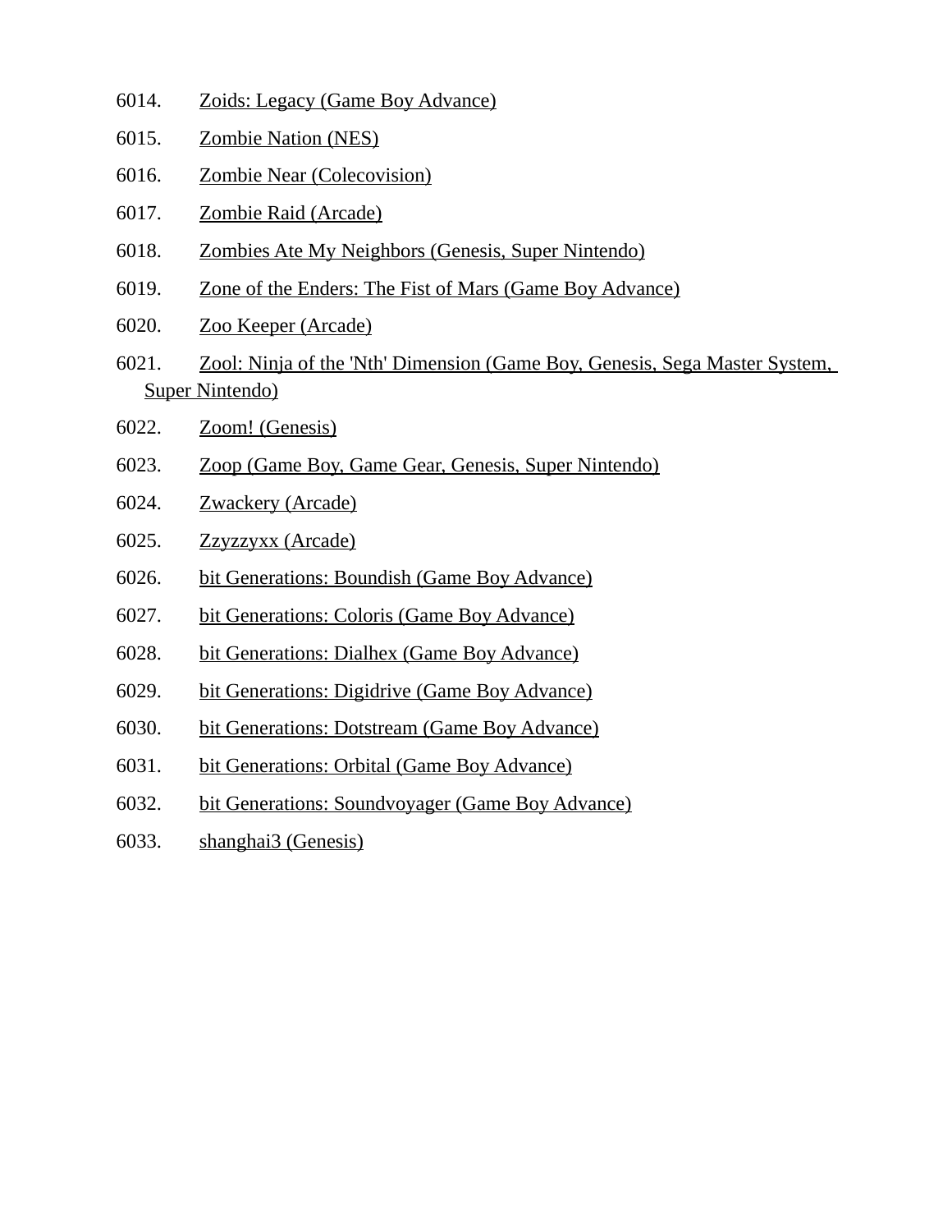6014. Zoids: Legacy (Game Boy Advance)

6015. Zombie Nation (NES)

6016. Zombie Near (Colecovision)

6017. Zombie Raid (Arcade)

6018. Zombies Ate My Neighbors (Genesis, Super Nintendo)

6019. Zone of the Enders: The Fist of Mars (Game Boy Advance)

6020. Zoo Keeper (Arcade)

6021. Zool: Ninja of the 'Nth' Dimension (Game Boy, Genesis, Sega Master System, Super Nintendo)

6022. Zoom! (Genesis)

6023. Zoop (Game Boy, Game Gear, Genesis, Super Nintendo)

6024. Zwackery (Arcade)

6025. Zzyzzyxx (Arcade)

6026. bit Generations: Boundish (Game Boy Advance)

6027. bit Generations: Coloris (Game Boy Advance)

6028. bit Generations: Dialhex (Game Boy Advance)

6029. bit Generations: Digidrive (Game Boy Advance)

6030. bit Generations: Dotstream (Game Boy Advance)

6031. bit Generations: Orbital (Game Boy Advance)

6032. bit Generations: Soundvoyager (Game Boy Advance)

6033. shanghai3 (Genesis)